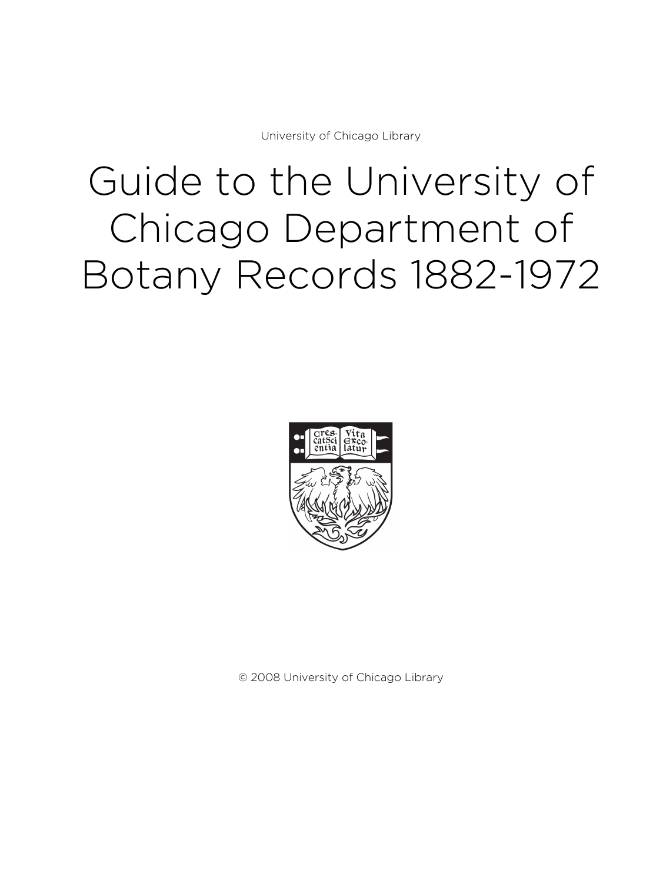University of Chicago Library

# Guide to the University of Chicago Department of Botany Records 1882-1972

© 2008 University of Chicago Library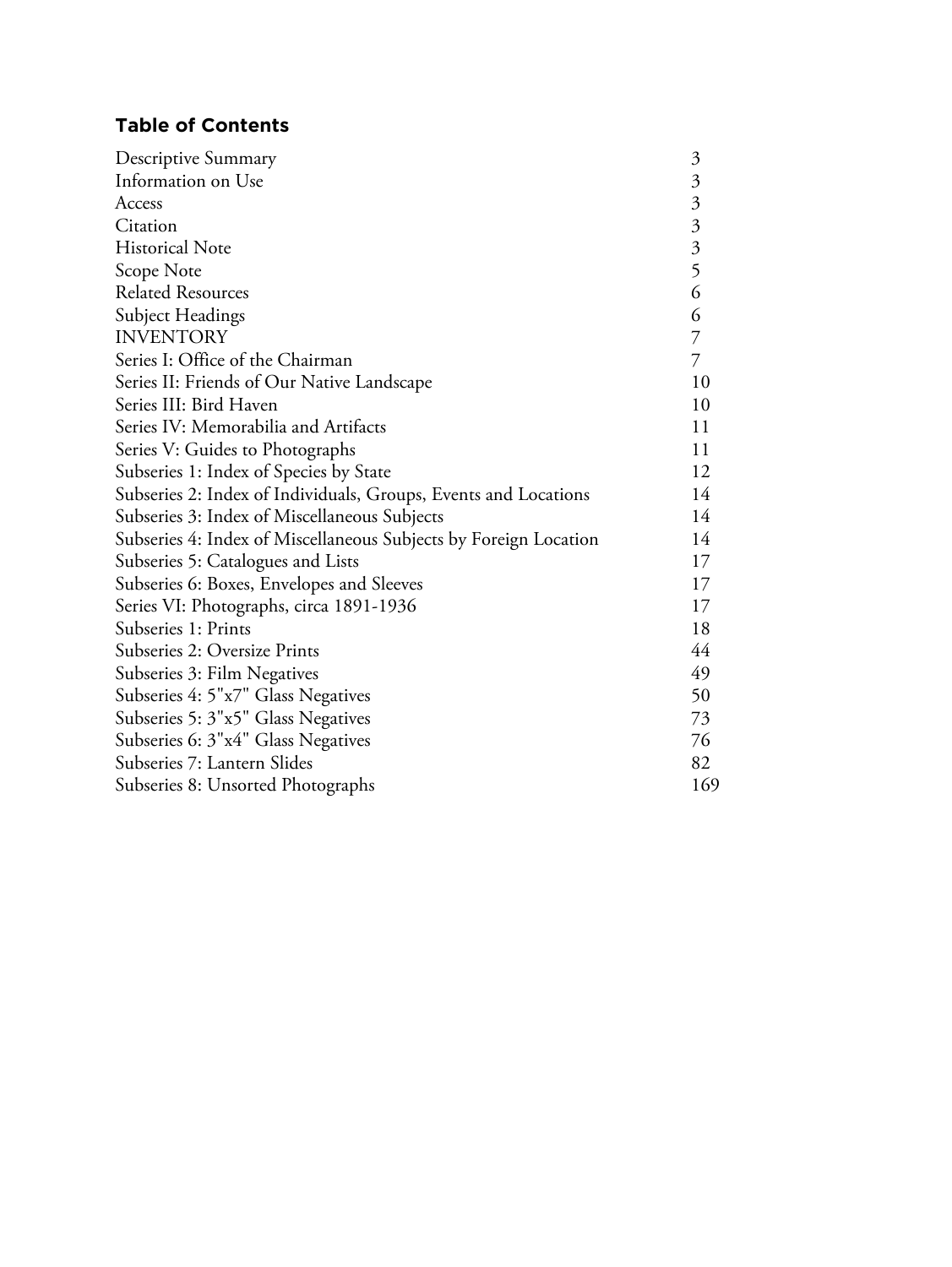## Table of Contents

| | |
|---|---|
| Descriptive Summary | 3 |
| Information on Use | 3 |
| Access | 3 |
| Citation | 3 |
| Historical Note | 3 |
| Scope Note | 5 |
| Related Resources | 6 |
| Subject Headings | 6 |
| INVENTORY | 7 |
| Series I: Office of the Chairman | 7 |
| Series II: Friends of Our Native Landscape | 10 |
| Series III: Bird Haven | 10 |
| Series IV: Memorabilia and Artifacts | 11 |
| Series V: Guides to Photographs | 11 |
| Subseries 1: Index of Species by State | 12 |
| Subseries 2: Index of Individuals, Groups, Events and Locations | 14 |
| Subseries 3: Index of Miscellaneous Subjects | 14 |
| Subseries 4: Index of Miscellaneous Subjects by Foreign Location | 14 |
| Subseries 5: Catalogues and Lists | 17 |
| Subseries 6: Boxes, Envelopes and Sleeves | 17 |
| Series VI: Photographs, circa 1891-1936 | 17 |
| Subseries 1: Prints | 18 |
| Subseries 2: Oversize Prints | 44 |
| Subseries 3: Film Negatives | 49 |
| Subseries 4: 5"x7" Glass Negatives | 50 |
| Subseries 5: 3"x5" Glass Negatives | 73 |
| Subseries 6: 3"x4" Glass Negatives | 76 |
| Subseries 7: Lantern Slides | 82 |
| Subseries 8: Unsorted Photographs | 169 |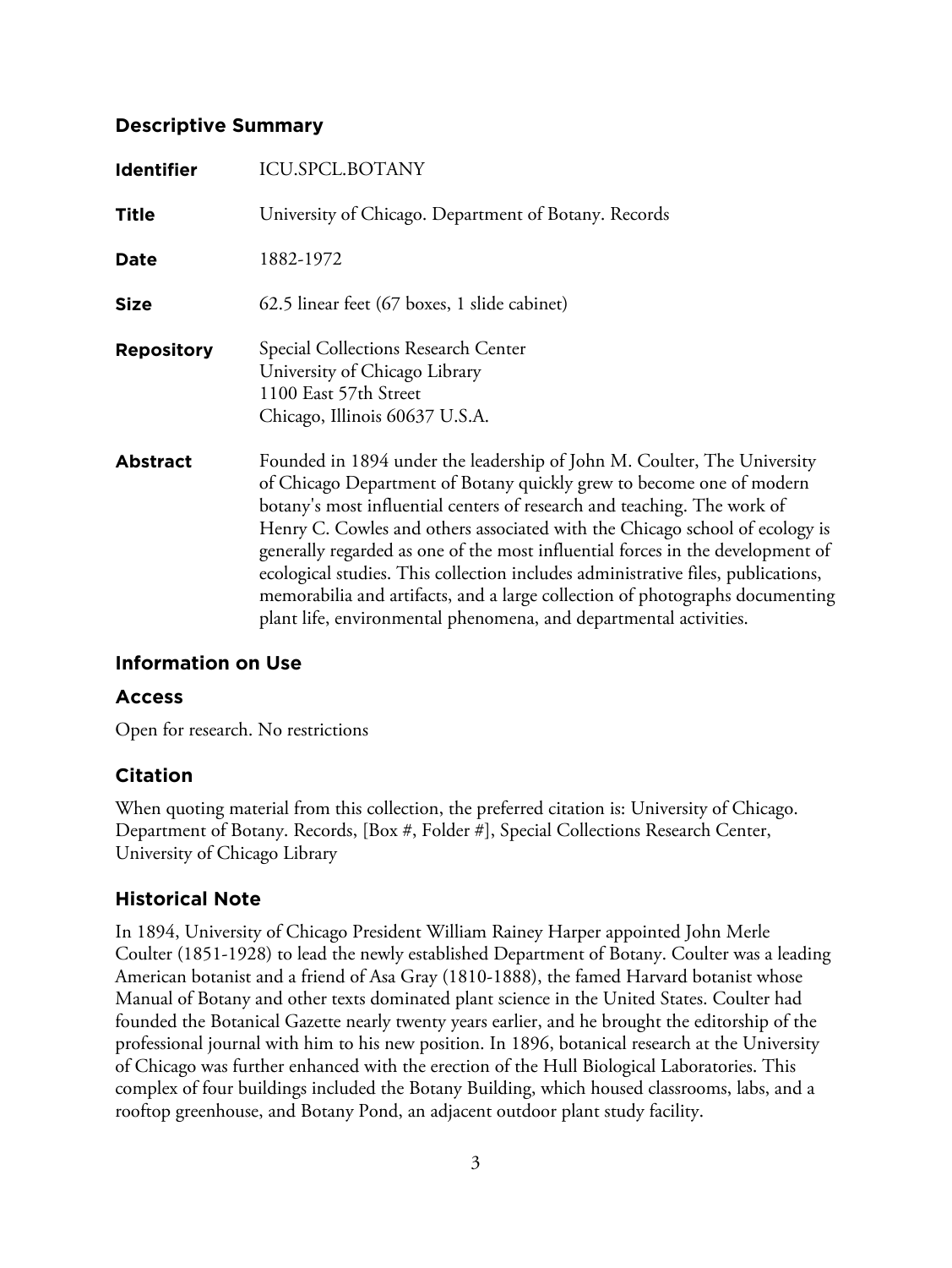## Descriptive Summary

| | |
|---|---|
| **Identifier** | ICU.SPCL.BOTANY |
| **Title** | University of Chicago. Department of Botany. Records |
| **Date** | 1882-1972 |
| **Size** | 62.5 linear feet (67 boxes, 1 slide cabinet) |
| **Repository** | Special Collections Research Center<br>University of Chicago Library<br>1100 East 57th Street<br>Chicago, Illinois 60637 U.S.A. |
| **Abstract** | Founded in 1894 under the leadership of John M. Coulter, The University of Chicago Department of Botany quickly grew to become one of modern botany's most influential centers of research and teaching. The work of Henry C. Cowles and others associated with the Chicago school of ecology is generally regarded as one of the most influential forces in the development of ecological studies. This collection includes administrative files, publications, memorabilia and artifacts, and a large collection of photographs documenting plant life, environmental phenomena, and departmental activities. |

## Information on Use

### Access

Open for research. No restrictions

### Citation

When quoting material from this collection, the preferred citation is: University of Chicago. Department of Botany. Records, [Box #, Folder #], Special Collections Research Center, University of Chicago Library

## Historical Note

In 1894, University of Chicago President William Rainey Harper appointed John Merle Coulter (1851-1928) to lead the newly established Department of Botany. Coulter was a leading American botanist and a friend of Asa Gray (1810-1888), the famed Harvard botanist whose Manual of Botany and other texts dominated plant science in the United States. Coulter had founded the Botanical Gazette nearly twenty years earlier, and he brought the editorship of the professional journal with him to his new position. In 1896, botanical research at the University of Chicago was further enhanced with the erection of the Hull Biological Laboratories. This complex of four buildings included the Botany Building, which housed classrooms, labs, and a rooftop greenhouse, and Botany Pond, an adjacent outdoor plant study facility.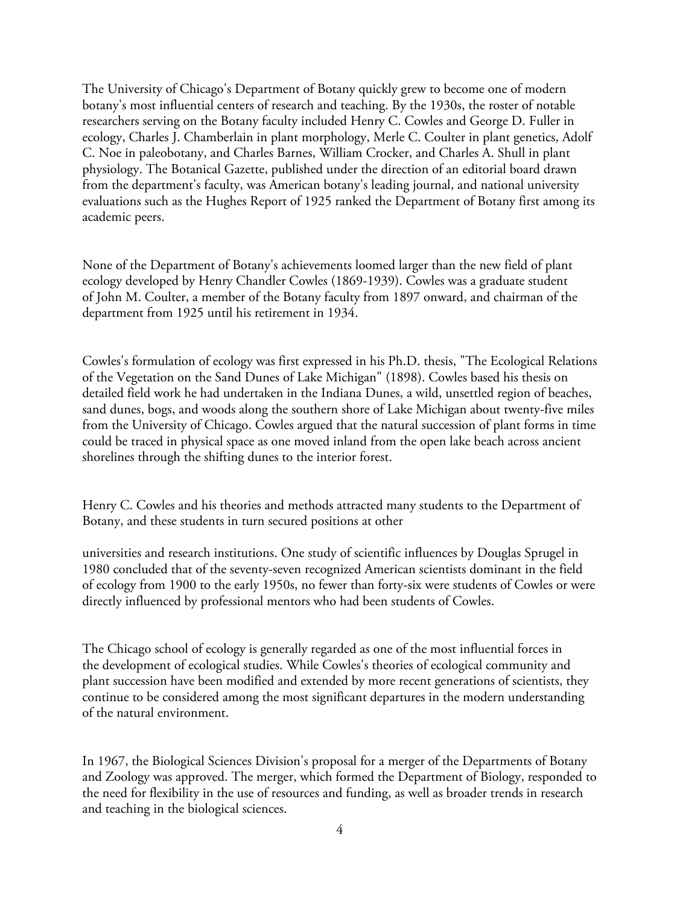The University of Chicago's Department of Botany quickly grew to become one of modern botany's most influential centers of research and teaching. By the 1930s, the roster of notable researchers serving on the Botany faculty included Henry C. Cowles and George D. Fuller in ecology, Charles J. Chamberlain in plant morphology, Merle C. Coulter in plant genetics, Adolf C. Noe in paleobotany, and Charles Barnes, William Crocker, and Charles A. Shull in plant physiology. The Botanical Gazette, published under the direction of an editorial board drawn from the department's faculty, was American botany's leading journal, and national university evaluations such as the Hughes Report of 1925 ranked the Department of Botany first among its academic peers.

None of the Department of Botany's achievements loomed larger than the new field of plant ecology developed by Henry Chandler Cowles (1869-1939). Cowles was a graduate student of John M. Coulter, a member of the Botany faculty from 1897 onward, and chairman of the department from 1925 until his retirement in 1934.

Cowles's formulation of ecology was first expressed in his Ph.D. thesis, "The Ecological Relations of the Vegetation on the Sand Dunes of Lake Michigan" (1898). Cowles based his thesis on detailed field work he had undertaken in the Indiana Dunes, a wild, unsettled region of beaches, sand dunes, bogs, and woods along the southern shore of Lake Michigan about twenty-five miles from the University of Chicago. Cowles argued that the natural succession of plant forms in time could be traced in physical space as one moved inland from the open lake beach across ancient shorelines through the shifting dunes to the interior forest.

Henry C. Cowles and his theories and methods attracted many students to the Department of Botany, and these students in turn secured positions at other universities and research institutions. One study of scientific influences by Douglas Sprugel in 1980 concluded that of the seventy-seven recognized American scientists dominant in the field of ecology from 1900 to the early 1950s, no fewer than forty-six were students of Cowles or were directly influenced by professional mentors who had been students of Cowles.

The Chicago school of ecology is generally regarded as one of the most influential forces in the development of ecological studies. While Cowles's theories of ecological community and plant succession have been modified and extended by more recent generations of scientists, they continue to be considered among the most significant departures in the modern understanding of the natural environment.

In 1967, the Biological Sciences Division's proposal for a merger of the Departments of Botany and Zoology was approved. The merger, which formed the Department of Biology, responded to the need for flexibility in the use of resources and funding, as well as broader trends in research and teaching in the biological sciences.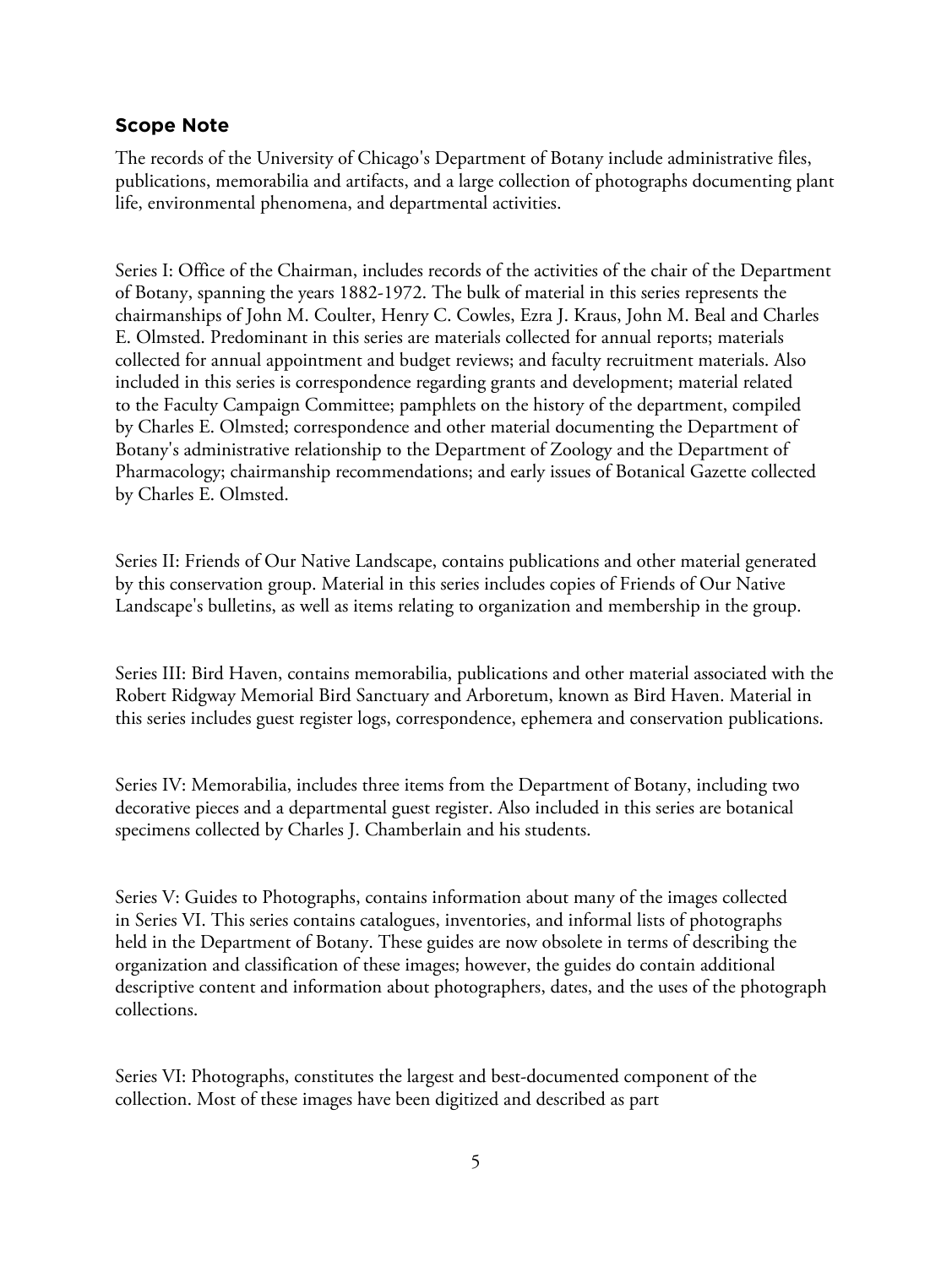## Scope Note

The records of the University of Chicago's Department of Botany include administrative files, publications, memorabilia and artifacts, and a large collection of photographs documenting plant life, environmental phenomena, and departmental activities.

Series I: Office of the Chairman, includes records of the activities of the chair of the Department of Botany, spanning the years 1882-1972. The bulk of material in this series represents the chairmanships of John M. Coulter, Henry C. Cowles, Ezra J. Kraus, John M. Beal and Charles E. Olmsted. Predominant in this series are materials collected for annual reports; materials collected for annual appointment and budget reviews; and faculty recruitment materials. Also included in this series is correspondence regarding grants and development; material related to the Faculty Campaign Committee; pamphlets on the history of the department, compiled by Charles E. Olmsted; correspondence and other material documenting the Department of Botany's administrative relationship to the Department of Zoology and the Department of Pharmacology; chairmanship recommendations; and early issues of Botanical Gazette collected by Charles E. Olmsted.

Series II: Friends of Our Native Landscape, contains publications and other material generated by this conservation group. Material in this series includes copies of Friends of Our Native Landscape's bulletins, as well as items relating to organization and membership in the group.

Series III: Bird Haven, contains memorabilia, publications and other material associated with the Robert Ridgway Memorial Bird Sanctuary and Arboretum, known as Bird Haven. Material in this series includes guest register logs, correspondence, ephemera and conservation publications.

Series IV: Memorabilia, includes three items from the Department of Botany, including two decorative pieces and a departmental guest register. Also included in this series are botanical specimens collected by Charles J. Chamberlain and his students.

Series V: Guides to Photographs, contains information about many of the images collected in Series VI. This series contains catalogues, inventories, and informal lists of photographs held in the Department of Botany. These guides are now obsolete in terms of describing the organization and classification of these images; however, the guides do contain additional descriptive content and information about photographers, dates, and the uses of the photograph collections.

Series VI: Photographs, constitutes the largest and best-documented component of the collection. Most of these images have been digitized and described as part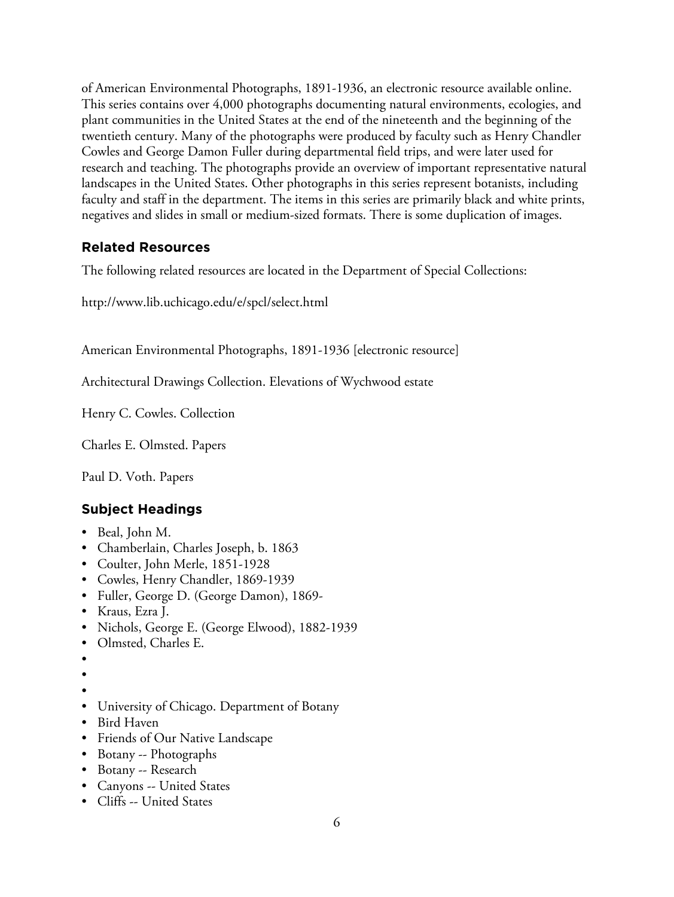of American Environmental Photographs, 1891-1936, an electronic resource available online. This series contains over 4,000 photographs documenting natural environments, ecologies, and plant communities in the United States at the end of the nineteenth and the beginning of the twentieth century. Many of the photographs were produced by faculty such as Henry Chandler Cowles and George Damon Fuller during departmental field trips, and were later used for research and teaching. The photographs provide an overview of important representative natural landscapes in the United States. Other photographs in this series represent botanists, including faculty and staff in the department. The items in this series are primarily black and white prints, negatives and slides in small or medium-sized formats. There is some duplication of images.

## Related Resources

The following related resources are located in the Department of Special Collections:

http://www.lib.uchicago.edu/e/spcl/select.html

American Environmental Photographs, 1891-1936 [electronic resource]

Architectural Drawings Collection. Elevations of Wychwood estate

Henry C. Cowles. Collection

Charles E. Olmsted. Papers

Paul D. Voth. Papers

## Subject Headings

- Beal, John M.
- Chamberlain, Charles Joseph, b. 1863
- Coulter, John Merle, 1851-1928
- Cowles, Henry Chandler, 1869-1939
- Fuller, George D. (George Damon), 1869-
- Kraus, Ezra J.
- Nichols, George E. (George Elwood), 1882-1939
- Olmsted, Charles E.
- 
- 
- 
- University of Chicago. Department of Botany
- Bird Haven
- Friends of Our Native Landscape
- Botany -- Photographs
- Botany -- Research
- Canyons -- United States
- Cliffs -- United States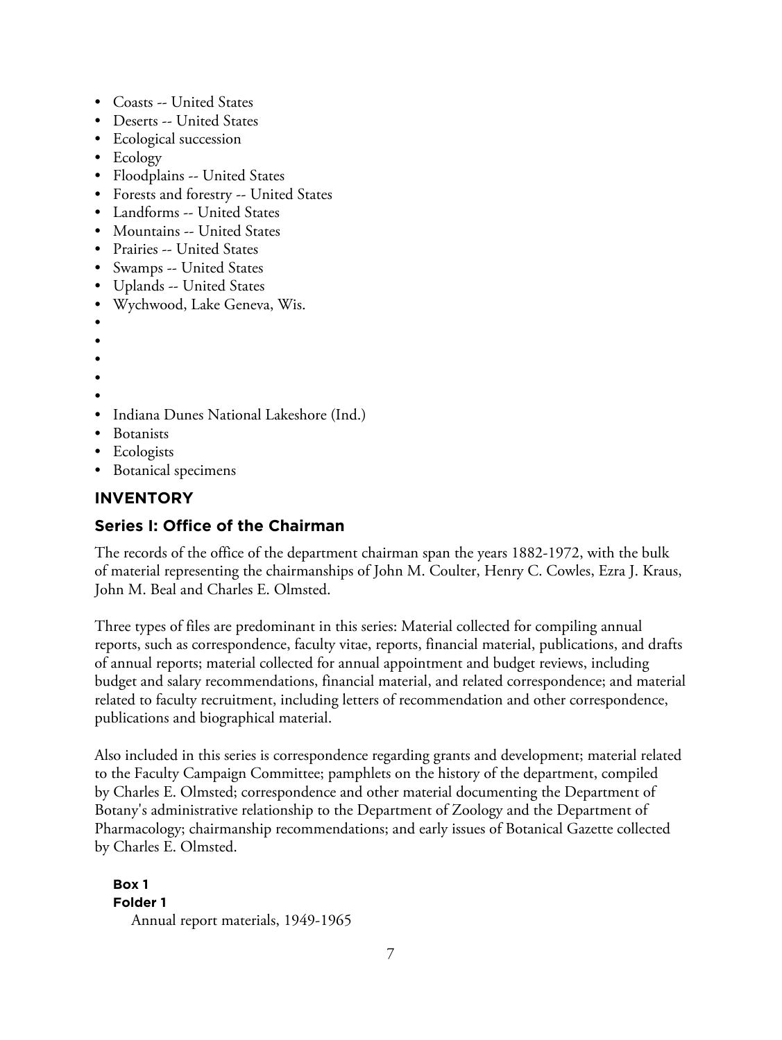- Coasts -- United States
- Deserts -- United States
- Ecological succession
- Ecology
- Floodplains -- United States
- Forests and forestry -- United States
- Landforms -- United States
- Mountains -- United States
- Prairies -- United States
- Swamps -- United States
- Uplands -- United States
- Wychwood, Lake Geneva, Wis.
- 
- 
- 
- 
- 
- Indiana Dunes National Lakeshore (Ind.)
- Botanists
- Ecologists
- Botanical specimens

## INVENTORY

### Series I: Office of the Chairman

The records of the office of the department chairman span the years 1882-1972, with the bulk of material representing the chairmanships of John M. Coulter, Henry C. Cowles, Ezra J. Kraus, John M. Beal and Charles E. Olmsted.

Three types of files are predominant in this series: Material collected for compiling annual reports, such as correspondence, faculty vitae, reports, financial material, publications, and drafts of annual reports; material collected for annual appointment and budget reviews, including budget and salary recommendations, financial material, and related correspondence; and material related to faculty recruitment, including letters of recommendation and other correspondence, publications and biographical material.

Also included in this series is correspondence regarding grants and development; material related to the Faculty Campaign Committee; pamphlets on the history of the department, compiled by Charles E. Olmsted; correspondence and other material documenting the Department of Botany's administrative relationship to the Department of Zoology and the Department of Pharmacology; chairmanship recommendations; and early issues of Botanical Gazette collected by Charles E. Olmsted.

**Box 1**
**Folder 1**
Annual report materials, 1949-1965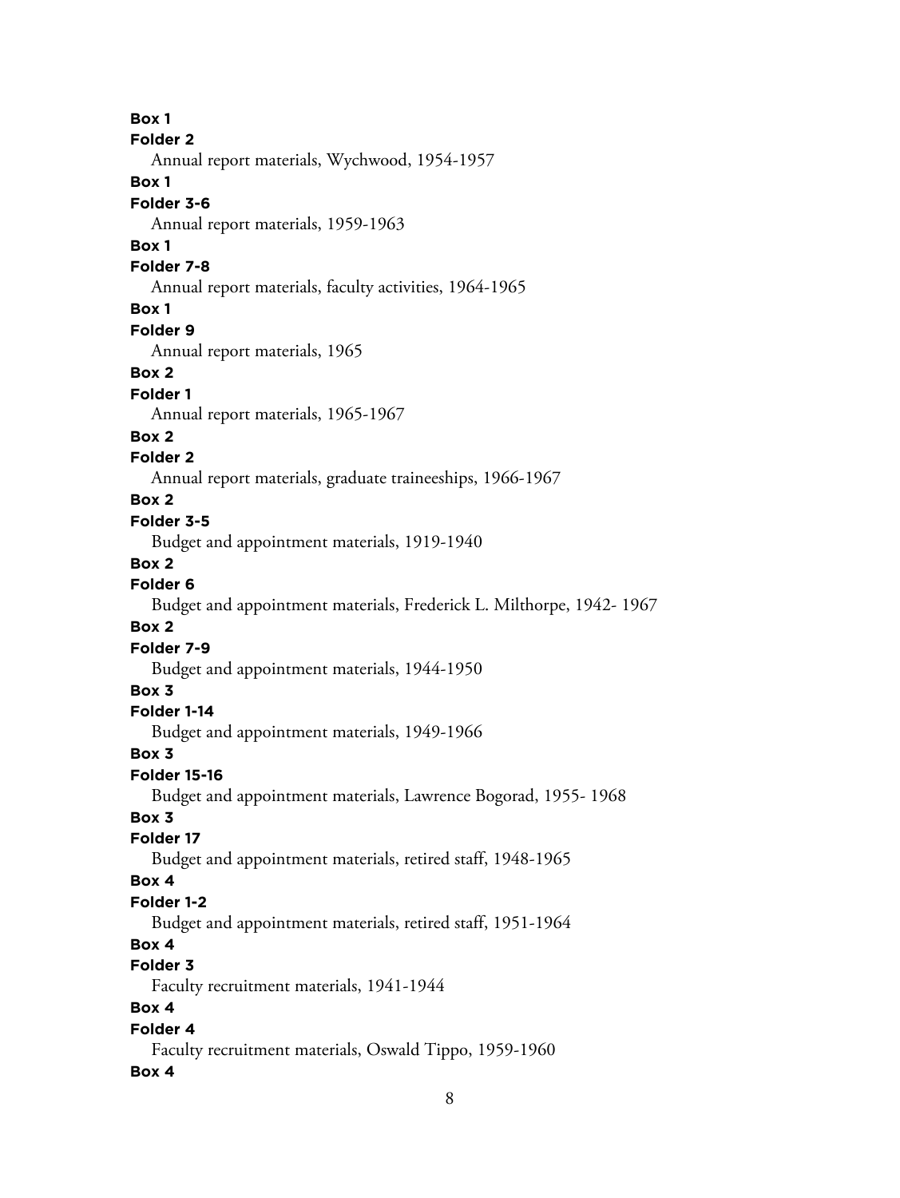**Box 1**
**Folder 2**
Annual report materials, Wychwood, 1954-1957
**Box 1**
**Folder 3-6**
Annual report materials, 1959-1963
**Box 1**
**Folder 7-8**
Annual report materials, faculty activities, 1964-1965
**Box 1**
**Folder 9**
Annual report materials, 1965
**Box 2**
**Folder 1**
Annual report materials, 1965-1967
**Box 2**
**Folder 2**
Annual report materials, graduate traineeships, 1966-1967
**Box 2**
**Folder 3-5**
Budget and appointment materials, 1919-1940
**Box 2**
**Folder 6**
Budget and appointment materials, Frederick L. Milthorpe, 1942- 1967
**Box 2**
**Folder 7-9**
Budget and appointment materials, 1944-1950
**Box 3**
**Folder 1-14**
Budget and appointment materials, 1949-1966
**Box 3**
**Folder 15-16**
Budget and appointment materials, Lawrence Bogorad, 1955- 1968
**Box 3**
**Folder 17**
Budget and appointment materials, retired staff, 1948-1965
**Box 4**
**Folder 1-2**
Budget and appointment materials, retired staff, 1951-1964
**Box 4**
**Folder 3**
Faculty recruitment materials, 1941-1944
**Box 4**
**Folder 4**
Faculty recruitment materials, Oswald Tippo, 1959-1960
**Box 4**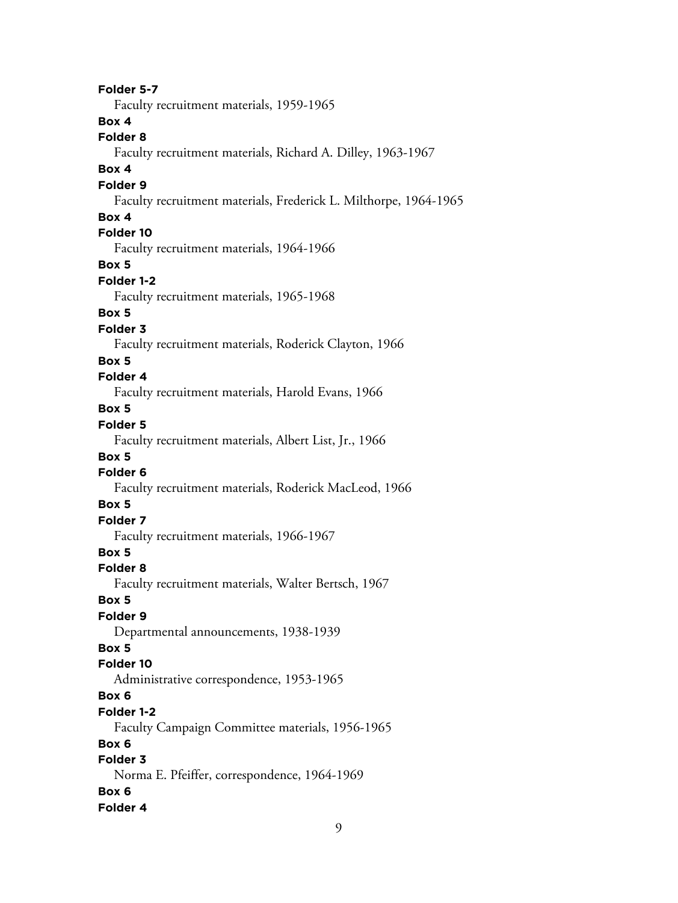**Folder 5-7**

Faculty recruitment materials, 1959-1965

**Box 4**

**Folder 8**

Faculty recruitment materials, Richard A. Dilley, 1963-1967

**Box 4**

**Folder 9**

Faculty recruitment materials, Frederick L. Milthorpe, 1964-1965

**Box 4**

**Folder 10**

Faculty recruitment materials, 1964-1966

**Box 5**

**Folder 1-2**

Faculty recruitment materials, 1965-1968

**Box 5**

**Folder 3**

Faculty recruitment materials, Roderick Clayton, 1966

**Box 5**

**Folder 4**

Faculty recruitment materials, Harold Evans, 1966

**Box 5**

**Folder 5**

Faculty recruitment materials, Albert List, Jr., 1966

**Box 5**

**Folder 6**

Faculty recruitment materials, Roderick MacLeod, 1966

**Box 5**

**Folder 7**

Faculty recruitment materials, 1966-1967

**Box 5**

**Folder 8**

Faculty recruitment materials, Walter Bertsch, 1967

**Box 5**

**Folder 9**

Departmental announcements, 1938-1939

**Box 5**

**Folder 10**

Administrative correspondence, 1953-1965

**Box 6**

**Folder 1-2**

Faculty Campaign Committee materials, 1956-1965

**Box 6**

**Folder 3**

Norma E. Pfeiffer, correspondence, 1964-1969

**Box 6**

**Folder 4**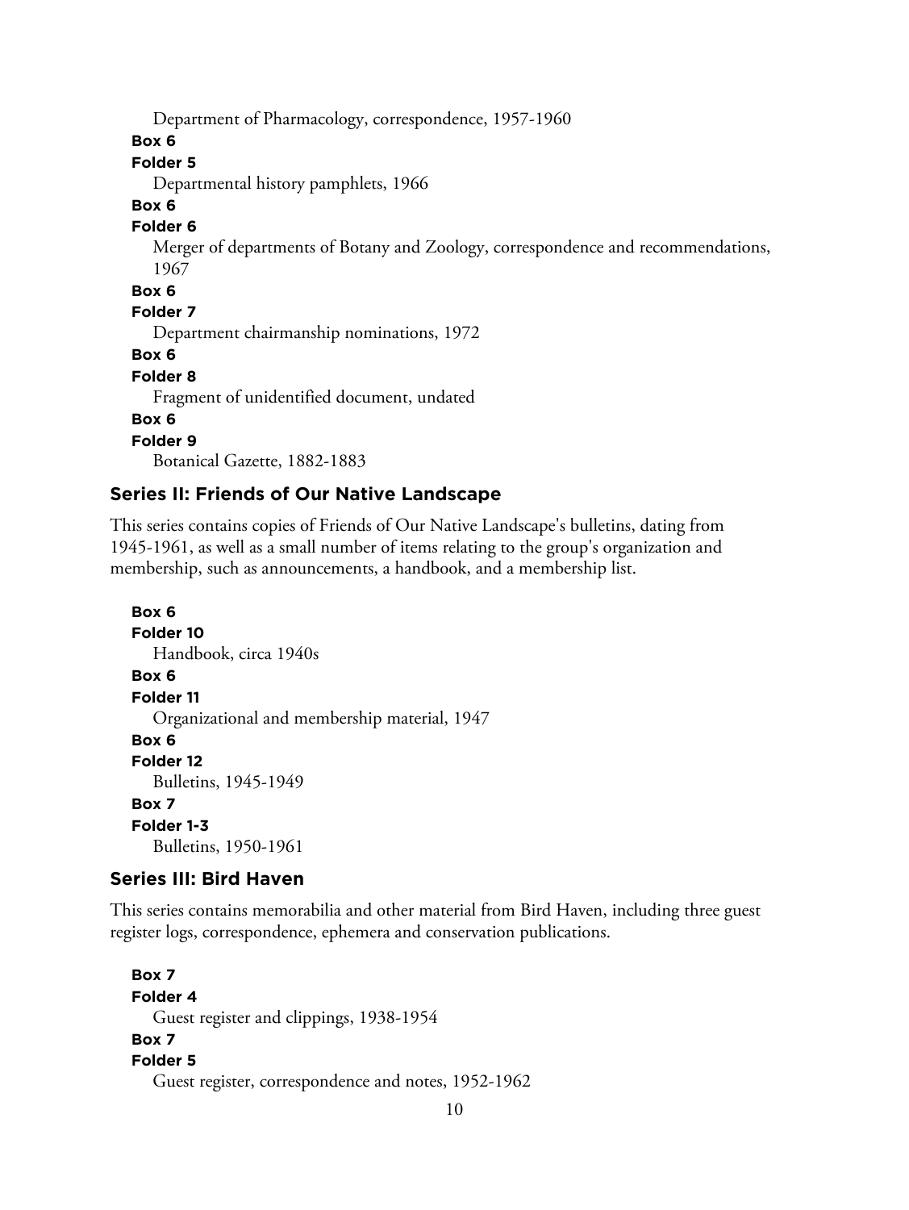Department of Pharmacology, correspondence, 1957-1960

**Box 6**

**Folder 5**

Departmental history pamphlets, 1966

**Box 6**

**Folder 6**

Merger of departments of Botany and Zoology, correspondence and recommendations, 1967

**Box 6**

**Folder 7**

Department chairmanship nominations, 1972

**Box 6**

**Folder 8**

Fragment of unidentified document, undated

**Box 6**

**Folder 9**

Botanical Gazette, 1882-1883

### Series II: Friends of Our Native Landscape

This series contains copies of Friends of Our Native Landscape's bulletins, dating from 1945-1961, as well as a small number of items relating to the group's organization and membership, such as announcements, a handbook, and a membership list.

**Box 6**

**Folder 10**

Handbook, circa 1940s

**Box 6**

**Folder 11**

Organizational and membership material, 1947

**Box 6**

**Folder 12**

Bulletins, 1945-1949

**Box 7**

**Folder 1-3**

Bulletins, 1950-1961

### Series III: Bird Haven

This series contains memorabilia and other material from Bird Haven, including three guest register logs, correspondence, ephemera and conservation publications.

**Box 7**

**Folder 4**

Guest register and clippings, 1938-1954

**Box 7**

**Folder 5**

Guest register, correspondence and notes, 1952-1962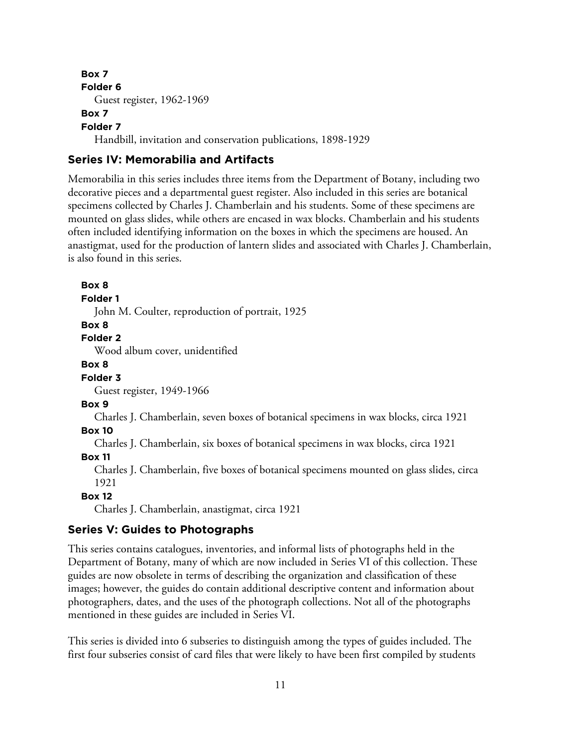**Box 7**
**Folder 6**
Guest register, 1962-1969
**Box 7**
**Folder 7**
Handbill, invitation and conservation publications, 1898-1929

## Series IV: Memorabilia and Artifacts

Memorabilia in this series includes three items from the Department of Botany, including two decorative pieces and a departmental guest register. Also included in this series are botanical specimens collected by Charles J. Chamberlain and his students. Some of these specimens are mounted on glass slides, while others are encased in wax blocks. Chamberlain and his students often included identifying information on the boxes in which the specimens are housed. An anastigmat, used for the production of lantern slides and associated with Charles J. Chamberlain, is also found in this series.

**Box 8**
**Folder 1**
John M. Coulter, reproduction of portrait, 1925
**Box 8**
**Folder 2**
Wood album cover, unidentified
**Box 8**
**Folder 3**
Guest register, 1949-1966
**Box 9**
Charles J. Chamberlain, seven boxes of botanical specimens in wax blocks, circa 1921
**Box 10**
Charles J. Chamberlain, six boxes of botanical specimens in wax blocks, circa 1921
**Box 11**
Charles J. Chamberlain, five boxes of botanical specimens mounted on glass slides, circa 1921
**Box 12**
Charles J. Chamberlain, anastigmat, circa 1921

## Series V: Guides to Photographs

This series contains catalogues, inventories, and informal lists of photographs held in the Department of Botany, many of which are now included in Series VI of this collection. These guides are now obsolete in terms of describing the organization and classification of these images; however, the guides do contain additional descriptive content and information about photographers, dates, and the uses of the photograph collections. Not all of the photographs mentioned in these guides are included in Series VI.

This series is divided into 6 subseries to distinguish among the types of guides included. The first four subseries consist of card files that were likely to have been first compiled by students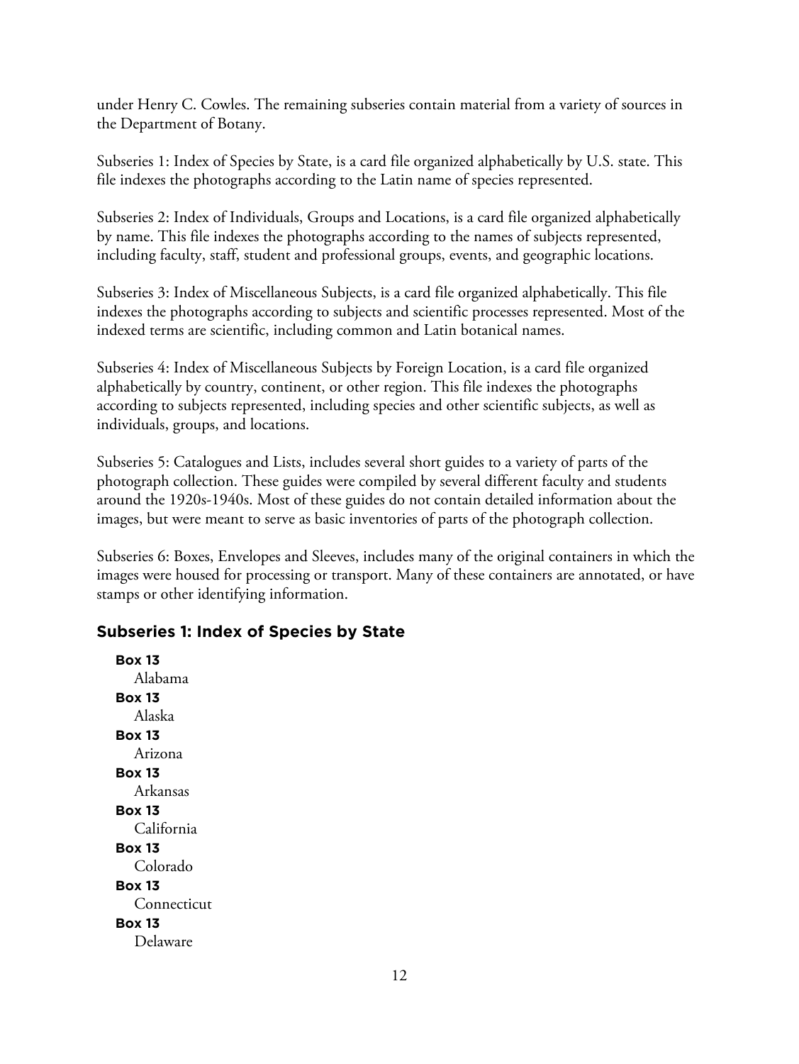under Henry C. Cowles. The remaining subseries contain material from a variety of sources in the Department of Botany.

Subseries 1: Index of Species by State, is a card file organized alphabetically by U.S. state. This file indexes the photographs according to the Latin name of species represented.

Subseries 2: Index of Individuals, Groups and Locations, is a card file organized alphabetically by name. This file indexes the photographs according to the names of subjects represented, including faculty, staff, student and professional groups, events, and geographic locations.

Subseries 3: Index of Miscellaneous Subjects, is a card file organized alphabetically. This file indexes the photographs according to subjects and scientific processes represented. Most of the indexed terms are scientific, including common and Latin botanical names.

Subseries 4: Index of Miscellaneous Subjects by Foreign Location, is a card file organized alphabetically by country, continent, or other region. This file indexes the photographs according to subjects represented, including species and other scientific subjects, as well as individuals, groups, and locations.

Subseries 5: Catalogues and Lists, includes several short guides to a variety of parts of the photograph collection. These guides were compiled by several different faculty and students around the 1920s-1940s. Most of these guides do not contain detailed information about the images, but were meant to serve as basic inventories of parts of the photograph collection.

Subseries 6: Boxes, Envelopes and Sleeves, includes many of the original containers in which the images were housed for processing or transport. Many of these containers are annotated, or have stamps or other identifying information.

## Subseries 1: Index of Species by State

**Box 13**
Alabama

**Box 13**
Alaska

**Box 13**
Arizona

**Box 13**
Arkansas

**Box 13**
California

**Box 13**
Colorado

**Box 13**
Connecticut

**Box 13**
Delaware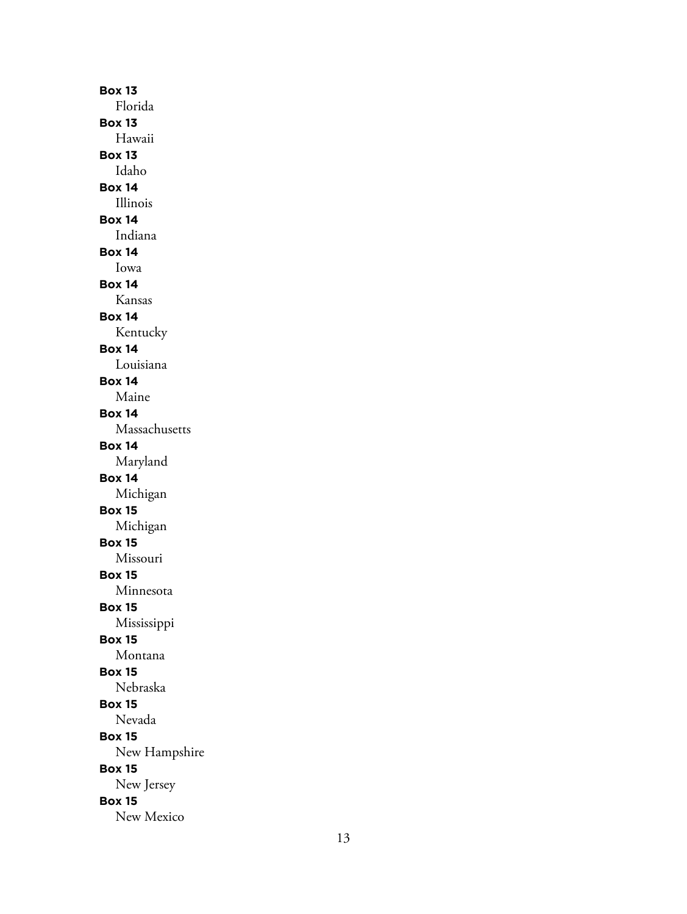**Box 13**
Florida
**Box 13**
Hawaii
**Box 13**
Idaho
**Box 14**
Illinois
**Box 14**
Indiana
**Box 14**
Iowa
**Box 14**
Kansas
**Box 14**
Kentucky
**Box 14**
Louisiana
**Box 14**
Maine
**Box 14**
Massachusetts
**Box 14**
Maryland
**Box 14**
Michigan
**Box 15**
Michigan
**Box 15**
Missouri
**Box 15**
Minnesota
**Box 15**
Mississippi
**Box 15**
Montana
**Box 15**
Nebraska
**Box 15**
Nevada
**Box 15**
New Hampshire
**Box 15**
New Jersey
**Box 15**
New Mexico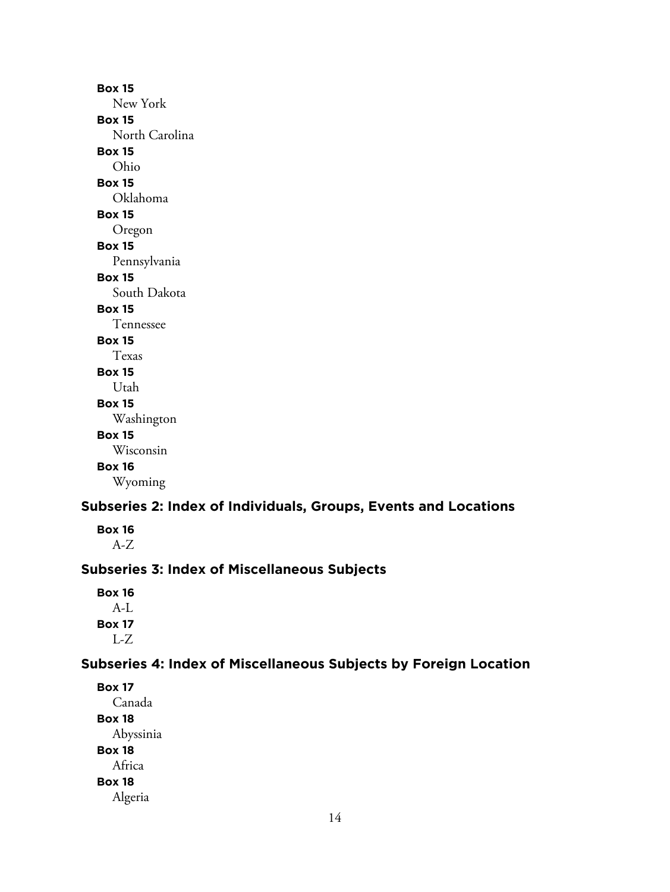**Box 15**
New York

**Box 15**
North Carolina

**Box 15**
Ohio

**Box 15**
Oklahoma

**Box 15**
Oregon

**Box 15**
Pennsylvania

**Box 15**
South Dakota

**Box 15**
Tennessee

**Box 15**
Texas

**Box 15**
Utah

**Box 15**
Washington

**Box 15**
Wisconsin

**Box 16**
Wyoming

## Subseries 2: Index of Individuals, Groups, Events and Locations

**Box 16**
A-Z

## Subseries 3: Index of Miscellaneous Subjects

**Box 16**
A-L

**Box 17**
L-Z

## Subseries 4: Index of Miscellaneous Subjects by Foreign Location

**Box 17**
Canada

**Box 18**
Abyssinia

**Box 18**
Africa

**Box 18**
Algeria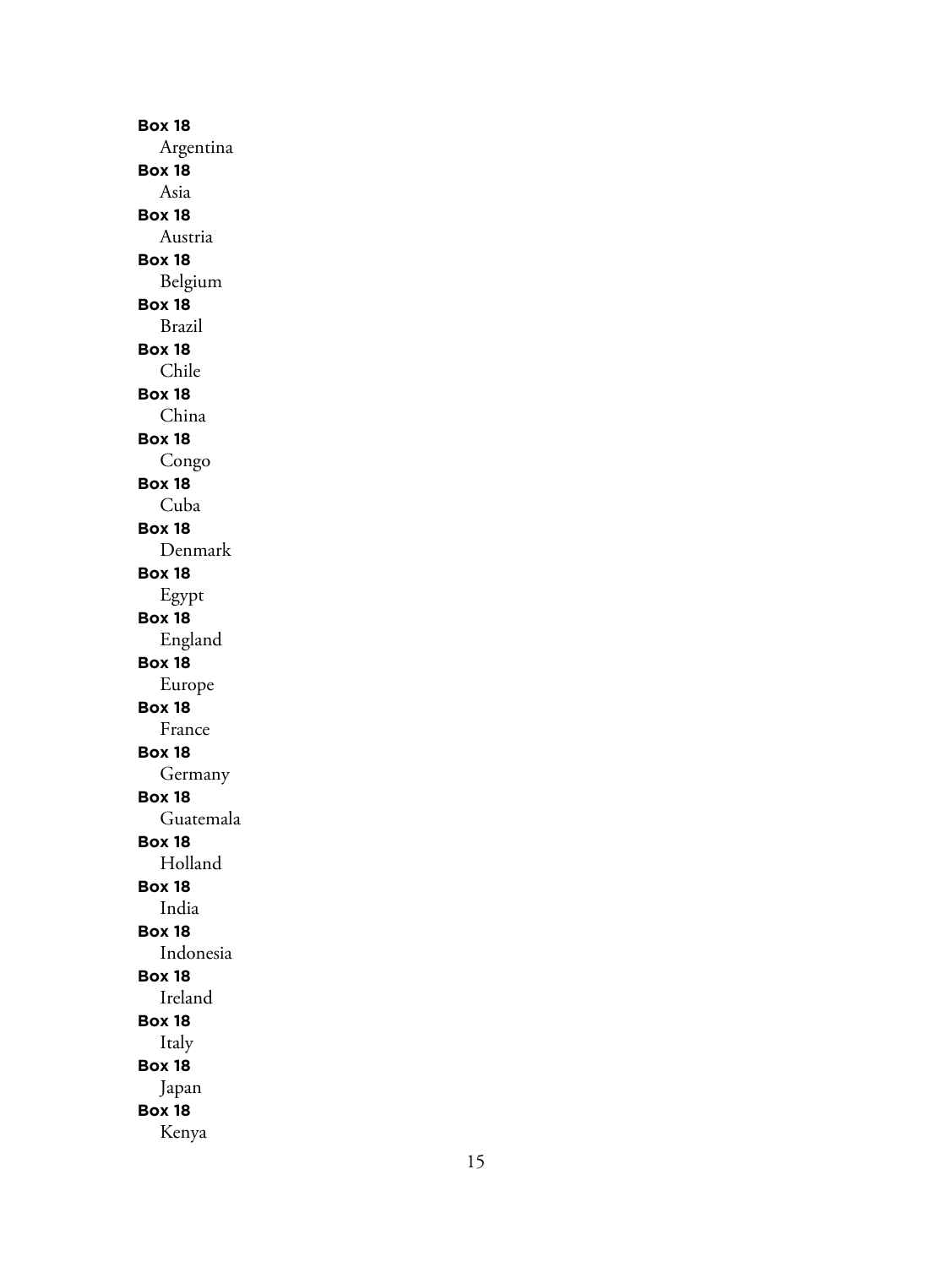**Box 18**
Argentina
**Box 18**
Asia
**Box 18**
Austria
**Box 18**
Belgium
**Box 18**
Brazil
**Box 18**
Chile
**Box 18**
China
**Box 18**
Congo
**Box 18**
Cuba
**Box 18**
Denmark
**Box 18**
Egypt
**Box 18**
England
**Box 18**
Europe
**Box 18**
France
**Box 18**
Germany
**Box 18**
Guatemala
**Box 18**
Holland
**Box 18**
India
**Box 18**
Indonesia
**Box 18**
Ireland
**Box 18**
Italy
**Box 18**
Japan
**Box 18**
Kenya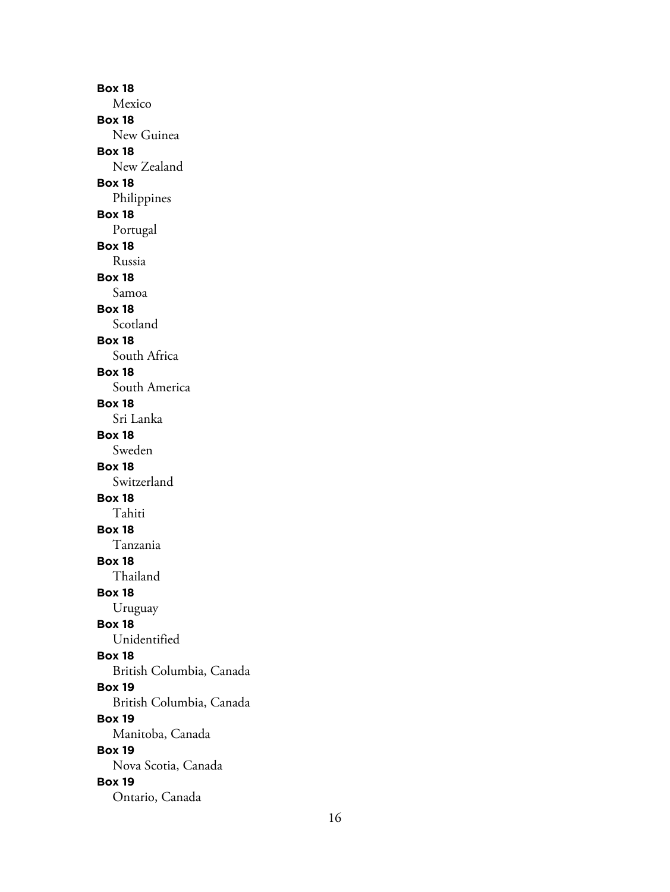**Box 18**
Mexico

**Box 18**
New Guinea

**Box 18**
New Zealand

**Box 18**
Philippines

**Box 18**
Portugal

**Box 18**
Russia

**Box 18**
Samoa

**Box 18**
Scotland

**Box 18**
South Africa

**Box 18**
South America

**Box 18**
Sri Lanka

**Box 18**
Sweden

**Box 18**
Switzerland

**Box 18**
Tahiti

**Box 18**
Tanzania

**Box 18**
Thailand

**Box 18**
Uruguay

**Box 18**
Unidentified

**Box 18**
British Columbia, Canada

**Box 19**
British Columbia, Canada

**Box 19**
Manitoba, Canada

**Box 19**
Nova Scotia, Canada

**Box 19**
Ontario, Canada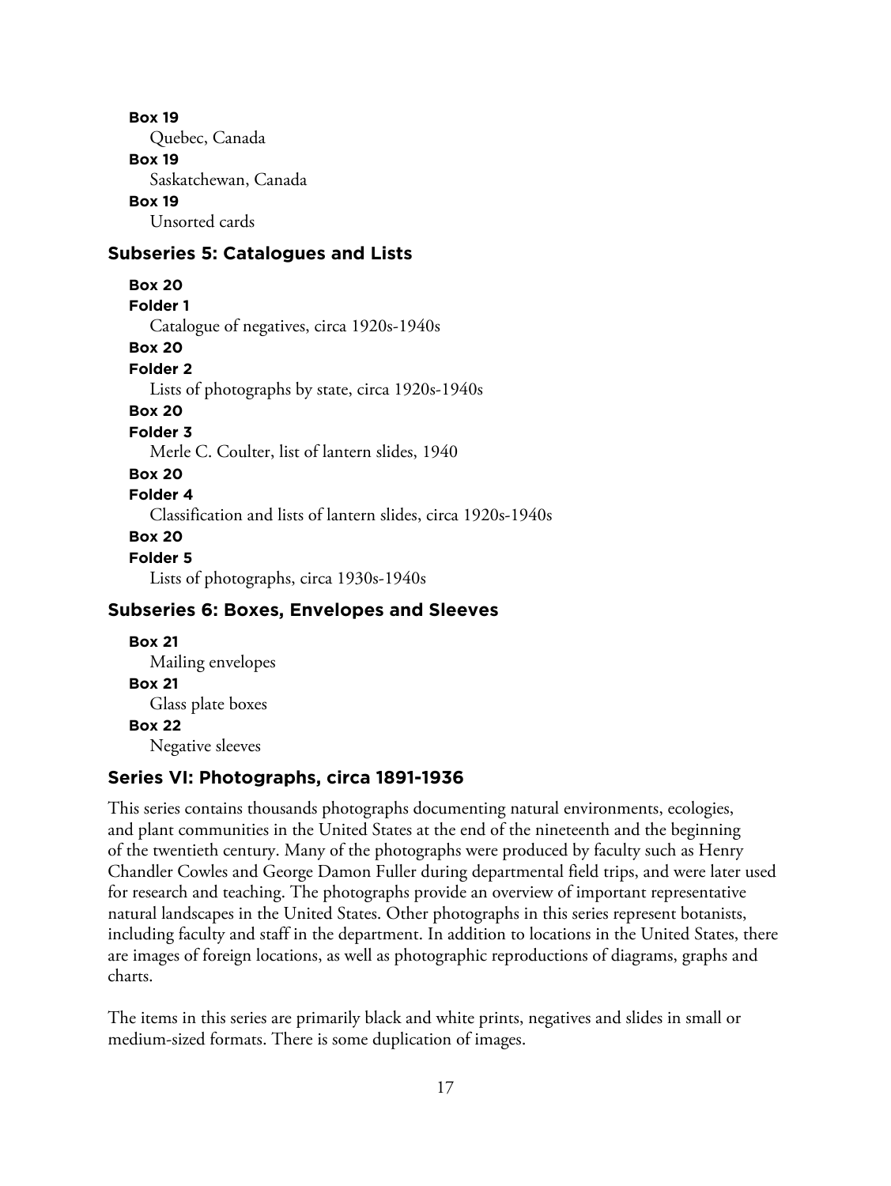**Box 19**
Quebec, Canada

**Box 19**
Saskatchewan, Canada

**Box 19**
Unsorted cards

### Subseries 5: Catalogues and Lists

**Box 20**
**Folder 1**
Catalogue of negatives, circa 1920s-1940s

**Box 20**
**Folder 2**
Lists of photographs by state, circa 1920s-1940s

**Box 20**
**Folder 3**
Merle C. Coulter, list of lantern slides, 1940

**Box 20**
**Folder 4**
Classification and lists of lantern slides, circa 1920s-1940s

**Box 20**
**Folder 5**
Lists of photographs, circa 1930s-1940s

### Subseries 6: Boxes, Envelopes and Sleeves

**Box 21**
Mailing envelopes

**Box 21**
Glass plate boxes

**Box 22**
Negative sleeves

## Series VI: Photographs, circa 1891-1936

This series contains thousands photographs documenting natural environments, ecologies, and plant communities in the United States at the end of the nineteenth and the beginning of the twentieth century. Many of the photographs were produced by faculty such as Henry Chandler Cowles and George Damon Fuller during departmental field trips, and were later used for research and teaching. The photographs provide an overview of important representative natural landscapes in the United States. Other photographs in this series represent botanists, including faculty and staff in the department. In addition to locations in the United States, there are images of foreign locations, as well as photographic reproductions of diagrams, graphs and charts.

The items in this series are primarily black and white prints, negatives and slides in small or medium-sized formats. There is some duplication of images.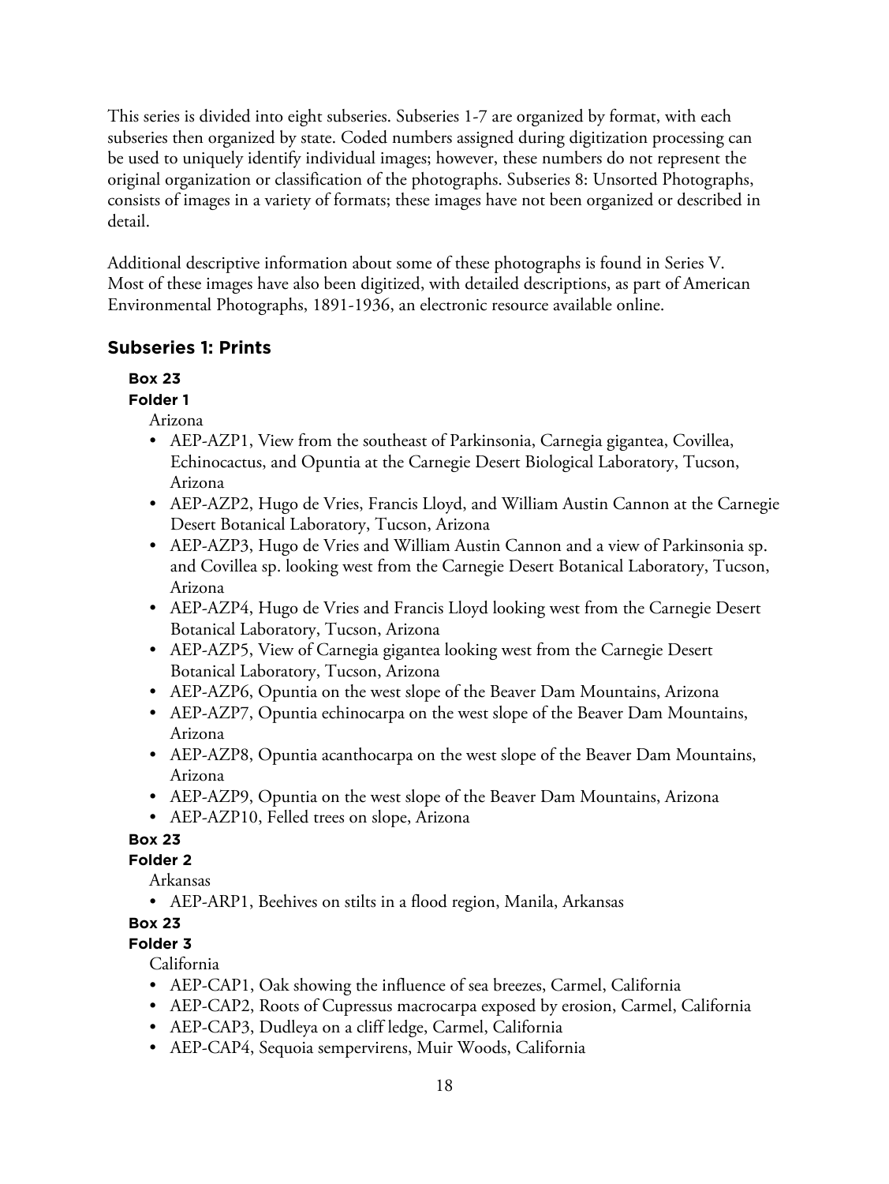This series is divided into eight subseries. Subseries 1-7 are organized by format, with each subseries then organized by state. Coded numbers assigned during digitization processing can be used to uniquely identify individual images; however, these numbers do not represent the original organization or classification of the photographs. Subseries 8: Unsorted Photographs, consists of images in a variety of formats; these images have not been organized or described in detail.

Additional descriptive information about some of these photographs is found in Series V. Most of these images have also been digitized, with detailed descriptions, as part of American Environmental Photographs, 1891-1936, an electronic resource available online.

## Subseries 1: Prints

**Box 23**
**Folder 1**

Arizona

- AEP-AZP1, View from the southeast of Parkinsonia, Carnegia gigantea, Covillea, Echinocactus, and Opuntia at the Carnegie Desert Biological Laboratory, Tucson, Arizona
- AEP-AZP2, Hugo de Vries, Francis Lloyd, and William Austin Cannon at the Carnegie Desert Botanical Laboratory, Tucson, Arizona
- AEP-AZP3, Hugo de Vries and William Austin Cannon and a view of Parkinsonia sp. and Covillea sp. looking west from the Carnegie Desert Botanical Laboratory, Tucson, Arizona
- AEP-AZP4, Hugo de Vries and Francis Lloyd looking west from the Carnegie Desert Botanical Laboratory, Tucson, Arizona
- AEP-AZP5, View of Carnegia gigantea looking west from the Carnegie Desert Botanical Laboratory, Tucson, Arizona
- AEP-AZP6, Opuntia on the west slope of the Beaver Dam Mountains, Arizona
- AEP-AZP7, Opuntia echinocarpa on the west slope of the Beaver Dam Mountains, Arizona
- AEP-AZP8, Opuntia acanthocarpa on the west slope of the Beaver Dam Mountains, Arizona
- AEP-AZP9, Opuntia on the west slope of the Beaver Dam Mountains, Arizona
- AEP-AZP10, Felled trees on slope, Arizona

**Box 23**
**Folder 2**

Arkansas

- AEP-ARP1, Beehives on stilts in a flood region, Manila, Arkansas

**Box 23**
**Folder 3**

California

- AEP-CAP1, Oak showing the influence of sea breezes, Carmel, California
- AEP-CAP2, Roots of Cupressus macrocarpa exposed by erosion, Carmel, California
- AEP-CAP3, Dudleya on a cliff ledge, Carmel, California
- AEP-CAP4, Sequoia sempervirens, Muir Woods, California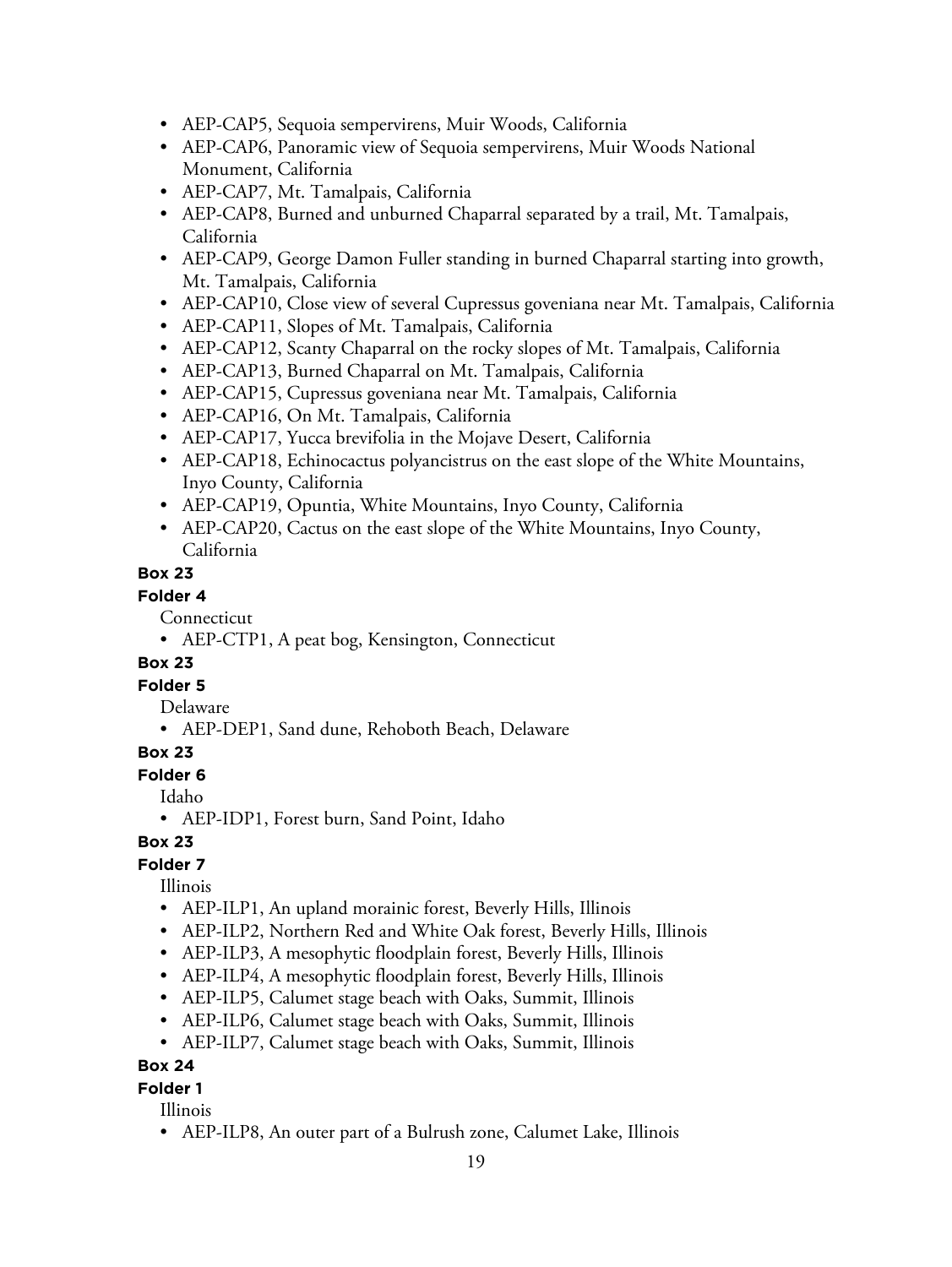- AEP-CAP5, Sequoia sempervirens, Muir Woods, California
- AEP-CAP6, Panoramic view of Sequoia sempervirens, Muir Woods National Monument, California
- AEP-CAP7, Mt. Tamalpais, California
- AEP-CAP8, Burned and unburned Chaparral separated by a trail, Mt. Tamalpais, California
- AEP-CAP9, George Damon Fuller standing in burned Chaparral starting into growth, Mt. Tamalpais, California
- AEP-CAP10, Close view of several Cupressus goveniana near Mt. Tamalpais, California
- AEP-CAP11, Slopes of Mt. Tamalpais, California
- AEP-CAP12, Scanty Chaparral on the rocky slopes of Mt. Tamalpais, California
- AEP-CAP13, Burned Chaparral on Mt. Tamalpais, California
- AEP-CAP15, Cupressus goveniana near Mt. Tamalpais, California
- AEP-CAP16, On Mt. Tamalpais, California
- AEP-CAP17, Yucca brevifolia in the Mojave Desert, California
- AEP-CAP18, Echinocactus polyancistrus on the east slope of the White Mountains, Inyo County, California
- AEP-CAP19, Opuntia, White Mountains, Inyo County, California
- AEP-CAP20, Cactus on the east slope of the White Mountains, Inyo County, California

**Box 23**

**Folder 4**

Connecticut

- AEP-CTP1, A peat bog, Kensington, Connecticut

**Box 23**

**Folder 5**

Delaware

- AEP-DEP1, Sand dune, Rehoboth Beach, Delaware

**Box 23**

**Folder 6**

Idaho

- AEP-IDP1, Forest burn, Sand Point, Idaho

**Box 23**

**Folder 7**

Illinois

- AEP-ILP1, An upland morainic forest, Beverly Hills, Illinois
- AEP-ILP2, Northern Red and White Oak forest, Beverly Hills, Illinois
- AEP-ILP3, A mesophytic floodplain forest, Beverly Hills, Illinois
- AEP-ILP4, A mesophytic floodplain forest, Beverly Hills, Illinois
- AEP-ILP5, Calumet stage beach with Oaks, Summit, Illinois
- AEP-ILP6, Calumet stage beach with Oaks, Summit, Illinois
- AEP-ILP7, Calumet stage beach with Oaks, Summit, Illinois

**Box 24**

**Folder 1**

Illinois

- AEP-ILP8, An outer part of a Bulrush zone, Calumet Lake, Illinois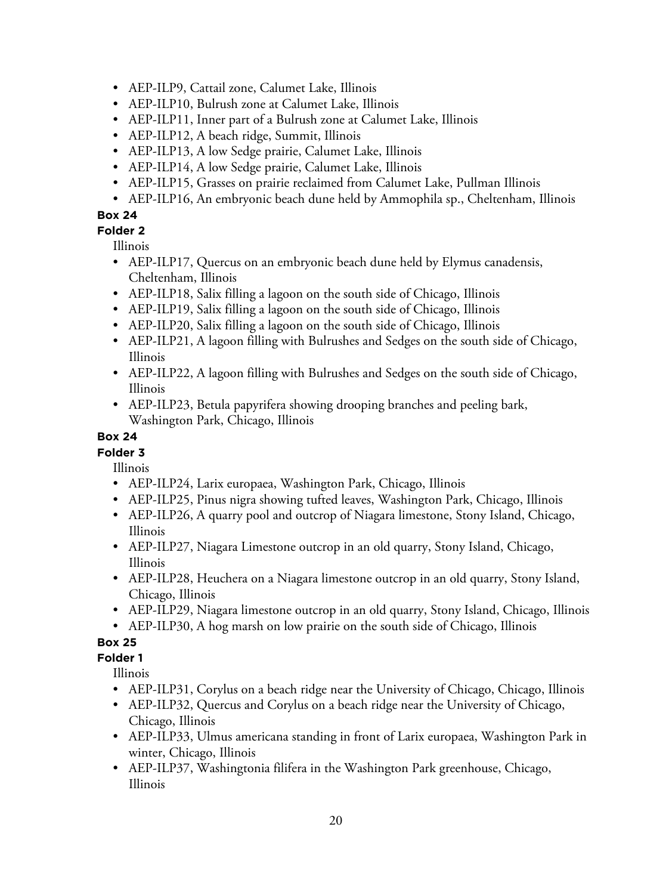- AEP-ILP9, Cattail zone, Calumet Lake, Illinois
- AEP-ILP10, Bulrush zone at Calumet Lake, Illinois
- AEP-ILP11, Inner part of a Bulrush zone at Calumet Lake, Illinois
- AEP-ILP12, A beach ridge, Summit, Illinois
- AEP-ILP13, A low Sedge prairie, Calumet Lake, Illinois
- AEP-ILP14, A low Sedge prairie, Calumet Lake, Illinois
- AEP-ILP15, Grasses on prairie reclaimed from Calumet Lake, Pullman Illinois
- AEP-ILP16, An embryonic beach dune held by Ammophila sp., Cheltenham, Illinois

**Box 24**

**Folder 2**

Illinois

- AEP-ILP17, Quercus on an embryonic beach dune held by Elymus canadensis, Cheltenham, Illinois
- AEP-ILP18, Salix filling a lagoon on the south side of Chicago, Illinois
- AEP-ILP19, Salix filling a lagoon on the south side of Chicago, Illinois
- AEP-ILP20, Salix filling a lagoon on the south side of Chicago, Illinois
- AEP-ILP21, A lagoon filling with Bulrushes and Sedges on the south side of Chicago, Illinois
- AEP-ILP22, A lagoon filling with Bulrushes and Sedges on the south side of Chicago, Illinois
- AEP-ILP23, Betula papyrifera showing drooping branches and peeling bark, Washington Park, Chicago, Illinois

**Box 24**

**Folder 3**

Illinois

- AEP-ILP24, Larix europaea, Washington Park, Chicago, Illinois
- AEP-ILP25, Pinus nigra showing tufted leaves, Washington Park, Chicago, Illinois
- AEP-ILP26, A quarry pool and outcrop of Niagara limestone, Stony Island, Chicago, Illinois
- AEP-ILP27, Niagara Limestone outcrop in an old quarry, Stony Island, Chicago, Illinois
- AEP-ILP28, Heuchera on a Niagara limestone outcrop in an old quarry, Stony Island, Chicago, Illinois
- AEP-ILP29, Niagara limestone outcrop in an old quarry, Stony Island, Chicago, Illinois
- AEP-ILP30, A hog marsh on low prairie on the south side of Chicago, Illinois

**Box 25**

**Folder 1**

Illinois

- AEP-ILP31, Corylus on a beach ridge near the University of Chicago, Chicago, Illinois
- AEP-ILP32, Quercus and Corylus on a beach ridge near the University of Chicago, Chicago, Illinois
- AEP-ILP33, Ulmus americana standing in front of Larix europaea, Washington Park in winter, Chicago, Illinois
- AEP-ILP37, Washingtonia filifera in the Washington Park greenhouse, Chicago, Illinois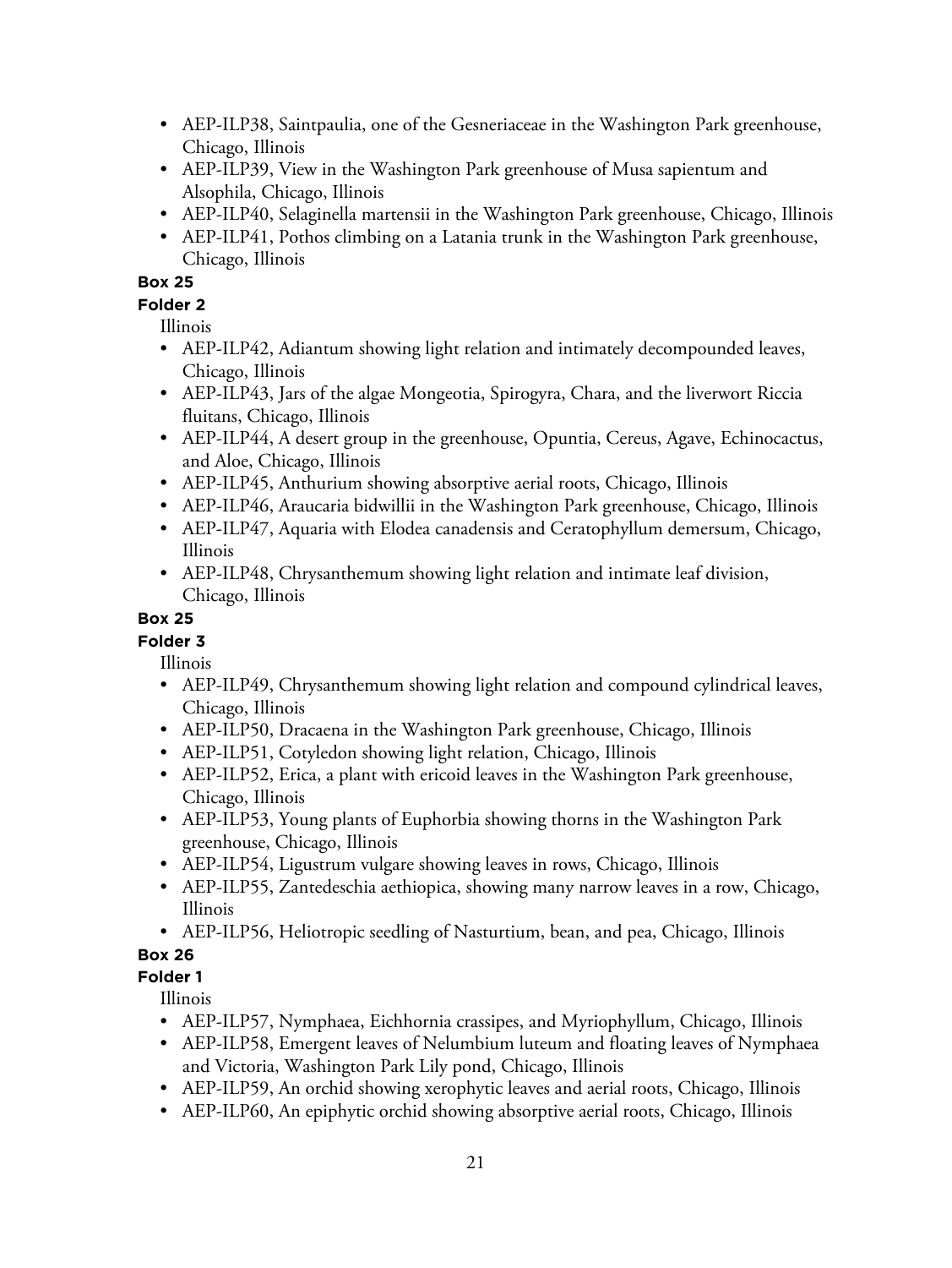- AEP-ILP38, Saintpaulia, one of the Gesneriaceae in the Washington Park greenhouse, Chicago, Illinois
- AEP-ILP39, View in the Washington Park greenhouse of Musa sapientum and Alsophila, Chicago, Illinois
- AEP-ILP40, Selaginella martensii in the Washington Park greenhouse, Chicago, Illinois
- AEP-ILP41, Pothos climbing on a Latania trunk in the Washington Park greenhouse, Chicago, Illinois

**Box 25**

**Folder 2**

Illinois

- AEP-ILP42, Adiantum showing light relation and intimately decompounded leaves, Chicago, Illinois
- AEP-ILP43, Jars of the algae Mongeotia, Spirogyra, Chara, and the liverwort Riccia fluitans, Chicago, Illinois
- AEP-ILP44, A desert group in the greenhouse, Opuntia, Cereus, Agave, Echinocactus, and Aloe, Chicago, Illinois
- AEP-ILP45, Anthurium showing absorptive aerial roots, Chicago, Illinois
- AEP-ILP46, Araucaria bidwillii in the Washington Park greenhouse, Chicago, Illinois
- AEP-ILP47, Aquaria with Elodea canadensis and Ceratophyllum demersum, Chicago, Illinois
- AEP-ILP48, Chrysanthemum showing light relation and intimate leaf division, Chicago, Illinois

**Box 25**

**Folder 3**

Illinois

- AEP-ILP49, Chrysanthemum showing light relation and compound cylindrical leaves, Chicago, Illinois
- AEP-ILP50, Dracaena in the Washington Park greenhouse, Chicago, Illinois
- AEP-ILP51, Cotyledon showing light relation, Chicago, Illinois
- AEP-ILP52, Erica, a plant with ericoid leaves in the Washington Park greenhouse, Chicago, Illinois
- AEP-ILP53, Young plants of Euphorbia showing thorns in the Washington Park greenhouse, Chicago, Illinois
- AEP-ILP54, Ligustrum vulgare showing leaves in rows, Chicago, Illinois
- AEP-ILP55, Zantedeschia aethiopica, showing many narrow leaves in a row, Chicago, Illinois
- AEP-ILP56, Heliotropic seedling of Nasturtium, bean, and pea, Chicago, Illinois

**Box 26**

**Folder 1**

Illinois

- AEP-ILP57, Nymphaea, Eichhornia crassipes, and Myriophyllum, Chicago, Illinois
- AEP-ILP58, Emergent leaves of Nelumbium luteum and floating leaves of Nymphaea and Victoria, Washington Park Lily pond, Chicago, Illinois
- AEP-ILP59, An orchid showing xerophytic leaves and aerial roots, Chicago, Illinois
- AEP-ILP60, An epiphytic orchid showing absorptive aerial roots, Chicago, Illinois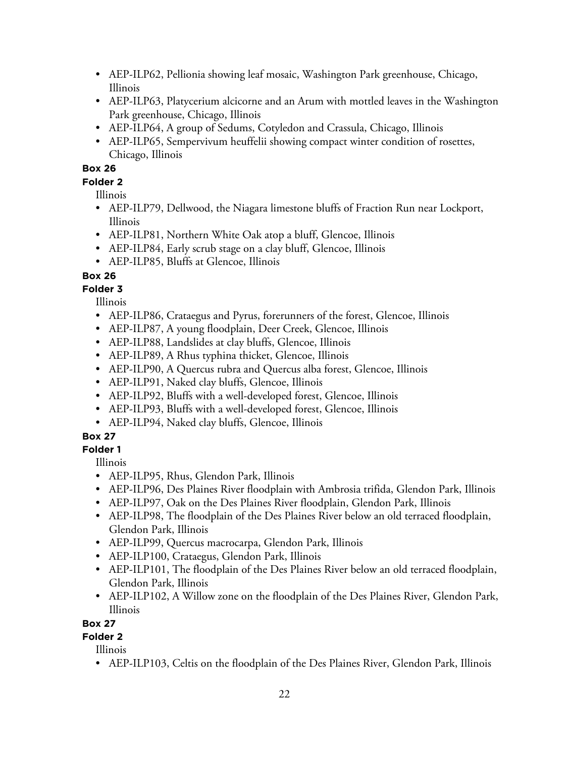- AEP-ILP62, Pellionia showing leaf mosaic, Washington Park greenhouse, Chicago, Illinois
- AEP-ILP63, Platycerium alcicorne and an Arum with mottled leaves in the Washington Park greenhouse, Chicago, Illinois
- AEP-ILP64, A group of Sedums, Cotyledon and Crassula, Chicago, Illinois
- AEP-ILP65, Sempervivum heuffelii showing compact winter condition of rosettes, Chicago, Illinois

**Box 26**

**Folder 2**

Illinois

- AEP-ILP79, Dellwood, the Niagara limestone bluffs of Fraction Run near Lockport, Illinois
- AEP-ILP81, Northern White Oak atop a bluff, Glencoe, Illinois
- AEP-ILP84, Early scrub stage on a clay bluff, Glencoe, Illinois
- AEP-ILP85, Bluffs at Glencoe, Illinois

**Box 26**

**Folder 3**

Illinois

- AEP-ILP86, Crataegus and Pyrus, forerunners of the forest, Glencoe, Illinois
- AEP-ILP87, A young floodplain, Deer Creek, Glencoe, Illinois
- AEP-ILP88, Landslides at clay bluffs, Glencoe, Illinois
- AEP-ILP89, A Rhus typhina thicket, Glencoe, Illinois
- AEP-ILP90, A Quercus rubra and Quercus alba forest, Glencoe, Illinois
- AEP-ILP91, Naked clay bluffs, Glencoe, Illinois
- AEP-ILP92, Bluffs with a well-developed forest, Glencoe, Illinois
- AEP-ILP93, Bluffs with a well-developed forest, Glencoe, Illinois
- AEP-ILP94, Naked clay bluffs, Glencoe, Illinois

**Box 27**

**Folder 1**

Illinois

- AEP-ILP95, Rhus, Glendon Park, Illinois
- AEP-ILP96, Des Plaines River floodplain with Ambrosia trifida, Glendon Park, Illinois
- AEP-ILP97, Oak on the Des Plaines River floodplain, Glendon Park, Illinois
- AEP-ILP98, The floodplain of the Des Plaines River below an old terraced floodplain, Glendon Park, Illinois
- AEP-ILP99, Quercus macrocarpa, Glendon Park, Illinois
- AEP-ILP100, Crataegus, Glendon Park, Illinois
- AEP-ILP101, The floodplain of the Des Plaines River below an old terraced floodplain, Glendon Park, Illinois
- AEP-ILP102, A Willow zone on the floodplain of the Des Plaines River, Glendon Park, Illinois

**Box 27**

**Folder 2**

Illinois

- AEP-ILP103, Celtis on the floodplain of the Des Plaines River, Glendon Park, Illinois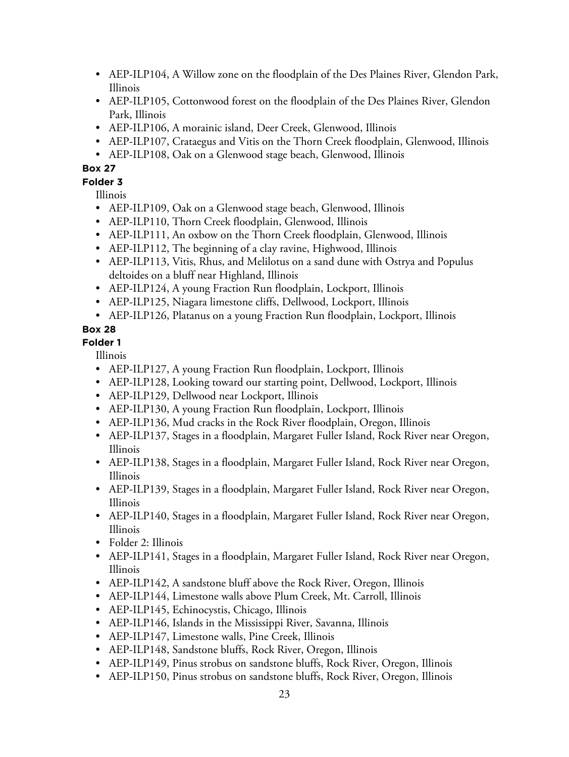- AEP-ILP104, A Willow zone on the floodplain of the Des Plaines River, Glendon Park, Illinois
- AEP-ILP105, Cottonwood forest on the floodplain of the Des Plaines River, Glendon Park, Illinois
- AEP-ILP106, A morainic island, Deer Creek, Glenwood, Illinois
- AEP-ILP107, Crataegus and Vitis on the Thorn Creek floodplain, Glenwood, Illinois
- AEP-ILP108, Oak on a Glenwood stage beach, Glenwood, Illinois

**Box 27**

**Folder 3**

Illinois

- AEP-ILP109, Oak on a Glenwood stage beach, Glenwood, Illinois
- AEP-ILP110, Thorn Creek floodplain, Glenwood, Illinois
- AEP-ILP111, An oxbow on the Thorn Creek floodplain, Glenwood, Illinois
- AEP-ILP112, The beginning of a clay ravine, Highwood, Illinois
- AEP-ILP113, Vitis, Rhus, and Melilotus on a sand dune with Ostrya and Populus deltoides on a bluff near Highland, Illinois
- AEP-ILP124, A young Fraction Run floodplain, Lockport, Illinois
- AEP-ILP125, Niagara limestone cliffs, Dellwood, Lockport, Illinois
- AEP-ILP126, Platanus on a young Fraction Run floodplain, Lockport, Illinois

**Box 28**

**Folder 1**

Illinois

- AEP-ILP127, A young Fraction Run floodplain, Lockport, Illinois
- AEP-ILP128, Looking toward our starting point, Dellwood, Lockport, Illinois
- AEP-ILP129, Dellwood near Lockport, Illinois
- AEP-ILP130, A young Fraction Run floodplain, Lockport, Illinois
- AEP-ILP136, Mud cracks in the Rock River floodplain, Oregon, Illinois
- AEP-ILP137, Stages in a floodplain, Margaret Fuller Island, Rock River near Oregon, Illinois
- AEP-ILP138, Stages in a floodplain, Margaret Fuller Island, Rock River near Oregon, Illinois
- AEP-ILP139, Stages in a floodplain, Margaret Fuller Island, Rock River near Oregon, Illinois
- AEP-ILP140, Stages in a floodplain, Margaret Fuller Island, Rock River near Oregon, Illinois
- Folder 2: Illinois
- AEP-ILP141, Stages in a floodplain, Margaret Fuller Island, Rock River near Oregon, Illinois
- AEP-ILP142, A sandstone bluff above the Rock River, Oregon, Illinois
- AEP-ILP144, Limestone walls above Plum Creek, Mt. Carroll, Illinois
- AEP-ILP145, Echinocystis, Chicago, Illinois
- AEP-ILP146, Islands in the Mississippi River, Savanna, Illinois
- AEP-ILP147, Limestone walls, Pine Creek, Illinois
- AEP-ILP148, Sandstone bluffs, Rock River, Oregon, Illinois
- AEP-ILP149, Pinus strobus on sandstone bluffs, Rock River, Oregon, Illinois
- AEP-ILP150, Pinus strobus on sandstone bluffs, Rock River, Oregon, Illinois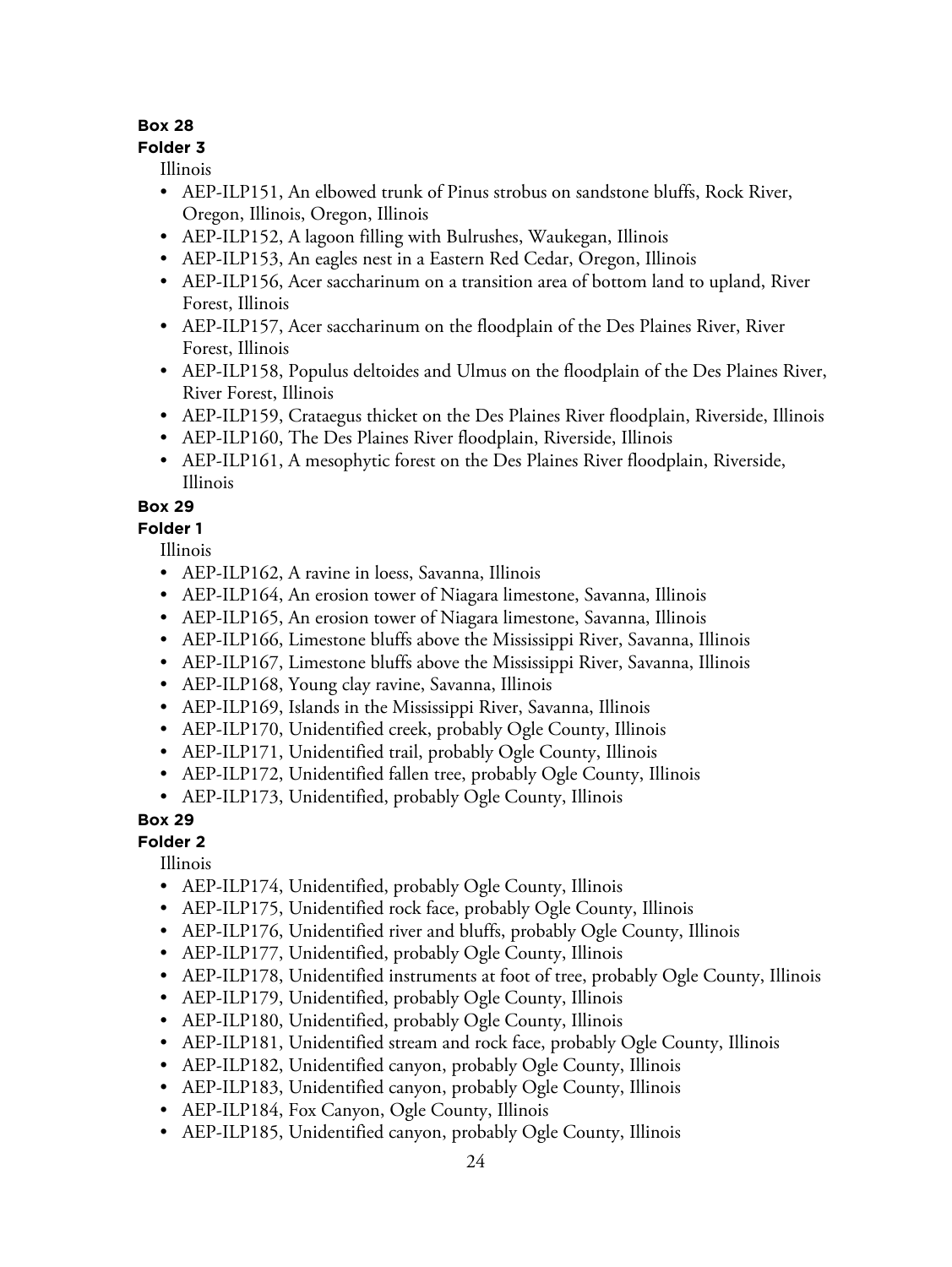**Box 28**

**Folder 3**

Illinois

- AEP-ILP151, An elbowed trunk of Pinus strobus on sandstone bluffs, Rock River, Oregon, Illinois, Oregon, Illinois
- AEP-ILP152, A lagoon filling with Bulrushes, Waukegan, Illinois
- AEP-ILP153, An eagles nest in a Eastern Red Cedar, Oregon, Illinois
- AEP-ILP156, Acer saccharinum on a transition area of bottom land to upland, River Forest, Illinois
- AEP-ILP157, Acer saccharinum on the floodplain of the Des Plaines River, River Forest, Illinois
- AEP-ILP158, Populus deltoides and Ulmus on the floodplain of the Des Plaines River, River Forest, Illinois
- AEP-ILP159, Crataegus thicket on the Des Plaines River floodplain, Riverside, Illinois
- AEP-ILP160, The Des Plaines River floodplain, Riverside, Illinois
- AEP-ILP161, A mesophytic forest on the Des Plaines River floodplain, Riverside, Illinois

**Box 29**

**Folder 1**

Illinois

- AEP-ILP162, A ravine in loess, Savanna, Illinois
- AEP-ILP164, An erosion tower of Niagara limestone, Savanna, Illinois
- AEP-ILP165, An erosion tower of Niagara limestone, Savanna, Illinois
- AEP-ILP166, Limestone bluffs above the Mississippi River, Savanna, Illinois
- AEP-ILP167, Limestone bluffs above the Mississippi River, Savanna, Illinois
- AEP-ILP168, Young clay ravine, Savanna, Illinois
- AEP-ILP169, Islands in the Mississippi River, Savanna, Illinois
- AEP-ILP170, Unidentified creek, probably Ogle County, Illinois
- AEP-ILP171, Unidentified trail, probably Ogle County, Illinois
- AEP-ILP172, Unidentified fallen tree, probably Ogle County, Illinois
- AEP-ILP173, Unidentified, probably Ogle County, Illinois

**Box 29**

**Folder 2**

Illinois

- AEP-ILP174, Unidentified, probably Ogle County, Illinois
- AEP-ILP175, Unidentified rock face, probably Ogle County, Illinois
- AEP-ILP176, Unidentified river and bluffs, probably Ogle County, Illinois
- AEP-ILP177, Unidentified, probably Ogle County, Illinois
- AEP-ILP178, Unidentified instruments at foot of tree, probably Ogle County, Illinois
- AEP-ILP179, Unidentified, probably Ogle County, Illinois
- AEP-ILP180, Unidentified, probably Ogle County, Illinois
- AEP-ILP181, Unidentified stream and rock face, probably Ogle County, Illinois
- AEP-ILP182, Unidentified canyon, probably Ogle County, Illinois
- AEP-ILP183, Unidentified canyon, probably Ogle County, Illinois
- AEP-ILP184, Fox Canyon, Ogle County, Illinois
- AEP-ILP185, Unidentified canyon, probably Ogle County, Illinois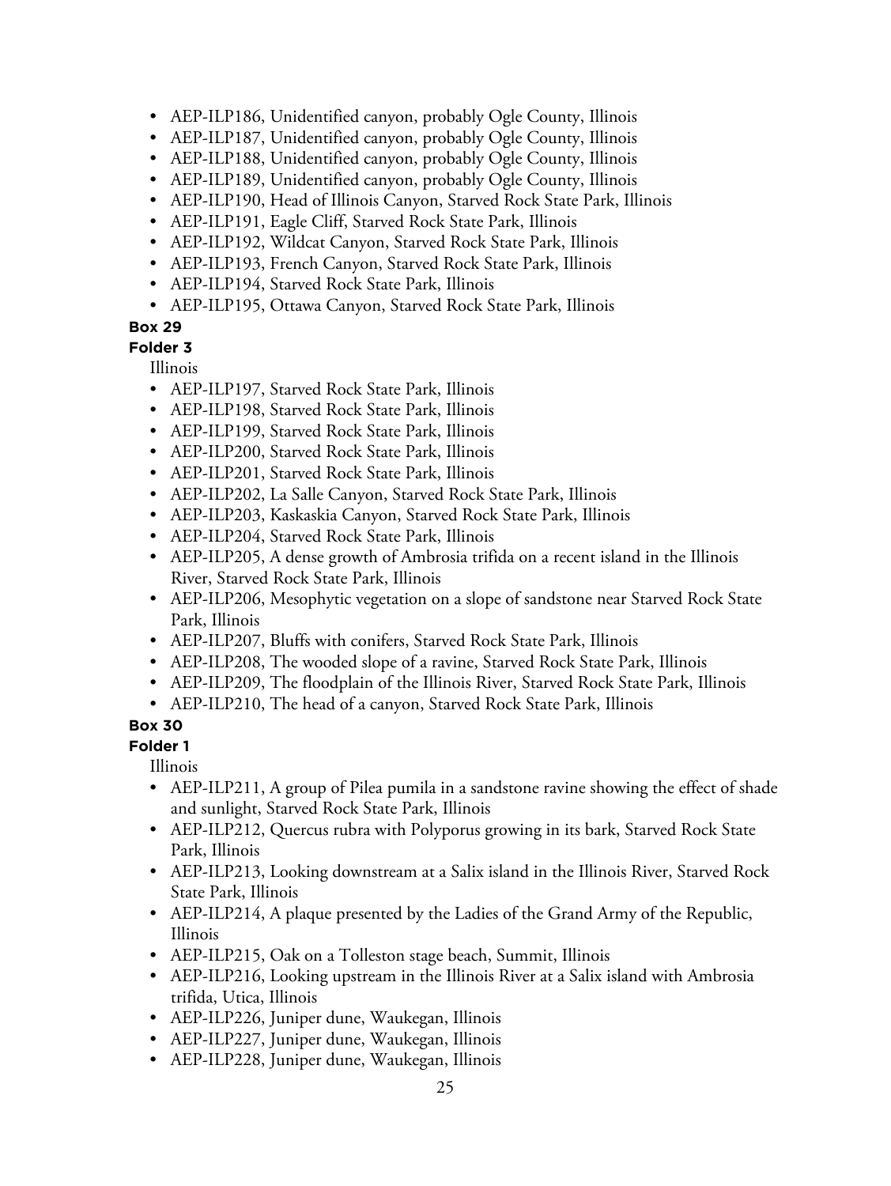- AEP-ILP186, Unidentified canyon, probably Ogle County, Illinois
- AEP-ILP187, Unidentified canyon, probably Ogle County, Illinois
- AEP-ILP188, Unidentified canyon, probably Ogle County, Illinois
- AEP-ILP189, Unidentified canyon, probably Ogle County, Illinois
- AEP-ILP190, Head of Illinois Canyon, Starved Rock State Park, Illinois
- AEP-ILP191, Eagle Cliff, Starved Rock State Park, Illinois
- AEP-ILP192, Wildcat Canyon, Starved Rock State Park, Illinois
- AEP-ILP193, French Canyon, Starved Rock State Park, Illinois
- AEP-ILP194, Starved Rock State Park, Illinois
- AEP-ILP195, Ottawa Canyon, Starved Rock State Park, Illinois

**Box 29**

**Folder 3**

Illinois

- AEP-ILP197, Starved Rock State Park, Illinois
- AEP-ILP198, Starved Rock State Park, Illinois
- AEP-ILP199, Starved Rock State Park, Illinois
- AEP-ILP200, Starved Rock State Park, Illinois
- AEP-ILP201, Starved Rock State Park, Illinois
- AEP-ILP202, La Salle Canyon, Starved Rock State Park, Illinois
- AEP-ILP203, Kaskaskia Canyon, Starved Rock State Park, Illinois
- AEP-ILP204, Starved Rock State Park, Illinois
- AEP-ILP205, A dense growth of Ambrosia trifida on a recent island in the Illinois River, Starved Rock State Park, Illinois
- AEP-ILP206, Mesophytic vegetation on a slope of sandstone near Starved Rock State Park, Illinois
- AEP-ILP207, Bluffs with conifers, Starved Rock State Park, Illinois
- AEP-ILP208, The wooded slope of a ravine, Starved Rock State Park, Illinois
- AEP-ILP209, The floodplain of the Illinois River, Starved Rock State Park, Illinois
- AEP-ILP210, The head of a canyon, Starved Rock State Park, Illinois

**Box 30**

**Folder 1**

Illinois

- AEP-ILP211, A group of Pilea pumila in a sandstone ravine showing the effect of shade and sunlight, Starved Rock State Park, Illinois
- AEP-ILP212, Quercus rubra with Polyporus growing in its bark, Starved Rock State Park, Illinois
- AEP-ILP213, Looking downstream at a Salix island in the Illinois River, Starved Rock State Park, Illinois
- AEP-ILP214, A plaque presented by the Ladies of the Grand Army of the Republic, Illinois
- AEP-ILP215, Oak on a Tolleston stage beach, Summit, Illinois
- AEP-ILP216, Looking upstream in the Illinois River at a Salix island with Ambrosia trifida, Utica, Illinois
- AEP-ILP226, Juniper dune, Waukegan, Illinois
- AEP-ILP227, Juniper dune, Waukegan, Illinois
- AEP-ILP228, Juniper dune, Waukegan, Illinois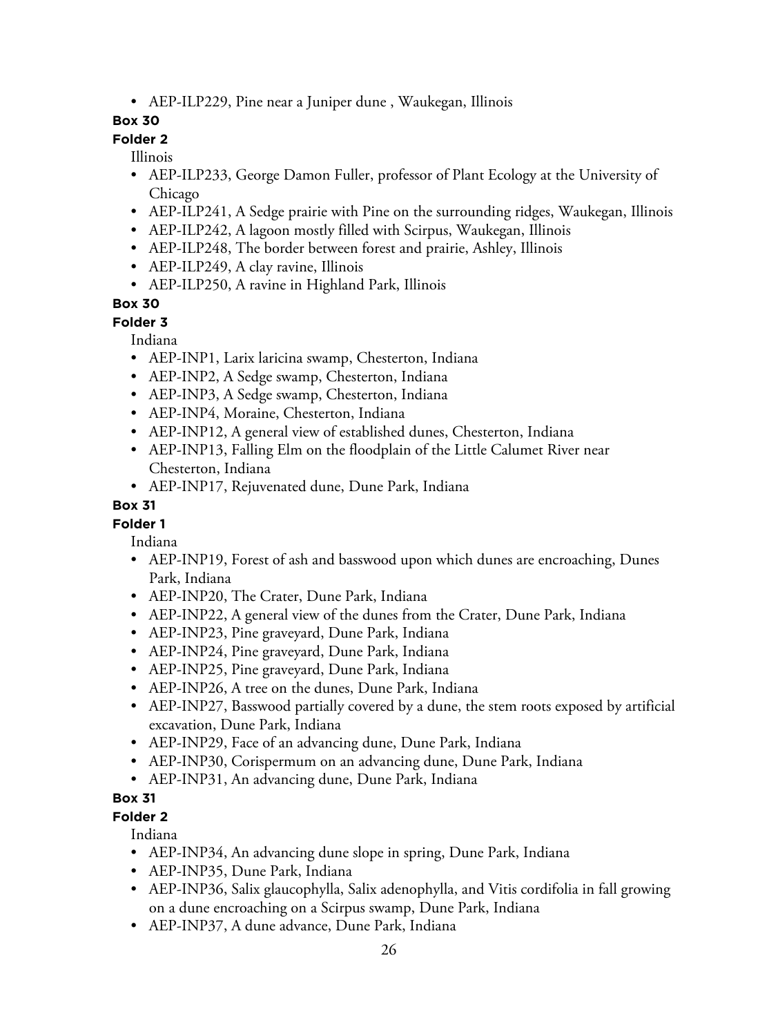- AEP-ILP229, Pine near a Juniper dune , Waukegan, Illinois

**Box 30**

**Folder 2**

Illinois

- AEP-ILP233, George Damon Fuller, professor of Plant Ecology at the University of Chicago
- AEP-ILP241, A Sedge prairie with Pine on the surrounding ridges, Waukegan, Illinois
- AEP-ILP242, A lagoon mostly filled with Scirpus, Waukegan, Illinois
- AEP-ILP248, The border between forest and prairie, Ashley, Illinois
- AEP-ILP249, A clay ravine, Illinois
- AEP-ILP250, A ravine in Highland Park, Illinois

**Box 30**

**Folder 3**

Indiana

- AEP-INP1, Larix laricina swamp, Chesterton, Indiana
- AEP-INP2, A Sedge swamp, Chesterton, Indiana
- AEP-INP3, A Sedge swamp, Chesterton, Indiana
- AEP-INP4, Moraine, Chesterton, Indiana
- AEP-INP12, A general view of established dunes, Chesterton, Indiana
- AEP-INP13, Falling Elm on the floodplain of the Little Calumet River near Chesterton, Indiana
- AEP-INP17, Rejuvenated dune, Dune Park, Indiana

**Box 31**

**Folder 1**

Indiana

- AEP-INP19, Forest of ash and basswood upon which dunes are encroaching, Dunes Park, Indiana
- AEP-INP20, The Crater, Dune Park, Indiana
- AEP-INP22, A general view of the dunes from the Crater, Dune Park, Indiana
- AEP-INP23, Pine graveyard, Dune Park, Indiana
- AEP-INP24, Pine graveyard, Dune Park, Indiana
- AEP-INP25, Pine graveyard, Dune Park, Indiana
- AEP-INP26, A tree on the dunes, Dune Park, Indiana
- AEP-INP27, Basswood partially covered by a dune, the stem roots exposed by artificial excavation, Dune Park, Indiana
- AEP-INP29, Face of an advancing dune, Dune Park, Indiana
- AEP-INP30, Corispermum on an advancing dune, Dune Park, Indiana
- AEP-INP31, An advancing dune, Dune Park, Indiana

**Box 31**

**Folder 2**

Indiana

- AEP-INP34, An advancing dune slope in spring, Dune Park, Indiana
- AEP-INP35, Dune Park, Indiana
- AEP-INP36, Salix glaucophylla, Salix adenophylla, and Vitis cordifolia in fall growing on a dune encroaching on a Scirpus swamp, Dune Park, Indiana
- AEP-INP37, A dune advance, Dune Park, Indiana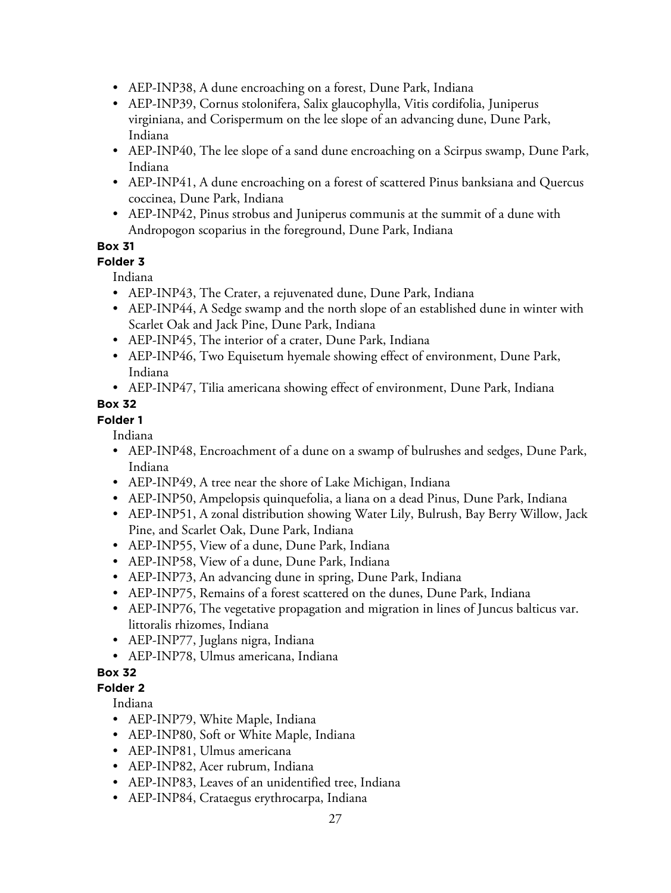- AEP-INP38, A dune encroaching on a forest, Dune Park, Indiana
- AEP-INP39, Cornus stolonifera, Salix glaucophylla, Vitis cordifolia, Juniperus virginiana, and Corispermum on the lee slope of an advancing dune, Dune Park, Indiana
- AEP-INP40, The lee slope of a sand dune encroaching on a Scirpus swamp, Dune Park, Indiana
- AEP-INP41, A dune encroaching on a forest of scattered Pinus banksiana and Quercus coccinea, Dune Park, Indiana
- AEP-INP42, Pinus strobus and Juniperus communis at the summit of a dune with Andropogon scoparius in the foreground, Dune Park, Indiana

**Box 31**

**Folder 3**

Indiana

- AEP-INP43, The Crater, a rejuvenated dune, Dune Park, Indiana
- AEP-INP44, A Sedge swamp and the north slope of an established dune in winter with Scarlet Oak and Jack Pine, Dune Park, Indiana
- AEP-INP45, The interior of a crater, Dune Park, Indiana
- AEP-INP46, Two Equisetum hyemale showing effect of environment, Dune Park, Indiana
- AEP-INP47, Tilia americana showing effect of environment, Dune Park, Indiana

**Box 32**

**Folder 1**

Indiana

- AEP-INP48, Encroachment of a dune on a swamp of bulrushes and sedges, Dune Park, Indiana
- AEP-INP49, A tree near the shore of Lake Michigan, Indiana
- AEP-INP50, Ampelopsis quinquefolia, a liana on a dead Pinus, Dune Park, Indiana
- AEP-INP51, A zonal distribution showing Water Lily, Bulrush, Bay Berry Willow, Jack Pine, and Scarlet Oak, Dune Park, Indiana
- AEP-INP55, View of a dune, Dune Park, Indiana
- AEP-INP58, View of a dune, Dune Park, Indiana
- AEP-INP73, An advancing dune in spring, Dune Park, Indiana
- AEP-INP75, Remains of a forest scattered on the dunes, Dune Park, Indiana
- AEP-INP76, The vegetative propagation and migration in lines of Juncus balticus var. littoralis rhizomes, Indiana
- AEP-INP77, Juglans nigra, Indiana
- AEP-INP78, Ulmus americana, Indiana

**Box 32**

**Folder 2**

Indiana

- AEP-INP79, White Maple, Indiana
- AEP-INP80, Soft or White Maple, Indiana
- AEP-INP81, Ulmus americana
- AEP-INP82, Acer rubrum, Indiana
- AEP-INP83, Leaves of an unidentified tree, Indiana
- AEP-INP84, Crataegus erythrocarpa, Indiana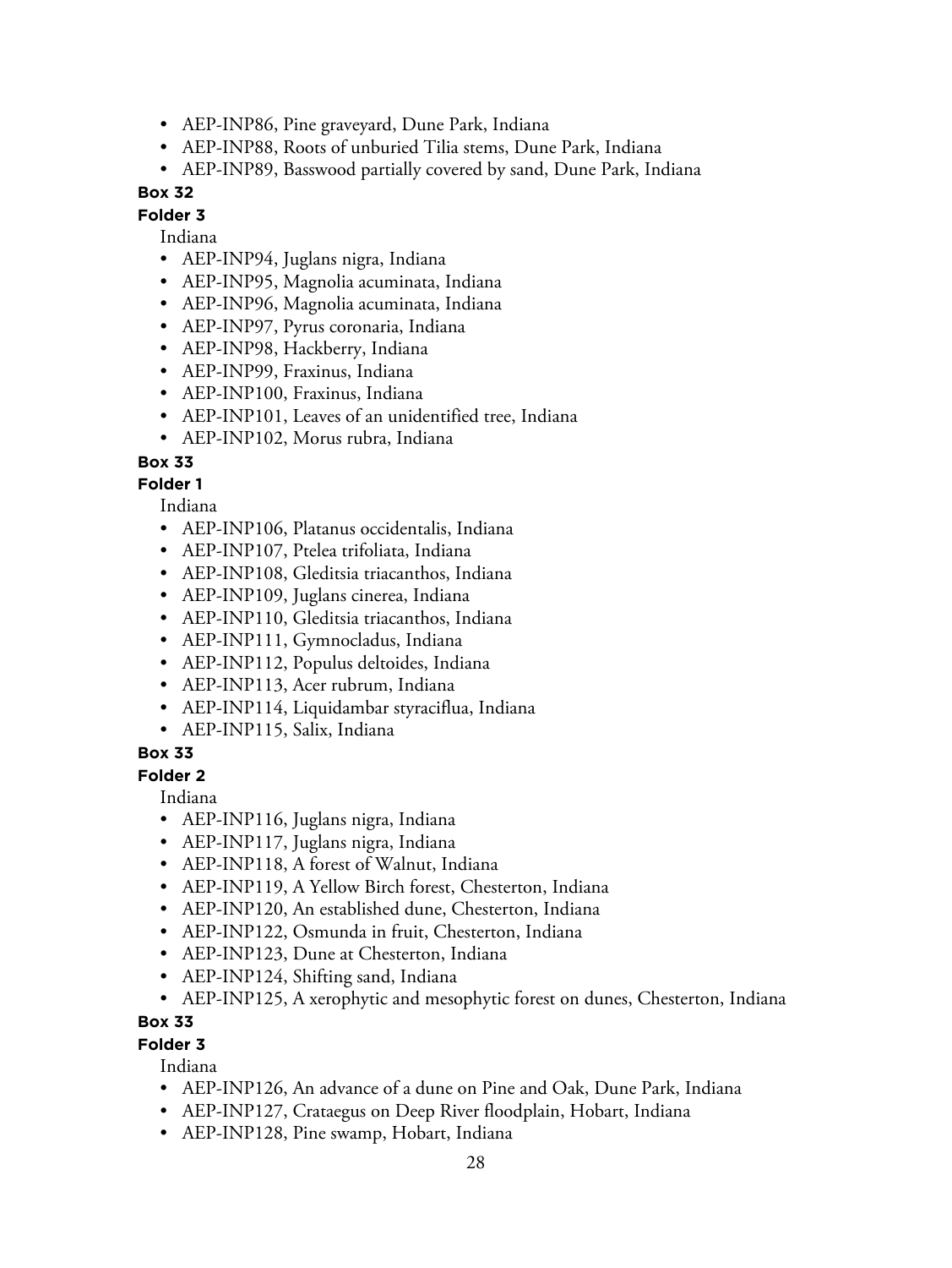- AEP-INP86, Pine graveyard, Dune Park, Indiana
- AEP-INP88, Roots of unburied Tilia stems, Dune Park, Indiana
- AEP-INP89, Basswood partially covered by sand, Dune Park, Indiana

**Box 32**

**Folder 3**

Indiana

- AEP-INP94, Juglans nigra, Indiana
- AEP-INP95, Magnolia acuminata, Indiana
- AEP-INP96, Magnolia acuminata, Indiana
- AEP-INP97, Pyrus coronaria, Indiana
- AEP-INP98, Hackberry, Indiana
- AEP-INP99, Fraxinus, Indiana
- AEP-INP100, Fraxinus, Indiana
- AEP-INP101, Leaves of an unidentified tree, Indiana
- AEP-INP102, Morus rubra, Indiana

**Box 33**

**Folder 1**

Indiana

- AEP-INP106, Platanus occidentalis, Indiana
- AEP-INP107, Ptelea trifoliata, Indiana
- AEP-INP108, Gleditsia triacanthos, Indiana
- AEP-INP109, Juglans cinerea, Indiana
- AEP-INP110, Gleditsia triacanthos, Indiana
- AEP-INP111, Gymnocladus, Indiana
- AEP-INP112, Populus deltoides, Indiana
- AEP-INP113, Acer rubrum, Indiana
- AEP-INP114, Liquidambar styraciflua, Indiana
- AEP-INP115, Salix, Indiana

**Box 33**

**Folder 2**

Indiana

- AEP-INP116, Juglans nigra, Indiana
- AEP-INP117, Juglans nigra, Indiana
- AEP-INP118, A forest of Walnut, Indiana
- AEP-INP119, A Yellow Birch forest, Chesterton, Indiana
- AEP-INP120, An established dune, Chesterton, Indiana
- AEP-INP122, Osmunda in fruit, Chesterton, Indiana
- AEP-INP123, Dune at Chesterton, Indiana
- AEP-INP124, Shifting sand, Indiana
- AEP-INP125, A xerophytic and mesophytic forest on dunes, Chesterton, Indiana

**Box 33**

**Folder 3**

Indiana

- AEP-INP126, An advance of a dune on Pine and Oak, Dune Park, Indiana
- AEP-INP127, Crataegus on Deep River floodplain, Hobart, Indiana
- AEP-INP128, Pine swamp, Hobart, Indiana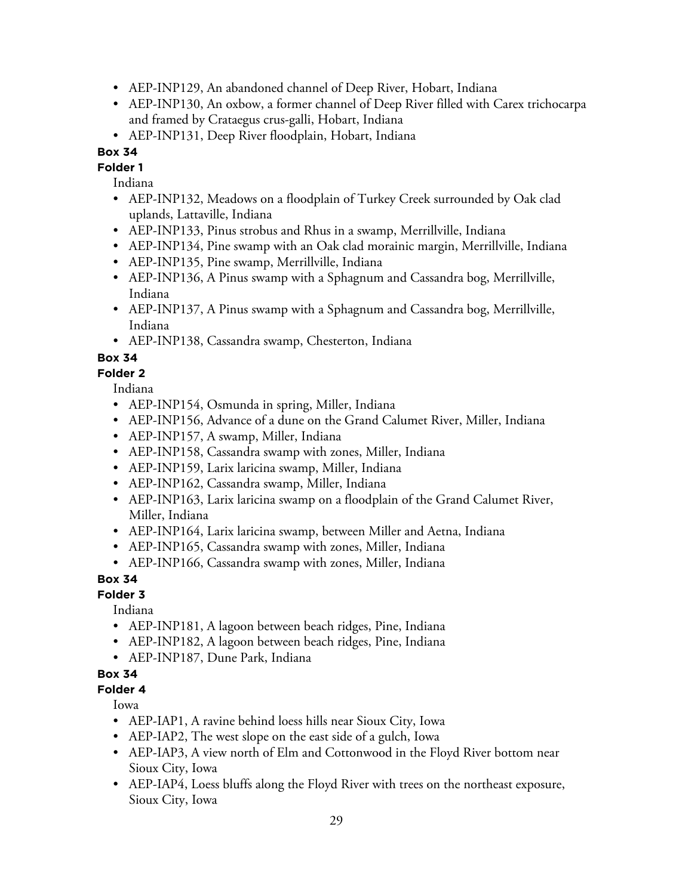- AEP-INP129, An abandoned channel of Deep River, Hobart, Indiana
- AEP-INP130, An oxbow, a former channel of Deep River filled with Carex trichocarpa and framed by Crataegus crus-galli, Hobart, Indiana
- AEP-INP131, Deep River floodplain, Hobart, Indiana

**Box 34**

**Folder 1**

Indiana

- AEP-INP132, Meadows on a floodplain of Turkey Creek surrounded by Oak clad uplands, Lattaville, Indiana
- AEP-INP133, Pinus strobus and Rhus in a swamp, Merrillville, Indiana
- AEP-INP134, Pine swamp with an Oak clad morainic margin, Merrillville, Indiana
- AEP-INP135, Pine swamp, Merrillville, Indiana
- AEP-INP136, A Pinus swamp with a Sphagnum and Cassandra bog, Merrillville, Indiana
- AEP-INP137, A Pinus swamp with a Sphagnum and Cassandra bog, Merrillville, Indiana
- AEP-INP138, Cassandra swamp, Chesterton, Indiana

**Box 34**

**Folder 2**

Indiana

- AEP-INP154, Osmunda in spring, Miller, Indiana
- AEP-INP156, Advance of a dune on the Grand Calumet River, Miller, Indiana
- AEP-INP157, A swamp, Miller, Indiana
- AEP-INP158, Cassandra swamp with zones, Miller, Indiana
- AEP-INP159, Larix laricina swamp, Miller, Indiana
- AEP-INP162, Cassandra swamp, Miller, Indiana
- AEP-INP163, Larix laricina swamp on a floodplain of the Grand Calumet River, Miller, Indiana
- AEP-INP164, Larix laricina swamp, between Miller and Aetna, Indiana
- AEP-INP165, Cassandra swamp with zones, Miller, Indiana
- AEP-INP166, Cassandra swamp with zones, Miller, Indiana

**Box 34**

**Folder 3**

Indiana

- AEP-INP181, A lagoon between beach ridges, Pine, Indiana
- AEP-INP182, A lagoon between beach ridges, Pine, Indiana
- AEP-INP187, Dune Park, Indiana

**Box 34**

**Folder 4**

Iowa

- AEP-IAP1, A ravine behind loess hills near Sioux City, Iowa
- AEP-IAP2, The west slope on the east side of a gulch, Iowa
- AEP-IAP3, A view north of Elm and Cottonwood in the Floyd River bottom near Sioux City, Iowa
- AEP-IAP4, Loess bluffs along the Floyd River with trees on the northeast exposure, Sioux City, Iowa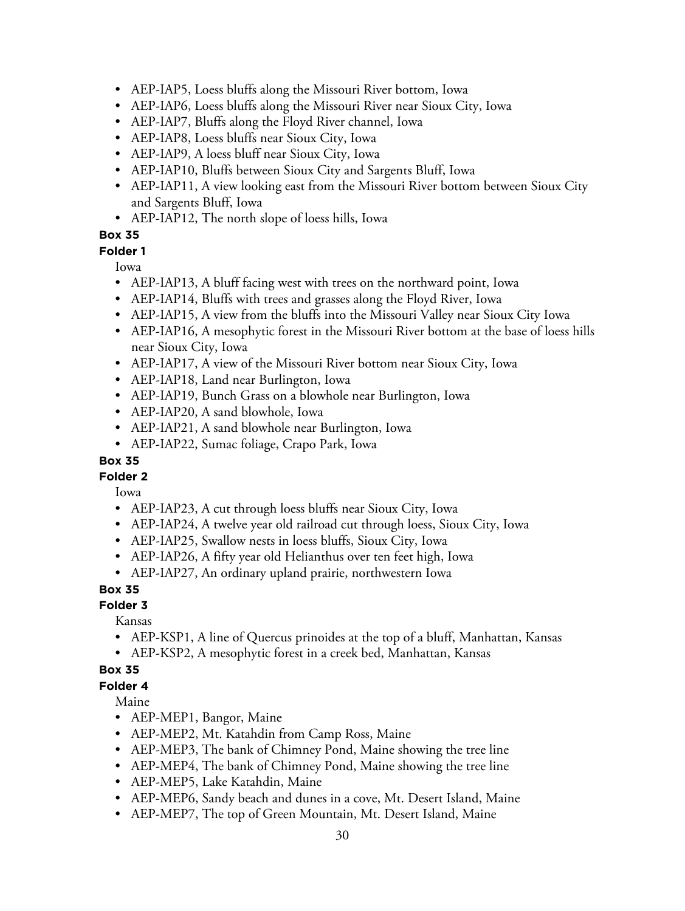- AEP-IAP5, Loess bluffs along the Missouri River bottom, Iowa
- AEP-IAP6, Loess bluffs along the Missouri River near Sioux City, Iowa
- AEP-IAP7, Bluffs along the Floyd River channel, Iowa
- AEP-IAP8, Loess bluffs near Sioux City, Iowa
- AEP-IAP9, A loess bluff near Sioux City, Iowa
- AEP-IAP10, Bluffs between Sioux City and Sargents Bluff, Iowa
- AEP-IAP11, A view looking east from the Missouri River bottom between Sioux City and Sargents Bluff, Iowa
- AEP-IAP12, The north slope of loess hills, Iowa

**Box 35**

**Folder 1**

Iowa

- AEP-IAP13, A bluff facing west with trees on the northward point, Iowa
- AEP-IAP14, Bluffs with trees and grasses along the Floyd River, Iowa
- AEP-IAP15, A view from the bluffs into the Missouri Valley near Sioux City Iowa
- AEP-IAP16, A mesophytic forest in the Missouri River bottom at the base of loess hills near Sioux City, Iowa
- AEP-IAP17, A view of the Missouri River bottom near Sioux City, Iowa
- AEP-IAP18, Land near Burlington, Iowa
- AEP-IAP19, Bunch Grass on a blowhole near Burlington, Iowa
- AEP-IAP20, A sand blowhole, Iowa
- AEP-IAP21, A sand blowhole near Burlington, Iowa
- AEP-IAP22, Sumac foliage, Crapo Park, Iowa

**Box 35**

**Folder 2**

Iowa

- AEP-IAP23, A cut through loess bluffs near Sioux City, Iowa
- AEP-IAP24, A twelve year old railroad cut through loess, Sioux City, Iowa
- AEP-IAP25, Swallow nests in loess bluffs, Sioux City, Iowa
- AEP-IAP26, A fifty year old Helianthus over ten feet high, Iowa
- AEP-IAP27, An ordinary upland prairie, northwestern Iowa

**Box 35**

**Folder 3**

Kansas

- AEP-KSP1, A line of Quercus prinoides at the top of a bluff, Manhattan, Kansas
- AEP-KSP2, A mesophytic forest in a creek bed, Manhattan, Kansas

**Box 35**

**Folder 4**

Maine

- AEP-MEP1, Bangor, Maine
- AEP-MEP2, Mt. Katahdin from Camp Ross, Maine
- AEP-MEP3, The bank of Chimney Pond, Maine showing the tree line
- AEP-MEP4, The bank of Chimney Pond, Maine showing the tree line
- AEP-MEP5, Lake Katahdin, Maine
- AEP-MEP6, Sandy beach and dunes in a cove, Mt. Desert Island, Maine
- AEP-MEP7, The top of Green Mountain, Mt. Desert Island, Maine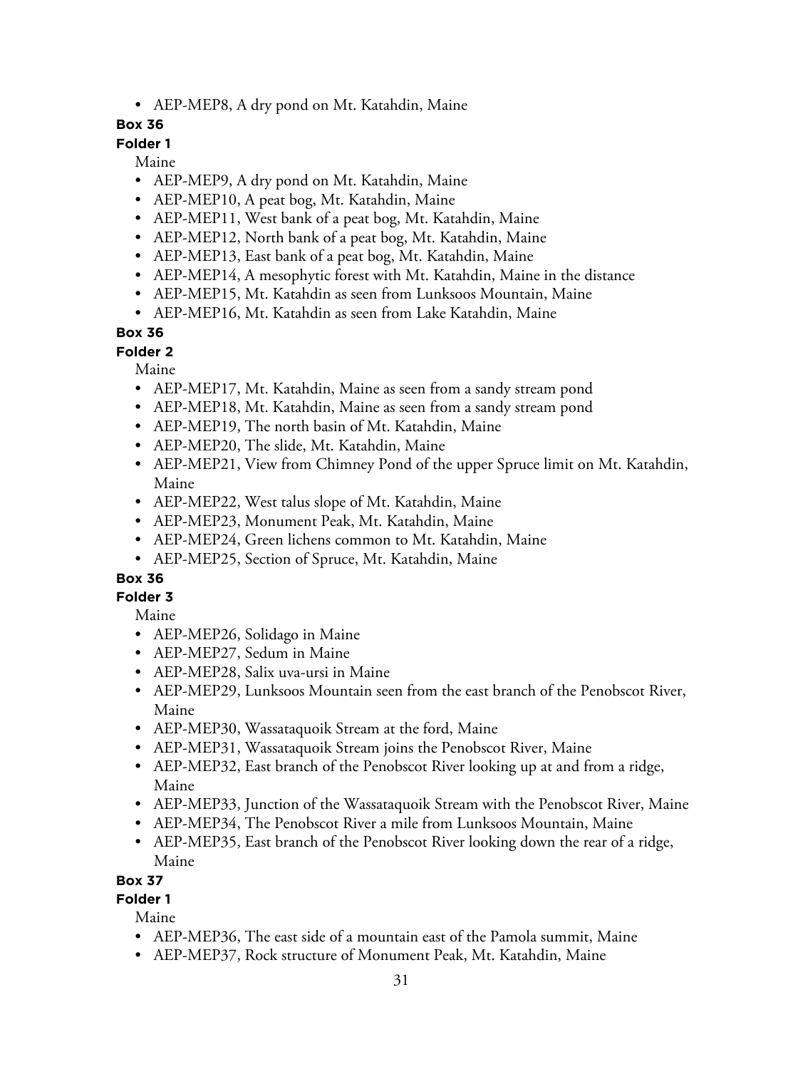- AEP-MEP8, A dry pond on Mt. Katahdin, Maine

**Box 36**

**Folder 1**

Maine

- AEP-MEP9, A dry pond on Mt. Katahdin, Maine
- AEP-MEP10, A peat bog, Mt. Katahdin, Maine
- AEP-MEP11, West bank of a peat bog, Mt. Katahdin, Maine
- AEP-MEP12, North bank of a peat bog, Mt. Katahdin, Maine
- AEP-MEP13, East bank of a peat bog, Mt. Katahdin, Maine
- AEP-MEP14, A mesophytic forest with Mt. Katahdin, Maine in the distance
- AEP-MEP15, Mt. Katahdin as seen from Lunksoos Mountain, Maine
- AEP-MEP16, Mt. Katahdin as seen from Lake Katahdin, Maine

**Box 36**

**Folder 2**

Maine

- AEP-MEP17, Mt. Katahdin, Maine as seen from a sandy stream pond
- AEP-MEP18, Mt. Katahdin, Maine as seen from a sandy stream pond
- AEP-MEP19, The north basin of Mt. Katahdin, Maine
- AEP-MEP20, The slide, Mt. Katahdin, Maine
- AEP-MEP21, View from Chimney Pond of the upper Spruce limit on Mt. Katahdin, Maine
- AEP-MEP22, West talus slope of Mt. Katahdin, Maine
- AEP-MEP23, Monument Peak, Mt. Katahdin, Maine
- AEP-MEP24, Green lichens common to Mt. Katahdin, Maine
- AEP-MEP25, Section of Spruce, Mt. Katahdin, Maine

**Box 36**

**Folder 3**

Maine

- AEP-MEP26, Solidago in Maine
- AEP-MEP27, Sedum in Maine
- AEP-MEP28, Salix uva-ursi in Maine
- AEP-MEP29, Lunksoos Mountain seen from the east branch of the Penobscot River, Maine
- AEP-MEP30, Wassataquoik Stream at the ford, Maine
- AEP-MEP31, Wassataquoik Stream joins the Penobscot River, Maine
- AEP-MEP32, East branch of the Penobscot River looking up at and from a ridge, Maine
- AEP-MEP33, Junction of the Wassataquoik Stream with the Penobscot River, Maine
- AEP-MEP34, The Penobscot River a mile from Lunksoos Mountain, Maine
- AEP-MEP35, East branch of the Penobscot River looking down the rear of a ridge, Maine

**Box 37**

**Folder 1**

Maine

- AEP-MEP36, The east side of a mountain east of the Pamola summit, Maine
- AEP-MEP37, Rock structure of Monument Peak, Mt. Katahdin, Maine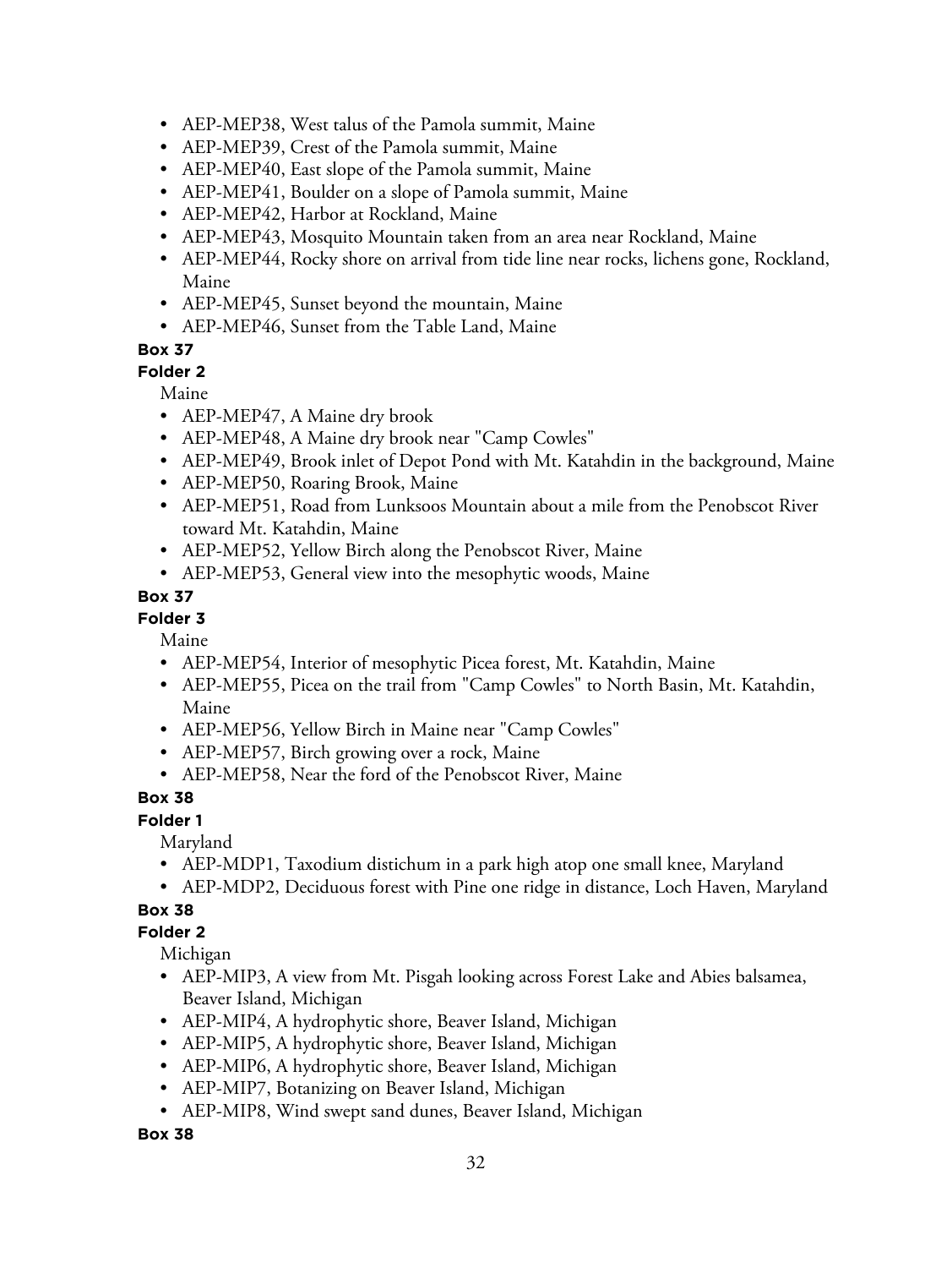- AEP-MEP38, West talus of the Pamola summit, Maine
- AEP-MEP39, Crest of the Pamola summit, Maine
- AEP-MEP40, East slope of the Pamola summit, Maine
- AEP-MEP41, Boulder on a slope of Pamola summit, Maine
- AEP-MEP42, Harbor at Rockland, Maine
- AEP-MEP43, Mosquito Mountain taken from an area near Rockland, Maine
- AEP-MEP44, Rocky shore on arrival from tide line near rocks, lichens gone, Rockland, Maine
- AEP-MEP45, Sunset beyond the mountain, Maine
- AEP-MEP46, Sunset from the Table Land, Maine

**Box 37**

**Folder 2**

Maine

- AEP-MEP47, A Maine dry brook
- AEP-MEP48, A Maine dry brook near "Camp Cowles"
- AEP-MEP49, Brook inlet of Depot Pond with Mt. Katahdin in the background, Maine
- AEP-MEP50, Roaring Brook, Maine
- AEP-MEP51, Road from Lunksoos Mountain about a mile from the Penobscot River toward Mt. Katahdin, Maine
- AEP-MEP52, Yellow Birch along the Penobscot River, Maine
- AEP-MEP53, General view into the mesophytic woods, Maine

**Box 37**

**Folder 3**

Maine

- AEP-MEP54, Interior of mesophytic Picea forest, Mt. Katahdin, Maine
- AEP-MEP55, Picea on the trail from "Camp Cowles" to North Basin, Mt. Katahdin, Maine
- AEP-MEP56, Yellow Birch in Maine near "Camp Cowles"
- AEP-MEP57, Birch growing over a rock, Maine
- AEP-MEP58, Near the ford of the Penobscot River, Maine

**Box 38**

**Folder 1**

Maryland

- AEP-MDP1, Taxodium distichum in a park high atop one small knee, Maryland
- AEP-MDP2, Deciduous forest with Pine one ridge in distance, Loch Haven, Maryland

**Box 38**

**Folder 2**

Michigan

- AEP-MIP3, A view from Mt. Pisgah looking across Forest Lake and Abies balsamea, Beaver Island, Michigan
- AEP-MIP4, A hydrophytic shore, Beaver Island, Michigan
- AEP-MIP5, A hydrophytic shore, Beaver Island, Michigan
- AEP-MIP6, A hydrophytic shore, Beaver Island, Michigan
- AEP-MIP7, Botanizing on Beaver Island, Michigan
- AEP-MIP8, Wind swept sand dunes, Beaver Island, Michigan

**Box 38**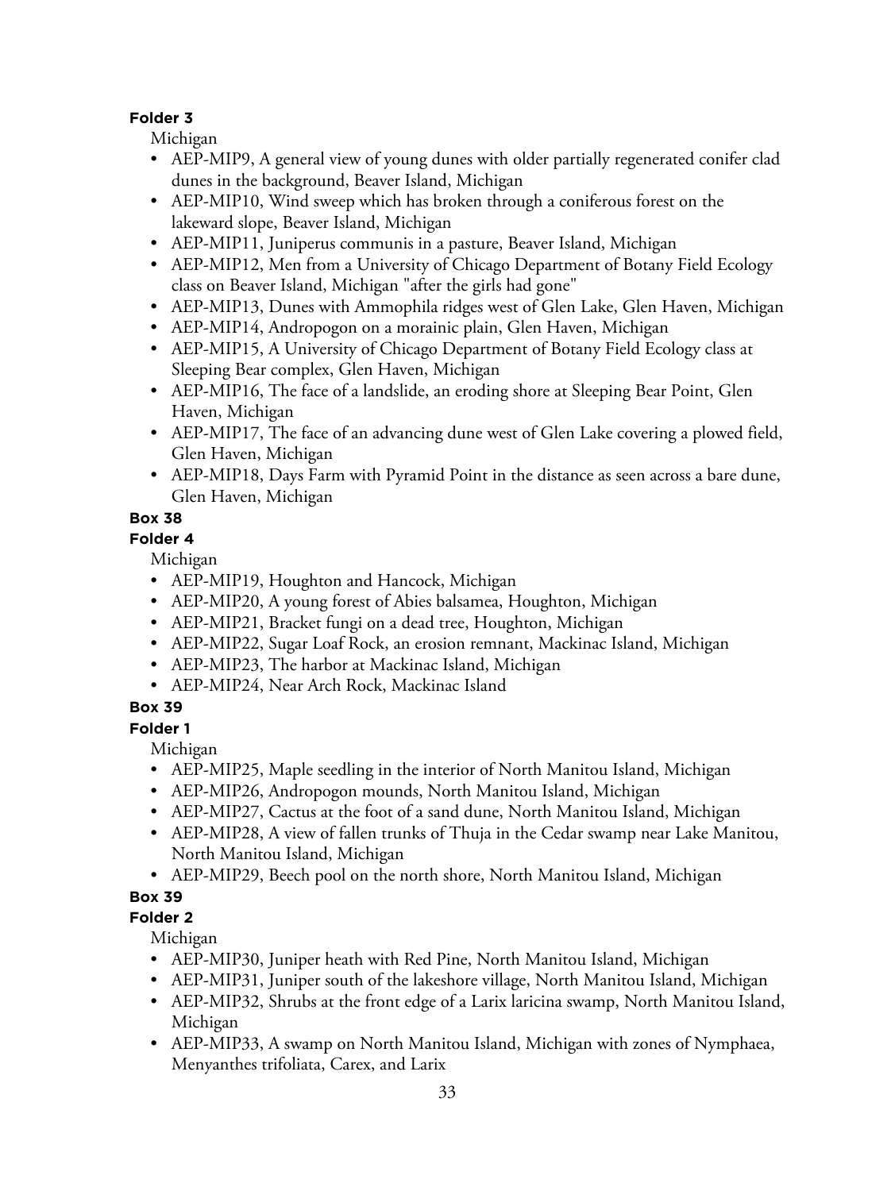**Folder 3**

Michigan

- AEP-MIP9, A general view of young dunes with older partially regenerated conifer clad dunes in the background, Beaver Island, Michigan
- AEP-MIP10, Wind sweep which has broken through a coniferous forest on the lakeward slope, Beaver Island, Michigan
- AEP-MIP11, Juniperus communis in a pasture, Beaver Island, Michigan
- AEP-MIP12, Men from a University of Chicago Department of Botany Field Ecology class on Beaver Island, Michigan "after the girls had gone"
- AEP-MIP13, Dunes with Ammophila ridges west of Glen Lake, Glen Haven, Michigan
- AEP-MIP14, Andropogon on a morainic plain, Glen Haven, Michigan
- AEP-MIP15, A University of Chicago Department of Botany Field Ecology class at Sleeping Bear complex, Glen Haven, Michigan
- AEP-MIP16, The face of a landslide, an eroding shore at Sleeping Bear Point, Glen Haven, Michigan
- AEP-MIP17, The face of an advancing dune west of Glen Lake covering a plowed field, Glen Haven, Michigan
- AEP-MIP18, Days Farm with Pyramid Point in the distance as seen across a bare dune, Glen Haven, Michigan

**Box 38**

**Folder 4**

Michigan

- AEP-MIP19, Houghton and Hancock, Michigan
- AEP-MIP20, A young forest of Abies balsamea, Houghton, Michigan
- AEP-MIP21, Bracket fungi on a dead tree, Houghton, Michigan
- AEP-MIP22, Sugar Loaf Rock, an erosion remnant, Mackinac Island, Michigan
- AEP-MIP23, The harbor at Mackinac Island, Michigan
- AEP-MIP24, Near Arch Rock, Mackinac Island

**Box 39**

**Folder 1**

Michigan

- AEP-MIP25, Maple seedling in the interior of North Manitou Island, Michigan
- AEP-MIP26, Andropogon mounds, North Manitou Island, Michigan
- AEP-MIP27, Cactus at the foot of a sand dune, North Manitou Island, Michigan
- AEP-MIP28, A view of fallen trunks of Thuja in the Cedar swamp near Lake Manitou, North Manitou Island, Michigan
- AEP-MIP29, Beech pool on the north shore, North Manitou Island, Michigan

**Box 39**

**Folder 2**

Michigan

- AEP-MIP30, Juniper heath with Red Pine, North Manitou Island, Michigan
- AEP-MIP31, Juniper south of the lakeshore village, North Manitou Island, Michigan
- AEP-MIP32, Shrubs at the front edge of a Larix laricina swamp, North Manitou Island, Michigan
- AEP-MIP33, A swamp on North Manitou Island, Michigan with zones of Nymphaea, Menyanthes trifoliata, Carex, and Larix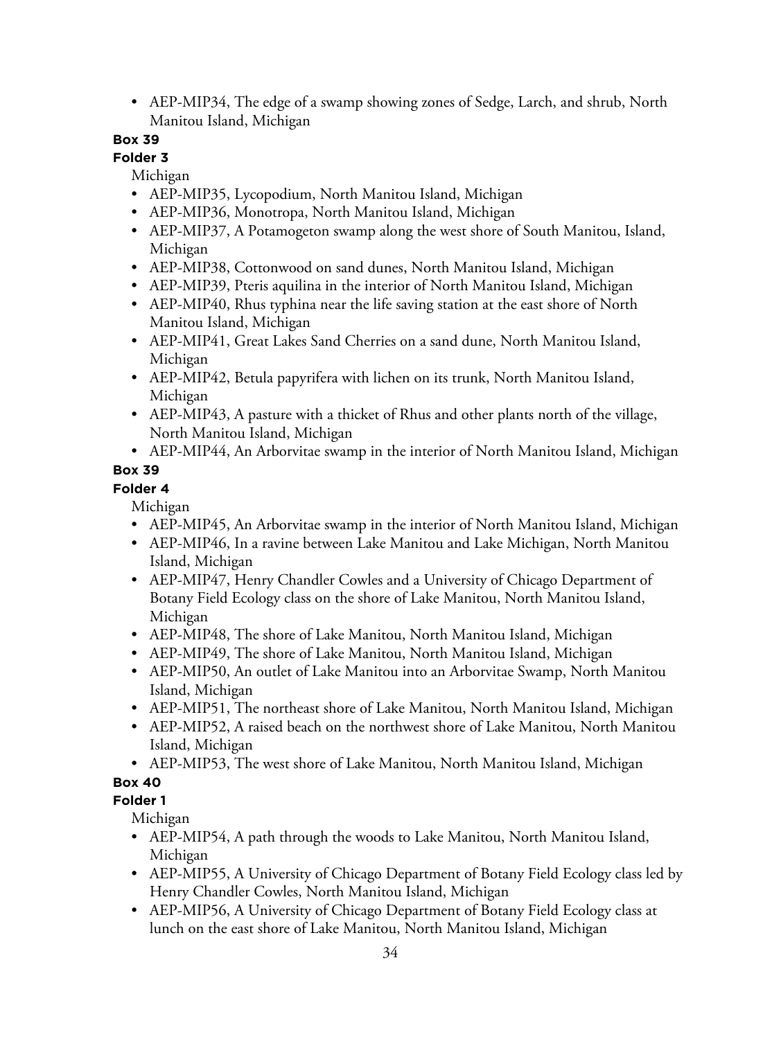- AEP-MIP34, The edge of a swamp showing zones of Sedge, Larch, and shrub, North Manitou Island, Michigan

**Box 39**

**Folder 3**

Michigan

- AEP-MIP35, Lycopodium, North Manitou Island, Michigan
- AEP-MIP36, Monotropa, North Manitou Island, Michigan
- AEP-MIP37, A Potamogeton swamp along the west shore of South Manitou, Island, Michigan
- AEP-MIP38, Cottonwood on sand dunes, North Manitou Island, Michigan
- AEP-MIP39, Pteris aquilina in the interior of North Manitou Island, Michigan
- AEP-MIP40, Rhus typhina near the life saving station at the east shore of North Manitou Island, Michigan
- AEP-MIP41, Great Lakes Sand Cherries on a sand dune, North Manitou Island, Michigan
- AEP-MIP42, Betula papyrifera with lichen on its trunk, North Manitou Island, Michigan
- AEP-MIP43, A pasture with a thicket of Rhus and other plants north of the village, North Manitou Island, Michigan
- AEP-MIP44, An Arborvitae swamp in the interior of North Manitou Island, Michigan

**Box 39**

**Folder 4**

Michigan

- AEP-MIP45, An Arborvitae swamp in the interior of North Manitou Island, Michigan
- AEP-MIP46, In a ravine between Lake Manitou and Lake Michigan, North Manitou Island, Michigan
- AEP-MIP47, Henry Chandler Cowles and a University of Chicago Department of Botany Field Ecology class on the shore of Lake Manitou, North Manitou Island, Michigan
- AEP-MIP48, The shore of Lake Manitou, North Manitou Island, Michigan
- AEP-MIP49, The shore of Lake Manitou, North Manitou Island, Michigan
- AEP-MIP50, An outlet of Lake Manitou into an Arborvitae Swamp, North Manitou Island, Michigan
- AEP-MIP51, The northeast shore of Lake Manitou, North Manitou Island, Michigan
- AEP-MIP52, A raised beach on the northwest shore of Lake Manitou, North Manitou Island, Michigan
- AEP-MIP53, The west shore of Lake Manitou, North Manitou Island, Michigan

**Box 40**

**Folder 1**

Michigan

- AEP-MIP54, A path through the woods to Lake Manitou, North Manitou Island, Michigan
- AEP-MIP55, A University of Chicago Department of Botany Field Ecology class led by Henry Chandler Cowles, North Manitou Island, Michigan
- AEP-MIP56, A University of Chicago Department of Botany Field Ecology class at lunch on the east shore of Lake Manitou, North Manitou Island, Michigan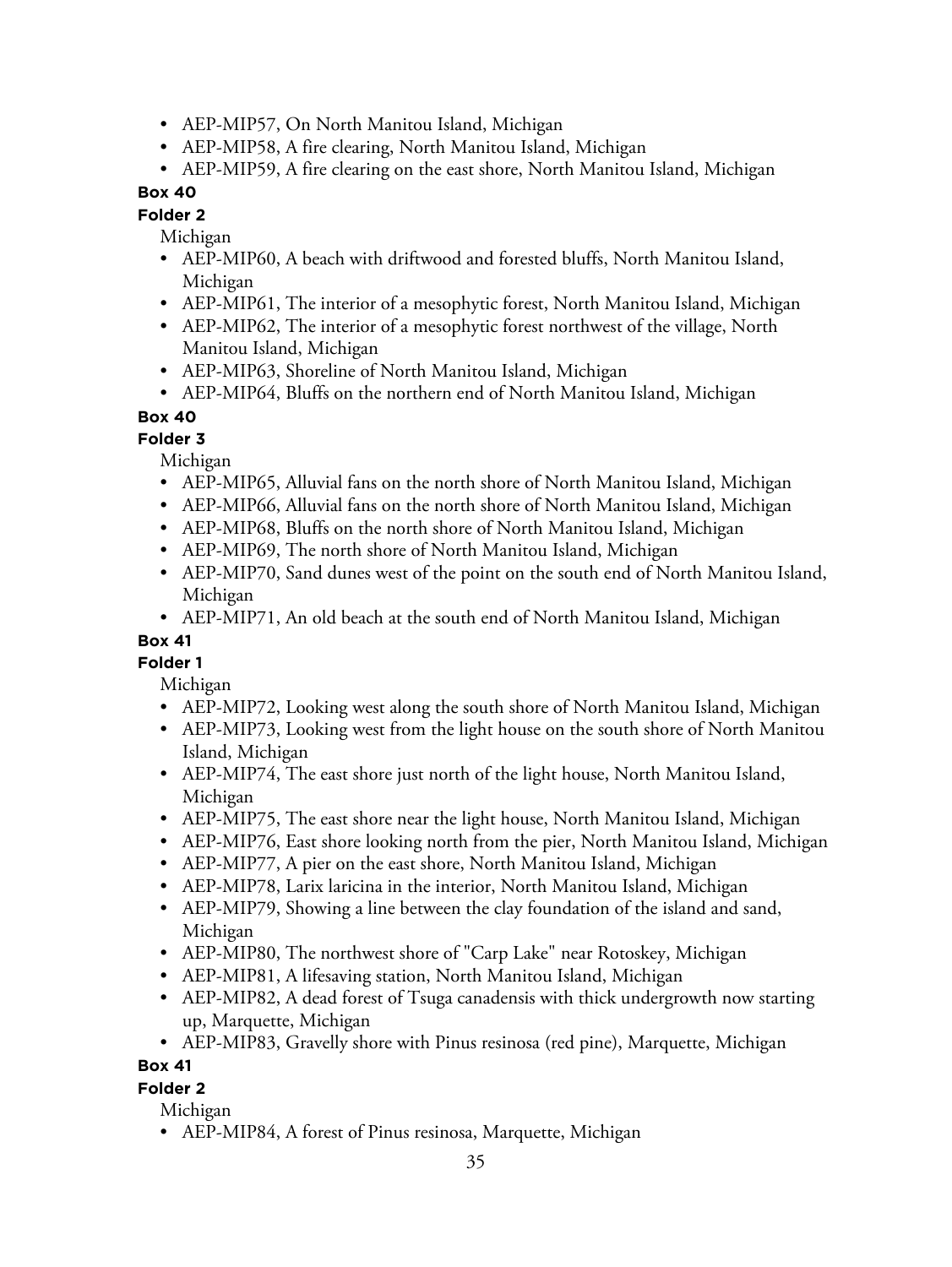- AEP-MIP57, On North Manitou Island, Michigan
- AEP-MIP58, A fire clearing, North Manitou Island, Michigan
- AEP-MIP59, A fire clearing on the east shore, North Manitou Island, Michigan

**Box 40**

**Folder 2**

Michigan

- AEP-MIP60, A beach with driftwood and forested bluffs, North Manitou Island, Michigan
- AEP-MIP61, The interior of a mesophytic forest, North Manitou Island, Michigan
- AEP-MIP62, The interior of a mesophytic forest northwest of the village, North Manitou Island, Michigan
- AEP-MIP63, Shoreline of North Manitou Island, Michigan
- AEP-MIP64, Bluffs on the northern end of North Manitou Island, Michigan

**Box 40**

**Folder 3**

Michigan

- AEP-MIP65, Alluvial fans on the north shore of North Manitou Island, Michigan
- AEP-MIP66, Alluvial fans on the north shore of North Manitou Island, Michigan
- AEP-MIP68, Bluffs on the north shore of North Manitou Island, Michigan
- AEP-MIP69, The north shore of North Manitou Island, Michigan
- AEP-MIP70, Sand dunes west of the point on the south end of North Manitou Island, Michigan
- AEP-MIP71, An old beach at the south end of North Manitou Island, Michigan

**Box 41**

**Folder 1**

Michigan

- AEP-MIP72, Looking west along the south shore of North Manitou Island, Michigan
- AEP-MIP73, Looking west from the light house on the south shore of North Manitou Island, Michigan
- AEP-MIP74, The east shore just north of the light house, North Manitou Island, Michigan
- AEP-MIP75, The east shore near the light house, North Manitou Island, Michigan
- AEP-MIP76, East shore looking north from the pier, North Manitou Island, Michigan
- AEP-MIP77, A pier on the east shore, North Manitou Island, Michigan
- AEP-MIP78, Larix laricina in the interior, North Manitou Island, Michigan
- AEP-MIP79, Showing a line between the clay foundation of the island and sand, Michigan
- AEP-MIP80, The northwest shore of "Carp Lake" near Rotoskey, Michigan
- AEP-MIP81, A lifesaving station, North Manitou Island, Michigan
- AEP-MIP82, A dead forest of Tsuga canadensis with thick undergrowth now starting up, Marquette, Michigan
- AEP-MIP83, Gravelly shore with Pinus resinosa (red pine), Marquette, Michigan

**Box 41**

**Folder 2**

Michigan

- AEP-MIP84, A forest of Pinus resinosa, Marquette, Michigan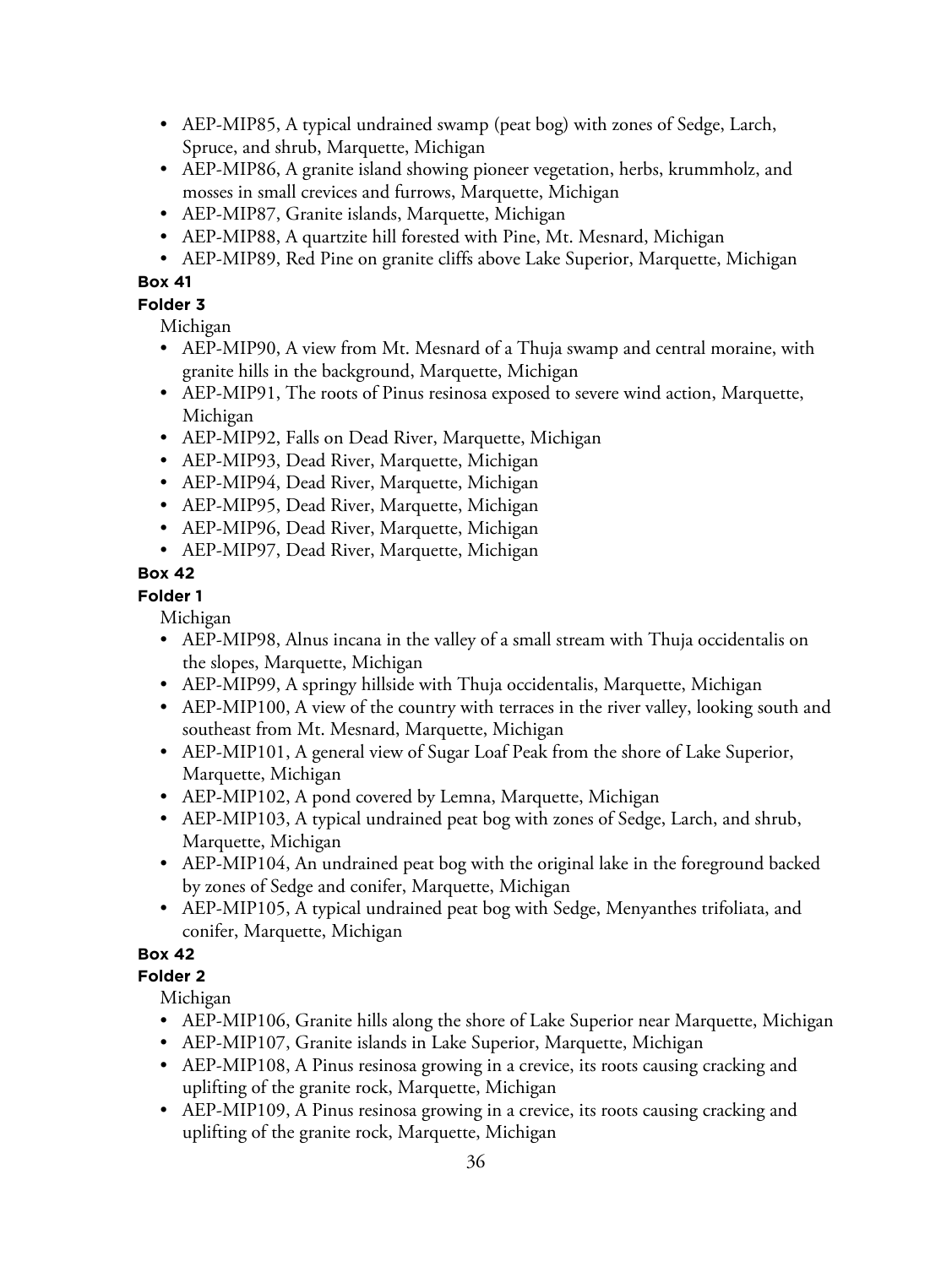- AEP-MIP85, A typical undrained swamp (peat bog) with zones of Sedge, Larch, Spruce, and shrub, Marquette, Michigan
- AEP-MIP86, A granite island showing pioneer vegetation, herbs, krummholz, and mosses in small crevices and furrows, Marquette, Michigan
- AEP-MIP87, Granite islands, Marquette, Michigan
- AEP-MIP88, A quartzite hill forested with Pine, Mt. Mesnard, Michigan
- AEP-MIP89, Red Pine on granite cliffs above Lake Superior, Marquette, Michigan

**Box 41**

**Folder 3**

Michigan

- AEP-MIP90, A view from Mt. Mesnard of a Thuja swamp and central moraine, with granite hills in the background, Marquette, Michigan
- AEP-MIP91, The roots of Pinus resinosa exposed to severe wind action, Marquette, Michigan
- AEP-MIP92, Falls on Dead River, Marquette, Michigan
- AEP-MIP93, Dead River, Marquette, Michigan
- AEP-MIP94, Dead River, Marquette, Michigan
- AEP-MIP95, Dead River, Marquette, Michigan
- AEP-MIP96, Dead River, Marquette, Michigan
- AEP-MIP97, Dead River, Marquette, Michigan

**Box 42**

**Folder 1**

Michigan

- AEP-MIP98, Alnus incana in the valley of a small stream with Thuja occidentalis on the slopes, Marquette, Michigan
- AEP-MIP99, A springy hillside with Thuja occidentalis, Marquette, Michigan
- AEP-MIP100, A view of the country with terraces in the river valley, looking south and southeast from Mt. Mesnard, Marquette, Michigan
- AEP-MIP101, A general view of Sugar Loaf Peak from the shore of Lake Superior, Marquette, Michigan
- AEP-MIP102, A pond covered by Lemna, Marquette, Michigan
- AEP-MIP103, A typical undrained peat bog with zones of Sedge, Larch, and shrub, Marquette, Michigan
- AEP-MIP104, An undrained peat bog with the original lake in the foreground backed by zones of Sedge and conifer, Marquette, Michigan
- AEP-MIP105, A typical undrained peat bog with Sedge, Menyanthes trifoliata, and conifer, Marquette, Michigan

**Box 42**

**Folder 2**

Michigan

- AEP-MIP106, Granite hills along the shore of Lake Superior near Marquette, Michigan
- AEP-MIP107, Granite islands in Lake Superior, Marquette, Michigan
- AEP-MIP108, A Pinus resinosa growing in a crevice, its roots causing cracking and uplifting of the granite rock, Marquette, Michigan
- AEP-MIP109, A Pinus resinosa growing in a crevice, its roots causing cracking and uplifting of the granite rock, Marquette, Michigan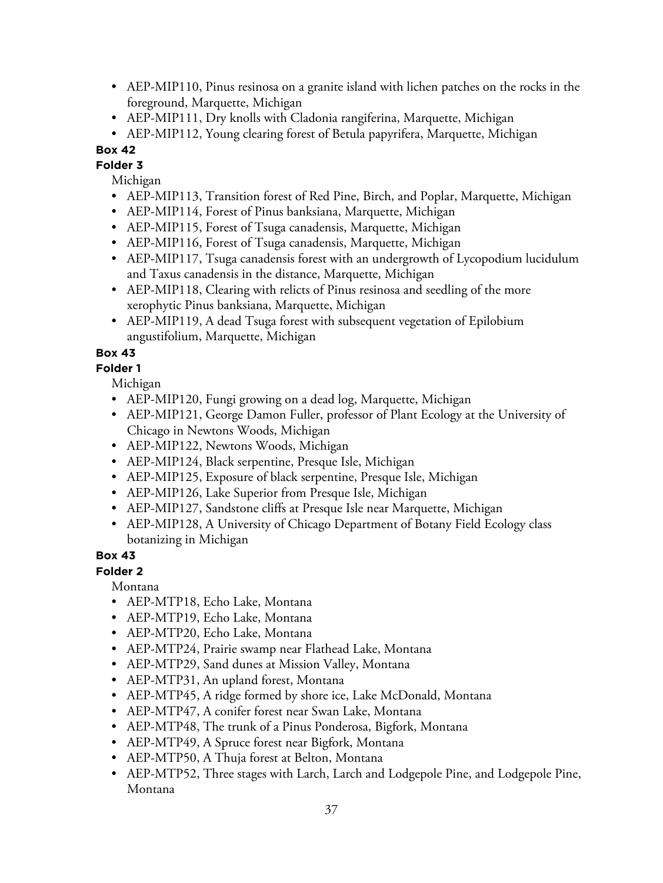- AEP-MIP110, Pinus resinosa on a granite island with lichen patches on the rocks in the foreground, Marquette, Michigan
- AEP-MIP111, Dry knolls with Cladonia rangiferina, Marquette, Michigan
- AEP-MIP112, Young clearing forest of Betula papyrifera, Marquette, Michigan

**Box 42**

**Folder 3**

Michigan

- AEP-MIP113, Transition forest of Red Pine, Birch, and Poplar, Marquette, Michigan
- AEP-MIP114, Forest of Pinus banksiana, Marquette, Michigan
- AEP-MIP115, Forest of Tsuga canadensis, Marquette, Michigan
- AEP-MIP116, Forest of Tsuga canadensis, Marquette, Michigan
- AEP-MIP117, Tsuga canadensis forest with an undergrowth of Lycopodium lucidulum and Taxus canadensis in the distance, Marquette, Michigan
- AEP-MIP118, Clearing with relicts of Pinus resinosa and seedling of the more xerophytic Pinus banksiana, Marquette, Michigan
- AEP-MIP119, A dead Tsuga forest with subsequent vegetation of Epilobium angustifolium, Marquette, Michigan

**Box 43**

**Folder 1**

Michigan

- AEP-MIP120, Fungi growing on a dead log, Marquette, Michigan
- AEP-MIP121, George Damon Fuller, professor of Plant Ecology at the University of Chicago in Newtons Woods, Michigan
- AEP-MIP122, Newtons Woods, Michigan
- AEP-MIP124, Black serpentine, Presque Isle, Michigan
- AEP-MIP125, Exposure of black serpentine, Presque Isle, Michigan
- AEP-MIP126, Lake Superior from Presque Isle, Michigan
- AEP-MIP127, Sandstone cliffs at Presque Isle near Marquette, Michigan
- AEP-MIP128, A University of Chicago Department of Botany Field Ecology class botanizing in Michigan

**Box 43**

**Folder 2**

Montana

- AEP-MTP18, Echo Lake, Montana
- AEP-MTP19, Echo Lake, Montana
- AEP-MTP20, Echo Lake, Montana
- AEP-MTP24, Prairie swamp near Flathead Lake, Montana
- AEP-MTP29, Sand dunes at Mission Valley, Montana
- AEP-MTP31, An upland forest, Montana
- AEP-MTP45, A ridge formed by shore ice, Lake McDonald, Montana
- AEP-MTP47, A conifer forest near Swan Lake, Montana
- AEP-MTP48, The trunk of a Pinus Ponderosa, Bigfork, Montana
- AEP-MTP49, A Spruce forest near Bigfork, Montana
- AEP-MTP50, A Thuja forest at Belton, Montana
- AEP-MTP52, Three stages with Larch, Larch and Lodgepole Pine, and Lodgepole Pine, Montana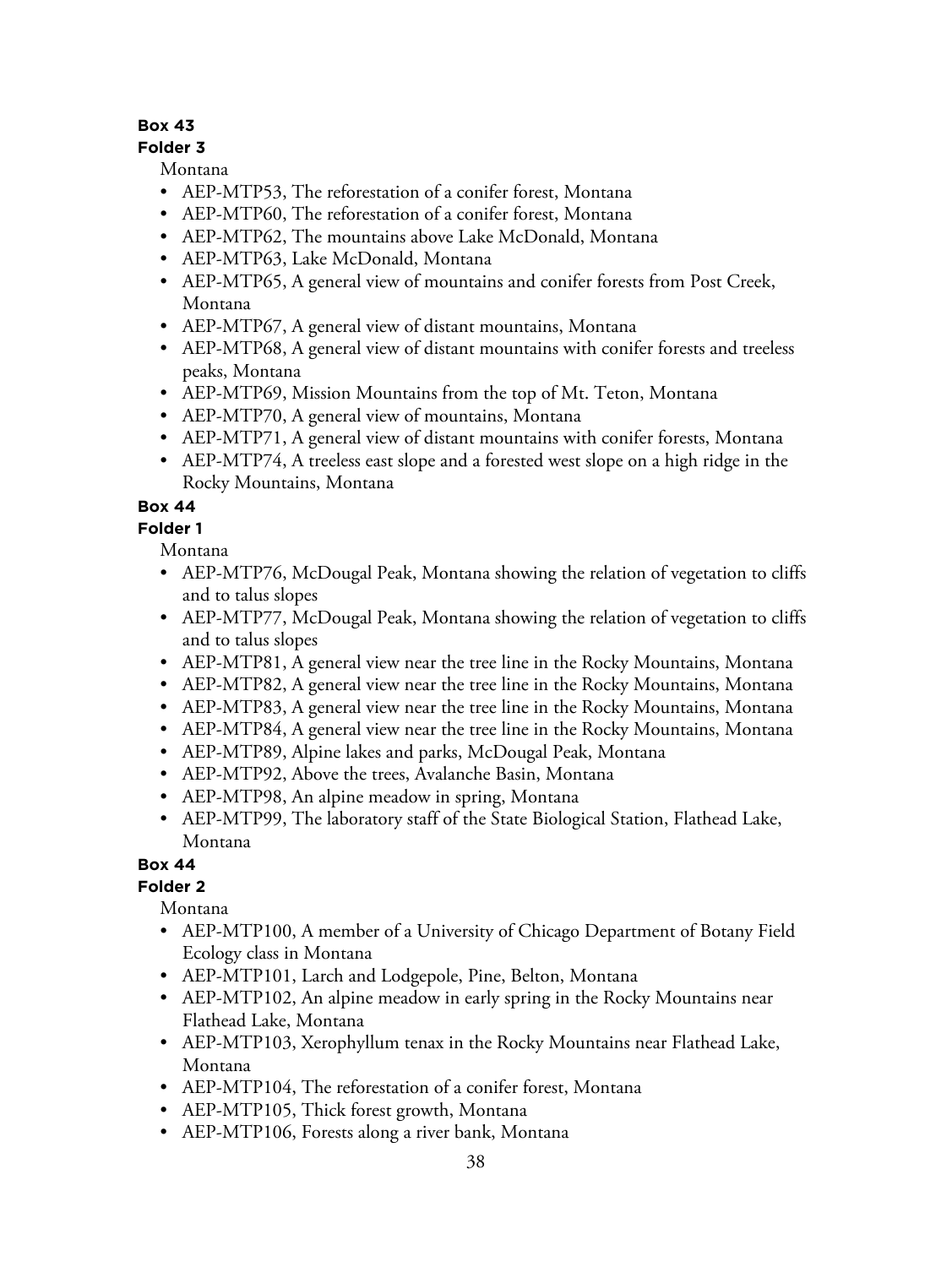**Box 43**
**Folder 3**

Montana

- AEP-MTP53, The reforestation of a conifer forest, Montana
- AEP-MTP60, The reforestation of a conifer forest, Montana
- AEP-MTP62, The mountains above Lake McDonald, Montana
- AEP-MTP63, Lake McDonald, Montana
- AEP-MTP65, A general view of mountains and conifer forests from Post Creek, Montana
- AEP-MTP67, A general view of distant mountains, Montana
- AEP-MTP68, A general view of distant mountains with conifer forests and treeless peaks, Montana
- AEP-MTP69, Mission Mountains from the top of Mt. Teton, Montana
- AEP-MTP70, A general view of mountains, Montana
- AEP-MTP71, A general view of distant mountains with conifer forests, Montana
- AEP-MTP74, A treeless east slope and a forested west slope on a high ridge in the Rocky Mountains, Montana

**Box 44**
**Folder 1**

Montana

- AEP-MTP76, McDougal Peak, Montana showing the relation of vegetation to cliffs and to talus slopes
- AEP-MTP77, McDougal Peak, Montana showing the relation of vegetation to cliffs and to talus slopes
- AEP-MTP81, A general view near the tree line in the Rocky Mountains, Montana
- AEP-MTP82, A general view near the tree line in the Rocky Mountains, Montana
- AEP-MTP83, A general view near the tree line in the Rocky Mountains, Montana
- AEP-MTP84, A general view near the tree line in the Rocky Mountains, Montana
- AEP-MTP89, Alpine lakes and parks, McDougal Peak, Montana
- AEP-MTP92, Above the trees, Avalanche Basin, Montana
- AEP-MTP98, An alpine meadow in spring, Montana
- AEP-MTP99, The laboratory staff of the State Biological Station, Flathead Lake, Montana

**Box 44**
**Folder 2**

Montana

- AEP-MTP100, A member of a University of Chicago Department of Botany Field Ecology class in Montana
- AEP-MTP101, Larch and Lodgepole, Pine, Belton, Montana
- AEP-MTP102, An alpine meadow in early spring in the Rocky Mountains near Flathead Lake, Montana
- AEP-MTP103, Xerophyllum tenax in the Rocky Mountains near Flathead Lake, Montana
- AEP-MTP104, The reforestation of a conifer forest, Montana
- AEP-MTP105, Thick forest growth, Montana
- AEP-MTP106, Forests along a river bank, Montana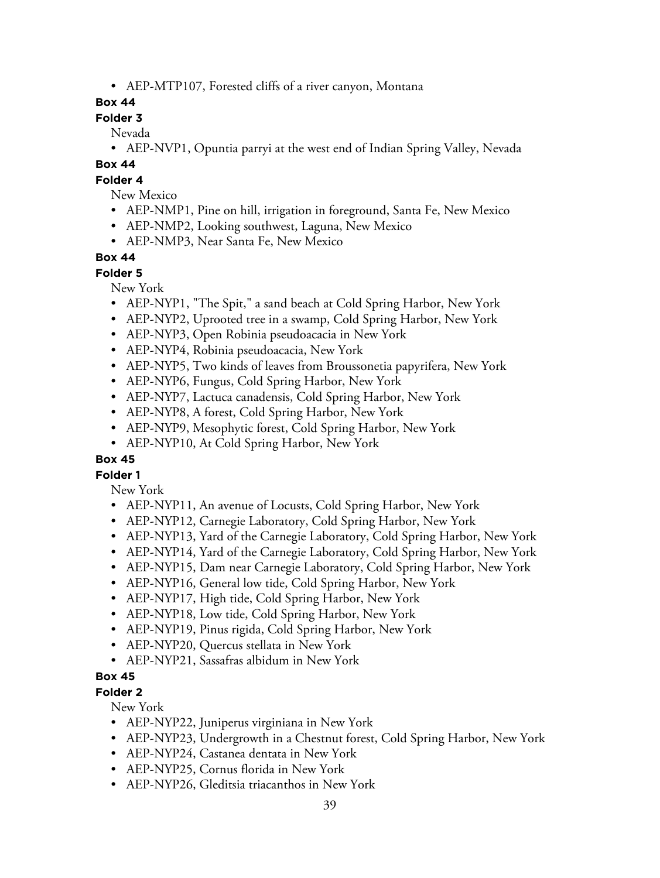- AEP-MTP107, Forested cliffs of a river canyon, Montana

**Box 44**

**Folder 3**

Nevada

- AEP-NVP1, Opuntia parryi at the west end of Indian Spring Valley, Nevada

**Box 44**

**Folder 4**

New Mexico

- AEP-NMP1, Pine on hill, irrigation in foreground, Santa Fe, New Mexico
- AEP-NMP2, Looking southwest, Laguna, New Mexico
- AEP-NMP3, Near Santa Fe, New Mexico

**Box 44**

**Folder 5**

New York

- AEP-NYP1, "The Spit," a sand beach at Cold Spring Harbor, New York
- AEP-NYP2, Uprooted tree in a swamp, Cold Spring Harbor, New York
- AEP-NYP3, Open Robinia pseudoacacia in New York
- AEP-NYP4, Robinia pseudoacacia, New York
- AEP-NYP5, Two kinds of leaves from Broussonetia papyrifera, New York
- AEP-NYP6, Fungus, Cold Spring Harbor, New York
- AEP-NYP7, Lactuca canadensis, Cold Spring Harbor, New York
- AEP-NYP8, A forest, Cold Spring Harbor, New York
- AEP-NYP9, Mesophytic forest, Cold Spring Harbor, New York
- AEP-NYP10, At Cold Spring Harbor, New York

**Box 45**

**Folder 1**

New York

- AEP-NYP11, An avenue of Locusts, Cold Spring Harbor, New York
- AEP-NYP12, Carnegie Laboratory, Cold Spring Harbor, New York
- AEP-NYP13, Yard of the Carnegie Laboratory, Cold Spring Harbor, New York
- AEP-NYP14, Yard of the Carnegie Laboratory, Cold Spring Harbor, New York
- AEP-NYP15, Dam near Carnegie Laboratory, Cold Spring Harbor, New York
- AEP-NYP16, General low tide, Cold Spring Harbor, New York
- AEP-NYP17, High tide, Cold Spring Harbor, New York
- AEP-NYP18, Low tide, Cold Spring Harbor, New York
- AEP-NYP19, Pinus rigida, Cold Spring Harbor, New York
- AEP-NYP20, Quercus stellata in New York
- AEP-NYP21, Sassafras albidum in New York

**Box 45**

**Folder 2**

New York

- AEP-NYP22, Juniperus virginiana in New York
- AEP-NYP23, Undergrowth in a Chestnut forest, Cold Spring Harbor, New York
- AEP-NYP24, Castanea dentata in New York
- AEP-NYP25, Cornus florida in New York
- AEP-NYP26, Gleditsia triacanthos in New York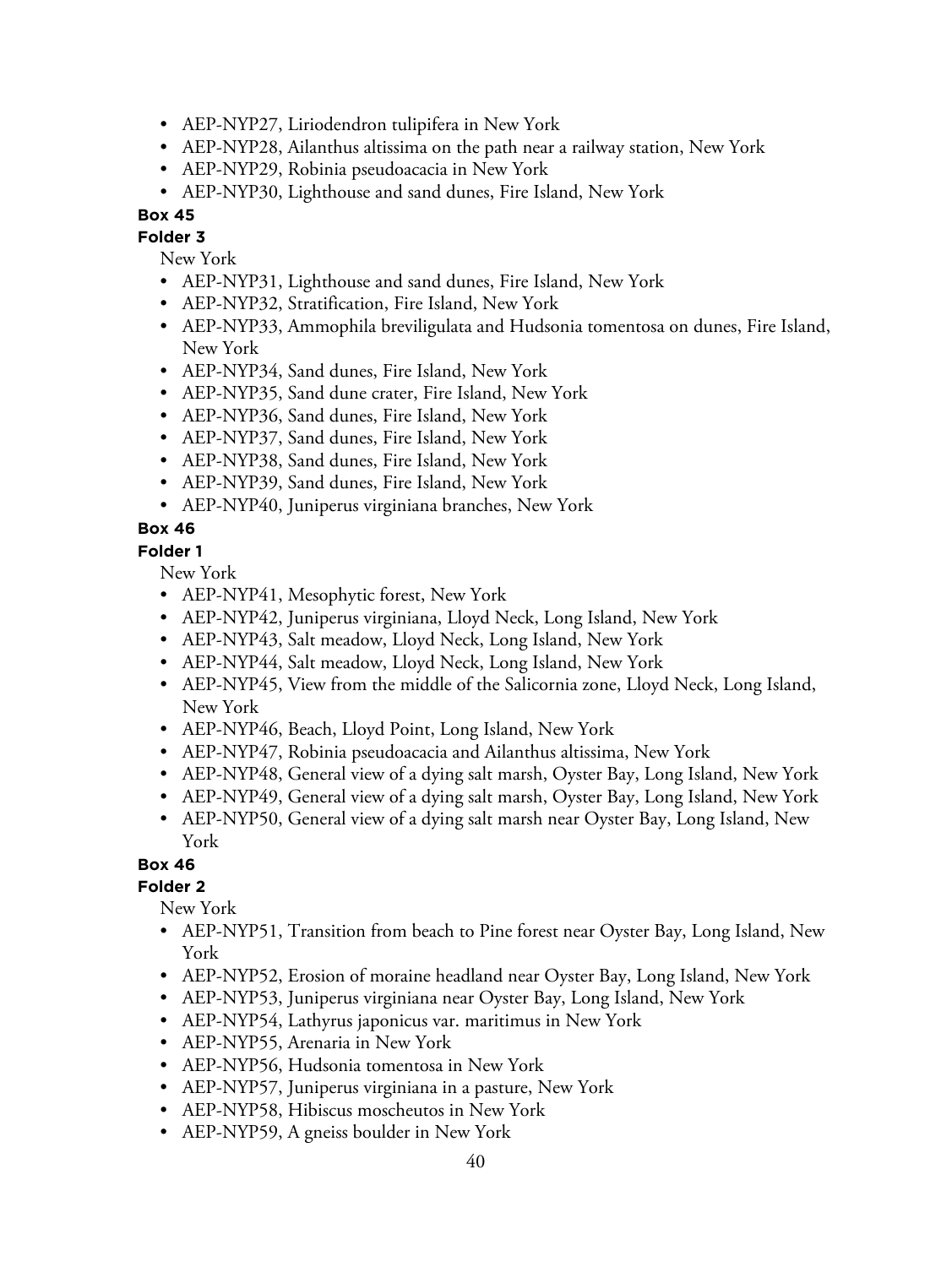- AEP-NYP27, Liriodendron tulipifera in New York
- AEP-NYP28, Ailanthus altissima on the path near a railway station, New York
- AEP-NYP29, Robinia pseudoacacia in New York
- AEP-NYP30, Lighthouse and sand dunes, Fire Island, New York

**Box 45**

**Folder 3**

New York

- AEP-NYP31, Lighthouse and sand dunes, Fire Island, New York
- AEP-NYP32, Stratification, Fire Island, New York
- AEP-NYP33, Ammophila breviligulata and Hudsonia tomentosa on dunes, Fire Island, New York
- AEP-NYP34, Sand dunes, Fire Island, New York
- AEP-NYP35, Sand dune crater, Fire Island, New York
- AEP-NYP36, Sand dunes, Fire Island, New York
- AEP-NYP37, Sand dunes, Fire Island, New York
- AEP-NYP38, Sand dunes, Fire Island, New York
- AEP-NYP39, Sand dunes, Fire Island, New York
- AEP-NYP40, Juniperus virginiana branches, New York

**Box 46**

**Folder 1**

New York

- AEP-NYP41, Mesophytic forest, New York
- AEP-NYP42, Juniperus virginiana, Lloyd Neck, Long Island, New York
- AEP-NYP43, Salt meadow, Lloyd Neck, Long Island, New York
- AEP-NYP44, Salt meadow, Lloyd Neck, Long Island, New York
- AEP-NYP45, View from the middle of the Salicornia zone, Lloyd Neck, Long Island, New York
- AEP-NYP46, Beach, Lloyd Point, Long Island, New York
- AEP-NYP47, Robinia pseudoacacia and Ailanthus altissima, New York
- AEP-NYP48, General view of a dying salt marsh, Oyster Bay, Long Island, New York
- AEP-NYP49, General view of a dying salt marsh, Oyster Bay, Long Island, New York
- AEP-NYP50, General view of a dying salt marsh near Oyster Bay, Long Island, New York

**Box 46**

**Folder 2**

New York

- AEP-NYP51, Transition from beach to Pine forest near Oyster Bay, Long Island, New York
- AEP-NYP52, Erosion of moraine headland near Oyster Bay, Long Island, New York
- AEP-NYP53, Juniperus virginiana near Oyster Bay, Long Island, New York
- AEP-NYP54, Lathyrus japonicus var. maritimus in New York
- AEP-NYP55, Arenaria in New York
- AEP-NYP56, Hudsonia tomentosa in New York
- AEP-NYP57, Juniperus virginiana in a pasture, New York
- AEP-NYP58, Hibiscus moscheutos in New York
- AEP-NYP59, A gneiss boulder in New York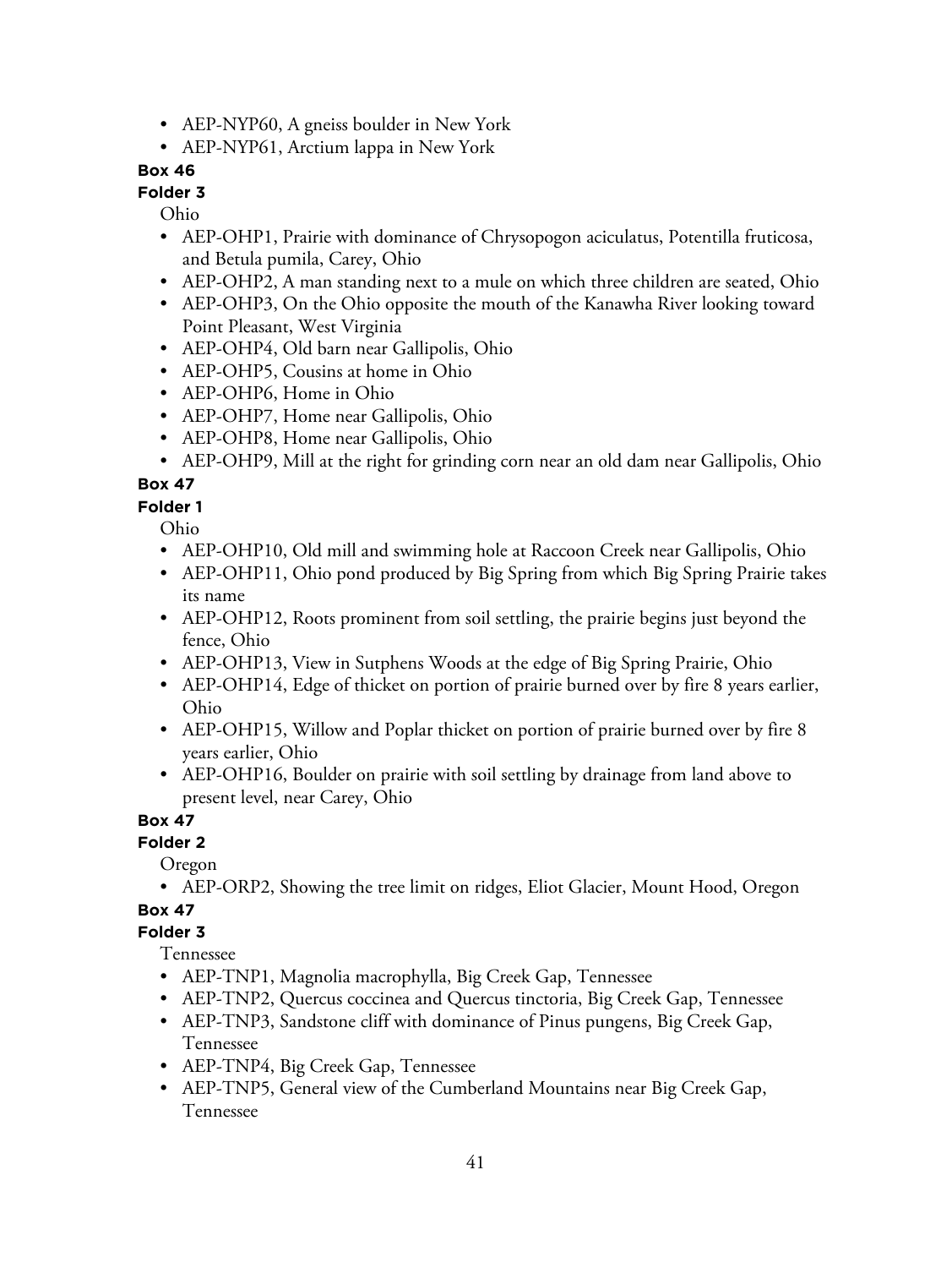- AEP-NYP60, A gneiss boulder in New York
- AEP-NYP61, Arctium lappa in New York

**Box 46**

**Folder 3**

Ohio

- AEP-OHP1, Prairie with dominance of Chrysopogon aciculatus, Potentilla fruticosa, and Betula pumila, Carey, Ohio
- AEP-OHP2, A man standing next to a mule on which three children are seated, Ohio
- AEP-OHP3, On the Ohio opposite the mouth of the Kanawha River looking toward Point Pleasant, West Virginia
- AEP-OHP4, Old barn near Gallipolis, Ohio
- AEP-OHP5, Cousins at home in Ohio
- AEP-OHP6, Home in Ohio
- AEP-OHP7, Home near Gallipolis, Ohio
- AEP-OHP8, Home near Gallipolis, Ohio
- AEP-OHP9, Mill at the right for grinding corn near an old dam near Gallipolis, Ohio

**Box 47**

**Folder 1**

Ohio

- AEP-OHP10, Old mill and swimming hole at Raccoon Creek near Gallipolis, Ohio
- AEP-OHP11, Ohio pond produced by Big Spring from which Big Spring Prairie takes its name
- AEP-OHP12, Roots prominent from soil settling, the prairie begins just beyond the fence, Ohio
- AEP-OHP13, View in Sutphens Woods at the edge of Big Spring Prairie, Ohio
- AEP-OHP14, Edge of thicket on portion of prairie burned over by fire 8 years earlier, Ohio
- AEP-OHP15, Willow and Poplar thicket on portion of prairie burned over by fire 8 years earlier, Ohio
- AEP-OHP16, Boulder on prairie with soil settling by drainage from land above to present level, near Carey, Ohio

**Box 47**

**Folder 2**

Oregon

- AEP-ORP2, Showing the tree limit on ridges, Eliot Glacier, Mount Hood, Oregon

**Box 47**

**Folder 3**

Tennessee

- AEP-TNP1, Magnolia macrophylla, Big Creek Gap, Tennessee
- AEP-TNP2, Quercus coccinea and Quercus tinctoria, Big Creek Gap, Tennessee
- AEP-TNP3, Sandstone cliff with dominance of Pinus pungens, Big Creek Gap, Tennessee
- AEP-TNP4, Big Creek Gap, Tennessee
- AEP-TNP5, General view of the Cumberland Mountains near Big Creek Gap, Tennessee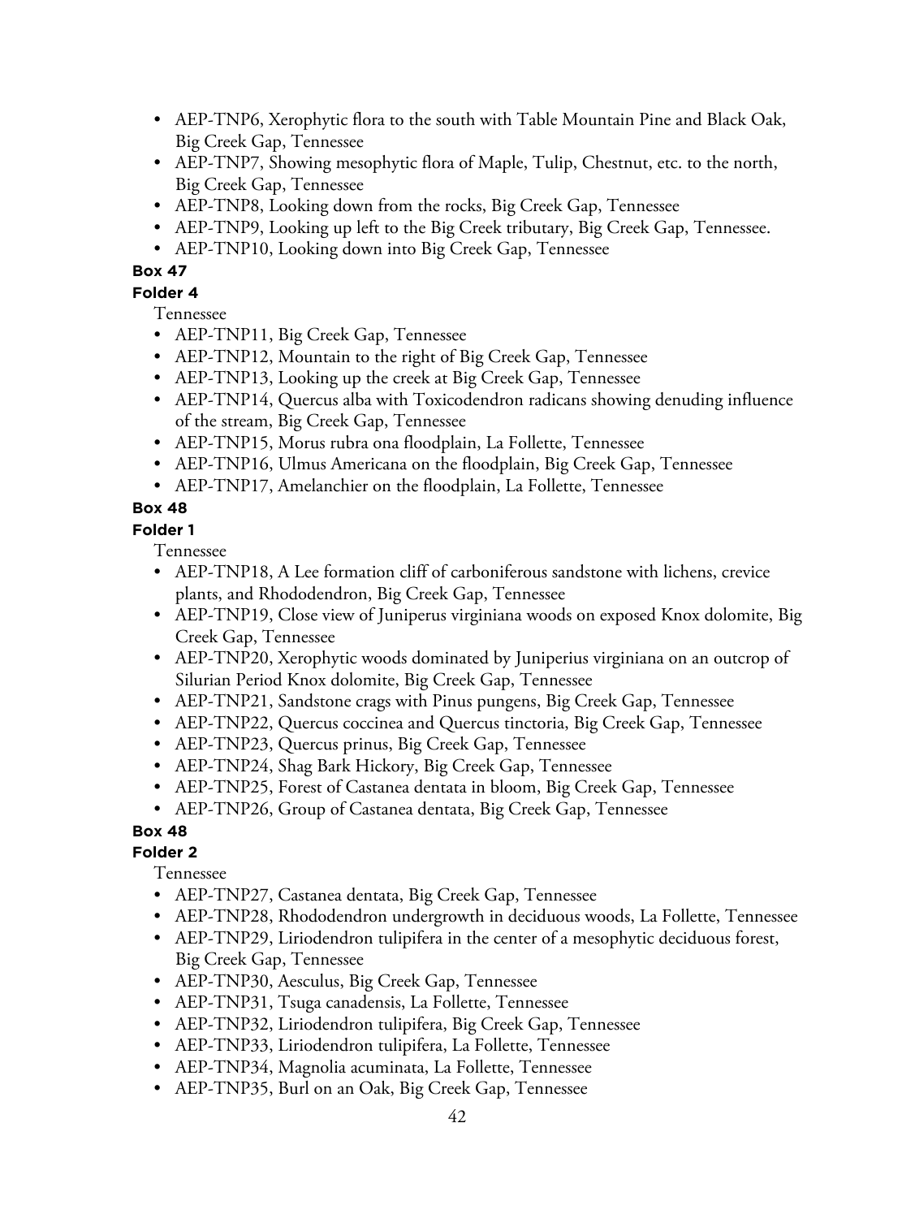- AEP-TNP6, Xerophytic flora to the south with Table Mountain Pine and Black Oak, Big Creek Gap, Tennessee
- AEP-TNP7, Showing mesophytic flora of Maple, Tulip, Chestnut, etc. to the north, Big Creek Gap, Tennessee
- AEP-TNP8, Looking down from the rocks, Big Creek Gap, Tennessee
- AEP-TNP9, Looking up left to the Big Creek tributary, Big Creek Gap, Tennessee.
- AEP-TNP10, Looking down into Big Creek Gap, Tennessee

**Box 47**

**Folder 4**

Tennessee

- AEP-TNP11, Big Creek Gap, Tennessee
- AEP-TNP12, Mountain to the right of Big Creek Gap, Tennessee
- AEP-TNP13, Looking up the creek at Big Creek Gap, Tennessee
- AEP-TNP14, Quercus alba with Toxicodendron radicans showing denuding influence of the stream, Big Creek Gap, Tennessee
- AEP-TNP15, Morus rubra ona floodplain, La Follette, Tennessee
- AEP-TNP16, Ulmus Americana on the floodplain, Big Creek Gap, Tennessee
- AEP-TNP17, Amelanchier on the floodplain, La Follette, Tennessee

**Box 48**

**Folder 1**

Tennessee

- AEP-TNP18, A Lee formation cliff of carboniferous sandstone with lichens, crevice plants, and Rhododendron, Big Creek Gap, Tennessee
- AEP-TNP19, Close view of Juniperus virginiana woods on exposed Knox dolomite, Big Creek Gap, Tennessee
- AEP-TNP20, Xerophytic woods dominated by Juniperius virginiana on an outcrop of Silurian Period Knox dolomite, Big Creek Gap, Tennessee
- AEP-TNP21, Sandstone crags with Pinus pungens, Big Creek Gap, Tennessee
- AEP-TNP22, Quercus coccinea and Quercus tinctoria, Big Creek Gap, Tennessee
- AEP-TNP23, Quercus prinus, Big Creek Gap, Tennessee
- AEP-TNP24, Shag Bark Hickory, Big Creek Gap, Tennessee
- AEP-TNP25, Forest of Castanea dentata in bloom, Big Creek Gap, Tennessee
- AEP-TNP26, Group of Castanea dentata, Big Creek Gap, Tennessee

**Box 48**

**Folder 2**

Tennessee

- AEP-TNP27, Castanea dentata, Big Creek Gap, Tennessee
- AEP-TNP28, Rhododendron undergrowth in deciduous woods, La Follette, Tennessee
- AEP-TNP29, Liriodendron tulipifera in the center of a mesophytic deciduous forest, Big Creek Gap, Tennessee
- AEP-TNP30, Aesculus, Big Creek Gap, Tennessee
- AEP-TNP31, Tsuga canadensis, La Follette, Tennessee
- AEP-TNP32, Liriodendron tulipifera, Big Creek Gap, Tennessee
- AEP-TNP33, Liriodendron tulipifera, La Follette, Tennessee
- AEP-TNP34, Magnolia acuminata, La Follette, Tennessee
- AEP-TNP35, Burl on an Oak, Big Creek Gap, Tennessee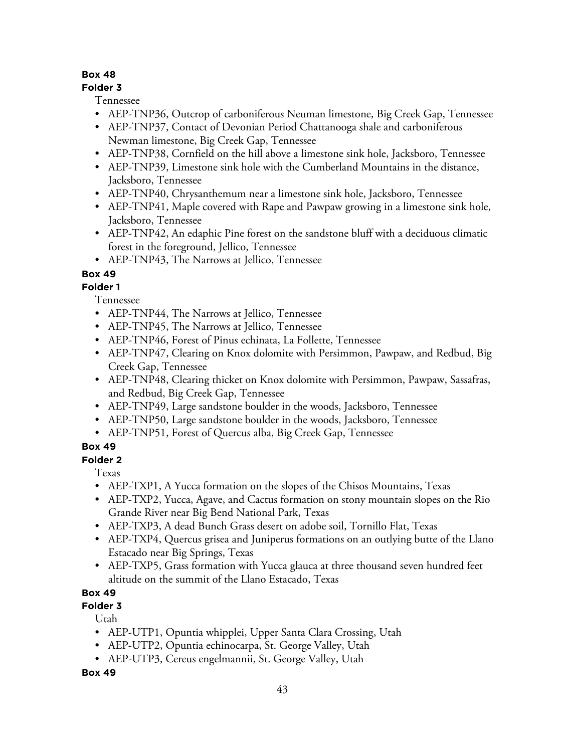**Box 48**

**Folder 3**

Tennessee

- AEP-TNP36, Outcrop of carboniferous Neuman limestone, Big Creek Gap, Tennessee
- AEP-TNP37, Contact of Devonian Period Chattanooga shale and carboniferous Newman limestone, Big Creek Gap, Tennessee
- AEP-TNP38, Cornfield on the hill above a limestone sink hole, Jacksboro, Tennessee
- AEP-TNP39, Limestone sink hole with the Cumberland Mountains in the distance, Jacksboro, Tennessee
- AEP-TNP40, Chrysanthemum near a limestone sink hole, Jacksboro, Tennessee
- AEP-TNP41, Maple covered with Rape and Pawpaw growing in a limestone sink hole, Jacksboro, Tennessee
- AEP-TNP42, An edaphic Pine forest on the sandstone bluff with a deciduous climatic forest in the foreground, Jellico, Tennessee
- AEP-TNP43, The Narrows at Jellico, Tennessee

**Box 49**

**Folder 1**

Tennessee

- AEP-TNP44, The Narrows at Jellico, Tennessee
- AEP-TNP45, The Narrows at Jellico, Tennessee
- AEP-TNP46, Forest of Pinus echinata, La Follette, Tennessee
- AEP-TNP47, Clearing on Knox dolomite with Persimmon, Pawpaw, and Redbud, Big Creek Gap, Tennessee
- AEP-TNP48, Clearing thicket on Knox dolomite with Persimmon, Pawpaw, Sassafras, and Redbud, Big Creek Gap, Tennessee
- AEP-TNP49, Large sandstone boulder in the woods, Jacksboro, Tennessee
- AEP-TNP50, Large sandstone boulder in the woods, Jacksboro, Tennessee
- AEP-TNP51, Forest of Quercus alba, Big Creek Gap, Tennessee

**Box 49**

**Folder 2**

Texas

- AEP-TXP1, A Yucca formation on the slopes of the Chisos Mountains, Texas
- AEP-TXP2, Yucca, Agave, and Cactus formation on stony mountain slopes on the Rio Grande River near Big Bend National Park, Texas
- AEP-TXP3, A dead Bunch Grass desert on adobe soil, Tornillo Flat, Texas
- AEP-TXP4, Quercus grisea and Juniperus formations on an outlying butte of the Llano Estacado near Big Springs, Texas
- AEP-TXP5, Grass formation with Yucca glauca at three thousand seven hundred feet altitude on the summit of the Llano Estacado, Texas

**Box 49**

**Folder 3**

Utah

- AEP-UTP1, Opuntia whipplei, Upper Santa Clara Crossing, Utah
- AEP-UTP2, Opuntia echinocarpa, St. George Valley, Utah
- AEP-UTP3, Cereus engelmannii, St. George Valley, Utah

**Box 49**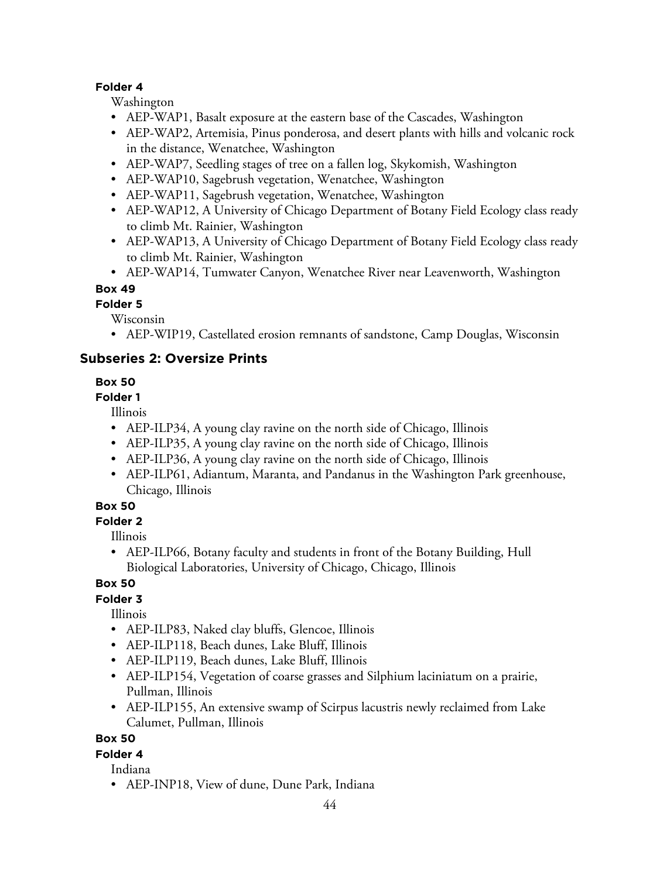**Folder 4**

Washington

- AEP-WAP1, Basalt exposure at the eastern base of the Cascades, Washington
- AEP-WAP2, Artemisia, Pinus ponderosa, and desert plants with hills and volcanic rock in the distance, Wenatchee, Washington
- AEP-WAP7, Seedling stages of tree on a fallen log, Skykomish, Washington
- AEP-WAP10, Sagebrush vegetation, Wenatchee, Washington
- AEP-WAP11, Sagebrush vegetation, Wenatchee, Washington
- AEP-WAP12, A University of Chicago Department of Botany Field Ecology class ready to climb Mt. Rainier, Washington
- AEP-WAP13, A University of Chicago Department of Botany Field Ecology class ready to climb Mt. Rainier, Washington
- AEP-WAP14, Tumwater Canyon, Wenatchee River near Leavenworth, Washington

**Box 49**

**Folder 5**

Wisconsin

- AEP-WIP19, Castellated erosion remnants of sandstone, Camp Douglas, Wisconsin

## Subseries 2: Oversize Prints

**Box 50**

**Folder 1**

Illinois

- AEP-ILP34, A young clay ravine on the north side of Chicago, Illinois
- AEP-ILP35, A young clay ravine on the north side of Chicago, Illinois
- AEP-ILP36, A young clay ravine on the north side of Chicago, Illinois
- AEP-ILP61, Adiantum, Maranta, and Pandanus in the Washington Park greenhouse, Chicago, Illinois

**Box 50**

**Folder 2**

Illinois

- AEP-ILP66, Botany faculty and students in front of the Botany Building, Hull Biological Laboratories, University of Chicago, Chicago, Illinois

**Box 50**

**Folder 3**

Illinois

- AEP-ILP83, Naked clay bluffs, Glencoe, Illinois
- AEP-ILP118, Beach dunes, Lake Bluff, Illinois
- AEP-ILP119, Beach dunes, Lake Bluff, Illinois
- AEP-ILP154, Vegetation of coarse grasses and Silphium laciniatum on a prairie, Pullman, Illinois
- AEP-ILP155, An extensive swamp of Scirpus lacustris newly reclaimed from Lake Calumet, Pullman, Illinois

**Box 50**

**Folder 4**

Indiana

- AEP-INP18, View of dune, Dune Park, Indiana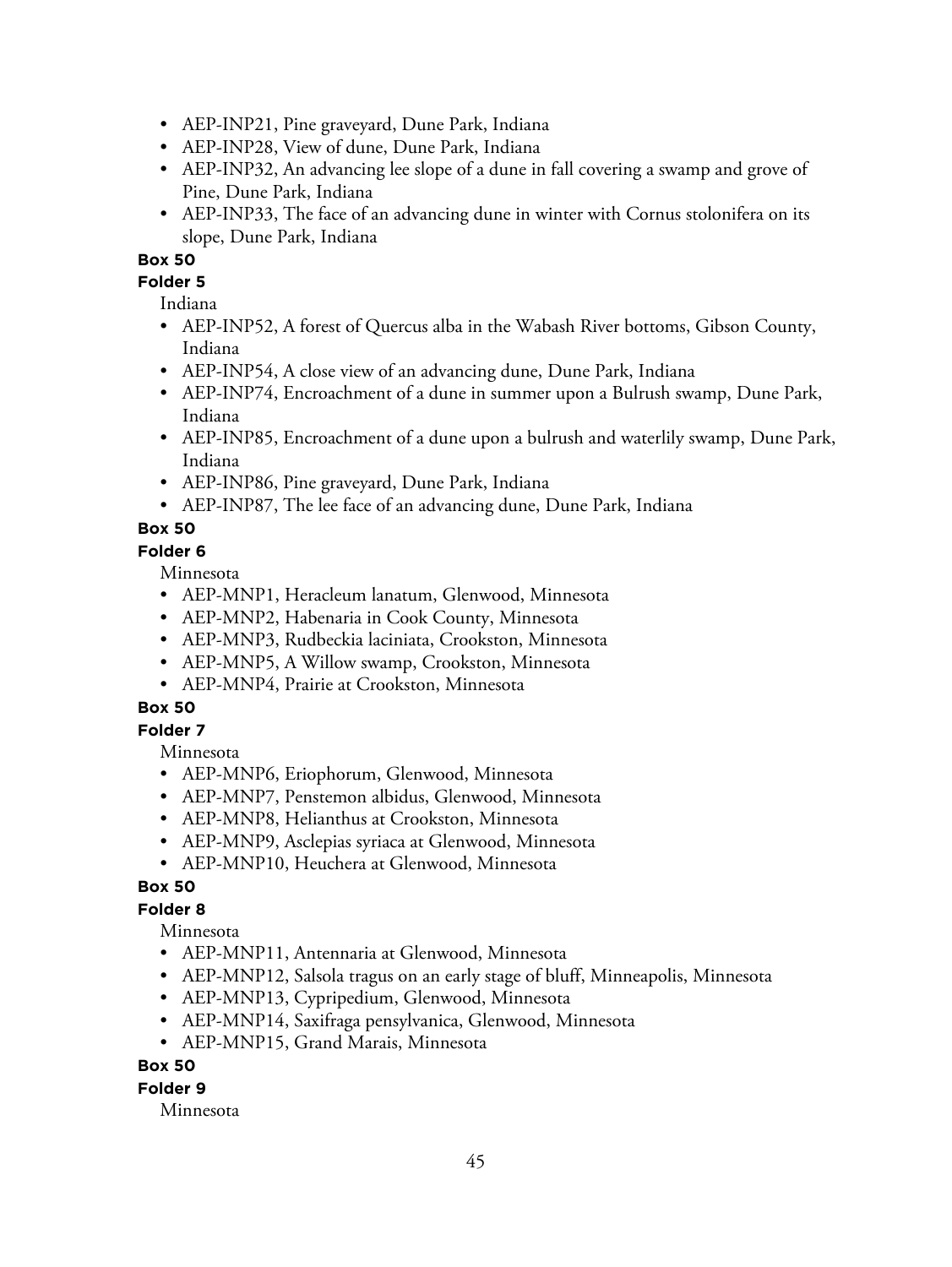- AEP-INP21, Pine graveyard, Dune Park, Indiana
- AEP-INP28, View of dune, Dune Park, Indiana
- AEP-INP32, An advancing lee slope of a dune in fall covering a swamp and grove of Pine, Dune Park, Indiana
- AEP-INP33, The face of an advancing dune in winter with Cornus stolonifera on its slope, Dune Park, Indiana

**Box 50**

**Folder 5**

Indiana

- AEP-INP52, A forest of Quercus alba in the Wabash River bottoms, Gibson County, Indiana
- AEP-INP54, A close view of an advancing dune, Dune Park, Indiana
- AEP-INP74, Encroachment of a dune in summer upon a Bulrush swamp, Dune Park, Indiana
- AEP-INP85, Encroachment of a dune upon a bulrush and waterlily swamp, Dune Park, Indiana
- AEP-INP86, Pine graveyard, Dune Park, Indiana
- AEP-INP87, The lee face of an advancing dune, Dune Park, Indiana

**Box 50**

**Folder 6**

Minnesota

- AEP-MNP1, Heracleum lanatum, Glenwood, Minnesota
- AEP-MNP2, Habenaria in Cook County, Minnesota
- AEP-MNP3, Rudbeckia laciniata, Crookston, Minnesota
- AEP-MNP5, A Willow swamp, Crookston, Minnesota
- AEP-MNP4, Prairie at Crookston, Minnesota

**Box 50**

**Folder 7**

Minnesota

- AEP-MNP6, Eriophorum, Glenwood, Minnesota
- AEP-MNP7, Penstemon albidus, Glenwood, Minnesota
- AEP-MNP8, Helianthus at Crookston, Minnesota
- AEP-MNP9, Asclepias syriaca at Glenwood, Minnesota
- AEP-MNP10, Heuchera at Glenwood, Minnesota

**Box 50**

**Folder 8**

Minnesota

- AEP-MNP11, Antennaria at Glenwood, Minnesota
- AEP-MNP12, Salsola tragus on an early stage of bluff, Minneapolis, Minnesota
- AEP-MNP13, Cypripedium, Glenwood, Minnesota
- AEP-MNP14, Saxifraga pensylvanica, Glenwood, Minnesota
- AEP-MNP15, Grand Marais, Minnesota

**Box 50**

**Folder 9**

Minnesota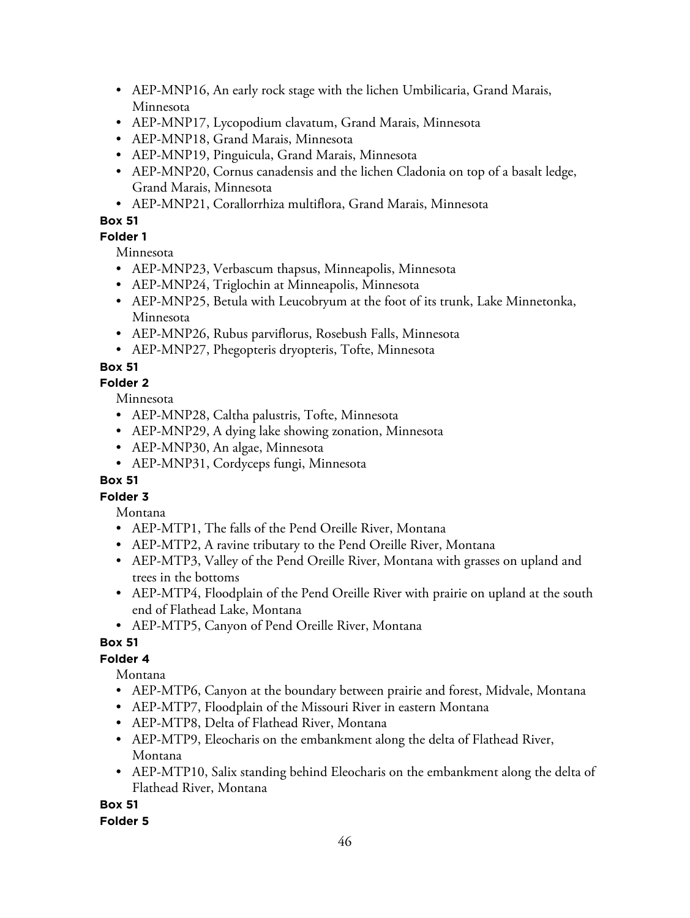- AEP-MNP16, An early rock stage with the lichen Umbilicaria, Grand Marais, Minnesota
- AEP-MNP17, Lycopodium clavatum, Grand Marais, Minnesota
- AEP-MNP18, Grand Marais, Minnesota
- AEP-MNP19, Pinguicula, Grand Marais, Minnesota
- AEP-MNP20, Cornus canadensis and the lichen Cladonia on top of a basalt ledge, Grand Marais, Minnesota
- AEP-MNP21, Corallorrhiza multiflora, Grand Marais, Minnesota

**Box 51**

**Folder 1**

Minnesota

- AEP-MNP23, Verbascum thapsus, Minneapolis, Minnesota
- AEP-MNP24, Triglochin at Minneapolis, Minnesota
- AEP-MNP25, Betula with Leucobryum at the foot of its trunk, Lake Minnetonka, Minnesota
- AEP-MNP26, Rubus parviflorus, Rosebush Falls, Minnesota
- AEP-MNP27, Phegopteris dryopteris, Tofte, Minnesota

**Box 51**

**Folder 2**

Minnesota

- AEP-MNP28, Caltha palustris, Tofte, Minnesota
- AEP-MNP29, A dying lake showing zonation, Minnesota
- AEP-MNP30, An algae, Minnesota
- AEP-MNP31, Cordyceps fungi, Minnesota

**Box 51**

**Folder 3**

Montana

- AEP-MTP1, The falls of the Pend Oreille River, Montana
- AEP-MTP2, A ravine tributary to the Pend Oreille River, Montana
- AEP-MTP3, Valley of the Pend Oreille River, Montana with grasses on upland and trees in the bottoms
- AEP-MTP4, Floodplain of the Pend Oreille River with prairie on upland at the south end of Flathead Lake, Montana
- AEP-MTP5, Canyon of Pend Oreille River, Montana

**Box 51**

**Folder 4**

Montana

- AEP-MTP6, Canyon at the boundary between prairie and forest, Midvale, Montana
- AEP-MTP7, Floodplain of the Missouri River in eastern Montana
- AEP-MTP8, Delta of Flathead River, Montana
- AEP-MTP9, Eleocharis on the embankment along the delta of Flathead River, Montana
- AEP-MTP10, Salix standing behind Eleocharis on the embankment along the delta of Flathead River, Montana

**Box 51**

**Folder 5**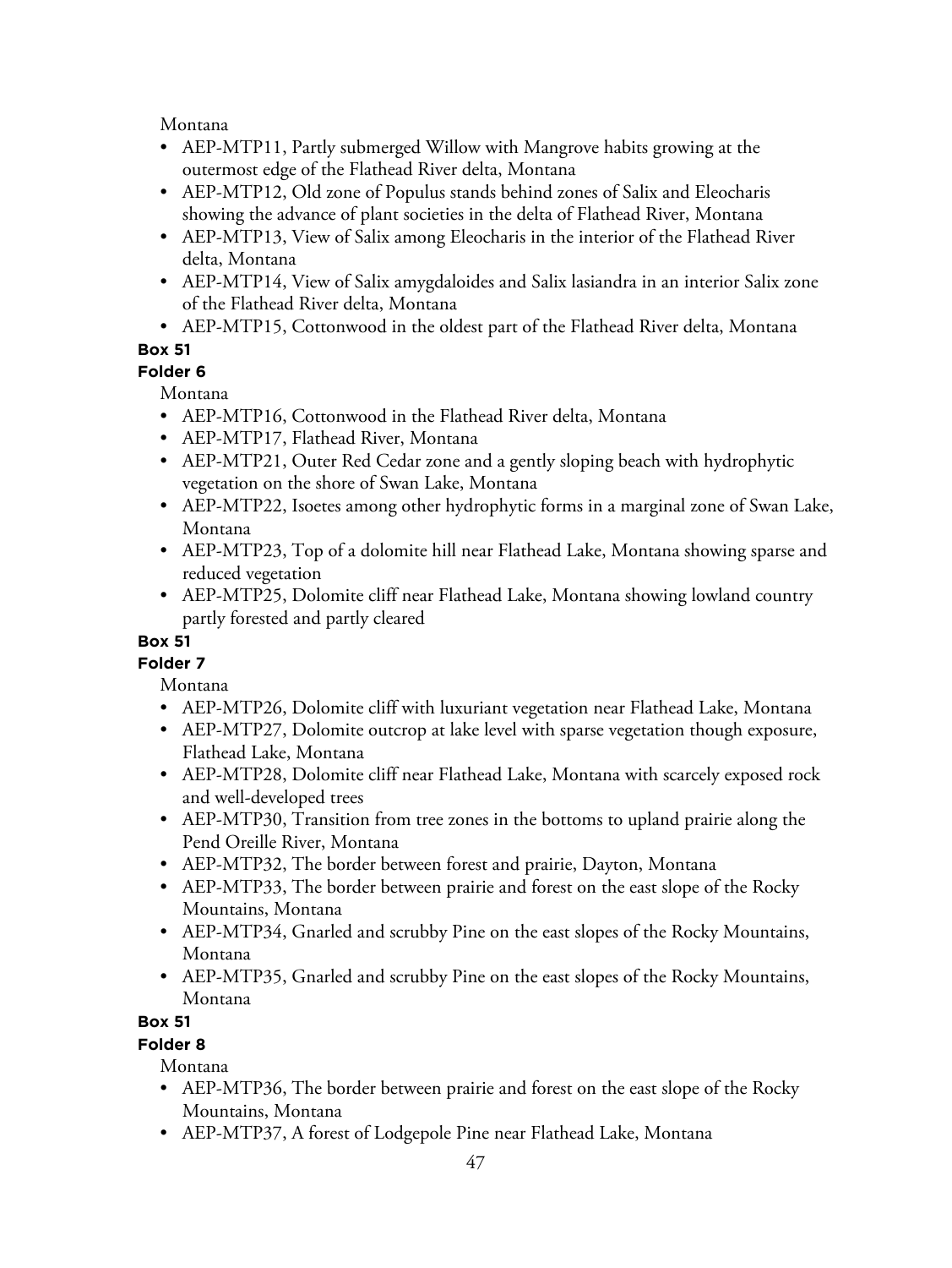Montana

- AEP-MTP11, Partly submerged Willow with Mangrove habits growing at the outermost edge of the Flathead River delta, Montana
- AEP-MTP12, Old zone of Populus stands behind zones of Salix and Eleocharis showing the advance of plant societies in the delta of Flathead River, Montana
- AEP-MTP13, View of Salix among Eleocharis in the interior of the Flathead River delta, Montana
- AEP-MTP14, View of Salix amygdaloides and Salix lasiandra in an interior Salix zone of the Flathead River delta, Montana
- AEP-MTP15, Cottonwood in the oldest part of the Flathead River delta, Montana

**Box 51**

**Folder 6**

Montana

- AEP-MTP16, Cottonwood in the Flathead River delta, Montana
- AEP-MTP17, Flathead River, Montana
- AEP-MTP21, Outer Red Cedar zone and a gently sloping beach with hydrophytic vegetation on the shore of Swan Lake, Montana
- AEP-MTP22, Isoetes among other hydrophytic forms in a marginal zone of Swan Lake, Montana
- AEP-MTP23, Top of a dolomite hill near Flathead Lake, Montana showing sparse and reduced vegetation
- AEP-MTP25, Dolomite cliff near Flathead Lake, Montana showing lowland country partly forested and partly cleared

**Box 51**

**Folder 7**

Montana

- AEP-MTP26, Dolomite cliff with luxuriant vegetation near Flathead Lake, Montana
- AEP-MTP27, Dolomite outcrop at lake level with sparse vegetation though exposure, Flathead Lake, Montana
- AEP-MTP28, Dolomite cliff near Flathead Lake, Montana with scarcely exposed rock and well-developed trees
- AEP-MTP30, Transition from tree zones in the bottoms to upland prairie along the Pend Oreille River, Montana
- AEP-MTP32, The border between forest and prairie, Dayton, Montana
- AEP-MTP33, The border between prairie and forest on the east slope of the Rocky Mountains, Montana
- AEP-MTP34, Gnarled and scrubby Pine on the east slopes of the Rocky Mountains, Montana
- AEP-MTP35, Gnarled and scrubby Pine on the east slopes of the Rocky Mountains, Montana

**Box 51**

**Folder 8**

Montana

- AEP-MTP36, The border between prairie and forest on the east slope of the Rocky Mountains, Montana
- AEP-MTP37, A forest of Lodgepole Pine near Flathead Lake, Montana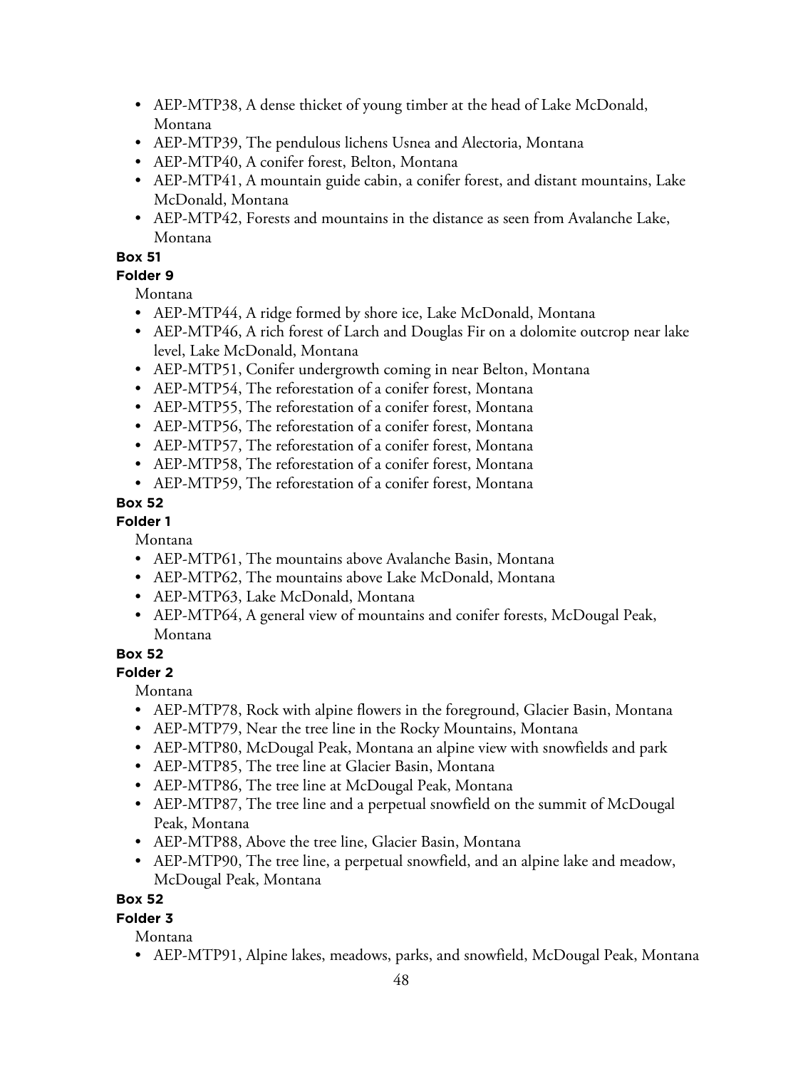- AEP-MTP38, A dense thicket of young timber at the head of Lake McDonald, Montana
- AEP-MTP39, The pendulous lichens Usnea and Alectoria, Montana
- AEP-MTP40, A conifer forest, Belton, Montana
- AEP-MTP41, A mountain guide cabin, a conifer forest, and distant mountains, Lake McDonald, Montana
- AEP-MTP42, Forests and mountains in the distance as seen from Avalanche Lake, Montana

**Box 51**

**Folder 9**

Montana

- AEP-MTP44, A ridge formed by shore ice, Lake McDonald, Montana
- AEP-MTP46, A rich forest of Larch and Douglas Fir on a dolomite outcrop near lake level, Lake McDonald, Montana
- AEP-MTP51, Conifer undergrowth coming in near Belton, Montana
- AEP-MTP54, The reforestation of a conifer forest, Montana
- AEP-MTP55, The reforestation of a conifer forest, Montana
- AEP-MTP56, The reforestation of a conifer forest, Montana
- AEP-MTP57, The reforestation of a conifer forest, Montana
- AEP-MTP58, The reforestation of a conifer forest, Montana
- AEP-MTP59, The reforestation of a conifer forest, Montana

**Box 52**

**Folder 1**

Montana

- AEP-MTP61, The mountains above Avalanche Basin, Montana
- AEP-MTP62, The mountains above Lake McDonald, Montana
- AEP-MTP63, Lake McDonald, Montana
- AEP-MTP64, A general view of mountains and conifer forests, McDougal Peak, Montana

**Box 52**

**Folder 2**

Montana

- AEP-MTP78, Rock with alpine flowers in the foreground, Glacier Basin, Montana
- AEP-MTP79, Near the tree line in the Rocky Mountains, Montana
- AEP-MTP80, McDougal Peak, Montana an alpine view with snowfields and park
- AEP-MTP85, The tree line at Glacier Basin, Montana
- AEP-MTP86, The tree line at McDougal Peak, Montana
- AEP-MTP87, The tree line and a perpetual snowfield on the summit of McDougal Peak, Montana
- AEP-MTP88, Above the tree line, Glacier Basin, Montana
- AEP-MTP90, The tree line, a perpetual snowfield, and an alpine lake and meadow, McDougal Peak, Montana

**Box 52**

**Folder 3**

Montana

- AEP-MTP91, Alpine lakes, meadows, parks, and snowfield, McDougal Peak, Montana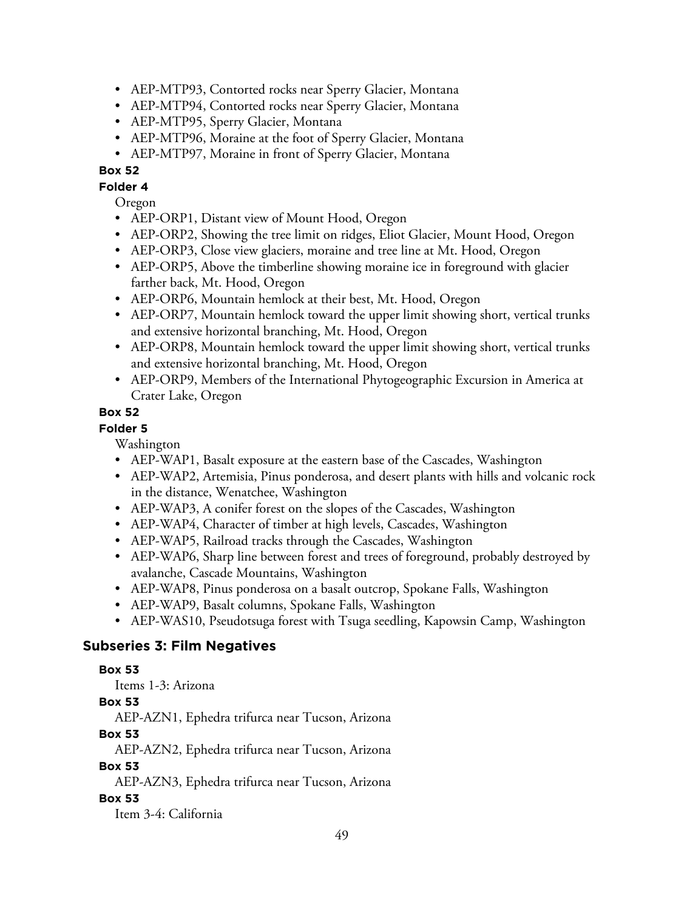- AEP-MTP93, Contorted rocks near Sperry Glacier, Montana
- AEP-MTP94, Contorted rocks near Sperry Glacier, Montana
- AEP-MTP95, Sperry Glacier, Montana
- AEP-MTP96, Moraine at the foot of Sperry Glacier, Montana
- AEP-MTP97, Moraine in front of Sperry Glacier, Montana

**Box 52**

**Folder 4**

Oregon

- AEP-ORP1, Distant view of Mount Hood, Oregon
- AEP-ORP2, Showing the tree limit on ridges, Eliot Glacier, Mount Hood, Oregon
- AEP-ORP3, Close view glaciers, moraine and tree line at Mt. Hood, Oregon
- AEP-ORP5, Above the timberline showing moraine ice in foreground with glacier farther back, Mt. Hood, Oregon
- AEP-ORP6, Mountain hemlock at their best, Mt. Hood, Oregon
- AEP-ORP7, Mountain hemlock toward the upper limit showing short, vertical trunks and extensive horizontal branching, Mt. Hood, Oregon
- AEP-ORP8, Mountain hemlock toward the upper limit showing short, vertical trunks and extensive horizontal branching, Mt. Hood, Oregon
- AEP-ORP9, Members of the International Phytogeographic Excursion in America at Crater Lake, Oregon

**Box 52**

**Folder 5**

Washington

- AEP-WAP1, Basalt exposure at the eastern base of the Cascades, Washington
- AEP-WAP2, Artemisia, Pinus ponderosa, and desert plants with hills and volcanic rock in the distance, Wenatchee, Washington
- AEP-WAP3, A conifer forest on the slopes of the Cascades, Washington
- AEP-WAP4, Character of timber at high levels, Cascades, Washington
- AEP-WAP5, Railroad tracks through the Cascades, Washington
- AEP-WAP6, Sharp line between forest and trees of foreground, probably destroyed by avalanche, Cascade Mountains, Washington
- AEP-WAP8, Pinus ponderosa on a basalt outcrop, Spokane Falls, Washington
- AEP-WAP9, Basalt columns, Spokane Falls, Washington
- AEP-WAS10, Pseudotsuga forest with Tsuga seedling, Kapowsin Camp, Washington

## Subseries 3: Film Negatives

**Box 53**

Items 1-3: Arizona

**Box 53**

AEP-AZN1, Ephedra trifurca near Tucson, Arizona

**Box 53**

AEP-AZN2, Ephedra trifurca near Tucson, Arizona

**Box 53**

AEP-AZN3, Ephedra trifurca near Tucson, Arizona

**Box 53**

Item 3-4: California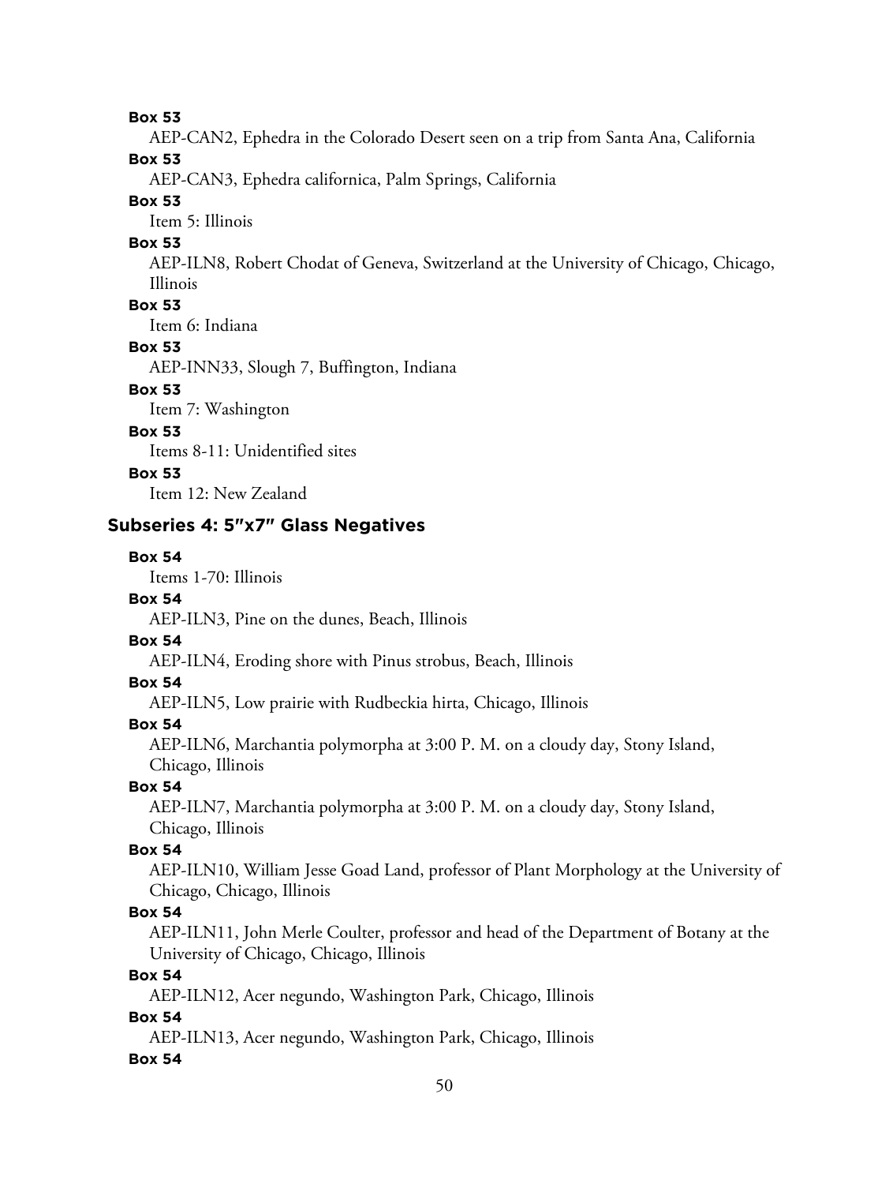**Box 53**

AEP-CAN2, Ephedra in the Colorado Desert seen on a trip from Santa Ana, California

**Box 53**

AEP-CAN3, Ephedra californica, Palm Springs, California

**Box 53**

Item 5: Illinois

**Box 53**

AEP-ILN8, Robert Chodat of Geneva, Switzerland at the University of Chicago, Chicago, Illinois

**Box 53**

Item 6: Indiana

**Box 53**

AEP-INN33, Slough 7, Buffington, Indiana

**Box 53**

Item 7: Washington

**Box 53**

Items 8-11: Unidentified sites

**Box 53**

Item 12: New Zealand

### Subseries 4: 5"x7" Glass Negatives

**Box 54**

Items 1-70: Illinois

**Box 54**

AEP-ILN3, Pine on the dunes, Beach, Illinois

**Box 54**

AEP-ILN4, Eroding shore with Pinus strobus, Beach, Illinois

**Box 54**

AEP-ILN5, Low prairie with Rudbeckia hirta, Chicago, Illinois

**Box 54**

AEP-ILN6, Marchantia polymorpha at 3:00 P. M. on a cloudy day, Stony Island, Chicago, Illinois

**Box 54**

AEP-ILN7, Marchantia polymorpha at 3:00 P. M. on a cloudy day, Stony Island, Chicago, Illinois

**Box 54**

AEP-ILN10, William Jesse Goad Land, professor of Plant Morphology at the University of Chicago, Chicago, Illinois

**Box 54**

AEP-ILN11, John Merle Coulter, professor and head of the Department of Botany at the University of Chicago, Chicago, Illinois

**Box 54**

AEP-ILN12, Acer negundo, Washington Park, Chicago, Illinois

**Box 54**

AEP-ILN13, Acer negundo, Washington Park, Chicago, Illinois

**Box 54**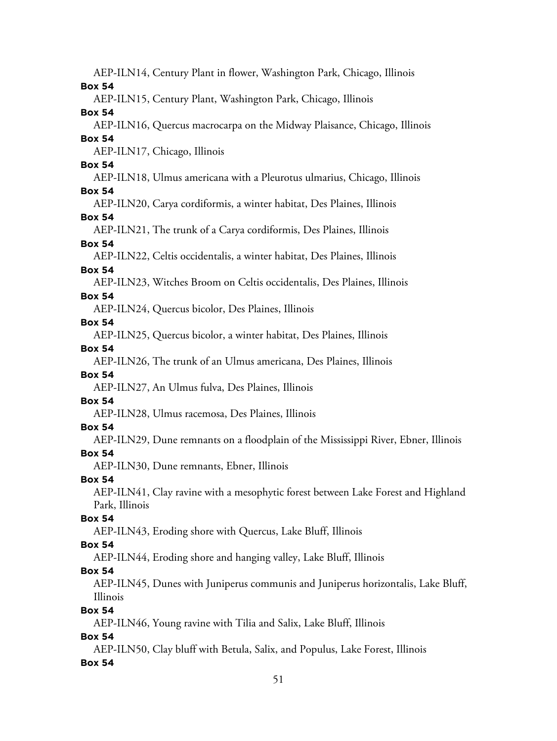AEP-ILN14, Century Plant in flower, Washington Park, Chicago, Illinois

**Box 54**

AEP-ILN15, Century Plant, Washington Park, Chicago, Illinois

**Box 54**

AEP-ILN16, Quercus macrocarpa on the Midway Plaisance, Chicago, Illinois

**Box 54**

AEP-ILN17, Chicago, Illinois

**Box 54**

AEP-ILN18, Ulmus americana with a Pleurotus ulmarius, Chicago, Illinois

**Box 54**

AEP-ILN20, Carya cordiformis, a winter habitat, Des Plaines, Illinois

**Box 54**

AEP-ILN21, The trunk of a Carya cordiformis, Des Plaines, Illinois

**Box 54**

AEP-ILN22, Celtis occidentalis, a winter habitat, Des Plaines, Illinois

**Box 54**

AEP-ILN23, Witches Broom on Celtis occidentalis, Des Plaines, Illinois

**Box 54**

AEP-ILN24, Quercus bicolor, Des Plaines, Illinois

**Box 54**

AEP-ILN25, Quercus bicolor, a winter habitat, Des Plaines, Illinois

**Box 54**

AEP-ILN26, The trunk of an Ulmus americana, Des Plaines, Illinois

**Box 54**

AEP-ILN27, An Ulmus fulva, Des Plaines, Illinois

**Box 54**

AEP-ILN28, Ulmus racemosa, Des Plaines, Illinois

**Box 54**

AEP-ILN29, Dune remnants on a floodplain of the Mississippi River, Ebner, Illinois

**Box 54**

AEP-ILN30, Dune remnants, Ebner, Illinois

**Box 54**

AEP-ILN41, Clay ravine with a mesophytic forest between Lake Forest and Highland Park, Illinois

**Box 54**

AEP-ILN43, Eroding shore with Quercus, Lake Bluff, Illinois

**Box 54**

AEP-ILN44, Eroding shore and hanging valley, Lake Bluff, Illinois

**Box 54**

AEP-ILN45, Dunes with Juniperus communis and Juniperus horizontalis, Lake Bluff, Illinois

**Box 54**

AEP-ILN46, Young ravine with Tilia and Salix, Lake Bluff, Illinois

**Box 54**

AEP-ILN50, Clay bluff with Betula, Salix, and Populus, Lake Forest, Illinois

**Box 54**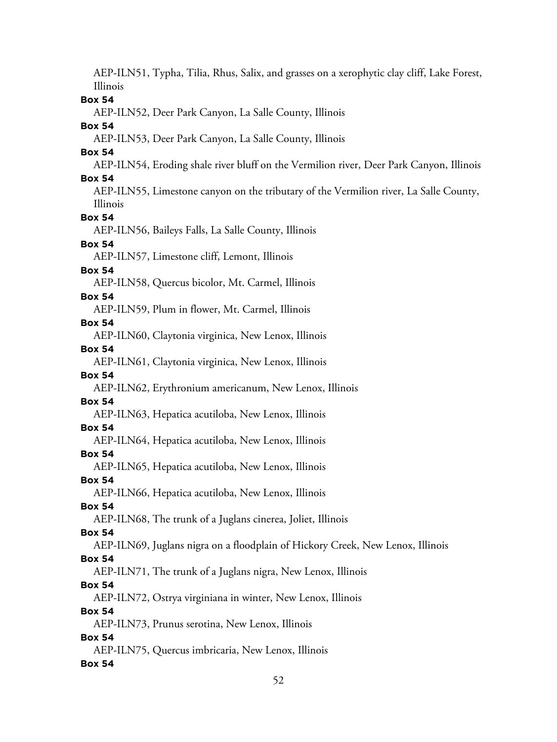AEP-ILN51, Typha, Tilia, Rhus, Salix, and grasses on a xerophytic clay cliff, Lake Forest, Illinois

**Box 54**

AEP-ILN52, Deer Park Canyon, La Salle County, Illinois

**Box 54**

AEP-ILN53, Deer Park Canyon, La Salle County, Illinois

**Box 54**

AEP-ILN54, Eroding shale river bluff on the Vermilion river, Deer Park Canyon, Illinois

**Box 54**

AEP-ILN55, Limestone canyon on the tributary of the Vermilion river, La Salle County, Illinois

**Box 54**

AEP-ILN56, Baileys Falls, La Salle County, Illinois

**Box 54**

AEP-ILN57, Limestone cliff, Lemont, Illinois

**Box 54**

AEP-ILN58, Quercus bicolor, Mt. Carmel, Illinois

**Box 54**

AEP-ILN59, Plum in flower, Mt. Carmel, Illinois

**Box 54**

AEP-ILN60, Claytonia virginica, New Lenox, Illinois

**Box 54**

AEP-ILN61, Claytonia virginica, New Lenox, Illinois

**Box 54**

AEP-ILN62, Erythronium americanum, New Lenox, Illinois

**Box 54**

AEP-ILN63, Hepatica acutiloba, New Lenox, Illinois

**Box 54**

AEP-ILN64, Hepatica acutiloba, New Lenox, Illinois

**Box 54**

AEP-ILN65, Hepatica acutiloba, New Lenox, Illinois

**Box 54**

AEP-ILN66, Hepatica acutiloba, New Lenox, Illinois

**Box 54**

AEP-ILN68, The trunk of a Juglans cinerea, Joliet, Illinois

**Box 54**

AEP-ILN69, Juglans nigra on a floodplain of Hickory Creek, New Lenox, Illinois

**Box 54**

AEP-ILN71, The trunk of a Juglans nigra, New Lenox, Illinois

**Box 54**

AEP-ILN72, Ostrya virginiana in winter, New Lenox, Illinois

**Box 54**

AEP-ILN73, Prunus serotina, New Lenox, Illinois

**Box 54**

AEP-ILN75, Quercus imbricaria, New Lenox, Illinois

**Box 54**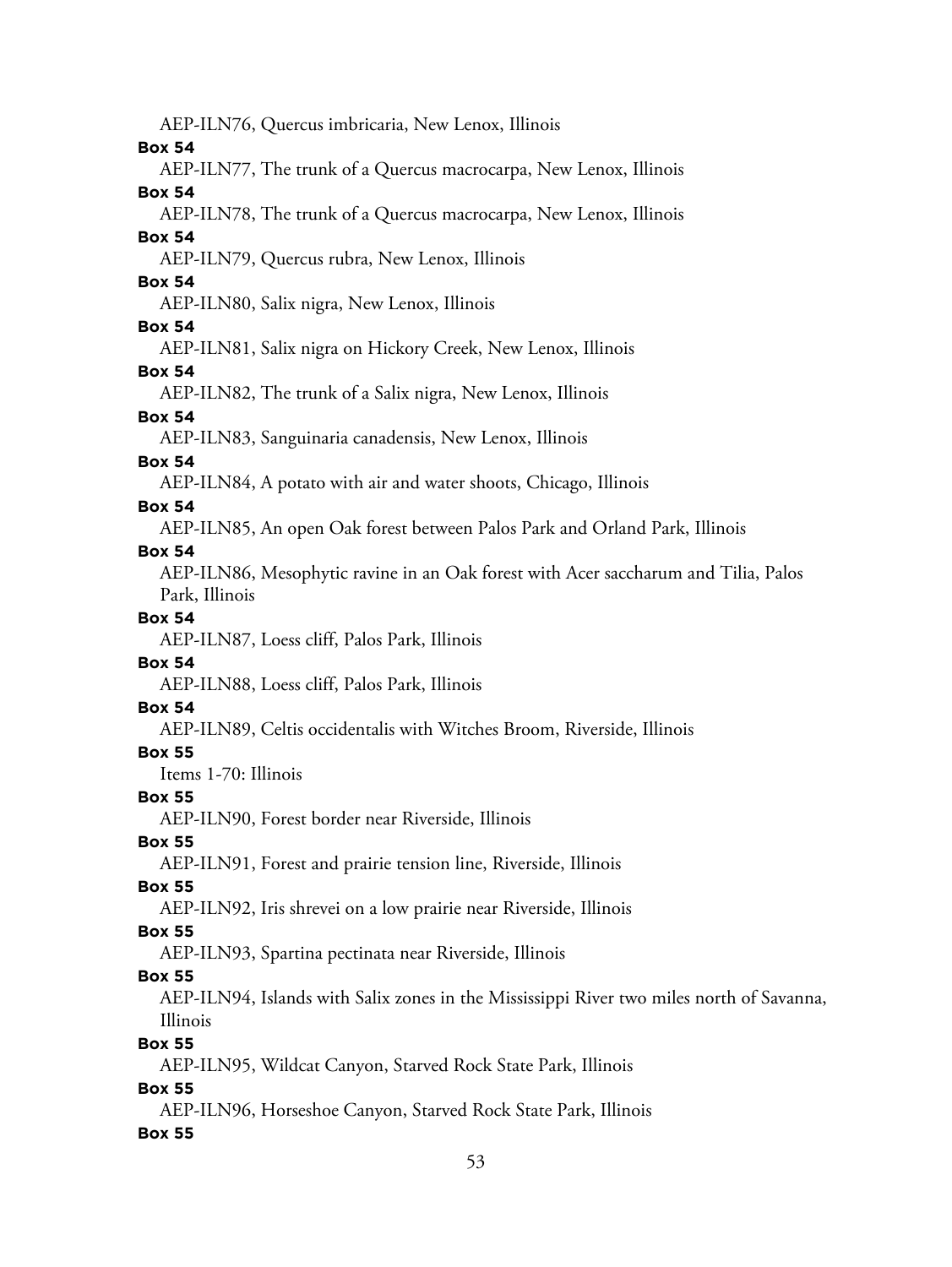AEP-ILN76, Quercus imbricaria, New Lenox, Illinois

**Box 54**

AEP-ILN77, The trunk of a Quercus macrocarpa, New Lenox, Illinois

**Box 54**

AEP-ILN78, The trunk of a Quercus macrocarpa, New Lenox, Illinois

**Box 54**

AEP-ILN79, Quercus rubra, New Lenox, Illinois

**Box 54**

AEP-ILN80, Salix nigra, New Lenox, Illinois

**Box 54**

AEP-ILN81, Salix nigra on Hickory Creek, New Lenox, Illinois

**Box 54**

AEP-ILN82, The trunk of a Salix nigra, New Lenox, Illinois

**Box 54**

AEP-ILN83, Sanguinaria canadensis, New Lenox, Illinois

**Box 54**

AEP-ILN84, A potato with air and water shoots, Chicago, Illinois

**Box 54**

AEP-ILN85, An open Oak forest between Palos Park and Orland Park, Illinois

**Box 54**

AEP-ILN86, Mesophytic ravine in an Oak forest with Acer saccharum and Tilia, Palos Park, Illinois

**Box 54**

AEP-ILN87, Loess cliff, Palos Park, Illinois

**Box 54**

AEP-ILN88, Loess cliff, Palos Park, Illinois

**Box 54**

AEP-ILN89, Celtis occidentalis with Witches Broom, Riverside, Illinois

**Box 55**

Items 1-70: Illinois

**Box 55**

AEP-ILN90, Forest border near Riverside, Illinois

**Box 55**

AEP-ILN91, Forest and prairie tension line, Riverside, Illinois

**Box 55**

AEP-ILN92, Iris shrevei on a low prairie near Riverside, Illinois

**Box 55**

AEP-ILN93, Spartina pectinata near Riverside, Illinois

**Box 55**

AEP-ILN94, Islands with Salix zones in the Mississippi River two miles north of Savanna, Illinois

**Box 55**

AEP-ILN95, Wildcat Canyon, Starved Rock State Park, Illinois

**Box 55**

AEP-ILN96, Horseshoe Canyon, Starved Rock State Park, Illinois

**Box 55**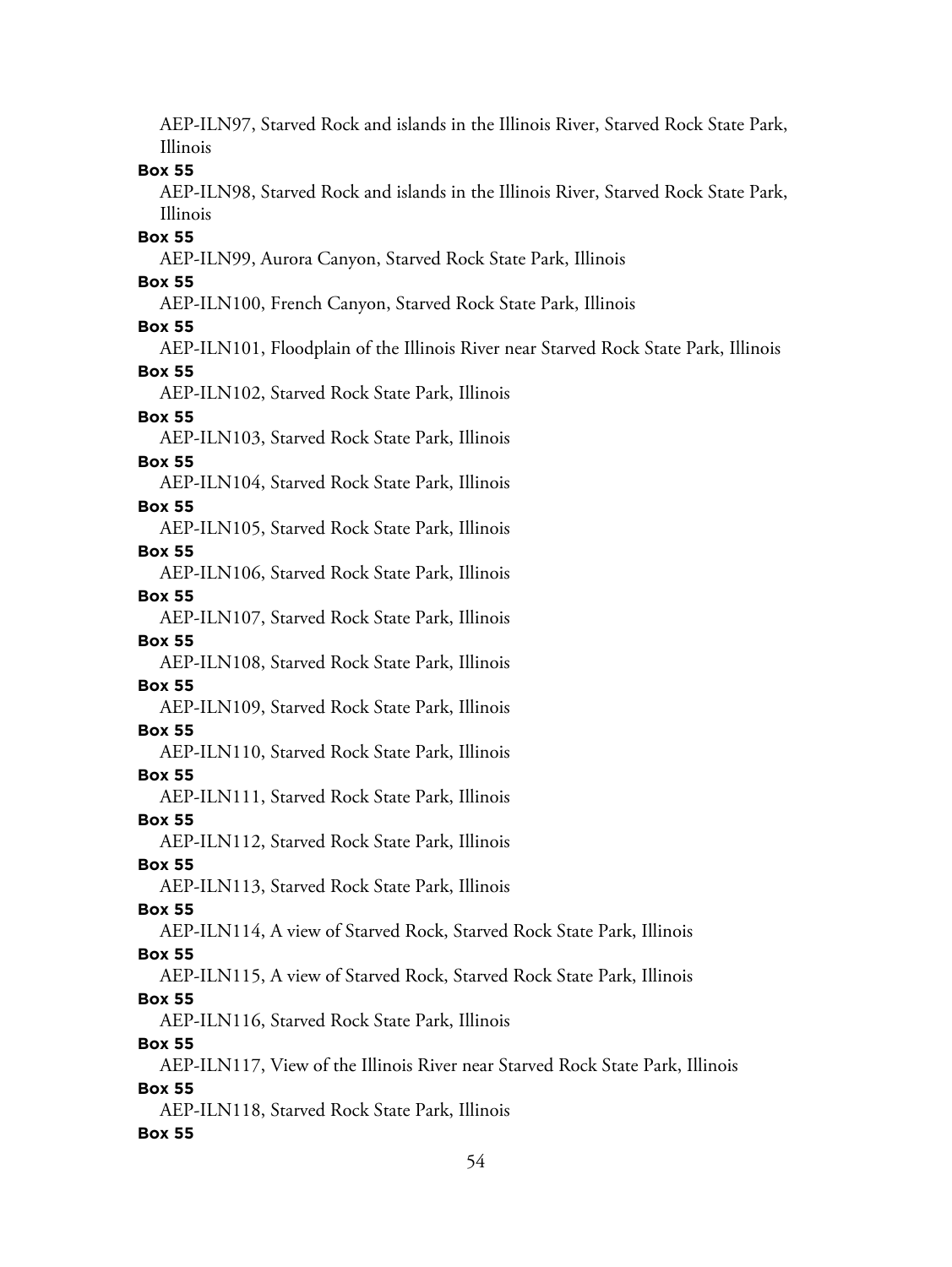AEP-ILN97, Starved Rock and islands in the Illinois River, Starved Rock State Park, Illinois

**Box 55**

AEP-ILN98, Starved Rock and islands in the Illinois River, Starved Rock State Park, Illinois

**Box 55**

AEP-ILN99, Aurora Canyon, Starved Rock State Park, Illinois

**Box 55**

AEP-ILN100, French Canyon, Starved Rock State Park, Illinois

**Box 55**

AEP-ILN101, Floodplain of the Illinois River near Starved Rock State Park, Illinois

**Box 55**

AEP-ILN102, Starved Rock State Park, Illinois

**Box 55**

AEP-ILN103, Starved Rock State Park, Illinois

**Box 55**

AEP-ILN104, Starved Rock State Park, Illinois

**Box 55**

AEP-ILN105, Starved Rock State Park, Illinois

**Box 55**

AEP-ILN106, Starved Rock State Park, Illinois

**Box 55**

AEP-ILN107, Starved Rock State Park, Illinois

**Box 55**

AEP-ILN108, Starved Rock State Park, Illinois

**Box 55**

AEP-ILN109, Starved Rock State Park, Illinois

**Box 55**

AEP-ILN110, Starved Rock State Park, Illinois

**Box 55**

AEP-ILN111, Starved Rock State Park, Illinois

**Box 55**

AEP-ILN112, Starved Rock State Park, Illinois

**Box 55**

AEP-ILN113, Starved Rock State Park, Illinois

**Box 55**

AEP-ILN114, A view of Starved Rock, Starved Rock State Park, Illinois

**Box 55**

AEP-ILN115, A view of Starved Rock, Starved Rock State Park, Illinois

**Box 55**

AEP-ILN116, Starved Rock State Park, Illinois

**Box 55**

AEP-ILN117, View of the Illinois River near Starved Rock State Park, Illinois

**Box 55**

AEP-ILN118, Starved Rock State Park, Illinois

**Box 55**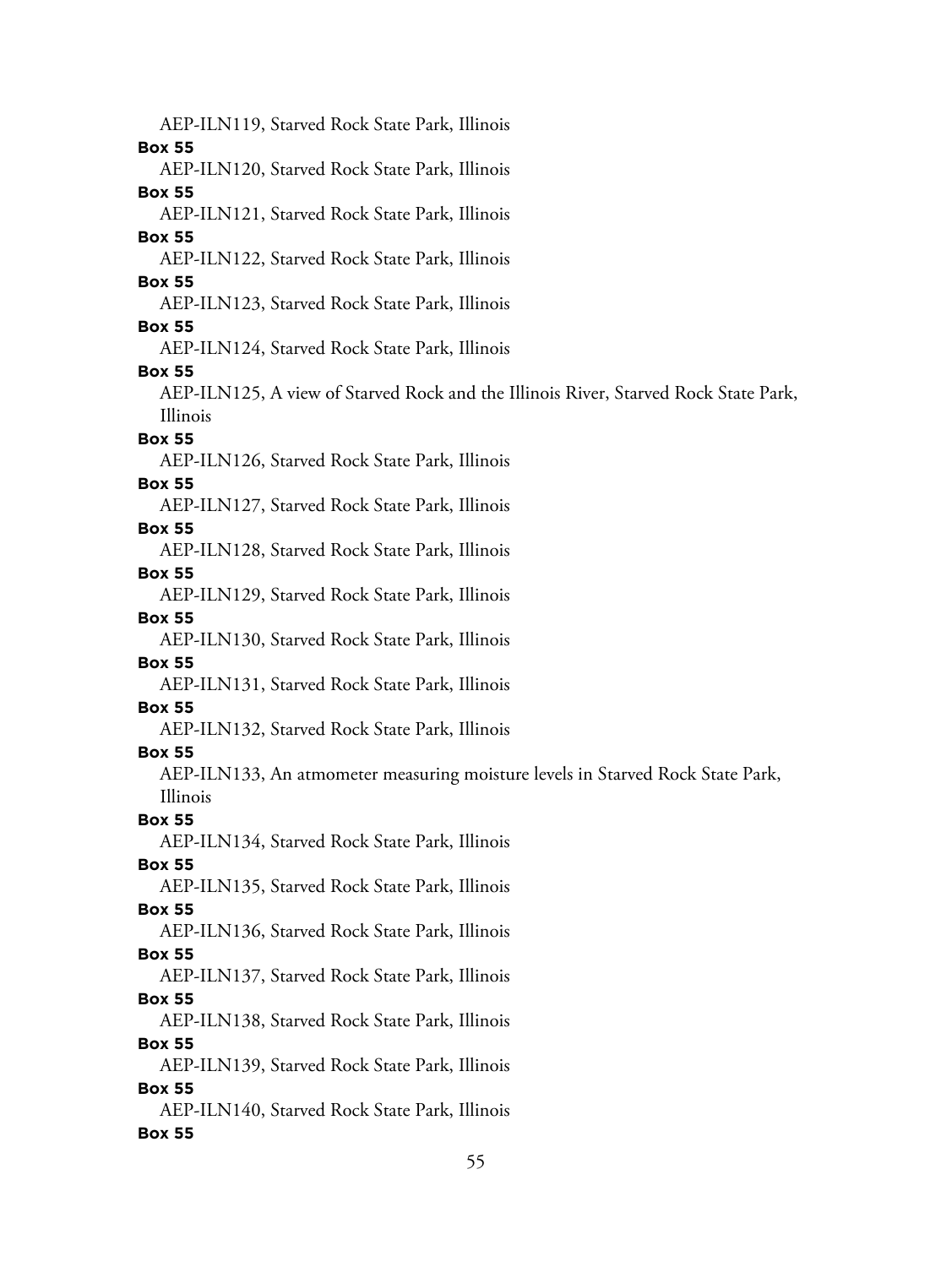AEP-ILN119, Starved Rock State Park, Illinois

**Box 55**

AEP-ILN120, Starved Rock State Park, Illinois

**Box 55**

AEP-ILN121, Starved Rock State Park, Illinois

**Box 55**

AEP-ILN122, Starved Rock State Park, Illinois

**Box 55**

AEP-ILN123, Starved Rock State Park, Illinois

**Box 55**

AEP-ILN124, Starved Rock State Park, Illinois

**Box 55**

AEP-ILN125, A view of Starved Rock and the Illinois River, Starved Rock State Park, Illinois

**Box 55**

AEP-ILN126, Starved Rock State Park, Illinois

**Box 55**

AEP-ILN127, Starved Rock State Park, Illinois

**Box 55**

AEP-ILN128, Starved Rock State Park, Illinois

**Box 55**

AEP-ILN129, Starved Rock State Park, Illinois

**Box 55**

AEP-ILN130, Starved Rock State Park, Illinois

**Box 55**

AEP-ILN131, Starved Rock State Park, Illinois

**Box 55**

AEP-ILN132, Starved Rock State Park, Illinois

**Box 55**

AEP-ILN133, An atmometer measuring moisture levels in Starved Rock State Park, Illinois

**Box 55**

AEP-ILN134, Starved Rock State Park, Illinois

**Box 55**

AEP-ILN135, Starved Rock State Park, Illinois

**Box 55**

AEP-ILN136, Starved Rock State Park, Illinois

**Box 55**

AEP-ILN137, Starved Rock State Park, Illinois

**Box 55**

AEP-ILN138, Starved Rock State Park, Illinois

**Box 55**

AEP-ILN139, Starved Rock State Park, Illinois

**Box 55**

AEP-ILN140, Starved Rock State Park, Illinois

**Box 55**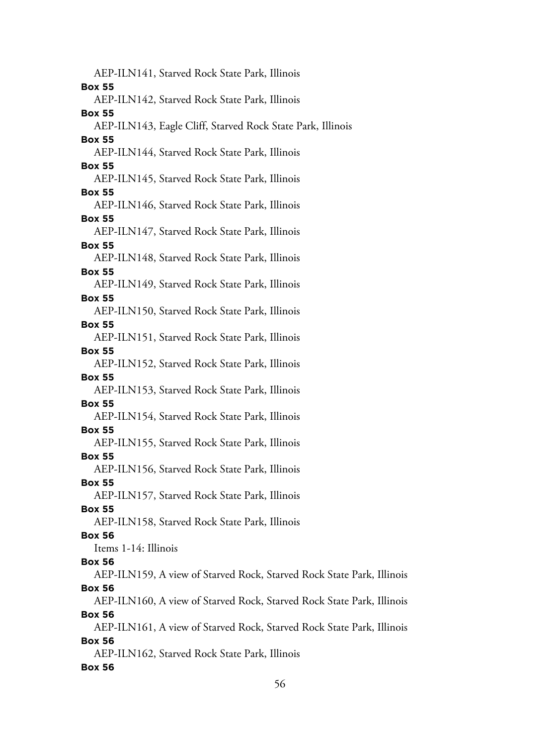AEP-ILN141, Starved Rock State Park, Illinois

**Box 55**

AEP-ILN142, Starved Rock State Park, Illinois

**Box 55**

AEP-ILN143, Eagle Cliff, Starved Rock State Park, Illinois

**Box 55**

AEP-ILN144, Starved Rock State Park, Illinois

**Box 55**

AEP-ILN145, Starved Rock State Park, Illinois

**Box 55**

AEP-ILN146, Starved Rock State Park, Illinois

**Box 55**

AEP-ILN147, Starved Rock State Park, Illinois

**Box 55**

AEP-ILN148, Starved Rock State Park, Illinois

**Box 55**

AEP-ILN149, Starved Rock State Park, Illinois

**Box 55**

AEP-ILN150, Starved Rock State Park, Illinois

**Box 55**

AEP-ILN151, Starved Rock State Park, Illinois

**Box 55**

AEP-ILN152, Starved Rock State Park, Illinois

**Box 55**

AEP-ILN153, Starved Rock State Park, Illinois

**Box 55**

AEP-ILN154, Starved Rock State Park, Illinois

**Box 55**

AEP-ILN155, Starved Rock State Park, Illinois

**Box 55**

AEP-ILN156, Starved Rock State Park, Illinois

**Box 55**

AEP-ILN157, Starved Rock State Park, Illinois

**Box 55**

AEP-ILN158, Starved Rock State Park, Illinois

**Box 56**

Items 1-14: Illinois

**Box 56**

AEP-ILN159, A view of Starved Rock, Starved Rock State Park, Illinois

**Box 56**

AEP-ILN160, A view of Starved Rock, Starved Rock State Park, Illinois

**Box 56**

AEP-ILN161, A view of Starved Rock, Starved Rock State Park, Illinois

**Box 56**

AEP-ILN162, Starved Rock State Park, Illinois

**Box 56**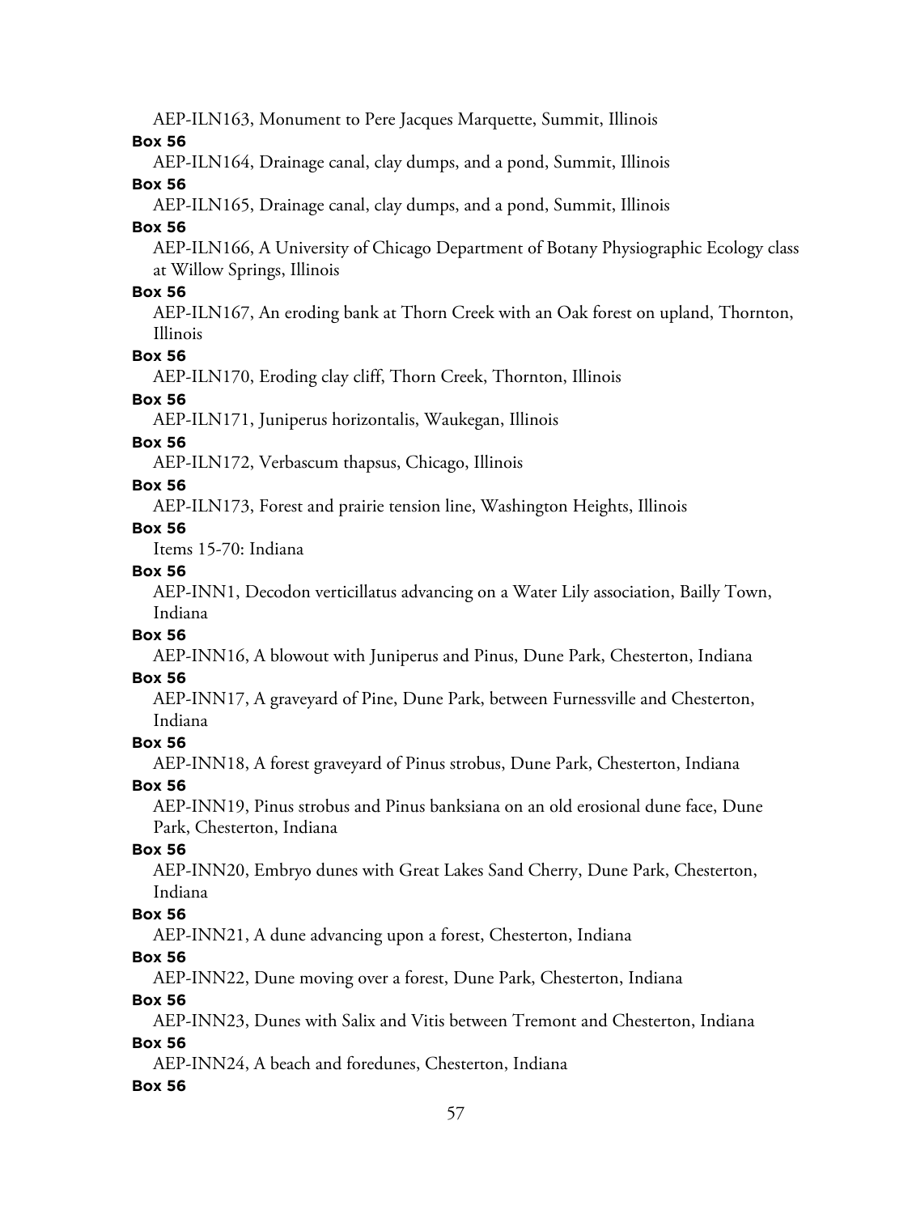AEP-ILN163, Monument to Pere Jacques Marquette, Summit, Illinois

**Box 56**

AEP-ILN164, Drainage canal, clay dumps, and a pond, Summit, Illinois

**Box 56**

AEP-ILN165, Drainage canal, clay dumps, and a pond, Summit, Illinois

**Box 56**

AEP-ILN166, A University of Chicago Department of Botany Physiographic Ecology class at Willow Springs, Illinois

**Box 56**

AEP-ILN167, An eroding bank at Thorn Creek with an Oak forest on upland, Thornton, Illinois

**Box 56**

AEP-ILN170, Eroding clay cliff, Thorn Creek, Thornton, Illinois

**Box 56**

AEP-ILN171, Juniperus horizontalis, Waukegan, Illinois

**Box 56**

AEP-ILN172, Verbascum thapsus, Chicago, Illinois

**Box 56**

AEP-ILN173, Forest and prairie tension line, Washington Heights, Illinois

**Box 56**

Items 15-70: Indiana

**Box 56**

AEP-INN1, Decodon verticillatus advancing on a Water Lily association, Bailly Town, Indiana

**Box 56**

AEP-INN16, A blowout with Juniperus and Pinus, Dune Park, Chesterton, Indiana

**Box 56**

AEP-INN17, A graveyard of Pine, Dune Park, between Furnessville and Chesterton, Indiana

**Box 56**

AEP-INN18, A forest graveyard of Pinus strobus, Dune Park, Chesterton, Indiana

**Box 56**

AEP-INN19, Pinus strobus and Pinus banksiana on an old erosional dune face, Dune Park, Chesterton, Indiana

**Box 56**

AEP-INN20, Embryo dunes with Great Lakes Sand Cherry, Dune Park, Chesterton, Indiana

**Box 56**

AEP-INN21, A dune advancing upon a forest, Chesterton, Indiana

**Box 56**

AEP-INN22, Dune moving over a forest, Dune Park, Chesterton, Indiana

**Box 56**

AEP-INN23, Dunes with Salix and Vitis between Tremont and Chesterton, Indiana

**Box 56**

AEP-INN24, A beach and foredunes, Chesterton, Indiana

**Box 56**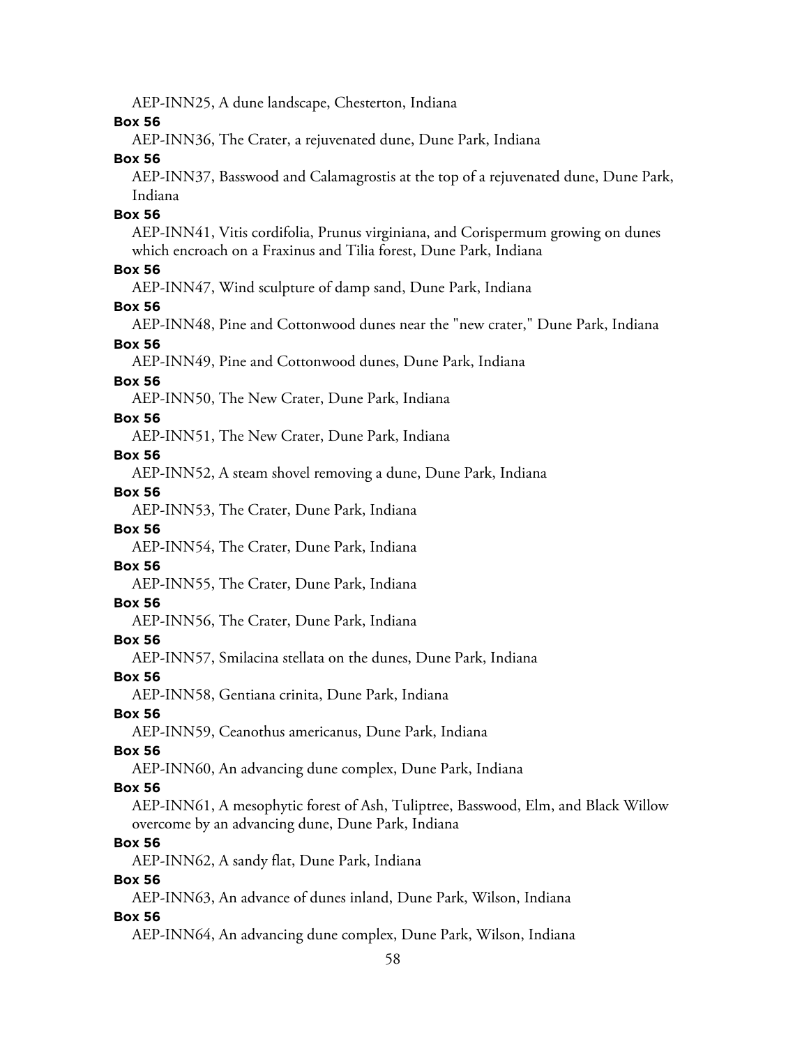AEP-INN25, A dune landscape, Chesterton, Indiana

**Box 56**

AEP-INN36, The Crater, a rejuvenated dune, Dune Park, Indiana

**Box 56**

AEP-INN37, Basswood and Calamagrostis at the top of a rejuvenated dune, Dune Park, Indiana

**Box 56**

AEP-INN41, Vitis cordifolia, Prunus virginiana, and Corispermum growing on dunes which encroach on a Fraxinus and Tilia forest, Dune Park, Indiana

**Box 56**

AEP-INN47, Wind sculpture of damp sand, Dune Park, Indiana

**Box 56**

AEP-INN48, Pine and Cottonwood dunes near the "new crater," Dune Park, Indiana

**Box 56**

AEP-INN49, Pine and Cottonwood dunes, Dune Park, Indiana

**Box 56**

AEP-INN50, The New Crater, Dune Park, Indiana

**Box 56**

AEP-INN51, The New Crater, Dune Park, Indiana

**Box 56**

AEP-INN52, A steam shovel removing a dune, Dune Park, Indiana

**Box 56**

AEP-INN53, The Crater, Dune Park, Indiana

**Box 56**

AEP-INN54, The Crater, Dune Park, Indiana

**Box 56**

AEP-INN55, The Crater, Dune Park, Indiana

**Box 56**

AEP-INN56, The Crater, Dune Park, Indiana

**Box 56**

AEP-INN57, Smilacina stellata on the dunes, Dune Park, Indiana

**Box 56**

AEP-INN58, Gentiana crinita, Dune Park, Indiana

**Box 56**

AEP-INN59, Ceanothus americanus, Dune Park, Indiana

**Box 56**

AEP-INN60, An advancing dune complex, Dune Park, Indiana

**Box 56**

AEP-INN61, A mesophytic forest of Ash, Tuliptree, Basswood, Elm, and Black Willow overcome by an advancing dune, Dune Park, Indiana

**Box 56**

AEP-INN62, A sandy flat, Dune Park, Indiana

**Box 56**

AEP-INN63, An advance of dunes inland, Dune Park, Wilson, Indiana

**Box 56**

AEP-INN64, An advancing dune complex, Dune Park, Wilson, Indiana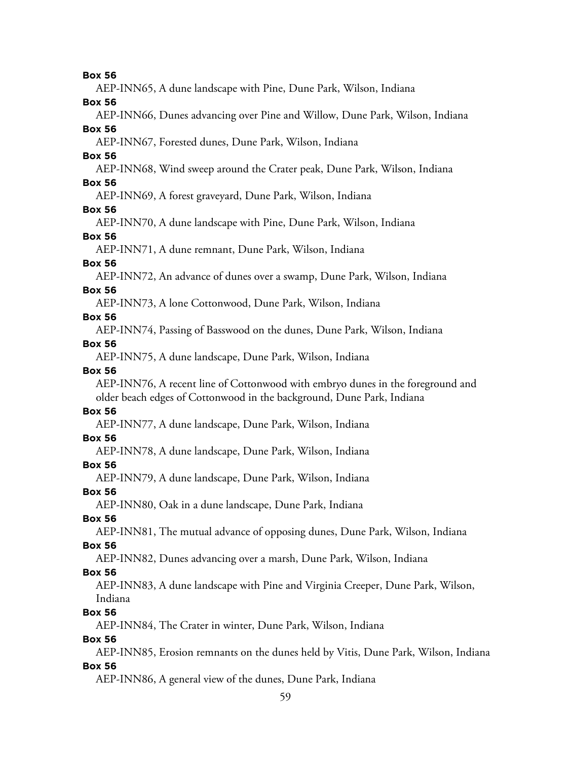**Box 56**

AEP-INN65, A dune landscape with Pine, Dune Park, Wilson, Indiana

**Box 56**

AEP-INN66, Dunes advancing over Pine and Willow, Dune Park, Wilson, Indiana

**Box 56**

AEP-INN67, Forested dunes, Dune Park, Wilson, Indiana

**Box 56**

AEP-INN68, Wind sweep around the Crater peak, Dune Park, Wilson, Indiana

**Box 56**

AEP-INN69, A forest graveyard, Dune Park, Wilson, Indiana

**Box 56**

AEP-INN70, A dune landscape with Pine, Dune Park, Wilson, Indiana

**Box 56**

AEP-INN71, A dune remnant, Dune Park, Wilson, Indiana

**Box 56**

AEP-INN72, An advance of dunes over a swamp, Dune Park, Wilson, Indiana

**Box 56**

AEP-INN73, A lone Cottonwood, Dune Park, Wilson, Indiana

**Box 56**

AEP-INN74, Passing of Basswood on the dunes, Dune Park, Wilson, Indiana

**Box 56**

AEP-INN75, A dune landscape, Dune Park, Wilson, Indiana

**Box 56**

AEP-INN76, A recent line of Cottonwood with embryo dunes in the foreground and older beach edges of Cottonwood in the background, Dune Park, Indiana

**Box 56**

AEP-INN77, A dune landscape, Dune Park, Wilson, Indiana

**Box 56**

AEP-INN78, A dune landscape, Dune Park, Wilson, Indiana

**Box 56**

AEP-INN79, A dune landscape, Dune Park, Wilson, Indiana

**Box 56**

AEP-INN80, Oak in a dune landscape, Dune Park, Indiana

**Box 56**

AEP-INN81, The mutual advance of opposing dunes, Dune Park, Wilson, Indiana

**Box 56**

AEP-INN82, Dunes advancing over a marsh, Dune Park, Wilson, Indiana

**Box 56**

AEP-INN83, A dune landscape with Pine and Virginia Creeper, Dune Park, Wilson, Indiana

**Box 56**

AEP-INN84, The Crater in winter, Dune Park, Wilson, Indiana

**Box 56**

AEP-INN85, Erosion remnants on the dunes held by Vitis, Dune Park, Wilson, Indiana

**Box 56**

AEP-INN86, A general view of the dunes, Dune Park, Indiana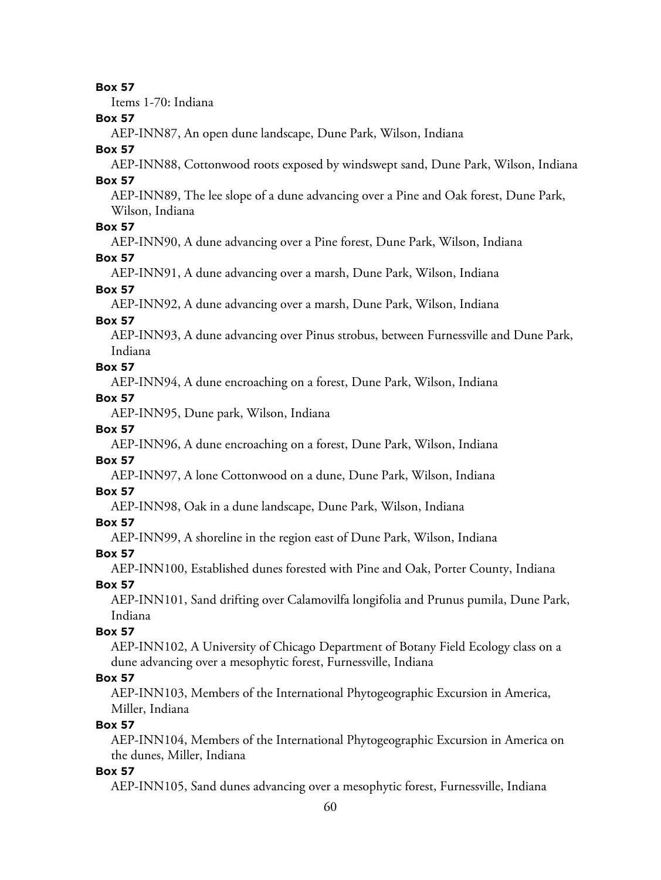**Box 57**

Items 1-70: Indiana

**Box 57**

AEP-INN87, An open dune landscape, Dune Park, Wilson, Indiana

**Box 57**

AEP-INN88, Cottonwood roots exposed by windswept sand, Dune Park, Wilson, Indiana

**Box 57**

AEP-INN89, The lee slope of a dune advancing over a Pine and Oak forest, Dune Park, Wilson, Indiana

**Box 57**

AEP-INN90, A dune advancing over a Pine forest, Dune Park, Wilson, Indiana

**Box 57**

AEP-INN91, A dune advancing over a marsh, Dune Park, Wilson, Indiana

**Box 57**

AEP-INN92, A dune advancing over a marsh, Dune Park, Wilson, Indiana

**Box 57**

AEP-INN93, A dune advancing over Pinus strobus, between Furnessville and Dune Park, Indiana

**Box 57**

AEP-INN94, A dune encroaching on a forest, Dune Park, Wilson, Indiana

**Box 57**

AEP-INN95, Dune park, Wilson, Indiana

**Box 57**

AEP-INN96, A dune encroaching on a forest, Dune Park, Wilson, Indiana

**Box 57**

AEP-INN97, A lone Cottonwood on a dune, Dune Park, Wilson, Indiana

**Box 57**

AEP-INN98, Oak in a dune landscape, Dune Park, Wilson, Indiana

**Box 57**

AEP-INN99, A shoreline in the region east of Dune Park, Wilson, Indiana

**Box 57**

AEP-INN100, Established dunes forested with Pine and Oak, Porter County, Indiana

**Box 57**

AEP-INN101, Sand drifting over Calamovilfa longifolia and Prunus pumila, Dune Park, Indiana

**Box 57**

AEP-INN102, A University of Chicago Department of Botany Field Ecology class on a dune advancing over a mesophytic forest, Furnessville, Indiana

**Box 57**

AEP-INN103, Members of the International Phytogeographic Excursion in America, Miller, Indiana

**Box 57**

AEP-INN104, Members of the International Phytogeographic Excursion in America on the dunes, Miller, Indiana

**Box 57**

AEP-INN105, Sand dunes advancing over a mesophytic forest, Furnessville, Indiana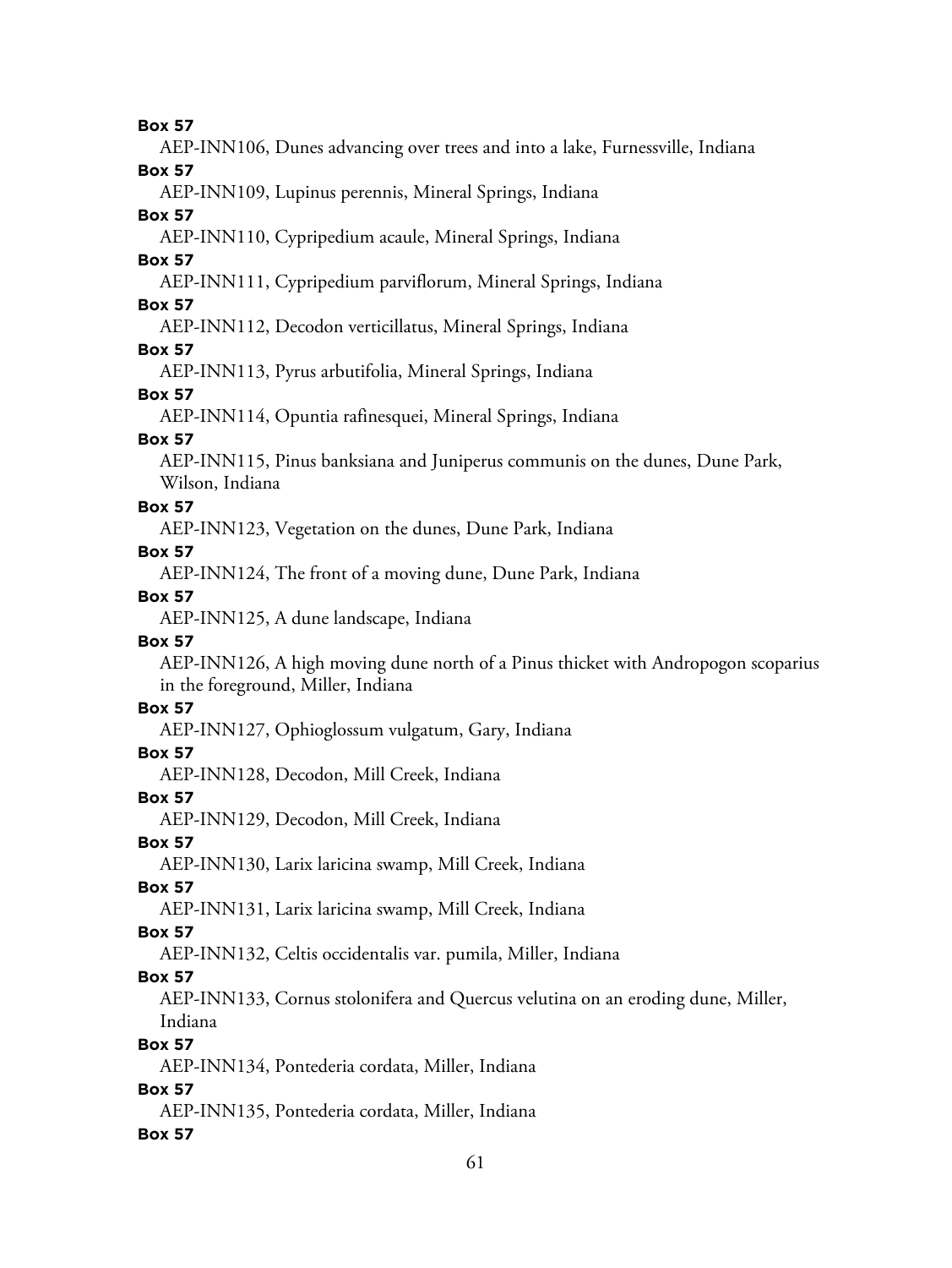**Box 57**

AEP-INN106, Dunes advancing over trees and into a lake, Furnessville, Indiana

**Box 57**

AEP-INN109, Lupinus perennis, Mineral Springs, Indiana

**Box 57**

AEP-INN110, Cypripedium acaule, Mineral Springs, Indiana

**Box 57**

AEP-INN111, Cypripedium parviflorum, Mineral Springs, Indiana

**Box 57**

AEP-INN112, Decodon verticillatus, Mineral Springs, Indiana

**Box 57**

AEP-INN113, Pyrus arbutifolia, Mineral Springs, Indiana

**Box 57**

AEP-INN114, Opuntia rafinesquei, Mineral Springs, Indiana

**Box 57**

AEP-INN115, Pinus banksiana and Juniperus communis on the dunes, Dune Park, Wilson, Indiana

**Box 57**

AEP-INN123, Vegetation on the dunes, Dune Park, Indiana

**Box 57**

AEP-INN124, The front of a moving dune, Dune Park, Indiana

**Box 57**

AEP-INN125, A dune landscape, Indiana

**Box 57**

AEP-INN126, A high moving dune north of a Pinus thicket with Andropogon scoparius in the foreground, Miller, Indiana

**Box 57**

AEP-INN127, Ophioglossum vulgatum, Gary, Indiana

**Box 57**

AEP-INN128, Decodon, Mill Creek, Indiana

**Box 57**

AEP-INN129, Decodon, Mill Creek, Indiana

**Box 57**

AEP-INN130, Larix laricina swamp, Mill Creek, Indiana

**Box 57**

AEP-INN131, Larix laricina swamp, Mill Creek, Indiana

**Box 57**

AEP-INN132, Celtis occidentalis var. pumila, Miller, Indiana

**Box 57**

AEP-INN133, Cornus stolonifera and Quercus velutina on an eroding dune, Miller, Indiana

**Box 57**

AEP-INN134, Pontederia cordata, Miller, Indiana

**Box 57**

AEP-INN135, Pontederia cordata, Miller, Indiana

**Box 57**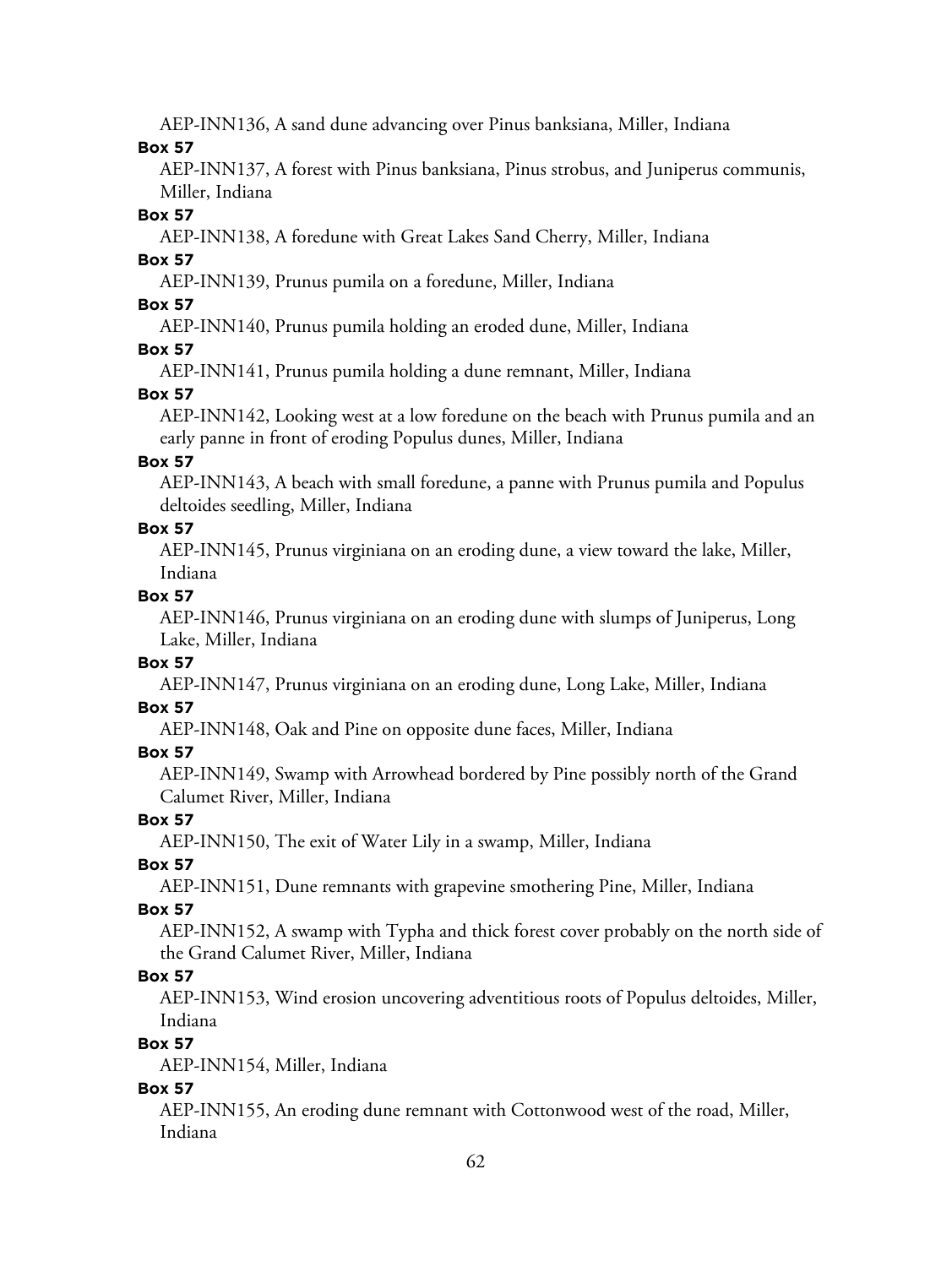AEP-INN136, A sand dune advancing over Pinus banksiana, Miller, Indiana

**Box 57**

AEP-INN137, A forest with Pinus banksiana, Pinus strobus, and Juniperus communis, Miller, Indiana

**Box 57**

AEP-INN138, A foredune with Great Lakes Sand Cherry, Miller, Indiana

**Box 57**

AEP-INN139, Prunus pumila on a foredune, Miller, Indiana

**Box 57**

AEP-INN140, Prunus pumila holding an eroded dune, Miller, Indiana

**Box 57**

AEP-INN141, Prunus pumila holding a dune remnant, Miller, Indiana

**Box 57**

AEP-INN142, Looking west at a low foredune on the beach with Prunus pumila and an early panne in front of eroding Populus dunes, Miller, Indiana

**Box 57**

AEP-INN143, A beach with small foredune, a panne with Prunus pumila and Populus deltoides seedling, Miller, Indiana

**Box 57**

AEP-INN145, Prunus virginiana on an eroding dune, a view toward the lake, Miller, Indiana

**Box 57**

AEP-INN146, Prunus virginiana on an eroding dune with slumps of Juniperus, Long Lake, Miller, Indiana

**Box 57**

AEP-INN147, Prunus virginiana on an eroding dune, Long Lake, Miller, Indiana

**Box 57**

AEP-INN148, Oak and Pine on opposite dune faces, Miller, Indiana

**Box 57**

AEP-INN149, Swamp with Arrowhead bordered by Pine possibly north of the Grand Calumet River, Miller, Indiana

**Box 57**

AEP-INN150, The exit of Water Lily in a swamp, Miller, Indiana

**Box 57**

AEP-INN151, Dune remnants with grapevine smothering Pine, Miller, Indiana

**Box 57**

AEP-INN152, A swamp with Typha and thick forest cover probably on the north side of the Grand Calumet River, Miller, Indiana

**Box 57**

AEP-INN153, Wind erosion uncovering adventitious roots of Populus deltoides, Miller, Indiana

**Box 57**

AEP-INN154, Miller, Indiana

**Box 57**

AEP-INN155, An eroding dune remnant with Cottonwood west of the road, Miller, Indiana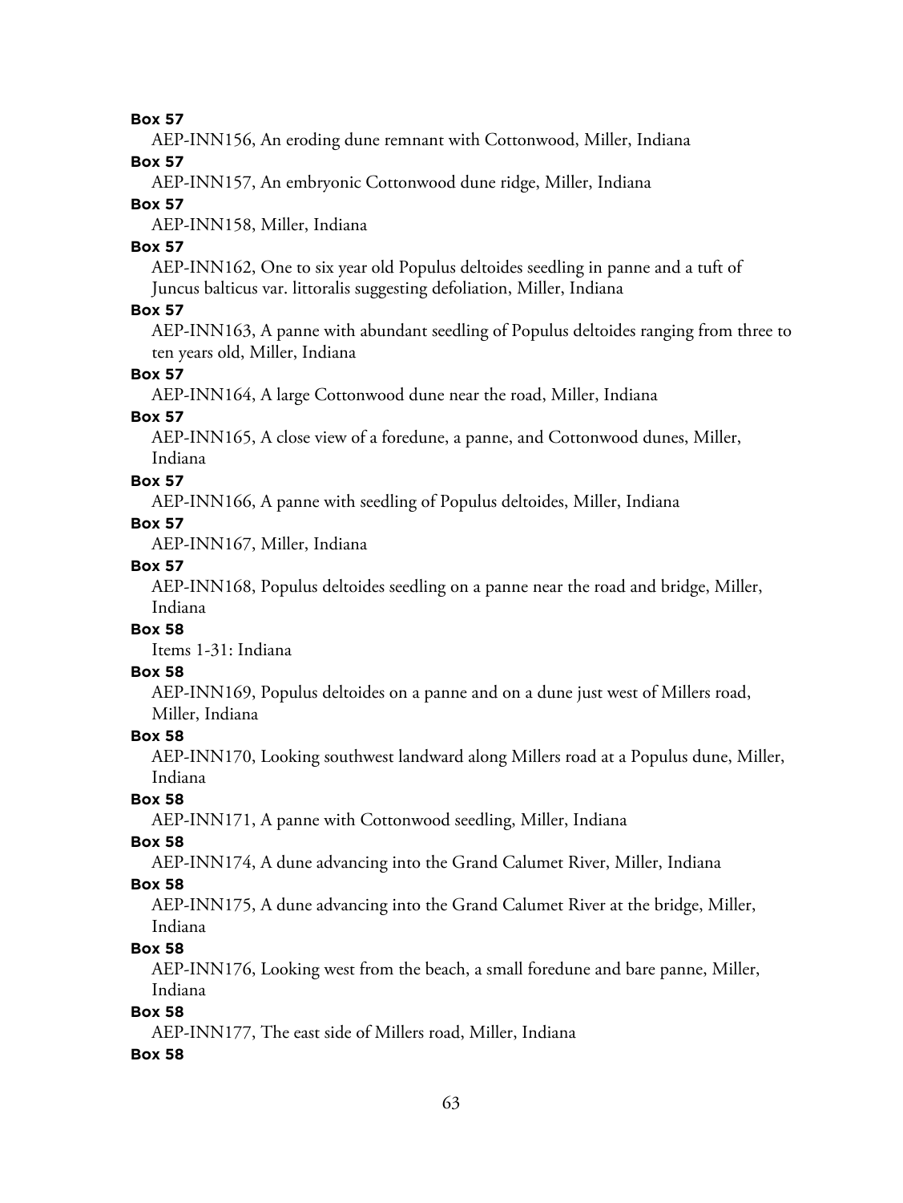**Box 57**

AEP-INN156, An eroding dune remnant with Cottonwood, Miller, Indiana

**Box 57**

AEP-INN157, An embryonic Cottonwood dune ridge, Miller, Indiana

**Box 57**

AEP-INN158, Miller, Indiana

**Box 57**

AEP-INN162, One to six year old Populus deltoides seedling in panne and a tuft of Juncus balticus var. littoralis suggesting defoliation, Miller, Indiana

**Box 57**

AEP-INN163, A panne with abundant seedling of Populus deltoides ranging from three to ten years old, Miller, Indiana

**Box 57**

AEP-INN164, A large Cottonwood dune near the road, Miller, Indiana

**Box 57**

AEP-INN165, A close view of a foredune, a panne, and Cottonwood dunes, Miller, Indiana

**Box 57**

AEP-INN166, A panne with seedling of Populus deltoides, Miller, Indiana

**Box 57**

AEP-INN167, Miller, Indiana

**Box 57**

AEP-INN168, Populus deltoides seedling on a panne near the road and bridge, Miller, Indiana

**Box 58**

Items 1-31: Indiana

**Box 58**

AEP-INN169, Populus deltoides on a panne and on a dune just west of Millers road, Miller, Indiana

**Box 58**

AEP-INN170, Looking southwest landward along Millers road at a Populus dune, Miller, Indiana

**Box 58**

AEP-INN171, A panne with Cottonwood seedling, Miller, Indiana

**Box 58**

AEP-INN174, A dune advancing into the Grand Calumet River, Miller, Indiana

**Box 58**

AEP-INN175, A dune advancing into the Grand Calumet River at the bridge, Miller, Indiana

**Box 58**

AEP-INN176, Looking west from the beach, a small foredune and bare panne, Miller, Indiana

**Box 58**

AEP-INN177, The east side of Millers road, Miller, Indiana

**Box 58**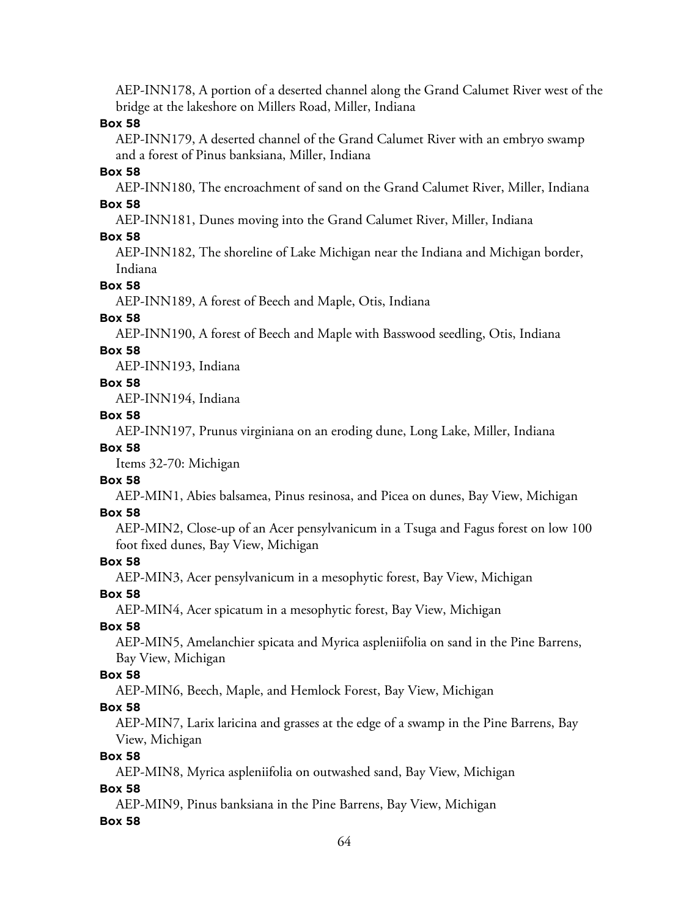AEP-INN178, A portion of a deserted channel along the Grand Calumet River west of the bridge at the lakeshore on Millers Road, Miller, Indiana

**Box 58**

AEP-INN179, A deserted channel of the Grand Calumet River with an embryo swamp and a forest of Pinus banksiana, Miller, Indiana

**Box 58**

AEP-INN180, The encroachment of sand on the Grand Calumet River, Miller, Indiana

**Box 58**

AEP-INN181, Dunes moving into the Grand Calumet River, Miller, Indiana

**Box 58**

AEP-INN182, The shoreline of Lake Michigan near the Indiana and Michigan border, Indiana

**Box 58**

AEP-INN189, A forest of Beech and Maple, Otis, Indiana

**Box 58**

AEP-INN190, A forest of Beech and Maple with Basswood seedling, Otis, Indiana

**Box 58**

AEP-INN193, Indiana

**Box 58**

AEP-INN194, Indiana

**Box 58**

AEP-INN197, Prunus virginiana on an eroding dune, Long Lake, Miller, Indiana

**Box 58**

Items 32-70: Michigan

**Box 58**

AEP-MIN1, Abies balsamea, Pinus resinosa, and Picea on dunes, Bay View, Michigan

**Box 58**

AEP-MIN2, Close-up of an Acer pensylvanicum in a Tsuga and Fagus forest on low 100 foot fixed dunes, Bay View, Michigan

**Box 58**

AEP-MIN3, Acer pensylvanicum in a mesophytic forest, Bay View, Michigan

**Box 58**

AEP-MIN4, Acer spicatum in a mesophytic forest, Bay View, Michigan

**Box 58**

AEP-MIN5, Amelanchier spicata and Myrica aspleniifolia on sand in the Pine Barrens, Bay View, Michigan

**Box 58**

AEP-MIN6, Beech, Maple, and Hemlock Forest, Bay View, Michigan

**Box 58**

AEP-MIN7, Larix laricina and grasses at the edge of a swamp in the Pine Barrens, Bay View, Michigan

**Box 58**

AEP-MIN8, Myrica aspleniifolia on outwashed sand, Bay View, Michigan

**Box 58**

AEP-MIN9, Pinus banksiana in the Pine Barrens, Bay View, Michigan

**Box 58**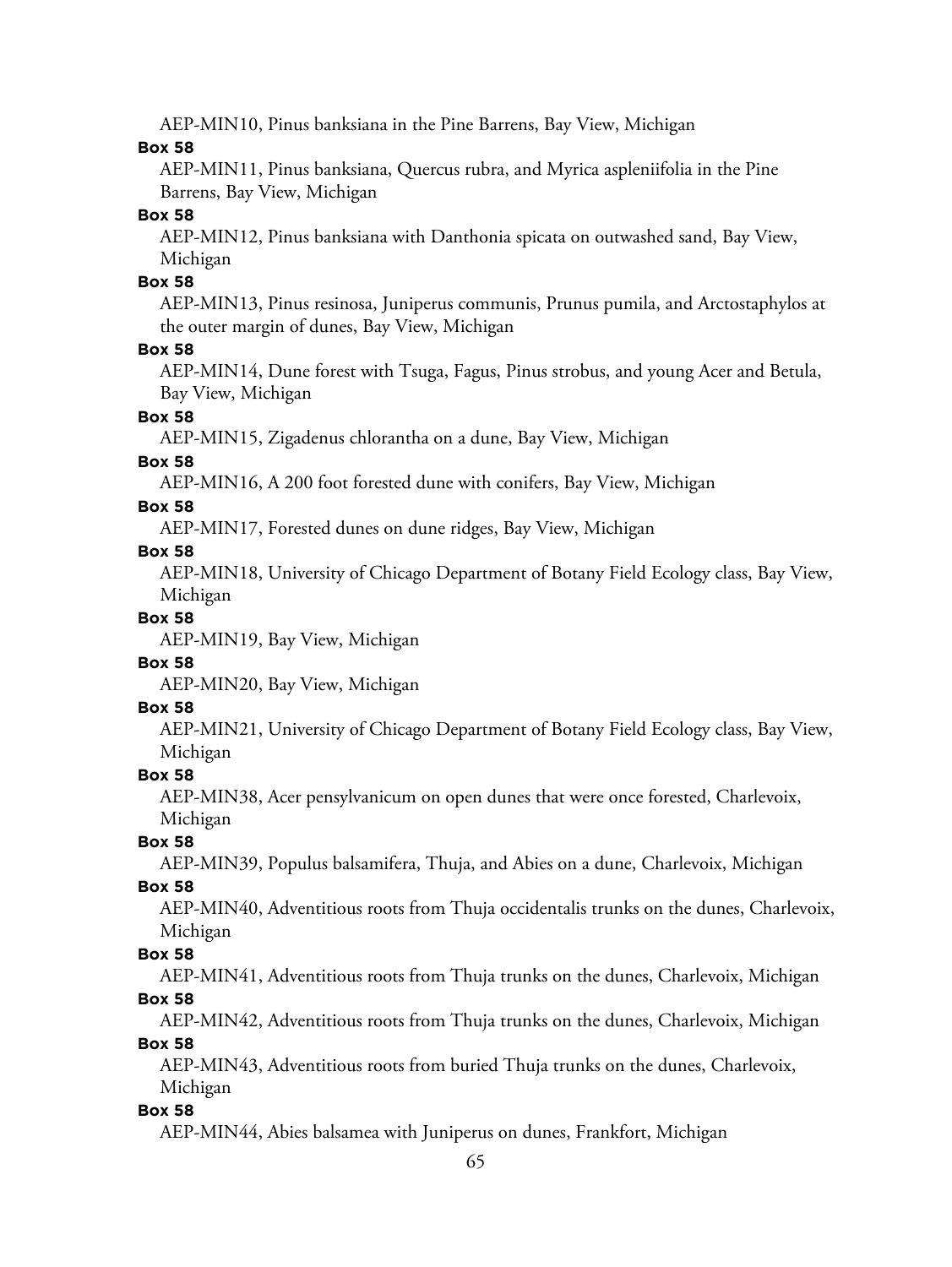AEP-MIN10, Pinus banksiana in the Pine Barrens, Bay View, Michigan

**Box 58**

AEP-MIN11, Pinus banksiana, Quercus rubra, and Myrica aspleniifolia in the Pine Barrens, Bay View, Michigan

**Box 58**

AEP-MIN12, Pinus banksiana with Danthonia spicata on outwashed sand, Bay View, Michigan

**Box 58**

AEP-MIN13, Pinus resinosa, Juniperus communis, Prunus pumila, and Arctostaphylos at the outer margin of dunes, Bay View, Michigan

**Box 58**

AEP-MIN14, Dune forest with Tsuga, Fagus, Pinus strobus, and young Acer and Betula, Bay View, Michigan

**Box 58**

AEP-MIN15, Zigadenus chlorantha on a dune, Bay View, Michigan

**Box 58**

AEP-MIN16, A 200 foot forested dune with conifers, Bay View, Michigan

**Box 58**

AEP-MIN17, Forested dunes on dune ridges, Bay View, Michigan

**Box 58**

AEP-MIN18, University of Chicago Department of Botany Field Ecology class, Bay View, Michigan

**Box 58**

AEP-MIN19, Bay View, Michigan

**Box 58**

AEP-MIN20, Bay View, Michigan

**Box 58**

AEP-MIN21, University of Chicago Department of Botany Field Ecology class, Bay View, Michigan

**Box 58**

AEP-MIN38, Acer pensylvanicum on open dunes that were once forested, Charlevoix, Michigan

**Box 58**

AEP-MIN39, Populus balsamifera, Thuja, and Abies on a dune, Charlevoix, Michigan

**Box 58**

AEP-MIN40, Adventitious roots from Thuja occidentalis trunks on the dunes, Charlevoix, Michigan

**Box 58**

AEP-MIN41, Adventitious roots from Thuja trunks on the dunes, Charlevoix, Michigan

**Box 58**

AEP-MIN42, Adventitious roots from Thuja trunks on the dunes, Charlevoix, Michigan

**Box 58**

AEP-MIN43, Adventitious roots from buried Thuja trunks on the dunes, Charlevoix, Michigan

**Box 58**

AEP-MIN44, Abies balsamea with Juniperus on dunes, Frankfort, Michigan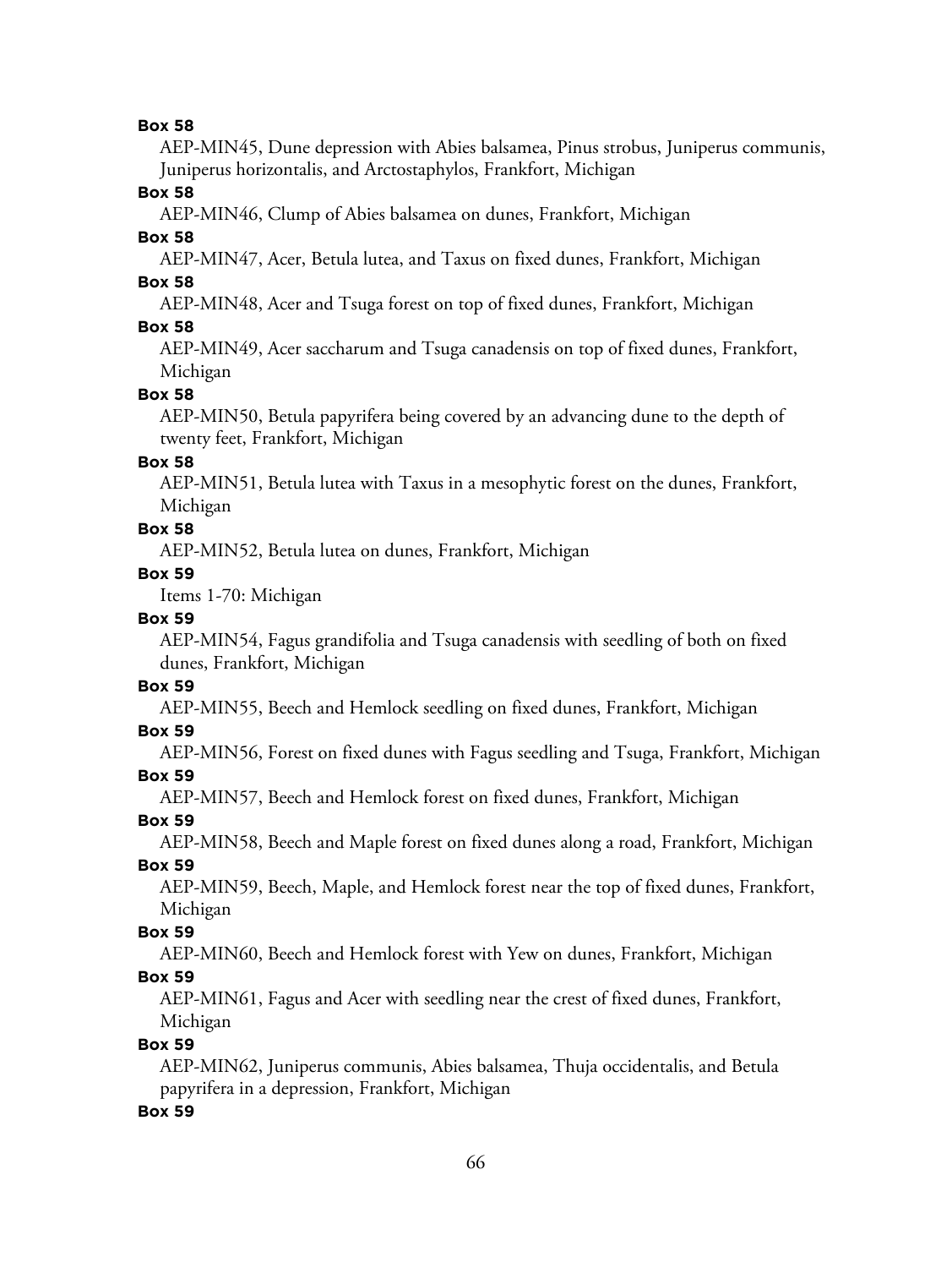**Box 58**

AEP-MIN45, Dune depression with Abies balsamea, Pinus strobus, Juniperus communis, Juniperus horizontalis, and Arctostaphylos, Frankfort, Michigan

**Box 58**

AEP-MIN46, Clump of Abies balsamea on dunes, Frankfort, Michigan

**Box 58**

AEP-MIN47, Acer, Betula lutea, and Taxus on fixed dunes, Frankfort, Michigan

**Box 58**

AEP-MIN48, Acer and Tsuga forest on top of fixed dunes, Frankfort, Michigan

**Box 58**

AEP-MIN49, Acer saccharum and Tsuga canadensis on top of fixed dunes, Frankfort, Michigan

**Box 58**

AEP-MIN50, Betula papyrifera being covered by an advancing dune to the depth of twenty feet, Frankfort, Michigan

**Box 58**

AEP-MIN51, Betula lutea with Taxus in a mesophytic forest on the dunes, Frankfort, Michigan

**Box 58**

AEP-MIN52, Betula lutea on dunes, Frankfort, Michigan

**Box 59**

Items 1-70: Michigan

**Box 59**

AEP-MIN54, Fagus grandifolia and Tsuga canadensis with seedling of both on fixed dunes, Frankfort, Michigan

**Box 59**

AEP-MIN55, Beech and Hemlock seedling on fixed dunes, Frankfort, Michigan

**Box 59**

AEP-MIN56, Forest on fixed dunes with Fagus seedling and Tsuga, Frankfort, Michigan

**Box 59**

AEP-MIN57, Beech and Hemlock forest on fixed dunes, Frankfort, Michigan

**Box 59**

AEP-MIN58, Beech and Maple forest on fixed dunes along a road, Frankfort, Michigan

**Box 59**

AEP-MIN59, Beech, Maple, and Hemlock forest near the top of fixed dunes, Frankfort, Michigan

**Box 59**

AEP-MIN60, Beech and Hemlock forest with Yew on dunes, Frankfort, Michigan

**Box 59**

AEP-MIN61, Fagus and Acer with seedling near the crest of fixed dunes, Frankfort, Michigan

**Box 59**

AEP-MIN62, Juniperus communis, Abies balsamea, Thuja occidentalis, and Betula papyrifera in a depression, Frankfort, Michigan

**Box 59**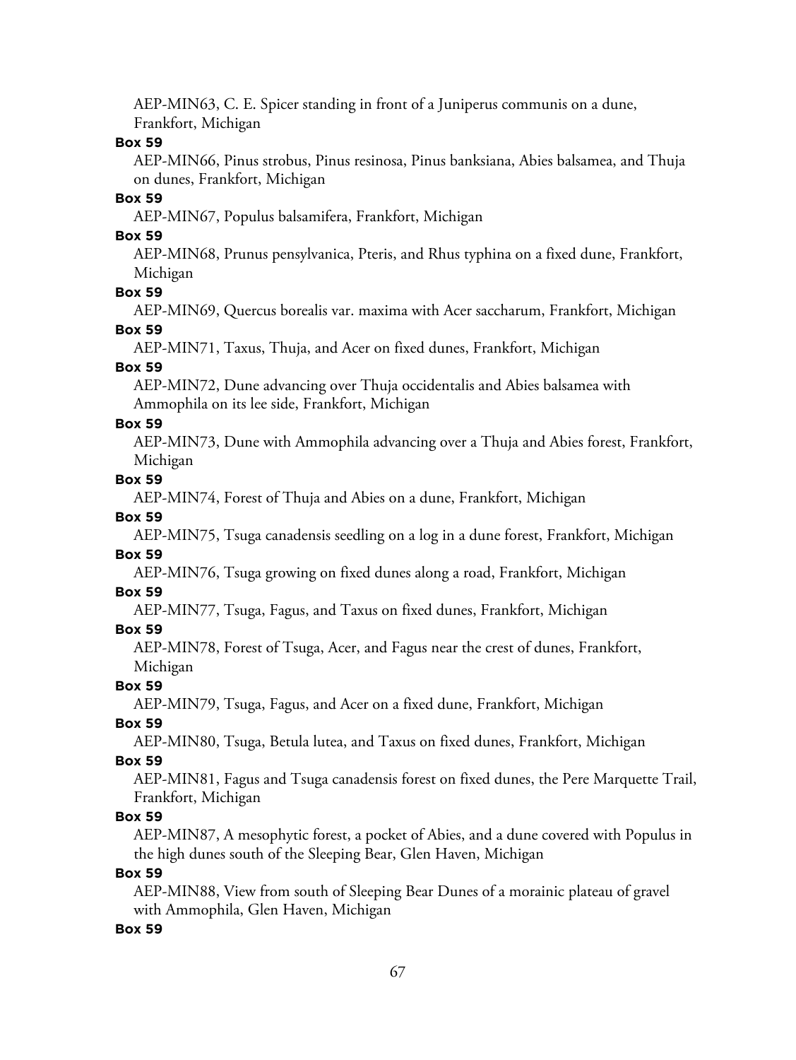AEP-MIN63, C. E. Spicer standing in front of a Juniperus communis on a dune, Frankfort, Michigan

**Box 59**

AEP-MIN66, Pinus strobus, Pinus resinosa, Pinus banksiana, Abies balsamea, and Thuja on dunes, Frankfort, Michigan

**Box 59**

AEP-MIN67, Populus balsamifera, Frankfort, Michigan

**Box 59**

AEP-MIN68, Prunus pensylvanica, Pteris, and Rhus typhina on a fixed dune, Frankfort, Michigan

**Box 59**

AEP-MIN69, Quercus borealis var. maxima with Acer saccharum, Frankfort, Michigan

**Box 59**

AEP-MIN71, Taxus, Thuja, and Acer on fixed dunes, Frankfort, Michigan

**Box 59**

AEP-MIN72, Dune advancing over Thuja occidentalis and Abies balsamea with Ammophila on its lee side, Frankfort, Michigan

**Box 59**

AEP-MIN73, Dune with Ammophila advancing over a Thuja and Abies forest, Frankfort, Michigan

**Box 59**

AEP-MIN74, Forest of Thuja and Abies on a dune, Frankfort, Michigan

**Box 59**

AEP-MIN75, Tsuga canadensis seedling on a log in a dune forest, Frankfort, Michigan

**Box 59**

AEP-MIN76, Tsuga growing on fixed dunes along a road, Frankfort, Michigan

**Box 59**

AEP-MIN77, Tsuga, Fagus, and Taxus on fixed dunes, Frankfort, Michigan

**Box 59**

AEP-MIN78, Forest of Tsuga, Acer, and Fagus near the crest of dunes, Frankfort, Michigan

**Box 59**

AEP-MIN79, Tsuga, Fagus, and Acer on a fixed dune, Frankfort, Michigan

**Box 59**

AEP-MIN80, Tsuga, Betula lutea, and Taxus on fixed dunes, Frankfort, Michigan

**Box 59**

AEP-MIN81, Fagus and Tsuga canadensis forest on fixed dunes, the Pere Marquette Trail, Frankfort, Michigan

**Box 59**

AEP-MIN87, A mesophytic forest, a pocket of Abies, and a dune covered with Populus in the high dunes south of the Sleeping Bear, Glen Haven, Michigan

**Box 59**

AEP-MIN88, View from south of Sleeping Bear Dunes of a morainic plateau of gravel with Ammophila, Glen Haven, Michigan

**Box 59**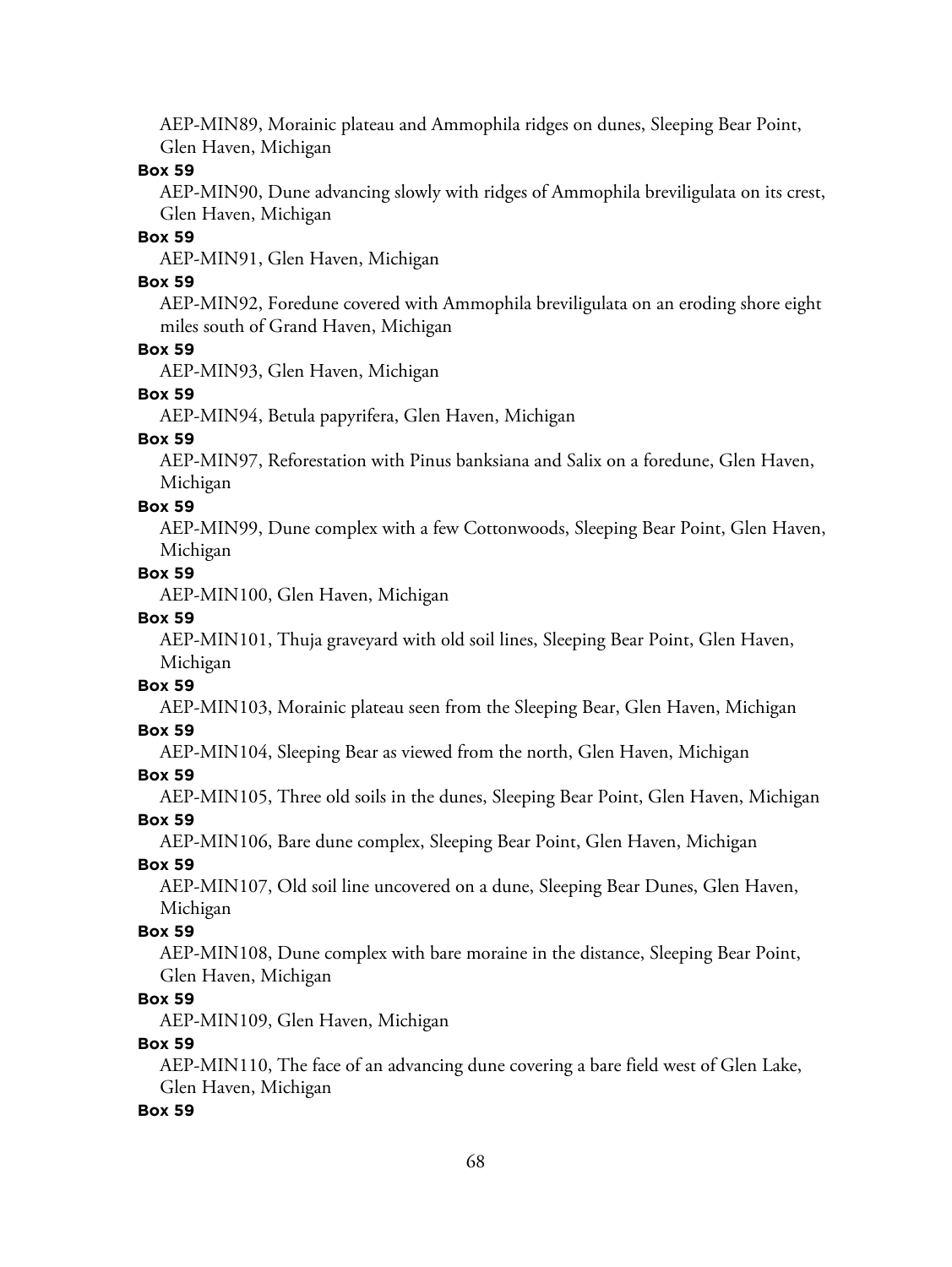AEP-MIN89, Morainic plateau and Ammophila ridges on dunes, Sleeping Bear Point, Glen Haven, Michigan

**Box 59**

AEP-MIN90, Dune advancing slowly with ridges of Ammophila breviligulata on its crest, Glen Haven, Michigan

**Box 59**

AEP-MIN91, Glen Haven, Michigan

**Box 59**

AEP-MIN92, Foredune covered with Ammophila breviligulata on an eroding shore eight miles south of Grand Haven, Michigan

**Box 59**

AEP-MIN93, Glen Haven, Michigan

**Box 59**

AEP-MIN94, Betula papyrifera, Glen Haven, Michigan

**Box 59**

AEP-MIN97, Reforestation with Pinus banksiana and Salix on a foredune, Glen Haven, Michigan

**Box 59**

AEP-MIN99, Dune complex with a few Cottonwoods, Sleeping Bear Point, Glen Haven, Michigan

**Box 59**

AEP-MIN100, Glen Haven, Michigan

**Box 59**

AEP-MIN101, Thuja graveyard with old soil lines, Sleeping Bear Point, Glen Haven, Michigan

**Box 59**

AEP-MIN103, Morainic plateau seen from the Sleeping Bear, Glen Haven, Michigan

**Box 59**

AEP-MIN104, Sleeping Bear as viewed from the north, Glen Haven, Michigan

**Box 59**

AEP-MIN105, Three old soils in the dunes, Sleeping Bear Point, Glen Haven, Michigan

**Box 59**

AEP-MIN106, Bare dune complex, Sleeping Bear Point, Glen Haven, Michigan

**Box 59**

AEP-MIN107, Old soil line uncovered on a dune, Sleeping Bear Dunes, Glen Haven, Michigan

**Box 59**

AEP-MIN108, Dune complex with bare moraine in the distance, Sleeping Bear Point, Glen Haven, Michigan

**Box 59**

AEP-MIN109, Glen Haven, Michigan

**Box 59**

AEP-MIN110, The face of an advancing dune covering a bare field west of Glen Lake, Glen Haven, Michigan

**Box 59**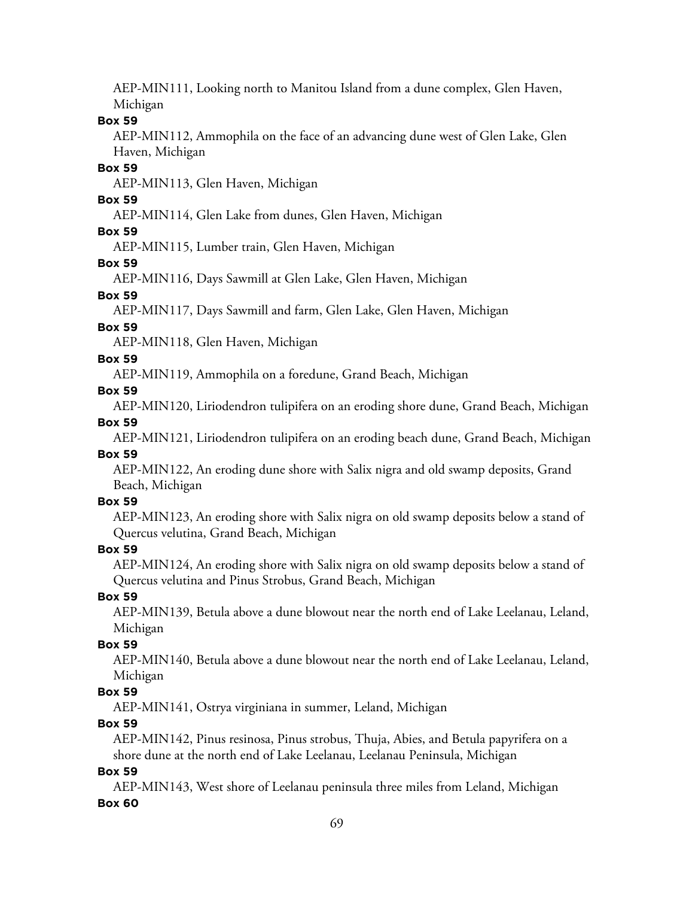AEP-MIN111, Looking north to Manitou Island from a dune complex, Glen Haven, Michigan

**Box 59**

AEP-MIN112, Ammophila on the face of an advancing dune west of Glen Lake, Glen Haven, Michigan

**Box 59**

AEP-MIN113, Glen Haven, Michigan

**Box 59**

AEP-MIN114, Glen Lake from dunes, Glen Haven, Michigan

**Box 59**

AEP-MIN115, Lumber train, Glen Haven, Michigan

**Box 59**

AEP-MIN116, Days Sawmill at Glen Lake, Glen Haven, Michigan

**Box 59**

AEP-MIN117, Days Sawmill and farm, Glen Lake, Glen Haven, Michigan

**Box 59**

AEP-MIN118, Glen Haven, Michigan

**Box 59**

AEP-MIN119, Ammophila on a foredune, Grand Beach, Michigan

**Box 59**

AEP-MIN120, Liriodendron tulipifera on an eroding shore dune, Grand Beach, Michigan

**Box 59**

AEP-MIN121, Liriodendron tulipifera on an eroding beach dune, Grand Beach, Michigan

**Box 59**

AEP-MIN122, An eroding dune shore with Salix nigra and old swamp deposits, Grand Beach, Michigan

**Box 59**

AEP-MIN123, An eroding shore with Salix nigra on old swamp deposits below a stand of Quercus velutina, Grand Beach, Michigan

**Box 59**

AEP-MIN124, An eroding shore with Salix nigra on old swamp deposits below a stand of Quercus velutina and Pinus Strobus, Grand Beach, Michigan

**Box 59**

AEP-MIN139, Betula above a dune blowout near the north end of Lake Leelanau, Leland, Michigan

**Box 59**

AEP-MIN140, Betula above a dune blowout near the north end of Lake Leelanau, Leland, Michigan

**Box 59**

AEP-MIN141, Ostrya virginiana in summer, Leland, Michigan

**Box 59**

AEP-MIN142, Pinus resinosa, Pinus strobus, Thuja, Abies, and Betula papyrifera on a shore dune at the north end of Lake Leelanau, Leelanau Peninsula, Michigan

**Box 59**

AEP-MIN143, West shore of Leelanau peninsula three miles from Leland, Michigan

**Box 60**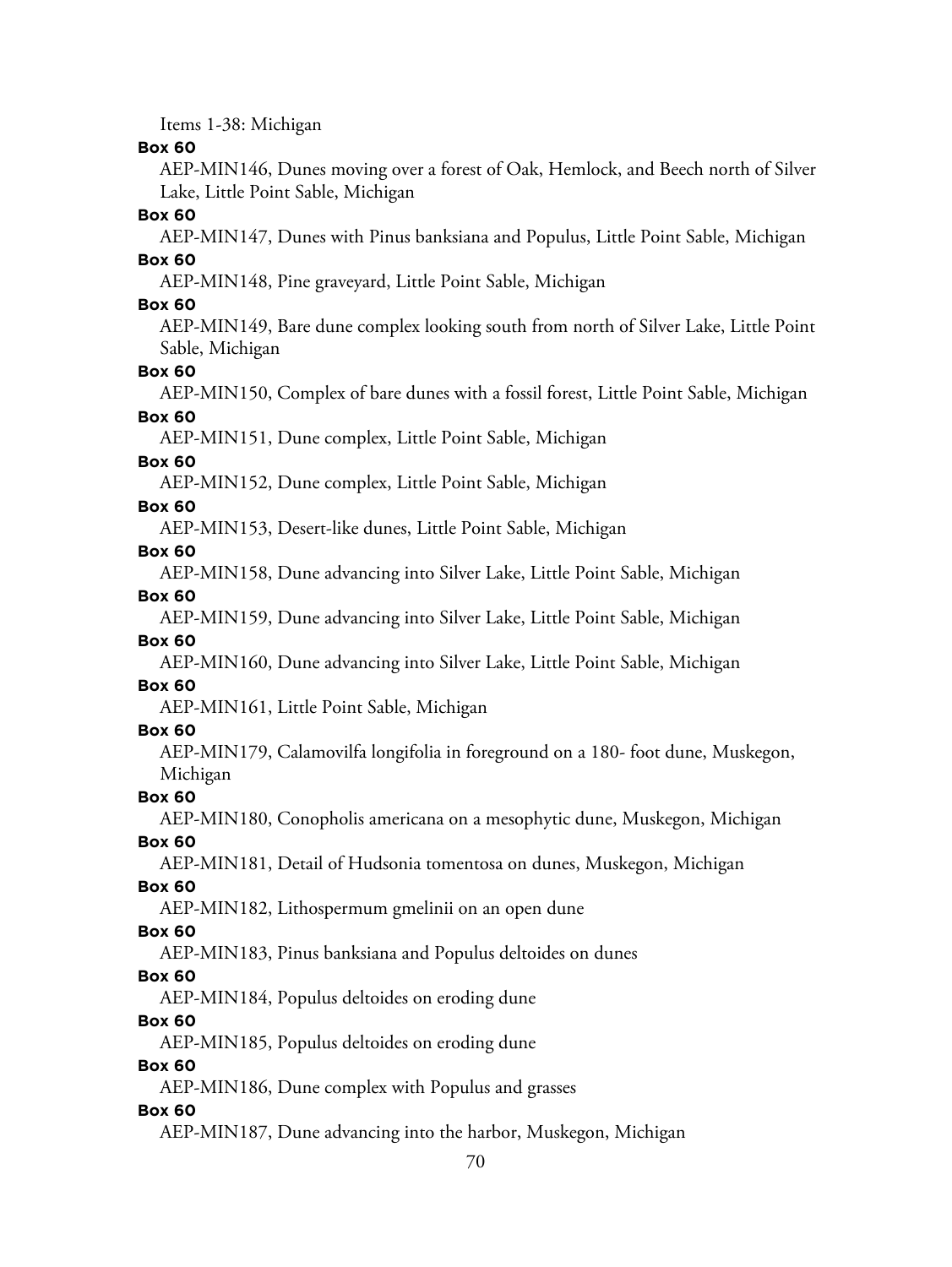Items 1-38: Michigan

**Box 60**

AEP-MIN146, Dunes moving over a forest of Oak, Hemlock, and Beech north of Silver Lake, Little Point Sable, Michigan

**Box 60**

AEP-MIN147, Dunes with Pinus banksiana and Populus, Little Point Sable, Michigan

**Box 60**

AEP-MIN148, Pine graveyard, Little Point Sable, Michigan

**Box 60**

AEP-MIN149, Bare dune complex looking south from north of Silver Lake, Little Point Sable, Michigan

**Box 60**

AEP-MIN150, Complex of bare dunes with a fossil forest, Little Point Sable, Michigan

**Box 60**

AEP-MIN151, Dune complex, Little Point Sable, Michigan

**Box 60**

AEP-MIN152, Dune complex, Little Point Sable, Michigan

**Box 60**

AEP-MIN153, Desert-like dunes, Little Point Sable, Michigan

**Box 60**

AEP-MIN158, Dune advancing into Silver Lake, Little Point Sable, Michigan

**Box 60**

AEP-MIN159, Dune advancing into Silver Lake, Little Point Sable, Michigan

**Box 60**

AEP-MIN160, Dune advancing into Silver Lake, Little Point Sable, Michigan

**Box 60**

AEP-MIN161, Little Point Sable, Michigan

**Box 60**

AEP-MIN179, Calamovilfa longifolia in foreground on a 180- foot dune, Muskegon, Michigan

**Box 60**

AEP-MIN180, Conopholis americana on a mesophytic dune, Muskegon, Michigan

**Box 60**

AEP-MIN181, Detail of Hudsonia tomentosa on dunes, Muskegon, Michigan

**Box 60**

AEP-MIN182, Lithospermum gmelinii on an open dune

**Box 60**

AEP-MIN183, Pinus banksiana and Populus deltoides on dunes

**Box 60**

AEP-MIN184, Populus deltoides on eroding dune

**Box 60**

AEP-MIN185, Populus deltoides on eroding dune

**Box 60**

AEP-MIN186, Dune complex with Populus and grasses

**Box 60**

AEP-MIN187, Dune advancing into the harbor, Muskegon, Michigan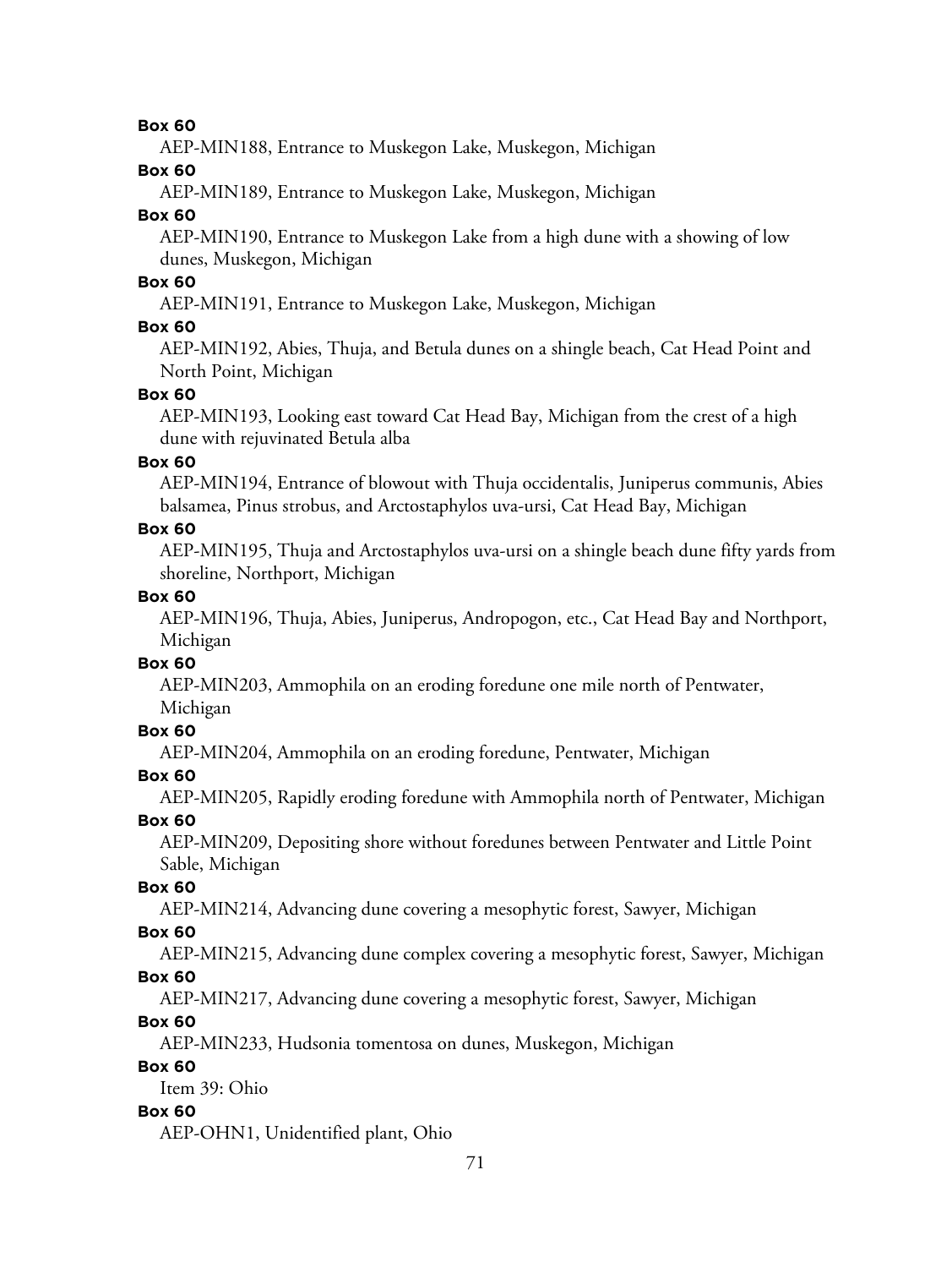**Box 60**

AEP-MIN188, Entrance to Muskegon Lake, Muskegon, Michigan

**Box 60**

AEP-MIN189, Entrance to Muskegon Lake, Muskegon, Michigan

**Box 60**

AEP-MIN190, Entrance to Muskegon Lake from a high dune with a showing of low dunes, Muskegon, Michigan

**Box 60**

AEP-MIN191, Entrance to Muskegon Lake, Muskegon, Michigan

**Box 60**

AEP-MIN192, Abies, Thuja, and Betula dunes on a shingle beach, Cat Head Point and North Point, Michigan

**Box 60**

AEP-MIN193, Looking east toward Cat Head Bay, Michigan from the crest of a high dune with rejuvinated Betula alba

**Box 60**

AEP-MIN194, Entrance of blowout with Thuja occidentalis, Juniperus communis, Abies balsamea, Pinus strobus, and Arctostaphylos uva-ursi, Cat Head Bay, Michigan

**Box 60**

AEP-MIN195, Thuja and Arctostaphylos uva-ursi on a shingle beach dune fifty yards from shoreline, Northport, Michigan

**Box 60**

AEP-MIN196, Thuja, Abies, Juniperus, Andropogon, etc., Cat Head Bay and Northport, Michigan

**Box 60**

AEP-MIN203, Ammophila on an eroding foredune one mile north of Pentwater, Michigan

**Box 60**

AEP-MIN204, Ammophila on an eroding foredune, Pentwater, Michigan

**Box 60**

AEP-MIN205, Rapidly eroding foredune with Ammophila north of Pentwater, Michigan

**Box 60**

AEP-MIN209, Depositing shore without foredunes between Pentwater and Little Point Sable, Michigan

**Box 60**

AEP-MIN214, Advancing dune covering a mesophytic forest, Sawyer, Michigan

**Box 60**

AEP-MIN215, Advancing dune complex covering a mesophytic forest, Sawyer, Michigan

**Box 60**

AEP-MIN217, Advancing dune covering a mesophytic forest, Sawyer, Michigan

**Box 60**

AEP-MIN233, Hudsonia tomentosa on dunes, Muskegon, Michigan

**Box 60**

Item 39: Ohio

**Box 60**

AEP-OHN1, Unidentified plant, Ohio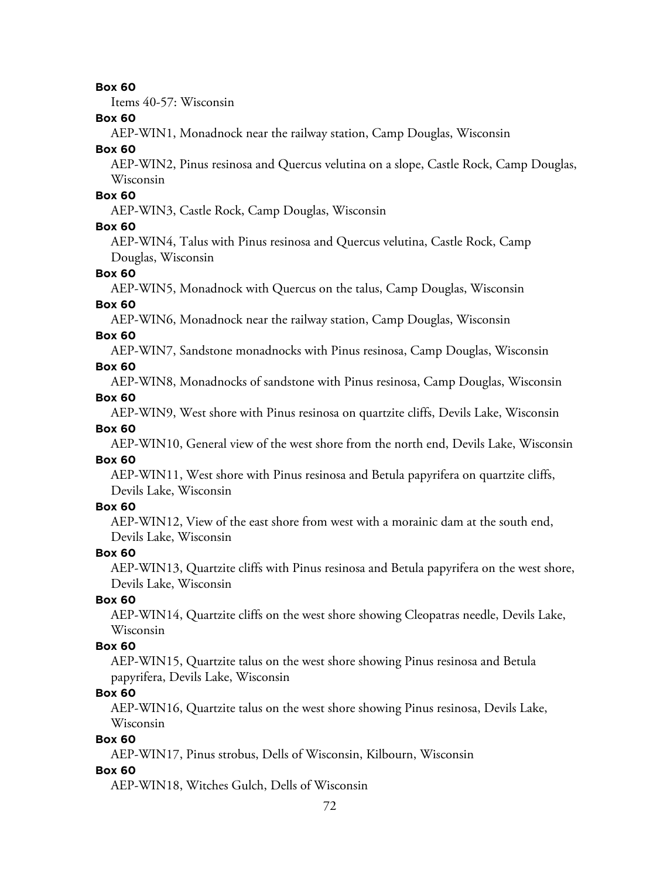**Box 60**

Items 40-57: Wisconsin

**Box 60**

AEP-WIN1, Monadnock near the railway station, Camp Douglas, Wisconsin

**Box 60**

AEP-WIN2, Pinus resinosa and Quercus velutina on a slope, Castle Rock, Camp Douglas, Wisconsin

**Box 60**

AEP-WIN3, Castle Rock, Camp Douglas, Wisconsin

**Box 60**

AEP-WIN4, Talus with Pinus resinosa and Quercus velutina, Castle Rock, Camp Douglas, Wisconsin

**Box 60**

AEP-WIN5, Monadnock with Quercus on the talus, Camp Douglas, Wisconsin

**Box 60**

AEP-WIN6, Monadnock near the railway station, Camp Douglas, Wisconsin

**Box 60**

AEP-WIN7, Sandstone monadnocks with Pinus resinosa, Camp Douglas, Wisconsin

**Box 60**

AEP-WIN8, Monadnocks of sandstone with Pinus resinosa, Camp Douglas, Wisconsin

**Box 60**

AEP-WIN9, West shore with Pinus resinosa on quartzite cliffs, Devils Lake, Wisconsin

**Box 60**

AEP-WIN10, General view of the west shore from the north end, Devils Lake, Wisconsin

**Box 60**

AEP-WIN11, West shore with Pinus resinosa and Betula papyrifera on quartzite cliffs, Devils Lake, Wisconsin

**Box 60**

AEP-WIN12, View of the east shore from west with a morainic dam at the south end, Devils Lake, Wisconsin

**Box 60**

AEP-WIN13, Quartzite cliffs with Pinus resinosa and Betula papyrifera on the west shore, Devils Lake, Wisconsin

**Box 60**

AEP-WIN14, Quartzite cliffs on the west shore showing Cleopatras needle, Devils Lake, Wisconsin

**Box 60**

AEP-WIN15, Quartzite talus on the west shore showing Pinus resinosa and Betula papyrifera, Devils Lake, Wisconsin

**Box 60**

AEP-WIN16, Quartzite talus on the west shore showing Pinus resinosa, Devils Lake, Wisconsin

**Box 60**

AEP-WIN17, Pinus strobus, Dells of Wisconsin, Kilbourn, Wisconsin

**Box 60**

AEP-WIN18, Witches Gulch, Dells of Wisconsin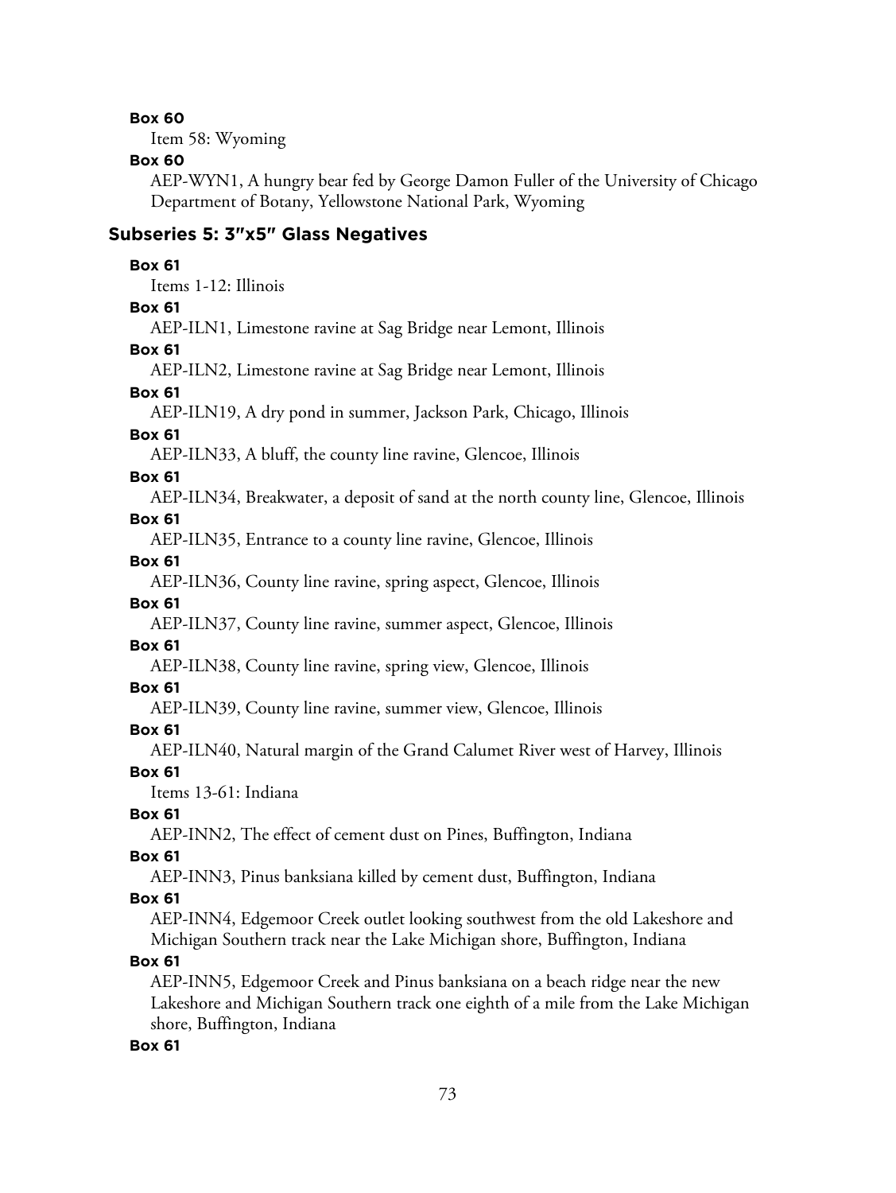**Box 60**

Item 58: Wyoming

**Box 60**

AEP-WYN1, A hungry bear fed by George Damon Fuller of the University of Chicago Department of Botany, Yellowstone National Park, Wyoming

## Subseries 5: 3″x5″ Glass Negatives

**Box 61**

Items 1-12: Illinois

**Box 61**

AEP-ILN1, Limestone ravine at Sag Bridge near Lemont, Illinois

**Box 61**

AEP-ILN2, Limestone ravine at Sag Bridge near Lemont, Illinois

**Box 61**

AEP-ILN19, A dry pond in summer, Jackson Park, Chicago, Illinois

**Box 61**

AEP-ILN33, A bluff, the county line ravine, Glencoe, Illinois

**Box 61**

AEP-ILN34, Breakwater, a deposit of sand at the north county line, Glencoe, Illinois

**Box 61**

AEP-ILN35, Entrance to a county line ravine, Glencoe, Illinois

**Box 61**

AEP-ILN36, County line ravine, spring aspect, Glencoe, Illinois

**Box 61**

AEP-ILN37, County line ravine, summer aspect, Glencoe, Illinois

**Box 61**

AEP-ILN38, County line ravine, spring view, Glencoe, Illinois

**Box 61**

AEP-ILN39, County line ravine, summer view, Glencoe, Illinois

**Box 61**

AEP-ILN40, Natural margin of the Grand Calumet River west of Harvey, Illinois

**Box 61**

Items 13-61: Indiana

**Box 61**

AEP-INN2, The effect of cement dust on Pines, Buffington, Indiana

**Box 61**

AEP-INN3, Pinus banksiana killed by cement dust, Buffington, Indiana

**Box 61**

AEP-INN4, Edgemoor Creek outlet looking southwest from the old Lakeshore and Michigan Southern track near the Lake Michigan shore, Buffington, Indiana

**Box 61**

AEP-INN5, Edgemoor Creek and Pinus banksiana on a beach ridge near the new Lakeshore and Michigan Southern track one eighth of a mile from the Lake Michigan shore, Buffington, Indiana

**Box 61**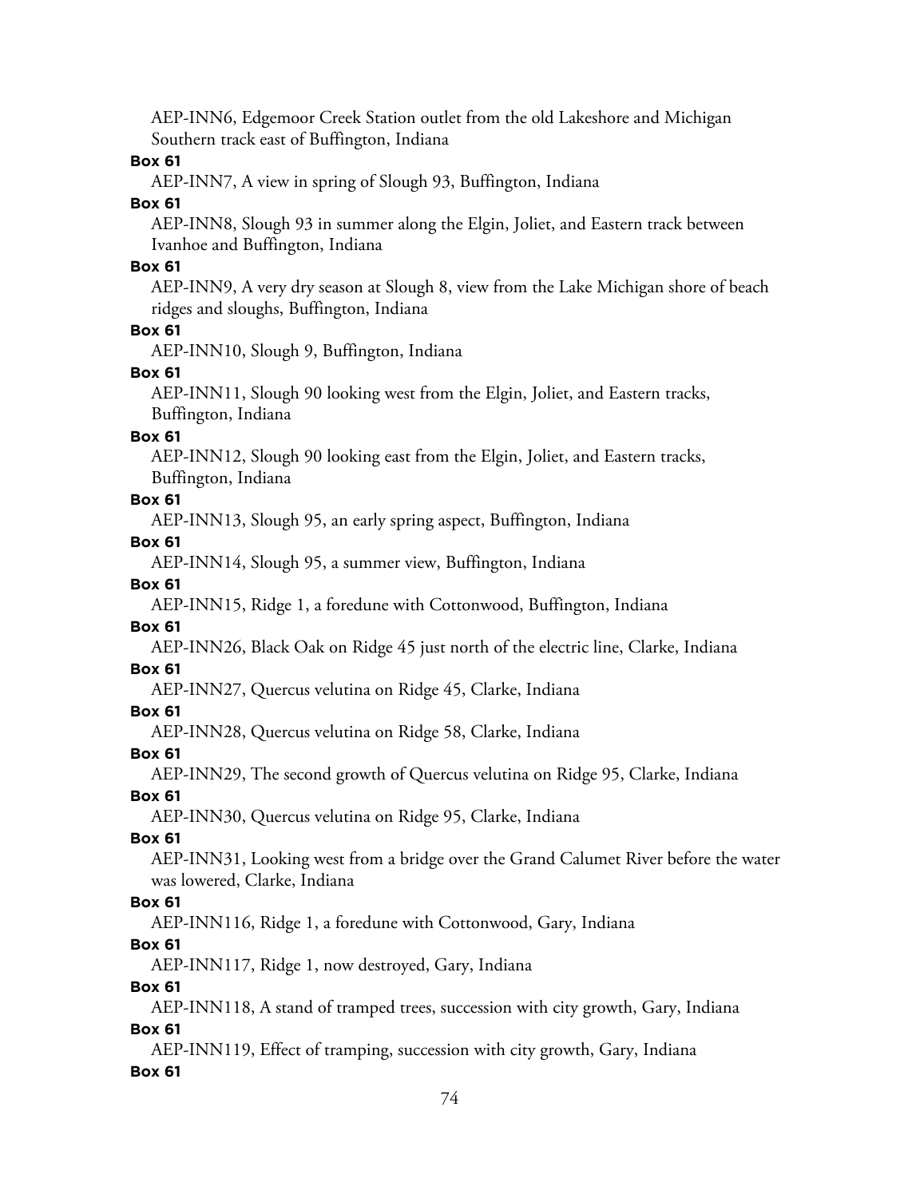AEP-INN6, Edgemoor Creek Station outlet from the old Lakeshore and Michigan Southern track east of Buffington, Indiana

**Box 61**

AEP-INN7, A view in spring of Slough 93, Buffington, Indiana

**Box 61**

AEP-INN8, Slough 93 in summer along the Elgin, Joliet, and Eastern track between Ivanhoe and Buffington, Indiana

**Box 61**

AEP-INN9, A very dry season at Slough 8, view from the Lake Michigan shore of beach ridges and sloughs, Buffington, Indiana

**Box 61**

AEP-INN10, Slough 9, Buffington, Indiana

**Box 61**

AEP-INN11, Slough 90 looking west from the Elgin, Joliet, and Eastern tracks, Buffington, Indiana

**Box 61**

AEP-INN12, Slough 90 looking east from the Elgin, Joliet, and Eastern tracks, Buffington, Indiana

**Box 61**

AEP-INN13, Slough 95, an early spring aspect, Buffington, Indiana

**Box 61**

AEP-INN14, Slough 95, a summer view, Buffington, Indiana

**Box 61**

AEP-INN15, Ridge 1, a foredune with Cottonwood, Buffington, Indiana

**Box 61**

AEP-INN26, Black Oak on Ridge 45 just north of the electric line, Clarke, Indiana

**Box 61**

AEP-INN27, Quercus velutina on Ridge 45, Clarke, Indiana

**Box 61**

AEP-INN28, Quercus velutina on Ridge 58, Clarke, Indiana

**Box 61**

AEP-INN29, The second growth of Quercus velutina on Ridge 95, Clarke, Indiana

**Box 61**

AEP-INN30, Quercus velutina on Ridge 95, Clarke, Indiana

**Box 61**

AEP-INN31, Looking west from a bridge over the Grand Calumet River before the water was lowered, Clarke, Indiana

**Box 61**

AEP-INN116, Ridge 1, a foredune with Cottonwood, Gary, Indiana

**Box 61**

AEP-INN117, Ridge 1, now destroyed, Gary, Indiana

**Box 61**

AEP-INN118, A stand of tramped trees, succession with city growth, Gary, Indiana

**Box 61**

AEP-INN119, Effect of tramping, succession with city growth, Gary, Indiana

**Box 61**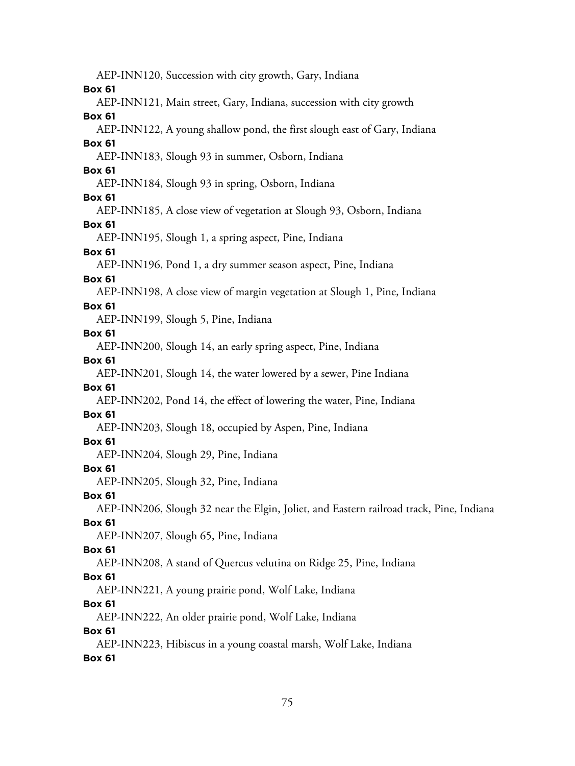AEP-INN120, Succession with city growth, Gary, Indiana

**Box 61**

AEP-INN121, Main street, Gary, Indiana, succession with city growth

**Box 61**

AEP-INN122, A young shallow pond, the first slough east of Gary, Indiana

**Box 61**

AEP-INN183, Slough 93 in summer, Osborn, Indiana

**Box 61**

AEP-INN184, Slough 93 in spring, Osborn, Indiana

**Box 61**

AEP-INN185, A close view of vegetation at Slough 93, Osborn, Indiana

**Box 61**

AEP-INN195, Slough 1, a spring aspect, Pine, Indiana

**Box 61**

AEP-INN196, Pond 1, a dry summer season aspect, Pine, Indiana

**Box 61**

AEP-INN198, A close view of margin vegetation at Slough 1, Pine, Indiana

**Box 61**

AEP-INN199, Slough 5, Pine, Indiana

**Box 61**

AEP-INN200, Slough 14, an early spring aspect, Pine, Indiana

**Box 61**

AEP-INN201, Slough 14, the water lowered by a sewer, Pine Indiana

**Box 61**

AEP-INN202, Pond 14, the effect of lowering the water, Pine, Indiana

**Box 61**

AEP-INN203, Slough 18, occupied by Aspen, Pine, Indiana

**Box 61**

AEP-INN204, Slough 29, Pine, Indiana

**Box 61**

AEP-INN205, Slough 32, Pine, Indiana

**Box 61**

AEP-INN206, Slough 32 near the Elgin, Joliet, and Eastern railroad track, Pine, Indiana

**Box 61**

AEP-INN207, Slough 65, Pine, Indiana

**Box 61**

AEP-INN208, A stand of Quercus velutina on Ridge 25, Pine, Indiana

**Box 61**

AEP-INN221, A young prairie pond, Wolf Lake, Indiana

**Box 61**

AEP-INN222, An older prairie pond, Wolf Lake, Indiana

**Box 61**

AEP-INN223, Hibiscus in a young coastal marsh, Wolf Lake, Indiana

**Box 61**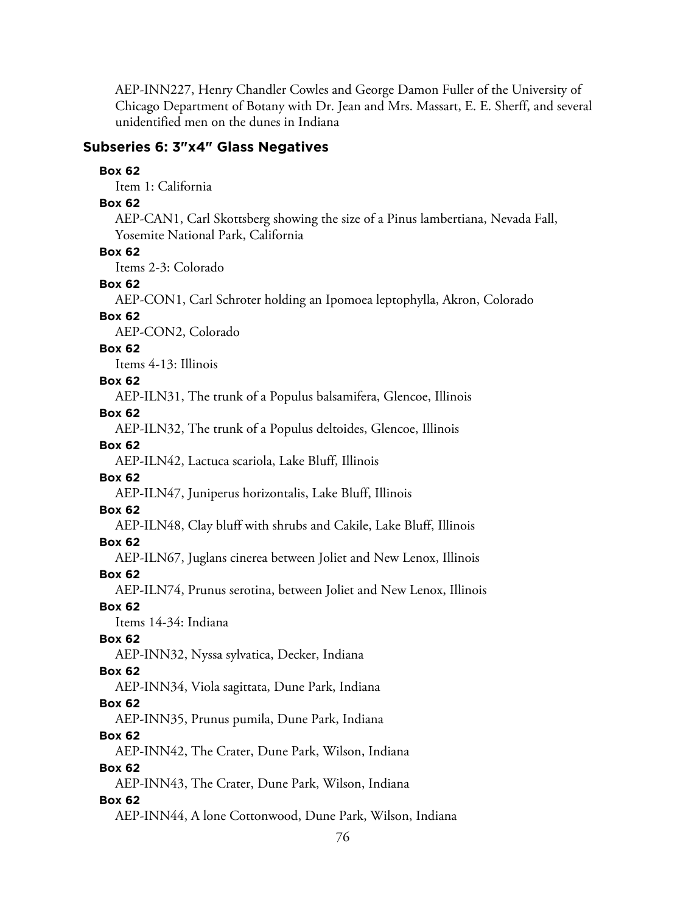AEP-INN227, Henry Chandler Cowles and George Damon Fuller of the University of Chicago Department of Botany with Dr. Jean and Mrs. Massart, E. E. Sherff, and several unidentified men on the dunes in Indiana

## Subseries 6: 3"x4" Glass Negatives

**Box 62**

Item 1: California

**Box 62**

AEP-CAN1, Carl Skottsberg showing the size of a Pinus lambertiana, Nevada Fall, Yosemite National Park, California

**Box 62**

Items 2-3: Colorado

**Box 62**

AEP-CON1, Carl Schroter holding an Ipomoea leptophylla, Akron, Colorado

**Box 62**

AEP-CON2, Colorado

**Box 62**

Items 4-13: Illinois

**Box 62**

AEP-ILN31, The trunk of a Populus balsamifera, Glencoe, Illinois

**Box 62**

AEP-ILN32, The trunk of a Populus deltoides, Glencoe, Illinois

**Box 62**

AEP-ILN42, Lactuca scariola, Lake Bluff, Illinois

**Box 62**

AEP-ILN47, Juniperus horizontalis, Lake Bluff, Illinois

**Box 62**

AEP-ILN48, Clay bluff with shrubs and Cakile, Lake Bluff, Illinois

**Box 62**

AEP-ILN67, Juglans cinerea between Joliet and New Lenox, Illinois

**Box 62**

AEP-ILN74, Prunus serotina, between Joliet and New Lenox, Illinois

**Box 62**

Items 14-34: Indiana

**Box 62**

AEP-INN32, Nyssa sylvatica, Decker, Indiana

**Box 62**

AEP-INN34, Viola sagittata, Dune Park, Indiana

**Box 62**

AEP-INN35, Prunus pumila, Dune Park, Indiana

**Box 62**

AEP-INN42, The Crater, Dune Park, Wilson, Indiana

**Box 62**

AEP-INN43, The Crater, Dune Park, Wilson, Indiana

**Box 62**

AEP-INN44, A lone Cottonwood, Dune Park, Wilson, Indiana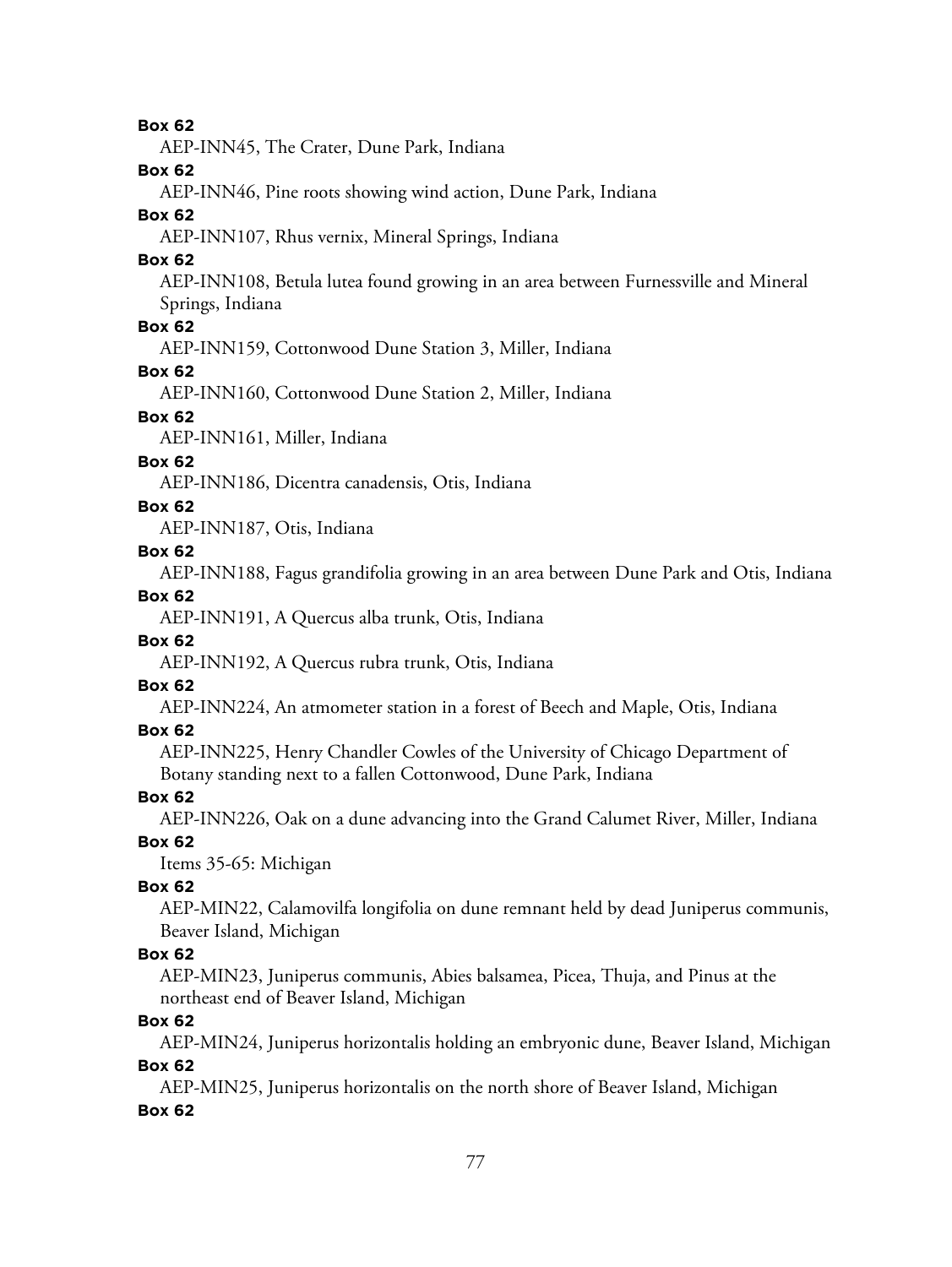**Box 62**

AEP-INN45, The Crater, Dune Park, Indiana

**Box 62**

AEP-INN46, Pine roots showing wind action, Dune Park, Indiana

**Box 62**

AEP-INN107, Rhus vernix, Mineral Springs, Indiana

**Box 62**

AEP-INN108, Betula lutea found growing in an area between Furnessville and Mineral Springs, Indiana

**Box 62**

AEP-INN159, Cottonwood Dune Station 3, Miller, Indiana

**Box 62**

AEP-INN160, Cottonwood Dune Station 2, Miller, Indiana

**Box 62**

AEP-INN161, Miller, Indiana

**Box 62**

AEP-INN186, Dicentra canadensis, Otis, Indiana

**Box 62**

AEP-INN187, Otis, Indiana

**Box 62**

AEP-INN188, Fagus grandifolia growing in an area between Dune Park and Otis, Indiana

**Box 62**

AEP-INN191, A Quercus alba trunk, Otis, Indiana

**Box 62**

AEP-INN192, A Quercus rubra trunk, Otis, Indiana

**Box 62**

AEP-INN224, An atmometer station in a forest of Beech and Maple, Otis, Indiana

**Box 62**

AEP-INN225, Henry Chandler Cowles of the University of Chicago Department of Botany standing next to a fallen Cottonwood, Dune Park, Indiana

**Box 62**

AEP-INN226, Oak on a dune advancing into the Grand Calumet River, Miller, Indiana

**Box 62**

Items 35-65: Michigan

**Box 62**

AEP-MIN22, Calamovilfa longifolia on dune remnant held by dead Juniperus communis, Beaver Island, Michigan

**Box 62**

AEP-MIN23, Juniperus communis, Abies balsamea, Picea, Thuja, and Pinus at the northeast end of Beaver Island, Michigan

**Box 62**

AEP-MIN24, Juniperus horizontalis holding an embryonic dune, Beaver Island, Michigan

**Box 62**

AEP-MIN25, Juniperus horizontalis on the north shore of Beaver Island, Michigan

**Box 62**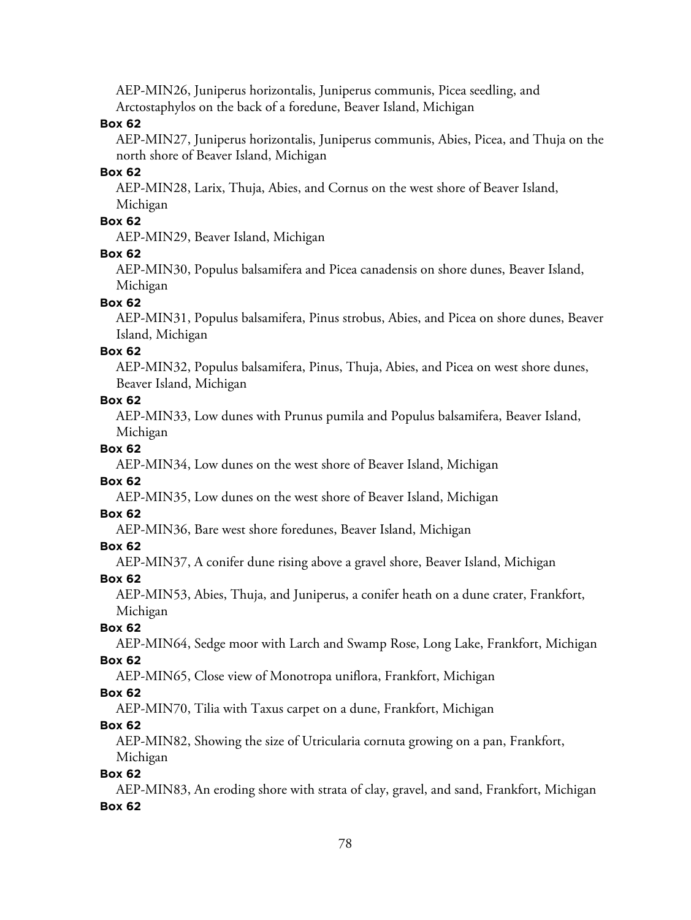AEP-MIN26, Juniperus horizontalis, Juniperus communis, Picea seedling, and Arctostaphylos on the back of a foredune, Beaver Island, Michigan

**Box 62**

AEP-MIN27, Juniperus horizontalis, Juniperus communis, Abies, Picea, and Thuja on the north shore of Beaver Island, Michigan

**Box 62**

AEP-MIN28, Larix, Thuja, Abies, and Cornus on the west shore of Beaver Island, Michigan

**Box 62**

AEP-MIN29, Beaver Island, Michigan

**Box 62**

AEP-MIN30, Populus balsamifera and Picea canadensis on shore dunes, Beaver Island, Michigan

**Box 62**

AEP-MIN31, Populus balsamifera, Pinus strobus, Abies, and Picea on shore dunes, Beaver Island, Michigan

**Box 62**

AEP-MIN32, Populus balsamifera, Pinus, Thuja, Abies, and Picea on west shore dunes, Beaver Island, Michigan

**Box 62**

AEP-MIN33, Low dunes with Prunus pumila and Populus balsamifera, Beaver Island, Michigan

**Box 62**

AEP-MIN34, Low dunes on the west shore of Beaver Island, Michigan

**Box 62**

AEP-MIN35, Low dunes on the west shore of Beaver Island, Michigan

**Box 62**

AEP-MIN36, Bare west shore foredunes, Beaver Island, Michigan

**Box 62**

AEP-MIN37, A conifer dune rising above a gravel shore, Beaver Island, Michigan

**Box 62**

AEP-MIN53, Abies, Thuja, and Juniperus, a conifer heath on a dune crater, Frankfort, Michigan

**Box 62**

AEP-MIN64, Sedge moor with Larch and Swamp Rose, Long Lake, Frankfort, Michigan

**Box 62**

AEP-MIN65, Close view of Monotropa uniflora, Frankfort, Michigan

**Box 62**

AEP-MIN70, Tilia with Taxus carpet on a dune, Frankfort, Michigan

**Box 62**

AEP-MIN82, Showing the size of Utricularia cornuta growing on a pan, Frankfort, Michigan

**Box 62**

AEP-MIN83, An eroding shore with strata of clay, gravel, and sand, Frankfort, Michigan

**Box 62**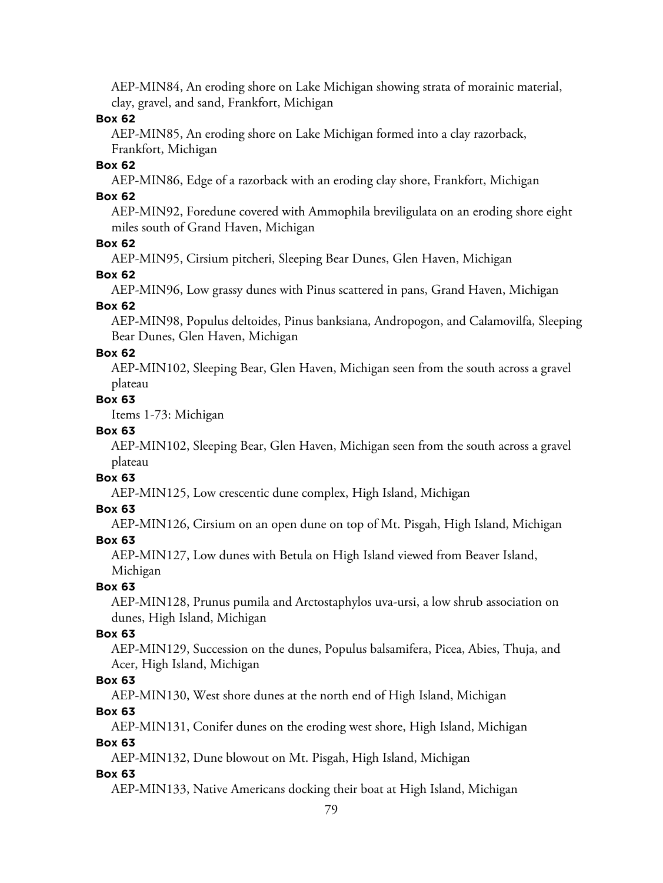AEP-MIN84, An eroding shore on Lake Michigan showing strata of morainic material, clay, gravel, and sand, Frankfort, Michigan

**Box 62**

AEP-MIN85, An eroding shore on Lake Michigan formed into a clay razorback, Frankfort, Michigan

**Box 62**

AEP-MIN86, Edge of a razorback with an eroding clay shore, Frankfort, Michigan

**Box 62**

AEP-MIN92, Foredune covered with Ammophila breviligulata on an eroding shore eight miles south of Grand Haven, Michigan

**Box 62**

AEP-MIN95, Cirsium pitcheri, Sleeping Bear Dunes, Glen Haven, Michigan

**Box 62**

AEP-MIN96, Low grassy dunes with Pinus scattered in pans, Grand Haven, Michigan

**Box 62**

AEP-MIN98, Populus deltoides, Pinus banksiana, Andropogon, and Calamovilfa, Sleeping Bear Dunes, Glen Haven, Michigan

**Box 62**

AEP-MIN102, Sleeping Bear, Glen Haven, Michigan seen from the south across a gravel plateau

**Box 63**

Items 1-73: Michigan

**Box 63**

AEP-MIN102, Sleeping Bear, Glen Haven, Michigan seen from the south across a gravel plateau

**Box 63**

AEP-MIN125, Low crescentic dune complex, High Island, Michigan

**Box 63**

AEP-MIN126, Cirsium on an open dune on top of Mt. Pisgah, High Island, Michigan

**Box 63**

AEP-MIN127, Low dunes with Betula on High Island viewed from Beaver Island, Michigan

**Box 63**

AEP-MIN128, Prunus pumila and Arctostaphylos uva-ursi, a low shrub association on dunes, High Island, Michigan

**Box 63**

AEP-MIN129, Succession on the dunes, Populus balsamifera, Picea, Abies, Thuja, and Acer, High Island, Michigan

**Box 63**

AEP-MIN130, West shore dunes at the north end of High Island, Michigan

**Box 63**

AEP-MIN131, Conifer dunes on the eroding west shore, High Island, Michigan

**Box 63**

AEP-MIN132, Dune blowout on Mt. Pisgah, High Island, Michigan

**Box 63**

AEP-MIN133, Native Americans docking their boat at High Island, Michigan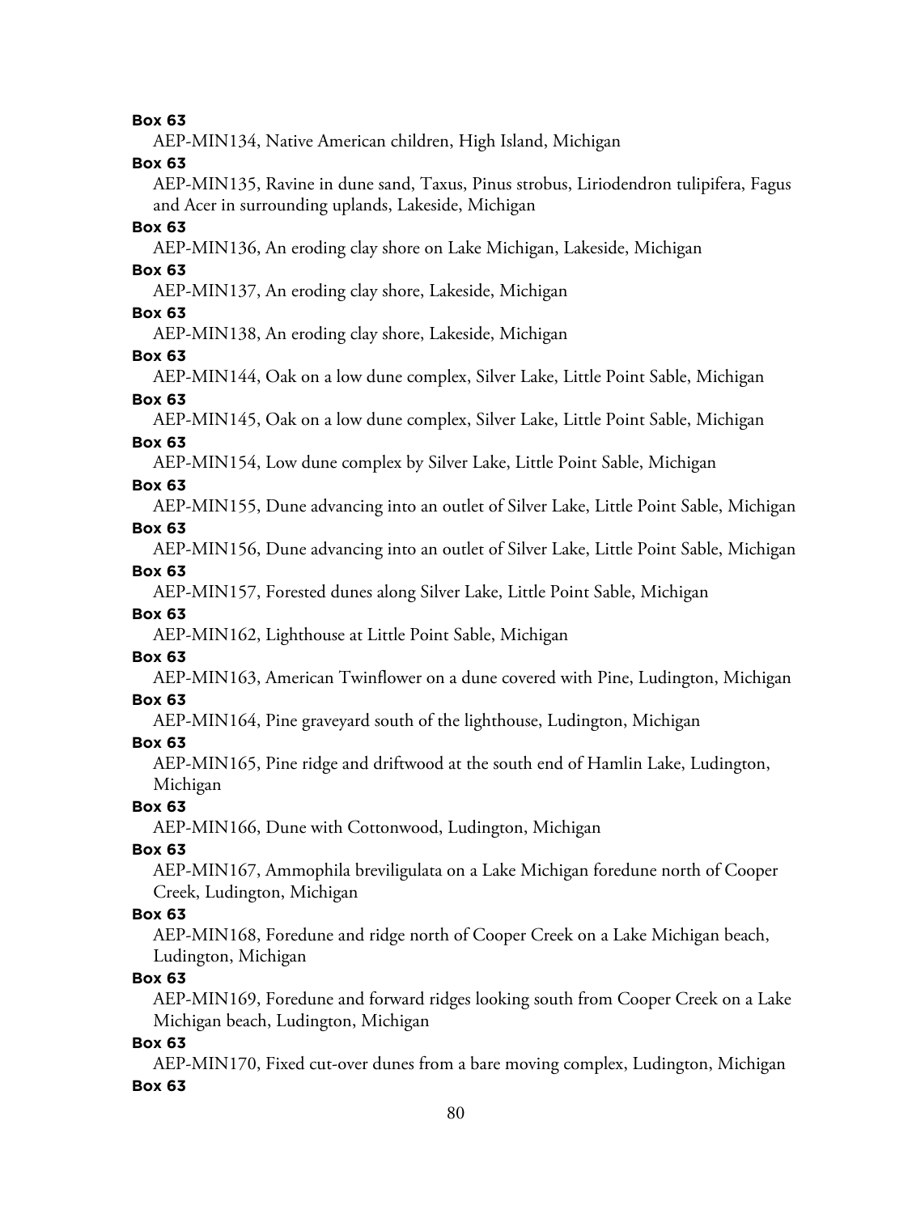**Box 63**

AEP-MIN134, Native American children, High Island, Michigan

**Box 63**

AEP-MIN135, Ravine in dune sand, Taxus, Pinus strobus, Liriodendron tulipifera, Fagus and Acer in surrounding uplands, Lakeside, Michigan

**Box 63**

AEP-MIN136, An eroding clay shore on Lake Michigan, Lakeside, Michigan

**Box 63**

AEP-MIN137, An eroding clay shore, Lakeside, Michigan

**Box 63**

AEP-MIN138, An eroding clay shore, Lakeside, Michigan

**Box 63**

AEP-MIN144, Oak on a low dune complex, Silver Lake, Little Point Sable, Michigan

**Box 63**

AEP-MIN145, Oak on a low dune complex, Silver Lake, Little Point Sable, Michigan

**Box 63**

AEP-MIN154, Low dune complex by Silver Lake, Little Point Sable, Michigan

**Box 63**

AEP-MIN155, Dune advancing into an outlet of Silver Lake, Little Point Sable, Michigan

**Box 63**

AEP-MIN156, Dune advancing into an outlet of Silver Lake, Little Point Sable, Michigan

**Box 63**

AEP-MIN157, Forested dunes along Silver Lake, Little Point Sable, Michigan

**Box 63**

AEP-MIN162, Lighthouse at Little Point Sable, Michigan

**Box 63**

AEP-MIN163, American Twinflower on a dune covered with Pine, Ludington, Michigan

**Box 63**

AEP-MIN164, Pine graveyard south of the lighthouse, Ludington, Michigan

**Box 63**

AEP-MIN165, Pine ridge and driftwood at the south end of Hamlin Lake, Ludington, Michigan

**Box 63**

AEP-MIN166, Dune with Cottonwood, Ludington, Michigan

**Box 63**

AEP-MIN167, Ammophila breviligulata on a Lake Michigan foredune north of Cooper Creek, Ludington, Michigan

**Box 63**

AEP-MIN168, Foredune and ridge north of Cooper Creek on a Lake Michigan beach, Ludington, Michigan

**Box 63**

AEP-MIN169, Foredune and forward ridges looking south from Cooper Creek on a Lake Michigan beach, Ludington, Michigan

**Box 63**

AEP-MIN170, Fixed cut-over dunes from a bare moving complex, Ludington, Michigan

**Box 63**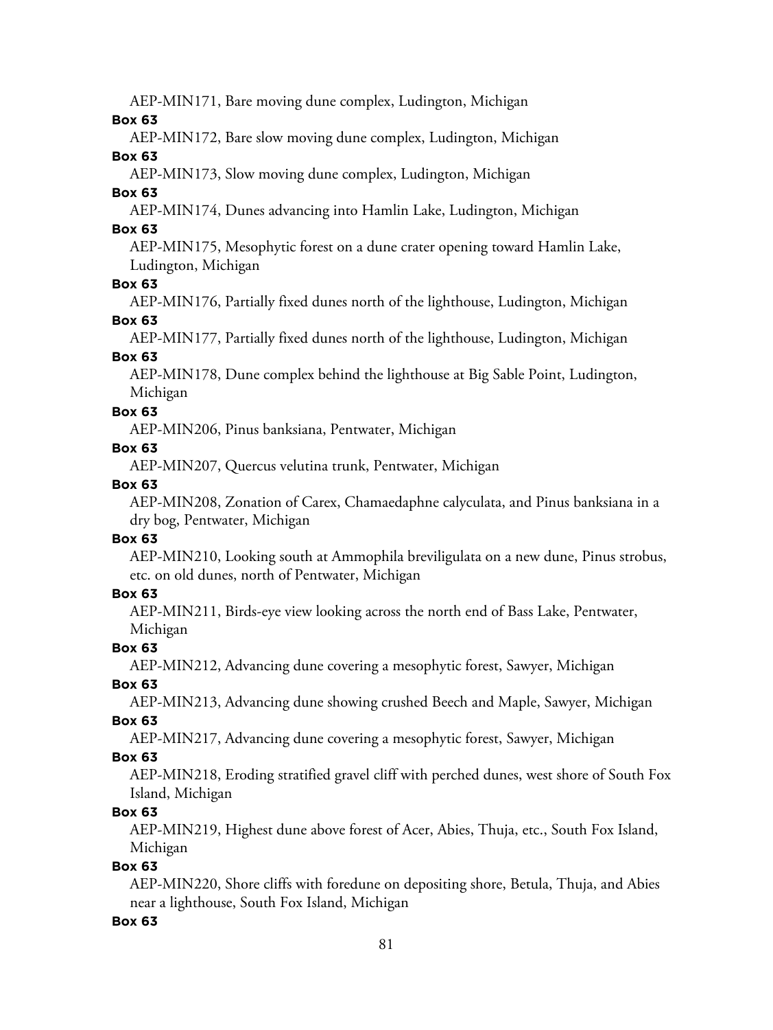AEP-MIN171, Bare moving dune complex, Ludington, Michigan

**Box 63**

AEP-MIN172, Bare slow moving dune complex, Ludington, Michigan

**Box 63**

AEP-MIN173, Slow moving dune complex, Ludington, Michigan

**Box 63**

AEP-MIN174, Dunes advancing into Hamlin Lake, Ludington, Michigan

**Box 63**

AEP-MIN175, Mesophytic forest on a dune crater opening toward Hamlin Lake, Ludington, Michigan

**Box 63**

AEP-MIN176, Partially fixed dunes north of the lighthouse, Ludington, Michigan

**Box 63**

AEP-MIN177, Partially fixed dunes north of the lighthouse, Ludington, Michigan

**Box 63**

AEP-MIN178, Dune complex behind the lighthouse at Big Sable Point, Ludington, Michigan

**Box 63**

AEP-MIN206, Pinus banksiana, Pentwater, Michigan

**Box 63**

AEP-MIN207, Quercus velutina trunk, Pentwater, Michigan

**Box 63**

AEP-MIN208, Zonation of Carex, Chamaedaphne calyculata, and Pinus banksiana in a dry bog, Pentwater, Michigan

**Box 63**

AEP-MIN210, Looking south at Ammophila breviligulata on a new dune, Pinus strobus, etc. on old dunes, north of Pentwater, Michigan

**Box 63**

AEP-MIN211, Birds-eye view looking across the north end of Bass Lake, Pentwater, Michigan

**Box 63**

AEP-MIN212, Advancing dune covering a mesophytic forest, Sawyer, Michigan

**Box 63**

AEP-MIN213, Advancing dune showing crushed Beech and Maple, Sawyer, Michigan

**Box 63**

AEP-MIN217, Advancing dune covering a mesophytic forest, Sawyer, Michigan

**Box 63**

AEP-MIN218, Eroding stratified gravel cliff with perched dunes, west shore of South Fox Island, Michigan

**Box 63**

AEP-MIN219, Highest dune above forest of Acer, Abies, Thuja, etc., South Fox Island, Michigan

**Box 63**

AEP-MIN220, Shore cliffs with foredune on depositing shore, Betula, Thuja, and Abies near a lighthouse, South Fox Island, Michigan

**Box 63**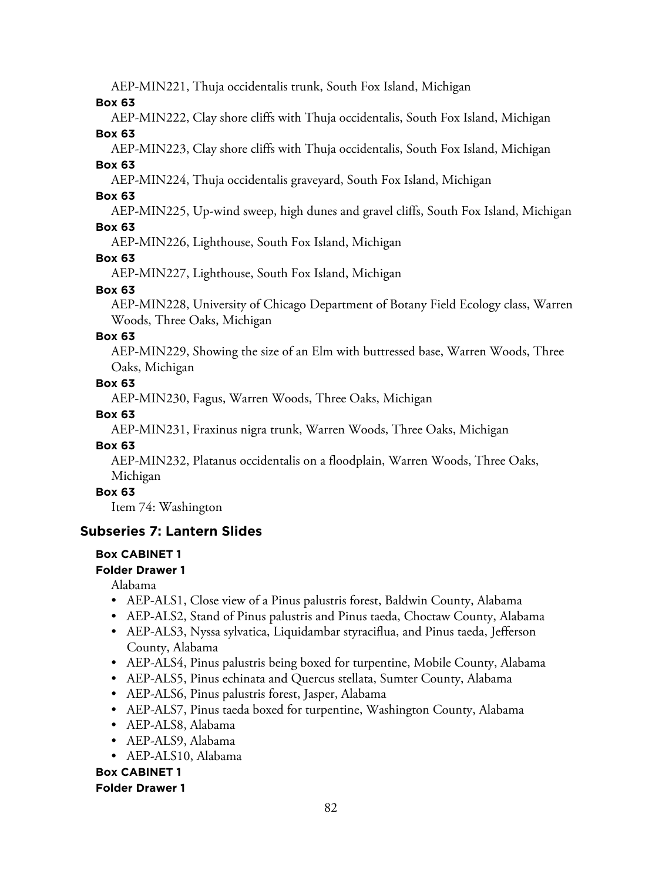AEP-MIN221, Thuja occidentalis trunk, South Fox Island, Michigan

**Box 63**

AEP-MIN222, Clay shore cliffs with Thuja occidentalis, South Fox Island, Michigan

**Box 63**

AEP-MIN223, Clay shore cliffs with Thuja occidentalis, South Fox Island, Michigan

**Box 63**

AEP-MIN224, Thuja occidentalis graveyard, South Fox Island, Michigan

**Box 63**

AEP-MIN225, Up-wind sweep, high dunes and gravel cliffs, South Fox Island, Michigan

**Box 63**

AEP-MIN226, Lighthouse, South Fox Island, Michigan

**Box 63**

AEP-MIN227, Lighthouse, South Fox Island, Michigan

**Box 63**

AEP-MIN228, University of Chicago Department of Botany Field Ecology class, Warren Woods, Three Oaks, Michigan

**Box 63**

AEP-MIN229, Showing the size of an Elm with buttressed base, Warren Woods, Three Oaks, Michigan

**Box 63**

AEP-MIN230, Fagus, Warren Woods, Three Oaks, Michigan

**Box 63**

AEP-MIN231, Fraxinus nigra trunk, Warren Woods, Three Oaks, Michigan

**Box 63**

AEP-MIN232, Platanus occidentalis on a floodplain, Warren Woods, Three Oaks, Michigan

**Box 63**

Item 74: Washington

## Subseries 7: Lantern Slides

**Box CABINET 1**

**Folder Drawer 1**

Alabama

- AEP-ALS1, Close view of a Pinus palustris forest, Baldwin County, Alabama
- AEP-ALS2, Stand of Pinus palustris and Pinus taeda, Choctaw County, Alabama
- AEP-ALS3, Nyssa sylvatica, Liquidambar styraciflua, and Pinus taeda, Jefferson County, Alabama
- AEP-ALS4, Pinus palustris being boxed for turpentine, Mobile County, Alabama
- AEP-ALS5, Pinus echinata and Quercus stellata, Sumter County, Alabama
- AEP-ALS6, Pinus palustris forest, Jasper, Alabama
- AEP-ALS7, Pinus taeda boxed for turpentine, Washington County, Alabama
- AEP-ALS8, Alabama
- AEP-ALS9, Alabama
- AEP-ALS10, Alabama

**Box CABINET 1**

**Folder Drawer 1**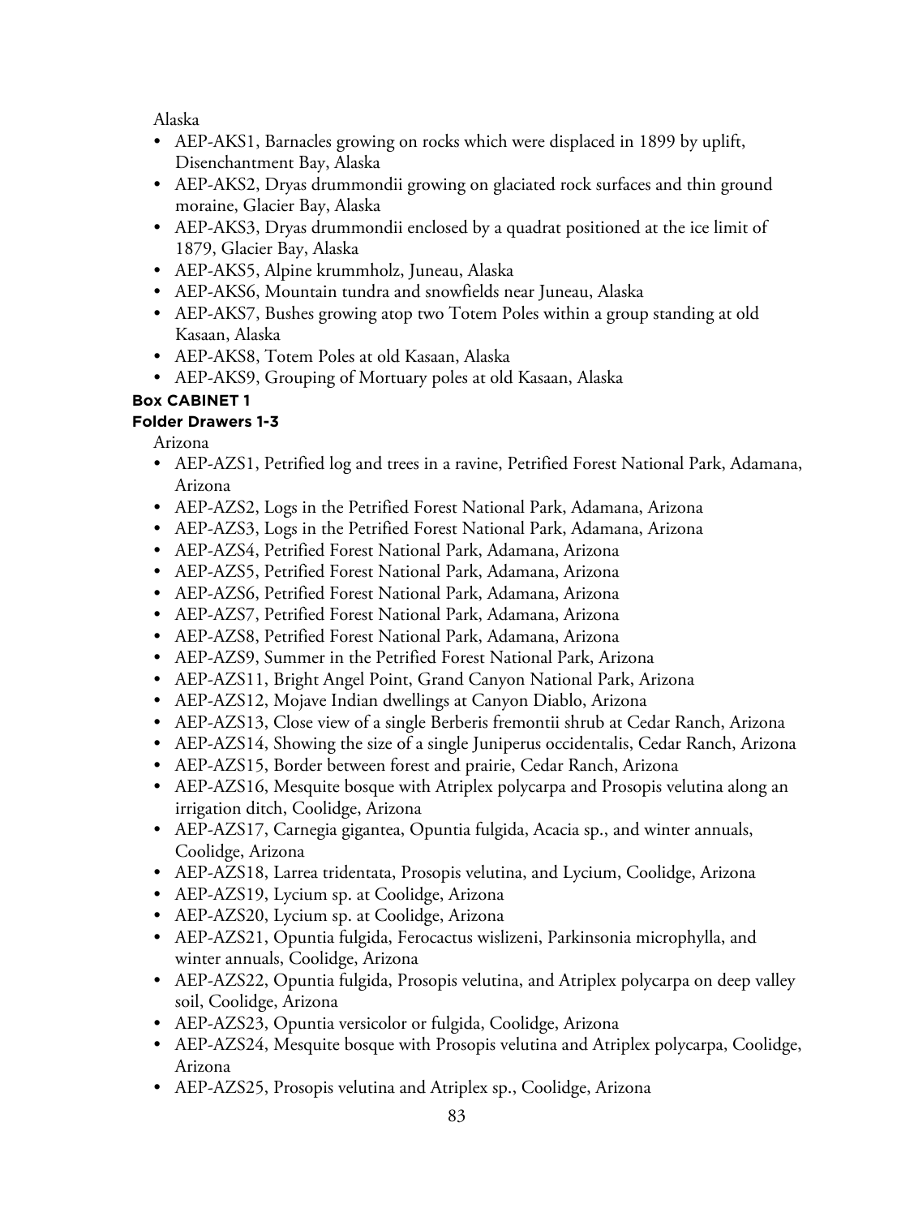Alaska

- AEP-AKS1, Barnacles growing on rocks which were displaced in 1899 by uplift, Disenchantment Bay, Alaska
- AEP-AKS2, Dryas drummondii growing on glaciated rock surfaces and thin ground moraine, Glacier Bay, Alaska
- AEP-AKS3, Dryas drummondii enclosed by a quadrat positioned at the ice limit of 1879, Glacier Bay, Alaska
- AEP-AKS5, Alpine krummholz, Juneau, Alaska
- AEP-AKS6, Mountain tundra and snowfields near Juneau, Alaska
- AEP-AKS7, Bushes growing atop two Totem Poles within a group standing at old Kasaan, Alaska
- AEP-AKS8, Totem Poles at old Kasaan, Alaska
- AEP-AKS9, Grouping of Mortuary poles at old Kasaan, Alaska

**Box CABINET 1**

**Folder Drawers 1-3**

Arizona

- AEP-AZS1, Petrified log and trees in a ravine, Petrified Forest National Park, Adamana, Arizona
- AEP-AZS2, Logs in the Petrified Forest National Park, Adamana, Arizona
- AEP-AZS3, Logs in the Petrified Forest National Park, Adamana, Arizona
- AEP-AZS4, Petrified Forest National Park, Adamana, Arizona
- AEP-AZS5, Petrified Forest National Park, Adamana, Arizona
- AEP-AZS6, Petrified Forest National Park, Adamana, Arizona
- AEP-AZS7, Petrified Forest National Park, Adamana, Arizona
- AEP-AZS8, Petrified Forest National Park, Adamana, Arizona
- AEP-AZS9, Summer in the Petrified Forest National Park, Arizona
- AEP-AZS11, Bright Angel Point, Grand Canyon National Park, Arizona
- AEP-AZS12, Mojave Indian dwellings at Canyon Diablo, Arizona
- AEP-AZS13, Close view of a single Berberis fremontii shrub at Cedar Ranch, Arizona
- AEP-AZS14, Showing the size of a single Juniperus occidentalis, Cedar Ranch, Arizona
- AEP-AZS15, Border between forest and prairie, Cedar Ranch, Arizona
- AEP-AZS16, Mesquite bosque with Atriplex polycarpa and Prosopis velutina along an irrigation ditch, Coolidge, Arizona
- AEP-AZS17, Carnegia gigantea, Opuntia fulgida, Acacia sp., and winter annuals, Coolidge, Arizona
- AEP-AZS18, Larrea tridentata, Prosopis velutina, and Lycium, Coolidge, Arizona
- AEP-AZS19, Lycium sp. at Coolidge, Arizona
- AEP-AZS20, Lycium sp. at Coolidge, Arizona
- AEP-AZS21, Opuntia fulgida, Ferocactus wislizeni, Parkinsonia microphylla, and winter annuals, Coolidge, Arizona
- AEP-AZS22, Opuntia fulgida, Prosopis velutina, and Atriplex polycarpa on deep valley soil, Coolidge, Arizona
- AEP-AZS23, Opuntia versicolor or fulgida, Coolidge, Arizona
- AEP-AZS24, Mesquite bosque with Prosopis velutina and Atriplex polycarpa, Coolidge, Arizona
- AEP-AZS25, Prosopis velutina and Atriplex sp., Coolidge, Arizona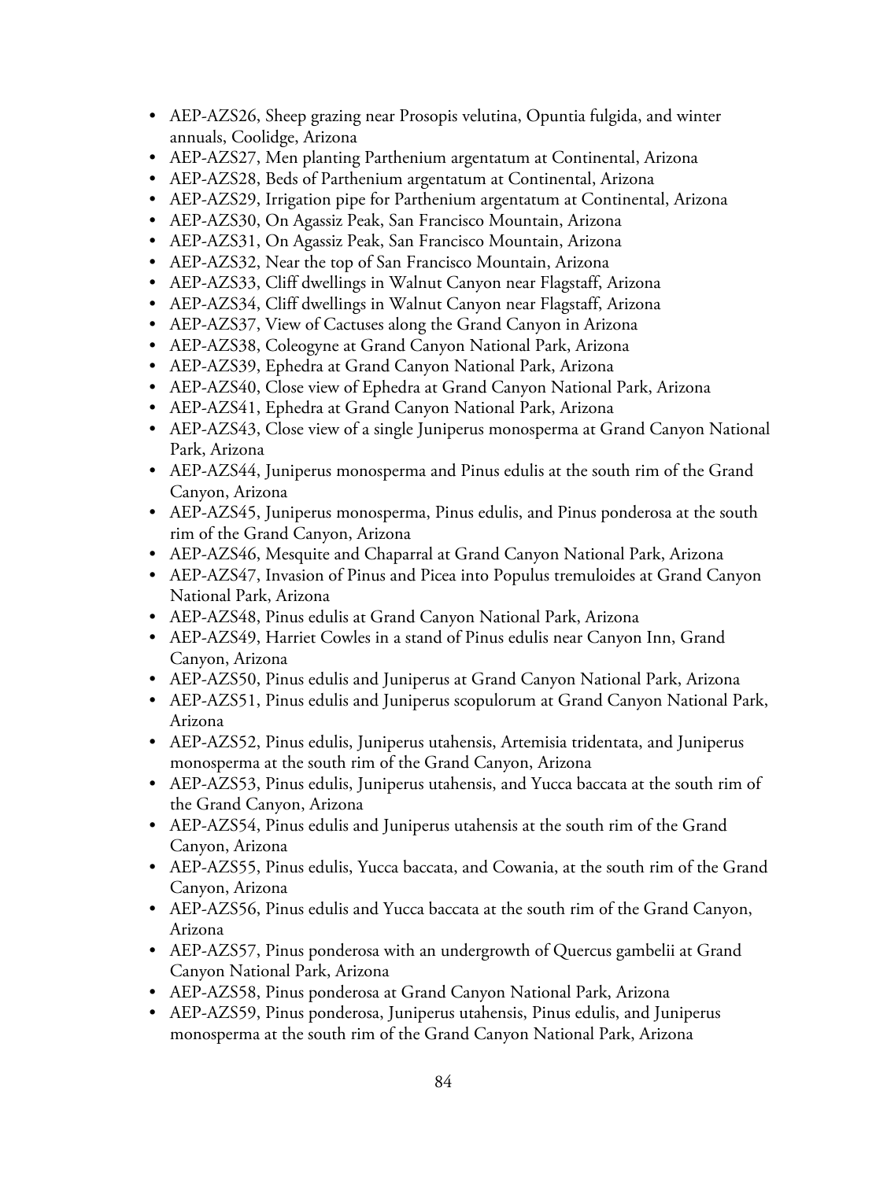- AEP-AZS26, Sheep grazing near Prosopis velutina, Opuntia fulgida, and winter annuals, Coolidge, Arizona
- AEP-AZS27, Men planting Parthenium argentatum at Continental, Arizona
- AEP-AZS28, Beds of Parthenium argentatum at Continental, Arizona
- AEP-AZS29, Irrigation pipe for Parthenium argentatum at Continental, Arizona
- AEP-AZS30, On Agassiz Peak, San Francisco Mountain, Arizona
- AEP-AZS31, On Agassiz Peak, San Francisco Mountain, Arizona
- AEP-AZS32, Near the top of San Francisco Mountain, Arizona
- AEP-AZS33, Cliff dwellings in Walnut Canyon near Flagstaff, Arizona
- AEP-AZS34, Cliff dwellings in Walnut Canyon near Flagstaff, Arizona
- AEP-AZS37, View of Cactuses along the Grand Canyon in Arizona
- AEP-AZS38, Coleogyne at Grand Canyon National Park, Arizona
- AEP-AZS39, Ephedra at Grand Canyon National Park, Arizona
- AEP-AZS40, Close view of Ephedra at Grand Canyon National Park, Arizona
- AEP-AZS41, Ephedra at Grand Canyon National Park, Arizona
- AEP-AZS43, Close view of a single Juniperus monosperma at Grand Canyon National Park, Arizona
- AEP-AZS44, Juniperus monosperma and Pinus edulis at the south rim of the Grand Canyon, Arizona
- AEP-AZS45, Juniperus monosperma, Pinus edulis, and Pinus ponderosa at the south rim of the Grand Canyon, Arizona
- AEP-AZS46, Mesquite and Chaparral at Grand Canyon National Park, Arizona
- AEP-AZS47, Invasion of Pinus and Picea into Populus tremuloides at Grand Canyon National Park, Arizona
- AEP-AZS48, Pinus edulis at Grand Canyon National Park, Arizona
- AEP-AZS49, Harriet Cowles in a stand of Pinus edulis near Canyon Inn, Grand Canyon, Arizona
- AEP-AZS50, Pinus edulis and Juniperus at Grand Canyon National Park, Arizona
- AEP-AZS51, Pinus edulis and Juniperus scopulorum at Grand Canyon National Park, Arizona
- AEP-AZS52, Pinus edulis, Juniperus utahensis, Artemisia tridentata, and Juniperus monosperma at the south rim of the Grand Canyon, Arizona
- AEP-AZS53, Pinus edulis, Juniperus utahensis, and Yucca baccata at the south rim of the Grand Canyon, Arizona
- AEP-AZS54, Pinus edulis and Juniperus utahensis at the south rim of the Grand Canyon, Arizona
- AEP-AZS55, Pinus edulis, Yucca baccata, and Cowania, at the south rim of the Grand Canyon, Arizona
- AEP-AZS56, Pinus edulis and Yucca baccata at the south rim of the Grand Canyon, Arizona
- AEP-AZS57, Pinus ponderosa with an undergrowth of Quercus gambelii at Grand Canyon National Park, Arizona
- AEP-AZS58, Pinus ponderosa at Grand Canyon National Park, Arizona
- AEP-AZS59, Pinus ponderosa, Juniperus utahensis, Pinus edulis, and Juniperus monosperma at the south rim of the Grand Canyon National Park, Arizona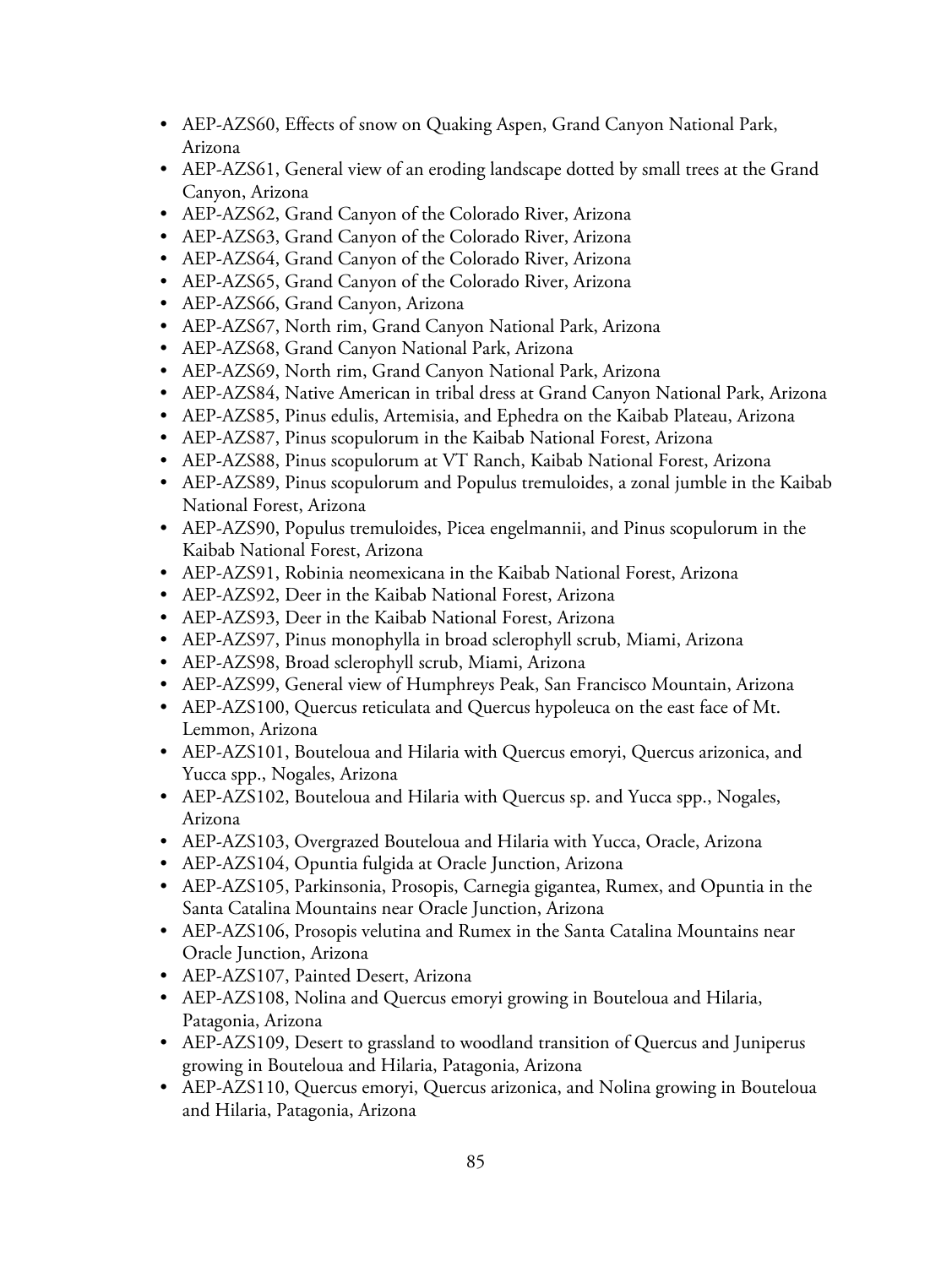- AEP-AZS60, Effects of snow on Quaking Aspen, Grand Canyon National Park, Arizona
- AEP-AZS61, General view of an eroding landscape dotted by small trees at the Grand Canyon, Arizona
- AEP-AZS62, Grand Canyon of the Colorado River, Arizona
- AEP-AZS63, Grand Canyon of the Colorado River, Arizona
- AEP-AZS64, Grand Canyon of the Colorado River, Arizona
- AEP-AZS65, Grand Canyon of the Colorado River, Arizona
- AEP-AZS66, Grand Canyon, Arizona
- AEP-AZS67, North rim, Grand Canyon National Park, Arizona
- AEP-AZS68, Grand Canyon National Park, Arizona
- AEP-AZS69, North rim, Grand Canyon National Park, Arizona
- AEP-AZS84, Native American in tribal dress at Grand Canyon National Park, Arizona
- AEP-AZS85, Pinus edulis, Artemisia, and Ephedra on the Kaibab Plateau, Arizona
- AEP-AZS87, Pinus scopulorum in the Kaibab National Forest, Arizona
- AEP-AZS88, Pinus scopulorum at VT Ranch, Kaibab National Forest, Arizona
- AEP-AZS89, Pinus scopulorum and Populus tremuloides, a zonal jumble in the Kaibab National Forest, Arizona
- AEP-AZS90, Populus tremuloides, Picea engelmannii, and Pinus scopulorum in the Kaibab National Forest, Arizona
- AEP-AZS91, Robinia neomexicana in the Kaibab National Forest, Arizona
- AEP-AZS92, Deer in the Kaibab National Forest, Arizona
- AEP-AZS93, Deer in the Kaibab National Forest, Arizona
- AEP-AZS97, Pinus monophylla in broad sclerophyll scrub, Miami, Arizona
- AEP-AZS98, Broad sclerophyll scrub, Miami, Arizona
- AEP-AZS99, General view of Humphreys Peak, San Francisco Mountain, Arizona
- AEP-AZS100, Quercus reticulata and Quercus hypoleuca on the east face of Mt. Lemmon, Arizona
- AEP-AZS101, Bouteloua and Hilaria with Quercus emoryi, Quercus arizonica, and Yucca spp., Nogales, Arizona
- AEP-AZS102, Bouteloua and Hilaria with Quercus sp. and Yucca spp., Nogales, Arizona
- AEP-AZS103, Overgrazed Bouteloua and Hilaria with Yucca, Oracle, Arizona
- AEP-AZS104, Opuntia fulgida at Oracle Junction, Arizona
- AEP-AZS105, Parkinsonia, Prosopis, Carnegia gigantea, Rumex, and Opuntia in the Santa Catalina Mountains near Oracle Junction, Arizona
- AEP-AZS106, Prosopis velutina and Rumex in the Santa Catalina Mountains near Oracle Junction, Arizona
- AEP-AZS107, Painted Desert, Arizona
- AEP-AZS108, Nolina and Quercus emoryi growing in Bouteloua and Hilaria, Patagonia, Arizona
- AEP-AZS109, Desert to grassland to woodland transition of Quercus and Juniperus growing in Bouteloua and Hilaria, Patagonia, Arizona
- AEP-AZS110, Quercus emoryi, Quercus arizonica, and Nolina growing in Bouteloua and Hilaria, Patagonia, Arizona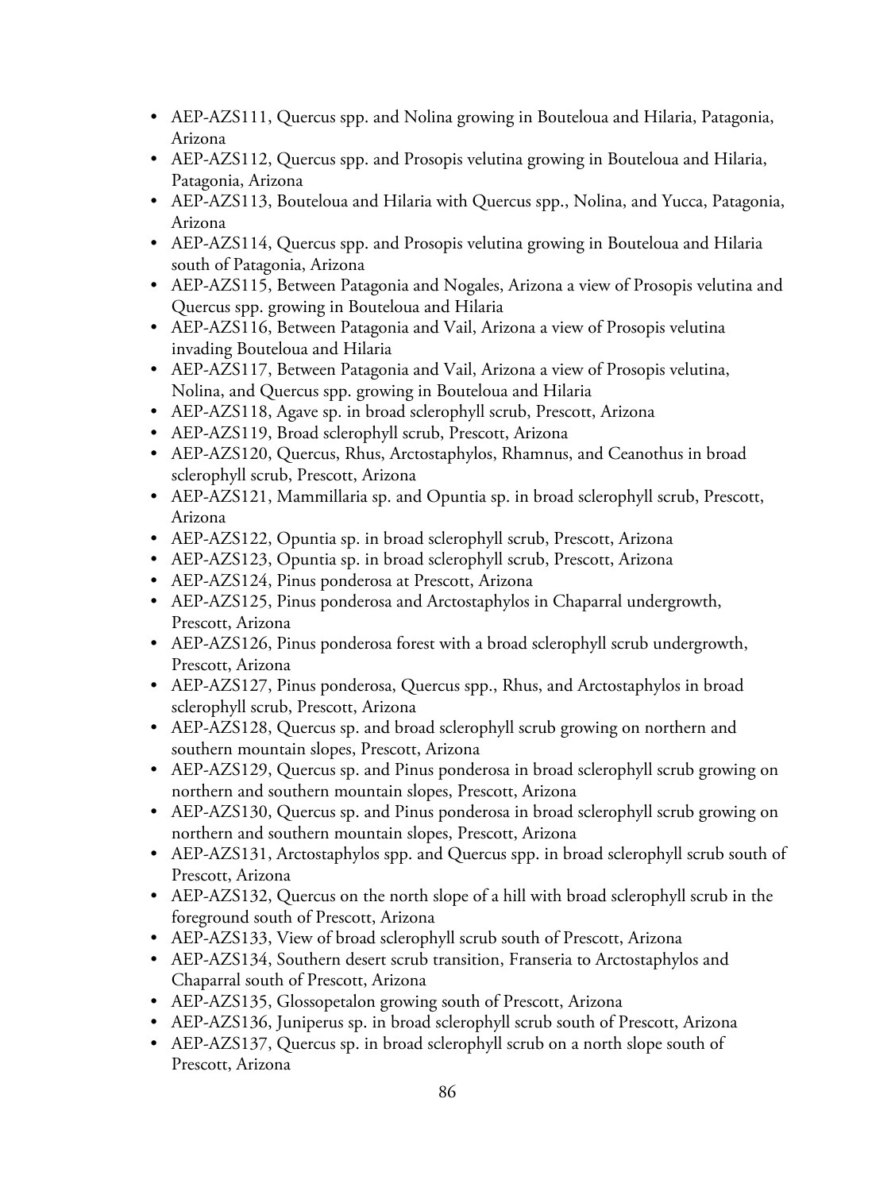- AEP-AZS111, Quercus spp. and Nolina growing in Bouteloua and Hilaria, Patagonia, Arizona
- AEP-AZS112, Quercus spp. and Prosopis velutina growing in Bouteloua and Hilaria, Patagonia, Arizona
- AEP-AZS113, Bouteloua and Hilaria with Quercus spp., Nolina, and Yucca, Patagonia, Arizona
- AEP-AZS114, Quercus spp. and Prosopis velutina growing in Bouteloua and Hilaria south of Patagonia, Arizona
- AEP-AZS115, Between Patagonia and Nogales, Arizona a view of Prosopis velutina and Quercus spp. growing in Bouteloua and Hilaria
- AEP-AZS116, Between Patagonia and Vail, Arizona a view of Prosopis velutina invading Bouteloua and Hilaria
- AEP-AZS117, Between Patagonia and Vail, Arizona a view of Prosopis velutina, Nolina, and Quercus spp. growing in Bouteloua and Hilaria
- AEP-AZS118, Agave sp. in broad sclerophyll scrub, Prescott, Arizona
- AEP-AZS119, Broad sclerophyll scrub, Prescott, Arizona
- AEP-AZS120, Quercus, Rhus, Arctostaphylos, Rhamnus, and Ceanothus in broad sclerophyll scrub, Prescott, Arizona
- AEP-AZS121, Mammillaria sp. and Opuntia sp. in broad sclerophyll scrub, Prescott, Arizona
- AEP-AZS122, Opuntia sp. in broad sclerophyll scrub, Prescott, Arizona
- AEP-AZS123, Opuntia sp. in broad sclerophyll scrub, Prescott, Arizona
- AEP-AZS124, Pinus ponderosa at Prescott, Arizona
- AEP-AZS125, Pinus ponderosa and Arctostaphylos in Chaparral undergrowth, Prescott, Arizona
- AEP-AZS126, Pinus ponderosa forest with a broad sclerophyll scrub undergrowth, Prescott, Arizona
- AEP-AZS127, Pinus ponderosa, Quercus spp., Rhus, and Arctostaphylos in broad sclerophyll scrub, Prescott, Arizona
- AEP-AZS128, Quercus sp. and broad sclerophyll scrub growing on northern and southern mountain slopes, Prescott, Arizona
- AEP-AZS129, Quercus sp. and Pinus ponderosa in broad sclerophyll scrub growing on northern and southern mountain slopes, Prescott, Arizona
- AEP-AZS130, Quercus sp. and Pinus ponderosa in broad sclerophyll scrub growing on northern and southern mountain slopes, Prescott, Arizona
- AEP-AZS131, Arctostaphylos spp. and Quercus spp. in broad sclerophyll scrub south of Prescott, Arizona
- AEP-AZS132, Quercus on the north slope of a hill with broad sclerophyll scrub in the foreground south of Prescott, Arizona
- AEP-AZS133, View of broad sclerophyll scrub south of Prescott, Arizona
- AEP-AZS134, Southern desert scrub transition, Franseria to Arctostaphylos and Chaparral south of Prescott, Arizona
- AEP-AZS135, Glossopetalon growing south of Prescott, Arizona
- AEP-AZS136, Juniperus sp. in broad sclerophyll scrub south of Prescott, Arizona
- AEP-AZS137, Quercus sp. in broad sclerophyll scrub on a north slope south of Prescott, Arizona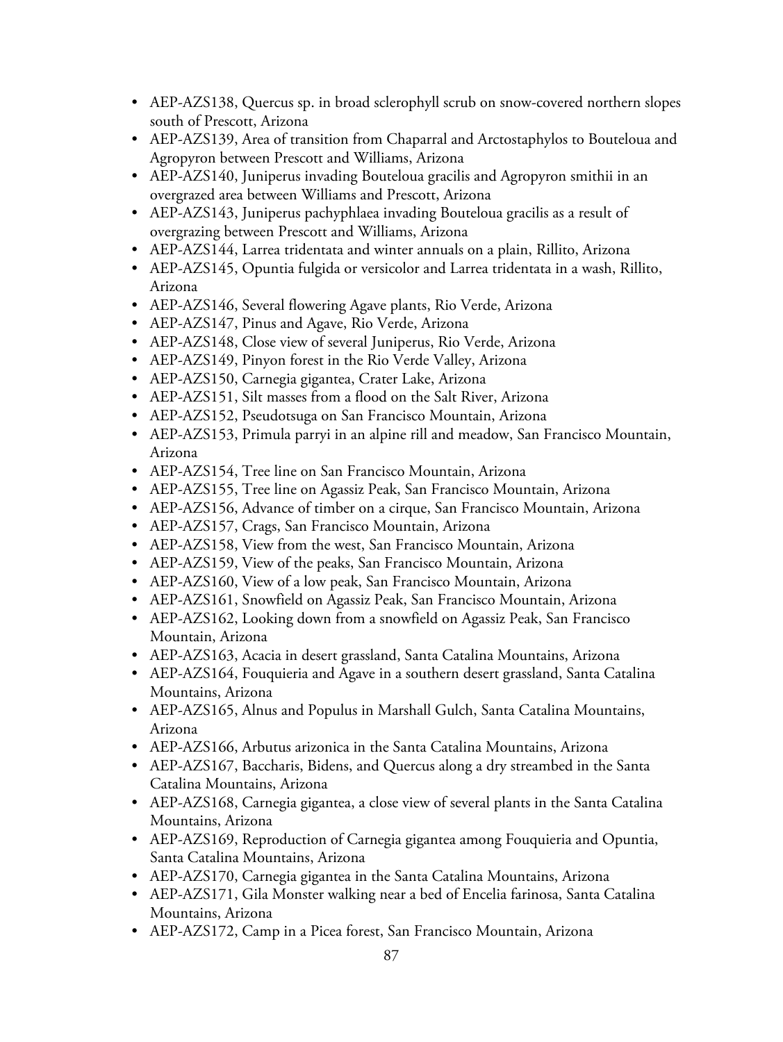- AEP-AZS138, Quercus sp. in broad sclerophyll scrub on snow-covered northern slopes south of Prescott, Arizona
- AEP-AZS139, Area of transition from Chaparral and Arctostaphylos to Bouteloua and Agropyron between Prescott and Williams, Arizona
- AEP-AZS140, Juniperus invading Bouteloua gracilis and Agropyron smithii in an overgrazed area between Williams and Prescott, Arizona
- AEP-AZS143, Juniperus pachyphlaea invading Bouteloua gracilis as a result of overgrazing between Prescott and Williams, Arizona
- AEP-AZS144, Larrea tridentata and winter annuals on a plain, Rillito, Arizona
- AEP-AZS145, Opuntia fulgida or versicolor and Larrea tridentata in a wash, Rillito, Arizona
- AEP-AZS146, Several flowering Agave plants, Rio Verde, Arizona
- AEP-AZS147, Pinus and Agave, Rio Verde, Arizona
- AEP-AZS148, Close view of several Juniperus, Rio Verde, Arizona
- AEP-AZS149, Pinyon forest in the Rio Verde Valley, Arizona
- AEP-AZS150, Carnegia gigantea, Crater Lake, Arizona
- AEP-AZS151, Silt masses from a flood on the Salt River, Arizona
- AEP-AZS152, Pseudotsuga on San Francisco Mountain, Arizona
- AEP-AZS153, Primula parryi in an alpine rill and meadow, San Francisco Mountain, Arizona
- AEP-AZS154, Tree line on San Francisco Mountain, Arizona
- AEP-AZS155, Tree line on Agassiz Peak, San Francisco Mountain, Arizona
- AEP-AZS156, Advance of timber on a cirque, San Francisco Mountain, Arizona
- AEP-AZS157, Crags, San Francisco Mountain, Arizona
- AEP-AZS158, View from the west, San Francisco Mountain, Arizona
- AEP-AZS159, View of the peaks, San Francisco Mountain, Arizona
- AEP-AZS160, View of a low peak, San Francisco Mountain, Arizona
- AEP-AZS161, Snowfield on Agassiz Peak, San Francisco Mountain, Arizona
- AEP-AZS162, Looking down from a snowfield on Agassiz Peak, San Francisco Mountain, Arizona
- AEP-AZS163, Acacia in desert grassland, Santa Catalina Mountains, Arizona
- AEP-AZS164, Fouquieria and Agave in a southern desert grassland, Santa Catalina Mountains, Arizona
- AEP-AZS165, Alnus and Populus in Marshall Gulch, Santa Catalina Mountains, Arizona
- AEP-AZS166, Arbutus arizonica in the Santa Catalina Mountains, Arizona
- AEP-AZS167, Baccharis, Bidens, and Quercus along a dry streambed in the Santa Catalina Mountains, Arizona
- AEP-AZS168, Carnegia gigantea, a close view of several plants in the Santa Catalina Mountains, Arizona
- AEP-AZS169, Reproduction of Carnegia gigantea among Fouquieria and Opuntia, Santa Catalina Mountains, Arizona
- AEP-AZS170, Carnegia gigantea in the Santa Catalina Mountains, Arizona
- AEP-AZS171, Gila Monster walking near a bed of Encelia farinosa, Santa Catalina Mountains, Arizona
- AEP-AZS172, Camp in a Picea forest, San Francisco Mountain, Arizona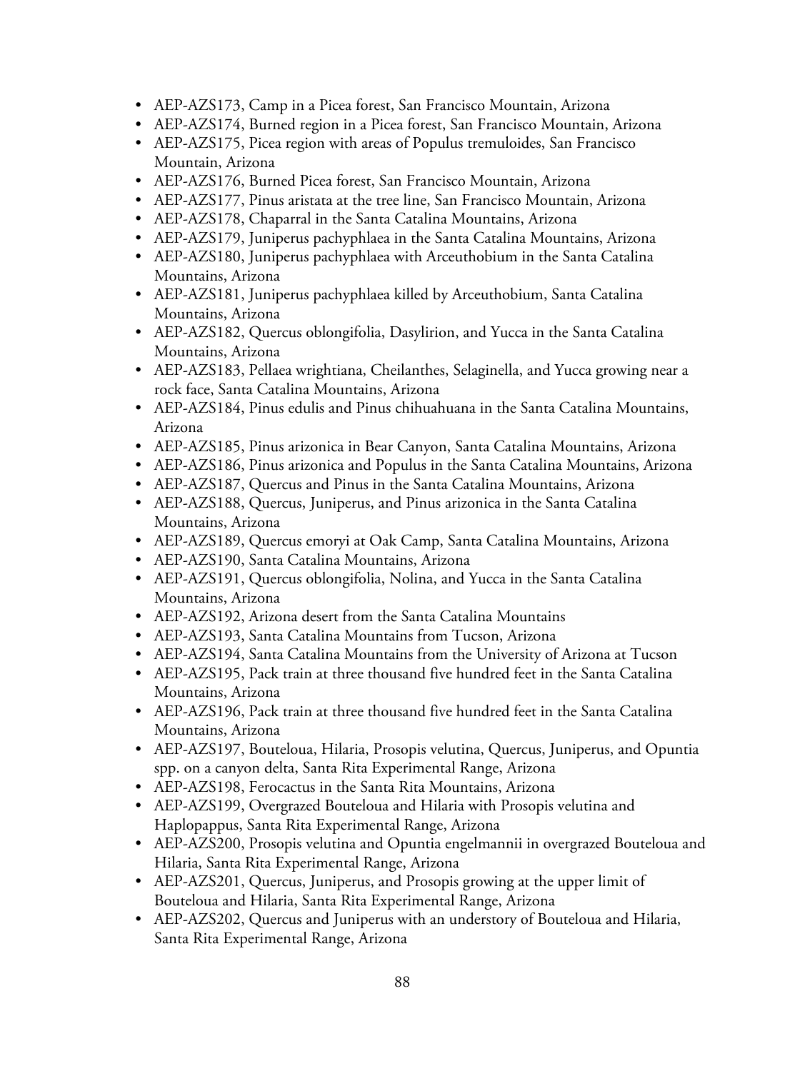- AEP-AZS173, Camp in a Picea forest, San Francisco Mountain, Arizona
- AEP-AZS174, Burned region in a Picea forest, San Francisco Mountain, Arizona
- AEP-AZS175, Picea region with areas of Populus tremuloides, San Francisco Mountain, Arizona
- AEP-AZS176, Burned Picea forest, San Francisco Mountain, Arizona
- AEP-AZS177, Pinus aristata at the tree line, San Francisco Mountain, Arizona
- AEP-AZS178, Chaparral in the Santa Catalina Mountains, Arizona
- AEP-AZS179, Juniperus pachyphlaea in the Santa Catalina Mountains, Arizona
- AEP-AZS180, Juniperus pachyphlaea with Arceuthobium in the Santa Catalina Mountains, Arizona
- AEP-AZS181, Juniperus pachyphlaea killed by Arceuthobium, Santa Catalina Mountains, Arizona
- AEP-AZS182, Quercus oblongifolia, Dasylirion, and Yucca in the Santa Catalina Mountains, Arizona
- AEP-AZS183, Pellaea wrightiana, Cheilanthes, Selaginella, and Yucca growing near a rock face, Santa Catalina Mountains, Arizona
- AEP-AZS184, Pinus edulis and Pinus chihuahuana in the Santa Catalina Mountains, Arizona
- AEP-AZS185, Pinus arizonica in Bear Canyon, Santa Catalina Mountains, Arizona
- AEP-AZS186, Pinus arizonica and Populus in the Santa Catalina Mountains, Arizona
- AEP-AZS187, Quercus and Pinus in the Santa Catalina Mountains, Arizona
- AEP-AZS188, Quercus, Juniperus, and Pinus arizonica in the Santa Catalina Mountains, Arizona
- AEP-AZS189, Quercus emoryi at Oak Camp, Santa Catalina Mountains, Arizona
- AEP-AZS190, Santa Catalina Mountains, Arizona
- AEP-AZS191, Quercus oblongifolia, Nolina, and Yucca in the Santa Catalina Mountains, Arizona
- AEP-AZS192, Arizona desert from the Santa Catalina Mountains
- AEP-AZS193, Santa Catalina Mountains from Tucson, Arizona
- AEP-AZS194, Santa Catalina Mountains from the University of Arizona at Tucson
- AEP-AZS195, Pack train at three thousand five hundred feet in the Santa Catalina Mountains, Arizona
- AEP-AZS196, Pack train at three thousand five hundred feet in the Santa Catalina Mountains, Arizona
- AEP-AZS197, Bouteloua, Hilaria, Prosopis velutina, Quercus, Juniperus, and Opuntia spp. on a canyon delta, Santa Rita Experimental Range, Arizona
- AEP-AZS198, Ferocactus in the Santa Rita Mountains, Arizona
- AEP-AZS199, Overgrazed Bouteloua and Hilaria with Prosopis velutina and Haplopappus, Santa Rita Experimental Range, Arizona
- AEP-AZS200, Prosopis velutina and Opuntia engelmannii in overgrazed Bouteloua and Hilaria, Santa Rita Experimental Range, Arizona
- AEP-AZS201, Quercus, Juniperus, and Prosopis growing at the upper limit of Bouteloua and Hilaria, Santa Rita Experimental Range, Arizona
- AEP-AZS202, Quercus and Juniperus with an understory of Bouteloua and Hilaria, Santa Rita Experimental Range, Arizona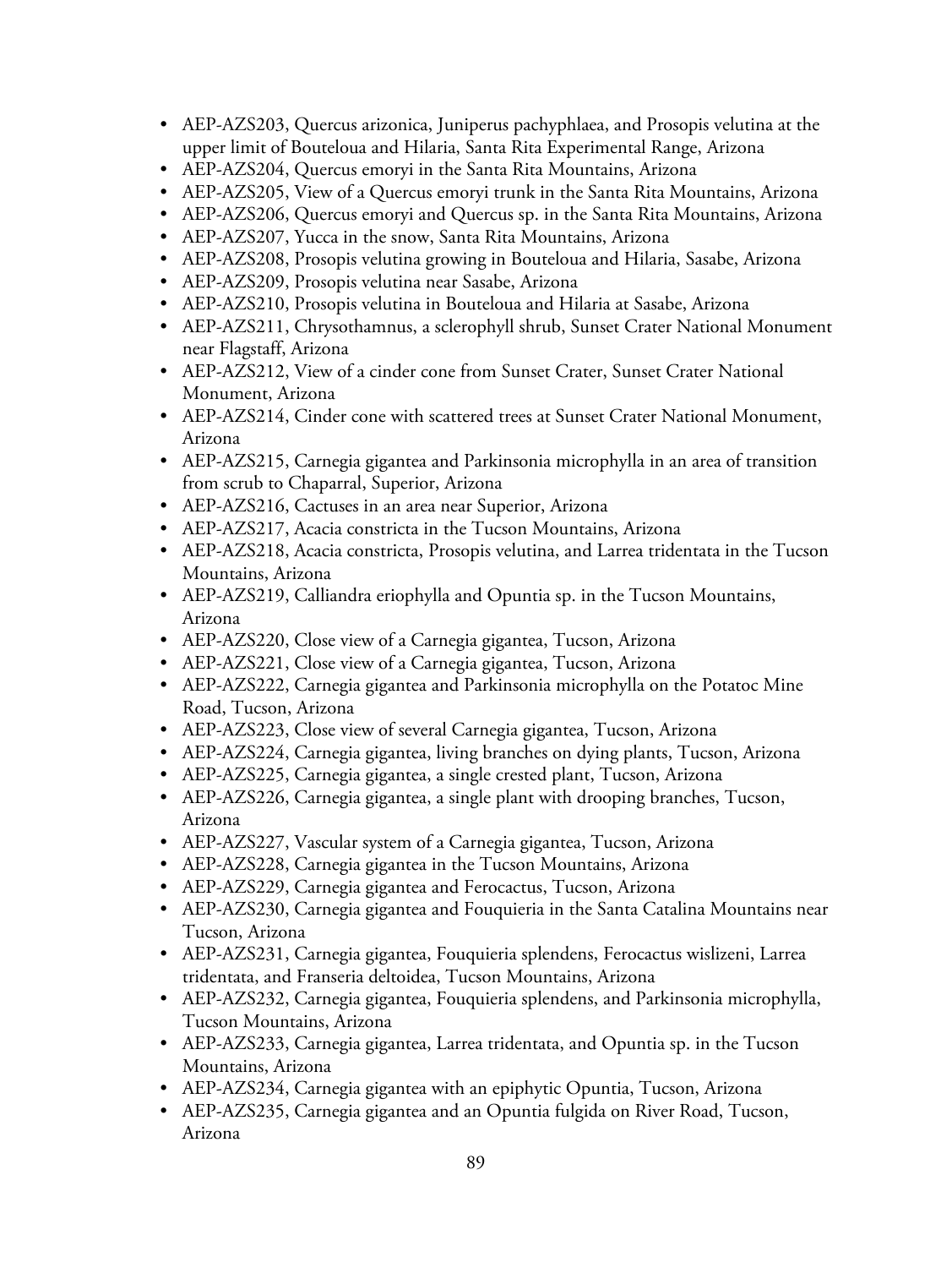- AEP-AZS203, Quercus arizonica, Juniperus pachyphlaea, and Prosopis velutina at the upper limit of Bouteloua and Hilaria, Santa Rita Experimental Range, Arizona
- AEP-AZS204, Quercus emoryi in the Santa Rita Mountains, Arizona
- AEP-AZS205, View of a Quercus emoryi trunk in the Santa Rita Mountains, Arizona
- AEP-AZS206, Quercus emoryi and Quercus sp. in the Santa Rita Mountains, Arizona
- AEP-AZS207, Yucca in the snow, Santa Rita Mountains, Arizona
- AEP-AZS208, Prosopis velutina growing in Bouteloua and Hilaria, Sasabe, Arizona
- AEP-AZS209, Prosopis velutina near Sasabe, Arizona
- AEP-AZS210, Prosopis velutina in Bouteloua and Hilaria at Sasabe, Arizona
- AEP-AZS211, Chrysothamnus, a sclerophyll shrub, Sunset Crater National Monument near Flagstaff, Arizona
- AEP-AZS212, View of a cinder cone from Sunset Crater, Sunset Crater National Monument, Arizona
- AEP-AZS214, Cinder cone with scattered trees at Sunset Crater National Monument, Arizona
- AEP-AZS215, Carnegia gigantea and Parkinsonia microphylla in an area of transition from scrub to Chaparral, Superior, Arizona
- AEP-AZS216, Cactuses in an area near Superior, Arizona
- AEP-AZS217, Acacia constricta in the Tucson Mountains, Arizona
- AEP-AZS218, Acacia constricta, Prosopis velutina, and Larrea tridentata in the Tucson Mountains, Arizona
- AEP-AZS219, Calliandra eriophylla and Opuntia sp. in the Tucson Mountains, Arizona
- AEP-AZS220, Close view of a Carnegia gigantea, Tucson, Arizona
- AEP-AZS221, Close view of a Carnegia gigantea, Tucson, Arizona
- AEP-AZS222, Carnegia gigantea and Parkinsonia microphylla on the Potatoc Mine Road, Tucson, Arizona
- AEP-AZS223, Close view of several Carnegia gigantea, Tucson, Arizona
- AEP-AZS224, Carnegia gigantea, living branches on dying plants, Tucson, Arizona
- AEP-AZS225, Carnegia gigantea, a single crested plant, Tucson, Arizona
- AEP-AZS226, Carnegia gigantea, a single plant with drooping branches, Tucson, Arizona
- AEP-AZS227, Vascular system of a Carnegia gigantea, Tucson, Arizona
- AEP-AZS228, Carnegia gigantea in the Tucson Mountains, Arizona
- AEP-AZS229, Carnegia gigantea and Ferocactus, Tucson, Arizona
- AEP-AZS230, Carnegia gigantea and Fouquieria in the Santa Catalina Mountains near Tucson, Arizona
- AEP-AZS231, Carnegia gigantea, Fouquieria splendens, Ferocactus wislizeni, Larrea tridentata, and Franseria deltoidea, Tucson Mountains, Arizona
- AEP-AZS232, Carnegia gigantea, Fouquieria splendens, and Parkinsonia microphylla, Tucson Mountains, Arizona
- AEP-AZS233, Carnegia gigantea, Larrea tridentata, and Opuntia sp. in the Tucson Mountains, Arizona
- AEP-AZS234, Carnegia gigantea with an epiphytic Opuntia, Tucson, Arizona
- AEP-AZS235, Carnegia gigantea and an Opuntia fulgida on River Road, Tucson, Arizona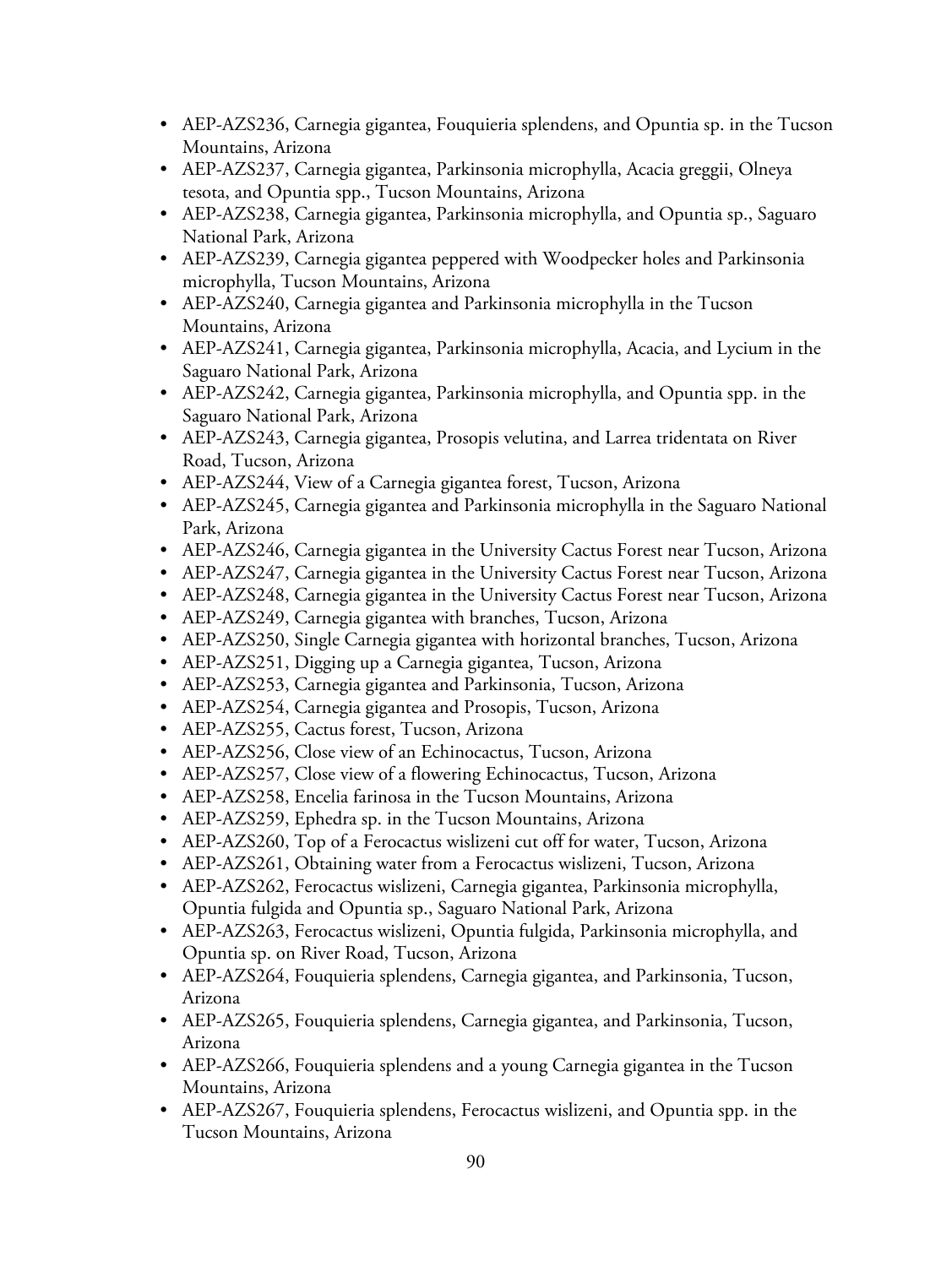- AEP-AZS236, Carnegia gigantea, Fouquieria splendens, and Opuntia sp. in the Tucson Mountains, Arizona
- AEP-AZS237, Carnegia gigantea, Parkinsonia microphylla, Acacia greggii, Olneya tesota, and Opuntia spp., Tucson Mountains, Arizona
- AEP-AZS238, Carnegia gigantea, Parkinsonia microphylla, and Opuntia sp., Saguaro National Park, Arizona
- AEP-AZS239, Carnegia gigantea peppered with Woodpecker holes and Parkinsonia microphylla, Tucson Mountains, Arizona
- AEP-AZS240, Carnegia gigantea and Parkinsonia microphylla in the Tucson Mountains, Arizona
- AEP-AZS241, Carnegia gigantea, Parkinsonia microphylla, Acacia, and Lycium in the Saguaro National Park, Arizona
- AEP-AZS242, Carnegia gigantea, Parkinsonia microphylla, and Opuntia spp. in the Saguaro National Park, Arizona
- AEP-AZS243, Carnegia gigantea, Prosopis velutina, and Larrea tridentata on River Road, Tucson, Arizona
- AEP-AZS244, View of a Carnegia gigantea forest, Tucson, Arizona
- AEP-AZS245, Carnegia gigantea and Parkinsonia microphylla in the Saguaro National Park, Arizona
- AEP-AZS246, Carnegia gigantea in the University Cactus Forest near Tucson, Arizona
- AEP-AZS247, Carnegia gigantea in the University Cactus Forest near Tucson, Arizona
- AEP-AZS248, Carnegia gigantea in the University Cactus Forest near Tucson, Arizona
- AEP-AZS249, Carnegia gigantea with branches, Tucson, Arizona
- AEP-AZS250, Single Carnegia gigantea with horizontal branches, Tucson, Arizona
- AEP-AZS251, Digging up a Carnegia gigantea, Tucson, Arizona
- AEP-AZS253, Carnegia gigantea and Parkinsonia, Tucson, Arizona
- AEP-AZS254, Carnegia gigantea and Prosopis, Tucson, Arizona
- AEP-AZS255, Cactus forest, Tucson, Arizona
- AEP-AZS256, Close view of an Echinocactus, Tucson, Arizona
- AEP-AZS257, Close view of a flowering Echinocactus, Tucson, Arizona
- AEP-AZS258, Encelia farinosa in the Tucson Mountains, Arizona
- AEP-AZS259, Ephedra sp. in the Tucson Mountains, Arizona
- AEP-AZS260, Top of a Ferocactus wislizeni cut off for water, Tucson, Arizona
- AEP-AZS261, Obtaining water from a Ferocactus wislizeni, Tucson, Arizona
- AEP-AZS262, Ferocactus wislizeni, Carnegia gigantea, Parkinsonia microphylla, Opuntia fulgida and Opuntia sp., Saguaro National Park, Arizona
- AEP-AZS263, Ferocactus wislizeni, Opuntia fulgida, Parkinsonia microphylla, and Opuntia sp. on River Road, Tucson, Arizona
- AEP-AZS264, Fouquieria splendens, Carnegia gigantea, and Parkinsonia, Tucson, Arizona
- AEP-AZS265, Fouquieria splendens, Carnegia gigantea, and Parkinsonia, Tucson, Arizona
- AEP-AZS266, Fouquieria splendens and a young Carnegia gigantea in the Tucson Mountains, Arizona
- AEP-AZS267, Fouquieria splendens, Ferocactus wislizeni, and Opuntia spp. in the Tucson Mountains, Arizona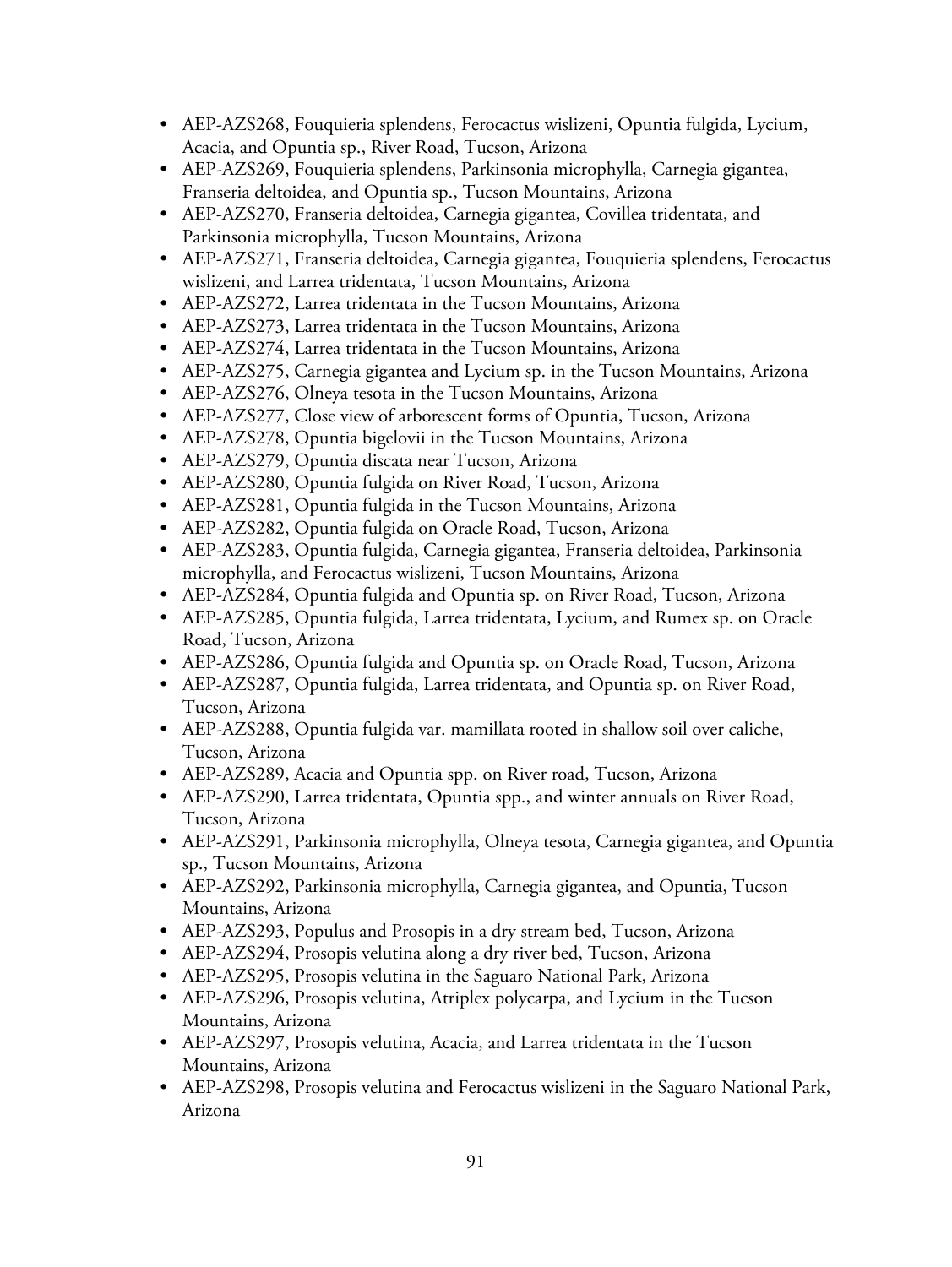- AEP-AZS268, Fouquieria splendens, Ferocactus wislizeni, Opuntia fulgida, Lycium, Acacia, and Opuntia sp., River Road, Tucson, Arizona
- AEP-AZS269, Fouquieria splendens, Parkinsonia microphylla, Carnegia gigantea, Franseria deltoidea, and Opuntia sp., Tucson Mountains, Arizona
- AEP-AZS270, Franseria deltoidea, Carnegia gigantea, Covillea tridentata, and Parkinsonia microphylla, Tucson Mountains, Arizona
- AEP-AZS271, Franseria deltoidea, Carnegia gigantea, Fouquieria splendens, Ferocactus wislizeni, and Larrea tridentata, Tucson Mountains, Arizona
- AEP-AZS272, Larrea tridentata in the Tucson Mountains, Arizona
- AEP-AZS273, Larrea tridentata in the Tucson Mountains, Arizona
- AEP-AZS274, Larrea tridentata in the Tucson Mountains, Arizona
- AEP-AZS275, Carnegia gigantea and Lycium sp. in the Tucson Mountains, Arizona
- AEP-AZS276, Olneya tesota in the Tucson Mountains, Arizona
- AEP-AZS277, Close view of arborescent forms of Opuntia, Tucson, Arizona
- AEP-AZS278, Opuntia bigelovii in the Tucson Mountains, Arizona
- AEP-AZS279, Opuntia discata near Tucson, Arizona
- AEP-AZS280, Opuntia fulgida on River Road, Tucson, Arizona
- AEP-AZS281, Opuntia fulgida in the Tucson Mountains, Arizona
- AEP-AZS282, Opuntia fulgida on Oracle Road, Tucson, Arizona
- AEP-AZS283, Opuntia fulgida, Carnegia gigantea, Franseria deltoidea, Parkinsonia microphylla, and Ferocactus wislizeni, Tucson Mountains, Arizona
- AEP-AZS284, Opuntia fulgida and Opuntia sp. on River Road, Tucson, Arizona
- AEP-AZS285, Opuntia fulgida, Larrea tridentata, Lycium, and Rumex sp. on Oracle Road, Tucson, Arizona
- AEP-AZS286, Opuntia fulgida and Opuntia sp. on Oracle Road, Tucson, Arizona
- AEP-AZS287, Opuntia fulgida, Larrea tridentata, and Opuntia sp. on River Road, Tucson, Arizona
- AEP-AZS288, Opuntia fulgida var. mamillata rooted in shallow soil over caliche, Tucson, Arizona
- AEP-AZS289, Acacia and Opuntia spp. on River road, Tucson, Arizona
- AEP-AZS290, Larrea tridentata, Opuntia spp., and winter annuals on River Road, Tucson, Arizona
- AEP-AZS291, Parkinsonia microphylla, Olneya tesota, Carnegia gigantea, and Opuntia sp., Tucson Mountains, Arizona
- AEP-AZS292, Parkinsonia microphylla, Carnegia gigantea, and Opuntia, Tucson Mountains, Arizona
- AEP-AZS293, Populus and Prosopis in a dry stream bed, Tucson, Arizona
- AEP-AZS294, Prosopis velutina along a dry river bed, Tucson, Arizona
- AEP-AZS295, Prosopis velutina in the Saguaro National Park, Arizona
- AEP-AZS296, Prosopis velutina, Atriplex polycarpa, and Lycium in the Tucson Mountains, Arizona
- AEP-AZS297, Prosopis velutina, Acacia, and Larrea tridentata in the Tucson Mountains, Arizona
- AEP-AZS298, Prosopis velutina and Ferocactus wislizeni in the Saguaro National Park, Arizona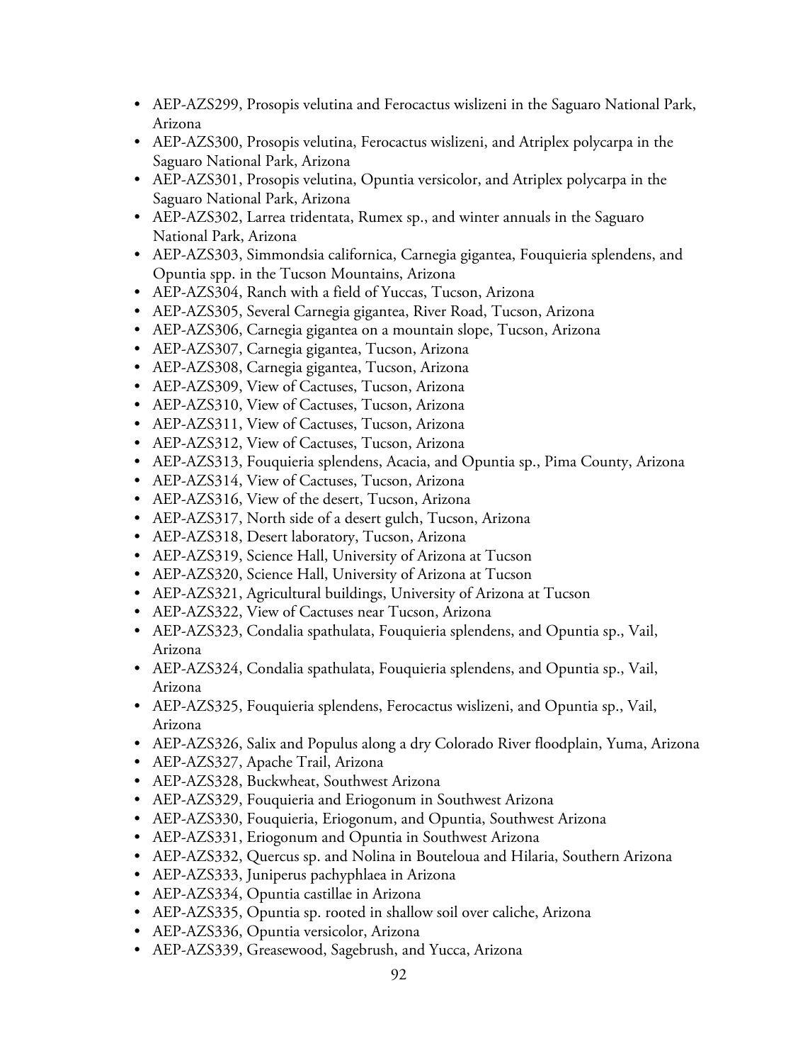- AEP-AZS299, Prosopis velutina and Ferocactus wislizeni in the Saguaro National Park, Arizona
- AEP-AZS300, Prosopis velutina, Ferocactus wislizeni, and Atriplex polycarpa in the Saguaro National Park, Arizona
- AEP-AZS301, Prosopis velutina, Opuntia versicolor, and Atriplex polycarpa in the Saguaro National Park, Arizona
- AEP-AZS302, Larrea tridentata, Rumex sp., and winter annuals in the Saguaro National Park, Arizona
- AEP-AZS303, Simmondsia californica, Carnegia gigantea, Fouquieria splendens, and Opuntia spp. in the Tucson Mountains, Arizona
- AEP-AZS304, Ranch with a field of Yuccas, Tucson, Arizona
- AEP-AZS305, Several Carnegia gigantea, River Road, Tucson, Arizona
- AEP-AZS306, Carnegia gigantea on a mountain slope, Tucson, Arizona
- AEP-AZS307, Carnegia gigantea, Tucson, Arizona
- AEP-AZS308, Carnegia gigantea, Tucson, Arizona
- AEP-AZS309, View of Cactuses, Tucson, Arizona
- AEP-AZS310, View of Cactuses, Tucson, Arizona
- AEP-AZS311, View of Cactuses, Tucson, Arizona
- AEP-AZS312, View of Cactuses, Tucson, Arizona
- AEP-AZS313, Fouquieria splendens, Acacia, and Opuntia sp., Pima County, Arizona
- AEP-AZS314, View of Cactuses, Tucson, Arizona
- AEP-AZS316, View of the desert, Tucson, Arizona
- AEP-AZS317, North side of a desert gulch, Tucson, Arizona
- AEP-AZS318, Desert laboratory, Tucson, Arizona
- AEP-AZS319, Science Hall, University of Arizona at Tucson
- AEP-AZS320, Science Hall, University of Arizona at Tucson
- AEP-AZS321, Agricultural buildings, University of Arizona at Tucson
- AEP-AZS322, View of Cactuses near Tucson, Arizona
- AEP-AZS323, Condalia spathulata, Fouquieria splendens, and Opuntia sp., Vail, Arizona
- AEP-AZS324, Condalia spathulata, Fouquieria splendens, and Opuntia sp., Vail, Arizona
- AEP-AZS325, Fouquieria splendens, Ferocactus wislizeni, and Opuntia sp., Vail, Arizona
- AEP-AZS326, Salix and Populus along a dry Colorado River floodplain, Yuma, Arizona
- AEP-AZS327, Apache Trail, Arizona
- AEP-AZS328, Buckwheat, Southwest Arizona
- AEP-AZS329, Fouquieria and Eriogonum in Southwest Arizona
- AEP-AZS330, Fouquieria, Eriogonum, and Opuntia, Southwest Arizona
- AEP-AZS331, Eriogonum and Opuntia in Southwest Arizona
- AEP-AZS332, Quercus sp. and Nolina in Bouteloua and Hilaria, Southern Arizona
- AEP-AZS333, Juniperus pachyphlaea in Arizona
- AEP-AZS334, Opuntia castillae in Arizona
- AEP-AZS335, Opuntia sp. rooted in shallow soil over caliche, Arizona
- AEP-AZS336, Opuntia versicolor, Arizona
- AEP-AZS339, Greasewood, Sagebrush, and Yucca, Arizona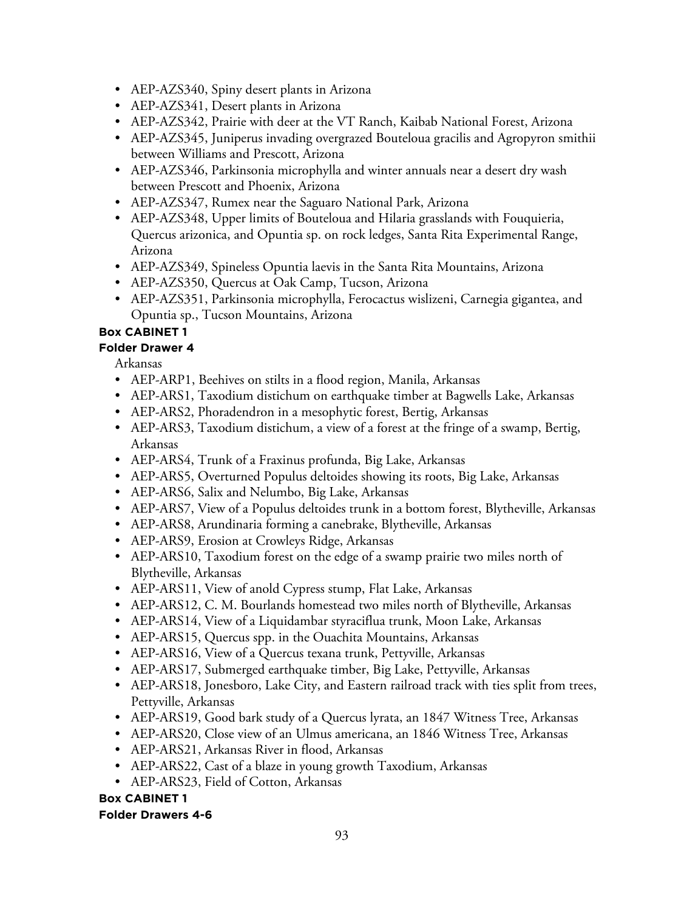- AEP-AZS340, Spiny desert plants in Arizona
- AEP-AZS341, Desert plants in Arizona
- AEP-AZS342, Prairie with deer at the VT Ranch, Kaibab National Forest, Arizona
- AEP-AZS345, Juniperus invading overgrazed Bouteloua gracilis and Agropyron smithii between Williams and Prescott, Arizona
- AEP-AZS346, Parkinsonia microphylla and winter annuals near a desert dry wash between Prescott and Phoenix, Arizona
- AEP-AZS347, Rumex near the Saguaro National Park, Arizona
- AEP-AZS348, Upper limits of Bouteloua and Hilaria grasslands with Fouquieria, Quercus arizonica, and Opuntia sp. on rock ledges, Santa Rita Experimental Range, Arizona
- AEP-AZS349, Spineless Opuntia laevis in the Santa Rita Mountains, Arizona
- AEP-AZS350, Quercus at Oak Camp, Tucson, Arizona
- AEP-AZS351, Parkinsonia microphylla, Ferocactus wislizeni, Carnegia gigantea, and Opuntia sp., Tucson Mountains, Arizona

**Box CABINET 1**
**Folder Drawer 4**

Arkansas

- AEP-ARP1, Beehives on stilts in a flood region, Manila, Arkansas
- AEP-ARS1, Taxodium distichum on earthquake timber at Bagwells Lake, Arkansas
- AEP-ARS2, Phoradendron in a mesophytic forest, Bertig, Arkansas
- AEP-ARS3, Taxodium distichum, a view of a forest at the fringe of a swamp, Bertig, Arkansas
- AEP-ARS4, Trunk of a Fraxinus profunda, Big Lake, Arkansas
- AEP-ARS5, Overturned Populus deltoides showing its roots, Big Lake, Arkansas
- AEP-ARS6, Salix and Nelumbo, Big Lake, Arkansas
- AEP-ARS7, View of a Populus deltoides trunk in a bottom forest, Blytheville, Arkansas
- AEP-ARS8, Arundinaria forming a canebrake, Blytheville, Arkansas
- AEP-ARS9, Erosion at Crowleys Ridge, Arkansas
- AEP-ARS10, Taxodium forest on the edge of a swamp prairie two miles north of Blytheville, Arkansas
- AEP-ARS11, View of anold Cypress stump, Flat Lake, Arkansas
- AEP-ARS12, C. M. Bourlands homestead two miles north of Blytheville, Arkansas
- AEP-ARS14, View of a Liquidambar styraciflua trunk, Moon Lake, Arkansas
- AEP-ARS15, Quercus spp. in the Ouachita Mountains, Arkansas
- AEP-ARS16, View of a Quercus texana trunk, Pettyville, Arkansas
- AEP-ARS17, Submerged earthquake timber, Big Lake, Pettyville, Arkansas
- AEP-ARS18, Jonesboro, Lake City, and Eastern railroad track with ties split from trees, Pettyville, Arkansas
- AEP-ARS19, Good bark study of a Quercus lyrata, an 1847 Witness Tree, Arkansas
- AEP-ARS20, Close view of an Ulmus americana, an 1846 Witness Tree, Arkansas
- AEP-ARS21, Arkansas River in flood, Arkansas
- AEP-ARS22, Cast of a blaze in young growth Taxodium, Arkansas
- AEP-ARS23, Field of Cotton, Arkansas

**Box CABINET 1**
**Folder Drawers 4-6**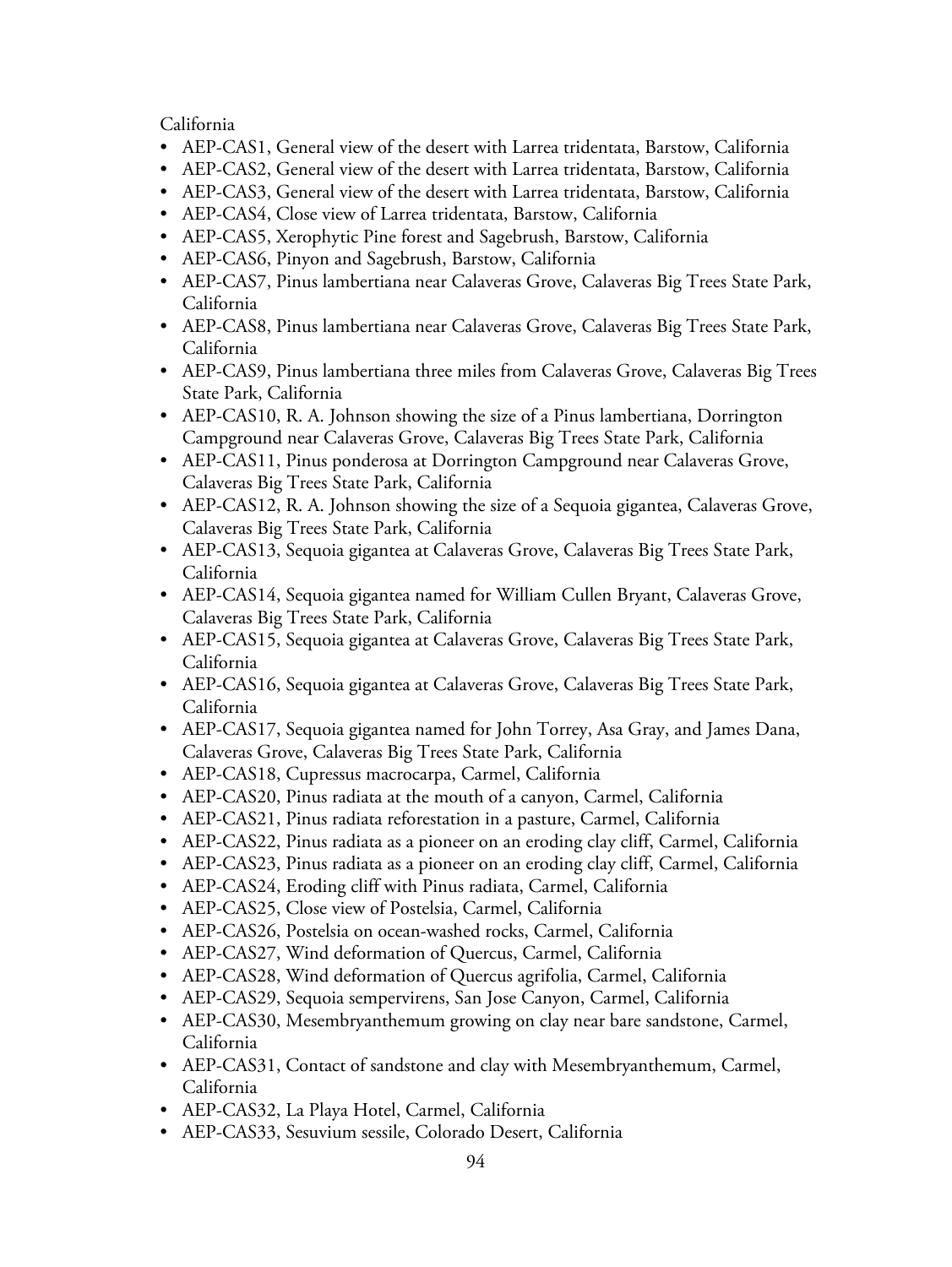California

- AEP-CAS1, General view of the desert with Larrea tridentata, Barstow, California
- AEP-CAS2, General view of the desert with Larrea tridentata, Barstow, California
- AEP-CAS3, General view of the desert with Larrea tridentata, Barstow, California
- AEP-CAS4, Close view of Larrea tridentata, Barstow, California
- AEP-CAS5, Xerophytic Pine forest and Sagebrush, Barstow, California
- AEP-CAS6, Pinyon and Sagebrush, Barstow, California
- AEP-CAS7, Pinus lambertiana near Calaveras Grove, Calaveras Big Trees State Park, California
- AEP-CAS8, Pinus lambertiana near Calaveras Grove, Calaveras Big Trees State Park, California
- AEP-CAS9, Pinus lambertiana three miles from Calaveras Grove, Calaveras Big Trees State Park, California
- AEP-CAS10, R. A. Johnson showing the size of a Pinus lambertiana, Dorrington Campground near Calaveras Grove, Calaveras Big Trees State Park, California
- AEP-CAS11, Pinus ponderosa at Dorrington Campground near Calaveras Grove, Calaveras Big Trees State Park, California
- AEP-CAS12, R. A. Johnson showing the size of a Sequoia gigantea, Calaveras Grove, Calaveras Big Trees State Park, California
- AEP-CAS13, Sequoia gigantea at Calaveras Grove, Calaveras Big Trees State Park, California
- AEP-CAS14, Sequoia gigantea named for William Cullen Bryant, Calaveras Grove, Calaveras Big Trees State Park, California
- AEP-CAS15, Sequoia gigantea at Calaveras Grove, Calaveras Big Trees State Park, California
- AEP-CAS16, Sequoia gigantea at Calaveras Grove, Calaveras Big Trees State Park, California
- AEP-CAS17, Sequoia gigantea named for John Torrey, Asa Gray, and James Dana, Calaveras Grove, Calaveras Big Trees State Park, California
- AEP-CAS18, Cupressus macrocarpa, Carmel, California
- AEP-CAS20, Pinus radiata at the mouth of a canyon, Carmel, California
- AEP-CAS21, Pinus radiata reforestation in a pasture, Carmel, California
- AEP-CAS22, Pinus radiata as a pioneer on an eroding clay cliff, Carmel, California
- AEP-CAS23, Pinus radiata as a pioneer on an eroding clay cliff, Carmel, California
- AEP-CAS24, Eroding cliff with Pinus radiata, Carmel, California
- AEP-CAS25, Close view of Postelsia, Carmel, California
- AEP-CAS26, Postelsia on ocean-washed rocks, Carmel, California
- AEP-CAS27, Wind deformation of Quercus, Carmel, California
- AEP-CAS28, Wind deformation of Quercus agrifolia, Carmel, California
- AEP-CAS29, Sequoia sempervirens, San Jose Canyon, Carmel, California
- AEP-CAS30, Mesembryanthemum growing on clay near bare sandstone, Carmel, California
- AEP-CAS31, Contact of sandstone and clay with Mesembryanthemum, Carmel, California
- AEP-CAS32, La Playa Hotel, Carmel, California
- AEP-CAS33, Sesuvium sessile, Colorado Desert, California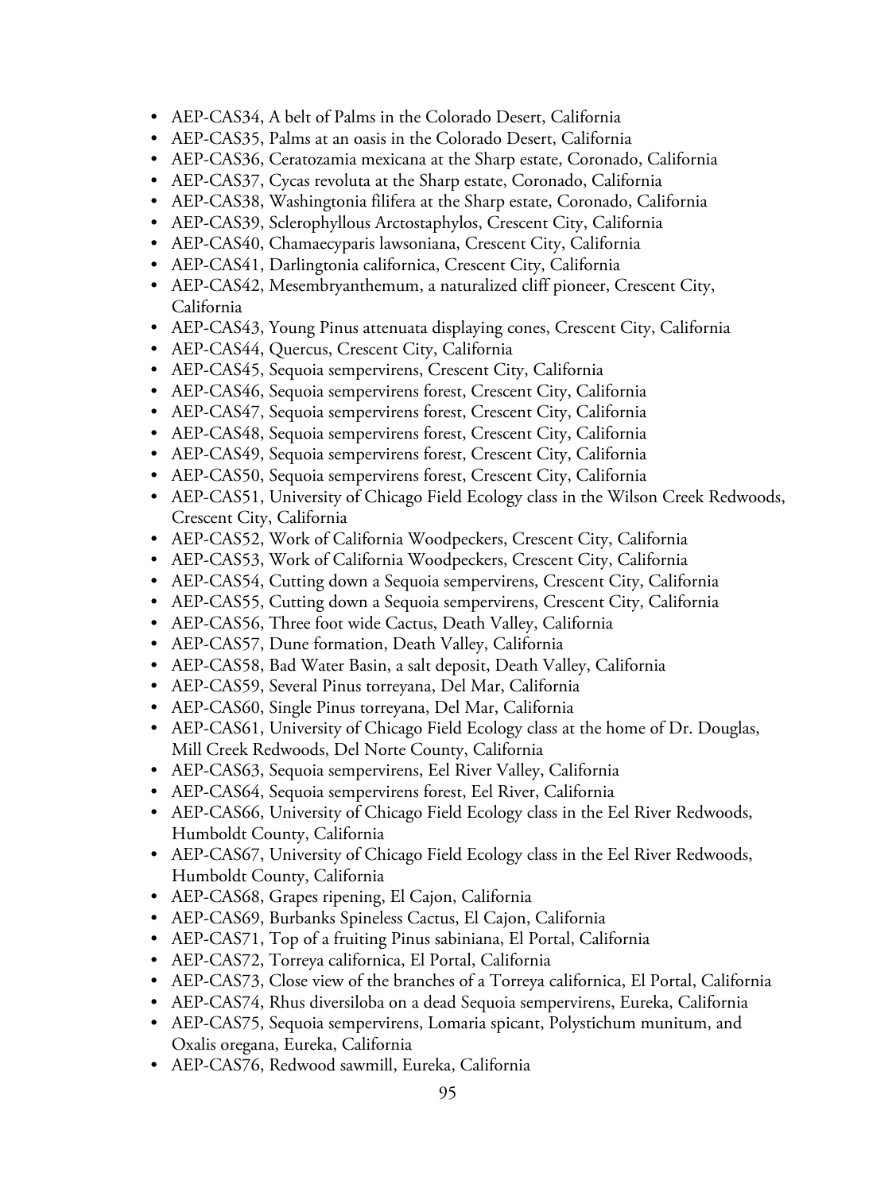- AEP-CAS34, A belt of Palms in the Colorado Desert, California
- AEP-CAS35, Palms at an oasis in the Colorado Desert, California
- AEP-CAS36, Ceratozamia mexicana at the Sharp estate, Coronado, California
- AEP-CAS37, Cycas revoluta at the Sharp estate, Coronado, California
- AEP-CAS38, Washingtonia filifera at the Sharp estate, Coronado, California
- AEP-CAS39, Sclerophyllous Arctostaphylos, Crescent City, California
- AEP-CAS40, Chamaecyparis lawsoniana, Crescent City, California
- AEP-CAS41, Darlingtonia californica, Crescent City, California
- AEP-CAS42, Mesembryanthemum, a naturalized cliff pioneer, Crescent City, California
- AEP-CAS43, Young Pinus attenuata displaying cones, Crescent City, California
- AEP-CAS44, Quercus, Crescent City, California
- AEP-CAS45, Sequoia sempervirens, Crescent City, California
- AEP-CAS46, Sequoia sempervirens forest, Crescent City, California
- AEP-CAS47, Sequoia sempervirens forest, Crescent City, California
- AEP-CAS48, Sequoia sempervirens forest, Crescent City, California
- AEP-CAS49, Sequoia sempervirens forest, Crescent City, California
- AEP-CAS50, Sequoia sempervirens forest, Crescent City, California
- AEP-CAS51, University of Chicago Field Ecology class in the Wilson Creek Redwoods, Crescent City, California
- AEP-CAS52, Work of California Woodpeckers, Crescent City, California
- AEP-CAS53, Work of California Woodpeckers, Crescent City, California
- AEP-CAS54, Cutting down a Sequoia sempervirens, Crescent City, California
- AEP-CAS55, Cutting down a Sequoia sempervirens, Crescent City, California
- AEP-CAS56, Three foot wide Cactus, Death Valley, California
- AEP-CAS57, Dune formation, Death Valley, California
- AEP-CAS58, Bad Water Basin, a salt deposit, Death Valley, California
- AEP-CAS59, Several Pinus torreyana, Del Mar, California
- AEP-CAS60, Single Pinus torreyana, Del Mar, California
- AEP-CAS61, University of Chicago Field Ecology class at the home of Dr. Douglas, Mill Creek Redwoods, Del Norte County, California
- AEP-CAS63, Sequoia sempervirens, Eel River Valley, California
- AEP-CAS64, Sequoia sempervirens forest, Eel River, California
- AEP-CAS66, University of Chicago Field Ecology class in the Eel River Redwoods, Humboldt County, California
- AEP-CAS67, University of Chicago Field Ecology class in the Eel River Redwoods, Humboldt County, California
- AEP-CAS68, Grapes ripening, El Cajon, California
- AEP-CAS69, Burbanks Spineless Cactus, El Cajon, California
- AEP-CAS71, Top of a fruiting Pinus sabiniana, El Portal, California
- AEP-CAS72, Torreya californica, El Portal, California
- AEP-CAS73, Close view of the branches of a Torreya californica, El Portal, California
- AEP-CAS74, Rhus diversiloba on a dead Sequoia sempervirens, Eureka, California
- AEP-CAS75, Sequoia sempervirens, Lomaria spicant, Polystichum munitum, and Oxalis oregana, Eureka, California
- AEP-CAS76, Redwood sawmill, Eureka, California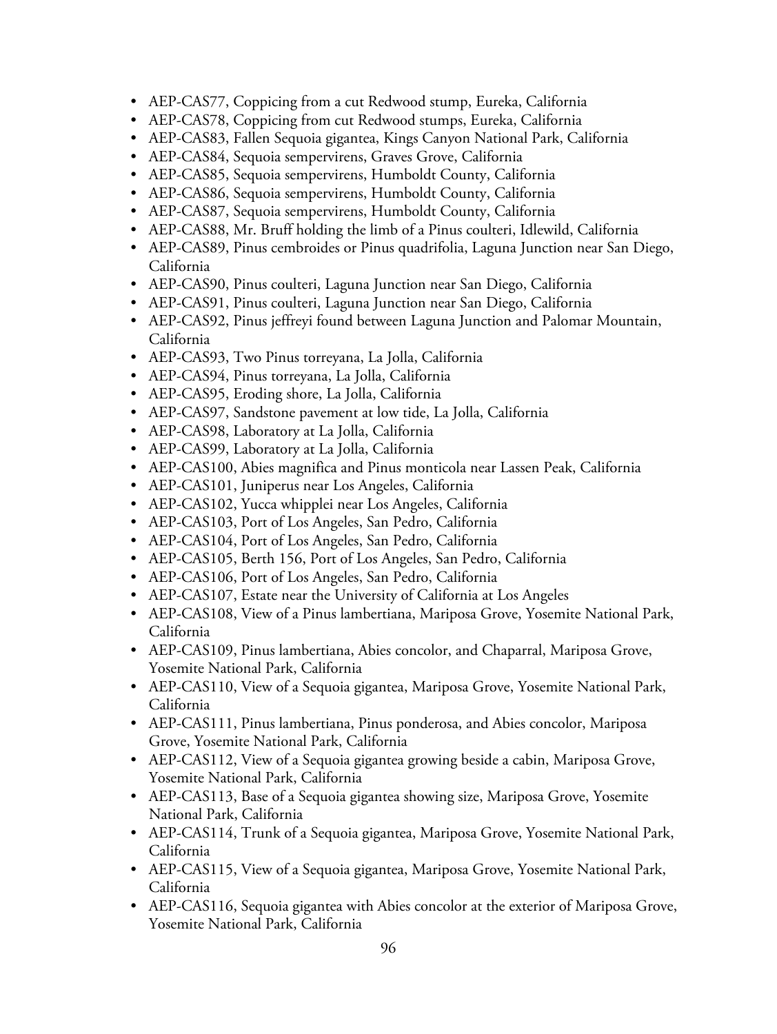- AEP-CAS77, Coppicing from a cut Redwood stump, Eureka, California
- AEP-CAS78, Coppicing from cut Redwood stumps, Eureka, California
- AEP-CAS83, Fallen Sequoia gigantea, Kings Canyon National Park, California
- AEP-CAS84, Sequoia sempervirens, Graves Grove, California
- AEP-CAS85, Sequoia sempervirens, Humboldt County, California
- AEP-CAS86, Sequoia sempervirens, Humboldt County, California
- AEP-CAS87, Sequoia sempervirens, Humboldt County, California
- AEP-CAS88, Mr. Bruff holding the limb of a Pinus coulteri, Idlewild, California
- AEP-CAS89, Pinus cembroides or Pinus quadrifolia, Laguna Junction near San Diego, California
- AEP-CAS90, Pinus coulteri, Laguna Junction near San Diego, California
- AEP-CAS91, Pinus coulteri, Laguna Junction near San Diego, California
- AEP-CAS92, Pinus jeffreyi found between Laguna Junction and Palomar Mountain, California
- AEP-CAS93, Two Pinus torreyana, La Jolla, California
- AEP-CAS94, Pinus torreyana, La Jolla, California
- AEP-CAS95, Eroding shore, La Jolla, California
- AEP-CAS97, Sandstone pavement at low tide, La Jolla, California
- AEP-CAS98, Laboratory at La Jolla, California
- AEP-CAS99, Laboratory at La Jolla, California
- AEP-CAS100, Abies magnifica and Pinus monticola near Lassen Peak, California
- AEP-CAS101, Juniperus near Los Angeles, California
- AEP-CAS102, Yucca whipplei near Los Angeles, California
- AEP-CAS103, Port of Los Angeles, San Pedro, California
- AEP-CAS104, Port of Los Angeles, San Pedro, California
- AEP-CAS105, Berth 156, Port of Los Angeles, San Pedro, California
- AEP-CAS106, Port of Los Angeles, San Pedro, California
- AEP-CAS107, Estate near the University of California at Los Angeles
- AEP-CAS108, View of a Pinus lambertiana, Mariposa Grove, Yosemite National Park, California
- AEP-CAS109, Pinus lambertiana, Abies concolor, and Chaparral, Mariposa Grove, Yosemite National Park, California
- AEP-CAS110, View of a Sequoia gigantea, Mariposa Grove, Yosemite National Park, California
- AEP-CAS111, Pinus lambertiana, Pinus ponderosa, and Abies concolor, Mariposa Grove, Yosemite National Park, California
- AEP-CAS112, View of a Sequoia gigantea growing beside a cabin, Mariposa Grove, Yosemite National Park, California
- AEP-CAS113, Base of a Sequoia gigantea showing size, Mariposa Grove, Yosemite National Park, California
- AEP-CAS114, Trunk of a Sequoia gigantea, Mariposa Grove, Yosemite National Park, California
- AEP-CAS115, View of a Sequoia gigantea, Mariposa Grove, Yosemite National Park, California
- AEP-CAS116, Sequoia gigantea with Abies concolor at the exterior of Mariposa Grove, Yosemite National Park, California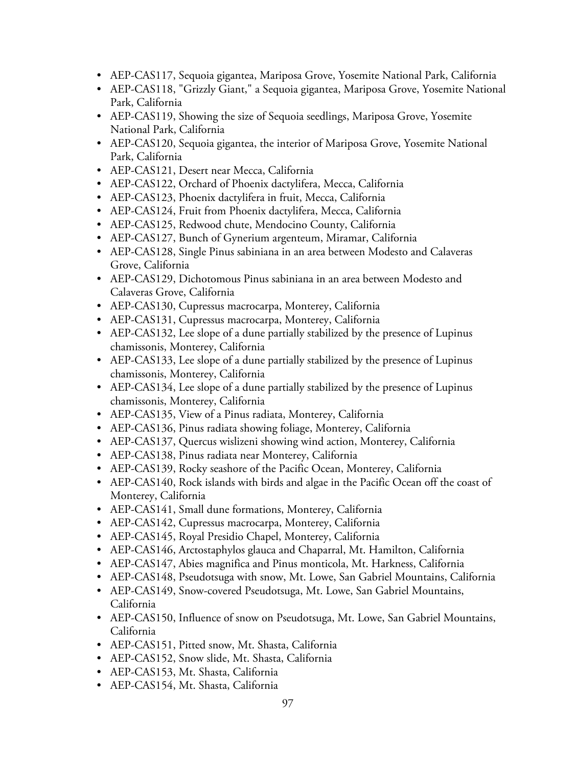- AEP-CAS117, Sequoia gigantea, Mariposa Grove, Yosemite National Park, California
- AEP-CAS118, "Grizzly Giant," a Sequoia gigantea, Mariposa Grove, Yosemite National Park, California
- AEP-CAS119, Showing the size of Sequoia seedlings, Mariposa Grove, Yosemite National Park, California
- AEP-CAS120, Sequoia gigantea, the interior of Mariposa Grove, Yosemite National Park, California
- AEP-CAS121, Desert near Mecca, California
- AEP-CAS122, Orchard of Phoenix dactylifera, Mecca, California
- AEP-CAS123, Phoenix dactylifera in fruit, Mecca, California
- AEP-CAS124, Fruit from Phoenix dactylifera, Mecca, California
- AEP-CAS125, Redwood chute, Mendocino County, California
- AEP-CAS127, Bunch of Gynerium argenteum, Miramar, California
- AEP-CAS128, Single Pinus sabiniana in an area between Modesto and Calaveras Grove, California
- AEP-CAS129, Dichotomous Pinus sabiniana in an area between Modesto and Calaveras Grove, California
- AEP-CAS130, Cupressus macrocarpa, Monterey, California
- AEP-CAS131, Cupressus macrocarpa, Monterey, California
- AEP-CAS132, Lee slope of a dune partially stabilized by the presence of Lupinus chamissonis, Monterey, California
- AEP-CAS133, Lee slope of a dune partially stabilized by the presence of Lupinus chamissonis, Monterey, California
- AEP-CAS134, Lee slope of a dune partially stabilized by the presence of Lupinus chamissonis, Monterey, California
- AEP-CAS135, View of a Pinus radiata, Monterey, California
- AEP-CAS136, Pinus radiata showing foliage, Monterey, California
- AEP-CAS137, Quercus wislizeni showing wind action, Monterey, California
- AEP-CAS138, Pinus radiata near Monterey, California
- AEP-CAS139, Rocky seashore of the Pacific Ocean, Monterey, California
- AEP-CAS140, Rock islands with birds and algae in the Pacific Ocean off the coast of Monterey, California
- AEP-CAS141, Small dune formations, Monterey, California
- AEP-CAS142, Cupressus macrocarpa, Monterey, California
- AEP-CAS145, Royal Presidio Chapel, Monterey, California
- AEP-CAS146, Arctostaphylos glauca and Chaparral, Mt. Hamilton, California
- AEP-CAS147, Abies magnifica and Pinus monticola, Mt. Harkness, California
- AEP-CAS148, Pseudotsuga with snow, Mt. Lowe, San Gabriel Mountains, California
- AEP-CAS149, Snow-covered Pseudotsuga, Mt. Lowe, San Gabriel Mountains, California
- AEP-CAS150, Influence of snow on Pseudotsuga, Mt. Lowe, San Gabriel Mountains, California
- AEP-CAS151, Pitted snow, Mt. Shasta, California
- AEP-CAS152, Snow slide, Mt. Shasta, California
- AEP-CAS153, Mt. Shasta, California
- AEP-CAS154, Mt. Shasta, California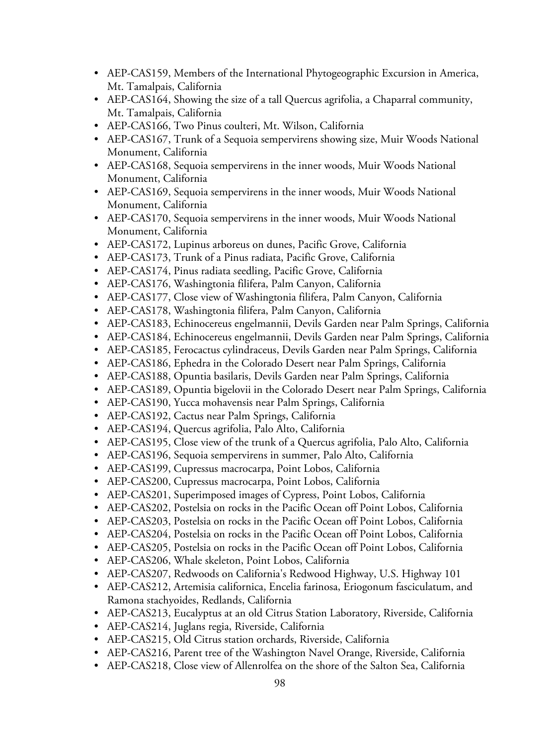- AEP-CAS159, Members of the International Phytogeographic Excursion in America, Mt. Tamalpais, California
- AEP-CAS164, Showing the size of a tall Quercus agrifolia, a Chaparral community, Mt. Tamalpais, California
- AEP-CAS166, Two Pinus coulteri, Mt. Wilson, California
- AEP-CAS167, Trunk of a Sequoia sempervirens showing size, Muir Woods National Monument, California
- AEP-CAS168, Sequoia sempervirens in the inner woods, Muir Woods National Monument, California
- AEP-CAS169, Sequoia sempervirens in the inner woods, Muir Woods National Monument, California
- AEP-CAS170, Sequoia sempervirens in the inner woods, Muir Woods National Monument, California
- AEP-CAS172, Lupinus arboreus on dunes, Pacific Grove, California
- AEP-CAS173, Trunk of a Pinus radiata, Pacific Grove, California
- AEP-CAS174, Pinus radiata seedling, Pacific Grove, California
- AEP-CAS176, Washingtonia filifera, Palm Canyon, California
- AEP-CAS177, Close view of Washingtonia filifera, Palm Canyon, California
- AEP-CAS178, Washingtonia filifera, Palm Canyon, California
- AEP-CAS183, Echinocereus engelmannii, Devils Garden near Palm Springs, California
- AEP-CAS184, Echinocereus engelmannii, Devils Garden near Palm Springs, California
- AEP-CAS185, Ferocactus cylindraceus, Devils Garden near Palm Springs, California
- AEP-CAS186, Ephedra in the Colorado Desert near Palm Springs, California
- AEP-CAS188, Opuntia basilaris, Devils Garden near Palm Springs, California
- AEP-CAS189, Opuntia bigelovii in the Colorado Desert near Palm Springs, California
- AEP-CAS190, Yucca mohavensis near Palm Springs, California
- AEP-CAS192, Cactus near Palm Springs, California
- AEP-CAS194, Quercus agrifolia, Palo Alto, California
- AEP-CAS195, Close view of the trunk of a Quercus agrifolia, Palo Alto, California
- AEP-CAS196, Sequoia sempervirens in summer, Palo Alto, California
- AEP-CAS199, Cupressus macrocarpa, Point Lobos, California
- AEP-CAS200, Cupressus macrocarpa, Point Lobos, California
- AEP-CAS201, Superimposed images of Cypress, Point Lobos, California
- AEP-CAS202, Postelsia on rocks in the Pacific Ocean off Point Lobos, California
- AEP-CAS203, Postelsia on rocks in the Pacific Ocean off Point Lobos, California
- AEP-CAS204, Postelsia on rocks in the Pacific Ocean off Point Lobos, California
- AEP-CAS205, Postelsia on rocks in the Pacific Ocean off Point Lobos, California
- AEP-CAS206, Whale skeleton, Point Lobos, California
- AEP-CAS207, Redwoods on California's Redwood Highway, U.S. Highway 101
- AEP-CAS212, Artemisia californica, Encelia farinosa, Eriogonum fasciculatum, and Ramona stachyoides, Redlands, California
- AEP-CAS213, Eucalyptus at an old Citrus Station Laboratory, Riverside, California
- AEP-CAS214, Juglans regia, Riverside, California
- AEP-CAS215, Old Citrus station orchards, Riverside, California
- AEP-CAS216, Parent tree of the Washington Navel Orange, Riverside, California
- AEP-CAS218, Close view of Allenrolfea on the shore of the Salton Sea, California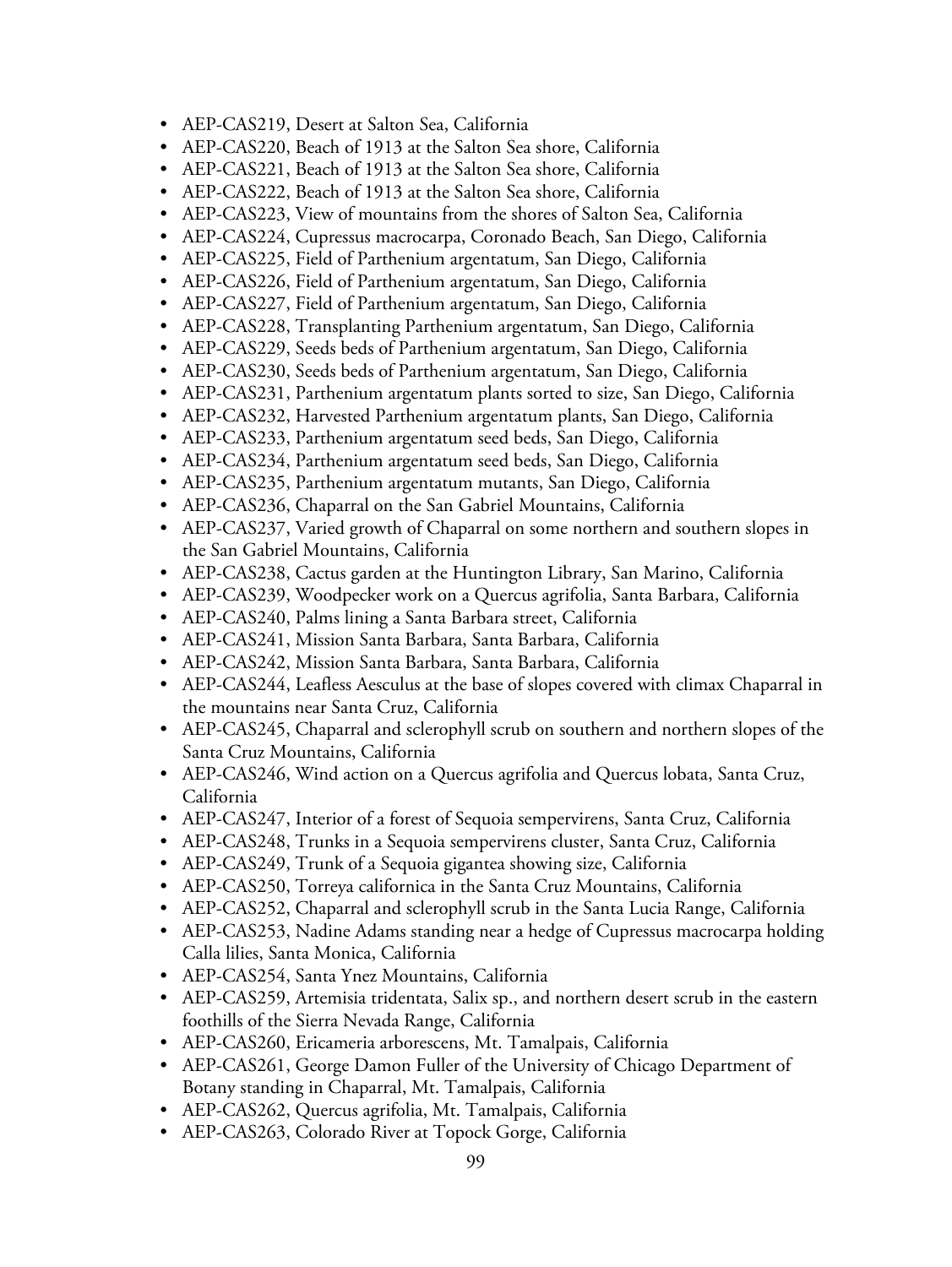- AEP-CAS219, Desert at Salton Sea, California
- AEP-CAS220, Beach of 1913 at the Salton Sea shore, California
- AEP-CAS221, Beach of 1913 at the Salton Sea shore, California
- AEP-CAS222, Beach of 1913 at the Salton Sea shore, California
- AEP-CAS223, View of mountains from the shores of Salton Sea, California
- AEP-CAS224, Cupressus macrocarpa, Coronado Beach, San Diego, California
- AEP-CAS225, Field of Parthenium argentatum, San Diego, California
- AEP-CAS226, Field of Parthenium argentatum, San Diego, California
- AEP-CAS227, Field of Parthenium argentatum, San Diego, California
- AEP-CAS228, Transplanting Parthenium argentatum, San Diego, California
- AEP-CAS229, Seeds beds of Parthenium argentatum, San Diego, California
- AEP-CAS230, Seeds beds of Parthenium argentatum, San Diego, California
- AEP-CAS231, Parthenium argentatum plants sorted to size, San Diego, California
- AEP-CAS232, Harvested Parthenium argentatum plants, San Diego, California
- AEP-CAS233, Parthenium argentatum seed beds, San Diego, California
- AEP-CAS234, Parthenium argentatum seed beds, San Diego, California
- AEP-CAS235, Parthenium argentatum mutants, San Diego, California
- AEP-CAS236, Chaparral on the San Gabriel Mountains, California
- AEP-CAS237, Varied growth of Chaparral on some northern and southern slopes in the San Gabriel Mountains, California
- AEP-CAS238, Cactus garden at the Huntington Library, San Marino, California
- AEP-CAS239, Woodpecker work on a Quercus agrifolia, Santa Barbara, California
- AEP-CAS240, Palms lining a Santa Barbara street, California
- AEP-CAS241, Mission Santa Barbara, Santa Barbara, California
- AEP-CAS242, Mission Santa Barbara, Santa Barbara, California
- AEP-CAS244, Leafless Aesculus at the base of slopes covered with climax Chaparral in the mountains near Santa Cruz, California
- AEP-CAS245, Chaparral and sclerophyll scrub on southern and northern slopes of the Santa Cruz Mountains, California
- AEP-CAS246, Wind action on a Quercus agrifolia and Quercus lobata, Santa Cruz, California
- AEP-CAS247, Interior of a forest of Sequoia sempervirens, Santa Cruz, California
- AEP-CAS248, Trunks in a Sequoia sempervirens cluster, Santa Cruz, California
- AEP-CAS249, Trunk of a Sequoia gigantea showing size, California
- AEP-CAS250, Torreya californica in the Santa Cruz Mountains, California
- AEP-CAS252, Chaparral and sclerophyll scrub in the Santa Lucia Range, California
- AEP-CAS253, Nadine Adams standing near a hedge of Cupressus macrocarpa holding Calla lilies, Santa Monica, California
- AEP-CAS254, Santa Ynez Mountains, California
- AEP-CAS259, Artemisia tridentata, Salix sp., and northern desert scrub in the eastern foothills of the Sierra Nevada Range, California
- AEP-CAS260, Ericameria arborescens, Mt. Tamalpais, California
- AEP-CAS261, George Damon Fuller of the University of Chicago Department of Botany standing in Chaparral, Mt. Tamalpais, California
- AEP-CAS262, Quercus agrifolia, Mt. Tamalpais, California
- AEP-CAS263, Colorado River at Topock Gorge, California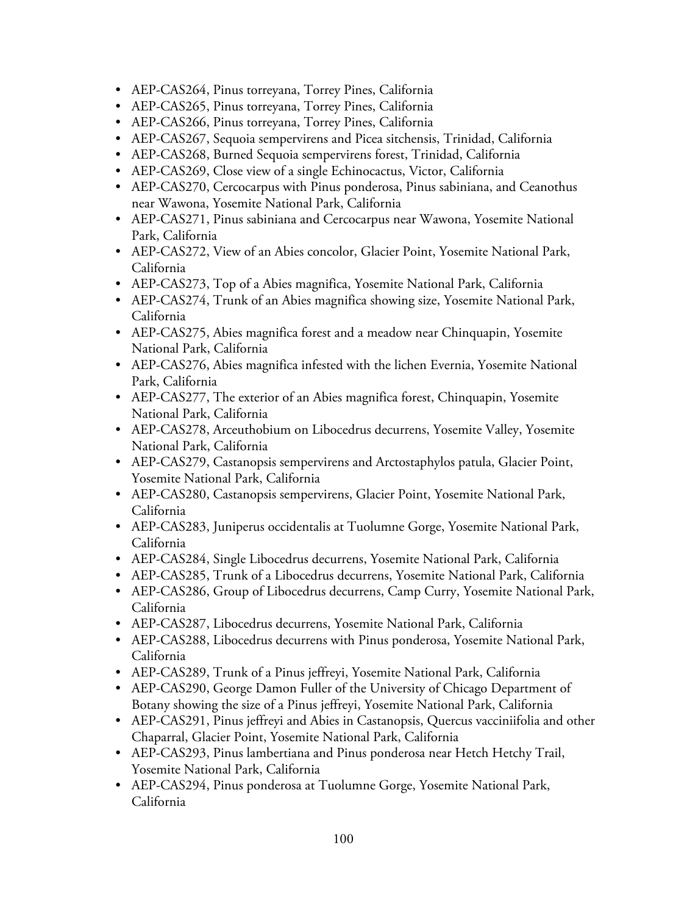- AEP-CAS264, Pinus torreyana, Torrey Pines, California
- AEP-CAS265, Pinus torreyana, Torrey Pines, California
- AEP-CAS266, Pinus torreyana, Torrey Pines, California
- AEP-CAS267, Sequoia sempervirens and Picea sitchensis, Trinidad, California
- AEP-CAS268, Burned Sequoia sempervirens forest, Trinidad, California
- AEP-CAS269, Close view of a single Echinocactus, Victor, California
- AEP-CAS270, Cercocarpus with Pinus ponderosa, Pinus sabiniana, and Ceanothus near Wawona, Yosemite National Park, California
- AEP-CAS271, Pinus sabiniana and Cercocarpus near Wawona, Yosemite National Park, California
- AEP-CAS272, View of an Abies concolor, Glacier Point, Yosemite National Park, California
- AEP-CAS273, Top of a Abies magnifica, Yosemite National Park, California
- AEP-CAS274, Trunk of an Abies magnifica showing size, Yosemite National Park, California
- AEP-CAS275, Abies magnifica forest and a meadow near Chinquapin, Yosemite National Park, California
- AEP-CAS276, Abies magnifica infested with the lichen Evernia, Yosemite National Park, California
- AEP-CAS277, The exterior of an Abies magnifica forest, Chinquapin, Yosemite National Park, California
- AEP-CAS278, Arceuthobium on Libocedrus decurrens, Yosemite Valley, Yosemite National Park, California
- AEP-CAS279, Castanopsis sempervirens and Arctostaphylos patula, Glacier Point, Yosemite National Park, California
- AEP-CAS280, Castanopsis sempervirens, Glacier Point, Yosemite National Park, California
- AEP-CAS283, Juniperus occidentalis at Tuolumne Gorge, Yosemite National Park, California
- AEP-CAS284, Single Libocedrus decurrens, Yosemite National Park, California
- AEP-CAS285, Trunk of a Libocedrus decurrens, Yosemite National Park, California
- AEP-CAS286, Group of Libocedrus decurrens, Camp Curry, Yosemite National Park, California
- AEP-CAS287, Libocedrus decurrens, Yosemite National Park, California
- AEP-CAS288, Libocedrus decurrens with Pinus ponderosa, Yosemite National Park, California
- AEP-CAS289, Trunk of a Pinus jeffreyi, Yosemite National Park, California
- AEP-CAS290, George Damon Fuller of the University of Chicago Department of Botany showing the size of a Pinus jeffreyi, Yosemite National Park, California
- AEP-CAS291, Pinus jeffreyi and Abies in Castanopsis, Quercus vacciniifolia and other Chaparral, Glacier Point, Yosemite National Park, California
- AEP-CAS293, Pinus lambertiana and Pinus ponderosa near Hetch Hetchy Trail, Yosemite National Park, California
- AEP-CAS294, Pinus ponderosa at Tuolumne Gorge, Yosemite National Park, California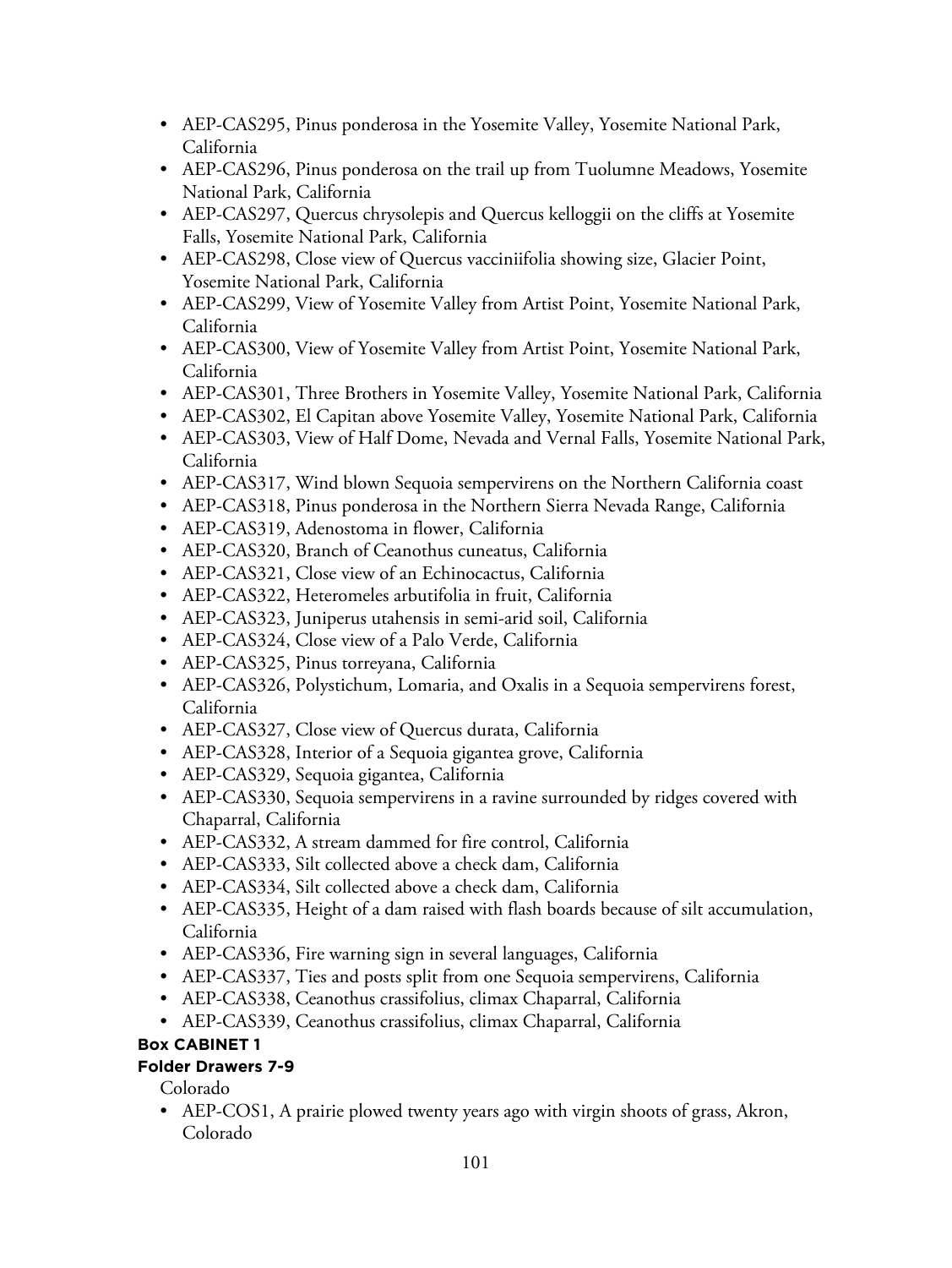- AEP-CAS295, Pinus ponderosa in the Yosemite Valley, Yosemite National Park, California
- AEP-CAS296, Pinus ponderosa on the trail up from Tuolumne Meadows, Yosemite National Park, California
- AEP-CAS297, Quercus chrysolepis and Quercus kelloggii on the cliffs at Yosemite Falls, Yosemite National Park, California
- AEP-CAS298, Close view of Quercus vacciniifolia showing size, Glacier Point, Yosemite National Park, California
- AEP-CAS299, View of Yosemite Valley from Artist Point, Yosemite National Park, California
- AEP-CAS300, View of Yosemite Valley from Artist Point, Yosemite National Park, California
- AEP-CAS301, Three Brothers in Yosemite Valley, Yosemite National Park, California
- AEP-CAS302, El Capitan above Yosemite Valley, Yosemite National Park, California
- AEP-CAS303, View of Half Dome, Nevada and Vernal Falls, Yosemite National Park, California
- AEP-CAS317, Wind blown Sequoia sempervirens on the Northern California coast
- AEP-CAS318, Pinus ponderosa in the Northern Sierra Nevada Range, California
- AEP-CAS319, Adenostoma in flower, California
- AEP-CAS320, Branch of Ceanothus cuneatus, California
- AEP-CAS321, Close view of an Echinocactus, California
- AEP-CAS322, Heteromeles arbutifolia in fruit, California
- AEP-CAS323, Juniperus utahensis in semi-arid soil, California
- AEP-CAS324, Close view of a Palo Verde, California
- AEP-CAS325, Pinus torreyana, California
- AEP-CAS326, Polystichum, Lomaria, and Oxalis in a Sequoia sempervirens forest, California
- AEP-CAS327, Close view of Quercus durata, California
- AEP-CAS328, Interior of a Sequoia gigantea grove, California
- AEP-CAS329, Sequoia gigantea, California
- AEP-CAS330, Sequoia sempervirens in a ravine surrounded by ridges covered with Chaparral, California
- AEP-CAS332, A stream dammed for fire control, California
- AEP-CAS333, Silt collected above a check dam, California
- AEP-CAS334, Silt collected above a check dam, California
- AEP-CAS335, Height of a dam raised with flash boards because of silt accumulation, California
- AEP-CAS336, Fire warning sign in several languages, California
- AEP-CAS337, Ties and posts split from one Sequoia sempervirens, California
- AEP-CAS338, Ceanothus crassifolius, climax Chaparral, California
- AEP-CAS339, Ceanothus crassifolius, climax Chaparral, California

**Box CABINET 1**

**Folder Drawers 7-9**

Colorado

- AEP-COS1, A prairie plowed twenty years ago with virgin shoots of grass, Akron, Colorado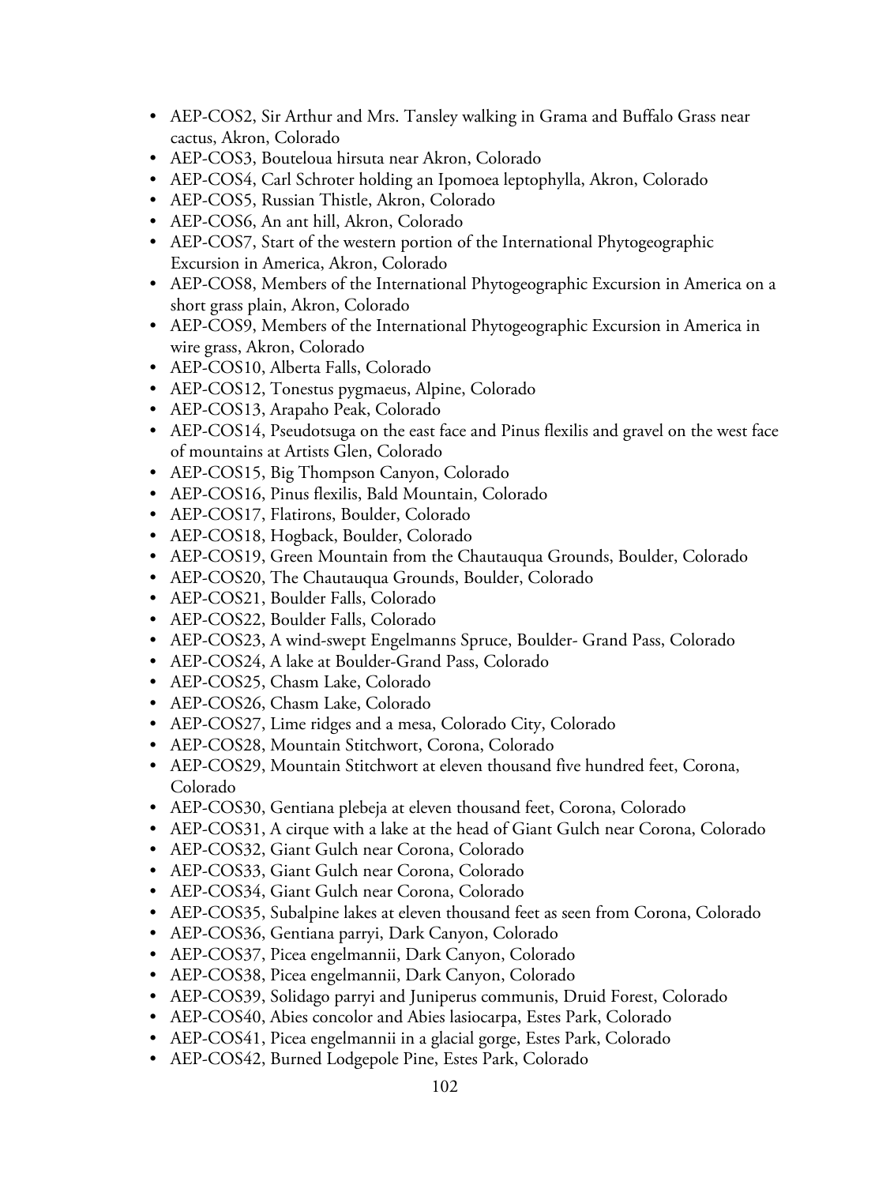- AEP-COS2, Sir Arthur and Mrs. Tansley walking in Grama and Buffalo Grass near cactus, Akron, Colorado
- AEP-COS3, Bouteloua hirsuta near Akron, Colorado
- AEP-COS4, Carl Schroter holding an Ipomoea leptophylla, Akron, Colorado
- AEP-COS5, Russian Thistle, Akron, Colorado
- AEP-COS6, An ant hill, Akron, Colorado
- AEP-COS7, Start of the western portion of the International Phytogeographic Excursion in America, Akron, Colorado
- AEP-COS8, Members of the International Phytogeographic Excursion in America on a short grass plain, Akron, Colorado
- AEP-COS9, Members of the International Phytogeographic Excursion in America in wire grass, Akron, Colorado
- AEP-COS10, Alberta Falls, Colorado
- AEP-COS12, Tonestus pygmaeus, Alpine, Colorado
- AEP-COS13, Arapaho Peak, Colorado
- AEP-COS14, Pseudotsuga on the east face and Pinus flexilis and gravel on the west face of mountains at Artists Glen, Colorado
- AEP-COS15, Big Thompson Canyon, Colorado
- AEP-COS16, Pinus flexilis, Bald Mountain, Colorado
- AEP-COS17, Flatirons, Boulder, Colorado
- AEP-COS18, Hogback, Boulder, Colorado
- AEP-COS19, Green Mountain from the Chautauqua Grounds, Boulder, Colorado
- AEP-COS20, The Chautauqua Grounds, Boulder, Colorado
- AEP-COS21, Boulder Falls, Colorado
- AEP-COS22, Boulder Falls, Colorado
- AEP-COS23, A wind-swept Engelmanns Spruce, Boulder- Grand Pass, Colorado
- AEP-COS24, A lake at Boulder-Grand Pass, Colorado
- AEP-COS25, Chasm Lake, Colorado
- AEP-COS26, Chasm Lake, Colorado
- AEP-COS27, Lime ridges and a mesa, Colorado City, Colorado
- AEP-COS28, Mountain Stitchwort, Corona, Colorado
- AEP-COS29, Mountain Stitchwort at eleven thousand five hundred feet, Corona, Colorado
- AEP-COS30, Gentiana plebeja at eleven thousand feet, Corona, Colorado
- AEP-COS31, A cirque with a lake at the head of Giant Gulch near Corona, Colorado
- AEP-COS32, Giant Gulch near Corona, Colorado
- AEP-COS33, Giant Gulch near Corona, Colorado
- AEP-COS34, Giant Gulch near Corona, Colorado
- AEP-COS35, Subalpine lakes at eleven thousand feet as seen from Corona, Colorado
- AEP-COS36, Gentiana parryi, Dark Canyon, Colorado
- AEP-COS37, Picea engelmannii, Dark Canyon, Colorado
- AEP-COS38, Picea engelmannii, Dark Canyon, Colorado
- AEP-COS39, Solidago parryi and Juniperus communis, Druid Forest, Colorado
- AEP-COS40, Abies concolor and Abies lasiocarpa, Estes Park, Colorado
- AEP-COS41, Picea engelmannii in a glacial gorge, Estes Park, Colorado
- AEP-COS42, Burned Lodgepole Pine, Estes Park, Colorado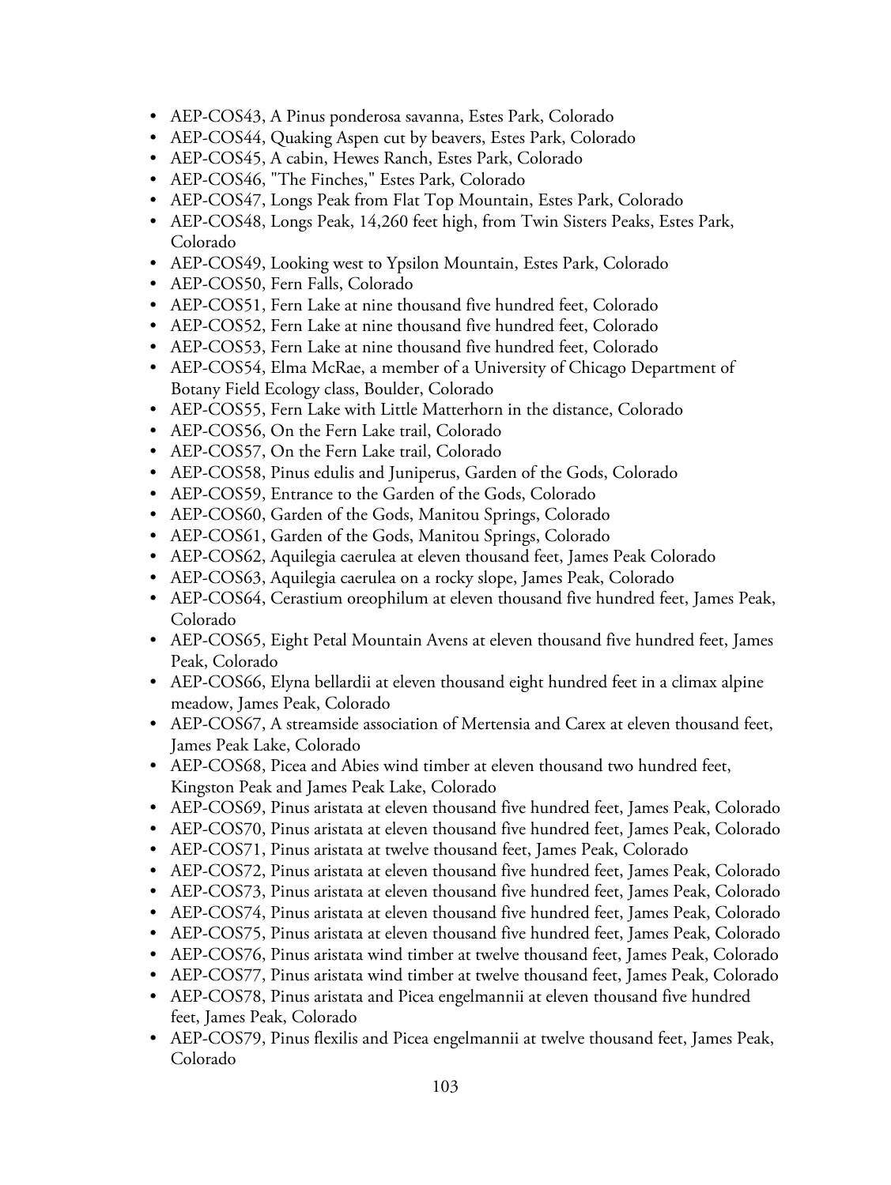- AEP-COS43, A Pinus ponderosa savanna, Estes Park, Colorado
- AEP-COS44, Quaking Aspen cut by beavers, Estes Park, Colorado
- AEP-COS45, A cabin, Hewes Ranch, Estes Park, Colorado
- AEP-COS46, "The Finches," Estes Park, Colorado
- AEP-COS47, Longs Peak from Flat Top Mountain, Estes Park, Colorado
- AEP-COS48, Longs Peak, 14,260 feet high, from Twin Sisters Peaks, Estes Park, Colorado
- AEP-COS49, Looking west to Ypsilon Mountain, Estes Park, Colorado
- AEP-COS50, Fern Falls, Colorado
- AEP-COS51, Fern Lake at nine thousand five hundred feet, Colorado
- AEP-COS52, Fern Lake at nine thousand five hundred feet, Colorado
- AEP-COS53, Fern Lake at nine thousand five hundred feet, Colorado
- AEP-COS54, Elma McRae, a member of a University of Chicago Department of Botany Field Ecology class, Boulder, Colorado
- AEP-COS55, Fern Lake with Little Matterhorn in the distance, Colorado
- AEP-COS56, On the Fern Lake trail, Colorado
- AEP-COS57, On the Fern Lake trail, Colorado
- AEP-COS58, Pinus edulis and Juniperus, Garden of the Gods, Colorado
- AEP-COS59, Entrance to the Garden of the Gods, Colorado
- AEP-COS60, Garden of the Gods, Manitou Springs, Colorado
- AEP-COS61, Garden of the Gods, Manitou Springs, Colorado
- AEP-COS62, Aquilegia caerulea at eleven thousand feet, James Peak Colorado
- AEP-COS63, Aquilegia caerulea on a rocky slope, James Peak, Colorado
- AEP-COS64, Cerastium oreophilum at eleven thousand five hundred feet, James Peak, Colorado
- AEP-COS65, Eight Petal Mountain Avens at eleven thousand five hundred feet, James Peak, Colorado
- AEP-COS66, Elyna bellardii at eleven thousand eight hundred feet in a climax alpine meadow, James Peak, Colorado
- AEP-COS67, A streamside association of Mertensia and Carex at eleven thousand feet, James Peak Lake, Colorado
- AEP-COS68, Picea and Abies wind timber at eleven thousand two hundred feet, Kingston Peak and James Peak Lake, Colorado
- AEP-COS69, Pinus aristata at eleven thousand five hundred feet, James Peak, Colorado
- AEP-COS70, Pinus aristata at eleven thousand five hundred feet, James Peak, Colorado
- AEP-COS71, Pinus aristata at twelve thousand feet, James Peak, Colorado
- AEP-COS72, Pinus aristata at eleven thousand five hundred feet, James Peak, Colorado
- AEP-COS73, Pinus aristata at eleven thousand five hundred feet, James Peak, Colorado
- AEP-COS74, Pinus aristata at eleven thousand five hundred feet, James Peak, Colorado
- AEP-COS75, Pinus aristata at eleven thousand five hundred feet, James Peak, Colorado
- AEP-COS76, Pinus aristata wind timber at twelve thousand feet, James Peak, Colorado
- AEP-COS77, Pinus aristata wind timber at twelve thousand feet, James Peak, Colorado
- AEP-COS78, Pinus aristata and Picea engelmannii at eleven thousand five hundred feet, James Peak, Colorado
- AEP-COS79, Pinus flexilis and Picea engelmannii at twelve thousand feet, James Peak, Colorado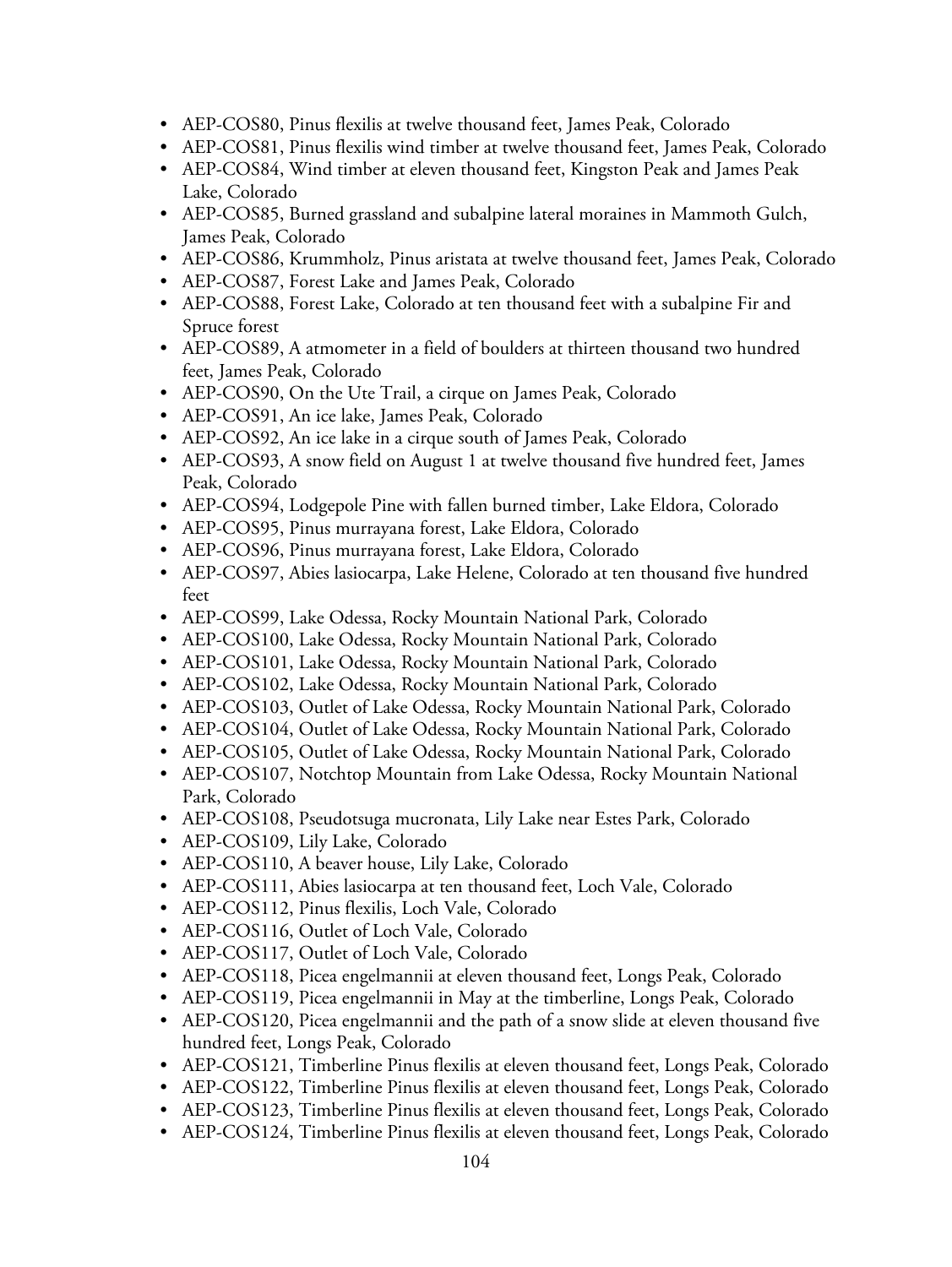- AEP-COS80, Pinus flexilis at twelve thousand feet, James Peak, Colorado
- AEP-COS81, Pinus flexilis wind timber at twelve thousand feet, James Peak, Colorado
- AEP-COS84, Wind timber at eleven thousand feet, Kingston Peak and James Peak Lake, Colorado
- AEP-COS85, Burned grassland and subalpine lateral moraines in Mammoth Gulch, James Peak, Colorado
- AEP-COS86, Krummholz, Pinus aristata at twelve thousand feet, James Peak, Colorado
- AEP-COS87, Forest Lake and James Peak, Colorado
- AEP-COS88, Forest Lake, Colorado at ten thousand feet with a subalpine Fir and Spruce forest
- AEP-COS89, A atmometer in a field of boulders at thirteen thousand two hundred feet, James Peak, Colorado
- AEP-COS90, On the Ute Trail, a cirque on James Peak, Colorado
- AEP-COS91, An ice lake, James Peak, Colorado
- AEP-COS92, An ice lake in a cirque south of James Peak, Colorado
- AEP-COS93, A snow field on August 1 at twelve thousand five hundred feet, James Peak, Colorado
- AEP-COS94, Lodgepole Pine with fallen burned timber, Lake Eldora, Colorado
- AEP-COS95, Pinus murrayana forest, Lake Eldora, Colorado
- AEP-COS96, Pinus murrayana forest, Lake Eldora, Colorado
- AEP-COS97, Abies lasiocarpa, Lake Helene, Colorado at ten thousand five hundred feet
- AEP-COS99, Lake Odessa, Rocky Mountain National Park, Colorado
- AEP-COS100, Lake Odessa, Rocky Mountain National Park, Colorado
- AEP-COS101, Lake Odessa, Rocky Mountain National Park, Colorado
- AEP-COS102, Lake Odessa, Rocky Mountain National Park, Colorado
- AEP-COS103, Outlet of Lake Odessa, Rocky Mountain National Park, Colorado
- AEP-COS104, Outlet of Lake Odessa, Rocky Mountain National Park, Colorado
- AEP-COS105, Outlet of Lake Odessa, Rocky Mountain National Park, Colorado
- AEP-COS107, Notchtop Mountain from Lake Odessa, Rocky Mountain National Park, Colorado
- AEP-COS108, Pseudotsuga mucronata, Lily Lake near Estes Park, Colorado
- AEP-COS109, Lily Lake, Colorado
- AEP-COS110, A beaver house, Lily Lake, Colorado
- AEP-COS111, Abies lasiocarpa at ten thousand feet, Loch Vale, Colorado
- AEP-COS112, Pinus flexilis, Loch Vale, Colorado
- AEP-COS116, Outlet of Loch Vale, Colorado
- AEP-COS117, Outlet of Loch Vale, Colorado
- AEP-COS118, Picea engelmannii at eleven thousand feet, Longs Peak, Colorado
- AEP-COS119, Picea engelmannii in May at the timberline, Longs Peak, Colorado
- AEP-COS120, Picea engelmannii and the path of a snow slide at eleven thousand five hundred feet, Longs Peak, Colorado
- AEP-COS121, Timberline Pinus flexilis at eleven thousand feet, Longs Peak, Colorado
- AEP-COS122, Timberline Pinus flexilis at eleven thousand feet, Longs Peak, Colorado
- AEP-COS123, Timberline Pinus flexilis at eleven thousand feet, Longs Peak, Colorado
- AEP-COS124, Timberline Pinus flexilis at eleven thousand feet, Longs Peak, Colorado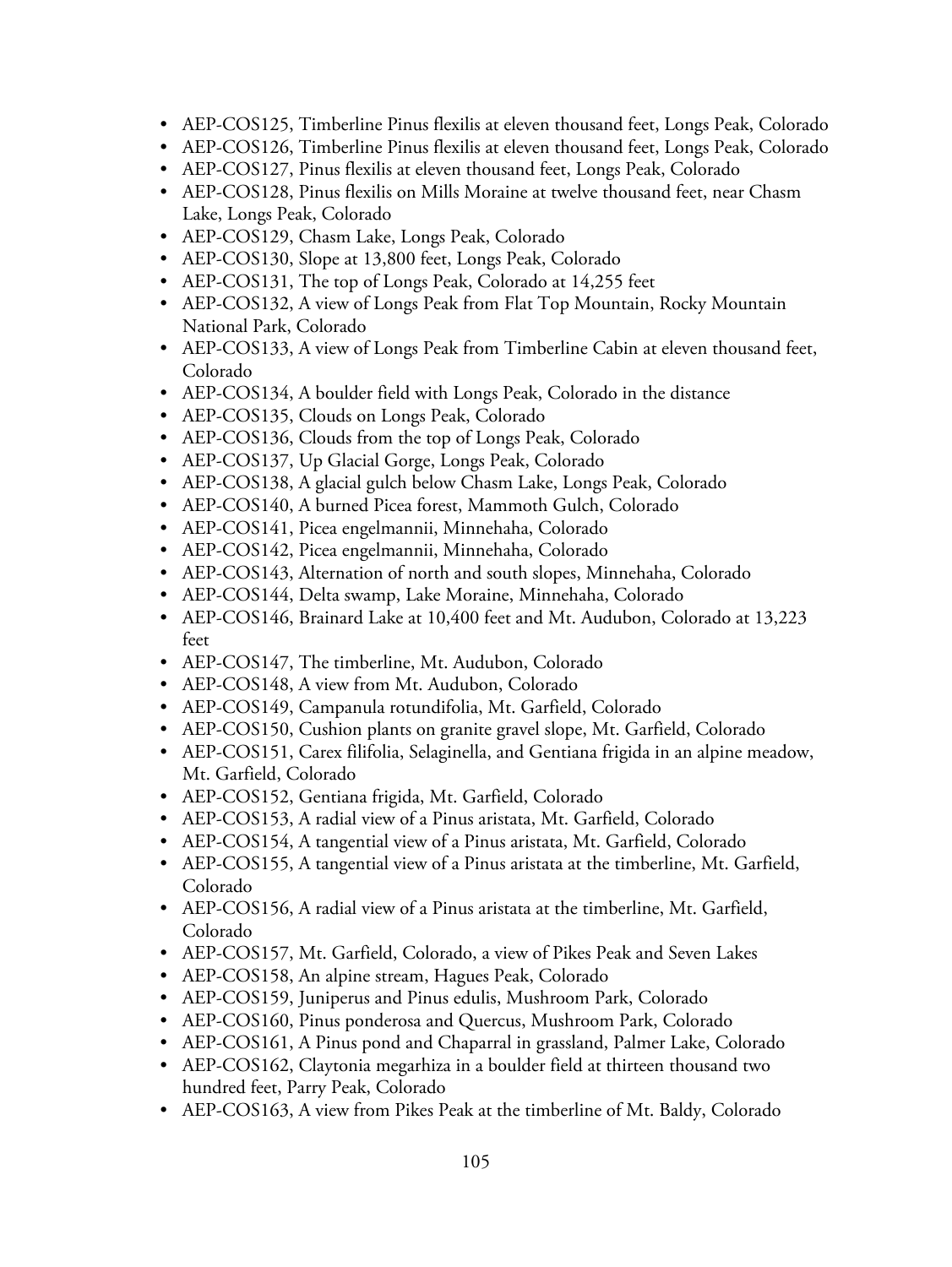- AEP-COS125, Timberline Pinus flexilis at eleven thousand feet, Longs Peak, Colorado
- AEP-COS126, Timberline Pinus flexilis at eleven thousand feet, Longs Peak, Colorado
- AEP-COS127, Pinus flexilis at eleven thousand feet, Longs Peak, Colorado
- AEP-COS128, Pinus flexilis on Mills Moraine at twelve thousand feet, near Chasm Lake, Longs Peak, Colorado
- AEP-COS129, Chasm Lake, Longs Peak, Colorado
- AEP-COS130, Slope at 13,800 feet, Longs Peak, Colorado
- AEP-COS131, The top of Longs Peak, Colorado at 14,255 feet
- AEP-COS132, A view of Longs Peak from Flat Top Mountain, Rocky Mountain National Park, Colorado
- AEP-COS133, A view of Longs Peak from Timberline Cabin at eleven thousand feet, Colorado
- AEP-COS134, A boulder field with Longs Peak, Colorado in the distance
- AEP-COS135, Clouds on Longs Peak, Colorado
- AEP-COS136, Clouds from the top of Longs Peak, Colorado
- AEP-COS137, Up Glacial Gorge, Longs Peak, Colorado
- AEP-COS138, A glacial gulch below Chasm Lake, Longs Peak, Colorado
- AEP-COS140, A burned Picea forest, Mammoth Gulch, Colorado
- AEP-COS141, Picea engelmannii, Minnehaha, Colorado
- AEP-COS142, Picea engelmannii, Minnehaha, Colorado
- AEP-COS143, Alternation of north and south slopes, Minnehaha, Colorado
- AEP-COS144, Delta swamp, Lake Moraine, Minnehaha, Colorado
- AEP-COS146, Brainard Lake at 10,400 feet and Mt. Audubon, Colorado at 13,223 feet
- AEP-COS147, The timberline, Mt. Audubon, Colorado
- AEP-COS148, A view from Mt. Audubon, Colorado
- AEP-COS149, Campanula rotundifolia, Mt. Garfield, Colorado
- AEP-COS150, Cushion plants on granite gravel slope, Mt. Garfield, Colorado
- AEP-COS151, Carex filifolia, Selaginella, and Gentiana frigida in an alpine meadow, Mt. Garfield, Colorado
- AEP-COS152, Gentiana frigida, Mt. Garfield, Colorado
- AEP-COS153, A radial view of a Pinus aristata, Mt. Garfield, Colorado
- AEP-COS154, A tangential view of a Pinus aristata, Mt. Garfield, Colorado
- AEP-COS155, A tangential view of a Pinus aristata at the timberline, Mt. Garfield, Colorado
- AEP-COS156, A radial view of a Pinus aristata at the timberline, Mt. Garfield, Colorado
- AEP-COS157, Mt. Garfield, Colorado, a view of Pikes Peak and Seven Lakes
- AEP-COS158, An alpine stream, Hagues Peak, Colorado
- AEP-COS159, Juniperus and Pinus edulis, Mushroom Park, Colorado
- AEP-COS160, Pinus ponderosa and Quercus, Mushroom Park, Colorado
- AEP-COS161, A Pinus pond and Chaparral in grassland, Palmer Lake, Colorado
- AEP-COS162, Claytonia megarhiza in a boulder field at thirteen thousand two hundred feet, Parry Peak, Colorado
- AEP-COS163, A view from Pikes Peak at the timberline of Mt. Baldy, Colorado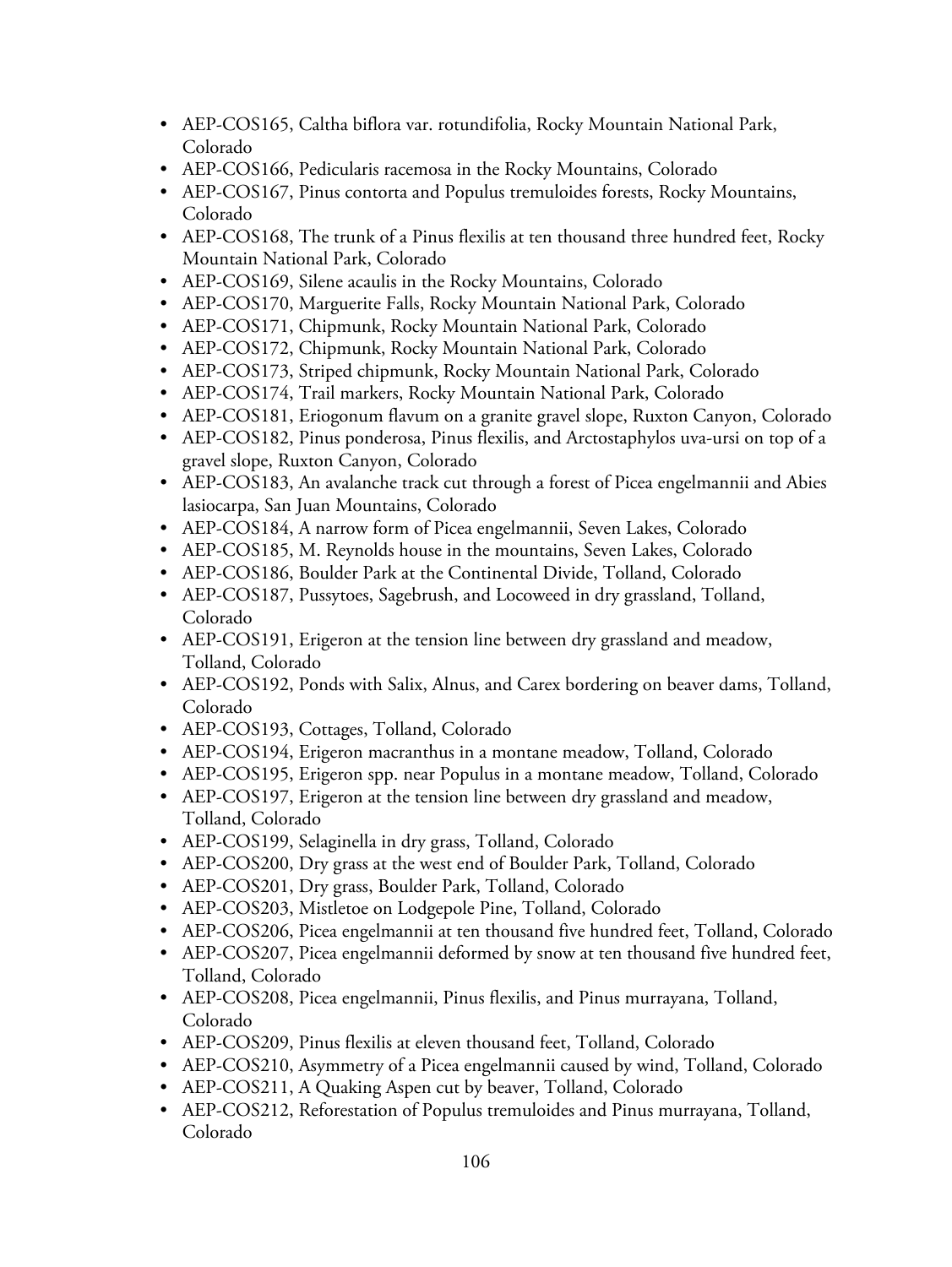- AEP-COS165, Caltha biflora var. rotundifolia, Rocky Mountain National Park, Colorado
- AEP-COS166, Pedicularis racemosa in the Rocky Mountains, Colorado
- AEP-COS167, Pinus contorta and Populus tremuloides forests, Rocky Mountains, Colorado
- AEP-COS168, The trunk of a Pinus flexilis at ten thousand three hundred feet, Rocky Mountain National Park, Colorado
- AEP-COS169, Silene acaulis in the Rocky Mountains, Colorado
- AEP-COS170, Marguerite Falls, Rocky Mountain National Park, Colorado
- AEP-COS171, Chipmunk, Rocky Mountain National Park, Colorado
- AEP-COS172, Chipmunk, Rocky Mountain National Park, Colorado
- AEP-COS173, Striped chipmunk, Rocky Mountain National Park, Colorado
- AEP-COS174, Trail markers, Rocky Mountain National Park, Colorado
- AEP-COS181, Eriogonum flavum on a granite gravel slope, Ruxton Canyon, Colorado
- AEP-COS182, Pinus ponderosa, Pinus flexilis, and Arctostaphylos uva-ursi on top of a gravel slope, Ruxton Canyon, Colorado
- AEP-COS183, An avalanche track cut through a forest of Picea engelmannii and Abies lasiocarpa, San Juan Mountains, Colorado
- AEP-COS184, A narrow form of Picea engelmannii, Seven Lakes, Colorado
- AEP-COS185, M. Reynolds house in the mountains, Seven Lakes, Colorado
- AEP-COS186, Boulder Park at the Continental Divide, Tolland, Colorado
- AEP-COS187, Pussytoes, Sagebrush, and Locoweed in dry grassland, Tolland, Colorado
- AEP-COS191, Erigeron at the tension line between dry grassland and meadow, Tolland, Colorado
- AEP-COS192, Ponds with Salix, Alnus, and Carex bordering on beaver dams, Tolland, Colorado
- AEP-COS193, Cottages, Tolland, Colorado
- AEP-COS194, Erigeron macranthus in a montane meadow, Tolland, Colorado
- AEP-COS195, Erigeron spp. near Populus in a montane meadow, Tolland, Colorado
- AEP-COS197, Erigeron at the tension line between dry grassland and meadow, Tolland, Colorado
- AEP-COS199, Selaginella in dry grass, Tolland, Colorado
- AEP-COS200, Dry grass at the west end of Boulder Park, Tolland, Colorado
- AEP-COS201, Dry grass, Boulder Park, Tolland, Colorado
- AEP-COS203, Mistletoe on Lodgepole Pine, Tolland, Colorado
- AEP-COS206, Picea engelmannii at ten thousand five hundred feet, Tolland, Colorado
- AEP-COS207, Picea engelmannii deformed by snow at ten thousand five hundred feet, Tolland, Colorado
- AEP-COS208, Picea engelmannii, Pinus flexilis, and Pinus murrayana, Tolland, Colorado
- AEP-COS209, Pinus flexilis at eleven thousand feet, Tolland, Colorado
- AEP-COS210, Asymmetry of a Picea engelmannii caused by wind, Tolland, Colorado
- AEP-COS211, A Quaking Aspen cut by beaver, Tolland, Colorado
- AEP-COS212, Reforestation of Populus tremuloides and Pinus murrayana, Tolland, Colorado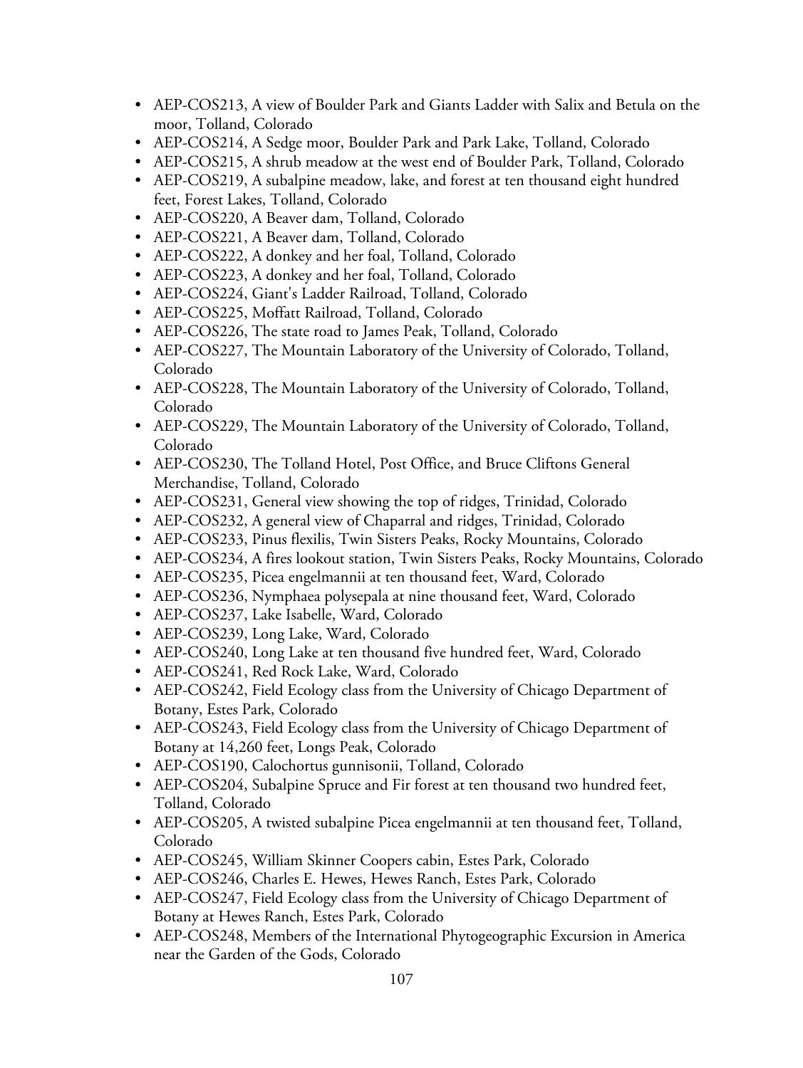- AEP-COS213, A view of Boulder Park and Giants Ladder with Salix and Betula on the moor, Tolland, Colorado
- AEP-COS214, A Sedge moor, Boulder Park and Park Lake, Tolland, Colorado
- AEP-COS215, A shrub meadow at the west end of Boulder Park, Tolland, Colorado
- AEP-COS219, A subalpine meadow, lake, and forest at ten thousand eight hundred feet, Forest Lakes, Tolland, Colorado
- AEP-COS220, A Beaver dam, Tolland, Colorado
- AEP-COS221, A Beaver dam, Tolland, Colorado
- AEP-COS222, A donkey and her foal, Tolland, Colorado
- AEP-COS223, A donkey and her foal, Tolland, Colorado
- AEP-COS224, Giant's Ladder Railroad, Tolland, Colorado
- AEP-COS225, Moffatt Railroad, Tolland, Colorado
- AEP-COS226, The state road to James Peak, Tolland, Colorado
- AEP-COS227, The Mountain Laboratory of the University of Colorado, Tolland, Colorado
- AEP-COS228, The Mountain Laboratory of the University of Colorado, Tolland, Colorado
- AEP-COS229, The Mountain Laboratory of the University of Colorado, Tolland, Colorado
- AEP-COS230, The Tolland Hotel, Post Office, and Bruce Cliftons General Merchandise, Tolland, Colorado
- AEP-COS231, General view showing the top of ridges, Trinidad, Colorado
- AEP-COS232, A general view of Chaparral and ridges, Trinidad, Colorado
- AEP-COS233, Pinus flexilis, Twin Sisters Peaks, Rocky Mountains, Colorado
- AEP-COS234, A fires lookout station, Twin Sisters Peaks, Rocky Mountains, Colorado
- AEP-COS235, Picea engelmannii at ten thousand feet, Ward, Colorado
- AEP-COS236, Nymphaea polysepala at nine thousand feet, Ward, Colorado
- AEP-COS237, Lake Isabelle, Ward, Colorado
- AEP-COS239, Long Lake, Ward, Colorado
- AEP-COS240, Long Lake at ten thousand five hundred feet, Ward, Colorado
- AEP-COS241, Red Rock Lake, Ward, Colorado
- AEP-COS242, Field Ecology class from the University of Chicago Department of Botany, Estes Park, Colorado
- AEP-COS243, Field Ecology class from the University of Chicago Department of Botany at 14,260 feet, Longs Peak, Colorado
- AEP-COS190, Calochortus gunnisonii, Tolland, Colorado
- AEP-COS204, Subalpine Spruce and Fir forest at ten thousand two hundred feet, Tolland, Colorado
- AEP-COS205, A twisted subalpine Picea engelmannii at ten thousand feet, Tolland, Colorado
- AEP-COS245, William Skinner Coopers cabin, Estes Park, Colorado
- AEP-COS246, Charles E. Hewes, Hewes Ranch, Estes Park, Colorado
- AEP-COS247, Field Ecology class from the University of Chicago Department of Botany at Hewes Ranch, Estes Park, Colorado
- AEP-COS248, Members of the International Phytogeographic Excursion in America near the Garden of the Gods, Colorado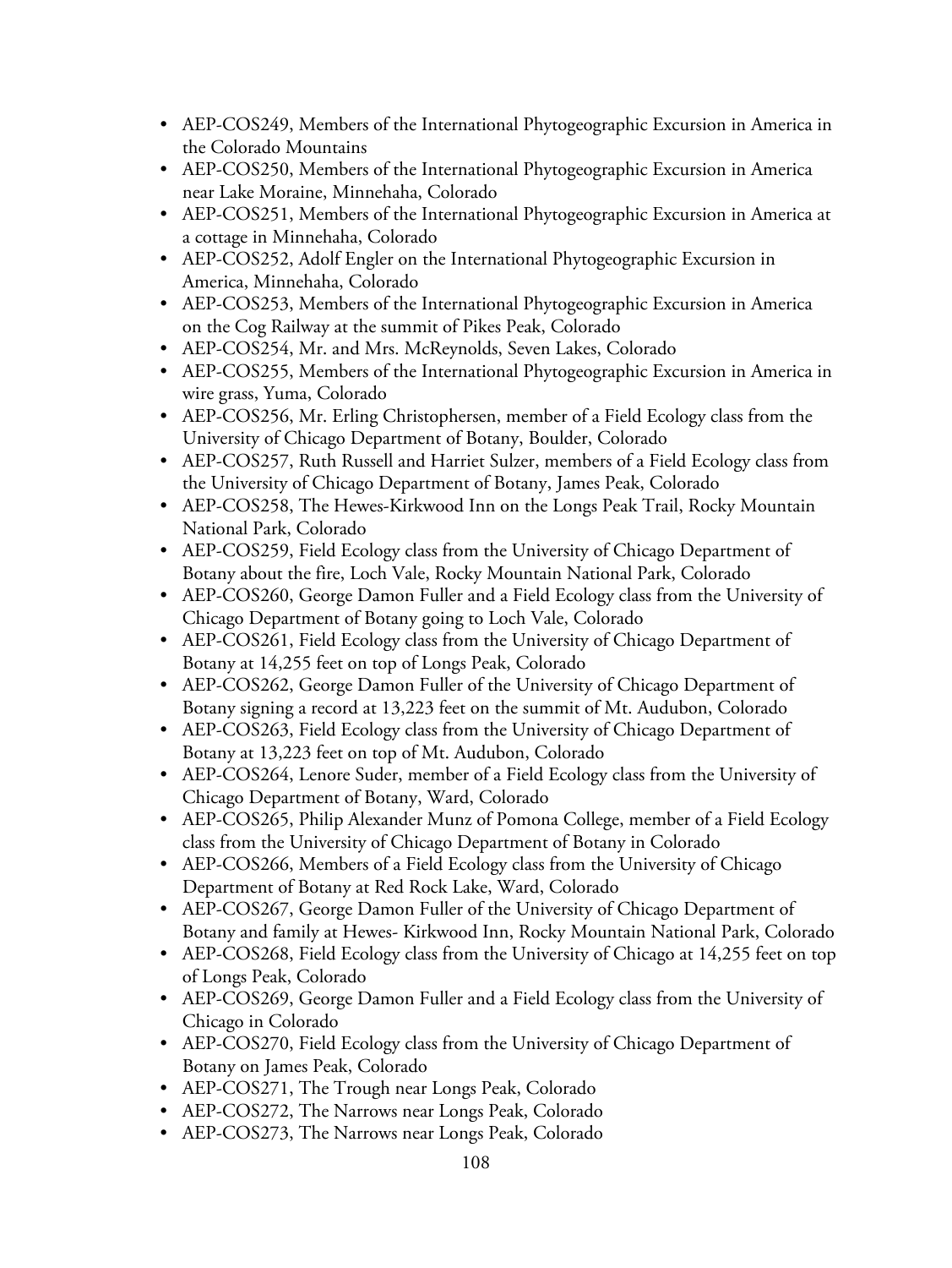- AEP-COS249, Members of the International Phytogeographic Excursion in America in the Colorado Mountains
- AEP-COS250, Members of the International Phytogeographic Excursion in America near Lake Moraine, Minnehaha, Colorado
- AEP-COS251, Members of the International Phytogeographic Excursion in America at a cottage in Minnehaha, Colorado
- AEP-COS252, Adolf Engler on the International Phytogeographic Excursion in America, Minnehaha, Colorado
- AEP-COS253, Members of the International Phytogeographic Excursion in America on the Cog Railway at the summit of Pikes Peak, Colorado
- AEP-COS254, Mr. and Mrs. McReynolds, Seven Lakes, Colorado
- AEP-COS255, Members of the International Phytogeographic Excursion in America in wire grass, Yuma, Colorado
- AEP-COS256, Mr. Erling Christophersen, member of a Field Ecology class from the University of Chicago Department of Botany, Boulder, Colorado
- AEP-COS257, Ruth Russell and Harriet Sulzer, members of a Field Ecology class from the University of Chicago Department of Botany, James Peak, Colorado
- AEP-COS258, The Hewes-Kirkwood Inn on the Longs Peak Trail, Rocky Mountain National Park, Colorado
- AEP-COS259, Field Ecology class from the University of Chicago Department of Botany about the fire, Loch Vale, Rocky Mountain National Park, Colorado
- AEP-COS260, George Damon Fuller and a Field Ecology class from the University of Chicago Department of Botany going to Loch Vale, Colorado
- AEP-COS261, Field Ecology class from the University of Chicago Department of Botany at 14,255 feet on top of Longs Peak, Colorado
- AEP-COS262, George Damon Fuller of the University of Chicago Department of Botany signing a record at 13,223 feet on the summit of Mt. Audubon, Colorado
- AEP-COS263, Field Ecology class from the University of Chicago Department of Botany at 13,223 feet on top of Mt. Audubon, Colorado
- AEP-COS264, Lenore Suder, member of a Field Ecology class from the University of Chicago Department of Botany, Ward, Colorado
- AEP-COS265, Philip Alexander Munz of Pomona College, member of a Field Ecology class from the University of Chicago Department of Botany in Colorado
- AEP-COS266, Members of a Field Ecology class from the University of Chicago Department of Botany at Red Rock Lake, Ward, Colorado
- AEP-COS267, George Damon Fuller of the University of Chicago Department of Botany and family at Hewes- Kirkwood Inn, Rocky Mountain National Park, Colorado
- AEP-COS268, Field Ecology class from the University of Chicago at 14,255 feet on top of Longs Peak, Colorado
- AEP-COS269, George Damon Fuller and a Field Ecology class from the University of Chicago in Colorado
- AEP-COS270, Field Ecology class from the University of Chicago Department of Botany on James Peak, Colorado
- AEP-COS271, The Trough near Longs Peak, Colorado
- AEP-COS272, The Narrows near Longs Peak, Colorado
- AEP-COS273, The Narrows near Longs Peak, Colorado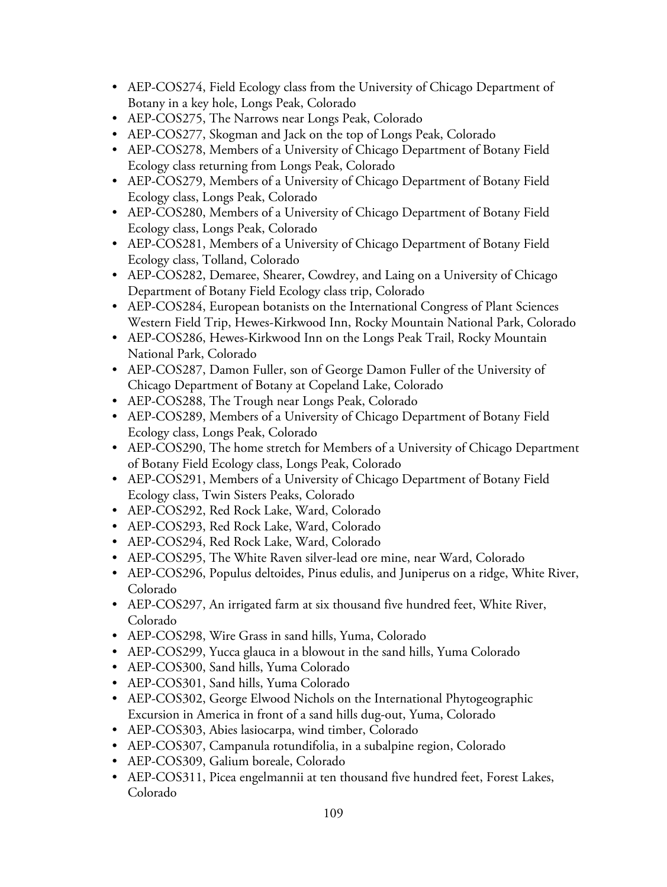- AEP-COS274, Field Ecology class from the University of Chicago Department of Botany in a key hole, Longs Peak, Colorado
- AEP-COS275, The Narrows near Longs Peak, Colorado
- AEP-COS277, Skogman and Jack on the top of Longs Peak, Colorado
- AEP-COS278, Members of a University of Chicago Department of Botany Field Ecology class returning from Longs Peak, Colorado
- AEP-COS279, Members of a University of Chicago Department of Botany Field Ecology class, Longs Peak, Colorado
- AEP-COS280, Members of a University of Chicago Department of Botany Field Ecology class, Longs Peak, Colorado
- AEP-COS281, Members of a University of Chicago Department of Botany Field Ecology class, Tolland, Colorado
- AEP-COS282, Demaree, Shearer, Cowdrey, and Laing on a University of Chicago Department of Botany Field Ecology class trip, Colorado
- AEP-COS284, European botanists on the International Congress of Plant Sciences Western Field Trip, Hewes-Kirkwood Inn, Rocky Mountain National Park, Colorado
- AEP-COS286, Hewes-Kirkwood Inn on the Longs Peak Trail, Rocky Mountain National Park, Colorado
- AEP-COS287, Damon Fuller, son of George Damon Fuller of the University of Chicago Department of Botany at Copeland Lake, Colorado
- AEP-COS288, The Trough near Longs Peak, Colorado
- AEP-COS289, Members of a University of Chicago Department of Botany Field Ecology class, Longs Peak, Colorado
- AEP-COS290, The home stretch for Members of a University of Chicago Department of Botany Field Ecology class, Longs Peak, Colorado
- AEP-COS291, Members of a University of Chicago Department of Botany Field Ecology class, Twin Sisters Peaks, Colorado
- AEP-COS292, Red Rock Lake, Ward, Colorado
- AEP-COS293, Red Rock Lake, Ward, Colorado
- AEP-COS294, Red Rock Lake, Ward, Colorado
- AEP-COS295, The White Raven silver-lead ore mine, near Ward, Colorado
- AEP-COS296, Populus deltoides, Pinus edulis, and Juniperus on a ridge, White River, Colorado
- AEP-COS297, An irrigated farm at six thousand five hundred feet, White River, Colorado
- AEP-COS298, Wire Grass in sand hills, Yuma, Colorado
- AEP-COS299, Yucca glauca in a blowout in the sand hills, Yuma Colorado
- AEP-COS300, Sand hills, Yuma Colorado
- AEP-COS301, Sand hills, Yuma Colorado
- AEP-COS302, George Elwood Nichols on the International Phytogeographic Excursion in America in front of a sand hills dug-out, Yuma, Colorado
- AEP-COS303, Abies lasiocarpa, wind timber, Colorado
- AEP-COS307, Campanula rotundifolia, in a subalpine region, Colorado
- AEP-COS309, Galium boreale, Colorado
- AEP-COS311, Picea engelmannii at ten thousand five hundred feet, Forest Lakes, Colorado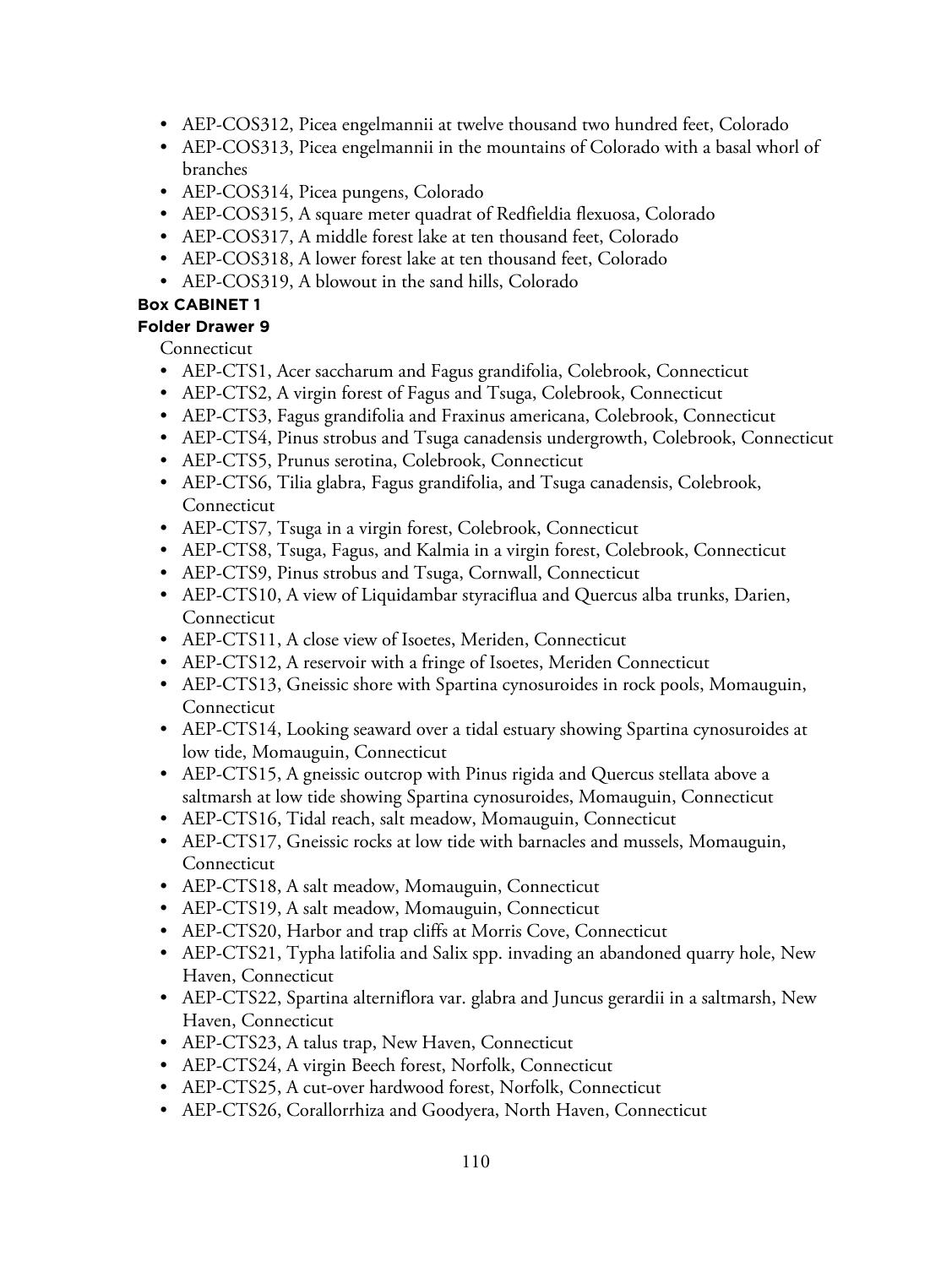- AEP-COS312, Picea engelmannii at twelve thousand two hundred feet, Colorado
- AEP-COS313, Picea engelmannii in the mountains of Colorado with a basal whorl of branches
- AEP-COS314, Picea pungens, Colorado
- AEP-COS315, A square meter quadrat of Redfieldia flexuosa, Colorado
- AEP-COS317, A middle forest lake at ten thousand feet, Colorado
- AEP-COS318, A lower forest lake at ten thousand feet, Colorado
- AEP-COS319, A blowout in the sand hills, Colorado

**Box CABINET 1**

**Folder Drawer 9**

Connecticut

- AEP-CTS1, Acer saccharum and Fagus grandifolia, Colebrook, Connecticut
- AEP-CTS2, A virgin forest of Fagus and Tsuga, Colebrook, Connecticut
- AEP-CTS3, Fagus grandifolia and Fraxinus americana, Colebrook, Connecticut
- AEP-CTS4, Pinus strobus and Tsuga canadensis undergrowth, Colebrook, Connecticut
- AEP-CTS5, Prunus serotina, Colebrook, Connecticut
- AEP-CTS6, Tilia glabra, Fagus grandifolia, and Tsuga canadensis, Colebrook, Connecticut
- AEP-CTS7, Tsuga in a virgin forest, Colebrook, Connecticut
- AEP-CTS8, Tsuga, Fagus, and Kalmia in a virgin forest, Colebrook, Connecticut
- AEP-CTS9, Pinus strobus and Tsuga, Cornwall, Connecticut
- AEP-CTS10, A view of Liquidambar styraciflua and Quercus alba trunks, Darien, Connecticut
- AEP-CTS11, A close view of Isoetes, Meriden, Connecticut
- AEP-CTS12, A reservoir with a fringe of Isoetes, Meriden Connecticut
- AEP-CTS13, Gneissic shore with Spartina cynosuroides in rock pools, Momauguin, Connecticut
- AEP-CTS14, Looking seaward over a tidal estuary showing Spartina cynosuroides at low tide, Momauguin, Connecticut
- AEP-CTS15, A gneissic outcrop with Pinus rigida and Quercus stellata above a saltmarsh at low tide showing Spartina cynosuroides, Momauguin, Connecticut
- AEP-CTS16, Tidal reach, salt meadow, Momauguin, Connecticut
- AEP-CTS17, Gneissic rocks at low tide with barnacles and mussels, Momauguin, Connecticut
- AEP-CTS18, A salt meadow, Momauguin, Connecticut
- AEP-CTS19, A salt meadow, Momauguin, Connecticut
- AEP-CTS20, Harbor and trap cliffs at Morris Cove, Connecticut
- AEP-CTS21, Typha latifolia and Salix spp. invading an abandoned quarry hole, New Haven, Connecticut
- AEP-CTS22, Spartina alterniflora var. glabra and Juncus gerardii in a saltmarsh, New Haven, Connecticut
- AEP-CTS23, A talus trap, New Haven, Connecticut
- AEP-CTS24, A virgin Beech forest, Norfolk, Connecticut
- AEP-CTS25, A cut-over hardwood forest, Norfolk, Connecticut
- AEP-CTS26, Corallorrhiza and Goodyera, North Haven, Connecticut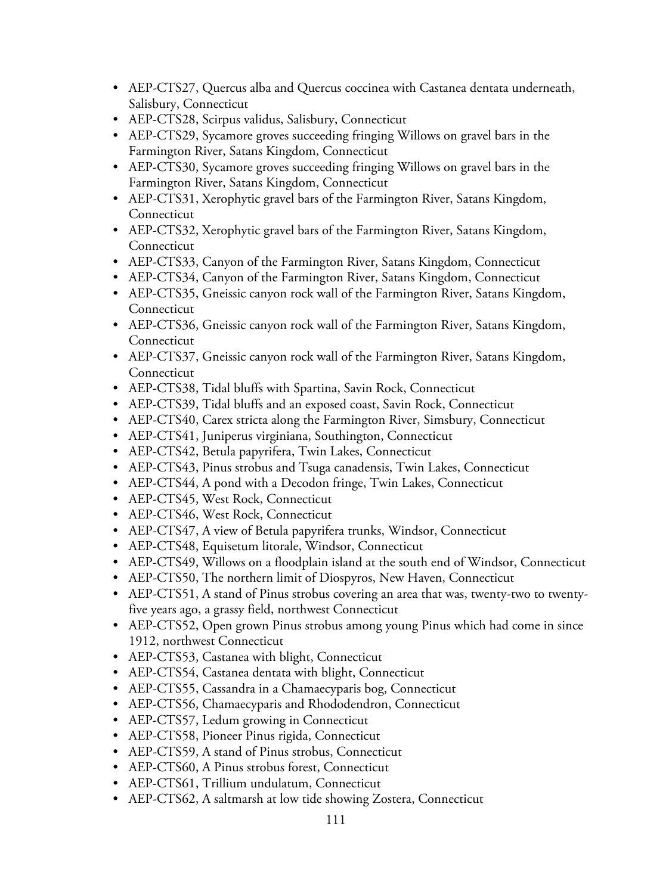- AEP-CTS27, Quercus alba and Quercus coccinea with Castanea dentata underneath, Salisbury, Connecticut
- AEP-CTS28, Scirpus validus, Salisbury, Connecticut
- AEP-CTS29, Sycamore groves succeeding fringing Willows on gravel bars in the Farmington River, Satans Kingdom, Connecticut
- AEP-CTS30, Sycamore groves succeeding fringing Willows on gravel bars in the Farmington River, Satans Kingdom, Connecticut
- AEP-CTS31, Xerophytic gravel bars of the Farmington River, Satans Kingdom, Connecticut
- AEP-CTS32, Xerophytic gravel bars of the Farmington River, Satans Kingdom, Connecticut
- AEP-CTS33, Canyon of the Farmington River, Satans Kingdom, Connecticut
- AEP-CTS34, Canyon of the Farmington River, Satans Kingdom, Connecticut
- AEP-CTS35, Gneissic canyon rock wall of the Farmington River, Satans Kingdom, Connecticut
- AEP-CTS36, Gneissic canyon rock wall of the Farmington River, Satans Kingdom, Connecticut
- AEP-CTS37, Gneissic canyon rock wall of the Farmington River, Satans Kingdom, Connecticut
- AEP-CTS38, Tidal bluffs with Spartina, Savin Rock, Connecticut
- AEP-CTS39, Tidal bluffs and an exposed coast, Savin Rock, Connecticut
- AEP-CTS40, Carex stricta along the Farmington River, Simsbury, Connecticut
- AEP-CTS41, Juniperus virginiana, Southington, Connecticut
- AEP-CTS42, Betula papyrifera, Twin Lakes, Connecticut
- AEP-CTS43, Pinus strobus and Tsuga canadensis, Twin Lakes, Connecticut
- AEP-CTS44, A pond with a Decodon fringe, Twin Lakes, Connecticut
- AEP-CTS45, West Rock, Connecticut
- AEP-CTS46, West Rock, Connecticut
- AEP-CTS47, A view of Betula papyrifera trunks, Windsor, Connecticut
- AEP-CTS48, Equisetum litorale, Windsor, Connecticut
- AEP-CTS49, Willows on a floodplain island at the south end of Windsor, Connecticut
- AEP-CTS50, The northern limit of Diospyros, New Haven, Connecticut
- AEP-CTS51, A stand of Pinus strobus covering an area that was, twenty-two to twenty-five years ago, a grassy field, northwest Connecticut
- AEP-CTS52, Open grown Pinus strobus among young Pinus which had come in since 1912, northwest Connecticut
- AEP-CTS53, Castanea with blight, Connecticut
- AEP-CTS54, Castanea dentata with blight, Connecticut
- AEP-CTS55, Cassandra in a Chamaecyparis bog, Connecticut
- AEP-CTS56, Chamaecyparis and Rhododendron, Connecticut
- AEP-CTS57, Ledum growing in Connecticut
- AEP-CTS58, Pioneer Pinus rigida, Connecticut
- AEP-CTS59, A stand of Pinus strobus, Connecticut
- AEP-CTS60, A Pinus strobus forest, Connecticut
- AEP-CTS61, Trillium undulatum, Connecticut
- AEP-CTS62, A saltmarsh at low tide showing Zostera, Connecticut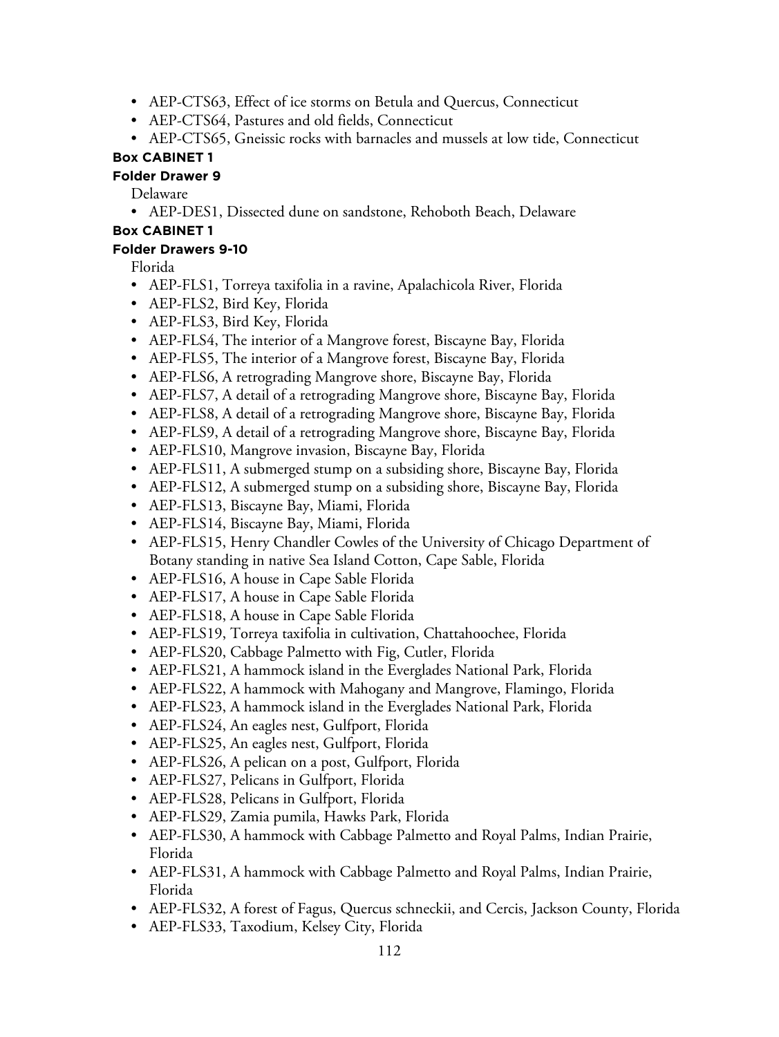- AEP-CTS63, Effect of ice storms on Betula and Quercus, Connecticut
- AEP-CTS64, Pastures and old fields, Connecticut
- AEP-CTS65, Gneissic rocks with barnacles and mussels at low tide, Connecticut

**Box CABINET 1**

**Folder Drawer 9**

Delaware

- AEP-DES1, Dissected dune on sandstone, Rehoboth Beach, Delaware

**Box CABINET 1**

**Folder Drawers 9-10**

Florida

- AEP-FLS1, Torreya taxifolia in a ravine, Apalachicola River, Florida
- AEP-FLS2, Bird Key, Florida
- AEP-FLS3, Bird Key, Florida
- AEP-FLS4, The interior of a Mangrove forest, Biscayne Bay, Florida
- AEP-FLS5, The interior of a Mangrove forest, Biscayne Bay, Florida
- AEP-FLS6, A retrograding Mangrove shore, Biscayne Bay, Florida
- AEP-FLS7, A detail of a retrograding Mangrove shore, Biscayne Bay, Florida
- AEP-FLS8, A detail of a retrograding Mangrove shore, Biscayne Bay, Florida
- AEP-FLS9, A detail of a retrograding Mangrove shore, Biscayne Bay, Florida
- AEP-FLS10, Mangrove invasion, Biscayne Bay, Florida
- AEP-FLS11, A submerged stump on a subsiding shore, Biscayne Bay, Florida
- AEP-FLS12, A submerged stump on a subsiding shore, Biscayne Bay, Florida
- AEP-FLS13, Biscayne Bay, Miami, Florida
- AEP-FLS14, Biscayne Bay, Miami, Florida
- AEP-FLS15, Henry Chandler Cowles of the University of Chicago Department of Botany standing in native Sea Island Cotton, Cape Sable, Florida
- AEP-FLS16, A house in Cape Sable Florida
- AEP-FLS17, A house in Cape Sable Florida
- AEP-FLS18, A house in Cape Sable Florida
- AEP-FLS19, Torreya taxifolia in cultivation, Chattahoochee, Florida
- AEP-FLS20, Cabbage Palmetto with Fig, Cutler, Florida
- AEP-FLS21, A hammock island in the Everglades National Park, Florida
- AEP-FLS22, A hammock with Mahogany and Mangrove, Flamingo, Florida
- AEP-FLS23, A hammock island in the Everglades National Park, Florida
- AEP-FLS24, An eagles nest, Gulfport, Florida
- AEP-FLS25, An eagles nest, Gulfport, Florida
- AEP-FLS26, A pelican on a post, Gulfport, Florida
- AEP-FLS27, Pelicans in Gulfport, Florida
- AEP-FLS28, Pelicans in Gulfport, Florida
- AEP-FLS29, Zamia pumila, Hawks Park, Florida
- AEP-FLS30, A hammock with Cabbage Palmetto and Royal Palms, Indian Prairie, Florida
- AEP-FLS31, A hammock with Cabbage Palmetto and Royal Palms, Indian Prairie, Florida
- AEP-FLS32, A forest of Fagus, Quercus schneckii, and Cercis, Jackson County, Florida
- AEP-FLS33, Taxodium, Kelsey City, Florida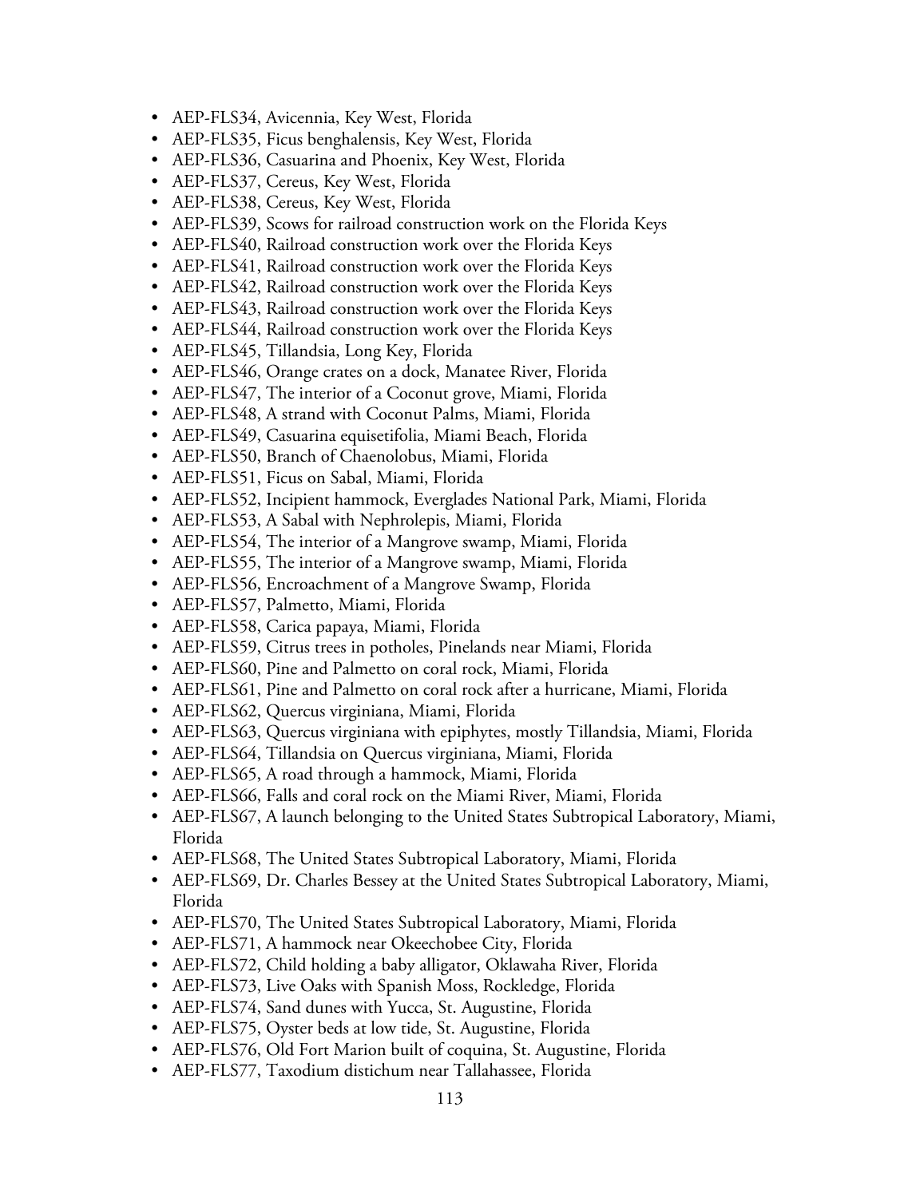- AEP-FLS34, Avicennia, Key West, Florida
- AEP-FLS35, Ficus benghalensis, Key West, Florida
- AEP-FLS36, Casuarina and Phoenix, Key West, Florida
- AEP-FLS37, Cereus, Key West, Florida
- AEP-FLS38, Cereus, Key West, Florida
- AEP-FLS39, Scows for railroad construction work on the Florida Keys
- AEP-FLS40, Railroad construction work over the Florida Keys
- AEP-FLS41, Railroad construction work over the Florida Keys
- AEP-FLS42, Railroad construction work over the Florida Keys
- AEP-FLS43, Railroad construction work over the Florida Keys
- AEP-FLS44, Railroad construction work over the Florida Keys
- AEP-FLS45, Tillandsia, Long Key, Florida
- AEP-FLS46, Orange crates on a dock, Manatee River, Florida
- AEP-FLS47, The interior of a Coconut grove, Miami, Florida
- AEP-FLS48, A strand with Coconut Palms, Miami, Florida
- AEP-FLS49, Casuarina equisetifolia, Miami Beach, Florida
- AEP-FLS50, Branch of Chaenolobus, Miami, Florida
- AEP-FLS51, Ficus on Sabal, Miami, Florida
- AEP-FLS52, Incipient hammock, Everglades National Park, Miami, Florida
- AEP-FLS53, A Sabal with Nephrolepis, Miami, Florida
- AEP-FLS54, The interior of a Mangrove swamp, Miami, Florida
- AEP-FLS55, The interior of a Mangrove swamp, Miami, Florida
- AEP-FLS56, Encroachment of a Mangrove Swamp, Florida
- AEP-FLS57, Palmetto, Miami, Florida
- AEP-FLS58, Carica papaya, Miami, Florida
- AEP-FLS59, Citrus trees in potholes, Pinelands near Miami, Florida
- AEP-FLS60, Pine and Palmetto on coral rock, Miami, Florida
- AEP-FLS61, Pine and Palmetto on coral rock after a hurricane, Miami, Florida
- AEP-FLS62, Quercus virginiana, Miami, Florida
- AEP-FLS63, Quercus virginiana with epiphytes, mostly Tillandsia, Miami, Florida
- AEP-FLS64, Tillandsia on Quercus virginiana, Miami, Florida
- AEP-FLS65, A road through a hammock, Miami, Florida
- AEP-FLS66, Falls and coral rock on the Miami River, Miami, Florida
- AEP-FLS67, A launch belonging to the United States Subtropical Laboratory, Miami, Florida
- AEP-FLS68, The United States Subtropical Laboratory, Miami, Florida
- AEP-FLS69, Dr. Charles Bessey at the United States Subtropical Laboratory, Miami, Florida
- AEP-FLS70, The United States Subtropical Laboratory, Miami, Florida
- AEP-FLS71, A hammock near Okeechobee City, Florida
- AEP-FLS72, Child holding a baby alligator, Oklawaha River, Florida
- AEP-FLS73, Live Oaks with Spanish Moss, Rockledge, Florida
- AEP-FLS74, Sand dunes with Yucca, St. Augustine, Florida
- AEP-FLS75, Oyster beds at low tide, St. Augustine, Florida
- AEP-FLS76, Old Fort Marion built of coquina, St. Augustine, Florida
- AEP-FLS77, Taxodium distichum near Tallahassee, Florida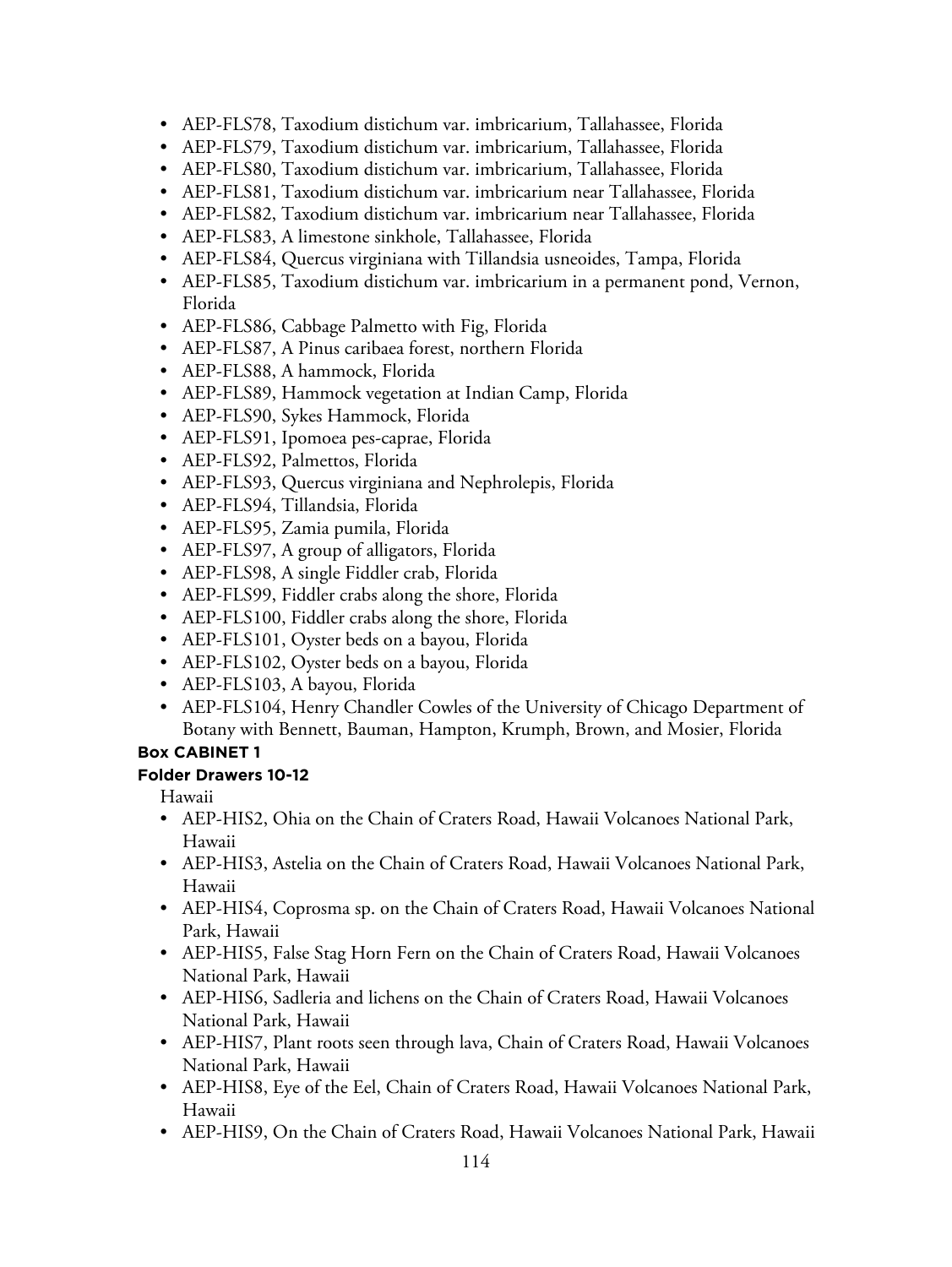- AEP-FLS78, Taxodium distichum var. imbricarium, Tallahassee, Florida
- AEP-FLS79, Taxodium distichum var. imbricarium, Tallahassee, Florida
- AEP-FLS80, Taxodium distichum var. imbricarium, Tallahassee, Florida
- AEP-FLS81, Taxodium distichum var. imbricarium near Tallahassee, Florida
- AEP-FLS82, Taxodium distichum var. imbricarium near Tallahassee, Florida
- AEP-FLS83, A limestone sinkhole, Tallahassee, Florida
- AEP-FLS84, Quercus virginiana with Tillandsia usneoides, Tampa, Florida
- AEP-FLS85, Taxodium distichum var. imbricarium in a permanent pond, Vernon, Florida
- AEP-FLS86, Cabbage Palmetto with Fig, Florida
- AEP-FLS87, A Pinus caribaea forest, northern Florida
- AEP-FLS88, A hammock, Florida
- AEP-FLS89, Hammock vegetation at Indian Camp, Florida
- AEP-FLS90, Sykes Hammock, Florida
- AEP-FLS91, Ipomoea pes-caprae, Florida
- AEP-FLS92, Palmettos, Florida
- AEP-FLS93, Quercus virginiana and Nephrolepis, Florida
- AEP-FLS94, Tillandsia, Florida
- AEP-FLS95, Zamia pumila, Florida
- AEP-FLS97, A group of alligators, Florida
- AEP-FLS98, A single Fiddler crab, Florida
- AEP-FLS99, Fiddler crabs along the shore, Florida
- AEP-FLS100, Fiddler crabs along the shore, Florida
- AEP-FLS101, Oyster beds on a bayou, Florida
- AEP-FLS102, Oyster beds on a bayou, Florida
- AEP-FLS103, A bayou, Florida
- AEP-FLS104, Henry Chandler Cowles of the University of Chicago Department of Botany with Bennett, Bauman, Hampton, Krumph, Brown, and Mosier, Florida

**Box CABINET 1**

**Folder Drawers 10-12**

Hawaii

- AEP-HIS2, Ohia on the Chain of Craters Road, Hawaii Volcanoes National Park, Hawaii
- AEP-HIS3, Astelia on the Chain of Craters Road, Hawaii Volcanoes National Park, Hawaii
- AEP-HIS4, Coprosma sp. on the Chain of Craters Road, Hawaii Volcanoes National Park, Hawaii
- AEP-HIS5, False Stag Horn Fern on the Chain of Craters Road, Hawaii Volcanoes National Park, Hawaii
- AEP-HIS6, Sadleria and lichens on the Chain of Craters Road, Hawaii Volcanoes National Park, Hawaii
- AEP-HIS7, Plant roots seen through lava, Chain of Craters Road, Hawaii Volcanoes National Park, Hawaii
- AEP-HIS8, Eye of the Eel, Chain of Craters Road, Hawaii Volcanoes National Park, Hawaii
- AEP-HIS9, On the Chain of Craters Road, Hawaii Volcanoes National Park, Hawaii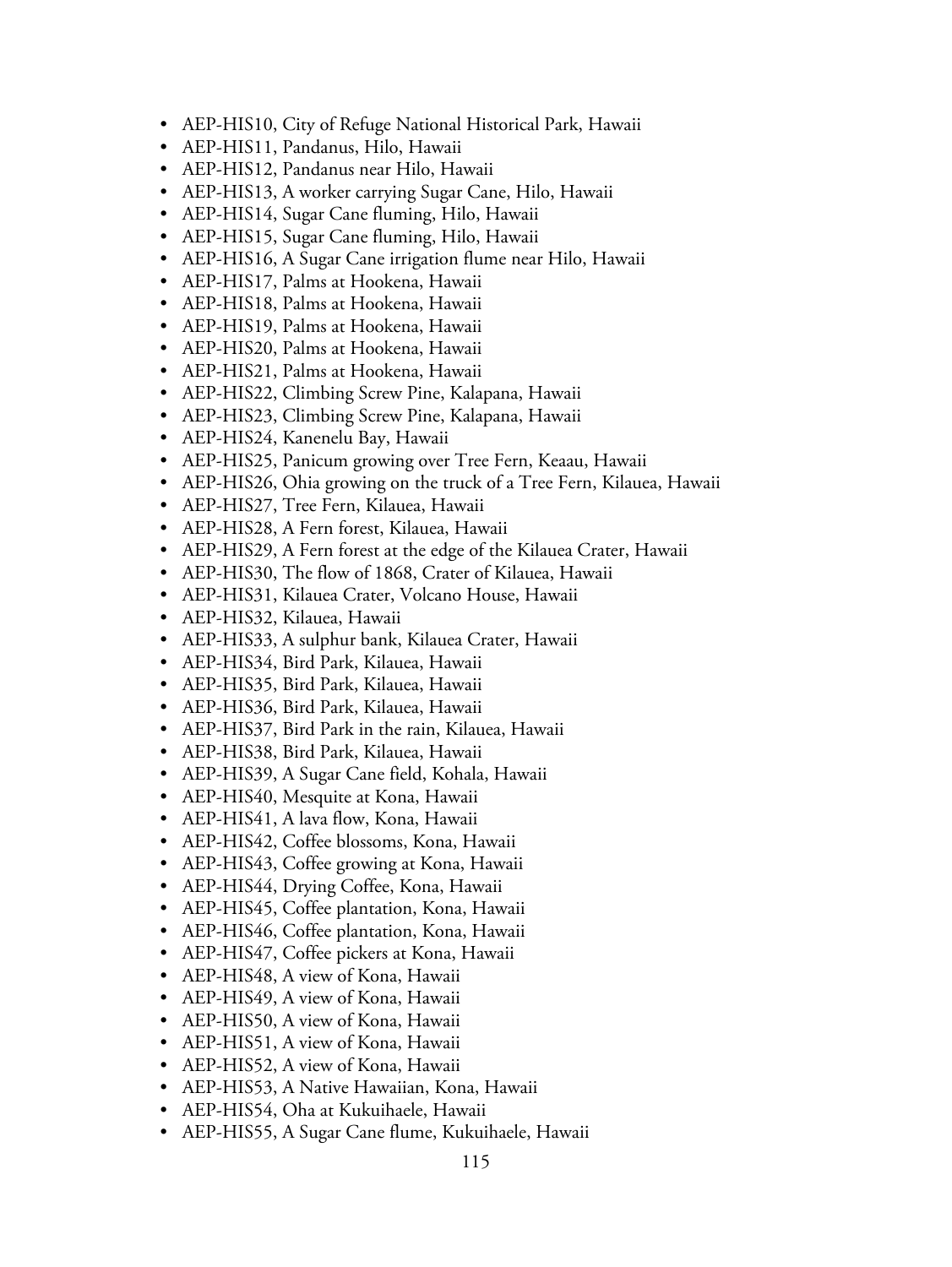- AEP-HIS10, City of Refuge National Historical Park, Hawaii
- AEP-HIS11, Pandanus, Hilo, Hawaii
- AEP-HIS12, Pandanus near Hilo, Hawaii
- AEP-HIS13, A worker carrying Sugar Cane, Hilo, Hawaii
- AEP-HIS14, Sugar Cane fluming, Hilo, Hawaii
- AEP-HIS15, Sugar Cane fluming, Hilo, Hawaii
- AEP-HIS16, A Sugar Cane irrigation flume near Hilo, Hawaii
- AEP-HIS17, Palms at Hookena, Hawaii
- AEP-HIS18, Palms at Hookena, Hawaii
- AEP-HIS19, Palms at Hookena, Hawaii
- AEP-HIS20, Palms at Hookena, Hawaii
- AEP-HIS21, Palms at Hookena, Hawaii
- AEP-HIS22, Climbing Screw Pine, Kalapana, Hawaii
- AEP-HIS23, Climbing Screw Pine, Kalapana, Hawaii
- AEP-HIS24, Kanenelu Bay, Hawaii
- AEP-HIS25, Panicum growing over Tree Fern, Keaau, Hawaii
- AEP-HIS26, Ohia growing on the truck of a Tree Fern, Kilauea, Hawaii
- AEP-HIS27, Tree Fern, Kilauea, Hawaii
- AEP-HIS28, A Fern forest, Kilauea, Hawaii
- AEP-HIS29, A Fern forest at the edge of the Kilauea Crater, Hawaii
- AEP-HIS30, The flow of 1868, Crater of Kilauea, Hawaii
- AEP-HIS31, Kilauea Crater, Volcano House, Hawaii
- AEP-HIS32, Kilauea, Hawaii
- AEP-HIS33, A sulphur bank, Kilauea Crater, Hawaii
- AEP-HIS34, Bird Park, Kilauea, Hawaii
- AEP-HIS35, Bird Park, Kilauea, Hawaii
- AEP-HIS36, Bird Park, Kilauea, Hawaii
- AEP-HIS37, Bird Park in the rain, Kilauea, Hawaii
- AEP-HIS38, Bird Park, Kilauea, Hawaii
- AEP-HIS39, A Sugar Cane field, Kohala, Hawaii
- AEP-HIS40, Mesquite at Kona, Hawaii
- AEP-HIS41, A lava flow, Kona, Hawaii
- AEP-HIS42, Coffee blossoms, Kona, Hawaii
- AEP-HIS43, Coffee growing at Kona, Hawaii
- AEP-HIS44, Drying Coffee, Kona, Hawaii
- AEP-HIS45, Coffee plantation, Kona, Hawaii
- AEP-HIS46, Coffee plantation, Kona, Hawaii
- AEP-HIS47, Coffee pickers at Kona, Hawaii
- AEP-HIS48, A view of Kona, Hawaii
- AEP-HIS49, A view of Kona, Hawaii
- AEP-HIS50, A view of Kona, Hawaii
- AEP-HIS51, A view of Kona, Hawaii
- AEP-HIS52, A view of Kona, Hawaii
- AEP-HIS53, A Native Hawaiian, Kona, Hawaii
- AEP-HIS54, Oha at Kukuihaele, Hawaii
- AEP-HIS55, A Sugar Cane flume, Kukuihaele, Hawaii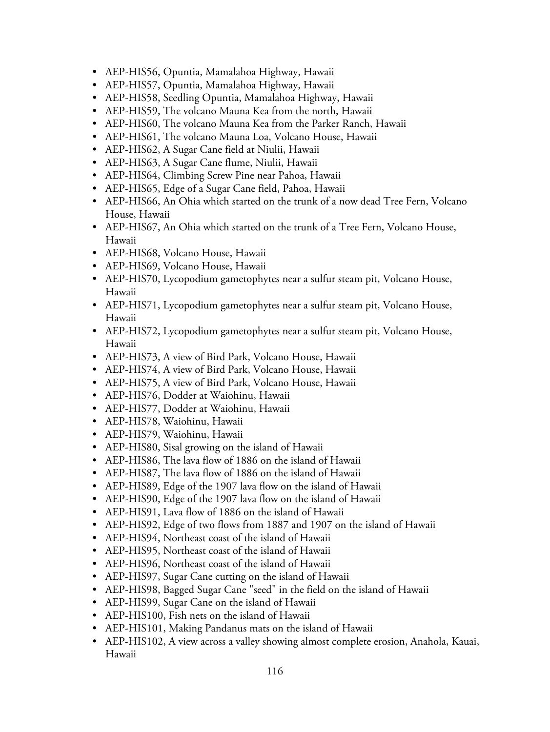- AEP-HIS56, Opuntia, Mamalahoa Highway, Hawaii
- AEP-HIS57, Opuntia, Mamalahoa Highway, Hawaii
- AEP-HIS58, Seedling Opuntia, Mamalahoa Highway, Hawaii
- AEP-HIS59, The volcano Mauna Kea from the north, Hawaii
- AEP-HIS60, The volcano Mauna Kea from the Parker Ranch, Hawaii
- AEP-HIS61, The volcano Mauna Loa, Volcano House, Hawaii
- AEP-HIS62, A Sugar Cane field at Niulii, Hawaii
- AEP-HIS63, A Sugar Cane flume, Niulii, Hawaii
- AEP-HIS64, Climbing Screw Pine near Pahoa, Hawaii
- AEP-HIS65, Edge of a Sugar Cane field, Pahoa, Hawaii
- AEP-HIS66, An Ohia which started on the trunk of a now dead Tree Fern, Volcano House, Hawaii
- AEP-HIS67, An Ohia which started on the trunk of a Tree Fern, Volcano House, Hawaii
- AEP-HIS68, Volcano House, Hawaii
- AEP-HIS69, Volcano House, Hawaii
- AEP-HIS70, Lycopodium gametophytes near a sulfur steam pit, Volcano House, Hawaii
- AEP-HIS71, Lycopodium gametophytes near a sulfur steam pit, Volcano House, Hawaii
- AEP-HIS72, Lycopodium gametophytes near a sulfur steam pit, Volcano House, Hawaii
- AEP-HIS73, A view of Bird Park, Volcano House, Hawaii
- AEP-HIS74, A view of Bird Park, Volcano House, Hawaii
- AEP-HIS75, A view of Bird Park, Volcano House, Hawaii
- AEP-HIS76, Dodder at Waiohinu, Hawaii
- AEP-HIS77, Dodder at Waiohinu, Hawaii
- AEP-HIS78, Waiohinu, Hawaii
- AEP-HIS79, Waiohinu, Hawaii
- AEP-HIS80, Sisal growing on the island of Hawaii
- AEP-HIS86, The lava flow of 1886 on the island of Hawaii
- AEP-HIS87, The lava flow of 1886 on the island of Hawaii
- AEP-HIS89, Edge of the 1907 lava flow on the island of Hawaii
- AEP-HIS90, Edge of the 1907 lava flow on the island of Hawaii
- AEP-HIS91, Lava flow of 1886 on the island of Hawaii
- AEP-HIS92, Edge of two flows from 1887 and 1907 on the island of Hawaii
- AEP-HIS94, Northeast coast of the island of Hawaii
- AEP-HIS95, Northeast coast of the island of Hawaii
- AEP-HIS96, Northeast coast of the island of Hawaii
- AEP-HIS97, Sugar Cane cutting on the island of Hawaii
- AEP-HIS98, Bagged Sugar Cane "seed" in the field on the island of Hawaii
- AEP-HIS99, Sugar Cane on the island of Hawaii
- AEP-HIS100, Fish nets on the island of Hawaii
- AEP-HIS101, Making Pandanus mats on the island of Hawaii
- AEP-HIS102, A view across a valley showing almost complete erosion, Anahola, Kauai, Hawaii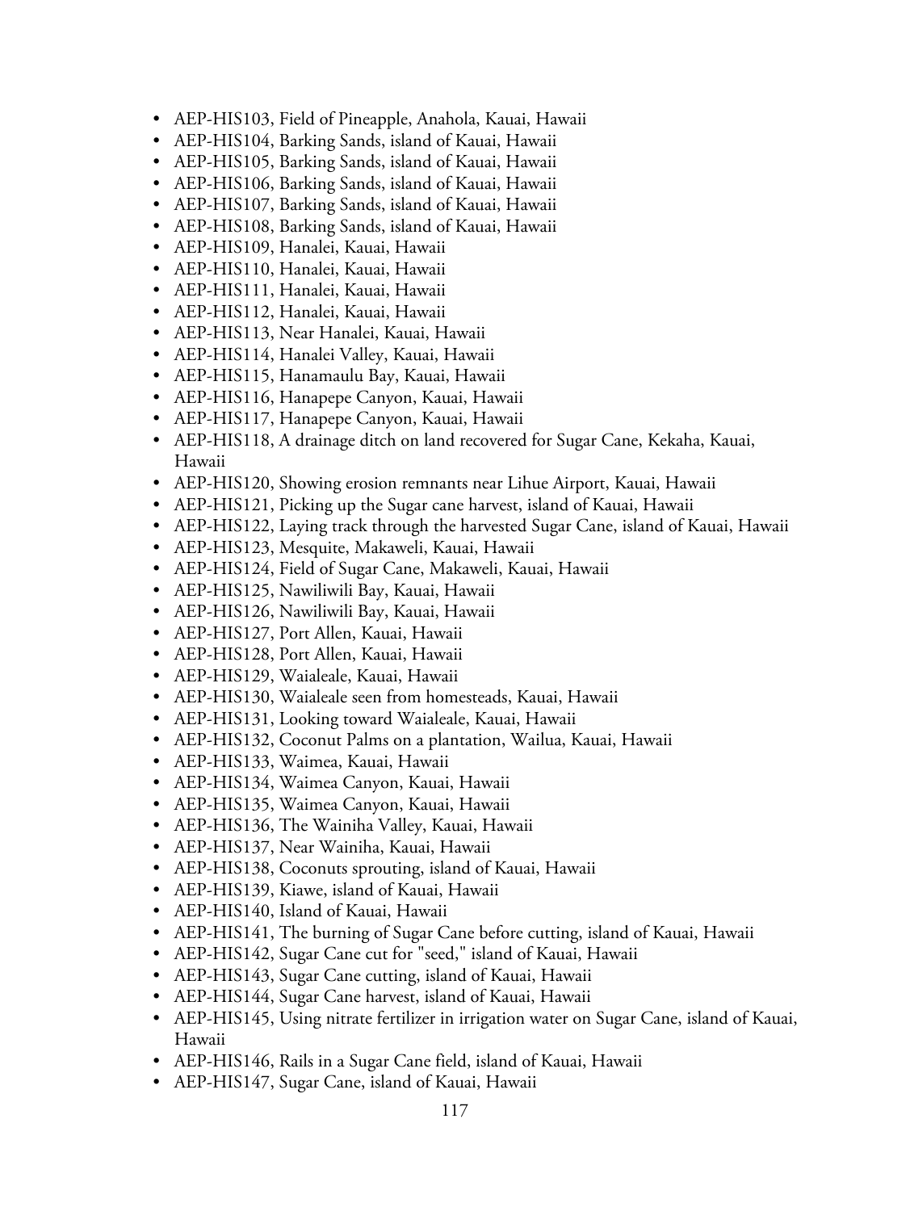- AEP-HIS103, Field of Pineapple, Anahola, Kauai, Hawaii
- AEP-HIS104, Barking Sands, island of Kauai, Hawaii
- AEP-HIS105, Barking Sands, island of Kauai, Hawaii
- AEP-HIS106, Barking Sands, island of Kauai, Hawaii
- AEP-HIS107, Barking Sands, island of Kauai, Hawaii
- AEP-HIS108, Barking Sands, island of Kauai, Hawaii
- AEP-HIS109, Hanalei, Kauai, Hawaii
- AEP-HIS110, Hanalei, Kauai, Hawaii
- AEP-HIS111, Hanalei, Kauai, Hawaii
- AEP-HIS112, Hanalei, Kauai, Hawaii
- AEP-HIS113, Near Hanalei, Kauai, Hawaii
- AEP-HIS114, Hanalei Valley, Kauai, Hawaii
- AEP-HIS115, Hanamaulu Bay, Kauai, Hawaii
- AEP-HIS116, Hanapepe Canyon, Kauai, Hawaii
- AEP-HIS117, Hanapepe Canyon, Kauai, Hawaii
- AEP-HIS118, A drainage ditch on land recovered for Sugar Cane, Kekaha, Kauai, Hawaii
- AEP-HIS120, Showing erosion remnants near Lihue Airport, Kauai, Hawaii
- AEP-HIS121, Picking up the Sugar cane harvest, island of Kauai, Hawaii
- AEP-HIS122, Laying track through the harvested Sugar Cane, island of Kauai, Hawaii
- AEP-HIS123, Mesquite, Makaweli, Kauai, Hawaii
- AEP-HIS124, Field of Sugar Cane, Makaweli, Kauai, Hawaii
- AEP-HIS125, Nawiliwili Bay, Kauai, Hawaii
- AEP-HIS126, Nawiliwili Bay, Kauai, Hawaii
- AEP-HIS127, Port Allen, Kauai, Hawaii
- AEP-HIS128, Port Allen, Kauai, Hawaii
- AEP-HIS129, Waialeale, Kauai, Hawaii
- AEP-HIS130, Waialeale seen from homesteads, Kauai, Hawaii
- AEP-HIS131, Looking toward Waialeale, Kauai, Hawaii
- AEP-HIS132, Coconut Palms on a plantation, Wailua, Kauai, Hawaii
- AEP-HIS133, Waimea, Kauai, Hawaii
- AEP-HIS134, Waimea Canyon, Kauai, Hawaii
- AEP-HIS135, Waimea Canyon, Kauai, Hawaii
- AEP-HIS136, The Wainiha Valley, Kauai, Hawaii
- AEP-HIS137, Near Wainiha, Kauai, Hawaii
- AEP-HIS138, Coconuts sprouting, island of Kauai, Hawaii
- AEP-HIS139, Kiawe, island of Kauai, Hawaii
- AEP-HIS140, Island of Kauai, Hawaii
- AEP-HIS141, The burning of Sugar Cane before cutting, island of Kauai, Hawaii
- AEP-HIS142, Sugar Cane cut for "seed," island of Kauai, Hawaii
- AEP-HIS143, Sugar Cane cutting, island of Kauai, Hawaii
- AEP-HIS144, Sugar Cane harvest, island of Kauai, Hawaii
- AEP-HIS145, Using nitrate fertilizer in irrigation water on Sugar Cane, island of Kauai, Hawaii
- AEP-HIS146, Rails in a Sugar Cane field, island of Kauai, Hawaii
- AEP-HIS147, Sugar Cane, island of Kauai, Hawaii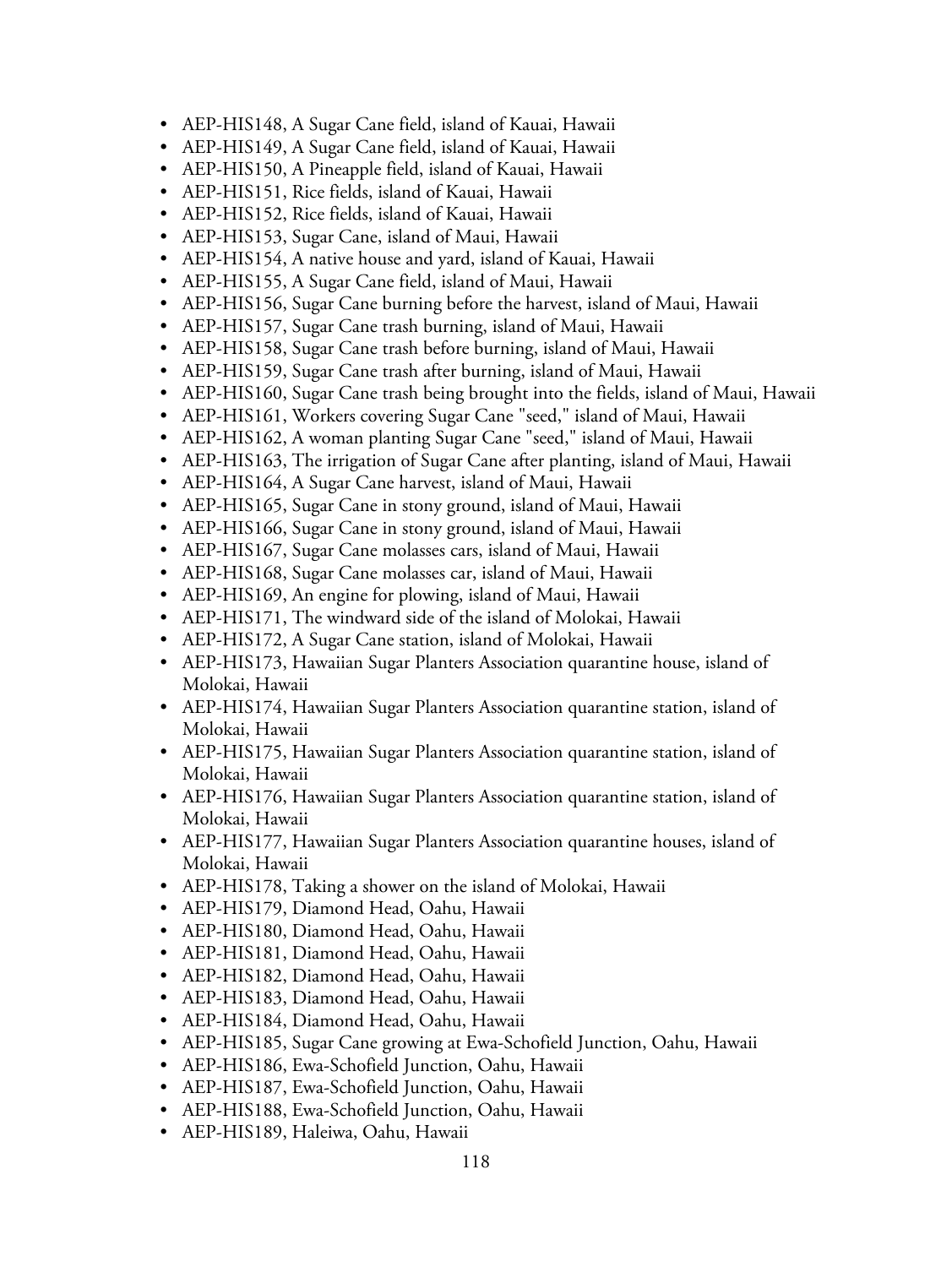- AEP-HIS148, A Sugar Cane field, island of Kauai, Hawaii
- AEP-HIS149, A Sugar Cane field, island of Kauai, Hawaii
- AEP-HIS150, A Pineapple field, island of Kauai, Hawaii
- AEP-HIS151, Rice fields, island of Kauai, Hawaii
- AEP-HIS152, Rice fields, island of Kauai, Hawaii
- AEP-HIS153, Sugar Cane, island of Maui, Hawaii
- AEP-HIS154, A native house and yard, island of Kauai, Hawaii
- AEP-HIS155, A Sugar Cane field, island of Maui, Hawaii
- AEP-HIS156, Sugar Cane burning before the harvest, island of Maui, Hawaii
- AEP-HIS157, Sugar Cane trash burning, island of Maui, Hawaii
- AEP-HIS158, Sugar Cane trash before burning, island of Maui, Hawaii
- AEP-HIS159, Sugar Cane trash after burning, island of Maui, Hawaii
- AEP-HIS160, Sugar Cane trash being brought into the fields, island of Maui, Hawaii
- AEP-HIS161, Workers covering Sugar Cane "seed," island of Maui, Hawaii
- AEP-HIS162, A woman planting Sugar Cane "seed," island of Maui, Hawaii
- AEP-HIS163, The irrigation of Sugar Cane after planting, island of Maui, Hawaii
- AEP-HIS164, A Sugar Cane harvest, island of Maui, Hawaii
- AEP-HIS165, Sugar Cane in stony ground, island of Maui, Hawaii
- AEP-HIS166, Sugar Cane in stony ground, island of Maui, Hawaii
- AEP-HIS167, Sugar Cane molasses cars, island of Maui, Hawaii
- AEP-HIS168, Sugar Cane molasses car, island of Maui, Hawaii
- AEP-HIS169, An engine for plowing, island of Maui, Hawaii
- AEP-HIS171, The windward side of the island of Molokai, Hawaii
- AEP-HIS172, A Sugar Cane station, island of Molokai, Hawaii
- AEP-HIS173, Hawaiian Sugar Planters Association quarantine house, island of Molokai, Hawaii
- AEP-HIS174, Hawaiian Sugar Planters Association quarantine station, island of Molokai, Hawaii
- AEP-HIS175, Hawaiian Sugar Planters Association quarantine station, island of Molokai, Hawaii
- AEP-HIS176, Hawaiian Sugar Planters Association quarantine station, island of Molokai, Hawaii
- AEP-HIS177, Hawaiian Sugar Planters Association quarantine houses, island of Molokai, Hawaii
- AEP-HIS178, Taking a shower on the island of Molokai, Hawaii
- AEP-HIS179, Diamond Head, Oahu, Hawaii
- AEP-HIS180, Diamond Head, Oahu, Hawaii
- AEP-HIS181, Diamond Head, Oahu, Hawaii
- AEP-HIS182, Diamond Head, Oahu, Hawaii
- AEP-HIS183, Diamond Head, Oahu, Hawaii
- AEP-HIS184, Diamond Head, Oahu, Hawaii
- AEP-HIS185, Sugar Cane growing at Ewa-Schofield Junction, Oahu, Hawaii
- AEP-HIS186, Ewa-Schofield Junction, Oahu, Hawaii
- AEP-HIS187, Ewa-Schofield Junction, Oahu, Hawaii
- AEP-HIS188, Ewa-Schofield Junction, Oahu, Hawaii
- AEP-HIS189, Haleiwa, Oahu, Hawaii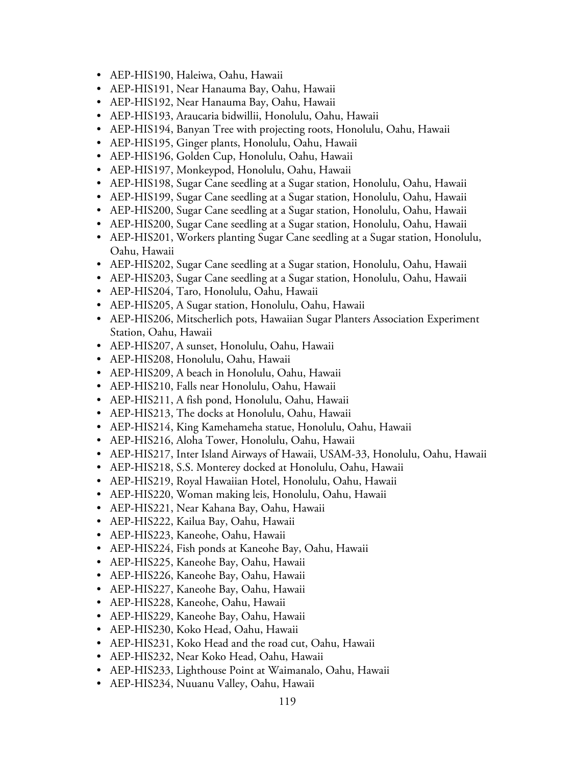- AEP-HIS190, Haleiwa, Oahu, Hawaii
- AEP-HIS191, Near Hanauma Bay, Oahu, Hawaii
- AEP-HIS192, Near Hanauma Bay, Oahu, Hawaii
- AEP-HIS193, Araucaria bidwillii, Honolulu, Oahu, Hawaii
- AEP-HIS194, Banyan Tree with projecting roots, Honolulu, Oahu, Hawaii
- AEP-HIS195, Ginger plants, Honolulu, Oahu, Hawaii
- AEP-HIS196, Golden Cup, Honolulu, Oahu, Hawaii
- AEP-HIS197, Monkeypod, Honolulu, Oahu, Hawaii
- AEP-HIS198, Sugar Cane seedling at a Sugar station, Honolulu, Oahu, Hawaii
- AEP-HIS199, Sugar Cane seedling at a Sugar station, Honolulu, Oahu, Hawaii
- AEP-HIS200, Sugar Cane seedling at a Sugar station, Honolulu, Oahu, Hawaii
- AEP-HIS200, Sugar Cane seedling at a Sugar station, Honolulu, Oahu, Hawaii
- AEP-HIS201, Workers planting Sugar Cane seedling at a Sugar station, Honolulu, Oahu, Hawaii
- AEP-HIS202, Sugar Cane seedling at a Sugar station, Honolulu, Oahu, Hawaii
- AEP-HIS203, Sugar Cane seedling at a Sugar station, Honolulu, Oahu, Hawaii
- AEP-HIS204, Taro, Honolulu, Oahu, Hawaii
- AEP-HIS205, A Sugar station, Honolulu, Oahu, Hawaii
- AEP-HIS206, Mitscherlich pots, Hawaiian Sugar Planters Association Experiment Station, Oahu, Hawaii
- AEP-HIS207, A sunset, Honolulu, Oahu, Hawaii
- AEP-HIS208, Honolulu, Oahu, Hawaii
- AEP-HIS209, A beach in Honolulu, Oahu, Hawaii
- AEP-HIS210, Falls near Honolulu, Oahu, Hawaii
- AEP-HIS211, A fish pond, Honolulu, Oahu, Hawaii
- AEP-HIS213, The docks at Honolulu, Oahu, Hawaii
- AEP-HIS214, King Kamehameha statue, Honolulu, Oahu, Hawaii
- AEP-HIS216, Aloha Tower, Honolulu, Oahu, Hawaii
- AEP-HIS217, Inter Island Airways of Hawaii, USAM-33, Honolulu, Oahu, Hawaii
- AEP-HIS218, S.S. Monterey docked at Honolulu, Oahu, Hawaii
- AEP-HIS219, Royal Hawaiian Hotel, Honolulu, Oahu, Hawaii
- AEP-HIS220, Woman making leis, Honolulu, Oahu, Hawaii
- AEP-HIS221, Near Kahana Bay, Oahu, Hawaii
- AEP-HIS222, Kailua Bay, Oahu, Hawaii
- AEP-HIS223, Kaneohe, Oahu, Hawaii
- AEP-HIS224, Fish ponds at Kaneohe Bay, Oahu, Hawaii
- AEP-HIS225, Kaneohe Bay, Oahu, Hawaii
- AEP-HIS226, Kaneohe Bay, Oahu, Hawaii
- AEP-HIS227, Kaneohe Bay, Oahu, Hawaii
- AEP-HIS228, Kaneohe, Oahu, Hawaii
- AEP-HIS229, Kaneohe Bay, Oahu, Hawaii
- AEP-HIS230, Koko Head, Oahu, Hawaii
- AEP-HIS231, Koko Head and the road cut, Oahu, Hawaii
- AEP-HIS232, Near Koko Head, Oahu, Hawaii
- AEP-HIS233, Lighthouse Point at Waimanalo, Oahu, Hawaii
- AEP-HIS234, Nuuanu Valley, Oahu, Hawaii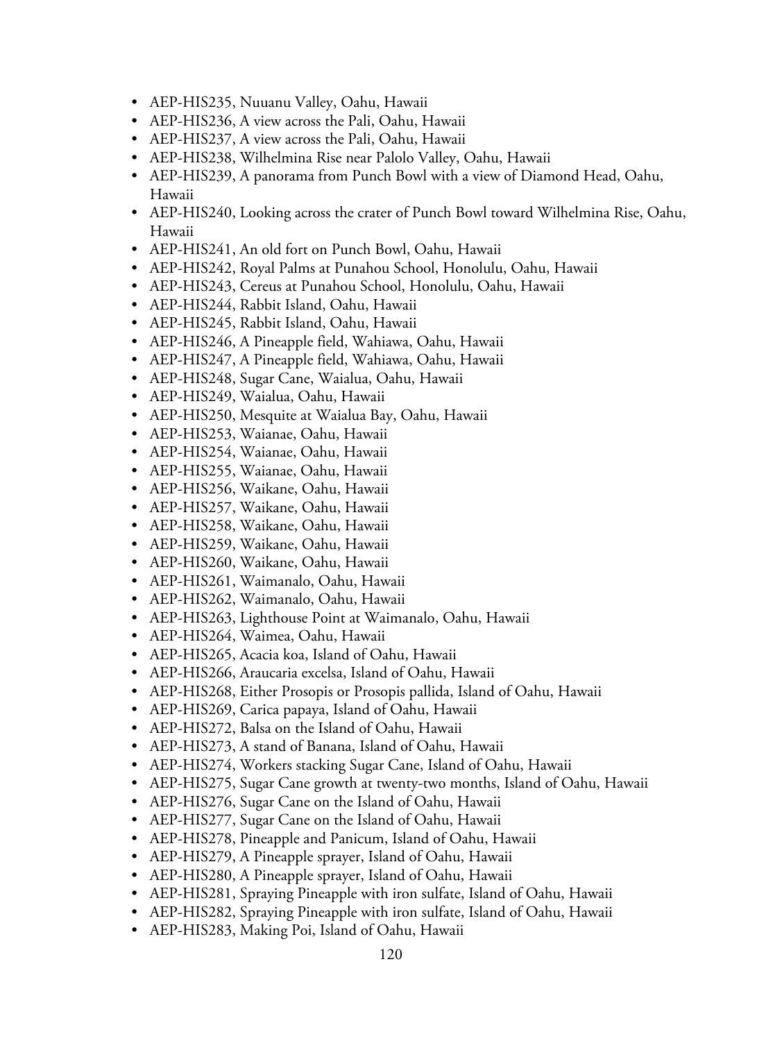- AEP-HIS235, Nuuanu Valley, Oahu, Hawaii
- AEP-HIS236, A view across the Pali, Oahu, Hawaii
- AEP-HIS237, A view across the Pali, Oahu, Hawaii
- AEP-HIS238, Wilhelmina Rise near Palolo Valley, Oahu, Hawaii
- AEP-HIS239, A panorama from Punch Bowl with a view of Diamond Head, Oahu, Hawaii
- AEP-HIS240, Looking across the crater of Punch Bowl toward Wilhelmina Rise, Oahu, Hawaii
- AEP-HIS241, An old fort on Punch Bowl, Oahu, Hawaii
- AEP-HIS242, Royal Palms at Punahou School, Honolulu, Oahu, Hawaii
- AEP-HIS243, Cereus at Punahou School, Honolulu, Oahu, Hawaii
- AEP-HIS244, Rabbit Island, Oahu, Hawaii
- AEP-HIS245, Rabbit Island, Oahu, Hawaii
- AEP-HIS246, A Pineapple field, Wahiawa, Oahu, Hawaii
- AEP-HIS247, A Pineapple field, Wahiawa, Oahu, Hawaii
- AEP-HIS248, Sugar Cane, Waialua, Oahu, Hawaii
- AEP-HIS249, Waialua, Oahu, Hawaii
- AEP-HIS250, Mesquite at Waialua Bay, Oahu, Hawaii
- AEP-HIS253, Waianae, Oahu, Hawaii
- AEP-HIS254, Waianae, Oahu, Hawaii
- AEP-HIS255, Waianae, Oahu, Hawaii
- AEP-HIS256, Waikane, Oahu, Hawaii
- AEP-HIS257, Waikane, Oahu, Hawaii
- AEP-HIS258, Waikane, Oahu, Hawaii
- AEP-HIS259, Waikane, Oahu, Hawaii
- AEP-HIS260, Waikane, Oahu, Hawaii
- AEP-HIS261, Waimanalo, Oahu, Hawaii
- AEP-HIS262, Waimanalo, Oahu, Hawaii
- AEP-HIS263, Lighthouse Point at Waimanalo, Oahu, Hawaii
- AEP-HIS264, Waimea, Oahu, Hawaii
- AEP-HIS265, Acacia koa, Island of Oahu, Hawaii
- AEP-HIS266, Araucaria excelsa, Island of Oahu, Hawaii
- AEP-HIS268, Either Prosopis or Prosopis pallida, Island of Oahu, Hawaii
- AEP-HIS269, Carica papaya, Island of Oahu, Hawaii
- AEP-HIS272, Balsa on the Island of Oahu, Hawaii
- AEP-HIS273, A stand of Banana, Island of Oahu, Hawaii
- AEP-HIS274, Workers stacking Sugar Cane, Island of Oahu, Hawaii
- AEP-HIS275, Sugar Cane growth at twenty-two months, Island of Oahu, Hawaii
- AEP-HIS276, Sugar Cane on the Island of Oahu, Hawaii
- AEP-HIS277, Sugar Cane on the Island of Oahu, Hawaii
- AEP-HIS278, Pineapple and Panicum, Island of Oahu, Hawaii
- AEP-HIS279, A Pineapple sprayer, Island of Oahu, Hawaii
- AEP-HIS280, A Pineapple sprayer, Island of Oahu, Hawaii
- AEP-HIS281, Spraying Pineapple with iron sulfate, Island of Oahu, Hawaii
- AEP-HIS282, Spraying Pineapple with iron sulfate, Island of Oahu, Hawaii
- AEP-HIS283, Making Poi, Island of Oahu, Hawaii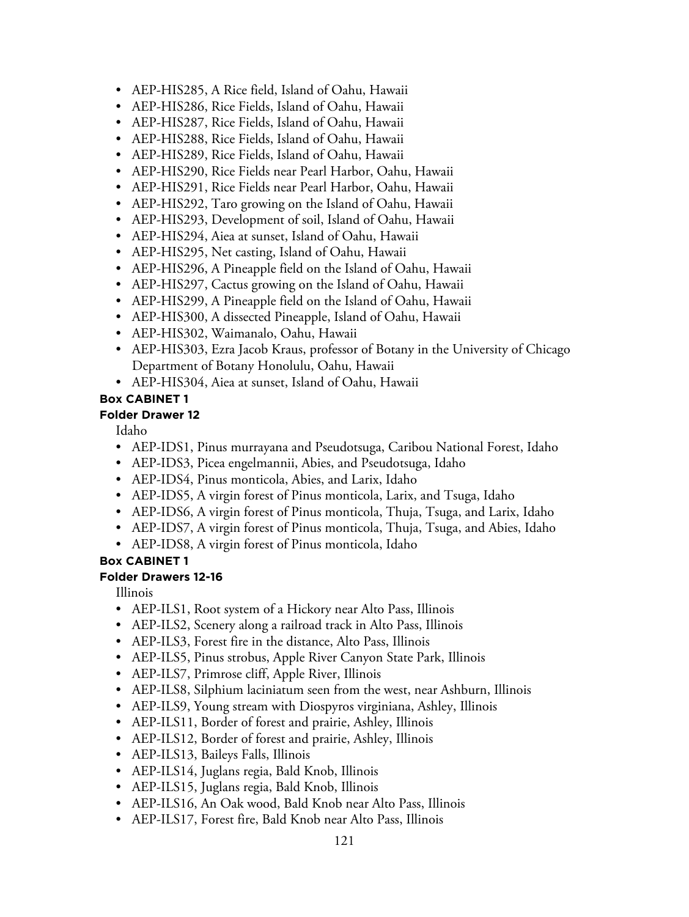- AEP-HIS285, A Rice field, Island of Oahu, Hawaii
- AEP-HIS286, Rice Fields, Island of Oahu, Hawaii
- AEP-HIS287, Rice Fields, Island of Oahu, Hawaii
- AEP-HIS288, Rice Fields, Island of Oahu, Hawaii
- AEP-HIS289, Rice Fields, Island of Oahu, Hawaii
- AEP-HIS290, Rice Fields near Pearl Harbor, Oahu, Hawaii
- AEP-HIS291, Rice Fields near Pearl Harbor, Oahu, Hawaii
- AEP-HIS292, Taro growing on the Island of Oahu, Hawaii
- AEP-HIS293, Development of soil, Island of Oahu, Hawaii
- AEP-HIS294, Aiea at sunset, Island of Oahu, Hawaii
- AEP-HIS295, Net casting, Island of Oahu, Hawaii
- AEP-HIS296, A Pineapple field on the Island of Oahu, Hawaii
- AEP-HIS297, Cactus growing on the Island of Oahu, Hawaii
- AEP-HIS299, A Pineapple field on the Island of Oahu, Hawaii
- AEP-HIS300, A dissected Pineapple, Island of Oahu, Hawaii
- AEP-HIS302, Waimanalo, Oahu, Hawaii
- AEP-HIS303, Ezra Jacob Kraus, professor of Botany in the University of Chicago Department of Botany Honolulu, Oahu, Hawaii
- AEP-HIS304, Aiea at sunset, Island of Oahu, Hawaii

**Box CABINET 1**

**Folder Drawer 12**

Idaho

- AEP-IDS1, Pinus murrayana and Pseudotsuga, Caribou National Forest, Idaho
- AEP-IDS3, Picea engelmannii, Abies, and Pseudotsuga, Idaho
- AEP-IDS4, Pinus monticola, Abies, and Larix, Idaho
- AEP-IDS5, A virgin forest of Pinus monticola, Larix, and Tsuga, Idaho
- AEP-IDS6, A virgin forest of Pinus monticola, Thuja, Tsuga, and Larix, Idaho
- AEP-IDS7, A virgin forest of Pinus monticola, Thuja, Tsuga, and Abies, Idaho
- AEP-IDS8, A virgin forest of Pinus monticola, Idaho

**Box CABINET 1**

**Folder Drawers 12-16**

Illinois

- AEP-ILS1, Root system of a Hickory near Alto Pass, Illinois
- AEP-ILS2, Scenery along a railroad track in Alto Pass, Illinois
- AEP-ILS3, Forest fire in the distance, Alto Pass, Illinois
- AEP-ILS5, Pinus strobus, Apple River Canyon State Park, Illinois
- AEP-ILS7, Primrose cliff, Apple River, Illinois
- AEP-ILS8, Silphium laciniatum seen from the west, near Ashburn, Illinois
- AEP-ILS9, Young stream with Diospyros virginiana, Ashley, Illinois
- AEP-ILS11, Border of forest and prairie, Ashley, Illinois
- AEP-ILS12, Border of forest and prairie, Ashley, Illinois
- AEP-ILS13, Baileys Falls, Illinois
- AEP-ILS14, Juglans regia, Bald Knob, Illinois
- AEP-ILS15, Juglans regia, Bald Knob, Illinois
- AEP-ILS16, An Oak wood, Bald Knob near Alto Pass, Illinois
- AEP-ILS17, Forest fire, Bald Knob near Alto Pass, Illinois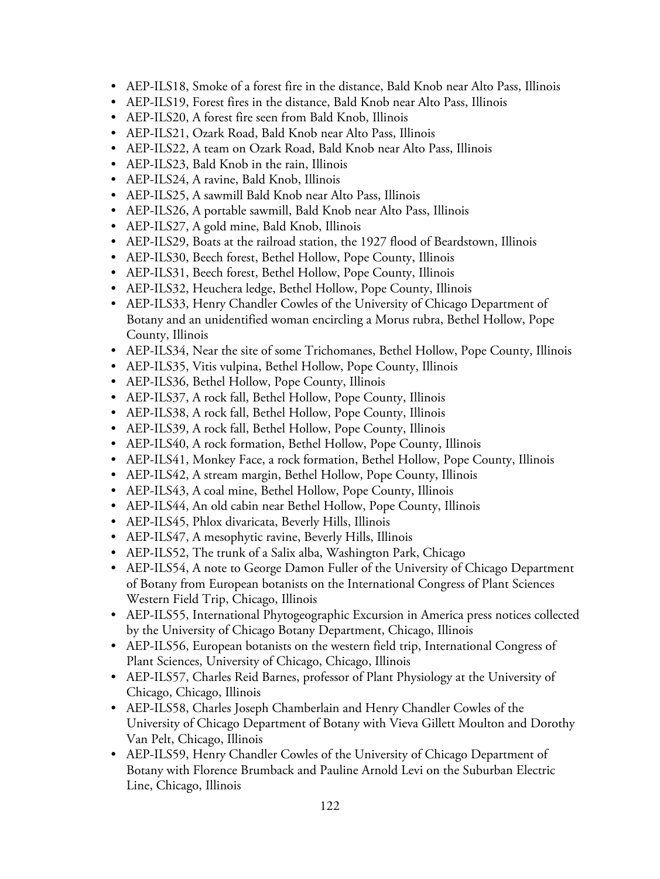- AEP-ILS18, Smoke of a forest fire in the distance, Bald Knob near Alto Pass, Illinois
- AEP-ILS19, Forest fires in the distance, Bald Knob near Alto Pass, Illinois
- AEP-ILS20, A forest fire seen from Bald Knob, Illinois
- AEP-ILS21, Ozark Road, Bald Knob near Alto Pass, Illinois
- AEP-ILS22, A team on Ozark Road, Bald Knob near Alto Pass, Illinois
- AEP-ILS23, Bald Knob in the rain, Illinois
- AEP-ILS24, A ravine, Bald Knob, Illinois
- AEP-ILS25, A sawmill Bald Knob near Alto Pass, Illinois
- AEP-ILS26, A portable sawmill, Bald Knob near Alto Pass, Illinois
- AEP-ILS27, A gold mine, Bald Knob, Illinois
- AEP-ILS29, Boats at the railroad station, the 1927 flood of Beardstown, Illinois
- AEP-ILS30, Beech forest, Bethel Hollow, Pope County, Illinois
- AEP-ILS31, Beech forest, Bethel Hollow, Pope County, Illinois
- AEP-ILS32, Heuchera ledge, Bethel Hollow, Pope County, Illinois
- AEP-ILS33, Henry Chandler Cowles of the University of Chicago Department of Botany and an unidentified woman encircling a Morus rubra, Bethel Hollow, Pope County, Illinois
- AEP-ILS34, Near the site of some Trichomanes, Bethel Hollow, Pope County, Illinois
- AEP-ILS35, Vitis vulpina, Bethel Hollow, Pope County, Illinois
- AEP-ILS36, Bethel Hollow, Pope County, Illinois
- AEP-ILS37, A rock fall, Bethel Hollow, Pope County, Illinois
- AEP-ILS38, A rock fall, Bethel Hollow, Pope County, Illinois
- AEP-ILS39, A rock fall, Bethel Hollow, Pope County, Illinois
- AEP-ILS40, A rock formation, Bethel Hollow, Pope County, Illinois
- AEP-ILS41, Monkey Face, a rock formation, Bethel Hollow, Pope County, Illinois
- AEP-ILS42, A stream margin, Bethel Hollow, Pope County, Illinois
- AEP-ILS43, A coal mine, Bethel Hollow, Pope County, Illinois
- AEP-ILS44, An old cabin near Bethel Hollow, Pope County, Illinois
- AEP-ILS45, Phlox divaricata, Beverly Hills, Illinois
- AEP-ILS47, A mesophytic ravine, Beverly Hills, Illinois
- AEP-ILS52, The trunk of a Salix alba, Washington Park, Chicago
- AEP-ILS54, A note to George Damon Fuller of the University of Chicago Department of Botany from European botanists on the International Congress of Plant Sciences Western Field Trip, Chicago, Illinois
- AEP-ILS55, International Phytogeographic Excursion in America press notices collected by the University of Chicago Botany Department, Chicago, Illinois
- AEP-ILS56, European botanists on the western field trip, International Congress of Plant Sciences, University of Chicago, Chicago, Illinois
- AEP-ILS57, Charles Reid Barnes, professor of Plant Physiology at the University of Chicago, Chicago, Illinois
- AEP-ILS58, Charles Joseph Chamberlain and Henry Chandler Cowles of the University of Chicago Department of Botany with Vieva Gillett Moulton and Dorothy Van Pelt, Chicago, Illinois
- AEP-ILS59, Henry Chandler Cowles of the University of Chicago Department of Botany with Florence Brumback and Pauline Arnold Levi on the Suburban Electric Line, Chicago, Illinois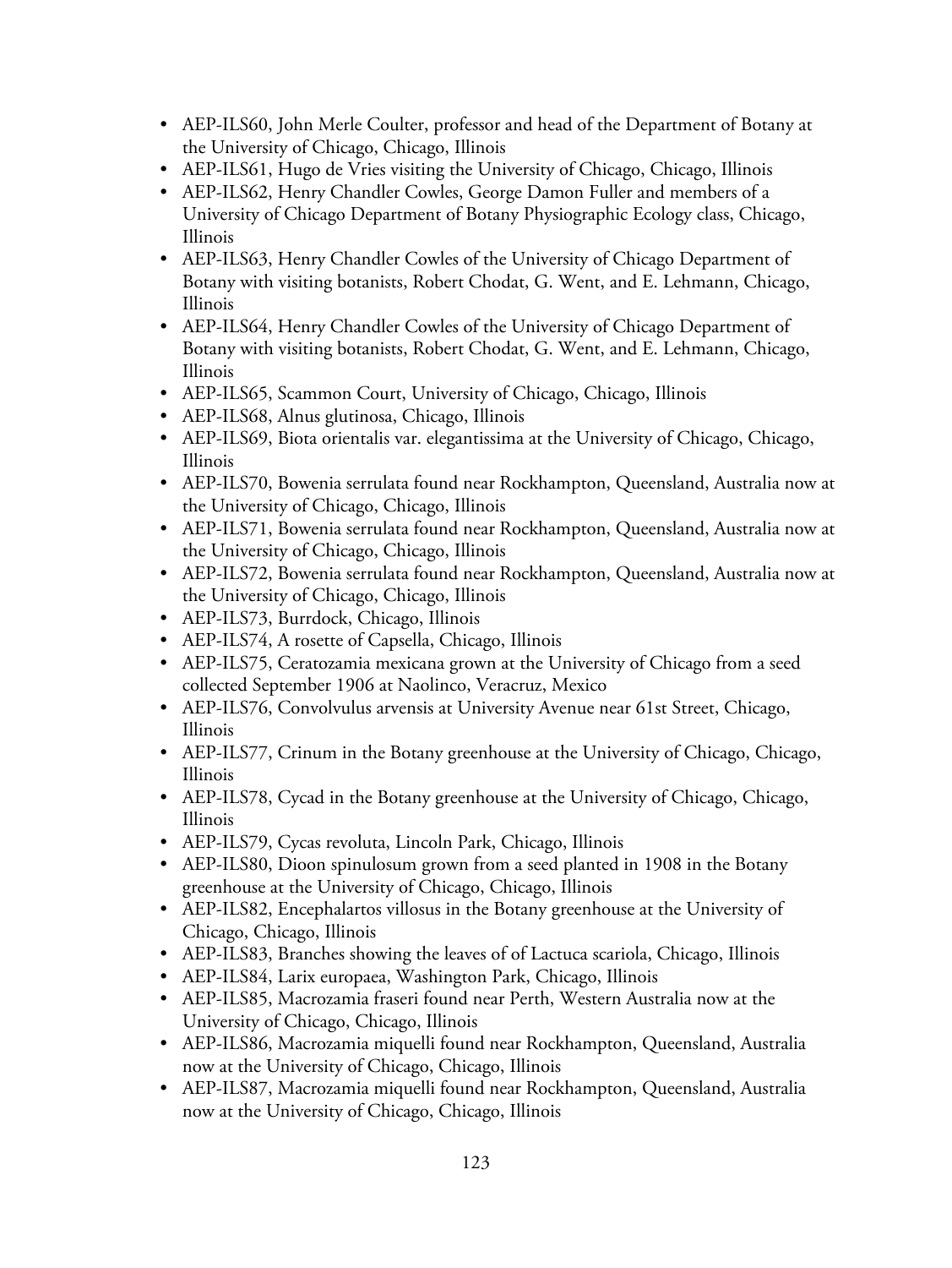- AEP-ILS60, John Merle Coulter, professor and head of the Department of Botany at the University of Chicago, Chicago, Illinois
- AEP-ILS61, Hugo de Vries visiting the University of Chicago, Chicago, Illinois
- AEP-ILS62, Henry Chandler Cowles, George Damon Fuller and members of a University of Chicago Department of Botany Physiographic Ecology class, Chicago, Illinois
- AEP-ILS63, Henry Chandler Cowles of the University of Chicago Department of Botany with visiting botanists, Robert Chodat, G. Went, and E. Lehmann, Chicago, Illinois
- AEP-ILS64, Henry Chandler Cowles of the University of Chicago Department of Botany with visiting botanists, Robert Chodat, G. Went, and E. Lehmann, Chicago, Illinois
- AEP-ILS65, Scammon Court, University of Chicago, Chicago, Illinois
- AEP-ILS68, Alnus glutinosa, Chicago, Illinois
- AEP-ILS69, Biota orientalis var. elegantissima at the University of Chicago, Chicago, Illinois
- AEP-ILS70, Bowenia serrulata found near Rockhampton, Queensland, Australia now at the University of Chicago, Chicago, Illinois
- AEP-ILS71, Bowenia serrulata found near Rockhampton, Queensland, Australia now at the University of Chicago, Chicago, Illinois
- AEP-ILS72, Bowenia serrulata found near Rockhampton, Queensland, Australia now at the University of Chicago, Chicago, Illinois
- AEP-ILS73, Burrdock, Chicago, Illinois
- AEP-ILS74, A rosette of Capsella, Chicago, Illinois
- AEP-ILS75, Ceratozamia mexicana grown at the University of Chicago from a seed collected September 1906 at Naolinco, Veracruz, Mexico
- AEP-ILS76, Convolvulus arvensis at University Avenue near 61st Street, Chicago, Illinois
- AEP-ILS77, Crinum in the Botany greenhouse at the University of Chicago, Chicago, Illinois
- AEP-ILS78, Cycad in the Botany greenhouse at the University of Chicago, Chicago, Illinois
- AEP-ILS79, Cycas revoluta, Lincoln Park, Chicago, Illinois
- AEP-ILS80, Dioon spinulosum grown from a seed planted in 1908 in the Botany greenhouse at the University of Chicago, Chicago, Illinois
- AEP-ILS82, Encephalartos villosus in the Botany greenhouse at the University of Chicago, Chicago, Illinois
- AEP-ILS83, Branches showing the leaves of of Lactuca scariola, Chicago, Illinois
- AEP-ILS84, Larix europaea, Washington Park, Chicago, Illinois
- AEP-ILS85, Macrozamia fraseri found near Perth, Western Australia now at the University of Chicago, Chicago, Illinois
- AEP-ILS86, Macrozamia miquelli found near Rockhampton, Queensland, Australia now at the University of Chicago, Chicago, Illinois
- AEP-ILS87, Macrozamia miquelli found near Rockhampton, Queensland, Australia now at the University of Chicago, Chicago, Illinois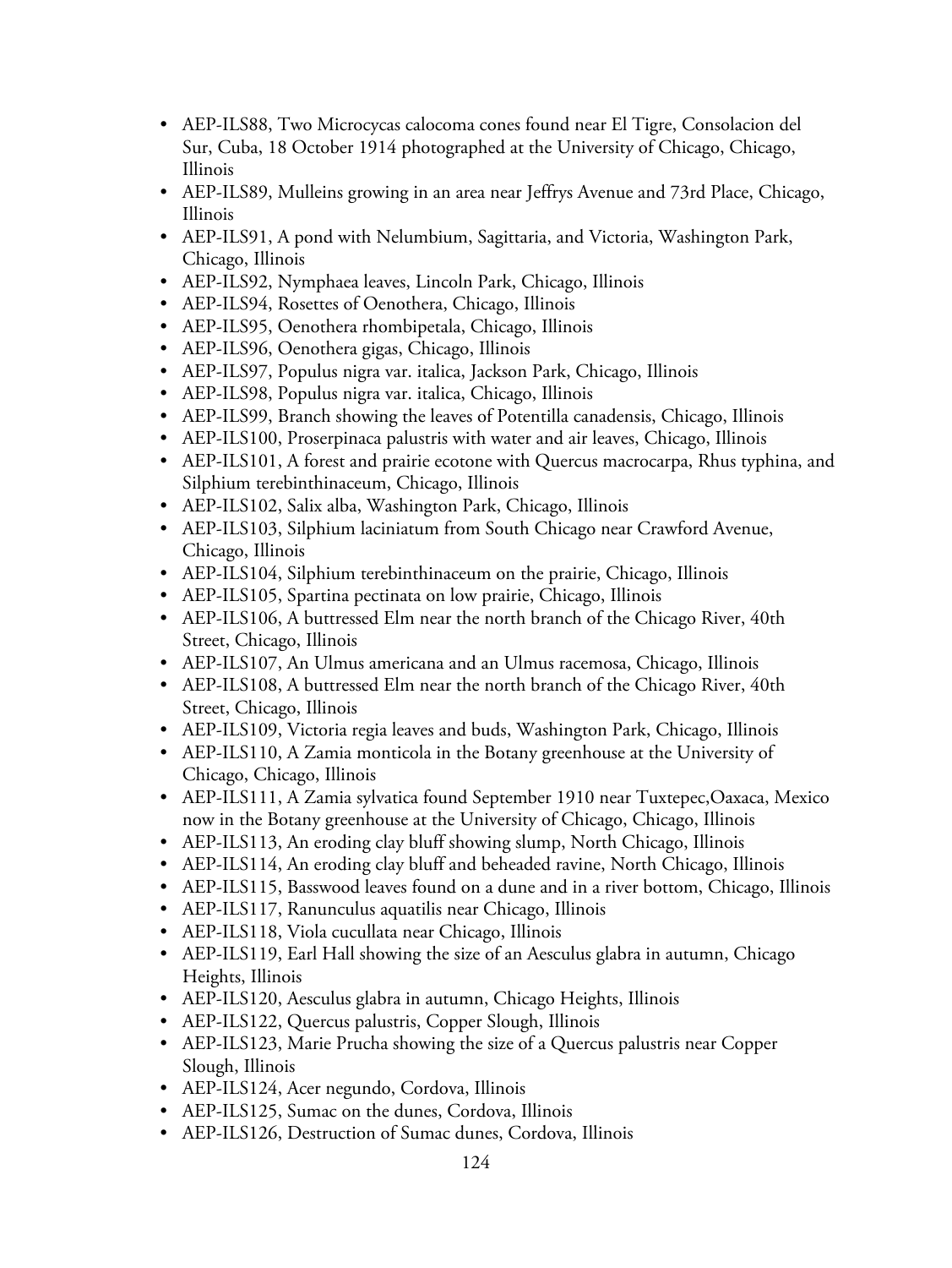- AEP-ILS88, Two Microcycas calocoma cones found near El Tigre, Consolacion del Sur, Cuba, 18 October 1914 photographed at the University of Chicago, Chicago, Illinois
- AEP-ILS89, Mulleins growing in an area near Jeffrys Avenue and 73rd Place, Chicago, Illinois
- AEP-ILS91, A pond with Nelumbium, Sagittaria, and Victoria, Washington Park, Chicago, Illinois
- AEP-ILS92, Nymphaea leaves, Lincoln Park, Chicago, Illinois
- AEP-ILS94, Rosettes of Oenothera, Chicago, Illinois
- AEP-ILS95, Oenothera rhombipetala, Chicago, Illinois
- AEP-ILS96, Oenothera gigas, Chicago, Illinois
- AEP-ILS97, Populus nigra var. italica, Jackson Park, Chicago, Illinois
- AEP-ILS98, Populus nigra var. italica, Chicago, Illinois
- AEP-ILS99, Branch showing the leaves of Potentilla canadensis, Chicago, Illinois
- AEP-ILS100, Proserpinaca palustris with water and air leaves, Chicago, Illinois
- AEP-ILS101, A forest and prairie ecotone with Quercus macrocarpa, Rhus typhina, and Silphium terebinthinaceum, Chicago, Illinois
- AEP-ILS102, Salix alba, Washington Park, Chicago, Illinois
- AEP-ILS103, Silphium laciniatum from South Chicago near Crawford Avenue, Chicago, Illinois
- AEP-ILS104, Silphium terebinthinaceum on the prairie, Chicago, Illinois
- AEP-ILS105, Spartina pectinata on low prairie, Chicago, Illinois
- AEP-ILS106, A buttressed Elm near the north branch of the Chicago River, 40th Street, Chicago, Illinois
- AEP-ILS107, An Ulmus americana and an Ulmus racemosa, Chicago, Illinois
- AEP-ILS108, A buttressed Elm near the north branch of the Chicago River, 40th Street, Chicago, Illinois
- AEP-ILS109, Victoria regia leaves and buds, Washington Park, Chicago, Illinois
- AEP-ILS110, A Zamia monticola in the Botany greenhouse at the University of Chicago, Chicago, Illinois
- AEP-ILS111, A Zamia sylvatica found September 1910 near Tuxtepec,Oaxaca, Mexico now in the Botany greenhouse at the University of Chicago, Chicago, Illinois
- AEP-ILS113, An eroding clay bluff showing slump, North Chicago, Illinois
- AEP-ILS114, An eroding clay bluff and beheaded ravine, North Chicago, Illinois
- AEP-ILS115, Basswood leaves found on a dune and in a river bottom, Chicago, Illinois
- AEP-ILS117, Ranunculus aquatilis near Chicago, Illinois
- AEP-ILS118, Viola cucullata near Chicago, Illinois
- AEP-ILS119, Earl Hall showing the size of an Aesculus glabra in autumn, Chicago Heights, Illinois
- AEP-ILS120, Aesculus glabra in autumn, Chicago Heights, Illinois
- AEP-ILS122, Quercus palustris, Copper Slough, Illinois
- AEP-ILS123, Marie Prucha showing the size of a Quercus palustris near Copper Slough, Illinois
- AEP-ILS124, Acer negundo, Cordova, Illinois
- AEP-ILS125, Sumac on the dunes, Cordova, Illinois
- AEP-ILS126, Destruction of Sumac dunes, Cordova, Illinois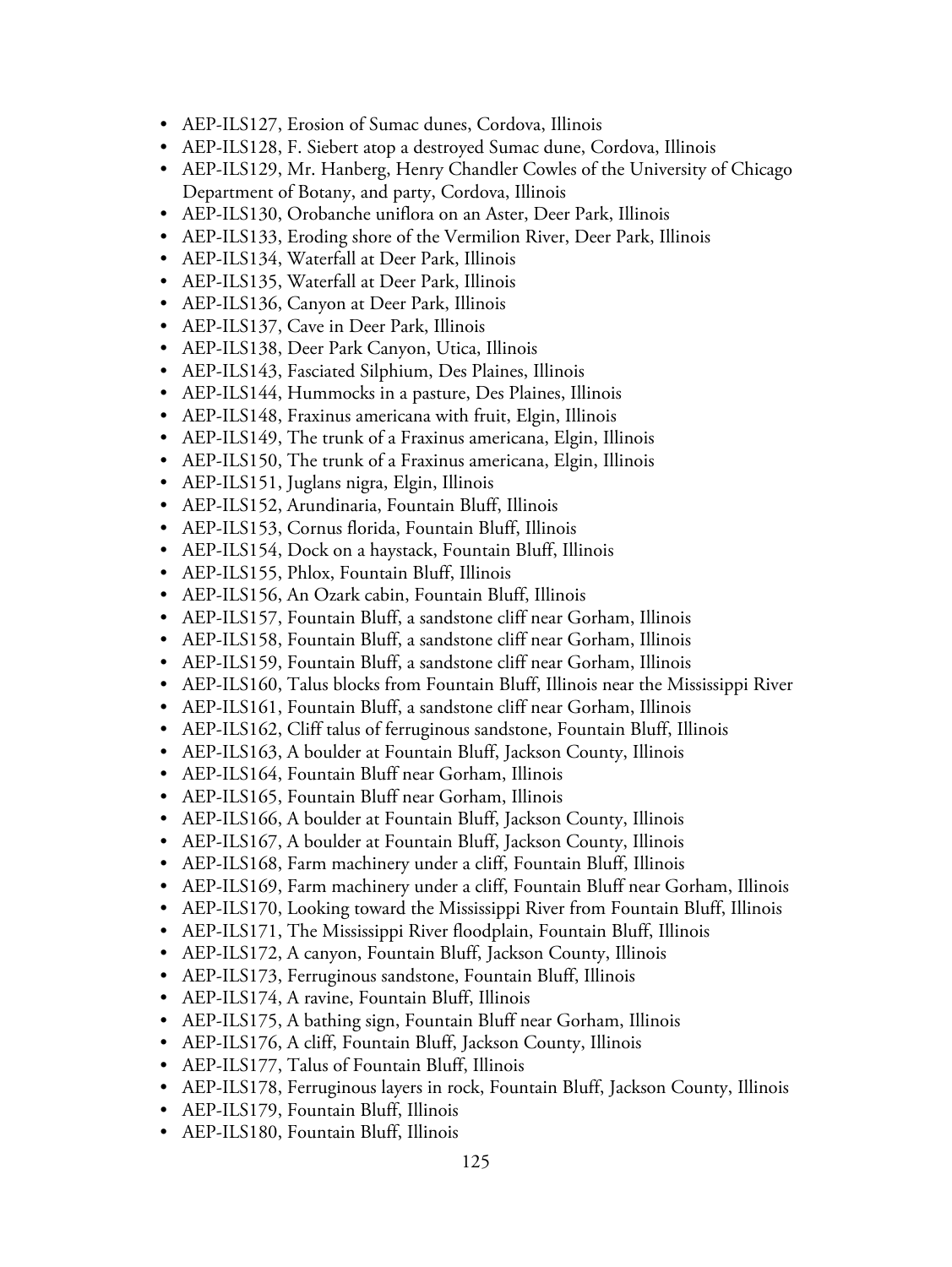- AEP-ILS127, Erosion of Sumac dunes, Cordova, Illinois
- AEP-ILS128, F. Siebert atop a destroyed Sumac dune, Cordova, Illinois
- AEP-ILS129, Mr. Hanberg, Henry Chandler Cowles of the University of Chicago Department of Botany, and party, Cordova, Illinois
- AEP-ILS130, Orobanche uniflora on an Aster, Deer Park, Illinois
- AEP-ILS133, Eroding shore of the Vermilion River, Deer Park, Illinois
- AEP-ILS134, Waterfall at Deer Park, Illinois
- AEP-ILS135, Waterfall at Deer Park, Illinois
- AEP-ILS136, Canyon at Deer Park, Illinois
- AEP-ILS137, Cave in Deer Park, Illinois
- AEP-ILS138, Deer Park Canyon, Utica, Illinois
- AEP-ILS143, Fasciated Silphium, Des Plaines, Illinois
- AEP-ILS144, Hummocks in a pasture, Des Plaines, Illinois
- AEP-ILS148, Fraxinus americana with fruit, Elgin, Illinois
- AEP-ILS149, The trunk of a Fraxinus americana, Elgin, Illinois
- AEP-ILS150, The trunk of a Fraxinus americana, Elgin, Illinois
- AEP-ILS151, Juglans nigra, Elgin, Illinois
- AEP-ILS152, Arundinaria, Fountain Bluff, Illinois
- AEP-ILS153, Cornus florida, Fountain Bluff, Illinois
- AEP-ILS154, Dock on a haystack, Fountain Bluff, Illinois
- AEP-ILS155, Phlox, Fountain Bluff, Illinois
- AEP-ILS156, An Ozark cabin, Fountain Bluff, Illinois
- AEP-ILS157, Fountain Bluff, a sandstone cliff near Gorham, Illinois
- AEP-ILS158, Fountain Bluff, a sandstone cliff near Gorham, Illinois
- AEP-ILS159, Fountain Bluff, a sandstone cliff near Gorham, Illinois
- AEP-ILS160, Talus blocks from Fountain Bluff, Illinois near the Mississippi River
- AEP-ILS161, Fountain Bluff, a sandstone cliff near Gorham, Illinois
- AEP-ILS162, Cliff talus of ferruginous sandstone, Fountain Bluff, Illinois
- AEP-ILS163, A boulder at Fountain Bluff, Jackson County, Illinois
- AEP-ILS164, Fountain Bluff near Gorham, Illinois
- AEP-ILS165, Fountain Bluff near Gorham, Illinois
- AEP-ILS166, A boulder at Fountain Bluff, Jackson County, Illinois
- AEP-ILS167, A boulder at Fountain Bluff, Jackson County, Illinois
- AEP-ILS168, Farm machinery under a cliff, Fountain Bluff, Illinois
- AEP-ILS169, Farm machinery under a cliff, Fountain Bluff near Gorham, Illinois
- AEP-ILS170, Looking toward the Mississippi River from Fountain Bluff, Illinois
- AEP-ILS171, The Mississippi River floodplain, Fountain Bluff, Illinois
- AEP-ILS172, A canyon, Fountain Bluff, Jackson County, Illinois
- AEP-ILS173, Ferruginous sandstone, Fountain Bluff, Illinois
- AEP-ILS174, A ravine, Fountain Bluff, Illinois
- AEP-ILS175, A bathing sign, Fountain Bluff near Gorham, Illinois
- AEP-ILS176, A cliff, Fountain Bluff, Jackson County, Illinois
- AEP-ILS177, Talus of Fountain Bluff, Illinois
- AEP-ILS178, Ferruginous layers in rock, Fountain Bluff, Jackson County, Illinois
- AEP-ILS179, Fountain Bluff, Illinois
- AEP-ILS180, Fountain Bluff, Illinois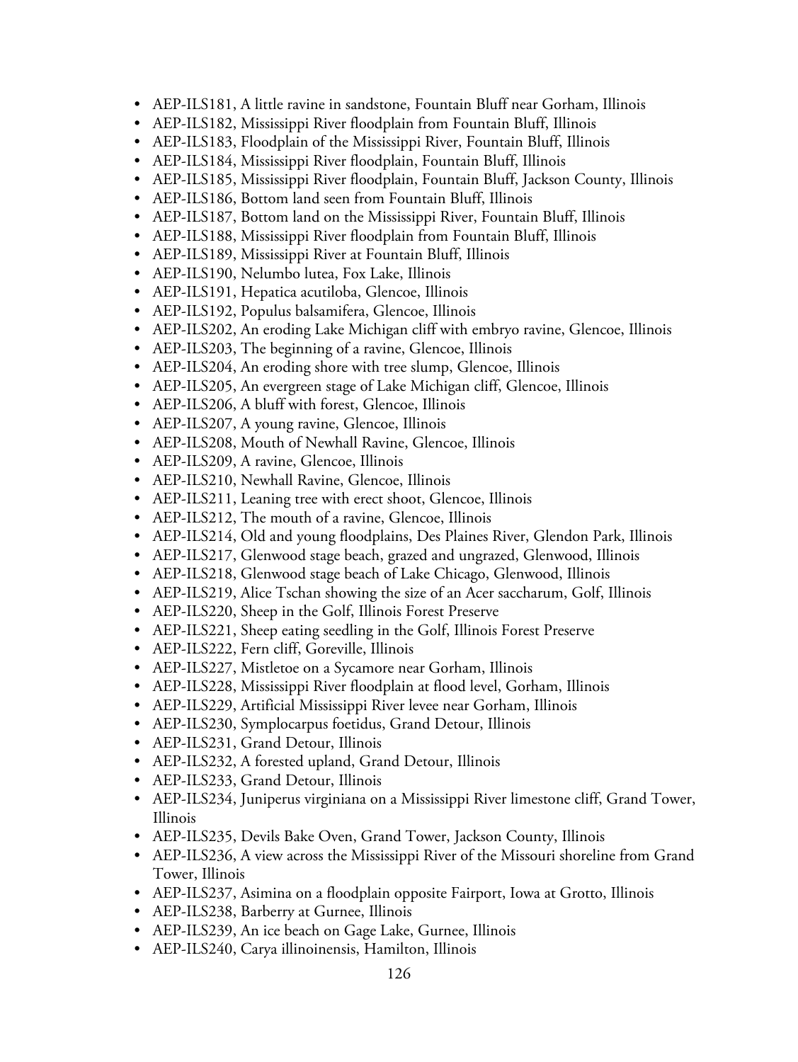- AEP-ILS181, A little ravine in sandstone, Fountain Bluff near Gorham, Illinois
- AEP-ILS182, Mississippi River floodplain from Fountain Bluff, Illinois
- AEP-ILS183, Floodplain of the Mississippi River, Fountain Bluff, Illinois
- AEP-ILS184, Mississippi River floodplain, Fountain Bluff, Illinois
- AEP-ILS185, Mississippi River floodplain, Fountain Bluff, Jackson County, Illinois
- AEP-ILS186, Bottom land seen from Fountain Bluff, Illinois
- AEP-ILS187, Bottom land on the Mississippi River, Fountain Bluff, Illinois
- AEP-ILS188, Mississippi River floodplain from Fountain Bluff, Illinois
- AEP-ILS189, Mississippi River at Fountain Bluff, Illinois
- AEP-ILS190, Nelumbo lutea, Fox Lake, Illinois
- AEP-ILS191, Hepatica acutiloba, Glencoe, Illinois
- AEP-ILS192, Populus balsamifera, Glencoe, Illinois
- AEP-ILS202, An eroding Lake Michigan cliff with embryo ravine, Glencoe, Illinois
- AEP-ILS203, The beginning of a ravine, Glencoe, Illinois
- AEP-ILS204, An eroding shore with tree slump, Glencoe, Illinois
- AEP-ILS205, An evergreen stage of Lake Michigan cliff, Glencoe, Illinois
- AEP-ILS206, A bluff with forest, Glencoe, Illinois
- AEP-ILS207, A young ravine, Glencoe, Illinois
- AEP-ILS208, Mouth of Newhall Ravine, Glencoe, Illinois
- AEP-ILS209, A ravine, Glencoe, Illinois
- AEP-ILS210, Newhall Ravine, Glencoe, Illinois
- AEP-ILS211, Leaning tree with erect shoot, Glencoe, Illinois
- AEP-ILS212, The mouth of a ravine, Glencoe, Illinois
- AEP-ILS214, Old and young floodplains, Des Plaines River, Glendon Park, Illinois
- AEP-ILS217, Glenwood stage beach, grazed and ungrazed, Glenwood, Illinois
- AEP-ILS218, Glenwood stage beach of Lake Chicago, Glenwood, Illinois
- AEP-ILS219, Alice Tschan showing the size of an Acer saccharum, Golf, Illinois
- AEP-ILS220, Sheep in the Golf, Illinois Forest Preserve
- AEP-ILS221, Sheep eating seedling in the Golf, Illinois Forest Preserve
- AEP-ILS222, Fern cliff, Goreville, Illinois
- AEP-ILS227, Mistletoe on a Sycamore near Gorham, Illinois
- AEP-ILS228, Mississippi River floodplain at flood level, Gorham, Illinois
- AEP-ILS229, Artificial Mississippi River levee near Gorham, Illinois
- AEP-ILS230, Symplocarpus foetidus, Grand Detour, Illinois
- AEP-ILS231, Grand Detour, Illinois
- AEP-ILS232, A forested upland, Grand Detour, Illinois
- AEP-ILS233, Grand Detour, Illinois
- AEP-ILS234, Juniperus virginiana on a Mississippi River limestone cliff, Grand Tower, Illinois
- AEP-ILS235, Devils Bake Oven, Grand Tower, Jackson County, Illinois
- AEP-ILS236, A view across the Mississippi River of the Missouri shoreline from Grand Tower, Illinois
- AEP-ILS237, Asimina on a floodplain opposite Fairport, Iowa at Grotto, Illinois
- AEP-ILS238, Barberry at Gurnee, Illinois
- AEP-ILS239, An ice beach on Gage Lake, Gurnee, Illinois
- AEP-ILS240, Carya illinoinensis, Hamilton, Illinois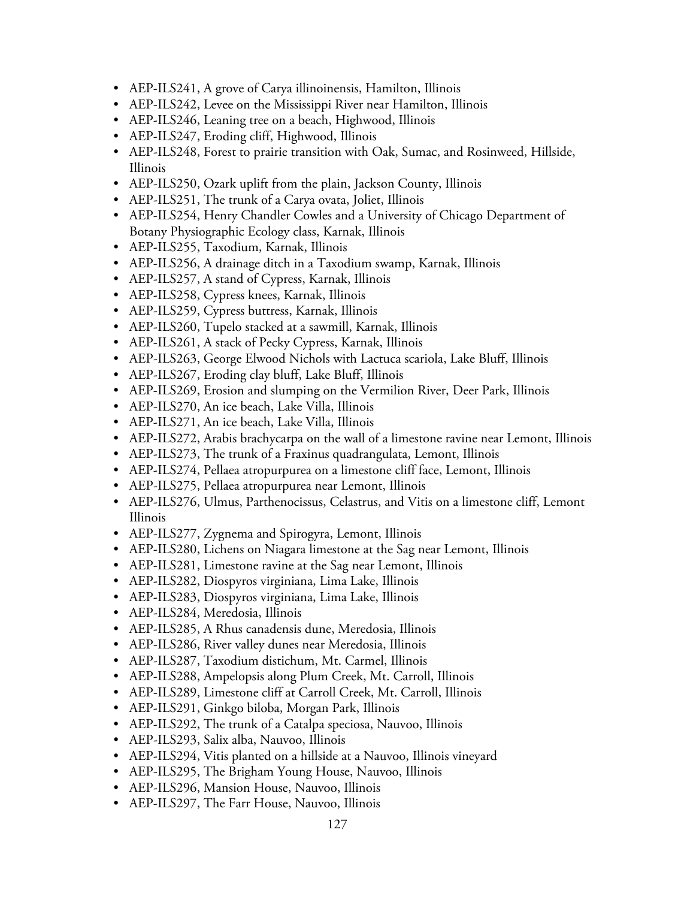- AEP-ILS241, A grove of Carya illinoinensis, Hamilton, Illinois
- AEP-ILS242, Levee on the Mississippi River near Hamilton, Illinois
- AEP-ILS246, Leaning tree on a beach, Highwood, Illinois
- AEP-ILS247, Eroding cliff, Highwood, Illinois
- AEP-ILS248, Forest to prairie transition with Oak, Sumac, and Rosinweed, Hillside, Illinois
- AEP-ILS250, Ozark uplift from the plain, Jackson County, Illinois
- AEP-ILS251, The trunk of a Carya ovata, Joliet, Illinois
- AEP-ILS254, Henry Chandler Cowles and a University of Chicago Department of Botany Physiographic Ecology class, Karnak, Illinois
- AEP-ILS255, Taxodium, Karnak, Illinois
- AEP-ILS256, A drainage ditch in a Taxodium swamp, Karnak, Illinois
- AEP-ILS257, A stand of Cypress, Karnak, Illinois
- AEP-ILS258, Cypress knees, Karnak, Illinois
- AEP-ILS259, Cypress buttress, Karnak, Illinois
- AEP-ILS260, Tupelo stacked at a sawmill, Karnak, Illinois
- AEP-ILS261, A stack of Pecky Cypress, Karnak, Illinois
- AEP-ILS263, George Elwood Nichols with Lactuca scariola, Lake Bluff, Illinois
- AEP-ILS267, Eroding clay bluff, Lake Bluff, Illinois
- AEP-ILS269, Erosion and slumping on the Vermilion River, Deer Park, Illinois
- AEP-ILS270, An ice beach, Lake Villa, Illinois
- AEP-ILS271, An ice beach, Lake Villa, Illinois
- AEP-ILS272, Arabis brachycarpa on the wall of a limestone ravine near Lemont, Illinois
- AEP-ILS273, The trunk of a Fraxinus quadrangulata, Lemont, Illinois
- AEP-ILS274, Pellaea atropurpurea on a limestone cliff face, Lemont, Illinois
- AEP-ILS275, Pellaea atropurpurea near Lemont, Illinois
- AEP-ILS276, Ulmus, Parthenocissus, Celastrus, and Vitis on a limestone cliff, Lemont Illinois
- AEP-ILS277, Zygnema and Spirogyra, Lemont, Illinois
- AEP-ILS280, Lichens on Niagara limestone at the Sag near Lemont, Illinois
- AEP-ILS281, Limestone ravine at the Sag near Lemont, Illinois
- AEP-ILS282, Diospyros virginiana, Lima Lake, Illinois
- AEP-ILS283, Diospyros virginiana, Lima Lake, Illinois
- AEP-ILS284, Meredosia, Illinois
- AEP-ILS285, A Rhus canadensis dune, Meredosia, Illinois
- AEP-ILS286, River valley dunes near Meredosia, Illinois
- AEP-ILS287, Taxodium distichum, Mt. Carmel, Illinois
- AEP-ILS288, Ampelopsis along Plum Creek, Mt. Carroll, Illinois
- AEP-ILS289, Limestone cliff at Carroll Creek, Mt. Carroll, Illinois
- AEP-ILS291, Ginkgo biloba, Morgan Park, Illinois
- AEP-ILS292, The trunk of a Catalpa speciosa, Nauvoo, Illinois
- AEP-ILS293, Salix alba, Nauvoo, Illinois
- AEP-ILS294, Vitis planted on a hillside at a Nauvoo, Illinois vineyard
- AEP-ILS295, The Brigham Young House, Nauvoo, Illinois
- AEP-ILS296, Mansion House, Nauvoo, Illinois
- AEP-ILS297, The Farr House, Nauvoo, Illinois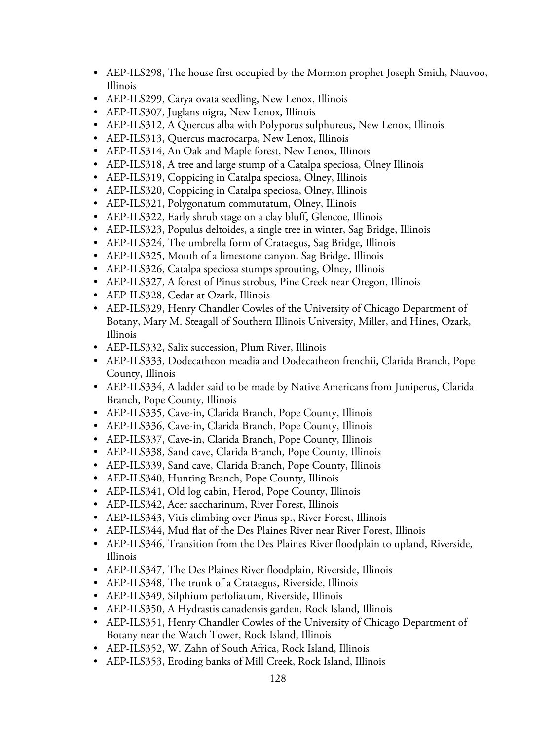- AEP-ILS298, The house first occupied by the Mormon prophet Joseph Smith, Nauvoo, Illinois
- AEP-ILS299, Carya ovata seedling, New Lenox, Illinois
- AEP-ILS307, Juglans nigra, New Lenox, Illinois
- AEP-ILS312, A Quercus alba with Polyporus sulphureus, New Lenox, Illinois
- AEP-ILS313, Quercus macrocarpa, New Lenox, Illinois
- AEP-ILS314, An Oak and Maple forest, New Lenox, Illinois
- AEP-ILS318, A tree and large stump of a Catalpa speciosa, Olney Illinois
- AEP-ILS319, Coppicing in Catalpa speciosa, Olney, Illinois
- AEP-ILS320, Coppicing in Catalpa speciosa, Olney, Illinois
- AEP-ILS321, Polygonatum commutatum, Olney, Illinois
- AEP-ILS322, Early shrub stage on a clay bluff, Glencoe, Illinois
- AEP-ILS323, Populus deltoides, a single tree in winter, Sag Bridge, Illinois
- AEP-ILS324, The umbrella form of Crataegus, Sag Bridge, Illinois
- AEP-ILS325, Mouth of a limestone canyon, Sag Bridge, Illinois
- AEP-ILS326, Catalpa speciosa stumps sprouting, Olney, Illinois
- AEP-ILS327, A forest of Pinus strobus, Pine Creek near Oregon, Illinois
- AEP-ILS328, Cedar at Ozark, Illinois
- AEP-ILS329, Henry Chandler Cowles of the University of Chicago Department of Botany, Mary M. Steagall of Southern Illinois University, Miller, and Hines, Ozark, Illinois
- AEP-ILS332, Salix succession, Plum River, Illinois
- AEP-ILS333, Dodecatheon meadia and Dodecatheon frenchii, Clarida Branch, Pope County, Illinois
- AEP-ILS334, A ladder said to be made by Native Americans from Juniperus, Clarida Branch, Pope County, Illinois
- AEP-ILS335, Cave-in, Clarida Branch, Pope County, Illinois
- AEP-ILS336, Cave-in, Clarida Branch, Pope County, Illinois
- AEP-ILS337, Cave-in, Clarida Branch, Pope County, Illinois
- AEP-ILS338, Sand cave, Clarida Branch, Pope County, Illinois
- AEP-ILS339, Sand cave, Clarida Branch, Pope County, Illinois
- AEP-ILS340, Hunting Branch, Pope County, Illinois
- AEP-ILS341, Old log cabin, Herod, Pope County, Illinois
- AEP-ILS342, Acer saccharinum, River Forest, Illinois
- AEP-ILS343, Vitis climbing over Pinus sp., River Forest, Illinois
- AEP-ILS344, Mud flat of the Des Plaines River near River Forest, Illinois
- AEP-ILS346, Transition from the Des Plaines River floodplain to upland, Riverside, Illinois
- AEP-ILS347, The Des Plaines River floodplain, Riverside, Illinois
- AEP-ILS348, The trunk of a Crataegus, Riverside, Illinois
- AEP-ILS349, Silphium perfoliatum, Riverside, Illinois
- AEP-ILS350, A Hydrastis canadensis garden, Rock Island, Illinois
- AEP-ILS351, Henry Chandler Cowles of the University of Chicago Department of Botany near the Watch Tower, Rock Island, Illinois
- AEP-ILS352, W. Zahn of South Africa, Rock Island, Illinois
- AEP-ILS353, Eroding banks of Mill Creek, Rock Island, Illinois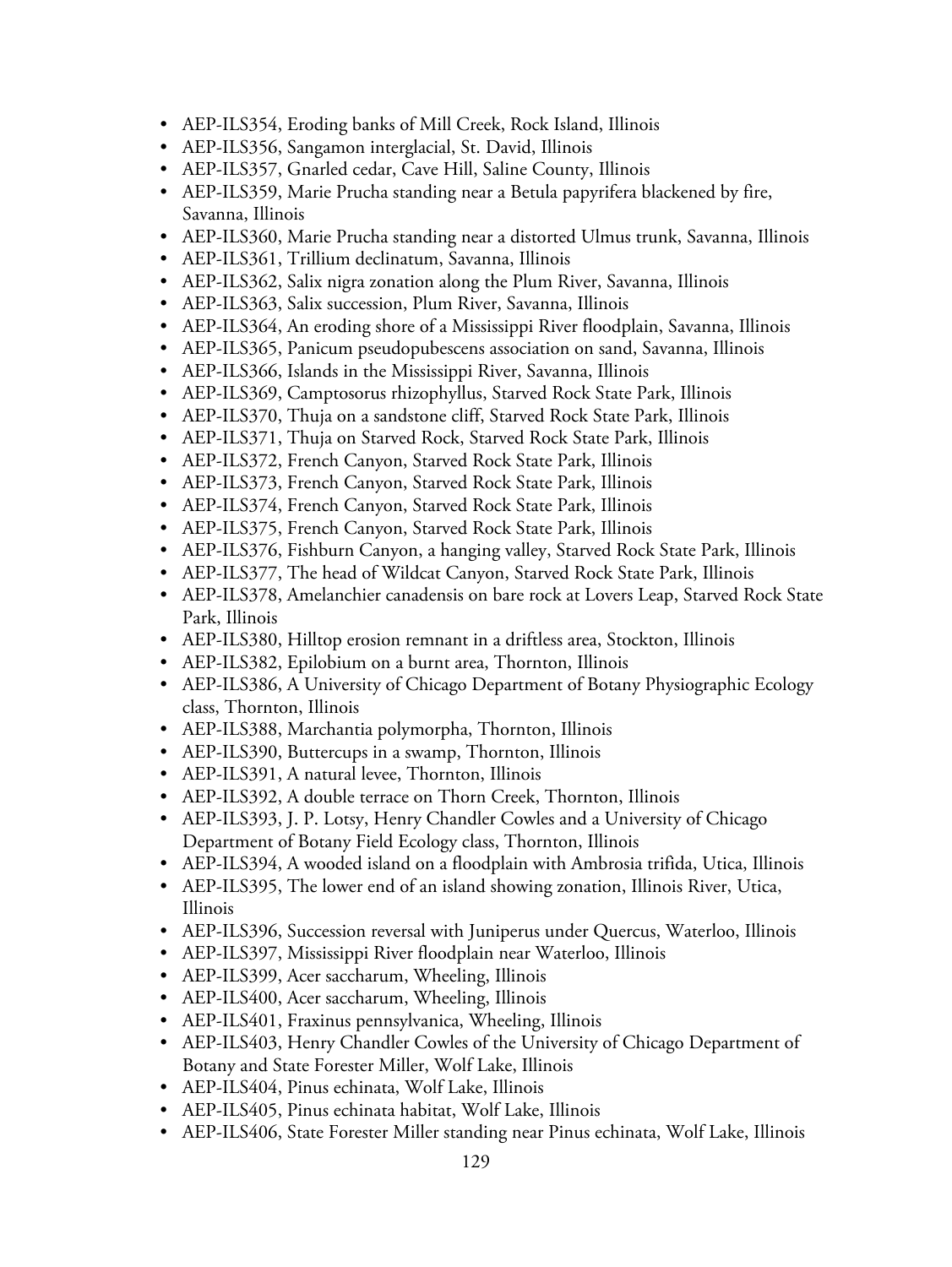- AEP-ILS354, Eroding banks of Mill Creek, Rock Island, Illinois
- AEP-ILS356, Sangamon interglacial, St. David, Illinois
- AEP-ILS357, Gnarled cedar, Cave Hill, Saline County, Illinois
- AEP-ILS359, Marie Prucha standing near a Betula papyrifera blackened by fire, Savanna, Illinois
- AEP-ILS360, Marie Prucha standing near a distorted Ulmus trunk, Savanna, Illinois
- AEP-ILS361, Trillium declinatum, Savanna, Illinois
- AEP-ILS362, Salix nigra zonation along the Plum River, Savanna, Illinois
- AEP-ILS363, Salix succession, Plum River, Savanna, Illinois
- AEP-ILS364, An eroding shore of a Mississippi River floodplain, Savanna, Illinois
- AEP-ILS365, Panicum pseudopubescens association on sand, Savanna, Illinois
- AEP-ILS366, Islands in the Mississippi River, Savanna, Illinois
- AEP-ILS369, Camptosorus rhizophyllus, Starved Rock State Park, Illinois
- AEP-ILS370, Thuja on a sandstone cliff, Starved Rock State Park, Illinois
- AEP-ILS371, Thuja on Starved Rock, Starved Rock State Park, Illinois
- AEP-ILS372, French Canyon, Starved Rock State Park, Illinois
- AEP-ILS373, French Canyon, Starved Rock State Park, Illinois
- AEP-ILS374, French Canyon, Starved Rock State Park, Illinois
- AEP-ILS375, French Canyon, Starved Rock State Park, Illinois
- AEP-ILS376, Fishburn Canyon, a hanging valley, Starved Rock State Park, Illinois
- AEP-ILS377, The head of Wildcat Canyon, Starved Rock State Park, Illinois
- AEP-ILS378, Amelanchier canadensis on bare rock at Lovers Leap, Starved Rock State Park, Illinois
- AEP-ILS380, Hilltop erosion remnant in a driftless area, Stockton, Illinois
- AEP-ILS382, Epilobium on a burnt area, Thornton, Illinois
- AEP-ILS386, A University of Chicago Department of Botany Physiographic Ecology class, Thornton, Illinois
- AEP-ILS388, Marchantia polymorpha, Thornton, Illinois
- AEP-ILS390, Buttercups in a swamp, Thornton, Illinois
- AEP-ILS391, A natural levee, Thornton, Illinois
- AEP-ILS392, A double terrace on Thorn Creek, Thornton, Illinois
- AEP-ILS393, J. P. Lotsy, Henry Chandler Cowles and a University of Chicago Department of Botany Field Ecology class, Thornton, Illinois
- AEP-ILS394, A wooded island on a floodplain with Ambrosia trifida, Utica, Illinois
- AEP-ILS395, The lower end of an island showing zonation, Illinois River, Utica, Illinois
- AEP-ILS396, Succession reversal with Juniperus under Quercus, Waterloo, Illinois
- AEP-ILS397, Mississippi River floodplain near Waterloo, Illinois
- AEP-ILS399, Acer saccharum, Wheeling, Illinois
- AEP-ILS400, Acer saccharum, Wheeling, Illinois
- AEP-ILS401, Fraxinus pennsylvanica, Wheeling, Illinois
- AEP-ILS403, Henry Chandler Cowles of the University of Chicago Department of Botany and State Forester Miller, Wolf Lake, Illinois
- AEP-ILS404, Pinus echinata, Wolf Lake, Illinois
- AEP-ILS405, Pinus echinata habitat, Wolf Lake, Illinois
- AEP-ILS406, State Forester Miller standing near Pinus echinata, Wolf Lake, Illinois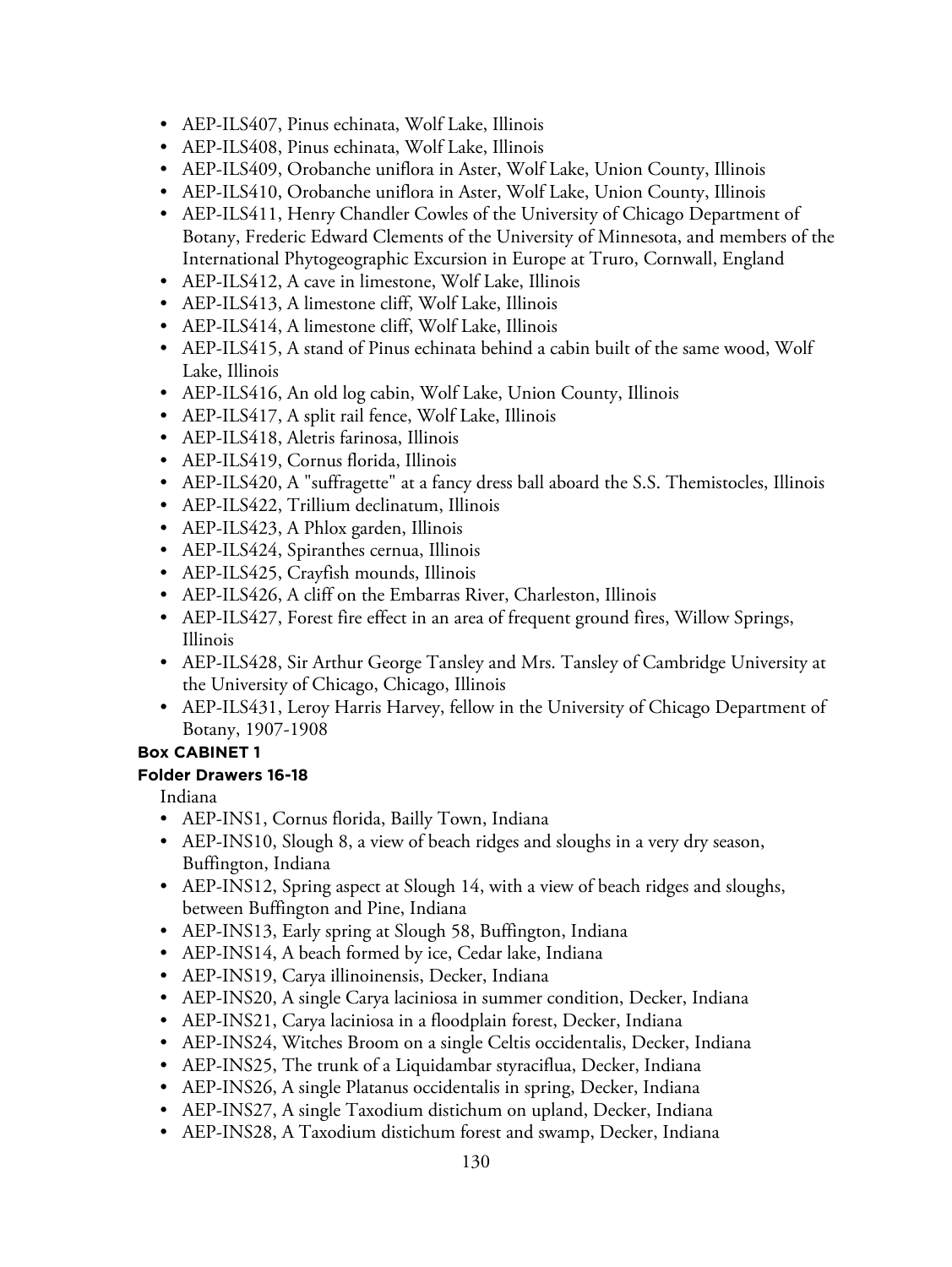- AEP-ILS407, Pinus echinata, Wolf Lake, Illinois
- AEP-ILS408, Pinus echinata, Wolf Lake, Illinois
- AEP-ILS409, Orobanche uniflora in Aster, Wolf Lake, Union County, Illinois
- AEP-ILS410, Orobanche uniflora in Aster, Wolf Lake, Union County, Illinois
- AEP-ILS411, Henry Chandler Cowles of the University of Chicago Department of Botany, Frederic Edward Clements of the University of Minnesota, and members of the International Phytogeographic Excursion in Europe at Truro, Cornwall, England
- AEP-ILS412, A cave in limestone, Wolf Lake, Illinois
- AEP-ILS413, A limestone cliff, Wolf Lake, Illinois
- AEP-ILS414, A limestone cliff, Wolf Lake, Illinois
- AEP-ILS415, A stand of Pinus echinata behind a cabin built of the same wood, Wolf Lake, Illinois
- AEP-ILS416, An old log cabin, Wolf Lake, Union County, Illinois
- AEP-ILS417, A split rail fence, Wolf Lake, Illinois
- AEP-ILS418, Aletris farinosa, Illinois
- AEP-ILS419, Cornus florida, Illinois
- AEP-ILS420, A "suffragette" at a fancy dress ball aboard the S.S. Themistocles, Illinois
- AEP-ILS422, Trillium declinatum, Illinois
- AEP-ILS423, A Phlox garden, Illinois
- AEP-ILS424, Spiranthes cernua, Illinois
- AEP-ILS425, Crayfish mounds, Illinois
- AEP-ILS426, A cliff on the Embarras River, Charleston, Illinois
- AEP-ILS427, Forest fire effect in an area of frequent ground fires, Willow Springs, Illinois
- AEP-ILS428, Sir Arthur George Tansley and Mrs. Tansley of Cambridge University at the University of Chicago, Chicago, Illinois
- AEP-ILS431, Leroy Harris Harvey, fellow in the University of Chicago Department of Botany, 1907-1908

**Box CABINET 1**

**Folder Drawers 16-18**

Indiana

- AEP-INS1, Cornus florida, Bailly Town, Indiana
- AEP-INS10, Slough 8, a view of beach ridges and sloughs in a very dry season, Buffington, Indiana
- AEP-INS12, Spring aspect at Slough 14, with a view of beach ridges and sloughs, between Buffington and Pine, Indiana
- AEP-INS13, Early spring at Slough 58, Buffington, Indiana
- AEP-INS14, A beach formed by ice, Cedar lake, Indiana
- AEP-INS19, Carya illinoinensis, Decker, Indiana
- AEP-INS20, A single Carya laciniosa in summer condition, Decker, Indiana
- AEP-INS21, Carya laciniosa in a floodplain forest, Decker, Indiana
- AEP-INS24, Witches Broom on a single Celtis occidentalis, Decker, Indiana
- AEP-INS25, The trunk of a Liquidambar styraciflua, Decker, Indiana
- AEP-INS26, A single Platanus occidentalis in spring, Decker, Indiana
- AEP-INS27, A single Taxodium distichum on upland, Decker, Indiana
- AEP-INS28, A Taxodium distichum forest and swamp, Decker, Indiana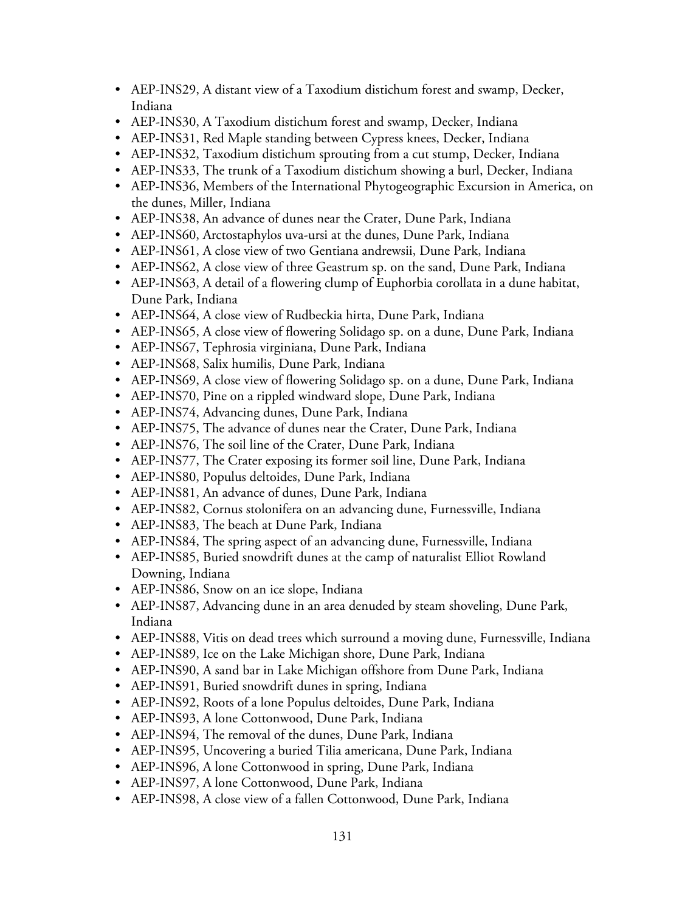- AEP-INS29, A distant view of a Taxodium distichum forest and swamp, Decker, Indiana
- AEP-INS30, A Taxodium distichum forest and swamp, Decker, Indiana
- AEP-INS31, Red Maple standing between Cypress knees, Decker, Indiana
- AEP-INS32, Taxodium distichum sprouting from a cut stump, Decker, Indiana
- AEP-INS33, The trunk of a Taxodium distichum showing a burl, Decker, Indiana
- AEP-INS36, Members of the International Phytogeographic Excursion in America, on the dunes, Miller, Indiana
- AEP-INS38, An advance of dunes near the Crater, Dune Park, Indiana
- AEP-INS60, Arctostaphylos uva-ursi at the dunes, Dune Park, Indiana
- AEP-INS61, A close view of two Gentiana andrewsii, Dune Park, Indiana
- AEP-INS62, A close view of three Geastrum sp. on the sand, Dune Park, Indiana
- AEP-INS63, A detail of a flowering clump of Euphorbia corollata in a dune habitat, Dune Park, Indiana
- AEP-INS64, A close view of Rudbeckia hirta, Dune Park, Indiana
- AEP-INS65, A close view of flowering Solidago sp. on a dune, Dune Park, Indiana
- AEP-INS67, Tephrosia virginiana, Dune Park, Indiana
- AEP-INS68, Salix humilis, Dune Park, Indiana
- AEP-INS69, A close view of flowering Solidago sp. on a dune, Dune Park, Indiana
- AEP-INS70, Pine on a rippled windward slope, Dune Park, Indiana
- AEP-INS74, Advancing dunes, Dune Park, Indiana
- AEP-INS75, The advance of dunes near the Crater, Dune Park, Indiana
- AEP-INS76, The soil line of the Crater, Dune Park, Indiana
- AEP-INS77, The Crater exposing its former soil line, Dune Park, Indiana
- AEP-INS80, Populus deltoides, Dune Park, Indiana
- AEP-INS81, An advance of dunes, Dune Park, Indiana
- AEP-INS82, Cornus stolonifera on an advancing dune, Furnessville, Indiana
- AEP-INS83, The beach at Dune Park, Indiana
- AEP-INS84, The spring aspect of an advancing dune, Furnessville, Indiana
- AEP-INS85, Buried snowdrift dunes at the camp of naturalist Elliot Rowland Downing, Indiana
- AEP-INS86, Snow on an ice slope, Indiana
- AEP-INS87, Advancing dune in an area denuded by steam shoveling, Dune Park, Indiana
- AEP-INS88, Vitis on dead trees which surround a moving dune, Furnessville, Indiana
- AEP-INS89, Ice on the Lake Michigan shore, Dune Park, Indiana
- AEP-INS90, A sand bar in Lake Michigan offshore from Dune Park, Indiana
- AEP-INS91, Buried snowdrift dunes in spring, Indiana
- AEP-INS92, Roots of a lone Populus deltoides, Dune Park, Indiana
- AEP-INS93, A lone Cottonwood, Dune Park, Indiana
- AEP-INS94, The removal of the dunes, Dune Park, Indiana
- AEP-INS95, Uncovering a buried Tilia americana, Dune Park, Indiana
- AEP-INS96, A lone Cottonwood in spring, Dune Park, Indiana
- AEP-INS97, A lone Cottonwood, Dune Park, Indiana
- AEP-INS98, A close view of a fallen Cottonwood, Dune Park, Indiana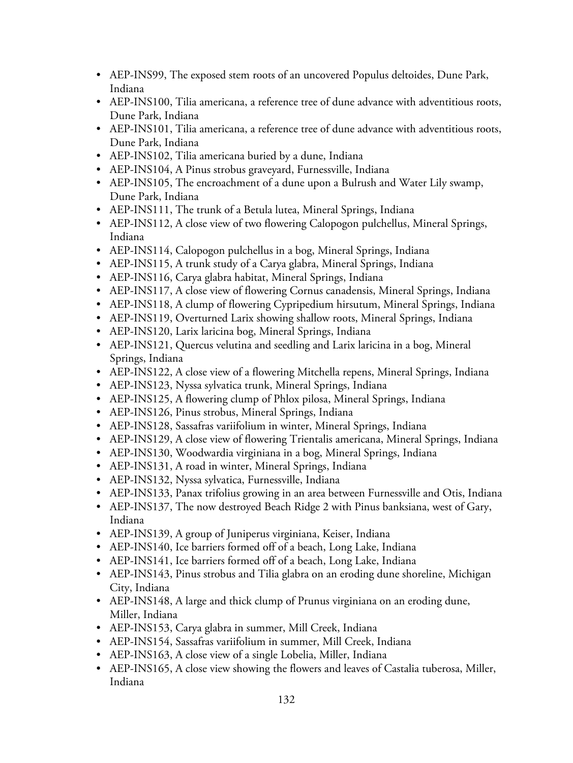- AEP-INS99, The exposed stem roots of an uncovered Populus deltoides, Dune Park, Indiana
- AEP-INS100, Tilia americana, a reference tree of dune advance with adventitious roots, Dune Park, Indiana
- AEP-INS101, Tilia americana, a reference tree of dune advance with adventitious roots, Dune Park, Indiana
- AEP-INS102, Tilia americana buried by a dune, Indiana
- AEP-INS104, A Pinus strobus graveyard, Furnessville, Indiana
- AEP-INS105, The encroachment of a dune upon a Bulrush and Water Lily swamp, Dune Park, Indiana
- AEP-INS111, The trunk of a Betula lutea, Mineral Springs, Indiana
- AEP-INS112, A close view of two flowering Calopogon pulchellus, Mineral Springs, Indiana
- AEP-INS114, Calopogon pulchellus in a bog, Mineral Springs, Indiana
- AEP-INS115, A trunk study of a Carya glabra, Mineral Springs, Indiana
- AEP-INS116, Carya glabra habitat, Mineral Springs, Indiana
- AEP-INS117, A close view of flowering Cornus canadensis, Mineral Springs, Indiana
- AEP-INS118, A clump of flowering Cypripedium hirsutum, Mineral Springs, Indiana
- AEP-INS119, Overturned Larix showing shallow roots, Mineral Springs, Indiana
- AEP-INS120, Larix laricina bog, Mineral Springs, Indiana
- AEP-INS121, Quercus velutina and seedling and Larix laricina in a bog, Mineral Springs, Indiana
- AEP-INS122, A close view of a flowering Mitchella repens, Mineral Springs, Indiana
- AEP-INS123, Nyssa sylvatica trunk, Mineral Springs, Indiana
- AEP-INS125, A flowering clump of Phlox pilosa, Mineral Springs, Indiana
- AEP-INS126, Pinus strobus, Mineral Springs, Indiana
- AEP-INS128, Sassafras variifolium in winter, Mineral Springs, Indiana
- AEP-INS129, A close view of flowering Trientalis americana, Mineral Springs, Indiana
- AEP-INS130, Woodwardia virginiana in a bog, Mineral Springs, Indiana
- AEP-INS131, A road in winter, Mineral Springs, Indiana
- AEP-INS132, Nyssa sylvatica, Furnessville, Indiana
- AEP-INS133, Panax trifolius growing in an area between Furnessville and Otis, Indiana
- AEP-INS137, The now destroyed Beach Ridge 2 with Pinus banksiana, west of Gary, Indiana
- AEP-INS139, A group of Juniperus virginiana, Keiser, Indiana
- AEP-INS140, Ice barriers formed off of a beach, Long Lake, Indiana
- AEP-INS141, Ice barriers formed off of a beach, Long Lake, Indiana
- AEP-INS143, Pinus strobus and Tilia glabra on an eroding dune shoreline, Michigan City, Indiana
- AEP-INS148, A large and thick clump of Prunus virginiana on an eroding dune, Miller, Indiana
- AEP-INS153, Carya glabra in summer, Mill Creek, Indiana
- AEP-INS154, Sassafras variifolium in summer, Mill Creek, Indiana
- AEP-INS163, A close view of a single Lobelia, Miller, Indiana
- AEP-INS165, A close view showing the flowers and leaves of Castalia tuberosa, Miller, Indiana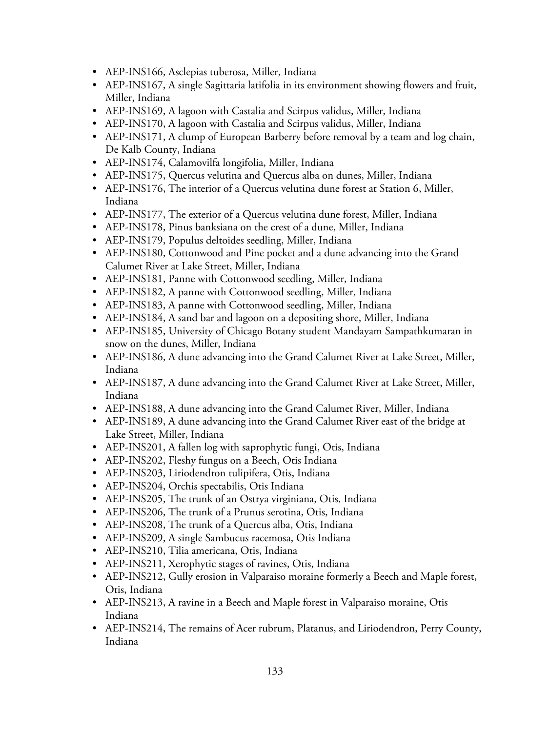- AEP-INS166, Asclepias tuberosa, Miller, Indiana
- AEP-INS167, A single Sagittaria latifolia in its environment showing flowers and fruit, Miller, Indiana
- AEP-INS169, A lagoon with Castalia and Scirpus validus, Miller, Indiana
- AEP-INS170, A lagoon with Castalia and Scirpus validus, Miller, Indiana
- AEP-INS171, A clump of European Barberry before removal by a team and log chain, De Kalb County, Indiana
- AEP-INS174, Calamovilfa longifolia, Miller, Indiana
- AEP-INS175, Quercus velutina and Quercus alba on dunes, Miller, Indiana
- AEP-INS176, The interior of a Quercus velutina dune forest at Station 6, Miller, Indiana
- AEP-INS177, The exterior of a Quercus velutina dune forest, Miller, Indiana
- AEP-INS178, Pinus banksiana on the crest of a dune, Miller, Indiana
- AEP-INS179, Populus deltoides seedling, Miller, Indiana
- AEP-INS180, Cottonwood and Pine pocket and a dune advancing into the Grand Calumet River at Lake Street, Miller, Indiana
- AEP-INS181, Panne with Cottonwood seedling, Miller, Indiana
- AEP-INS182, A panne with Cottonwood seedling, Miller, Indiana
- AEP-INS183, A panne with Cottonwood seedling, Miller, Indiana
- AEP-INS184, A sand bar and lagoon on a depositing shore, Miller, Indiana
- AEP-INS185, University of Chicago Botany student Mandayam Sampathkumaran in snow on the dunes, Miller, Indiana
- AEP-INS186, A dune advancing into the Grand Calumet River at Lake Street, Miller, Indiana
- AEP-INS187, A dune advancing into the Grand Calumet River at Lake Street, Miller, Indiana
- AEP-INS188, A dune advancing into the Grand Calumet River, Miller, Indiana
- AEP-INS189, A dune advancing into the Grand Calumet River east of the bridge at Lake Street, Miller, Indiana
- AEP-INS201, A fallen log with saprophytic fungi, Otis, Indiana
- AEP-INS202, Fleshy fungus on a Beech, Otis Indiana
- AEP-INS203, Liriodendron tulipifera, Otis, Indiana
- AEP-INS204, Orchis spectabilis, Otis Indiana
- AEP-INS205, The trunk of an Ostrya virginiana, Otis, Indiana
- AEP-INS206, The trunk of a Prunus serotina, Otis, Indiana
- AEP-INS208, The trunk of a Quercus alba, Otis, Indiana
- AEP-INS209, A single Sambucus racemosa, Otis Indiana
- AEP-INS210, Tilia americana, Otis, Indiana
- AEP-INS211, Xerophytic stages of ravines, Otis, Indiana
- AEP-INS212, Gully erosion in Valparaiso moraine formerly a Beech and Maple forest, Otis, Indiana
- AEP-INS213, A ravine in a Beech and Maple forest in Valparaiso moraine, Otis Indiana
- AEP-INS214, The remains of Acer rubrum, Platanus, and Liriodendron, Perry County, Indiana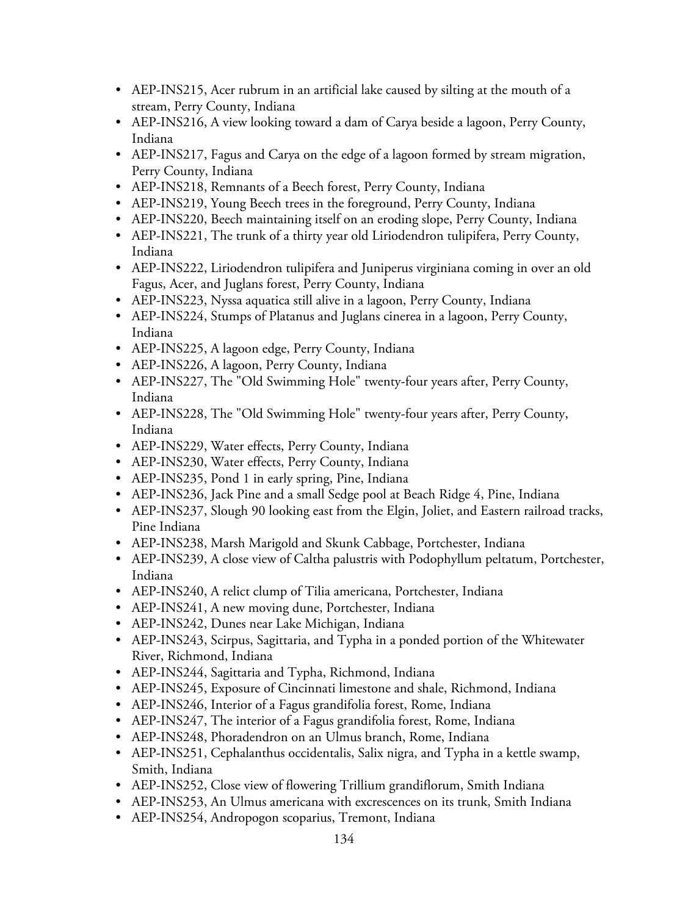- AEP-INS215, Acer rubrum in an artificial lake caused by silting at the mouth of a stream, Perry County, Indiana
- AEP-INS216, A view looking toward a dam of Carya beside a lagoon, Perry County, Indiana
- AEP-INS217, Fagus and Carya on the edge of a lagoon formed by stream migration, Perry County, Indiana
- AEP-INS218, Remnants of a Beech forest, Perry County, Indiana
- AEP-INS219, Young Beech trees in the foreground, Perry County, Indiana
- AEP-INS220, Beech maintaining itself on an eroding slope, Perry County, Indiana
- AEP-INS221, The trunk of a thirty year old Liriodendron tulipifera, Perry County, Indiana
- AEP-INS222, Liriodendron tulipifera and Juniperus virginiana coming in over an old Fagus, Acer, and Juglans forest, Perry County, Indiana
- AEP-INS223, Nyssa aquatica still alive in a lagoon, Perry County, Indiana
- AEP-INS224, Stumps of Platanus and Juglans cinerea in a lagoon, Perry County, Indiana
- AEP-INS225, A lagoon edge, Perry County, Indiana
- AEP-INS226, A lagoon, Perry County, Indiana
- AEP-INS227, The "Old Swimming Hole" twenty-four years after, Perry County, Indiana
- AEP-INS228, The "Old Swimming Hole" twenty-four years after, Perry County, Indiana
- AEP-INS229, Water effects, Perry County, Indiana
- AEP-INS230, Water effects, Perry County, Indiana
- AEP-INS235, Pond 1 in early spring, Pine, Indiana
- AEP-INS236, Jack Pine and a small Sedge pool at Beach Ridge 4, Pine, Indiana
- AEP-INS237, Slough 90 looking east from the Elgin, Joliet, and Eastern railroad tracks, Pine Indiana
- AEP-INS238, Marsh Marigold and Skunk Cabbage, Portchester, Indiana
- AEP-INS239, A close view of Caltha palustris with Podophyllum peltatum, Portchester, Indiana
- AEP-INS240, A relict clump of Tilia americana, Portchester, Indiana
- AEP-INS241, A new moving dune, Portchester, Indiana
- AEP-INS242, Dunes near Lake Michigan, Indiana
- AEP-INS243, Scirpus, Sagittaria, and Typha in a ponded portion of the Whitewater River, Richmond, Indiana
- AEP-INS244, Sagittaria and Typha, Richmond, Indiana
- AEP-INS245, Exposure of Cincinnati limestone and shale, Richmond, Indiana
- AEP-INS246, Interior of a Fagus grandifolia forest, Rome, Indiana
- AEP-INS247, The interior of a Fagus grandifolia forest, Rome, Indiana
- AEP-INS248, Phoradendron on an Ulmus branch, Rome, Indiana
- AEP-INS251, Cephalanthus occidentalis, Salix nigra, and Typha in a kettle swamp, Smith, Indiana
- AEP-INS252, Close view of flowering Trillium grandiflorum, Smith Indiana
- AEP-INS253, An Ulmus americana with excrescences on its trunk, Smith Indiana
- AEP-INS254, Andropogon scoparius, Tremont, Indiana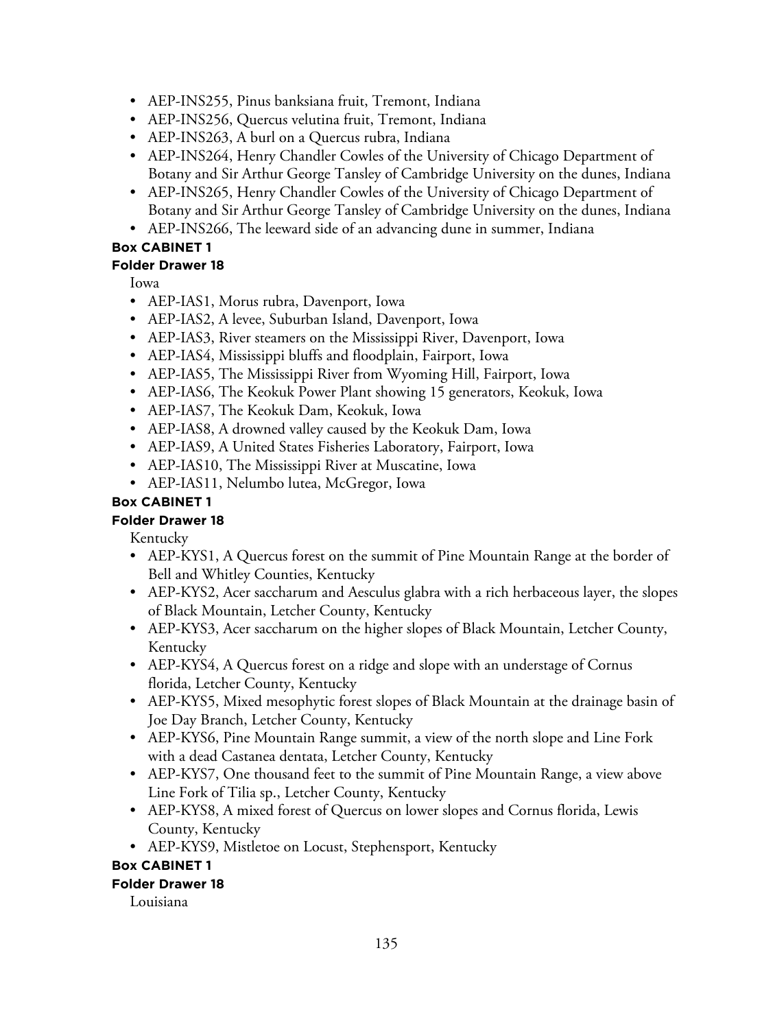- AEP-INS255, Pinus banksiana fruit, Tremont, Indiana
- AEP-INS256, Quercus velutina fruit, Tremont, Indiana
- AEP-INS263, A burl on a Quercus rubra, Indiana
- AEP-INS264, Henry Chandler Cowles of the University of Chicago Department of Botany and Sir Arthur George Tansley of Cambridge University on the dunes, Indiana
- AEP-INS265, Henry Chandler Cowles of the University of Chicago Department of Botany and Sir Arthur George Tansley of Cambridge University on the dunes, Indiana
- AEP-INS266, The leeward side of an advancing dune in summer, Indiana

**Box CABINET 1**

**Folder Drawer 18**

Iowa

- AEP-IAS1, Morus rubra, Davenport, Iowa
- AEP-IAS2, A levee, Suburban Island, Davenport, Iowa
- AEP-IAS3, River steamers on the Mississippi River, Davenport, Iowa
- AEP-IAS4, Mississippi bluffs and floodplain, Fairport, Iowa
- AEP-IAS5, The Mississippi River from Wyoming Hill, Fairport, Iowa
- AEP-IAS6, The Keokuk Power Plant showing 15 generators, Keokuk, Iowa
- AEP-IAS7, The Keokuk Dam, Keokuk, Iowa
- AEP-IAS8, A drowned valley caused by the Keokuk Dam, Iowa
- AEP-IAS9, A United States Fisheries Laboratory, Fairport, Iowa
- AEP-IAS10, The Mississippi River at Muscatine, Iowa
- AEP-IAS11, Nelumbo lutea, McGregor, Iowa

**Box CABINET 1**

**Folder Drawer 18**

Kentucky

- AEP-KYS1, A Quercus forest on the summit of Pine Mountain Range at the border of Bell and Whitley Counties, Kentucky
- AEP-KYS2, Acer saccharum and Aesculus glabra with a rich herbaceous layer, the slopes of Black Mountain, Letcher County, Kentucky
- AEP-KYS3, Acer saccharum on the higher slopes of Black Mountain, Letcher County, Kentucky
- AEP-KYS4, A Quercus forest on a ridge and slope with an understage of Cornus florida, Letcher County, Kentucky
- AEP-KYS5, Mixed mesophytic forest slopes of Black Mountain at the drainage basin of Joe Day Branch, Letcher County, Kentucky
- AEP-KYS6, Pine Mountain Range summit, a view of the north slope and Line Fork with a dead Castanea dentata, Letcher County, Kentucky
- AEP-KYS7, One thousand feet to the summit of Pine Mountain Range, a view above Line Fork of Tilia sp., Letcher County, Kentucky
- AEP-KYS8, A mixed forest of Quercus on lower slopes and Cornus florida, Lewis County, Kentucky
- AEP-KYS9, Mistletoe on Locust, Stephensport, Kentucky

**Box CABINET 1**

**Folder Drawer 18**

Louisiana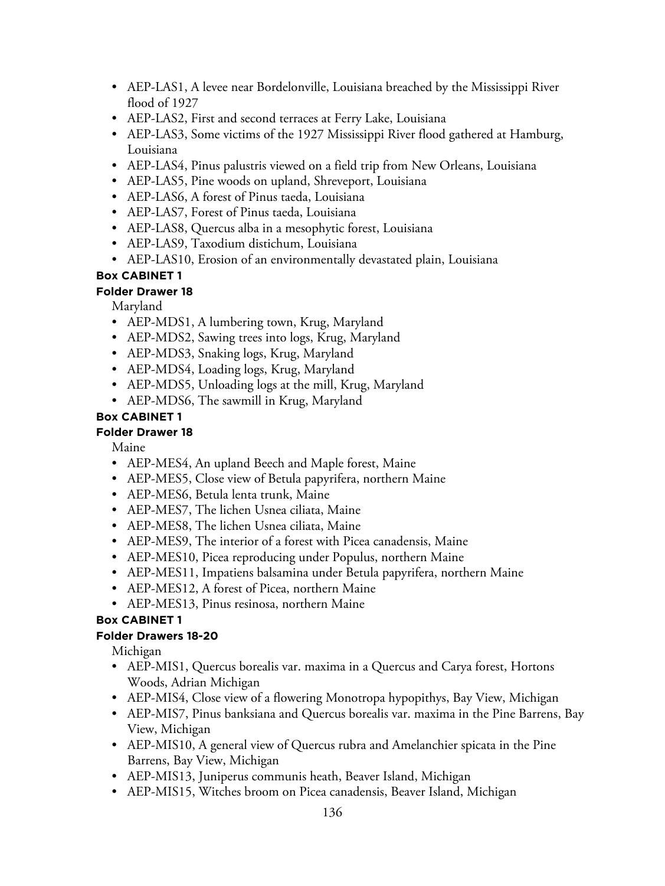- AEP-LAS1, A levee near Bordelonville, Louisiana breached by the Mississippi River flood of 1927
- AEP-LAS2, First and second terraces at Ferry Lake, Louisiana
- AEP-LAS3, Some victims of the 1927 Mississippi River flood gathered at Hamburg, Louisiana
- AEP-LAS4, Pinus palustris viewed on a field trip from New Orleans, Louisiana
- AEP-LAS5, Pine woods on upland, Shreveport, Louisiana
- AEP-LAS6, A forest of Pinus taeda, Louisiana
- AEP-LAS7, Forest of Pinus taeda, Louisiana
- AEP-LAS8, Quercus alba in a mesophytic forest, Louisiana
- AEP-LAS9, Taxodium distichum, Louisiana
- AEP-LAS10, Erosion of an environmentally devastated plain, Louisiana

**Box CABINET 1**

**Folder Drawer 18**

Maryland

- AEP-MDS1, A lumbering town, Krug, Maryland
- AEP-MDS2, Sawing trees into logs, Krug, Maryland
- AEP-MDS3, Snaking logs, Krug, Maryland
- AEP-MDS4, Loading logs, Krug, Maryland
- AEP-MDS5, Unloading logs at the mill, Krug, Maryland
- AEP-MDS6, The sawmill in Krug, Maryland

**Box CABINET 1**

**Folder Drawer 18**

Maine

- AEP-MES4, An upland Beech and Maple forest, Maine
- AEP-MES5, Close view of Betula papyrifera, northern Maine
- AEP-MES6, Betula lenta trunk, Maine
- AEP-MES7, The lichen Usnea ciliata, Maine
- AEP-MES8, The lichen Usnea ciliata, Maine
- AEP-MES9, The interior of a forest with Picea canadensis, Maine
- AEP-MES10, Picea reproducing under Populus, northern Maine
- AEP-MES11, Impatiens balsamina under Betula papyrifera, northern Maine
- AEP-MES12, A forest of Picea, northern Maine
- AEP-MES13, Pinus resinosa, northern Maine

**Box CABINET 1**

**Folder Drawers 18-20**

Michigan

- AEP-MIS1, Quercus borealis var. maxima in a Quercus and Carya forest, Hortons Woods, Adrian Michigan
- AEP-MIS4, Close view of a flowering Monotropa hypopithys, Bay View, Michigan
- AEP-MIS7, Pinus banksiana and Quercus borealis var. maxima in the Pine Barrens, Bay View, Michigan
- AEP-MIS10, A general view of Quercus rubra and Amelanchier spicata in the Pine Barrens, Bay View, Michigan
- AEP-MIS13, Juniperus communis heath, Beaver Island, Michigan
- AEP-MIS15, Witches broom on Picea canadensis, Beaver Island, Michigan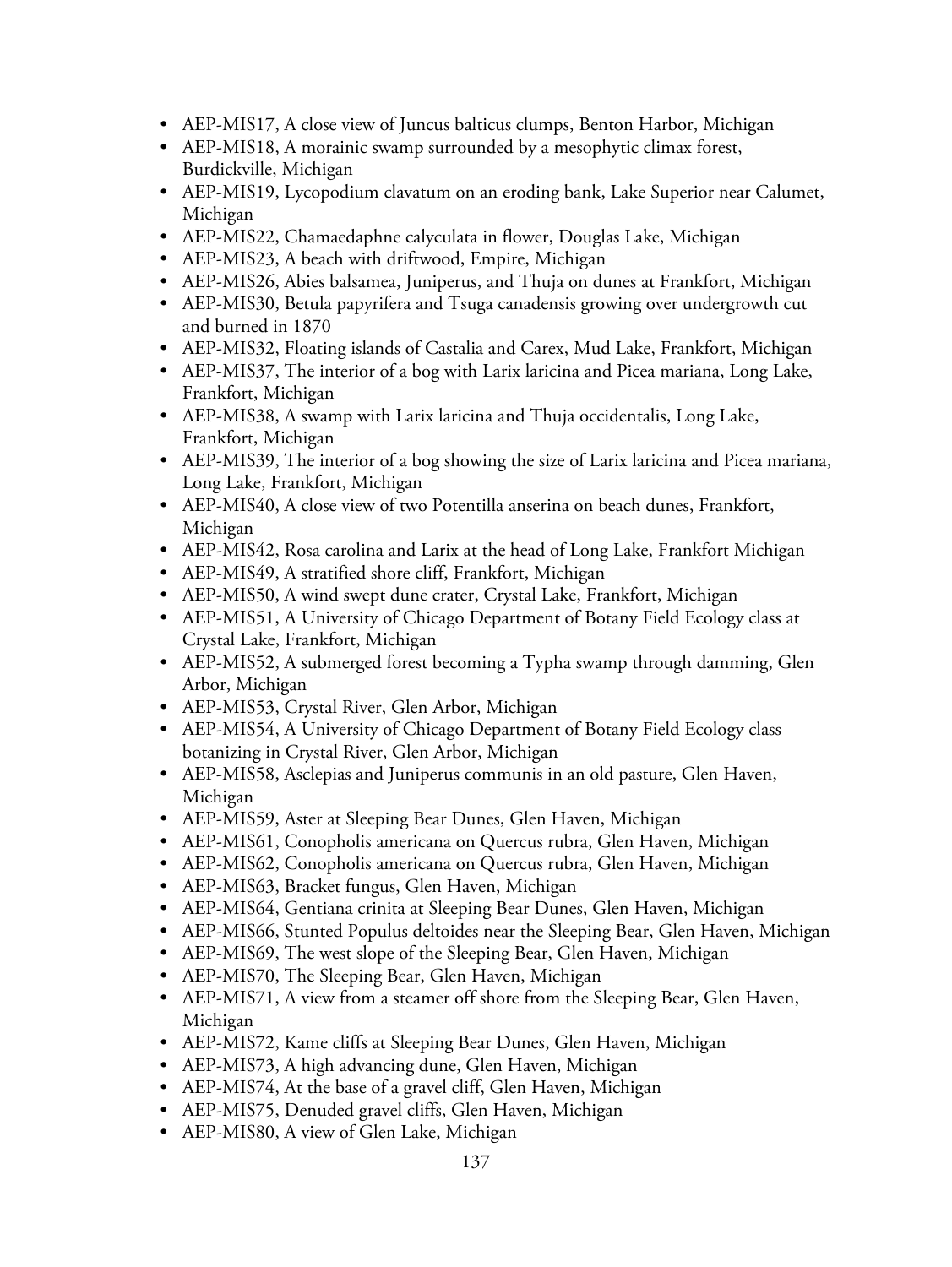- AEP-MIS17, A close view of Juncus balticus clumps, Benton Harbor, Michigan
- AEP-MIS18, A morainic swamp surrounded by a mesophytic climax forest, Burdickville, Michigan
- AEP-MIS19, Lycopodium clavatum on an eroding bank, Lake Superior near Calumet, Michigan
- AEP-MIS22, Chamaedaphne calyculata in flower, Douglas Lake, Michigan
- AEP-MIS23, A beach with driftwood, Empire, Michigan
- AEP-MIS26, Abies balsamea, Juniperus, and Thuja on dunes at Frankfort, Michigan
- AEP-MIS30, Betula papyrifera and Tsuga canadensis growing over undergrowth cut and burned in 1870
- AEP-MIS32, Floating islands of Castalia and Carex, Mud Lake, Frankfort, Michigan
- AEP-MIS37, The interior of a bog with Larix laricina and Picea mariana, Long Lake, Frankfort, Michigan
- AEP-MIS38, A swamp with Larix laricina and Thuja occidentalis, Long Lake, Frankfort, Michigan
- AEP-MIS39, The interior of a bog showing the size of Larix laricina and Picea mariana, Long Lake, Frankfort, Michigan
- AEP-MIS40, A close view of two Potentilla anserina on beach dunes, Frankfort, Michigan
- AEP-MIS42, Rosa carolina and Larix at the head of Long Lake, Frankfort Michigan
- AEP-MIS49, A stratified shore cliff, Frankfort, Michigan
- AEP-MIS50, A wind swept dune crater, Crystal Lake, Frankfort, Michigan
- AEP-MIS51, A University of Chicago Department of Botany Field Ecology class at Crystal Lake, Frankfort, Michigan
- AEP-MIS52, A submerged forest becoming a Typha swamp through damming, Glen Arbor, Michigan
- AEP-MIS53, Crystal River, Glen Arbor, Michigan
- AEP-MIS54, A University of Chicago Department of Botany Field Ecology class botanizing in Crystal River, Glen Arbor, Michigan
- AEP-MIS58, Asclepias and Juniperus communis in an old pasture, Glen Haven, Michigan
- AEP-MIS59, Aster at Sleeping Bear Dunes, Glen Haven, Michigan
- AEP-MIS61, Conopholis americana on Quercus rubra, Glen Haven, Michigan
- AEP-MIS62, Conopholis americana on Quercus rubra, Glen Haven, Michigan
- AEP-MIS63, Bracket fungus, Glen Haven, Michigan
- AEP-MIS64, Gentiana crinita at Sleeping Bear Dunes, Glen Haven, Michigan
- AEP-MIS66, Stunted Populus deltoides near the Sleeping Bear, Glen Haven, Michigan
- AEP-MIS69, The west slope of the Sleeping Bear, Glen Haven, Michigan
- AEP-MIS70, The Sleeping Bear, Glen Haven, Michigan
- AEP-MIS71, A view from a steamer off shore from the Sleeping Bear, Glen Haven, Michigan
- AEP-MIS72, Kame cliffs at Sleeping Bear Dunes, Glen Haven, Michigan
- AEP-MIS73, A high advancing dune, Glen Haven, Michigan
- AEP-MIS74, At the base of a gravel cliff, Glen Haven, Michigan
- AEP-MIS75, Denuded gravel cliffs, Glen Haven, Michigan
- AEP-MIS80, A view of Glen Lake, Michigan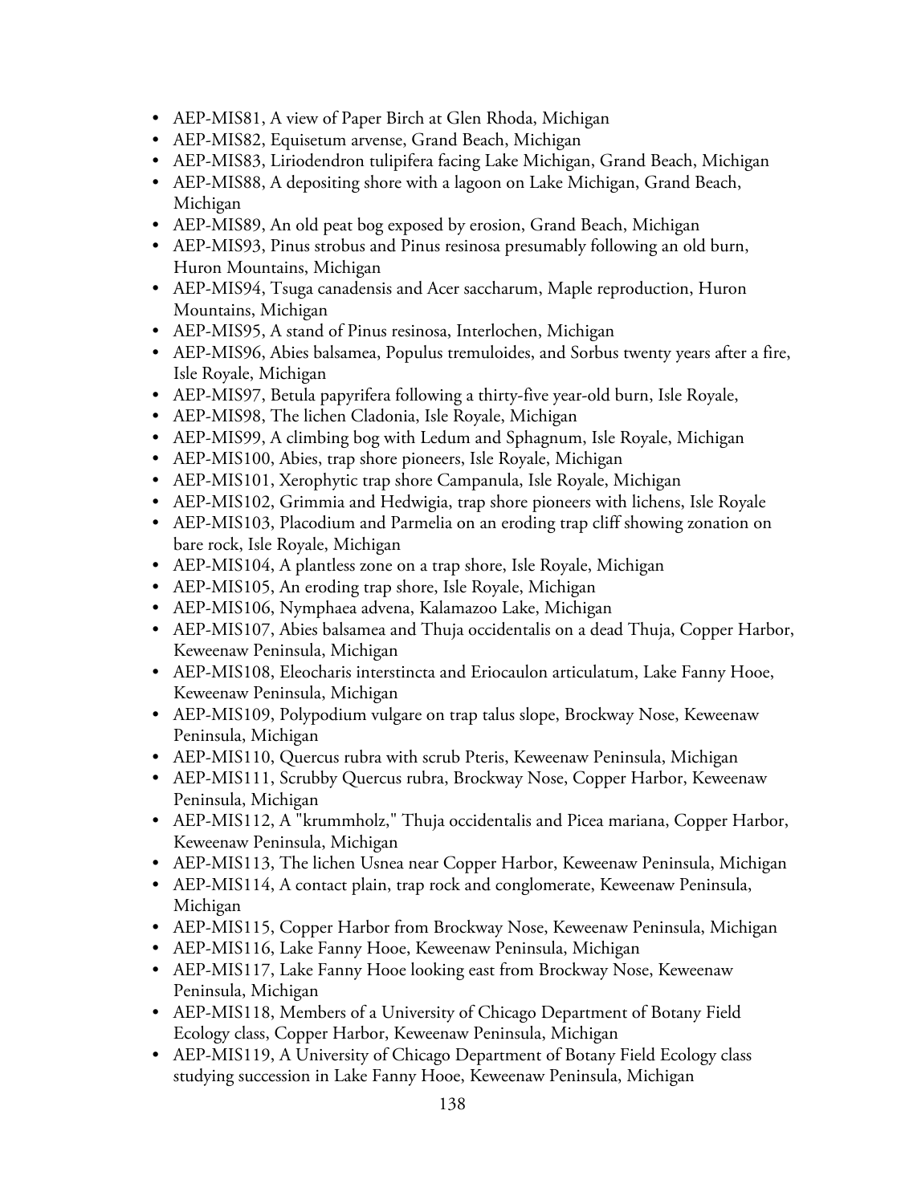- AEP-MIS81, A view of Paper Birch at Glen Rhoda, Michigan
- AEP-MIS82, Equisetum arvense, Grand Beach, Michigan
- AEP-MIS83, Liriodendron tulipifera facing Lake Michigan, Grand Beach, Michigan
- AEP-MIS88, A depositing shore with a lagoon on Lake Michigan, Grand Beach, Michigan
- AEP-MIS89, An old peat bog exposed by erosion, Grand Beach, Michigan
- AEP-MIS93, Pinus strobus and Pinus resinosa presumably following an old burn, Huron Mountains, Michigan
- AEP-MIS94, Tsuga canadensis and Acer saccharum, Maple reproduction, Huron Mountains, Michigan
- AEP-MIS95, A stand of Pinus resinosa, Interlochen, Michigan
- AEP-MIS96, Abies balsamea, Populus tremuloides, and Sorbus twenty years after a fire, Isle Royale, Michigan
- AEP-MIS97, Betula papyrifera following a thirty-five year-old burn, Isle Royale,
- AEP-MIS98, The lichen Cladonia, Isle Royale, Michigan
- AEP-MIS99, A climbing bog with Ledum and Sphagnum, Isle Royale, Michigan
- AEP-MIS100, Abies, trap shore pioneers, Isle Royale, Michigan
- AEP-MIS101, Xerophytic trap shore Campanula, Isle Royale, Michigan
- AEP-MIS102, Grimmia and Hedwigia, trap shore pioneers with lichens, Isle Royale
- AEP-MIS103, Placodium and Parmelia on an eroding trap cliff showing zonation on bare rock, Isle Royale, Michigan
- AEP-MIS104, A plantless zone on a trap shore, Isle Royale, Michigan
- AEP-MIS105, An eroding trap shore, Isle Royale, Michigan
- AEP-MIS106, Nymphaea advena, Kalamazoo Lake, Michigan
- AEP-MIS107, Abies balsamea and Thuja occidentalis on a dead Thuja, Copper Harbor, Keweenaw Peninsula, Michigan
- AEP-MIS108, Eleocharis interstincta and Eriocaulon articulatum, Lake Fanny Hooe, Keweenaw Peninsula, Michigan
- AEP-MIS109, Polypodium vulgare on trap talus slope, Brockway Nose, Keweenaw Peninsula, Michigan
- AEP-MIS110, Quercus rubra with scrub Pteris, Keweenaw Peninsula, Michigan
- AEP-MIS111, Scrubby Quercus rubra, Brockway Nose, Copper Harbor, Keweenaw Peninsula, Michigan
- AEP-MIS112, A "krummholz," Thuja occidentalis and Picea mariana, Copper Harbor, Keweenaw Peninsula, Michigan
- AEP-MIS113, The lichen Usnea near Copper Harbor, Keweenaw Peninsula, Michigan
- AEP-MIS114, A contact plain, trap rock and conglomerate, Keweenaw Peninsula, Michigan
- AEP-MIS115, Copper Harbor from Brockway Nose, Keweenaw Peninsula, Michigan
- AEP-MIS116, Lake Fanny Hooe, Keweenaw Peninsula, Michigan
- AEP-MIS117, Lake Fanny Hooe looking east from Brockway Nose, Keweenaw Peninsula, Michigan
- AEP-MIS118, Members of a University of Chicago Department of Botany Field Ecology class, Copper Harbor, Keweenaw Peninsula, Michigan
- AEP-MIS119, A University of Chicago Department of Botany Field Ecology class studying succession in Lake Fanny Hooe, Keweenaw Peninsula, Michigan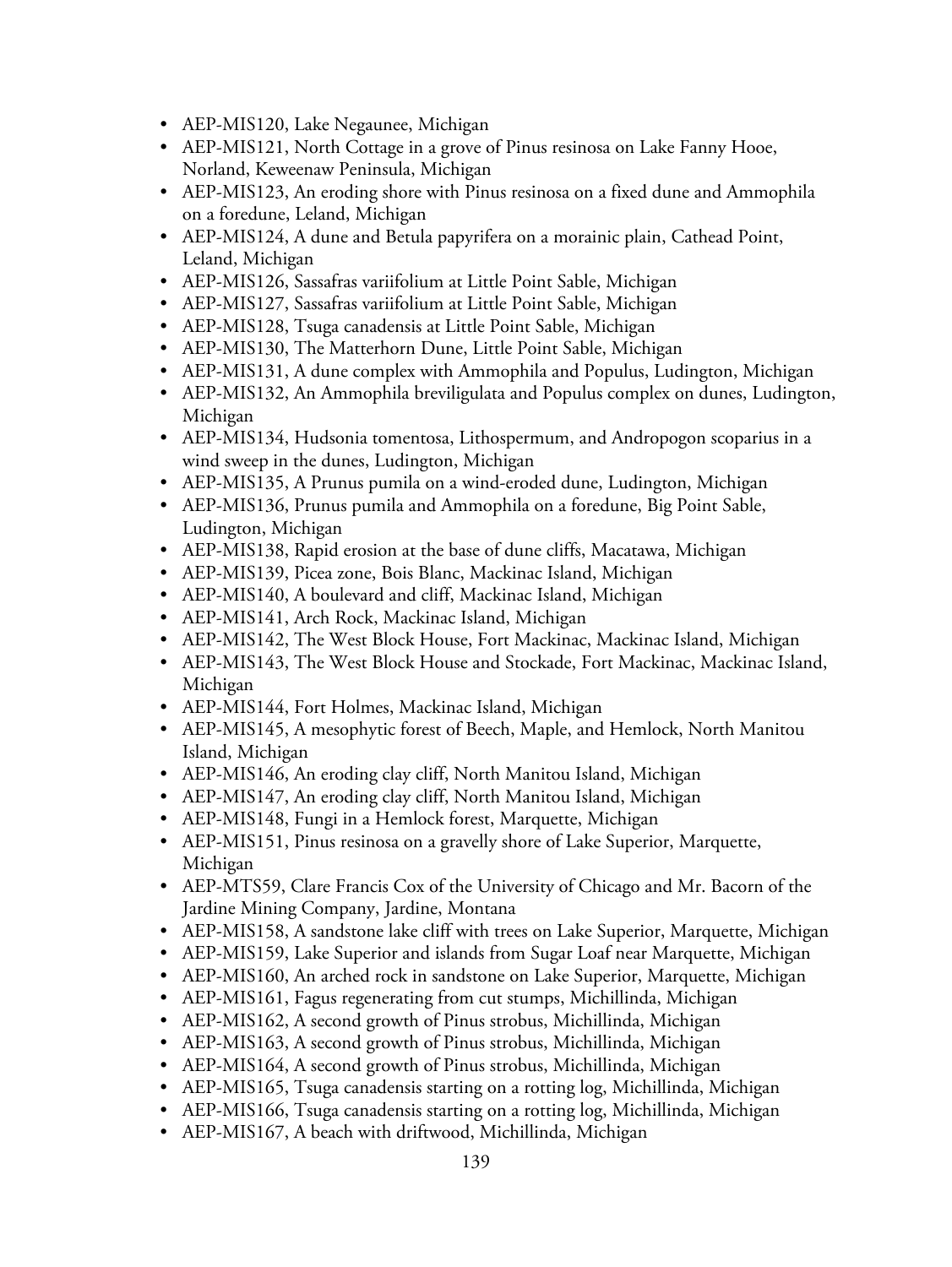- AEP-MIS120, Lake Negaunee, Michigan
- AEP-MIS121, North Cottage in a grove of Pinus resinosa on Lake Fanny Hooe, Norland, Keweenaw Peninsula, Michigan
- AEP-MIS123, An eroding shore with Pinus resinosa on a fixed dune and Ammophila on a foredune, Leland, Michigan
- AEP-MIS124, A dune and Betula papyrifera on a morainic plain, Cathead Point, Leland, Michigan
- AEP-MIS126, Sassafras variifolium at Little Point Sable, Michigan
- AEP-MIS127, Sassafras variifolium at Little Point Sable, Michigan
- AEP-MIS128, Tsuga canadensis at Little Point Sable, Michigan
- AEP-MIS130, The Matterhorn Dune, Little Point Sable, Michigan
- AEP-MIS131, A dune complex with Ammophila and Populus, Ludington, Michigan
- AEP-MIS132, An Ammophila breviligulata and Populus complex on dunes, Ludington, Michigan
- AEP-MIS134, Hudsonia tomentosa, Lithospermum, and Andropogon scoparius in a wind sweep in the dunes, Ludington, Michigan
- AEP-MIS135, A Prunus pumila on a wind-eroded dune, Ludington, Michigan
- AEP-MIS136, Prunus pumila and Ammophila on a foredune, Big Point Sable, Ludington, Michigan
- AEP-MIS138, Rapid erosion at the base of dune cliffs, Macatawa, Michigan
- AEP-MIS139, Picea zone, Bois Blanc, Mackinac Island, Michigan
- AEP-MIS140, A boulevard and cliff, Mackinac Island, Michigan
- AEP-MIS141, Arch Rock, Mackinac Island, Michigan
- AEP-MIS142, The West Block House, Fort Mackinac, Mackinac Island, Michigan
- AEP-MIS143, The West Block House and Stockade, Fort Mackinac, Mackinac Island, Michigan
- AEP-MIS144, Fort Holmes, Mackinac Island, Michigan
- AEP-MIS145, A mesophytic forest of Beech, Maple, and Hemlock, North Manitou Island, Michigan
- AEP-MIS146, An eroding clay cliff, North Manitou Island, Michigan
- AEP-MIS147, An eroding clay cliff, North Manitou Island, Michigan
- AEP-MIS148, Fungi in a Hemlock forest, Marquette, Michigan
- AEP-MIS151, Pinus resinosa on a gravelly shore of Lake Superior, Marquette, Michigan
- AEP-MTS59, Clare Francis Cox of the University of Chicago and Mr. Bacorn of the Jardine Mining Company, Jardine, Montana
- AEP-MIS158, A sandstone lake cliff with trees on Lake Superior, Marquette, Michigan
- AEP-MIS159, Lake Superior and islands from Sugar Loaf near Marquette, Michigan
- AEP-MIS160, An arched rock in sandstone on Lake Superior, Marquette, Michigan
- AEP-MIS161, Fagus regenerating from cut stumps, Michillinda, Michigan
- AEP-MIS162, A second growth of Pinus strobus, Michillinda, Michigan
- AEP-MIS163, A second growth of Pinus strobus, Michillinda, Michigan
- AEP-MIS164, A second growth of Pinus strobus, Michillinda, Michigan
- AEP-MIS165, Tsuga canadensis starting on a rotting log, Michillinda, Michigan
- AEP-MIS166, Tsuga canadensis starting on a rotting log, Michillinda, Michigan
- AEP-MIS167, A beach with driftwood, Michillinda, Michigan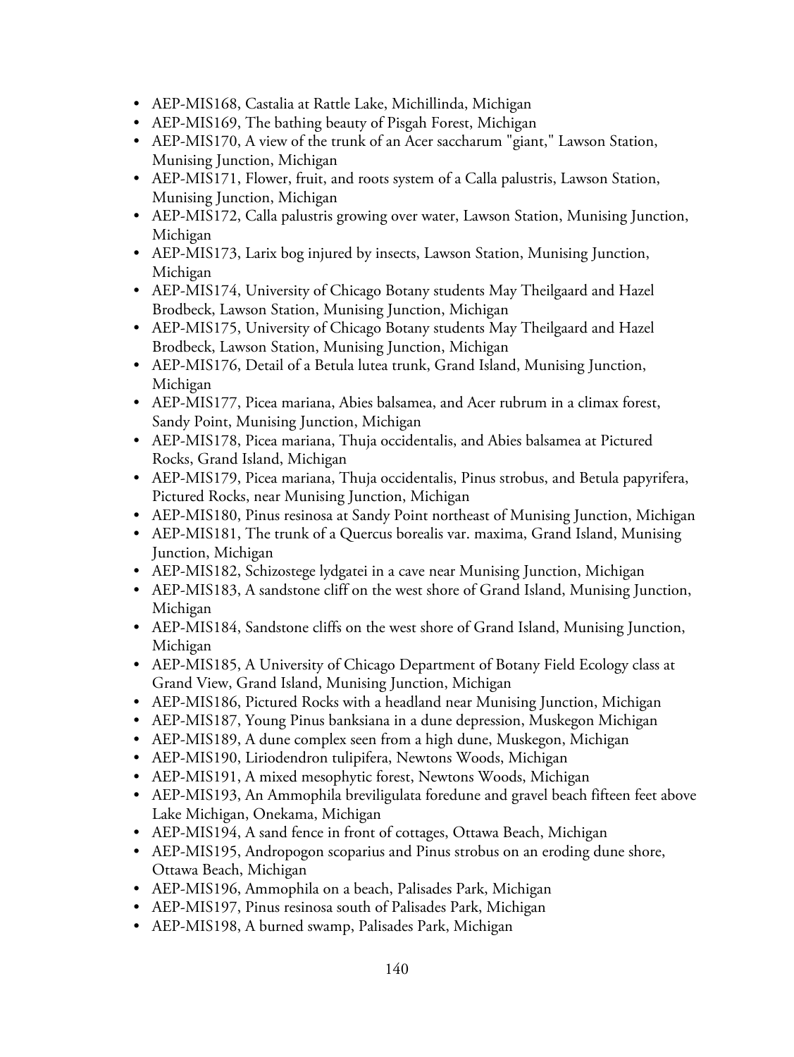- AEP-MIS168, Castalia at Rattle Lake, Michillinda, Michigan
- AEP-MIS169, The bathing beauty of Pisgah Forest, Michigan
- AEP-MIS170, A view of the trunk of an Acer saccharum "giant," Lawson Station, Munising Junction, Michigan
- AEP-MIS171, Flower, fruit, and roots system of a Calla palustris, Lawson Station, Munising Junction, Michigan
- AEP-MIS172, Calla palustris growing over water, Lawson Station, Munising Junction, Michigan
- AEP-MIS173, Larix bog injured by insects, Lawson Station, Munising Junction, Michigan
- AEP-MIS174, University of Chicago Botany students May Theilgaard and Hazel Brodbeck, Lawson Station, Munising Junction, Michigan
- AEP-MIS175, University of Chicago Botany students May Theilgaard and Hazel Brodbeck, Lawson Station, Munising Junction, Michigan
- AEP-MIS176, Detail of a Betula lutea trunk, Grand Island, Munising Junction, Michigan
- AEP-MIS177, Picea mariana, Abies balsamea, and Acer rubrum in a climax forest, Sandy Point, Munising Junction, Michigan
- AEP-MIS178, Picea mariana, Thuja occidentalis, and Abies balsamea at Pictured Rocks, Grand Island, Michigan
- AEP-MIS179, Picea mariana, Thuja occidentalis, Pinus strobus, and Betula papyrifera, Pictured Rocks, near Munising Junction, Michigan
- AEP-MIS180, Pinus resinosa at Sandy Point northeast of Munising Junction, Michigan
- AEP-MIS181, The trunk of a Quercus borealis var. maxima, Grand Island, Munising Junction, Michigan
- AEP-MIS182, Schizostege lydgatei in a cave near Munising Junction, Michigan
- AEP-MIS183, A sandstone cliff on the west shore of Grand Island, Munising Junction, Michigan
- AEP-MIS184, Sandstone cliffs on the west shore of Grand Island, Munising Junction, Michigan
- AEP-MIS185, A University of Chicago Department of Botany Field Ecology class at Grand View, Grand Island, Munising Junction, Michigan
- AEP-MIS186, Pictured Rocks with a headland near Munising Junction, Michigan
- AEP-MIS187, Young Pinus banksiana in a dune depression, Muskegon Michigan
- AEP-MIS189, A dune complex seen from a high dune, Muskegon, Michigan
- AEP-MIS190, Liriodendron tulipifera, Newtons Woods, Michigan
- AEP-MIS191, A mixed mesophytic forest, Newtons Woods, Michigan
- AEP-MIS193, An Ammophila breviligulata foredune and gravel beach fifteen feet above Lake Michigan, Onekama, Michigan
- AEP-MIS194, A sand fence in front of cottages, Ottawa Beach, Michigan
- AEP-MIS195, Andropogon scoparius and Pinus strobus on an eroding dune shore, Ottawa Beach, Michigan
- AEP-MIS196, Ammophila on a beach, Palisades Park, Michigan
- AEP-MIS197, Pinus resinosa south of Palisades Park, Michigan
- AEP-MIS198, A burned swamp, Palisades Park, Michigan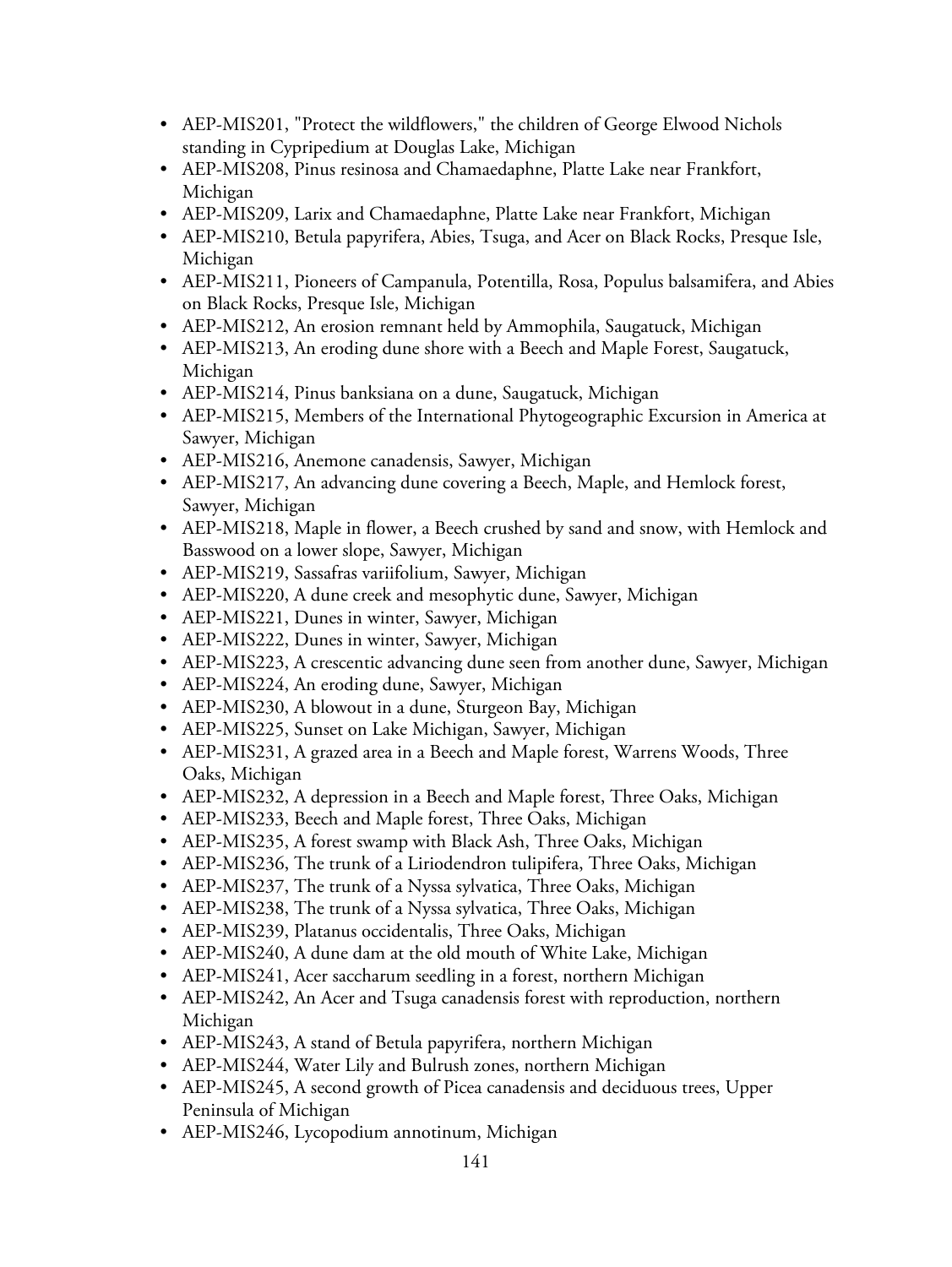- AEP-MIS201, "Protect the wildflowers," the children of George Elwood Nichols standing in Cypripedium at Douglas Lake, Michigan
- AEP-MIS208, Pinus resinosa and Chamaedaphne, Platte Lake near Frankfort, Michigan
- AEP-MIS209, Larix and Chamaedaphne, Platte Lake near Frankfort, Michigan
- AEP-MIS210, Betula papyrifera, Abies, Tsuga, and Acer on Black Rocks, Presque Isle, Michigan
- AEP-MIS211, Pioneers of Campanula, Potentilla, Rosa, Populus balsamifera, and Abies on Black Rocks, Presque Isle, Michigan
- AEP-MIS212, An erosion remnant held by Ammophila, Saugatuck, Michigan
- AEP-MIS213, An eroding dune shore with a Beech and Maple Forest, Saugatuck, Michigan
- AEP-MIS214, Pinus banksiana on a dune, Saugatuck, Michigan
- AEP-MIS215, Members of the International Phytogeographic Excursion in America at Sawyer, Michigan
- AEP-MIS216, Anemone canadensis, Sawyer, Michigan
- AEP-MIS217, An advancing dune covering a Beech, Maple, and Hemlock forest, Sawyer, Michigan
- AEP-MIS218, Maple in flower, a Beech crushed by sand and snow, with Hemlock and Basswood on a lower slope, Sawyer, Michigan
- AEP-MIS219, Sassafras variifolium, Sawyer, Michigan
- AEP-MIS220, A dune creek and mesophytic dune, Sawyer, Michigan
- AEP-MIS221, Dunes in winter, Sawyer, Michigan
- AEP-MIS222, Dunes in winter, Sawyer, Michigan
- AEP-MIS223, A crescentic advancing dune seen from another dune, Sawyer, Michigan
- AEP-MIS224, An eroding dune, Sawyer, Michigan
- AEP-MIS230, A blowout in a dune, Sturgeon Bay, Michigan
- AEP-MIS225, Sunset on Lake Michigan, Sawyer, Michigan
- AEP-MIS231, A grazed area in a Beech and Maple forest, Warrens Woods, Three Oaks, Michigan
- AEP-MIS232, A depression in a Beech and Maple forest, Three Oaks, Michigan
- AEP-MIS233, Beech and Maple forest, Three Oaks, Michigan
- AEP-MIS235, A forest swamp with Black Ash, Three Oaks, Michigan
- AEP-MIS236, The trunk of a Liriodendron tulipifera, Three Oaks, Michigan
- AEP-MIS237, The trunk of a Nyssa sylvatica, Three Oaks, Michigan
- AEP-MIS238, The trunk of a Nyssa sylvatica, Three Oaks, Michigan
- AEP-MIS239, Platanus occidentalis, Three Oaks, Michigan
- AEP-MIS240, A dune dam at the old mouth of White Lake, Michigan
- AEP-MIS241, Acer saccharum seedling in a forest, northern Michigan
- AEP-MIS242, An Acer and Tsuga canadensis forest with reproduction, northern Michigan
- AEP-MIS243, A stand of Betula papyrifera, northern Michigan
- AEP-MIS244, Water Lily and Bulrush zones, northern Michigan
- AEP-MIS245, A second growth of Picea canadensis and deciduous trees, Upper Peninsula of Michigan
- AEP-MIS246, Lycopodium annotinum, Michigan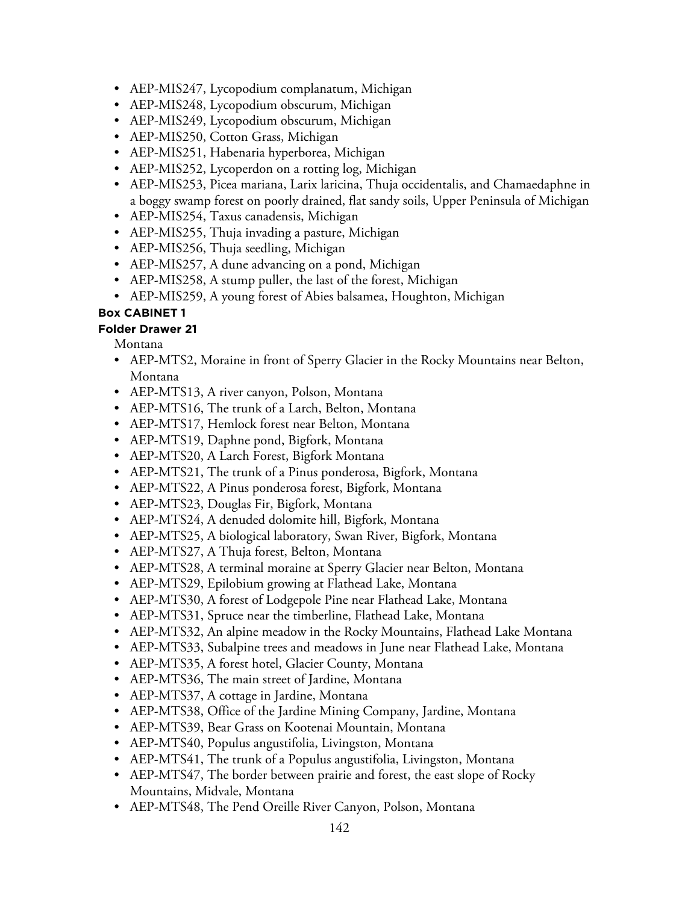- AEP-MIS247, Lycopodium complanatum, Michigan
- AEP-MIS248, Lycopodium obscurum, Michigan
- AEP-MIS249, Lycopodium obscurum, Michigan
- AEP-MIS250, Cotton Grass, Michigan
- AEP-MIS251, Habenaria hyperborea, Michigan
- AEP-MIS252, Lycoperdon on a rotting log, Michigan
- AEP-MIS253, Picea mariana, Larix laricina, Thuja occidentalis, and Chamaedaphne in a boggy swamp forest on poorly drained, flat sandy soils, Upper Peninsula of Michigan
- AEP-MIS254, Taxus canadensis, Michigan
- AEP-MIS255, Thuja invading a pasture, Michigan
- AEP-MIS256, Thuja seedling, Michigan
- AEP-MIS257, A dune advancing on a pond, Michigan
- AEP-MIS258, A stump puller, the last of the forest, Michigan
- AEP-MIS259, A young forest of Abies balsamea, Houghton, Michigan

**Box CABINET 1**

**Folder Drawer 21**

Montana

- AEP-MTS2, Moraine in front of Sperry Glacier in the Rocky Mountains near Belton, Montana
- AEP-MTS13, A river canyon, Polson, Montana
- AEP-MTS16, The trunk of a Larch, Belton, Montana
- AEP-MTS17, Hemlock forest near Belton, Montana
- AEP-MTS19, Daphne pond, Bigfork, Montana
- AEP-MTS20, A Larch Forest, Bigfork Montana
- AEP-MTS21, The trunk of a Pinus ponderosa, Bigfork, Montana
- AEP-MTS22, A Pinus ponderosa forest, Bigfork, Montana
- AEP-MTS23, Douglas Fir, Bigfork, Montana
- AEP-MTS24, A denuded dolomite hill, Bigfork, Montana
- AEP-MTS25, A biological laboratory, Swan River, Bigfork, Montana
- AEP-MTS27, A Thuja forest, Belton, Montana
- AEP-MTS28, A terminal moraine at Sperry Glacier near Belton, Montana
- AEP-MTS29, Epilobium growing at Flathead Lake, Montana
- AEP-MTS30, A forest of Lodgepole Pine near Flathead Lake, Montana
- AEP-MTS31, Spruce near the timberline, Flathead Lake, Montana
- AEP-MTS32, An alpine meadow in the Rocky Mountains, Flathead Lake Montana
- AEP-MTS33, Subalpine trees and meadows in June near Flathead Lake, Montana
- AEP-MTS35, A forest hotel, Glacier County, Montana
- AEP-MTS36, The main street of Jardine, Montana
- AEP-MTS37, A cottage in Jardine, Montana
- AEP-MTS38, Office of the Jardine Mining Company, Jardine, Montana
- AEP-MTS39, Bear Grass on Kootenai Mountain, Montana
- AEP-MTS40, Populus angustifolia, Livingston, Montana
- AEP-MTS41, The trunk of a Populus angustifolia, Livingston, Montana
- AEP-MTS47, The border between prairie and forest, the east slope of Rocky Mountains, Midvale, Montana
- AEP-MTS48, The Pend Oreille River Canyon, Polson, Montana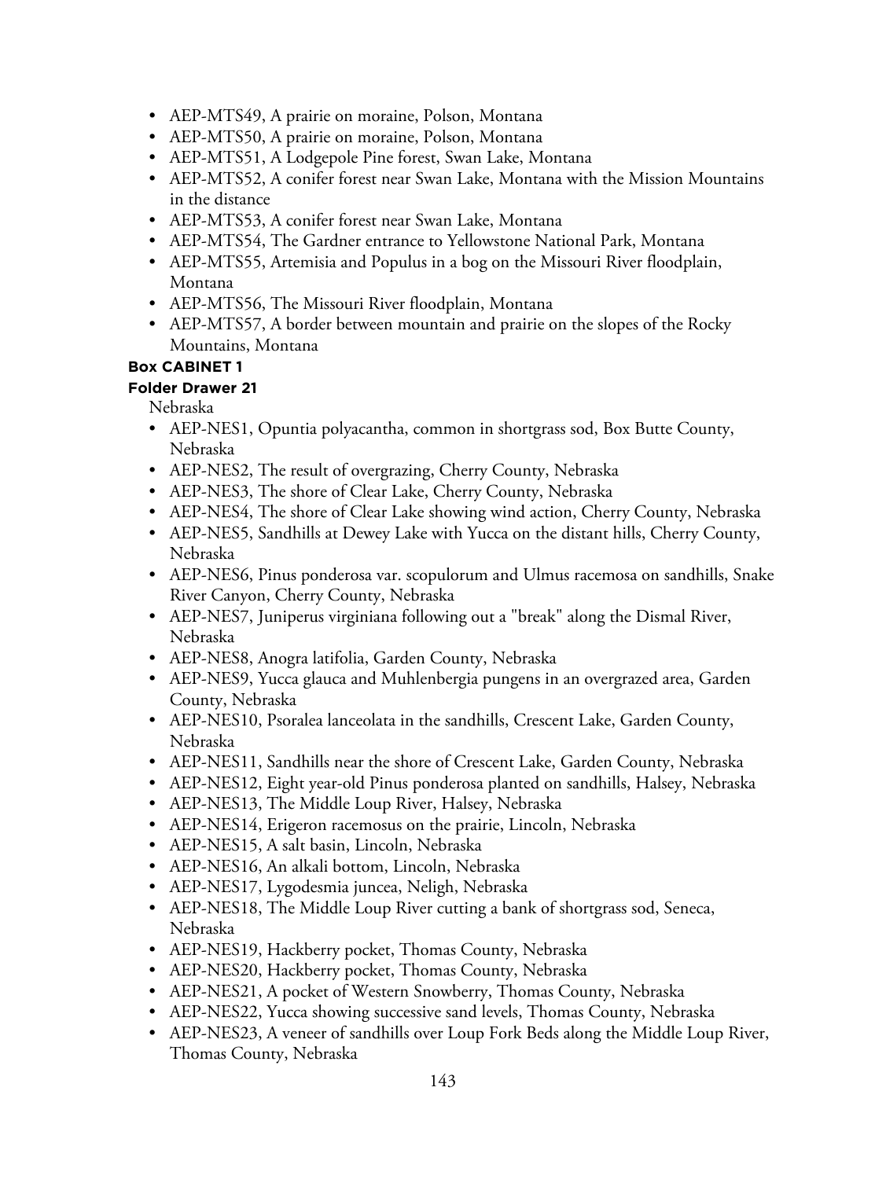- AEP-MTS49, A prairie on moraine, Polson, Montana
- AEP-MTS50, A prairie on moraine, Polson, Montana
- AEP-MTS51, A Lodgepole Pine forest, Swan Lake, Montana
- AEP-MTS52, A conifer forest near Swan Lake, Montana with the Mission Mountains in the distance
- AEP-MTS53, A conifer forest near Swan Lake, Montana
- AEP-MTS54, The Gardner entrance to Yellowstone National Park, Montana
- AEP-MTS55, Artemisia and Populus in a bog on the Missouri River floodplain, Montana
- AEP-MTS56, The Missouri River floodplain, Montana
- AEP-MTS57, A border between mountain and prairie on the slopes of the Rocky Mountains, Montana

**Box CABINET 1**

**Folder Drawer 21**

Nebraska

- AEP-NES1, Opuntia polyacantha, common in shortgrass sod, Box Butte County, Nebraska
- AEP-NES2, The result of overgrazing, Cherry County, Nebraska
- AEP-NES3, The shore of Clear Lake, Cherry County, Nebraska
- AEP-NES4, The shore of Clear Lake showing wind action, Cherry County, Nebraska
- AEP-NES5, Sandhills at Dewey Lake with Yucca on the distant hills, Cherry County, Nebraska
- AEP-NES6, Pinus ponderosa var. scopulorum and Ulmus racemosa on sandhills, Snake River Canyon, Cherry County, Nebraska
- AEP-NES7, Juniperus virginiana following out a "break" along the Dismal River, Nebraska
- AEP-NES8, Anogra latifolia, Garden County, Nebraska
- AEP-NES9, Yucca glauca and Muhlenbergia pungens in an overgrazed area, Garden County, Nebraska
- AEP-NES10, Psoralea lanceolata in the sandhills, Crescent Lake, Garden County, Nebraska
- AEP-NES11, Sandhills near the shore of Crescent Lake, Garden County, Nebraska
- AEP-NES12, Eight year-old Pinus ponderosa planted on sandhills, Halsey, Nebraska
- AEP-NES13, The Middle Loup River, Halsey, Nebraska
- AEP-NES14, Erigeron racemosus on the prairie, Lincoln, Nebraska
- AEP-NES15, A salt basin, Lincoln, Nebraska
- AEP-NES16, An alkali bottom, Lincoln, Nebraska
- AEP-NES17, Lygodesmia juncea, Neligh, Nebraska
- AEP-NES18, The Middle Loup River cutting a bank of shortgrass sod, Seneca, Nebraska
- AEP-NES19, Hackberry pocket, Thomas County, Nebraska
- AEP-NES20, Hackberry pocket, Thomas County, Nebraska
- AEP-NES21, A pocket of Western Snowberry, Thomas County, Nebraska
- AEP-NES22, Yucca showing successive sand levels, Thomas County, Nebraska
- AEP-NES23, A veneer of sandhills over Loup Fork Beds along the Middle Loup River, Thomas County, Nebraska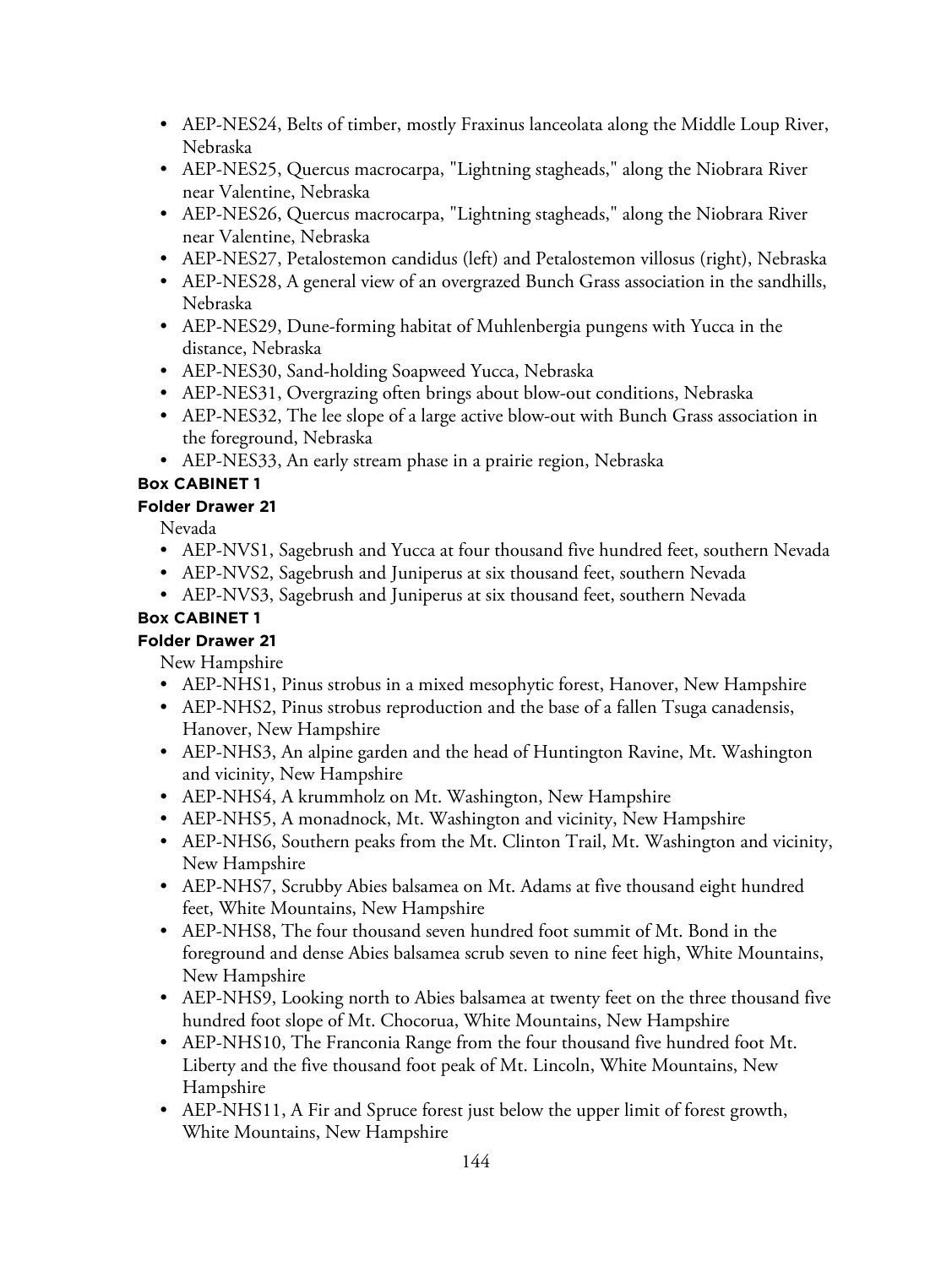- AEP-NES24, Belts of timber, mostly Fraxinus lanceolata along the Middle Loup River, Nebraska
- AEP-NES25, Quercus macrocarpa, "Lightning stagheads," along the Niobrara River near Valentine, Nebraska
- AEP-NES26, Quercus macrocarpa, "Lightning stagheads," along the Niobrara River near Valentine, Nebraska
- AEP-NES27, Petalostemon candidus (left) and Petalostemon villosus (right), Nebraska
- AEP-NES28, A general view of an overgrazed Bunch Grass association in the sandhills, Nebraska
- AEP-NES29, Dune-forming habitat of Muhlenbergia pungens with Yucca in the distance, Nebraska
- AEP-NES30, Sand-holding Soapweed Yucca, Nebraska
- AEP-NES31, Overgrazing often brings about blow-out conditions, Nebraska
- AEP-NES32, The lee slope of a large active blow-out with Bunch Grass association in the foreground, Nebraska
- AEP-NES33, An early stream phase in a prairie region, Nebraska

**Box CABINET 1**

**Folder Drawer 21**

Nevada

- AEP-NVS1, Sagebrush and Yucca at four thousand five hundred feet, southern Nevada
- AEP-NVS2, Sagebrush and Juniperus at six thousand feet, southern Nevada
- AEP-NVS3, Sagebrush and Juniperus at six thousand feet, southern Nevada

**Box CABINET 1**

**Folder Drawer 21**

New Hampshire

- AEP-NHS1, Pinus strobus in a mixed mesophytic forest, Hanover, New Hampshire
- AEP-NHS2, Pinus strobus reproduction and the base of a fallen Tsuga canadensis, Hanover, New Hampshire
- AEP-NHS3, An alpine garden and the head of Huntington Ravine, Mt. Washington and vicinity, New Hampshire
- AEP-NHS4, A krummholz on Mt. Washington, New Hampshire
- AEP-NHS5, A monadnock, Mt. Washington and vicinity, New Hampshire
- AEP-NHS6, Southern peaks from the Mt. Clinton Trail, Mt. Washington and vicinity, New Hampshire
- AEP-NHS7, Scrubby Abies balsamea on Mt. Adams at five thousand eight hundred feet, White Mountains, New Hampshire
- AEP-NHS8, The four thousand seven hundred foot summit of Mt. Bond in the foreground and dense Abies balsamea scrub seven to nine feet high, White Mountains, New Hampshire
- AEP-NHS9, Looking north to Abies balsamea at twenty feet on the three thousand five hundred foot slope of Mt. Chocorua, White Mountains, New Hampshire
- AEP-NHS10, The Franconia Range from the four thousand five hundred foot Mt. Liberty and the five thousand foot peak of Mt. Lincoln, White Mountains, New Hampshire
- AEP-NHS11, A Fir and Spruce forest just below the upper limit of forest growth, White Mountains, New Hampshire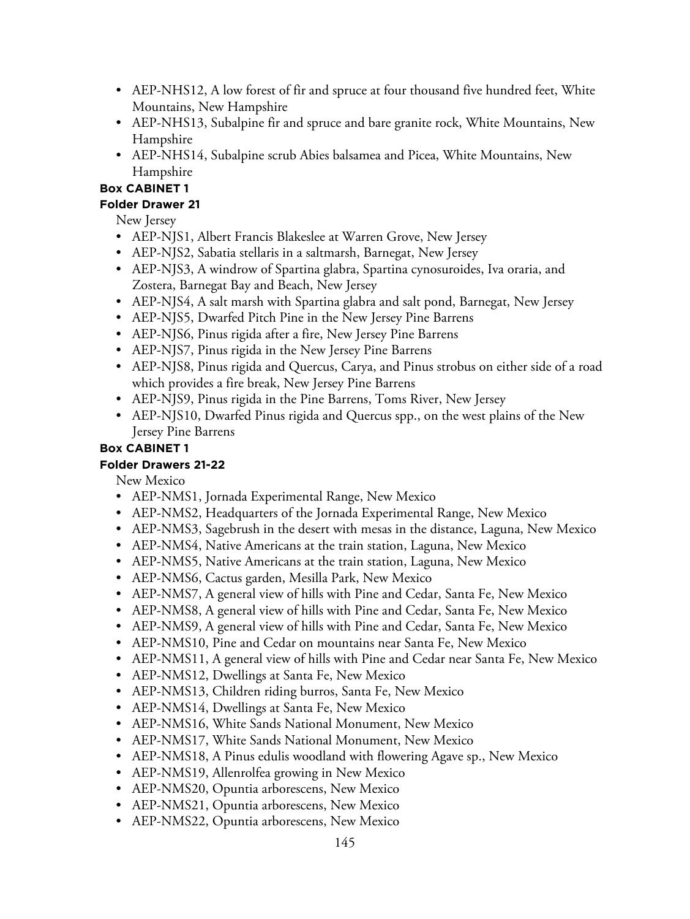- AEP-NHS12, A low forest of fir and spruce at four thousand five hundred feet, White Mountains, New Hampshire
- AEP-NHS13, Subalpine fir and spruce and bare granite rock, White Mountains, New Hampshire
- AEP-NHS14, Subalpine scrub Abies balsamea and Picea, White Mountains, New Hampshire

**Box CABINET 1**

**Folder Drawer 21**

New Jersey

- AEP-NJS1, Albert Francis Blakeslee at Warren Grove, New Jersey
- AEP-NJS2, Sabatia stellaris in a saltmarsh, Barnegat, New Jersey
- AEP-NJS3, A windrow of Spartina glabra, Spartina cynosuroides, Iva oraria, and Zostera, Barnegat Bay and Beach, New Jersey
- AEP-NJS4, A salt marsh with Spartina glabra and salt pond, Barnegat, New Jersey
- AEP-NJS5, Dwarfed Pitch Pine in the New Jersey Pine Barrens
- AEP-NJS6, Pinus rigida after a fire, New Jersey Pine Barrens
- AEP-NJS7, Pinus rigida in the New Jersey Pine Barrens
- AEP-NJS8, Pinus rigida and Quercus, Carya, and Pinus strobus on either side of a road which provides a fire break, New Jersey Pine Barrens
- AEP-NJS9, Pinus rigida in the Pine Barrens, Toms River, New Jersey
- AEP-NJS10, Dwarfed Pinus rigida and Quercus spp., on the west plains of the New Jersey Pine Barrens

**Box CABINET 1**

**Folder Drawers 21-22**

New Mexico

- AEP-NMS1, Jornada Experimental Range, New Mexico
- AEP-NMS2, Headquarters of the Jornada Experimental Range, New Mexico
- AEP-NMS3, Sagebrush in the desert with mesas in the distance, Laguna, New Mexico
- AEP-NMS4, Native Americans at the train station, Laguna, New Mexico
- AEP-NMS5, Native Americans at the train station, Laguna, New Mexico
- AEP-NMS6, Cactus garden, Mesilla Park, New Mexico
- AEP-NMS7, A general view of hills with Pine and Cedar, Santa Fe, New Mexico
- AEP-NMS8, A general view of hills with Pine and Cedar, Santa Fe, New Mexico
- AEP-NMS9, A general view of hills with Pine and Cedar, Santa Fe, New Mexico
- AEP-NMS10, Pine and Cedar on mountains near Santa Fe, New Mexico
- AEP-NMS11, A general view of hills with Pine and Cedar near Santa Fe, New Mexico
- AEP-NMS12, Dwellings at Santa Fe, New Mexico
- AEP-NMS13, Children riding burros, Santa Fe, New Mexico
- AEP-NMS14, Dwellings at Santa Fe, New Mexico
- AEP-NMS16, White Sands National Monument, New Mexico
- AEP-NMS17, White Sands National Monument, New Mexico
- AEP-NMS18, A Pinus edulis woodland with flowering Agave sp., New Mexico
- AEP-NMS19, Allenrolfea growing in New Mexico
- AEP-NMS20, Opuntia arborescens, New Mexico
- AEP-NMS21, Opuntia arborescens, New Mexico
- AEP-NMS22, Opuntia arborescens, New Mexico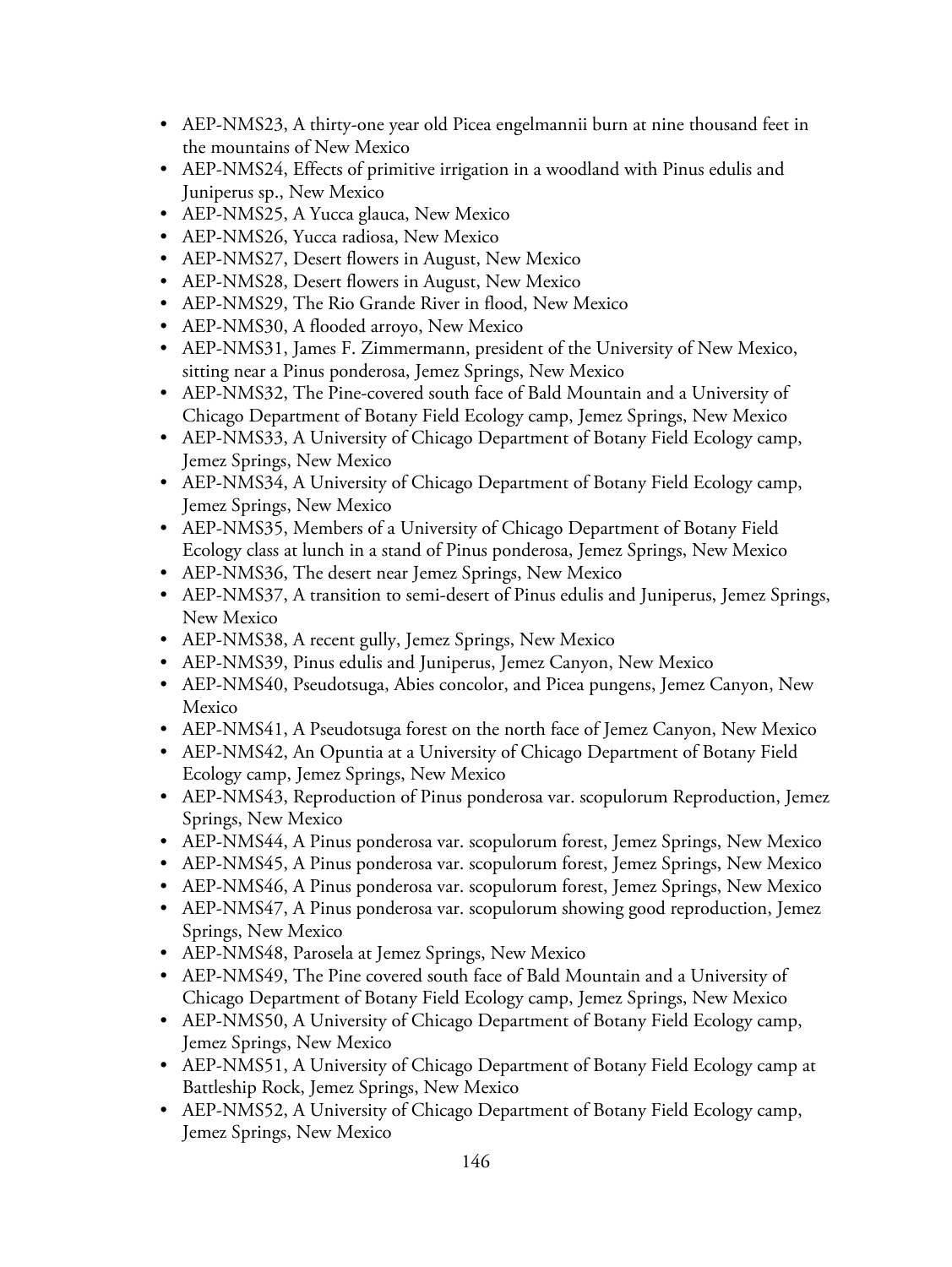- AEP-NMS23, A thirty-one year old Picea engelmannii burn at nine thousand feet in the mountains of New Mexico
- AEP-NMS24, Effects of primitive irrigation in a woodland with Pinus edulis and Juniperus sp., New Mexico
- AEP-NMS25, A Yucca glauca, New Mexico
- AEP-NMS26, Yucca radiosa, New Mexico
- AEP-NMS27, Desert flowers in August, New Mexico
- AEP-NMS28, Desert flowers in August, New Mexico
- AEP-NMS29, The Rio Grande River in flood, New Mexico
- AEP-NMS30, A flooded arroyo, New Mexico
- AEP-NMS31, James F. Zimmermann, president of the University of New Mexico, sitting near a Pinus ponderosa, Jemez Springs, New Mexico
- AEP-NMS32, The Pine-covered south face of Bald Mountain and a University of Chicago Department of Botany Field Ecology camp, Jemez Springs, New Mexico
- AEP-NMS33, A University of Chicago Department of Botany Field Ecology camp, Jemez Springs, New Mexico
- AEP-NMS34, A University of Chicago Department of Botany Field Ecology camp, Jemez Springs, New Mexico
- AEP-NMS35, Members of a University of Chicago Department of Botany Field Ecology class at lunch in a stand of Pinus ponderosa, Jemez Springs, New Mexico
- AEP-NMS36, The desert near Jemez Springs, New Mexico
- AEP-NMS37, A transition to semi-desert of Pinus edulis and Juniperus, Jemez Springs, New Mexico
- AEP-NMS38, A recent gully, Jemez Springs, New Mexico
- AEP-NMS39, Pinus edulis and Juniperus, Jemez Canyon, New Mexico
- AEP-NMS40, Pseudotsuga, Abies concolor, and Picea pungens, Jemez Canyon, New Mexico
- AEP-NMS41, A Pseudotsuga forest on the north face of Jemez Canyon, New Mexico
- AEP-NMS42, An Opuntia at a University of Chicago Department of Botany Field Ecology camp, Jemez Springs, New Mexico
- AEP-NMS43, Reproduction of Pinus ponderosa var. scopulorum Reproduction, Jemez Springs, New Mexico
- AEP-NMS44, A Pinus ponderosa var. scopulorum forest, Jemez Springs, New Mexico
- AEP-NMS45, A Pinus ponderosa var. scopulorum forest, Jemez Springs, New Mexico
- AEP-NMS46, A Pinus ponderosa var. scopulorum forest, Jemez Springs, New Mexico
- AEP-NMS47, A Pinus ponderosa var. scopulorum showing good reproduction, Jemez Springs, New Mexico
- AEP-NMS48, Parosela at Jemez Springs, New Mexico
- AEP-NMS49, The Pine covered south face of Bald Mountain and a University of Chicago Department of Botany Field Ecology camp, Jemez Springs, New Mexico
- AEP-NMS50, A University of Chicago Department of Botany Field Ecology camp, Jemez Springs, New Mexico
- AEP-NMS51, A University of Chicago Department of Botany Field Ecology camp at Battleship Rock, Jemez Springs, New Mexico
- AEP-NMS52, A University of Chicago Department of Botany Field Ecology camp, Jemez Springs, New Mexico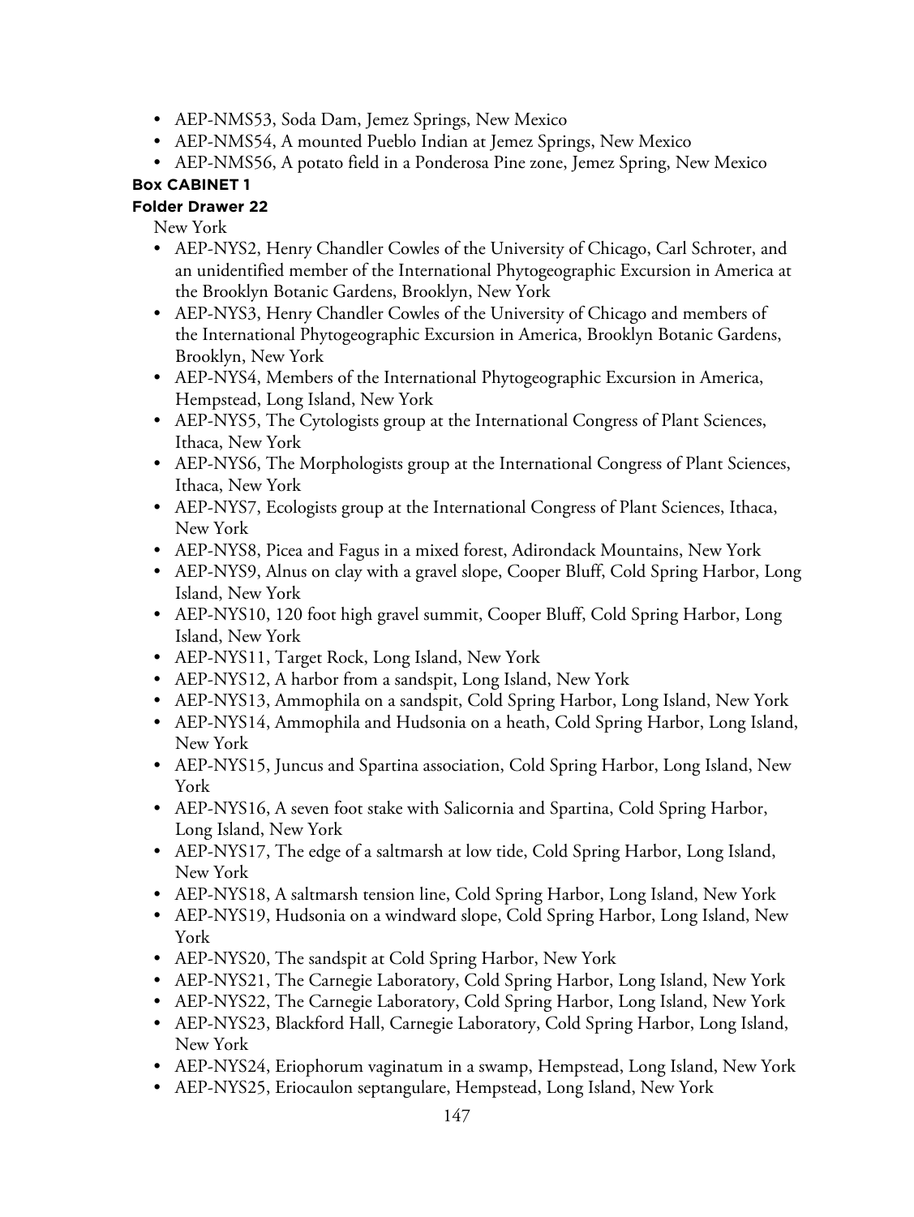- AEP-NMS53, Soda Dam, Jemez Springs, New Mexico
- AEP-NMS54, A mounted Pueblo Indian at Jemez Springs, New Mexico
- AEP-NMS56, A potato field in a Ponderosa Pine zone, Jemez Spring, New Mexico

**Box CABINET 1**

**Folder Drawer 22**

New York

- AEP-NYS2, Henry Chandler Cowles of the University of Chicago, Carl Schroter, and an unidentified member of the International Phytogeographic Excursion in America at the Brooklyn Botanic Gardens, Brooklyn, New York
- AEP-NYS3, Henry Chandler Cowles of the University of Chicago and members of the International Phytogeographic Excursion in America, Brooklyn Botanic Gardens, Brooklyn, New York
- AEP-NYS4, Members of the International Phytogeographic Excursion in America, Hempstead, Long Island, New York
- AEP-NYS5, The Cytologists group at the International Congress of Plant Sciences, Ithaca, New York
- AEP-NYS6, The Morphologists group at the International Congress of Plant Sciences, Ithaca, New York
- AEP-NYS7, Ecologists group at the International Congress of Plant Sciences, Ithaca, New York
- AEP-NYS8, Picea and Fagus in a mixed forest, Adirondack Mountains, New York
- AEP-NYS9, Alnus on clay with a gravel slope, Cooper Bluff, Cold Spring Harbor, Long Island, New York
- AEP-NYS10, 120 foot high gravel summit, Cooper Bluff, Cold Spring Harbor, Long Island, New York
- AEP-NYS11, Target Rock, Long Island, New York
- AEP-NYS12, A harbor from a sandspit, Long Island, New York
- AEP-NYS13, Ammophila on a sandspit, Cold Spring Harbor, Long Island, New York
- AEP-NYS14, Ammophila and Hudsonia on a heath, Cold Spring Harbor, Long Island, New York
- AEP-NYS15, Juncus and Spartina association, Cold Spring Harbor, Long Island, New York
- AEP-NYS16, A seven foot stake with Salicornia and Spartina, Cold Spring Harbor, Long Island, New York
- AEP-NYS17, The edge of a saltmarsh at low tide, Cold Spring Harbor, Long Island, New York
- AEP-NYS18, A saltmarsh tension line, Cold Spring Harbor, Long Island, New York
- AEP-NYS19, Hudsonia on a windward slope, Cold Spring Harbor, Long Island, New York
- AEP-NYS20, The sandspit at Cold Spring Harbor, New York
- AEP-NYS21, The Carnegie Laboratory, Cold Spring Harbor, Long Island, New York
- AEP-NYS22, The Carnegie Laboratory, Cold Spring Harbor, Long Island, New York
- AEP-NYS23, Blackford Hall, Carnegie Laboratory, Cold Spring Harbor, Long Island, New York
- AEP-NYS24, Eriophorum vaginatum in a swamp, Hempstead, Long Island, New York
- AEP-NYS25, Eriocaulon septangulare, Hempstead, Long Island, New York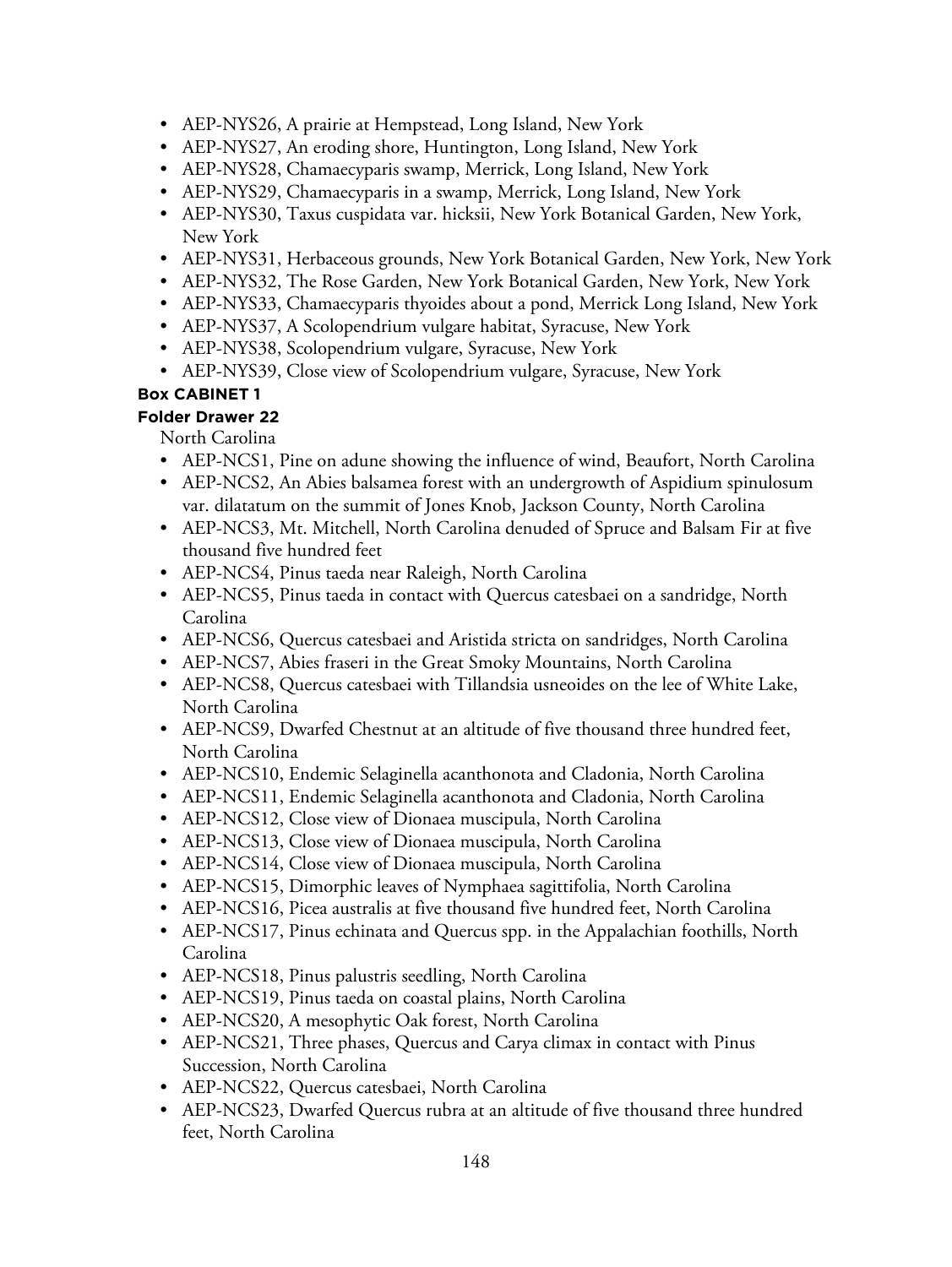- AEP-NYS26, A prairie at Hempstead, Long Island, New York
- AEP-NYS27, An eroding shore, Huntington, Long Island, New York
- AEP-NYS28, Chamaecyparis swamp, Merrick, Long Island, New York
- AEP-NYS29, Chamaecyparis in a swamp, Merrick, Long Island, New York
- AEP-NYS30, Taxus cuspidata var. hicksii, New York Botanical Garden, New York, New York
- AEP-NYS31, Herbaceous grounds, New York Botanical Garden, New York, New York
- AEP-NYS32, The Rose Garden, New York Botanical Garden, New York, New York
- AEP-NYS33, Chamaecyparis thyoides about a pond, Merrick Long Island, New York
- AEP-NYS37, A Scolopendrium vulgare habitat, Syracuse, New York
- AEP-NYS38, Scolopendrium vulgare, Syracuse, New York
- AEP-NYS39, Close view of Scolopendrium vulgare, Syracuse, New York

**Box CABINET 1**

**Folder Drawer 22**

North Carolina

- AEP-NCS1, Pine on adune showing the influence of wind, Beaufort, North Carolina
- AEP-NCS2, An Abies balsamea forest with an undergrowth of Aspidium spinulosum var. dilatatum on the summit of Jones Knob, Jackson County, North Carolina
- AEP-NCS3, Mt. Mitchell, North Carolina denuded of Spruce and Balsam Fir at five thousand five hundred feet
- AEP-NCS4, Pinus taeda near Raleigh, North Carolina
- AEP-NCS5, Pinus taeda in contact with Quercus catesbaei on a sandridge, North Carolina
- AEP-NCS6, Quercus catesbaei and Aristida stricta on sandridges, North Carolina
- AEP-NCS7, Abies fraseri in the Great Smoky Mountains, North Carolina
- AEP-NCS8, Quercus catesbaei with Tillandsia usneoides on the lee of White Lake, North Carolina
- AEP-NCS9, Dwarfed Chestnut at an altitude of five thousand three hundred feet, North Carolina
- AEP-NCS10, Endemic Selaginella acanthonota and Cladonia, North Carolina
- AEP-NCS11, Endemic Selaginella acanthonota and Cladonia, North Carolina
- AEP-NCS12, Close view of Dionaea muscipula, North Carolina
- AEP-NCS13, Close view of Dionaea muscipula, North Carolina
- AEP-NCS14, Close view of Dionaea muscipula, North Carolina
- AEP-NCS15, Dimorphic leaves of Nymphaea sagittifolia, North Carolina
- AEP-NCS16, Picea australis at five thousand five hundred feet, North Carolina
- AEP-NCS17, Pinus echinata and Quercus spp. in the Appalachian foothills, North Carolina
- AEP-NCS18, Pinus palustris seedling, North Carolina
- AEP-NCS19, Pinus taeda on coastal plains, North Carolina
- AEP-NCS20, A mesophytic Oak forest, North Carolina
- AEP-NCS21, Three phases, Quercus and Carya climax in contact with Pinus Succession, North Carolina
- AEP-NCS22, Quercus catesbaei, North Carolina
- AEP-NCS23, Dwarfed Quercus rubra at an altitude of five thousand three hundred feet, North Carolina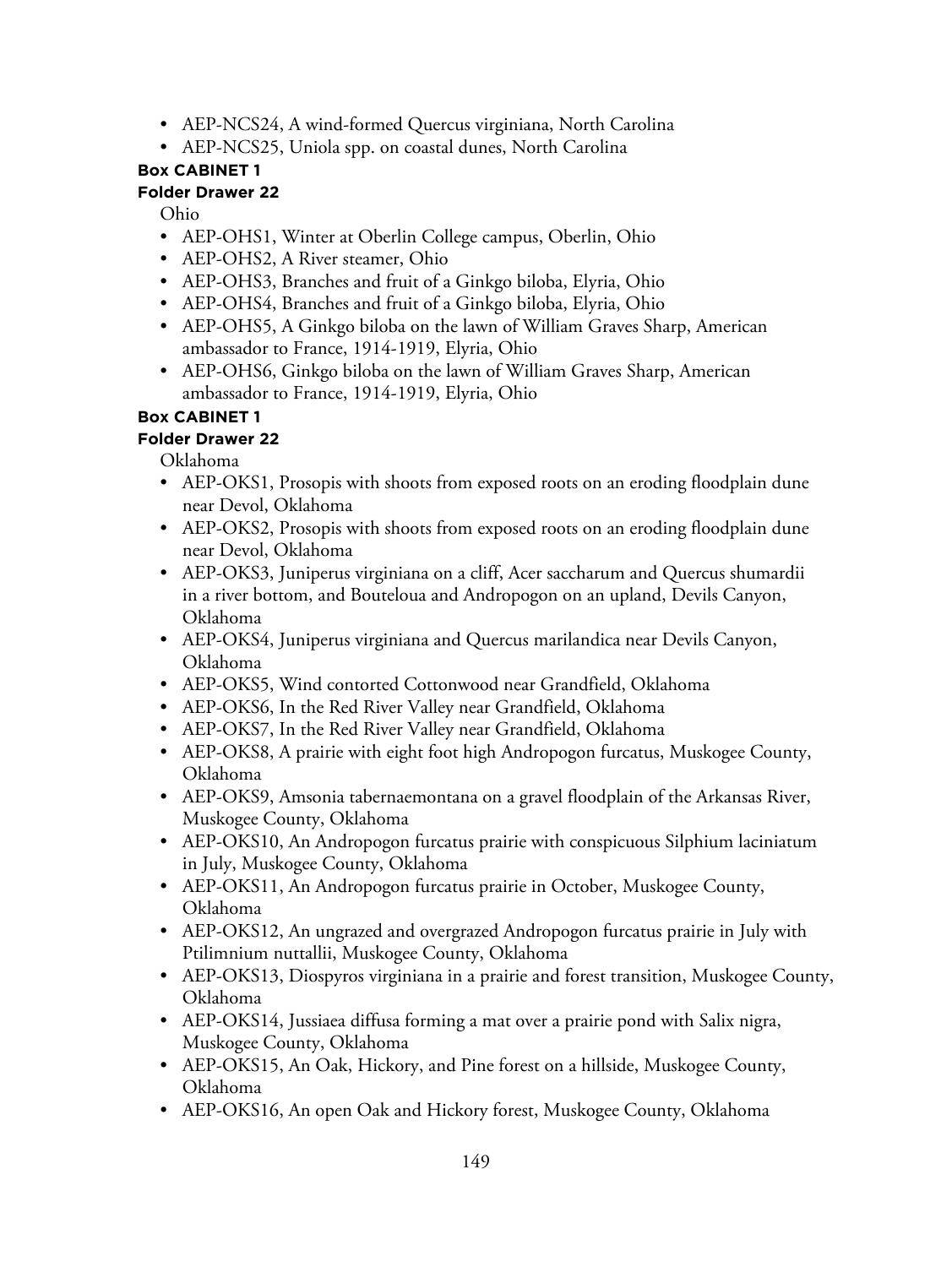- AEP-NCS24, A wind-formed Quercus virginiana, North Carolina
- AEP-NCS25, Uniola spp. on coastal dunes, North Carolina

**Box CABINET 1**

**Folder Drawer 22**

Ohio

- AEP-OHS1, Winter at Oberlin College campus, Oberlin, Ohio
- AEP-OHS2, A River steamer, Ohio
- AEP-OHS3, Branches and fruit of a Ginkgo biloba, Elyria, Ohio
- AEP-OHS4, Branches and fruit of a Ginkgo biloba, Elyria, Ohio
- AEP-OHS5, A Ginkgo biloba on the lawn of William Graves Sharp, American ambassador to France, 1914-1919, Elyria, Ohio
- AEP-OHS6, Ginkgo biloba on the lawn of William Graves Sharp, American ambassador to France, 1914-1919, Elyria, Ohio

**Box CABINET 1**

**Folder Drawer 22**

Oklahoma

- AEP-OKS1, Prosopis with shoots from exposed roots on an eroding floodplain dune near Devol, Oklahoma
- AEP-OKS2, Prosopis with shoots from exposed roots on an eroding floodplain dune near Devol, Oklahoma
- AEP-OKS3, Juniperus virginiana on a cliff, Acer saccharum and Quercus shumardii in a river bottom, and Bouteloua and Andropogon on an upland, Devils Canyon, Oklahoma
- AEP-OKS4, Juniperus virginiana and Quercus marilandica near Devils Canyon, Oklahoma
- AEP-OKS5, Wind contorted Cottonwood near Grandfield, Oklahoma
- AEP-OKS6, In the Red River Valley near Grandfield, Oklahoma
- AEP-OKS7, In the Red River Valley near Grandfield, Oklahoma
- AEP-OKS8, A prairie with eight foot high Andropogon furcatus, Muskogee County, Oklahoma
- AEP-OKS9, Amsonia tabernaemontana on a gravel floodplain of the Arkansas River, Muskogee County, Oklahoma
- AEP-OKS10, An Andropogon furcatus prairie with conspicuous Silphium laciniatum in July, Muskogee County, Oklahoma
- AEP-OKS11, An Andropogon furcatus prairie in October, Muskogee County, Oklahoma
- AEP-OKS12, An ungrazed and overgrazed Andropogon furcatus prairie in July with Ptilimnium nuttallii, Muskogee County, Oklahoma
- AEP-OKS13, Diospyros virginiana in a prairie and forest transition, Muskogee County, Oklahoma
- AEP-OKS14, Jussiaea diffusa forming a mat over a prairie pond with Salix nigra, Muskogee County, Oklahoma
- AEP-OKS15, An Oak, Hickory, and Pine forest on a hillside, Muskogee County, Oklahoma
- AEP-OKS16, An open Oak and Hickory forest, Muskogee County, Oklahoma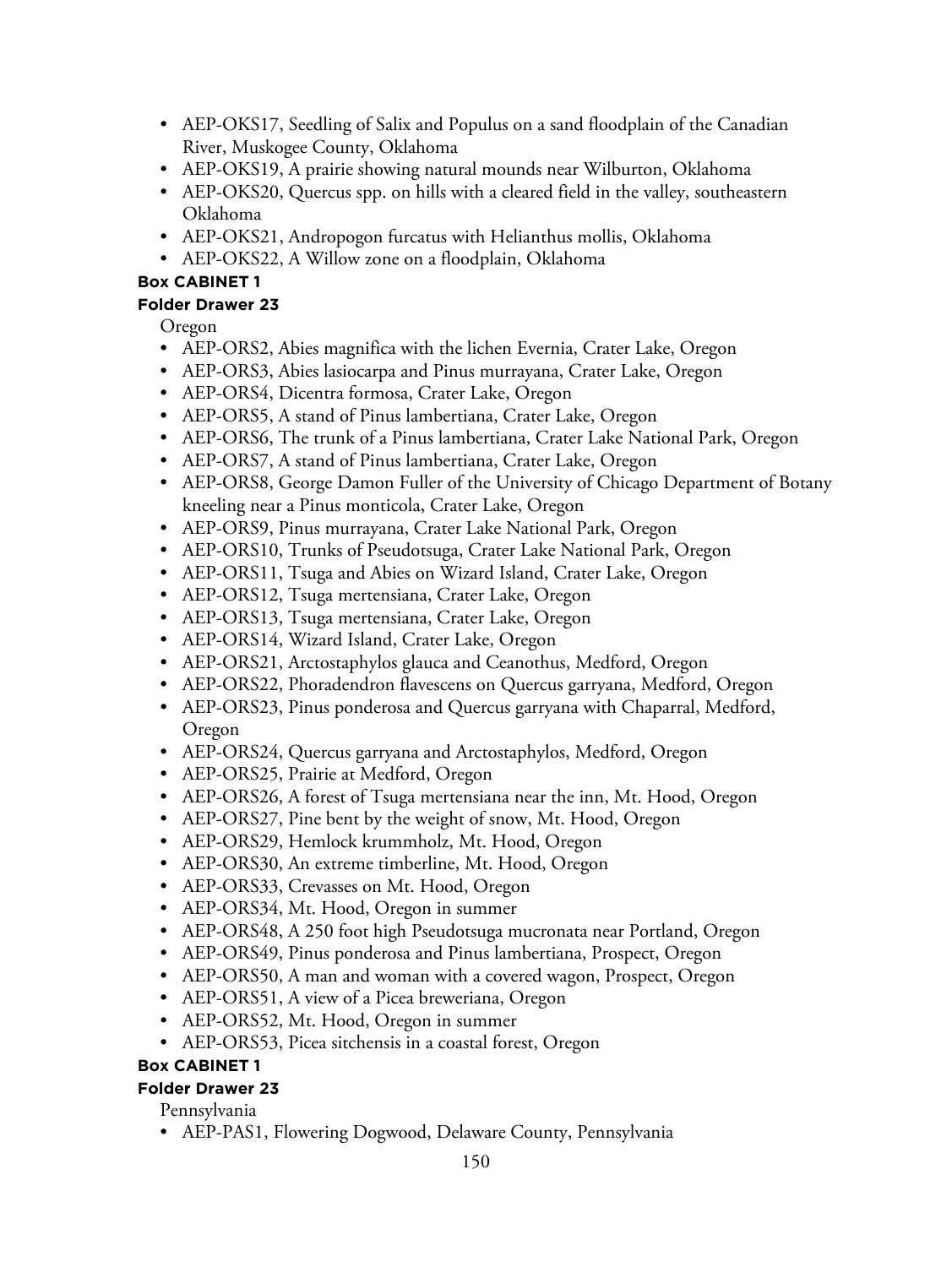- AEP-OKS17, Seedling of Salix and Populus on a sand floodplain of the Canadian River, Muskogee County, Oklahoma
- AEP-OKS19, A prairie showing natural mounds near Wilburton, Oklahoma
- AEP-OKS20, Quercus spp. on hills with a cleared field in the valley, southeastern Oklahoma
- AEP-OKS21, Andropogon furcatus with Helianthus mollis, Oklahoma
- AEP-OKS22, A Willow zone on a floodplain, Oklahoma

**Box CABINET 1**

**Folder Drawer 23**

Oregon

- AEP-ORS2, Abies magnifica with the lichen Evernia, Crater Lake, Oregon
- AEP-ORS3, Abies lasiocarpa and Pinus murrayana, Crater Lake, Oregon
- AEP-ORS4, Dicentra formosa, Crater Lake, Oregon
- AEP-ORS5, A stand of Pinus lambertiana, Crater Lake, Oregon
- AEP-ORS6, The trunk of a Pinus lambertiana, Crater Lake National Park, Oregon
- AEP-ORS7, A stand of Pinus lambertiana, Crater Lake, Oregon
- AEP-ORS8, George Damon Fuller of the University of Chicago Department of Botany kneeling near a Pinus monticola, Crater Lake, Oregon
- AEP-ORS9, Pinus murrayana, Crater Lake National Park, Oregon
- AEP-ORS10, Trunks of Pseudotsuga, Crater Lake National Park, Oregon
- AEP-ORS11, Tsuga and Abies on Wizard Island, Crater Lake, Oregon
- AEP-ORS12, Tsuga mertensiana, Crater Lake, Oregon
- AEP-ORS13, Tsuga mertensiana, Crater Lake, Oregon
- AEP-ORS14, Wizard Island, Crater Lake, Oregon
- AEP-ORS21, Arctostaphylos glauca and Ceanothus, Medford, Oregon
- AEP-ORS22, Phoradendron flavescens on Quercus garryana, Medford, Oregon
- AEP-ORS23, Pinus ponderosa and Quercus garryana with Chaparral, Medford, Oregon
- AEP-ORS24, Quercus garryana and Arctostaphylos, Medford, Oregon
- AEP-ORS25, Prairie at Medford, Oregon
- AEP-ORS26, A forest of Tsuga mertensiana near the inn, Mt. Hood, Oregon
- AEP-ORS27, Pine bent by the weight of snow, Mt. Hood, Oregon
- AEP-ORS29, Hemlock krummholz, Mt. Hood, Oregon
- AEP-ORS30, An extreme timberline, Mt. Hood, Oregon
- AEP-ORS33, Crevasses on Mt. Hood, Oregon
- AEP-ORS34, Mt. Hood, Oregon in summer
- AEP-ORS48, A 250 foot high Pseudotsuga mucronata near Portland, Oregon
- AEP-ORS49, Pinus ponderosa and Pinus lambertiana, Prospect, Oregon
- AEP-ORS50, A man and woman with a covered wagon, Prospect, Oregon
- AEP-ORS51, A view of a Picea breweriana, Oregon
- AEP-ORS52, Mt. Hood, Oregon in summer
- AEP-ORS53, Picea sitchensis in a coastal forest, Oregon

**Box CABINET 1**

**Folder Drawer 23**

Pennsylvania

- AEP-PAS1, Flowering Dogwood, Delaware County, Pennsylvania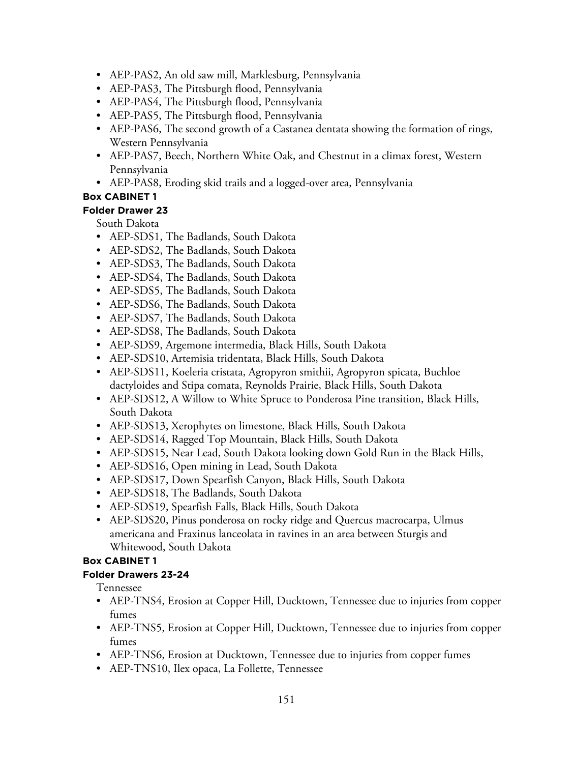- AEP-PAS2, An old saw mill, Marklesburg, Pennsylvania
- AEP-PAS3, The Pittsburgh flood, Pennsylvania
- AEP-PAS4, The Pittsburgh flood, Pennsylvania
- AEP-PAS5, The Pittsburgh flood, Pennsylvania
- AEP-PAS6, The second growth of a Castanea dentata showing the formation of rings, Western Pennsylvania
- AEP-PAS7, Beech, Northern White Oak, and Chestnut in a climax forest, Western Pennsylvania
- AEP-PAS8, Eroding skid trails and a logged-over area, Pennsylvania

**Box CABINET 1**

**Folder Drawer 23**

South Dakota

- AEP-SDS1, The Badlands, South Dakota
- AEP-SDS2, The Badlands, South Dakota
- AEP-SDS3, The Badlands, South Dakota
- AEP-SDS4, The Badlands, South Dakota
- AEP-SDS5, The Badlands, South Dakota
- AEP-SDS6, The Badlands, South Dakota
- AEP-SDS7, The Badlands, South Dakota
- AEP-SDS8, The Badlands, South Dakota
- AEP-SDS9, Argemone intermedia, Black Hills, South Dakota
- AEP-SDS10, Artemisia tridentata, Black Hills, South Dakota
- AEP-SDS11, Koeleria cristata, Agropyron smithii, Agropyron spicata, Buchloe dactyloides and Stipa comata, Reynolds Prairie, Black Hills, South Dakota
- AEP-SDS12, A Willow to White Spruce to Ponderosa Pine transition, Black Hills, South Dakota
- AEP-SDS13, Xerophytes on limestone, Black Hills, South Dakota
- AEP-SDS14, Ragged Top Mountain, Black Hills, South Dakota
- AEP-SDS15, Near Lead, South Dakota looking down Gold Run in the Black Hills,
- AEP-SDS16, Open mining in Lead, South Dakota
- AEP-SDS17, Down Spearfish Canyon, Black Hills, South Dakota
- AEP-SDS18, The Badlands, South Dakota
- AEP-SDS19, Spearfish Falls, Black Hills, South Dakota
- AEP-SDS20, Pinus ponderosa on rocky ridge and Quercus macrocarpa, Ulmus americana and Fraxinus lanceolata in ravines in an area between Sturgis and Whitewood, South Dakota

**Box CABINET 1**

**Folder Drawers 23-24**

Tennessee

- AEP-TNS4, Erosion at Copper Hill, Ducktown, Tennessee due to injuries from copper fumes
- AEP-TNS5, Erosion at Copper Hill, Ducktown, Tennessee due to injuries from copper fumes
- AEP-TNS6, Erosion at Ducktown, Tennessee due to injuries from copper fumes
- AEP-TNS10, Ilex opaca, La Follette, Tennessee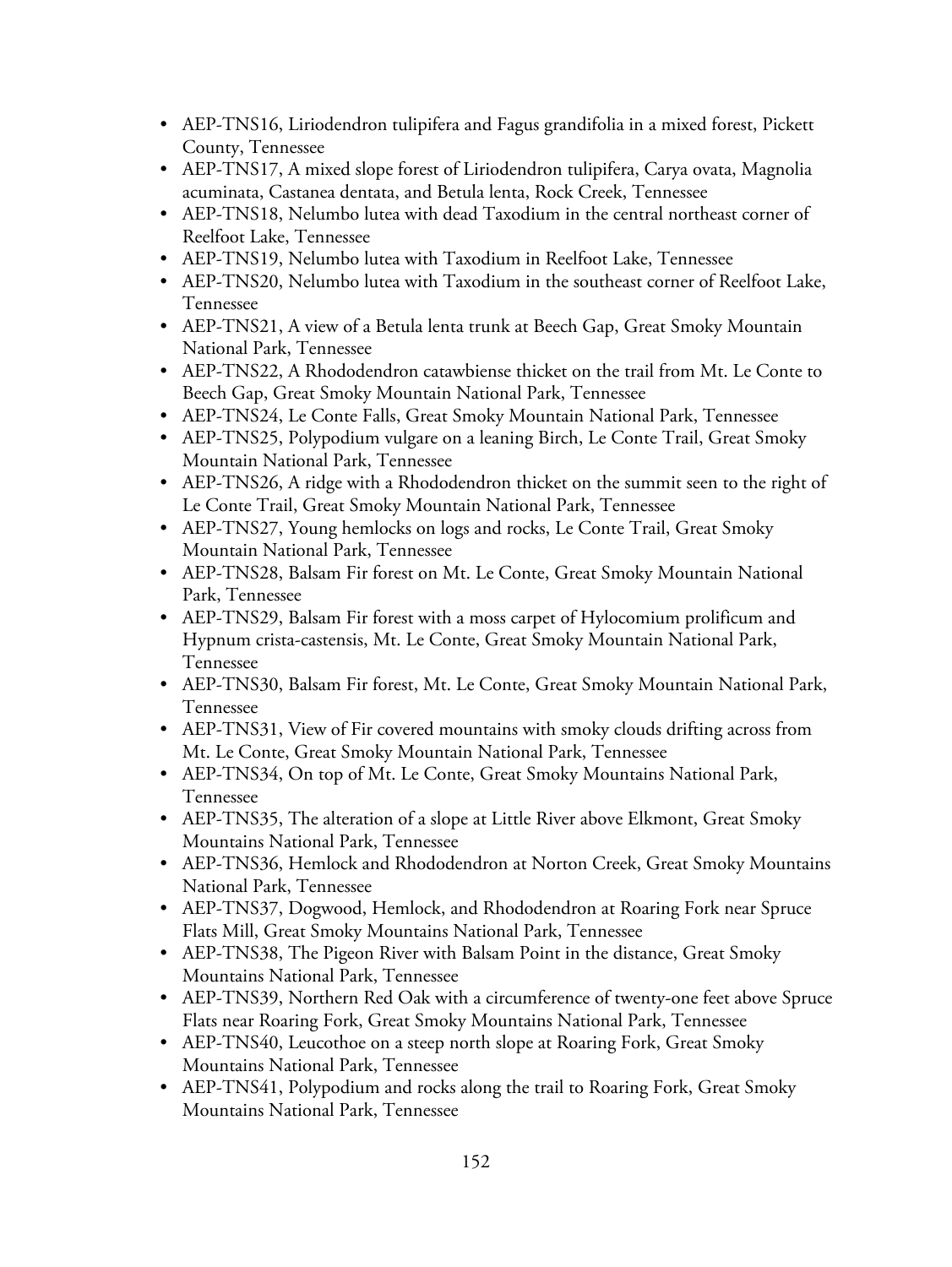- AEP-TNS16, Liriodendron tulipifera and Fagus grandifolia in a mixed forest, Pickett County, Tennessee
- AEP-TNS17, A mixed slope forest of Liriodendron tulipifera, Carya ovata, Magnolia acuminata, Castanea dentata, and Betula lenta, Rock Creek, Tennessee
- AEP-TNS18, Nelumbo lutea with dead Taxodium in the central northeast corner of Reelfoot Lake, Tennessee
- AEP-TNS19, Nelumbo lutea with Taxodium in Reelfoot Lake, Tennessee
- AEP-TNS20, Nelumbo lutea with Taxodium in the southeast corner of Reelfoot Lake, Tennessee
- AEP-TNS21, A view of a Betula lenta trunk at Beech Gap, Great Smoky Mountain National Park, Tennessee
- AEP-TNS22, A Rhododendron catawbiense thicket on the trail from Mt. Le Conte to Beech Gap, Great Smoky Mountain National Park, Tennessee
- AEP-TNS24, Le Conte Falls, Great Smoky Mountain National Park, Tennessee
- AEP-TNS25, Polypodium vulgare on a leaning Birch, Le Conte Trail, Great Smoky Mountain National Park, Tennessee
- AEP-TNS26, A ridge with a Rhododendron thicket on the summit seen to the right of Le Conte Trail, Great Smoky Mountain National Park, Tennessee
- AEP-TNS27, Young hemlocks on logs and rocks, Le Conte Trail, Great Smoky Mountain National Park, Tennessee
- AEP-TNS28, Balsam Fir forest on Mt. Le Conte, Great Smoky Mountain National Park, Tennessee
- AEP-TNS29, Balsam Fir forest with a moss carpet of Hylocomium prolificum and Hypnum crista-castensis, Mt. Le Conte, Great Smoky Mountain National Park, Tennessee
- AEP-TNS30, Balsam Fir forest, Mt. Le Conte, Great Smoky Mountain National Park, Tennessee
- AEP-TNS31, View of Fir covered mountains with smoky clouds drifting across from Mt. Le Conte, Great Smoky Mountain National Park, Tennessee
- AEP-TNS34, On top of Mt. Le Conte, Great Smoky Mountains National Park, Tennessee
- AEP-TNS35, The alteration of a slope at Little River above Elkmont, Great Smoky Mountains National Park, Tennessee
- AEP-TNS36, Hemlock and Rhododendron at Norton Creek, Great Smoky Mountains National Park, Tennessee
- AEP-TNS37, Dogwood, Hemlock, and Rhododendron at Roaring Fork near Spruce Flats Mill, Great Smoky Mountains National Park, Tennessee
- AEP-TNS38, The Pigeon River with Balsam Point in the distance, Great Smoky Mountains National Park, Tennessee
- AEP-TNS39, Northern Red Oak with a circumference of twenty-one feet above Spruce Flats near Roaring Fork, Great Smoky Mountains National Park, Tennessee
- AEP-TNS40, Leucothoe on a steep north slope at Roaring Fork, Great Smoky Mountains National Park, Tennessee
- AEP-TNS41, Polypodium and rocks along the trail to Roaring Fork, Great Smoky Mountains National Park, Tennessee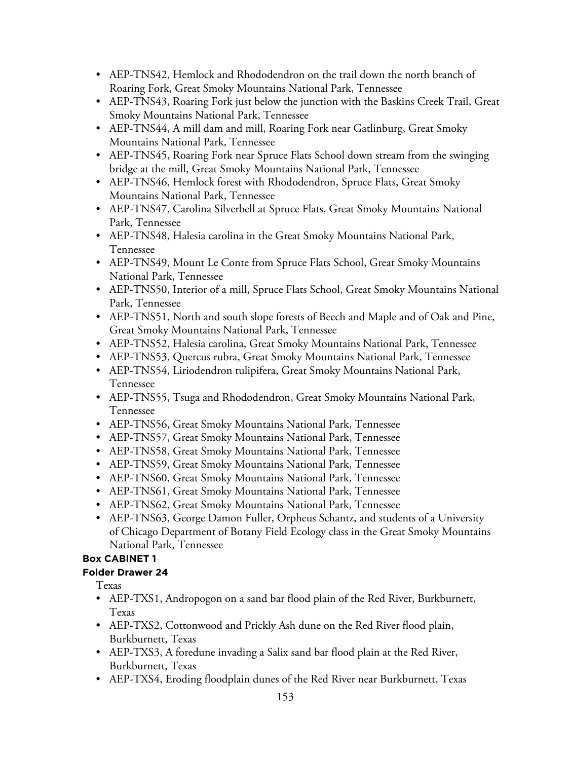- AEP-TNS42, Hemlock and Rhododendron on the trail down the north branch of Roaring Fork, Great Smoky Mountains National Park, Tennessee
- AEP-TNS43, Roaring Fork just below the junction with the Baskins Creek Trail, Great Smoky Mountains National Park, Tennessee
- AEP-TNS44, A mill dam and mill, Roaring Fork near Gatlinburg, Great Smoky Mountains National Park, Tennessee
- AEP-TNS45, Roaring Fork near Spruce Flats School down stream from the swinging bridge at the mill, Great Smoky Mountains National Park, Tennessee
- AEP-TNS46, Hemlock forest with Rhododendron, Spruce Flats, Great Smoky Mountains National Park, Tennessee
- AEP-TNS47, Carolina Silverbell at Spruce Flats, Great Smoky Mountains National Park, Tennessee
- AEP-TNS48, Halesia carolina in the Great Smoky Mountains National Park, Tennessee
- AEP-TNS49, Mount Le Conte from Spruce Flats School, Great Smoky Mountains National Park, Tennessee
- AEP-TNS50, Interior of a mill, Spruce Flats School, Great Smoky Mountains National Park, Tennessee
- AEP-TNS51, North and south slope forests of Beech and Maple and of Oak and Pine, Great Smoky Mountains National Park, Tennessee
- AEP-TNS52, Halesia carolina, Great Smoky Mountains National Park, Tennessee
- AEP-TNS53, Quercus rubra, Great Smoky Mountains National Park, Tennessee
- AEP-TNS54, Liriodendron tulipifera, Great Smoky Mountains National Park, Tennessee
- AEP-TNS55, Tsuga and Rhododendron, Great Smoky Mountains National Park, Tennessee
- AEP-TNS56, Great Smoky Mountains National Park, Tennessee
- AEP-TNS57, Great Smoky Mountains National Park, Tennessee
- AEP-TNS58, Great Smoky Mountains National Park, Tennessee
- AEP-TNS59, Great Smoky Mountains National Park, Tennessee
- AEP-TNS60, Great Smoky Mountains National Park, Tennessee
- AEP-TNS61, Great Smoky Mountains National Park, Tennessee
- AEP-TNS62, Great Smoky Mountains National Park, Tennessee
- AEP-TNS63, George Damon Fuller, Orpheus Schantz, and students of a University of Chicago Department of Botany Field Ecology class in the Great Smoky Mountains National Park, Tennessee

**Box CABINET 1**

**Folder Drawer 24**

Texas

- AEP-TXS1, Andropogon on a sand bar flood plain of the Red River, Burkburnett, Texas
- AEP-TXS2, Cottonwood and Prickly Ash dune on the Red River flood plain, Burkburnett, Texas
- AEP-TXS3, A foredune invading a Salix sand bar flood plain at the Red River, Burkburnett, Texas
- AEP-TXS4, Eroding floodplain dunes of the Red River near Burkburnett, Texas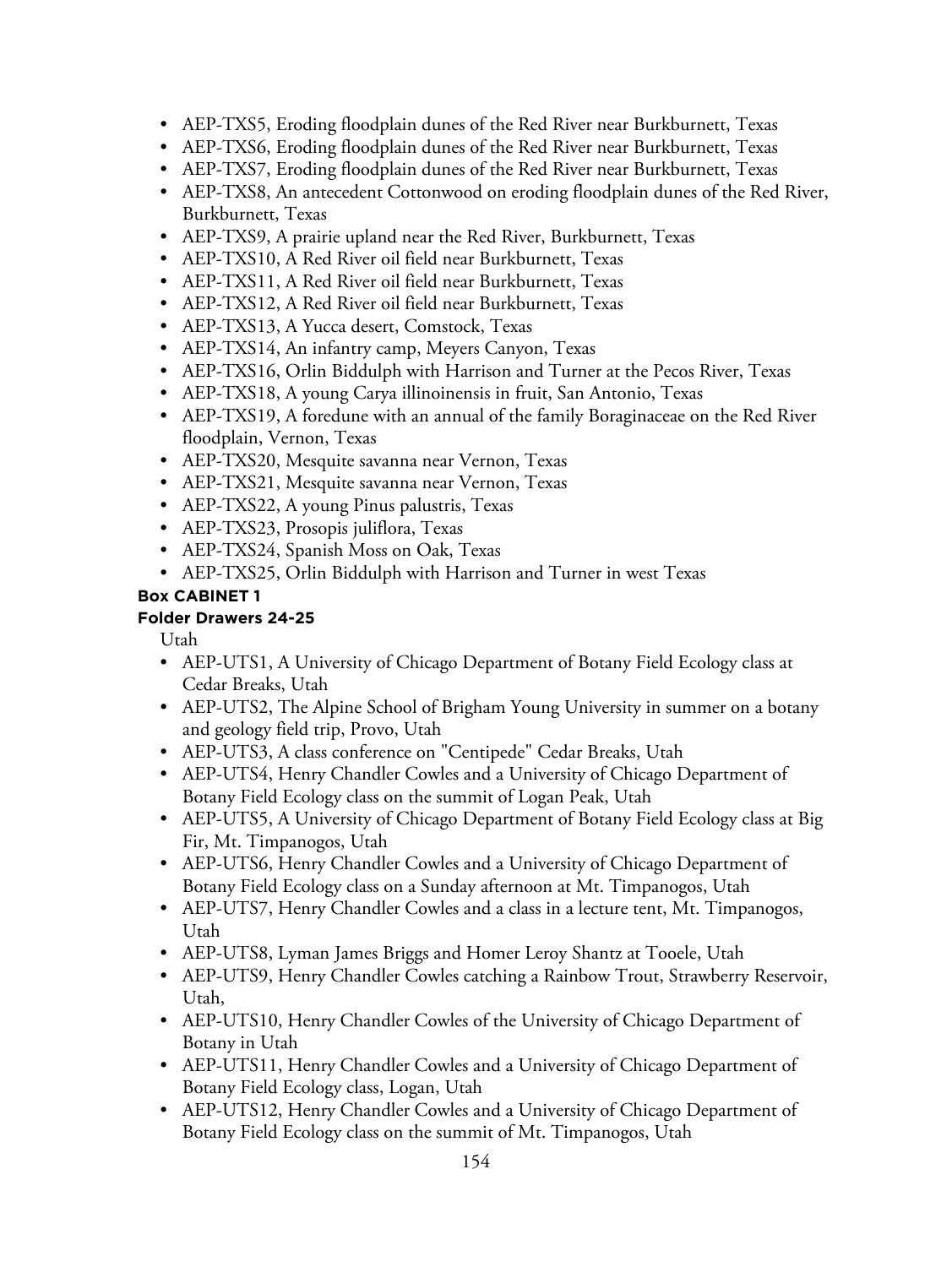- AEP-TXS5, Eroding floodplain dunes of the Red River near Burkburnett, Texas
- AEP-TXS6, Eroding floodplain dunes of the Red River near Burkburnett, Texas
- AEP-TXS7, Eroding floodplain dunes of the Red River near Burkburnett, Texas
- AEP-TXS8, An antecedent Cottonwood on eroding floodplain dunes of the Red River, Burkburnett, Texas
- AEP-TXS9, A prairie upland near the Red River, Burkburnett, Texas
- AEP-TXS10, A Red River oil field near Burkburnett, Texas
- AEP-TXS11, A Red River oil field near Burkburnett, Texas
- AEP-TXS12, A Red River oil field near Burkburnett, Texas
- AEP-TXS13, A Yucca desert, Comstock, Texas
- AEP-TXS14, An infantry camp, Meyers Canyon, Texas
- AEP-TXS16, Orlin Biddulph with Harrison and Turner at the Pecos River, Texas
- AEP-TXS18, A young Carya illinoinensis in fruit, San Antonio, Texas
- AEP-TXS19, A foredune with an annual of the family Boraginaceae on the Red River floodplain, Vernon, Texas
- AEP-TXS20, Mesquite savanna near Vernon, Texas
- AEP-TXS21, Mesquite savanna near Vernon, Texas
- AEP-TXS22, A young Pinus palustris, Texas
- AEP-TXS23, Prosopis juliflora, Texas
- AEP-TXS24, Spanish Moss on Oak, Texas
- AEP-TXS25, Orlin Biddulph with Harrison and Turner in west Texas

**Box CABINET 1**

**Folder Drawers 24-25**

Utah

- AEP-UTS1, A University of Chicago Department of Botany Field Ecology class at Cedar Breaks, Utah
- AEP-UTS2, The Alpine School of Brigham Young University in summer on a botany and geology field trip, Provo, Utah
- AEP-UTS3, A class conference on "Centipede" Cedar Breaks, Utah
- AEP-UTS4, Henry Chandler Cowles and a University of Chicago Department of Botany Field Ecology class on the summit of Logan Peak, Utah
- AEP-UTS5, A University of Chicago Department of Botany Field Ecology class at Big Fir, Mt. Timpanogos, Utah
- AEP-UTS6, Henry Chandler Cowles and a University of Chicago Department of Botany Field Ecology class on a Sunday afternoon at Mt. Timpanogos, Utah
- AEP-UTS7, Henry Chandler Cowles and a class in a lecture tent, Mt. Timpanogos, Utah
- AEP-UTS8, Lyman James Briggs and Homer Leroy Shantz at Tooele, Utah
- AEP-UTS9, Henry Chandler Cowles catching a Rainbow Trout, Strawberry Reservoir, Utah,
- AEP-UTS10, Henry Chandler Cowles of the University of Chicago Department of Botany in Utah
- AEP-UTS11, Henry Chandler Cowles and a University of Chicago Department of Botany Field Ecology class, Logan, Utah
- AEP-UTS12, Henry Chandler Cowles and a University of Chicago Department of Botany Field Ecology class on the summit of Mt. Timpanogos, Utah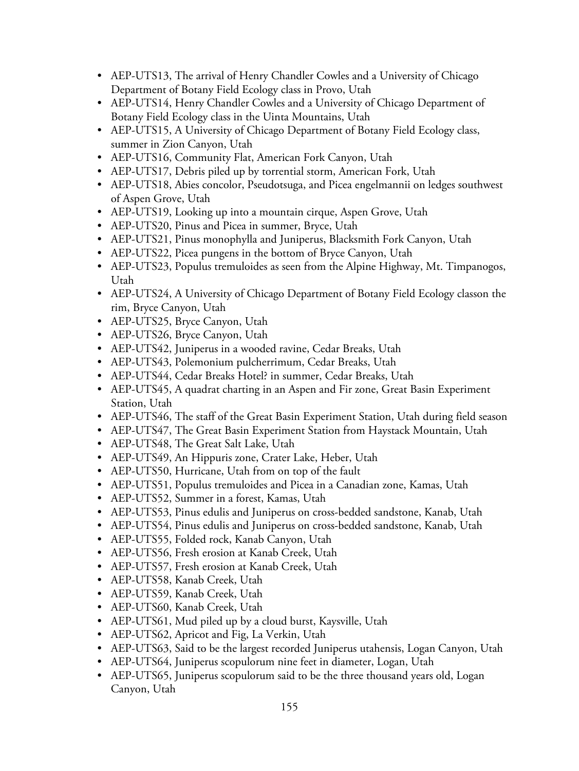- AEP-UTS13, The arrival of Henry Chandler Cowles and a University of Chicago Department of Botany Field Ecology class in Provo, Utah
- AEP-UTS14, Henry Chandler Cowles and a University of Chicago Department of Botany Field Ecology class in the Uinta Mountains, Utah
- AEP-UTS15, A University of Chicago Department of Botany Field Ecology class, summer in Zion Canyon, Utah
- AEP-UTS16, Community Flat, American Fork Canyon, Utah
- AEP-UTS17, Debris piled up by torrential storm, American Fork, Utah
- AEP-UTS18, Abies concolor, Pseudotsuga, and Picea engelmannii on ledges southwest of Aspen Grove, Utah
- AEP-UTS19, Looking up into a mountain cirque, Aspen Grove, Utah
- AEP-UTS20, Pinus and Picea in summer, Bryce, Utah
- AEP-UTS21, Pinus monophylla and Juniperus, Blacksmith Fork Canyon, Utah
- AEP-UTS22, Picea pungens in the bottom of Bryce Canyon, Utah
- AEP-UTS23, Populus tremuloides as seen from the Alpine Highway, Mt. Timpanogos, Utah
- AEP-UTS24, A University of Chicago Department of Botany Field Ecology classon the rim, Bryce Canyon, Utah
- AEP-UTS25, Bryce Canyon, Utah
- AEP-UTS26, Bryce Canyon, Utah
- AEP-UTS42, Juniperus in a wooded ravine, Cedar Breaks, Utah
- AEP-UTS43, Polemonium pulcherrimum, Cedar Breaks, Utah
- AEP-UTS44, Cedar Breaks Hotel? in summer, Cedar Breaks, Utah
- AEP-UTS45, A quadrat charting in an Aspen and Fir zone, Great Basin Experiment Station, Utah
- AEP-UTS46, The staff of the Great Basin Experiment Station, Utah during field season
- AEP-UTS47, The Great Basin Experiment Station from Haystack Mountain, Utah
- AEP-UTS48, The Great Salt Lake, Utah
- AEP-UTS49, An Hippuris zone, Crater Lake, Heber, Utah
- AEP-UTS50, Hurricane, Utah from on top of the fault
- AEP-UTS51, Populus tremuloides and Picea in a Canadian zone, Kamas, Utah
- AEP-UTS52, Summer in a forest, Kamas, Utah
- AEP-UTS53, Pinus edulis and Juniperus on cross-bedded sandstone, Kanab, Utah
- AEP-UTS54, Pinus edulis and Juniperus on cross-bedded sandstone, Kanab, Utah
- AEP-UTS55, Folded rock, Kanab Canyon, Utah
- AEP-UTS56, Fresh erosion at Kanab Creek, Utah
- AEP-UTS57, Fresh erosion at Kanab Creek, Utah
- AEP-UTS58, Kanab Creek, Utah
- AEP-UTS59, Kanab Creek, Utah
- AEP-UTS60, Kanab Creek, Utah
- AEP-UTS61, Mud piled up by a cloud burst, Kaysville, Utah
- AEP-UTS62, Apricot and Fig, La Verkin, Utah
- AEP-UTS63, Said to be the largest recorded Juniperus utahensis, Logan Canyon, Utah
- AEP-UTS64, Juniperus scopulorum nine feet in diameter, Logan, Utah
- AEP-UTS65, Juniperus scopulorum said to be the three thousand years old, Logan Canyon, Utah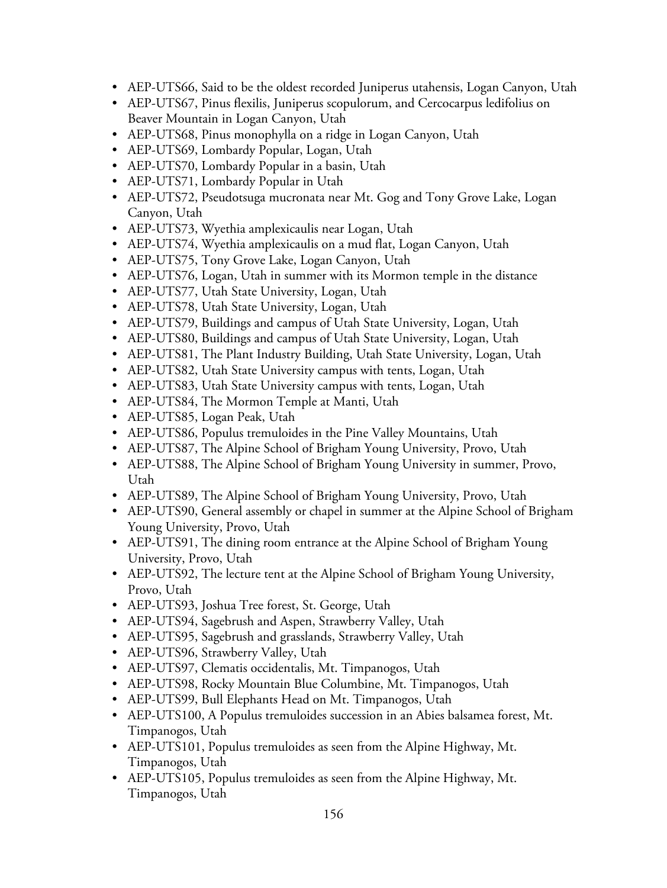- AEP-UTS66, Said to be the oldest recorded Juniperus utahensis, Logan Canyon, Utah
- AEP-UTS67, Pinus flexilis, Juniperus scopulorum, and Cercocarpus ledifolius on Beaver Mountain in Logan Canyon, Utah
- AEP-UTS68, Pinus monophylla on a ridge in Logan Canyon, Utah
- AEP-UTS69, Lombardy Popular, Logan, Utah
- AEP-UTS70, Lombardy Popular in a basin, Utah
- AEP-UTS71, Lombardy Popular in Utah
- AEP-UTS72, Pseudotsuga mucronata near Mt. Gog and Tony Grove Lake, Logan Canyon, Utah
- AEP-UTS73, Wyethia amplexicaulis near Logan, Utah
- AEP-UTS74, Wyethia amplexicaulis on a mud flat, Logan Canyon, Utah
- AEP-UTS75, Tony Grove Lake, Logan Canyon, Utah
- AEP-UTS76, Logan, Utah in summer with its Mormon temple in the distance
- AEP-UTS77, Utah State University, Logan, Utah
- AEP-UTS78, Utah State University, Logan, Utah
- AEP-UTS79, Buildings and campus of Utah State University, Logan, Utah
- AEP-UTS80, Buildings and campus of Utah State University, Logan, Utah
- AEP-UTS81, The Plant Industry Building, Utah State University, Logan, Utah
- AEP-UTS82, Utah State University campus with tents, Logan, Utah
- AEP-UTS83, Utah State University campus with tents, Logan, Utah
- AEP-UTS84, The Mormon Temple at Manti, Utah
- AEP-UTS85, Logan Peak, Utah
- AEP-UTS86, Populus tremuloides in the Pine Valley Mountains, Utah
- AEP-UTS87, The Alpine School of Brigham Young University, Provo, Utah
- AEP-UTS88, The Alpine School of Brigham Young University in summer, Provo, Utah
- AEP-UTS89, The Alpine School of Brigham Young University, Provo, Utah
- AEP-UTS90, General assembly or chapel in summer at the Alpine School of Brigham Young University, Provo, Utah
- AEP-UTS91, The dining room entrance at the Alpine School of Brigham Young University, Provo, Utah
- AEP-UTS92, The lecture tent at the Alpine School of Brigham Young University, Provo, Utah
- AEP-UTS93, Joshua Tree forest, St. George, Utah
- AEP-UTS94, Sagebrush and Aspen, Strawberry Valley, Utah
- AEP-UTS95, Sagebrush and grasslands, Strawberry Valley, Utah
- AEP-UTS96, Strawberry Valley, Utah
- AEP-UTS97, Clematis occidentalis, Mt. Timpanogos, Utah
- AEP-UTS98, Rocky Mountain Blue Columbine, Mt. Timpanogos, Utah
- AEP-UTS99, Bull Elephants Head on Mt. Timpanogos, Utah
- AEP-UTS100, A Populus tremuloides succession in an Abies balsamea forest, Mt. Timpanogos, Utah
- AEP-UTS101, Populus tremuloides as seen from the Alpine Highway, Mt. Timpanogos, Utah
- AEP-UTS105, Populus tremuloides as seen from the Alpine Highway, Mt. Timpanogos, Utah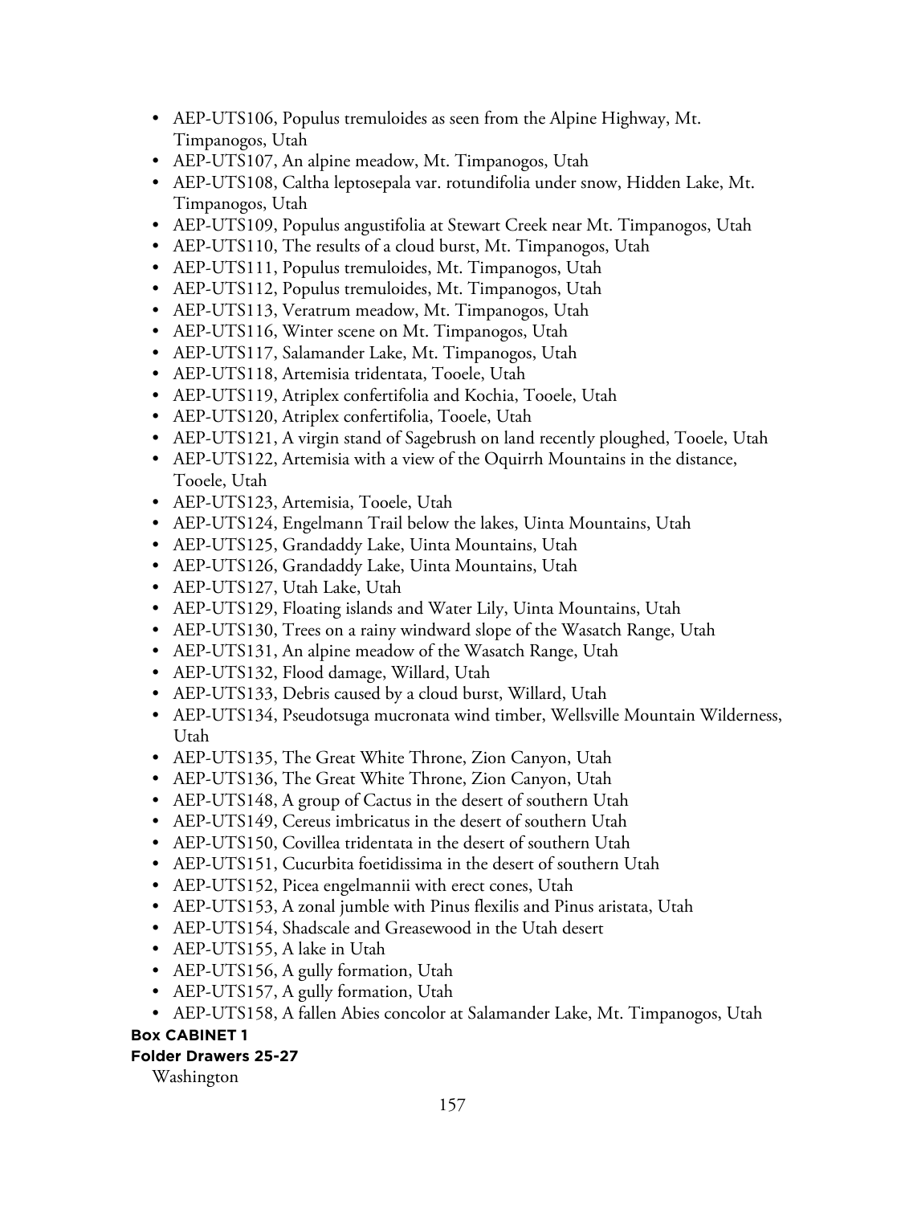- AEP-UTS106, Populus tremuloides as seen from the Alpine Highway, Mt. Timpanogos, Utah
- AEP-UTS107, An alpine meadow, Mt. Timpanogos, Utah
- AEP-UTS108, Caltha leptosepala var. rotundifolia under snow, Hidden Lake, Mt. Timpanogos, Utah
- AEP-UTS109, Populus angustifolia at Stewart Creek near Mt. Timpanogos, Utah
- AEP-UTS110, The results of a cloud burst, Mt. Timpanogos, Utah
- AEP-UTS111, Populus tremuloides, Mt. Timpanogos, Utah
- AEP-UTS112, Populus tremuloides, Mt. Timpanogos, Utah
- AEP-UTS113, Veratrum meadow, Mt. Timpanogos, Utah
- AEP-UTS116, Winter scene on Mt. Timpanogos, Utah
- AEP-UTS117, Salamander Lake, Mt. Timpanogos, Utah
- AEP-UTS118, Artemisia tridentata, Tooele, Utah
- AEP-UTS119, Atriplex confertifolia and Kochia, Tooele, Utah
- AEP-UTS120, Atriplex confertifolia, Tooele, Utah
- AEP-UTS121, A virgin stand of Sagebrush on land recently ploughed, Tooele, Utah
- AEP-UTS122, Artemisia with a view of the Oquirrh Mountains in the distance, Tooele, Utah
- AEP-UTS123, Artemisia, Tooele, Utah
- AEP-UTS124, Engelmann Trail below the lakes, Uinta Mountains, Utah
- AEP-UTS125, Grandaddy Lake, Uinta Mountains, Utah
- AEP-UTS126, Grandaddy Lake, Uinta Mountains, Utah
- AEP-UTS127, Utah Lake, Utah
- AEP-UTS129, Floating islands and Water Lily, Uinta Mountains, Utah
- AEP-UTS130, Trees on a rainy windward slope of the Wasatch Range, Utah
- AEP-UTS131, An alpine meadow of the Wasatch Range, Utah
- AEP-UTS132, Flood damage, Willard, Utah
- AEP-UTS133, Debris caused by a cloud burst, Willard, Utah
- AEP-UTS134, Pseudotsuga mucronata wind timber, Wellsville Mountain Wilderness, Utah
- AEP-UTS135, The Great White Throne, Zion Canyon, Utah
- AEP-UTS136, The Great White Throne, Zion Canyon, Utah
- AEP-UTS148, A group of Cactus in the desert of southern Utah
- AEP-UTS149, Cereus imbricatus in the desert of southern Utah
- AEP-UTS150, Covillea tridentata in the desert of southern Utah
- AEP-UTS151, Cucurbita foetidissima in the desert of southern Utah
- AEP-UTS152, Picea engelmannii with erect cones, Utah
- AEP-UTS153, A zonal jumble with Pinus flexilis and Pinus aristata, Utah
- AEP-UTS154, Shadscale and Greasewood in the Utah desert
- AEP-UTS155, A lake in Utah
- AEP-UTS156, A gully formation, Utah
- AEP-UTS157, A gully formation, Utah
- AEP-UTS158, A fallen Abies concolor at Salamander Lake, Mt. Timpanogos, Utah

**Box CABINET 1**

**Folder Drawers 25-27**

Washington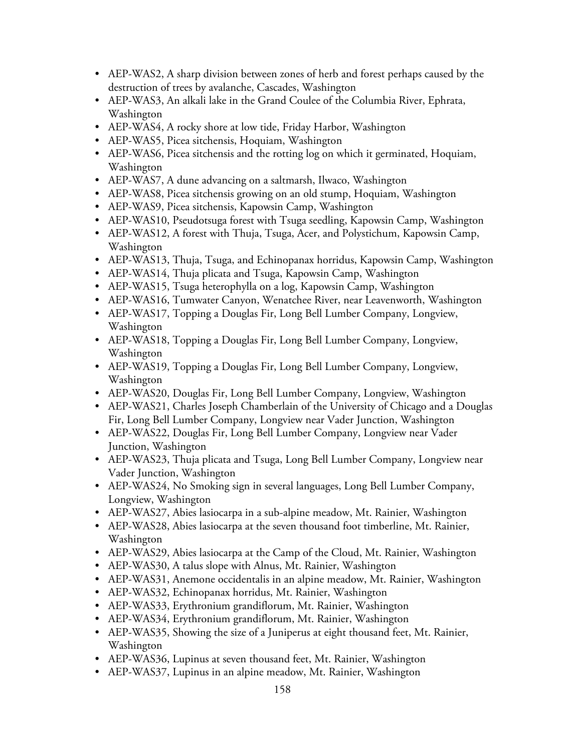- AEP-WAS2, A sharp division between zones of herb and forest perhaps caused by the destruction of trees by avalanche, Cascades, Washington
- AEP-WAS3, An alkali lake in the Grand Coulee of the Columbia River, Ephrata, Washington
- AEP-WAS4, A rocky shore at low tide, Friday Harbor, Washington
- AEP-WAS5, Picea sitchensis, Hoquiam, Washington
- AEP-WAS6, Picea sitchensis and the rotting log on which it germinated, Hoquiam, Washington
- AEP-WAS7, A dune advancing on a saltmarsh, Ilwaco, Washington
- AEP-WAS8, Picea sitchensis growing on an old stump, Hoquiam, Washington
- AEP-WAS9, Picea sitchensis, Kapowsin Camp, Washington
- AEP-WAS10, Pseudotsuga forest with Tsuga seedling, Kapowsin Camp, Washington
- AEP-WAS12, A forest with Thuja, Tsuga, Acer, and Polystichum, Kapowsin Camp, Washington
- AEP-WAS13, Thuja, Tsuga, and Echinopanax horridus, Kapowsin Camp, Washington
- AEP-WAS14, Thuja plicata and Tsuga, Kapowsin Camp, Washington
- AEP-WAS15, Tsuga heterophylla on a log, Kapowsin Camp, Washington
- AEP-WAS16, Tumwater Canyon, Wenatchee River, near Leavenworth, Washington
- AEP-WAS17, Topping a Douglas Fir, Long Bell Lumber Company, Longview, Washington
- AEP-WAS18, Topping a Douglas Fir, Long Bell Lumber Company, Longview, Washington
- AEP-WAS19, Topping a Douglas Fir, Long Bell Lumber Company, Longview, Washington
- AEP-WAS20, Douglas Fir, Long Bell Lumber Company, Longview, Washington
- AEP-WAS21, Charles Joseph Chamberlain of the University of Chicago and a Douglas Fir, Long Bell Lumber Company, Longview near Vader Junction, Washington
- AEP-WAS22, Douglas Fir, Long Bell Lumber Company, Longview near Vader Junction, Washington
- AEP-WAS23, Thuja plicata and Tsuga, Long Bell Lumber Company, Longview near Vader Junction, Washington
- AEP-WAS24, No Smoking sign in several languages, Long Bell Lumber Company, Longview, Washington
- AEP-WAS27, Abies lasiocarpa in a sub-alpine meadow, Mt. Rainier, Washington
- AEP-WAS28, Abies lasiocarpa at the seven thousand foot timberline, Mt. Rainier, Washington
- AEP-WAS29, Abies lasiocarpa at the Camp of the Cloud, Mt. Rainier, Washington
- AEP-WAS30, A talus slope with Alnus, Mt. Rainier, Washington
- AEP-WAS31, Anemone occidentalis in an alpine meadow, Mt. Rainier, Washington
- AEP-WAS32, Echinopanax horridus, Mt. Rainier, Washington
- AEP-WAS33, Erythronium grandiflorum, Mt. Rainier, Washington
- AEP-WAS34, Erythronium grandiflorum, Mt. Rainier, Washington
- AEP-WAS35, Showing the size of a Juniperus at eight thousand feet, Mt. Rainier, Washington
- AEP-WAS36, Lupinus at seven thousand feet, Mt. Rainier, Washington
- AEP-WAS37, Lupinus in an alpine meadow, Mt. Rainier, Washington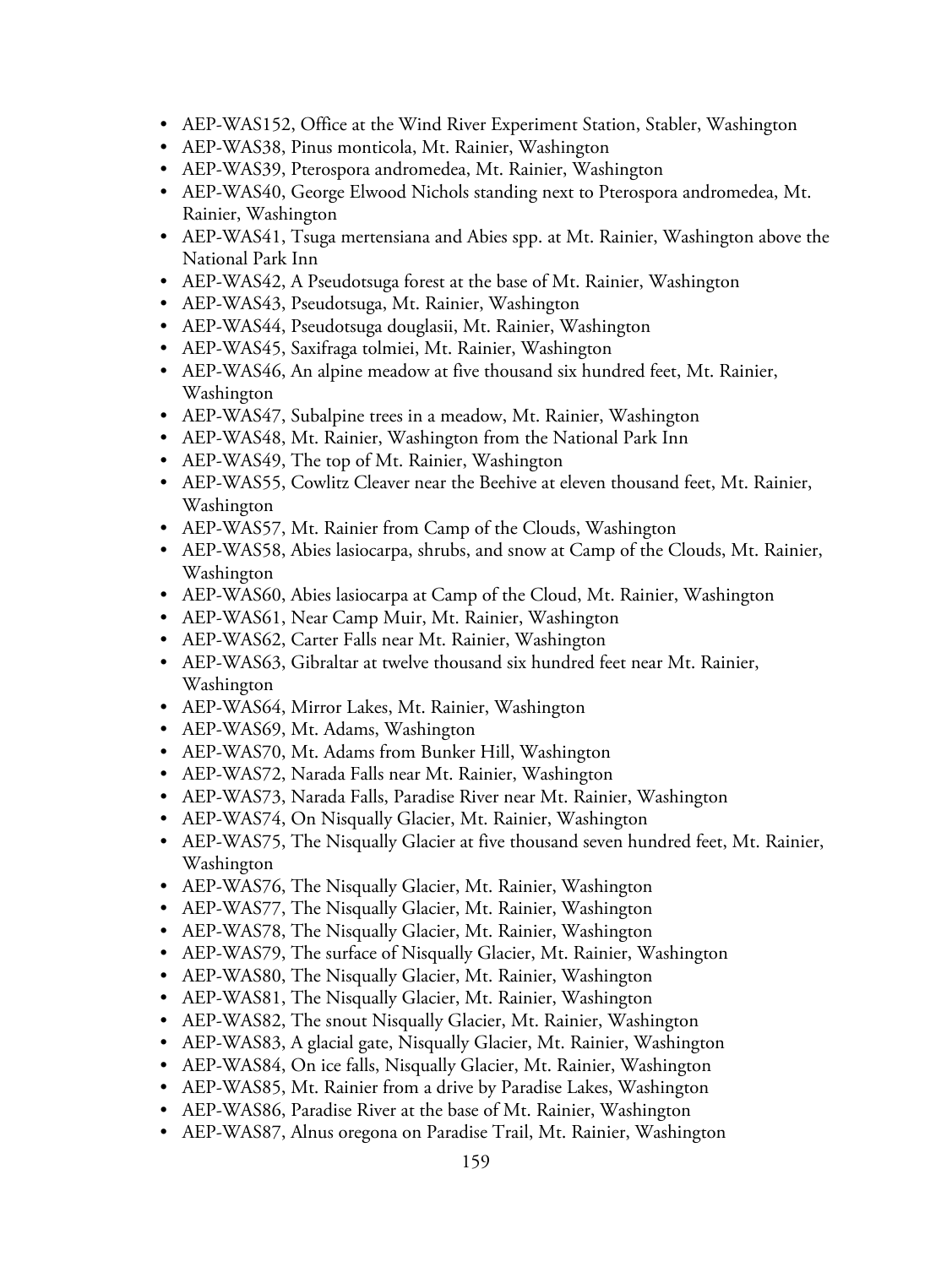- AEP-WAS152, Office at the Wind River Experiment Station, Stabler, Washington
- AEP-WAS38, Pinus monticola, Mt. Rainier, Washington
- AEP-WAS39, Pterospora andromedea, Mt. Rainier, Washington
- AEP-WAS40, George Elwood Nichols standing next to Pterospora andromedea, Mt. Rainier, Washington
- AEP-WAS41, Tsuga mertensiana and Abies spp. at Mt. Rainier, Washington above the National Park Inn
- AEP-WAS42, A Pseudotsuga forest at the base of Mt. Rainier, Washington
- AEP-WAS43, Pseudotsuga, Mt. Rainier, Washington
- AEP-WAS44, Pseudotsuga douglasii, Mt. Rainier, Washington
- AEP-WAS45, Saxifraga tolmiei, Mt. Rainier, Washington
- AEP-WAS46, An alpine meadow at five thousand six hundred feet, Mt. Rainier, Washington
- AEP-WAS47, Subalpine trees in a meadow, Mt. Rainier, Washington
- AEP-WAS48, Mt. Rainier, Washington from the National Park Inn
- AEP-WAS49, The top of Mt. Rainier, Washington
- AEP-WAS55, Cowlitz Cleaver near the Beehive at eleven thousand feet, Mt. Rainier, Washington
- AEP-WAS57, Mt. Rainier from Camp of the Clouds, Washington
- AEP-WAS58, Abies lasiocarpa, shrubs, and snow at Camp of the Clouds, Mt. Rainier, Washington
- AEP-WAS60, Abies lasiocarpa at Camp of the Cloud, Mt. Rainier, Washington
- AEP-WAS61, Near Camp Muir, Mt. Rainier, Washington
- AEP-WAS62, Carter Falls near Mt. Rainier, Washington
- AEP-WAS63, Gibraltar at twelve thousand six hundred feet near Mt. Rainier, Washington
- AEP-WAS64, Mirror Lakes, Mt. Rainier, Washington
- AEP-WAS69, Mt. Adams, Washington
- AEP-WAS70, Mt. Adams from Bunker Hill, Washington
- AEP-WAS72, Narada Falls near Mt. Rainier, Washington
- AEP-WAS73, Narada Falls, Paradise River near Mt. Rainier, Washington
- AEP-WAS74, On Nisqually Glacier, Mt. Rainier, Washington
- AEP-WAS75, The Nisqually Glacier at five thousand seven hundred feet, Mt. Rainier, Washington
- AEP-WAS76, The Nisqually Glacier, Mt. Rainier, Washington
- AEP-WAS77, The Nisqually Glacier, Mt. Rainier, Washington
- AEP-WAS78, The Nisqually Glacier, Mt. Rainier, Washington
- AEP-WAS79, The surface of Nisqually Glacier, Mt. Rainier, Washington
- AEP-WAS80, The Nisqually Glacier, Mt. Rainier, Washington
- AEP-WAS81, The Nisqually Glacier, Mt. Rainier, Washington
- AEP-WAS82, The snout Nisqually Glacier, Mt. Rainier, Washington
- AEP-WAS83, A glacial gate, Nisqually Glacier, Mt. Rainier, Washington
- AEP-WAS84, On ice falls, Nisqually Glacier, Mt. Rainier, Washington
- AEP-WAS85, Mt. Rainier from a drive by Paradise Lakes, Washington
- AEP-WAS86, Paradise River at the base of Mt. Rainier, Washington
- AEP-WAS87, Alnus oregona on Paradise Trail, Mt. Rainier, Washington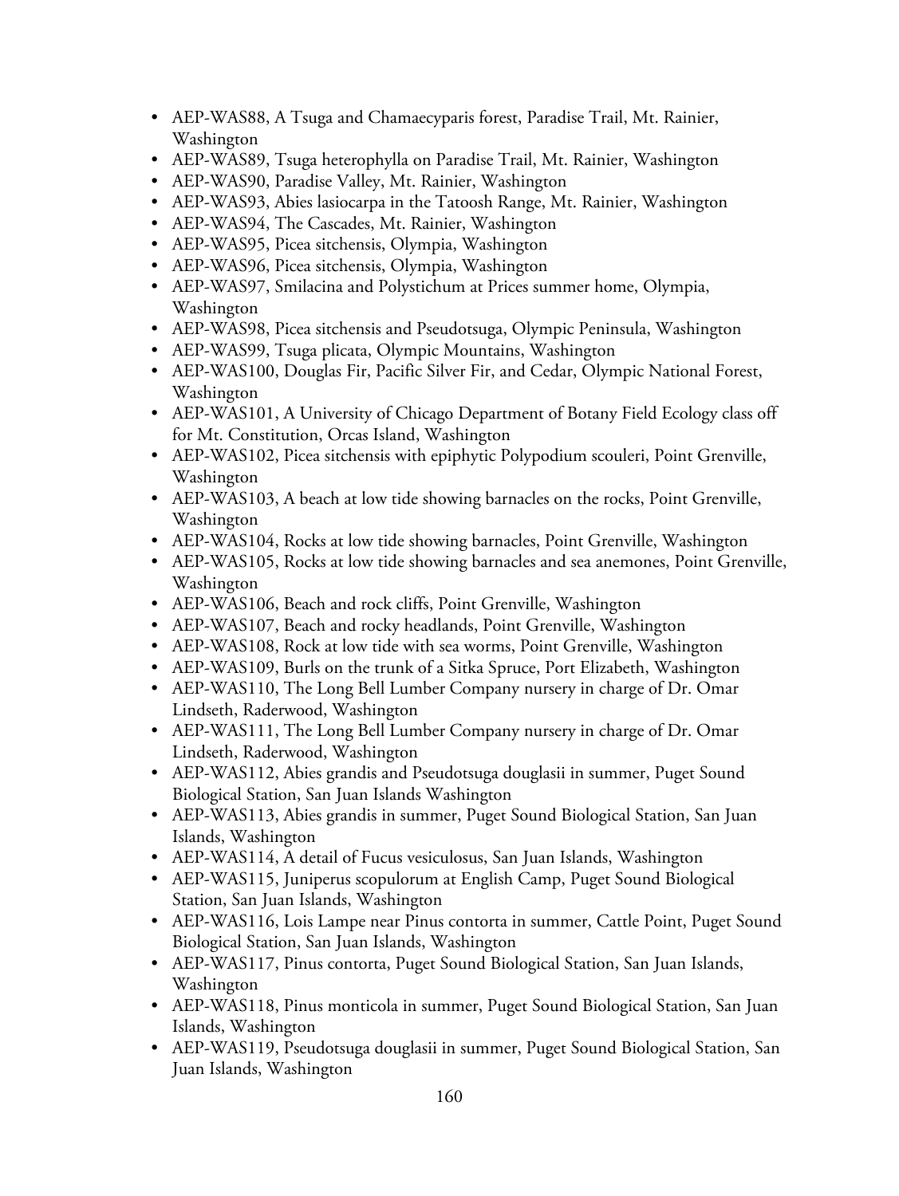- AEP-WAS88, A Tsuga and Chamaecyparis forest, Paradise Trail, Mt. Rainier, Washington
- AEP-WAS89, Tsuga heterophylla on Paradise Trail, Mt. Rainier, Washington
- AEP-WAS90, Paradise Valley, Mt. Rainier, Washington
- AEP-WAS93, Abies lasiocarpa in the Tatoosh Range, Mt. Rainier, Washington
- AEP-WAS94, The Cascades, Mt. Rainier, Washington
- AEP-WAS95, Picea sitchensis, Olympia, Washington
- AEP-WAS96, Picea sitchensis, Olympia, Washington
- AEP-WAS97, Smilacina and Polystichum at Prices summer home, Olympia, Washington
- AEP-WAS98, Picea sitchensis and Pseudotsuga, Olympic Peninsula, Washington
- AEP-WAS99, Tsuga plicata, Olympic Mountains, Washington
- AEP-WAS100, Douglas Fir, Pacific Silver Fir, and Cedar, Olympic National Forest, Washington
- AEP-WAS101, A University of Chicago Department of Botany Field Ecology class off for Mt. Constitution, Orcas Island, Washington
- AEP-WAS102, Picea sitchensis with epiphytic Polypodium scouleri, Point Grenville, Washington
- AEP-WAS103, A beach at low tide showing barnacles on the rocks, Point Grenville, Washington
- AEP-WAS104, Rocks at low tide showing barnacles, Point Grenville, Washington
- AEP-WAS105, Rocks at low tide showing barnacles and sea anemones, Point Grenville, Washington
- AEP-WAS106, Beach and rock cliffs, Point Grenville, Washington
- AEP-WAS107, Beach and rocky headlands, Point Grenville, Washington
- AEP-WAS108, Rock at low tide with sea worms, Point Grenville, Washington
- AEP-WAS109, Burls on the trunk of a Sitka Spruce, Port Elizabeth, Washington
- AEP-WAS110, The Long Bell Lumber Company nursery in charge of Dr. Omar Lindseth, Raderwood, Washington
- AEP-WAS111, The Long Bell Lumber Company nursery in charge of Dr. Omar Lindseth, Raderwood, Washington
- AEP-WAS112, Abies grandis and Pseudotsuga douglasii in summer, Puget Sound Biological Station, San Juan Islands Washington
- AEP-WAS113, Abies grandis in summer, Puget Sound Biological Station, San Juan Islands, Washington
- AEP-WAS114, A detail of Fucus vesiculosus, San Juan Islands, Washington
- AEP-WAS115, Juniperus scopulorum at English Camp, Puget Sound Biological Station, San Juan Islands, Washington
- AEP-WAS116, Lois Lampe near Pinus contorta in summer, Cattle Point, Puget Sound Biological Station, San Juan Islands, Washington
- AEP-WAS117, Pinus contorta, Puget Sound Biological Station, San Juan Islands, Washington
- AEP-WAS118, Pinus monticola in summer, Puget Sound Biological Station, San Juan Islands, Washington
- AEP-WAS119, Pseudotsuga douglasii in summer, Puget Sound Biological Station, San Juan Islands, Washington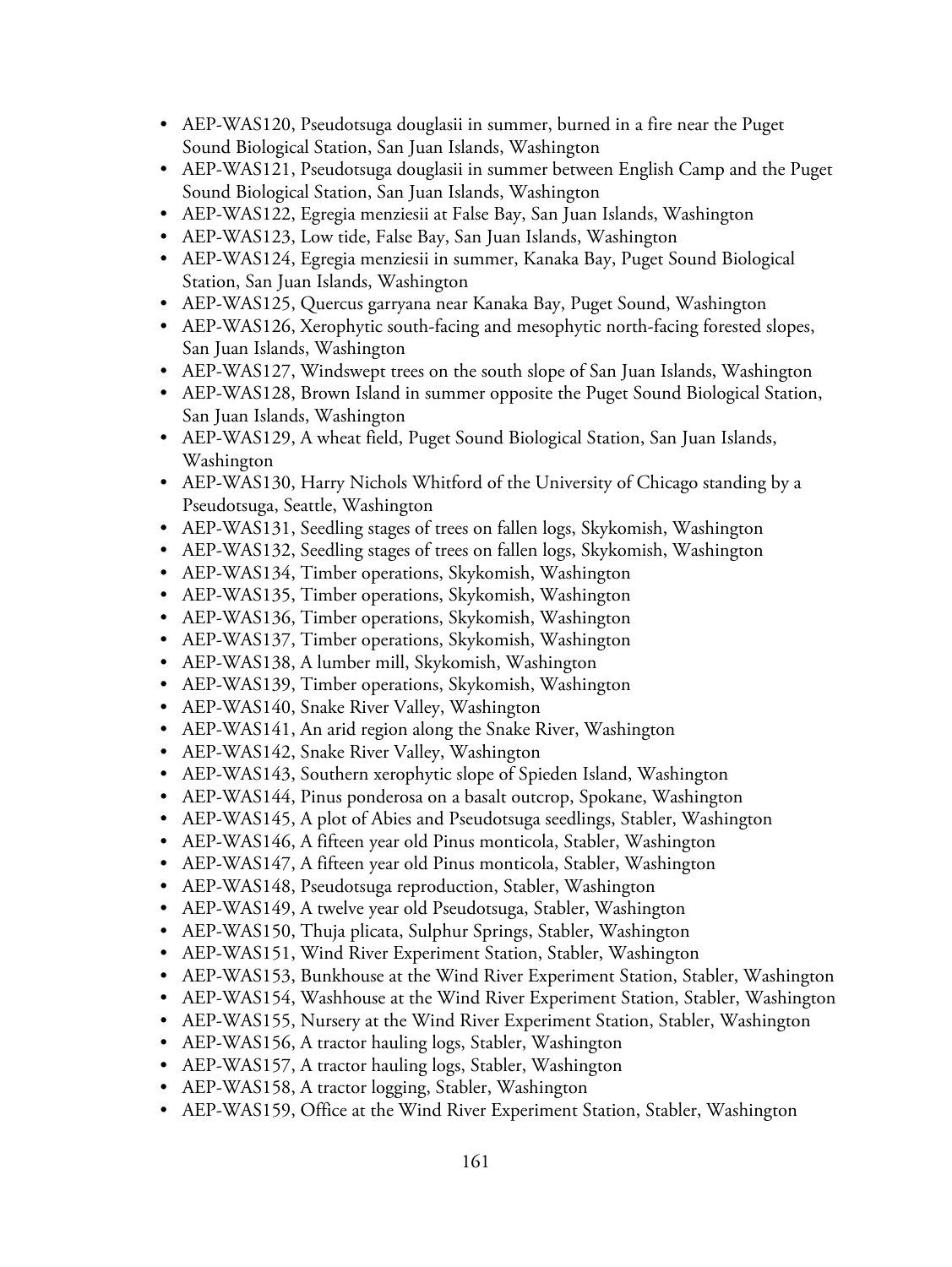- AEP-WAS120, Pseudotsuga douglasii in summer, burned in a fire near the Puget Sound Biological Station, San Juan Islands, Washington
- AEP-WAS121, Pseudotsuga douglasii in summer between English Camp and the Puget Sound Biological Station, San Juan Islands, Washington
- AEP-WAS122, Egregia menziesii at False Bay, San Juan Islands, Washington
- AEP-WAS123, Low tide, False Bay, San Juan Islands, Washington
- AEP-WAS124, Egregia menziesii in summer, Kanaka Bay, Puget Sound Biological Station, San Juan Islands, Washington
- AEP-WAS125, Quercus garryana near Kanaka Bay, Puget Sound, Washington
- AEP-WAS126, Xerophytic south-facing and mesophytic north-facing forested slopes, San Juan Islands, Washington
- AEP-WAS127, Windswept trees on the south slope of San Juan Islands, Washington
- AEP-WAS128, Brown Island in summer opposite the Puget Sound Biological Station, San Juan Islands, Washington
- AEP-WAS129, A wheat field, Puget Sound Biological Station, San Juan Islands, Washington
- AEP-WAS130, Harry Nichols Whitford of the University of Chicago standing by a Pseudotsuga, Seattle, Washington
- AEP-WAS131, Seedling stages of trees on fallen logs, Skykomish, Washington
- AEP-WAS132, Seedling stages of trees on fallen logs, Skykomish, Washington
- AEP-WAS134, Timber operations, Skykomish, Washington
- AEP-WAS135, Timber operations, Skykomish, Washington
- AEP-WAS136, Timber operations, Skykomish, Washington
- AEP-WAS137, Timber operations, Skykomish, Washington
- AEP-WAS138, A lumber mill, Skykomish, Washington
- AEP-WAS139, Timber operations, Skykomish, Washington
- AEP-WAS140, Snake River Valley, Washington
- AEP-WAS141, An arid region along the Snake River, Washington
- AEP-WAS142, Snake River Valley, Washington
- AEP-WAS143, Southern xerophytic slope of Spieden Island, Washington
- AEP-WAS144, Pinus ponderosa on a basalt outcrop, Spokane, Washington
- AEP-WAS145, A plot of Abies and Pseudotsuga seedlings, Stabler, Washington
- AEP-WAS146, A fifteen year old Pinus monticola, Stabler, Washington
- AEP-WAS147, A fifteen year old Pinus monticola, Stabler, Washington
- AEP-WAS148, Pseudotsuga reproduction, Stabler, Washington
- AEP-WAS149, A twelve year old Pseudotsuga, Stabler, Washington
- AEP-WAS150, Thuja plicata, Sulphur Springs, Stabler, Washington
- AEP-WAS151, Wind River Experiment Station, Stabler, Washington
- AEP-WAS153, Bunkhouse at the Wind River Experiment Station, Stabler, Washington
- AEP-WAS154, Washhouse at the Wind River Experiment Station, Stabler, Washington
- AEP-WAS155, Nursery at the Wind River Experiment Station, Stabler, Washington
- AEP-WAS156, A tractor hauling logs, Stabler, Washington
- AEP-WAS157, A tractor hauling logs, Stabler, Washington
- AEP-WAS158, A tractor logging, Stabler, Washington
- AEP-WAS159, Office at the Wind River Experiment Station, Stabler, Washington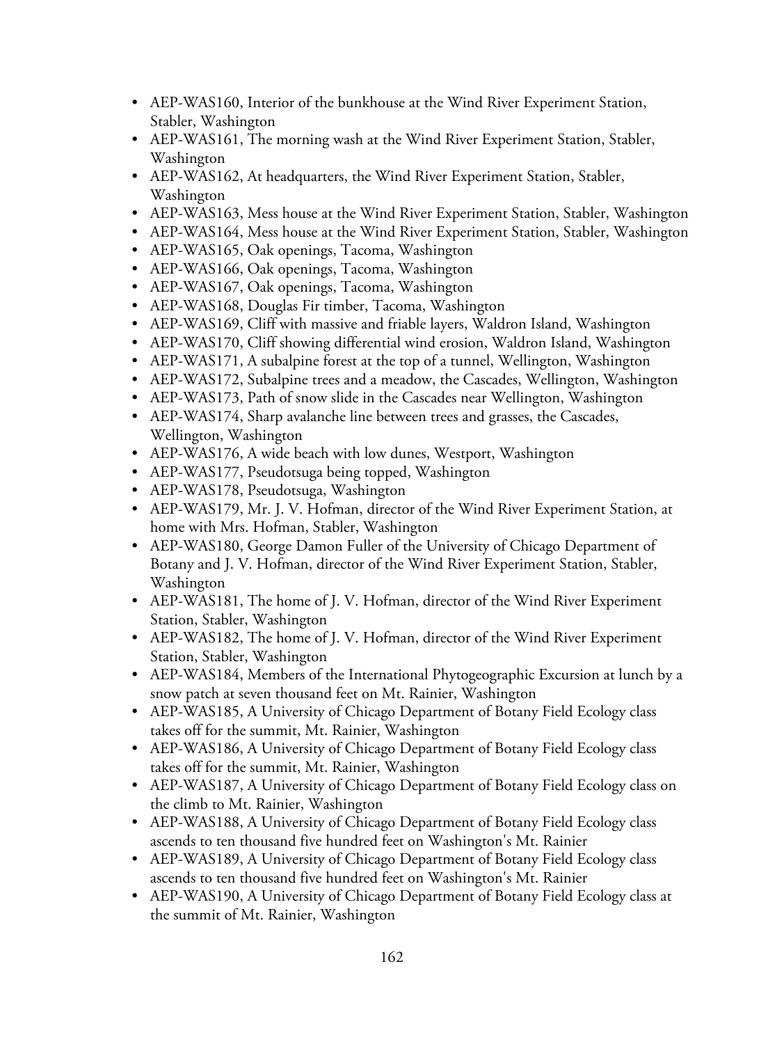- AEP-WAS160, Interior of the bunkhouse at the Wind River Experiment Station, Stabler, Washington
- AEP-WAS161, The morning wash at the Wind River Experiment Station, Stabler, Washington
- AEP-WAS162, At headquarters, the Wind River Experiment Station, Stabler, Washington
- AEP-WAS163, Mess house at the Wind River Experiment Station, Stabler, Washington
- AEP-WAS164, Mess house at the Wind River Experiment Station, Stabler, Washington
- AEP-WAS165, Oak openings, Tacoma, Washington
- AEP-WAS166, Oak openings, Tacoma, Washington
- AEP-WAS167, Oak openings, Tacoma, Washington
- AEP-WAS168, Douglas Fir timber, Tacoma, Washington
- AEP-WAS169, Cliff with massive and friable layers, Waldron Island, Washington
- AEP-WAS170, Cliff showing differential wind erosion, Waldron Island, Washington
- AEP-WAS171, A subalpine forest at the top of a tunnel, Wellington, Washington
- AEP-WAS172, Subalpine trees and a meadow, the Cascades, Wellington, Washington
- AEP-WAS173, Path of snow slide in the Cascades near Wellington, Washington
- AEP-WAS174, Sharp avalanche line between trees and grasses, the Cascades, Wellington, Washington
- AEP-WAS176, A wide beach with low dunes, Westport, Washington
- AEP-WAS177, Pseudotsuga being topped, Washington
- AEP-WAS178, Pseudotsuga, Washington
- AEP-WAS179, Mr. J. V. Hofman, director of the Wind River Experiment Station, at home with Mrs. Hofman, Stabler, Washington
- AEP-WAS180, George Damon Fuller of the University of Chicago Department of Botany and J. V. Hofman, director of the Wind River Experiment Station, Stabler, Washington
- AEP-WAS181, The home of J. V. Hofman, director of the Wind River Experiment Station, Stabler, Washington
- AEP-WAS182, The home of J. V. Hofman, director of the Wind River Experiment Station, Stabler, Washington
- AEP-WAS184, Members of the International Phytogeographic Excursion at lunch by a snow patch at seven thousand feet on Mt. Rainier, Washington
- AEP-WAS185, A University of Chicago Department of Botany Field Ecology class takes off for the summit, Mt. Rainier, Washington
- AEP-WAS186, A University of Chicago Department of Botany Field Ecology class takes off for the summit, Mt. Rainier, Washington
- AEP-WAS187, A University of Chicago Department of Botany Field Ecology class on the climb to Mt. Rainier, Washington
- AEP-WAS188, A University of Chicago Department of Botany Field Ecology class ascends to ten thousand five hundred feet on Washington's Mt. Rainier
- AEP-WAS189, A University of Chicago Department of Botany Field Ecology class ascends to ten thousand five hundred feet on Washington's Mt. Rainier
- AEP-WAS190, A University of Chicago Department of Botany Field Ecology class at the summit of Mt. Rainier, Washington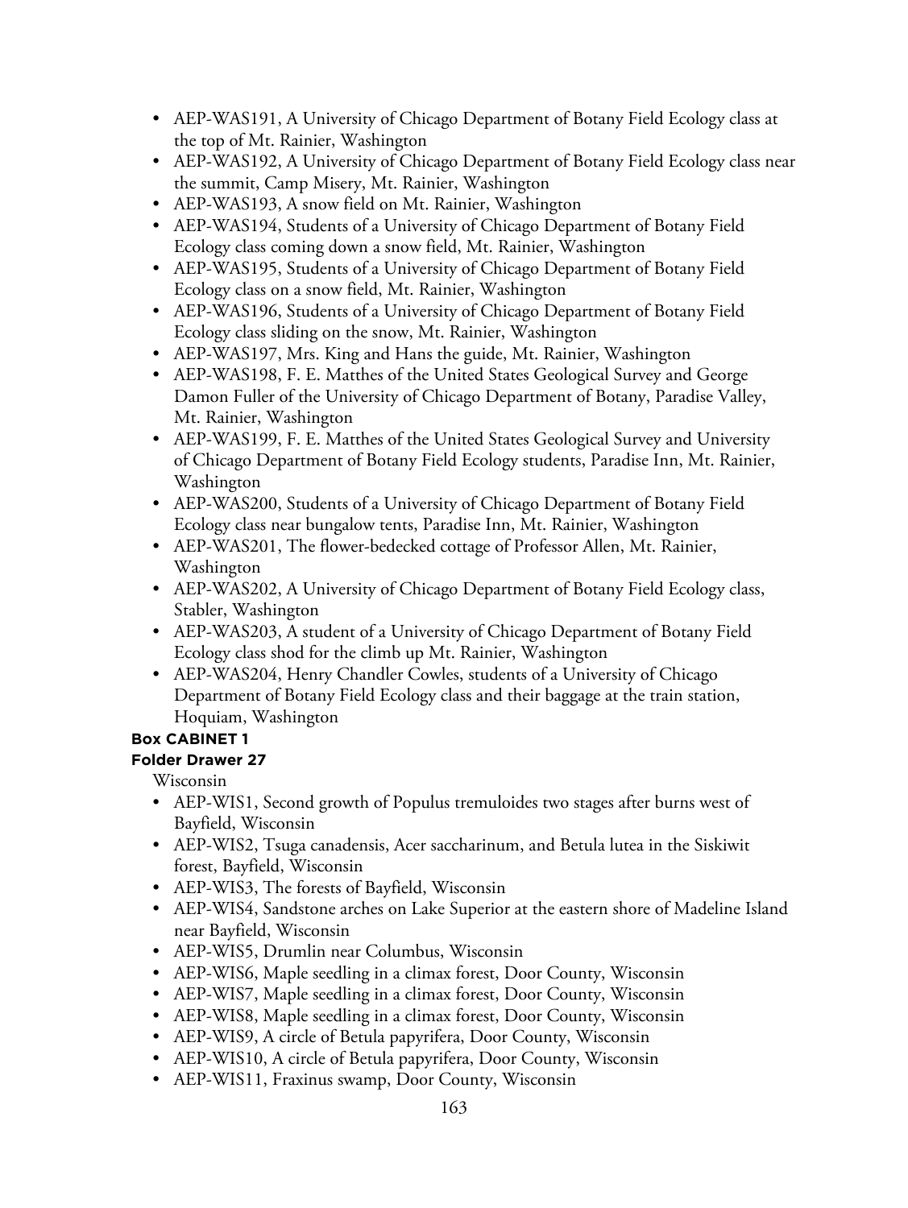- AEP-WAS191, A University of Chicago Department of Botany Field Ecology class at the top of Mt. Rainier, Washington
- AEP-WAS192, A University of Chicago Department of Botany Field Ecology class near the summit, Camp Misery, Mt. Rainier, Washington
- AEP-WAS193, A snow field on Mt. Rainier, Washington
- AEP-WAS194, Students of a University of Chicago Department of Botany Field Ecology class coming down a snow field, Mt. Rainier, Washington
- AEP-WAS195, Students of a University of Chicago Department of Botany Field Ecology class on a snow field, Mt. Rainier, Washington
- AEP-WAS196, Students of a University of Chicago Department of Botany Field Ecology class sliding on the snow, Mt. Rainier, Washington
- AEP-WAS197, Mrs. King and Hans the guide, Mt. Rainier, Washington
- AEP-WAS198, F. E. Matthes of the United States Geological Survey and George Damon Fuller of the University of Chicago Department of Botany, Paradise Valley, Mt. Rainier, Washington
- AEP-WAS199, F. E. Matthes of the United States Geological Survey and University of Chicago Department of Botany Field Ecology students, Paradise Inn, Mt. Rainier, Washington
- AEP-WAS200, Students of a University of Chicago Department of Botany Field Ecology class near bungalow tents, Paradise Inn, Mt. Rainier, Washington
- AEP-WAS201, The flower-bedecked cottage of Professor Allen, Mt. Rainier, Washington
- AEP-WAS202, A University of Chicago Department of Botany Field Ecology class, Stabler, Washington
- AEP-WAS203, A student of a University of Chicago Department of Botany Field Ecology class shod for the climb up Mt. Rainier, Washington
- AEP-WAS204, Henry Chandler Cowles, students of a University of Chicago Department of Botany Field Ecology class and their baggage at the train station, Hoquiam, Washington

**Box CABINET 1**

**Folder Drawer 27**

Wisconsin

- AEP-WIS1, Second growth of Populus tremuloides two stages after burns west of Bayfield, Wisconsin
- AEP-WIS2, Tsuga canadensis, Acer saccharinum, and Betula lutea in the Siskiwit forest, Bayfield, Wisconsin
- AEP-WIS3, The forests of Bayfield, Wisconsin
- AEP-WIS4, Sandstone arches on Lake Superior at the eastern shore of Madeline Island near Bayfield, Wisconsin
- AEP-WIS5, Drumlin near Columbus, Wisconsin
- AEP-WIS6, Maple seedling in a climax forest, Door County, Wisconsin
- AEP-WIS7, Maple seedling in a climax forest, Door County, Wisconsin
- AEP-WIS8, Maple seedling in a climax forest, Door County, Wisconsin
- AEP-WIS9, A circle of Betula papyrifera, Door County, Wisconsin
- AEP-WIS10, A circle of Betula papyrifera, Door County, Wisconsin
- AEP-WIS11, Fraxinus swamp, Door County, Wisconsin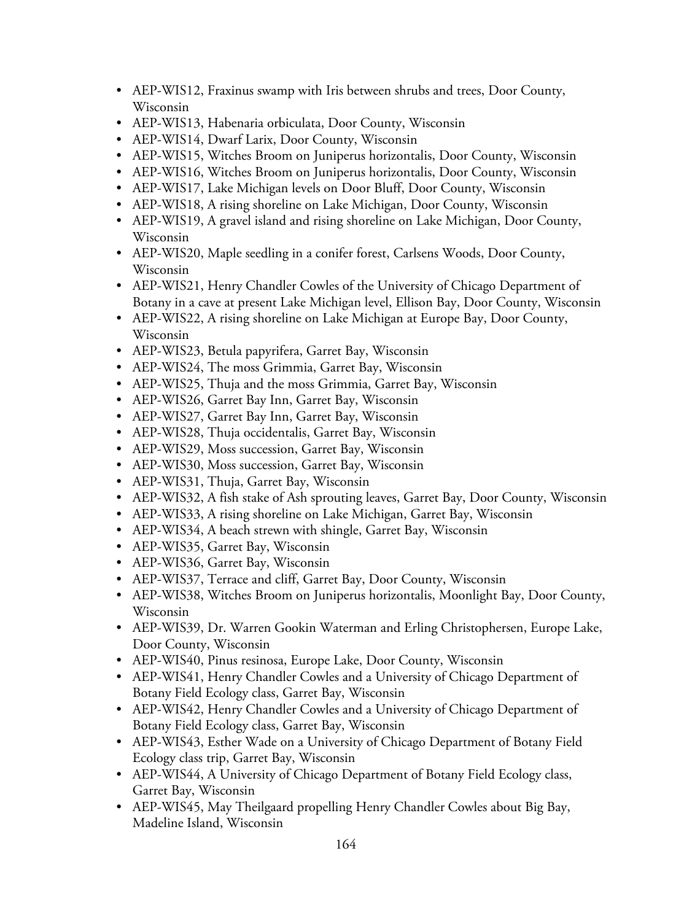- AEP-WIS12, Fraxinus swamp with Iris between shrubs and trees, Door County, Wisconsin
- AEP-WIS13, Habenaria orbiculata, Door County, Wisconsin
- AEP-WIS14, Dwarf Larix, Door County, Wisconsin
- AEP-WIS15, Witches Broom on Juniperus horizontalis, Door County, Wisconsin
- AEP-WIS16, Witches Broom on Juniperus horizontalis, Door County, Wisconsin
- AEP-WIS17, Lake Michigan levels on Door Bluff, Door County, Wisconsin
- AEP-WIS18, A rising shoreline on Lake Michigan, Door County, Wisconsin
- AEP-WIS19, A gravel island and rising shoreline on Lake Michigan, Door County, Wisconsin
- AEP-WIS20, Maple seedling in a conifer forest, Carlsens Woods, Door County, Wisconsin
- AEP-WIS21, Henry Chandler Cowles of the University of Chicago Department of Botany in a cave at present Lake Michigan level, Ellison Bay, Door County, Wisconsin
- AEP-WIS22, A rising shoreline on Lake Michigan at Europe Bay, Door County, Wisconsin
- AEP-WIS23, Betula papyrifera, Garret Bay, Wisconsin
- AEP-WIS24, The moss Grimmia, Garret Bay, Wisconsin
- AEP-WIS25, Thuja and the moss Grimmia, Garret Bay, Wisconsin
- AEP-WIS26, Garret Bay Inn, Garret Bay, Wisconsin
- AEP-WIS27, Garret Bay Inn, Garret Bay, Wisconsin
- AEP-WIS28, Thuja occidentalis, Garret Bay, Wisconsin
- AEP-WIS29, Moss succession, Garret Bay, Wisconsin
- AEP-WIS30, Moss succession, Garret Bay, Wisconsin
- AEP-WIS31, Thuja, Garret Bay, Wisconsin
- AEP-WIS32, A fish stake of Ash sprouting leaves, Garret Bay, Door County, Wisconsin
- AEP-WIS33, A rising shoreline on Lake Michigan, Garret Bay, Wisconsin
- AEP-WIS34, A beach strewn with shingle, Garret Bay, Wisconsin
- AEP-WIS35, Garret Bay, Wisconsin
- AEP-WIS36, Garret Bay, Wisconsin
- AEP-WIS37, Terrace and cliff, Garret Bay, Door County, Wisconsin
- AEP-WIS38, Witches Broom on Juniperus horizontalis, Moonlight Bay, Door County, Wisconsin
- AEP-WIS39, Dr. Warren Gookin Waterman and Erling Christophersen, Europe Lake, Door County, Wisconsin
- AEP-WIS40, Pinus resinosa, Europe Lake, Door County, Wisconsin
- AEP-WIS41, Henry Chandler Cowles and a University of Chicago Department of Botany Field Ecology class, Garret Bay, Wisconsin
- AEP-WIS42, Henry Chandler Cowles and a University of Chicago Department of Botany Field Ecology class, Garret Bay, Wisconsin
- AEP-WIS43, Esther Wade on a University of Chicago Department of Botany Field Ecology class trip, Garret Bay, Wisconsin
- AEP-WIS44, A University of Chicago Department of Botany Field Ecology class, Garret Bay, Wisconsin
- AEP-WIS45, May Theilgaard propelling Henry Chandler Cowles about Big Bay, Madeline Island, Wisconsin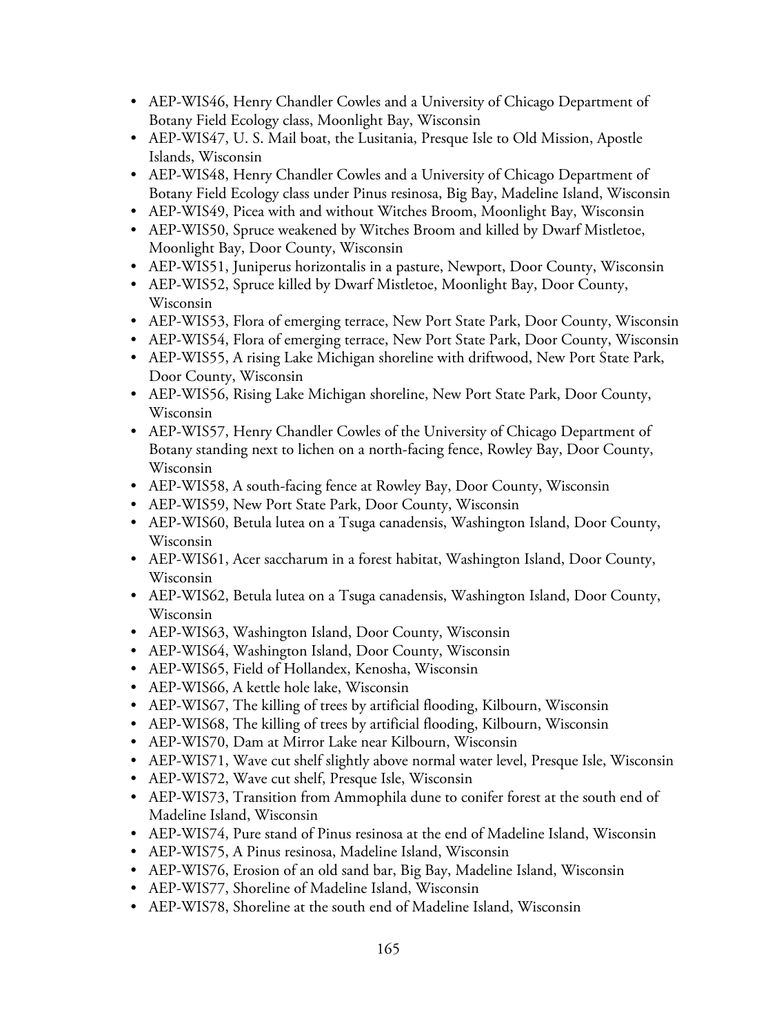- AEP-WIS46, Henry Chandler Cowles and a University of Chicago Department of Botany Field Ecology class, Moonlight Bay, Wisconsin
- AEP-WIS47, U. S. Mail boat, the Lusitania, Presque Isle to Old Mission, Apostle Islands, Wisconsin
- AEP-WIS48, Henry Chandler Cowles and a University of Chicago Department of Botany Field Ecology class under Pinus resinosa, Big Bay, Madeline Island, Wisconsin
- AEP-WIS49, Picea with and without Witches Broom, Moonlight Bay, Wisconsin
- AEP-WIS50, Spruce weakened by Witches Broom and killed by Dwarf Mistletoe, Moonlight Bay, Door County, Wisconsin
- AEP-WIS51, Juniperus horizontalis in a pasture, Newport, Door County, Wisconsin
- AEP-WIS52, Spruce killed by Dwarf Mistletoe, Moonlight Bay, Door County, Wisconsin
- AEP-WIS53, Flora of emerging terrace, New Port State Park, Door County, Wisconsin
- AEP-WIS54, Flora of emerging terrace, New Port State Park, Door County, Wisconsin
- AEP-WIS55, A rising Lake Michigan shoreline with driftwood, New Port State Park, Door County, Wisconsin
- AEP-WIS56, Rising Lake Michigan shoreline, New Port State Park, Door County, Wisconsin
- AEP-WIS57, Henry Chandler Cowles of the University of Chicago Department of Botany standing next to lichen on a north-facing fence, Rowley Bay, Door County, Wisconsin
- AEP-WIS58, A south-facing fence at Rowley Bay, Door County, Wisconsin
- AEP-WIS59, New Port State Park, Door County, Wisconsin
- AEP-WIS60, Betula lutea on a Tsuga canadensis, Washington Island, Door County, Wisconsin
- AEP-WIS61, Acer saccharum in a forest habitat, Washington Island, Door County, Wisconsin
- AEP-WIS62, Betula lutea on a Tsuga canadensis, Washington Island, Door County, Wisconsin
- AEP-WIS63, Washington Island, Door County, Wisconsin
- AEP-WIS64, Washington Island, Door County, Wisconsin
- AEP-WIS65, Field of Hollandex, Kenosha, Wisconsin
- AEP-WIS66, A kettle hole lake, Wisconsin
- AEP-WIS67, The killing of trees by artificial flooding, Kilbourn, Wisconsin
- AEP-WIS68, The killing of trees by artificial flooding, Kilbourn, Wisconsin
- AEP-WIS70, Dam at Mirror Lake near Kilbourn, Wisconsin
- AEP-WIS71, Wave cut shelf slightly above normal water level, Presque Isle, Wisconsin
- AEP-WIS72, Wave cut shelf, Presque Isle, Wisconsin
- AEP-WIS73, Transition from Ammophila dune to conifer forest at the south end of Madeline Island, Wisconsin
- AEP-WIS74, Pure stand of Pinus resinosa at the end of Madeline Island, Wisconsin
- AEP-WIS75, A Pinus resinosa, Madeline Island, Wisconsin
- AEP-WIS76, Erosion of an old sand bar, Big Bay, Madeline Island, Wisconsin
- AEP-WIS77, Shoreline of Madeline Island, Wisconsin
- AEP-WIS78, Shoreline at the south end of Madeline Island, Wisconsin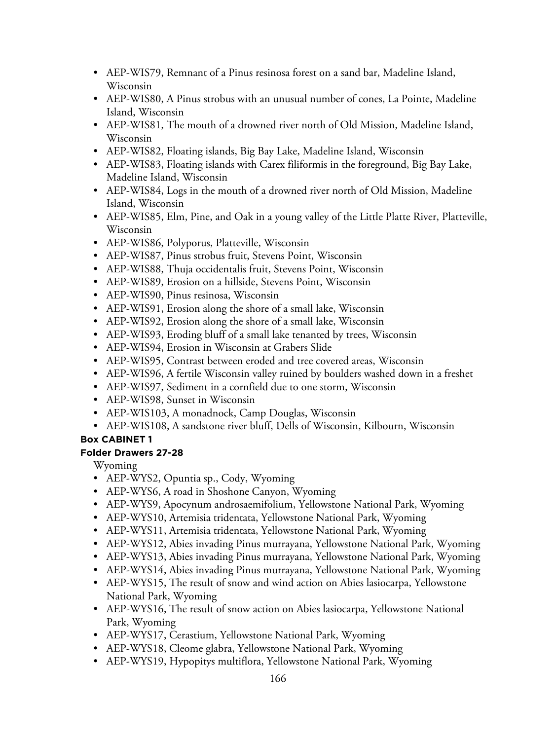- AEP-WIS79, Remnant of a Pinus resinosa forest on a sand bar, Madeline Island, Wisconsin
- AEP-WIS80, A Pinus strobus with an unusual number of cones, La Pointe, Madeline Island, Wisconsin
- AEP-WIS81, The mouth of a drowned river north of Old Mission, Madeline Island, Wisconsin
- AEP-WIS82, Floating islands, Big Bay Lake, Madeline Island, Wisconsin
- AEP-WIS83, Floating islands with Carex filiformis in the foreground, Big Bay Lake, Madeline Island, Wisconsin
- AEP-WIS84, Logs in the mouth of a drowned river north of Old Mission, Madeline Island, Wisconsin
- AEP-WIS85, Elm, Pine, and Oak in a young valley of the Little Platte River, Platteville, Wisconsin
- AEP-WIS86, Polyporus, Platteville, Wisconsin
- AEP-WIS87, Pinus strobus fruit, Stevens Point, Wisconsin
- AEP-WIS88, Thuja occidentalis fruit, Stevens Point, Wisconsin
- AEP-WIS89, Erosion on a hillside, Stevens Point, Wisconsin
- AEP-WIS90, Pinus resinosa, Wisconsin
- AEP-WIS91, Erosion along the shore of a small lake, Wisconsin
- AEP-WIS92, Erosion along the shore of a small lake, Wisconsin
- AEP-WIS93, Eroding bluff of a small lake tenanted by trees, Wisconsin
- AEP-WIS94, Erosion in Wisconsin at Grabers Slide
- AEP-WIS95, Contrast between eroded and tree covered areas, Wisconsin
- AEP-WIS96, A fertile Wisconsin valley ruined by boulders washed down in a freshet
- AEP-WIS97, Sediment in a cornfield due to one storm, Wisconsin
- AEP-WIS98, Sunset in Wisconsin
- AEP-WIS103, A monadnock, Camp Douglas, Wisconsin
- AEP-WIS108, A sandstone river bluff, Dells of Wisconsin, Kilbourn, Wisconsin

**Box CABINET 1**

**Folder Drawers 27-28**

Wyoming

- AEP-WYS2, Opuntia sp., Cody, Wyoming
- AEP-WYS6, A road in Shoshone Canyon, Wyoming
- AEP-WYS9, Apocynum androsaemifolium, Yellowstone National Park, Wyoming
- AEP-WYS10, Artemisia tridentata, Yellowstone National Park, Wyoming
- AEP-WYS11, Artemisia tridentata, Yellowstone National Park, Wyoming
- AEP-WYS12, Abies invading Pinus murrayana, Yellowstone National Park, Wyoming
- AEP-WYS13, Abies invading Pinus murrayana, Yellowstone National Park, Wyoming
- AEP-WYS14, Abies invading Pinus murrayana, Yellowstone National Park, Wyoming
- AEP-WYS15, The result of snow and wind action on Abies lasiocarpa, Yellowstone National Park, Wyoming
- AEP-WYS16, The result of snow action on Abies lasiocarpa, Yellowstone National Park, Wyoming
- AEP-WYS17, Cerastium, Yellowstone National Park, Wyoming
- AEP-WYS18, Cleome glabra, Yellowstone National Park, Wyoming
- AEP-WYS19, Hypopitys multiflora, Yellowstone National Park, Wyoming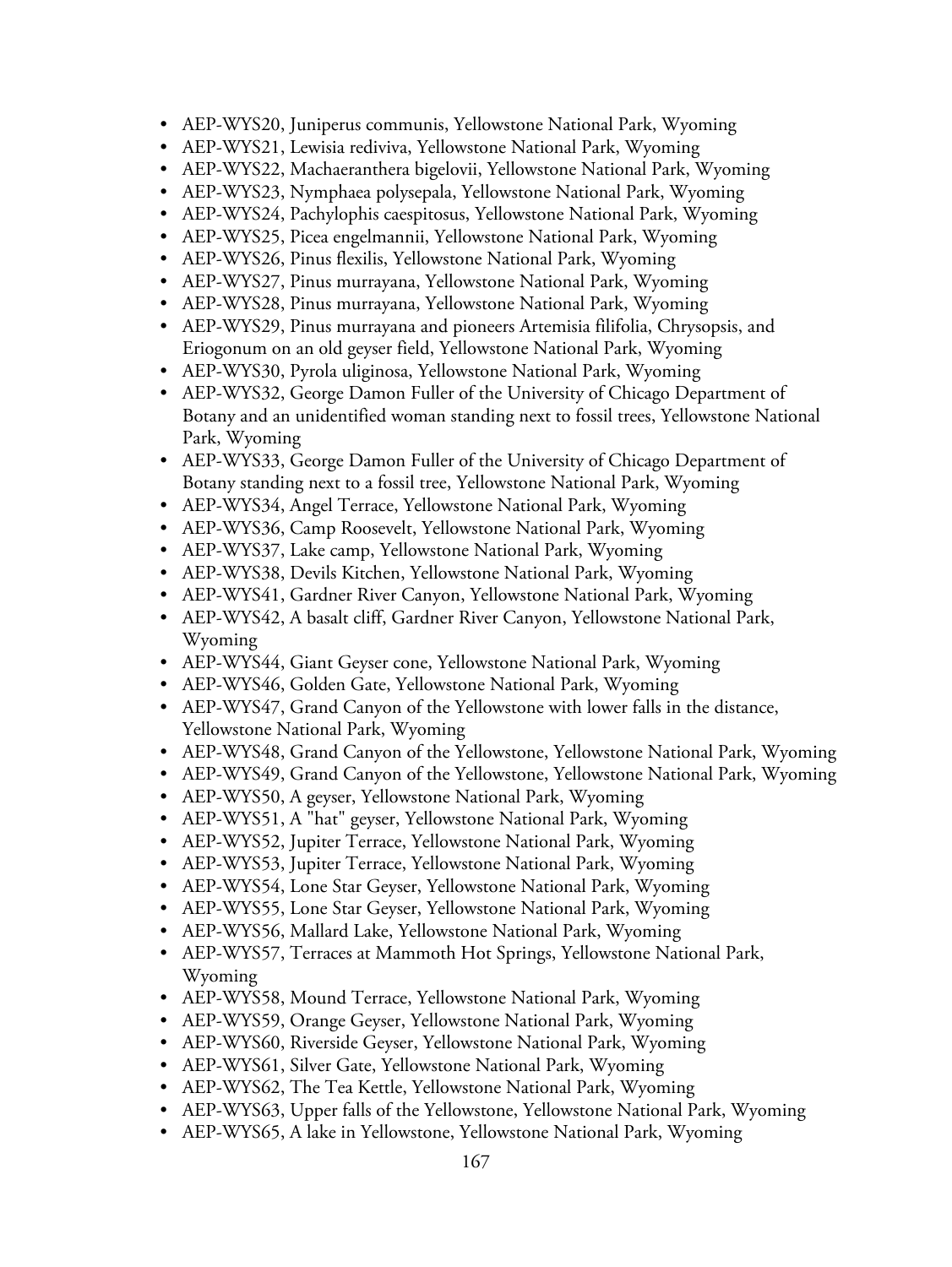- AEP-WYS20, Juniperus communis, Yellowstone National Park, Wyoming
- AEP-WYS21, Lewisia rediviva, Yellowstone National Park, Wyoming
- AEP-WYS22, Machaeranthera bigelovii, Yellowstone National Park, Wyoming
- AEP-WYS23, Nymphaea polysepala, Yellowstone National Park, Wyoming
- AEP-WYS24, Pachylophis caespitosus, Yellowstone National Park, Wyoming
- AEP-WYS25, Picea engelmannii, Yellowstone National Park, Wyoming
- AEP-WYS26, Pinus flexilis, Yellowstone National Park, Wyoming
- AEP-WYS27, Pinus murrayana, Yellowstone National Park, Wyoming
- AEP-WYS28, Pinus murrayana, Yellowstone National Park, Wyoming
- AEP-WYS29, Pinus murrayana and pioneers Artemisia filifolia, Chrysopsis, and Eriogonum on an old geyser field, Yellowstone National Park, Wyoming
- AEP-WYS30, Pyrola uliginosa, Yellowstone National Park, Wyoming
- AEP-WYS32, George Damon Fuller of the University of Chicago Department of Botany and an unidentified woman standing next to fossil trees, Yellowstone National Park, Wyoming
- AEP-WYS33, George Damon Fuller of the University of Chicago Department of Botany standing next to a fossil tree, Yellowstone National Park, Wyoming
- AEP-WYS34, Angel Terrace, Yellowstone National Park, Wyoming
- AEP-WYS36, Camp Roosevelt, Yellowstone National Park, Wyoming
- AEP-WYS37, Lake camp, Yellowstone National Park, Wyoming
- AEP-WYS38, Devils Kitchen, Yellowstone National Park, Wyoming
- AEP-WYS41, Gardner River Canyon, Yellowstone National Park, Wyoming
- AEP-WYS42, A basalt cliff, Gardner River Canyon, Yellowstone National Park, Wyoming
- AEP-WYS44, Giant Geyser cone, Yellowstone National Park, Wyoming
- AEP-WYS46, Golden Gate, Yellowstone National Park, Wyoming
- AEP-WYS47, Grand Canyon of the Yellowstone with lower falls in the distance, Yellowstone National Park, Wyoming
- AEP-WYS48, Grand Canyon of the Yellowstone, Yellowstone National Park, Wyoming
- AEP-WYS49, Grand Canyon of the Yellowstone, Yellowstone National Park, Wyoming
- AEP-WYS50, A geyser, Yellowstone National Park, Wyoming
- AEP-WYS51, A "hat" geyser, Yellowstone National Park, Wyoming
- AEP-WYS52, Jupiter Terrace, Yellowstone National Park, Wyoming
- AEP-WYS53, Jupiter Terrace, Yellowstone National Park, Wyoming
- AEP-WYS54, Lone Star Geyser, Yellowstone National Park, Wyoming
- AEP-WYS55, Lone Star Geyser, Yellowstone National Park, Wyoming
- AEP-WYS56, Mallard Lake, Yellowstone National Park, Wyoming
- AEP-WYS57, Terraces at Mammoth Hot Springs, Yellowstone National Park, Wyoming
- AEP-WYS58, Mound Terrace, Yellowstone National Park, Wyoming
- AEP-WYS59, Orange Geyser, Yellowstone National Park, Wyoming
- AEP-WYS60, Riverside Geyser, Yellowstone National Park, Wyoming
- AEP-WYS61, Silver Gate, Yellowstone National Park, Wyoming
- AEP-WYS62, The Tea Kettle, Yellowstone National Park, Wyoming
- AEP-WYS63, Upper falls of the Yellowstone, Yellowstone National Park, Wyoming
- AEP-WYS65, A lake in Yellowstone, Yellowstone National Park, Wyoming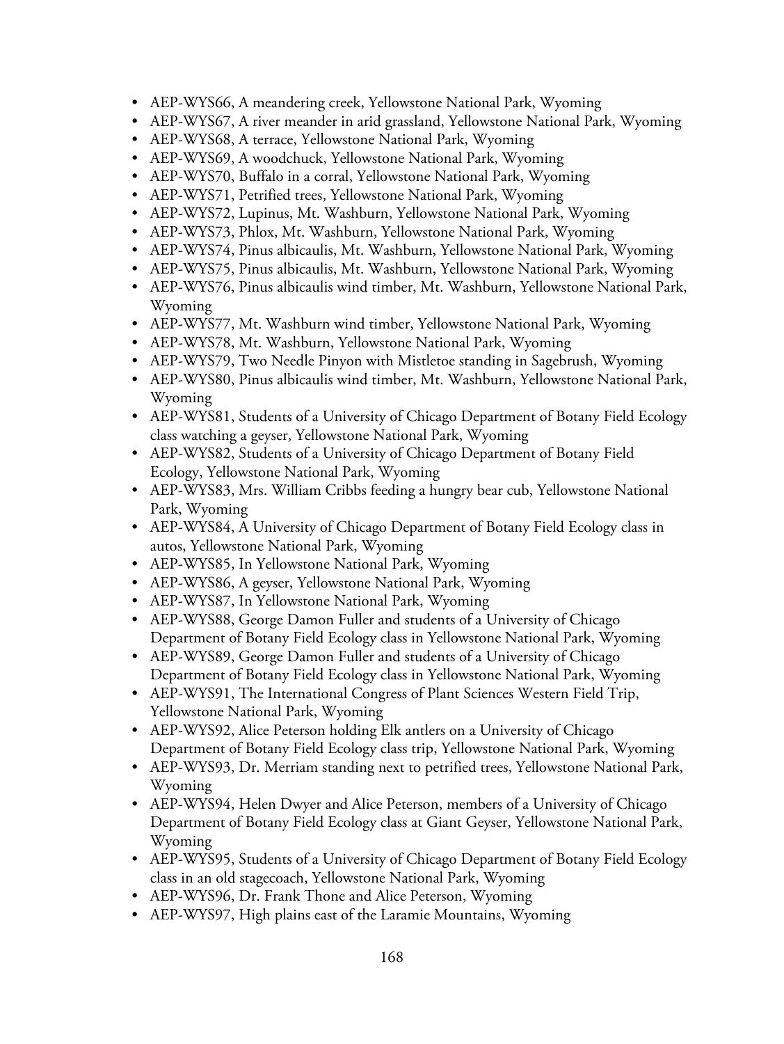- AEP-WYS66, A meandering creek, Yellowstone National Park, Wyoming
- AEP-WYS67, A river meander in arid grassland, Yellowstone National Park, Wyoming
- AEP-WYS68, A terrace, Yellowstone National Park, Wyoming
- AEP-WYS69, A woodchuck, Yellowstone National Park, Wyoming
- AEP-WYS70, Buffalo in a corral, Yellowstone National Park, Wyoming
- AEP-WYS71, Petrified trees, Yellowstone National Park, Wyoming
- AEP-WYS72, Lupinus, Mt. Washburn, Yellowstone National Park, Wyoming
- AEP-WYS73, Phlox, Mt. Washburn, Yellowstone National Park, Wyoming
- AEP-WYS74, Pinus albicaulis, Mt. Washburn, Yellowstone National Park, Wyoming
- AEP-WYS75, Pinus albicaulis, Mt. Washburn, Yellowstone National Park, Wyoming
- AEP-WYS76, Pinus albicaulis wind timber, Mt. Washburn, Yellowstone National Park, Wyoming
- AEP-WYS77, Mt. Washburn wind timber, Yellowstone National Park, Wyoming
- AEP-WYS78, Mt. Washburn, Yellowstone National Park, Wyoming
- AEP-WYS79, Two Needle Pinyon with Mistletoe standing in Sagebrush, Wyoming
- AEP-WYS80, Pinus albicaulis wind timber, Mt. Washburn, Yellowstone National Park, Wyoming
- AEP-WYS81, Students of a University of Chicago Department of Botany Field Ecology class watching a geyser, Yellowstone National Park, Wyoming
- AEP-WYS82, Students of a University of Chicago Department of Botany Field Ecology, Yellowstone National Park, Wyoming
- AEP-WYS83, Mrs. William Cribbs feeding a hungry bear cub, Yellowstone National Park, Wyoming
- AEP-WYS84, A University of Chicago Department of Botany Field Ecology class in autos, Yellowstone National Park, Wyoming
- AEP-WYS85, In Yellowstone National Park, Wyoming
- AEP-WYS86, A geyser, Yellowstone National Park, Wyoming
- AEP-WYS87, In Yellowstone National Park, Wyoming
- AEP-WYS88, George Damon Fuller and students of a University of Chicago Department of Botany Field Ecology class in Yellowstone National Park, Wyoming
- AEP-WYS89, George Damon Fuller and students of a University of Chicago Department of Botany Field Ecology class in Yellowstone National Park, Wyoming
- AEP-WYS91, The International Congress of Plant Sciences Western Field Trip, Yellowstone National Park, Wyoming
- AEP-WYS92, Alice Peterson holding Elk antlers on a University of Chicago Department of Botany Field Ecology class trip, Yellowstone National Park, Wyoming
- AEP-WYS93, Dr. Merriam standing next to petrified trees, Yellowstone National Park, Wyoming
- AEP-WYS94, Helen Dwyer and Alice Peterson, members of a University of Chicago Department of Botany Field Ecology class at Giant Geyser, Yellowstone National Park, Wyoming
- AEP-WYS95, Students of a University of Chicago Department of Botany Field Ecology class in an old stagecoach, Yellowstone National Park, Wyoming
- AEP-WYS96, Dr. Frank Thone and Alice Peterson, Wyoming
- AEP-WYS97, High plains east of the Laramie Mountains, Wyoming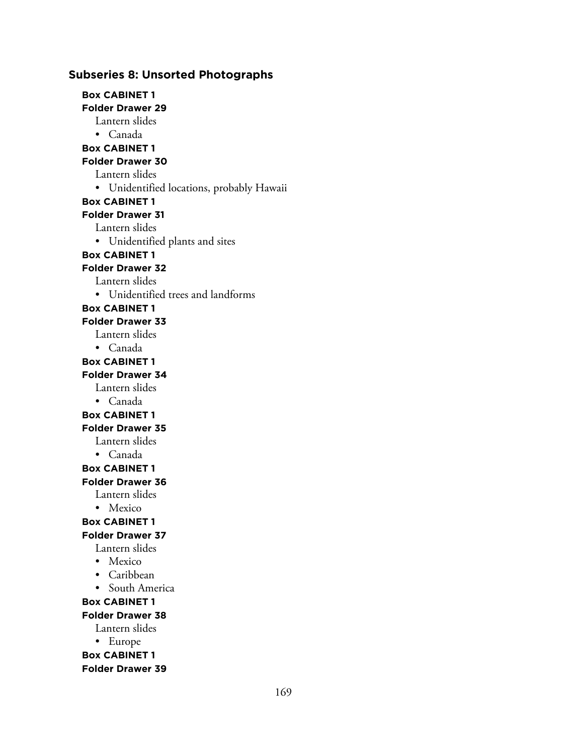## Subseries 8: Unsorted Photographs

**Box CABINET 1**
**Folder Drawer 29**

Lantern slides

- Canada

**Box CABINET 1**
**Folder Drawer 30**

Lantern slides

- Unidentified locations, probably Hawaii

**Box CABINET 1**
**Folder Drawer 31**

Lantern slides

- Unidentified plants and sites

**Box CABINET 1**
**Folder Drawer 32**

Lantern slides

- Unidentified trees and landforms

**Box CABINET 1**
**Folder Drawer 33**

Lantern slides

- Canada

**Box CABINET 1**
**Folder Drawer 34**

Lantern slides

- Canada

**Box CABINET 1**
**Folder Drawer 35**

Lantern slides

- Canada

**Box CABINET 1**
**Folder Drawer 36**

Lantern slides

- Mexico

**Box CABINET 1**
**Folder Drawer 37**

Lantern slides

- Mexico
- Caribbean
- South America

**Box CABINET 1**
**Folder Drawer 38**

Lantern slides

- Europe

**Box CABINET 1**
**Folder Drawer 39**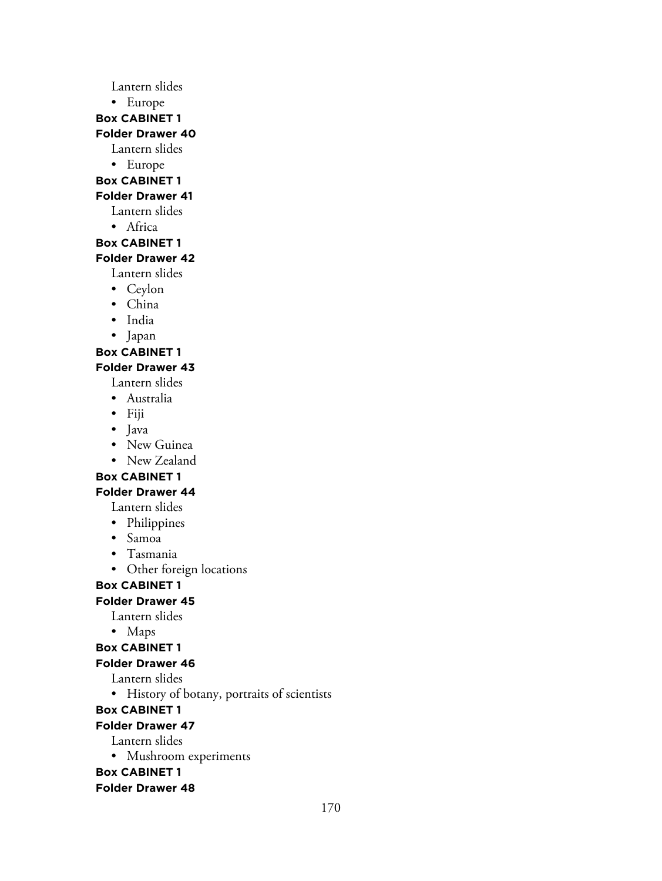Lantern slides

- Europe

**Box CABINET 1**

**Folder Drawer 40**

Lantern slides

- Europe

**Box CABINET 1**

**Folder Drawer 41**

Lantern slides

- Africa

**Box CABINET 1**

**Folder Drawer 42**

Lantern slides

- Ceylon
- China
- India
- Japan

**Box CABINET 1**

**Folder Drawer 43**

Lantern slides

- Australia
- Fiji
- Java
- New Guinea
- New Zealand

**Box CABINET 1**

**Folder Drawer 44**

Lantern slides

- Philippines
- Samoa
- Tasmania
- Other foreign locations

**Box CABINET 1**

**Folder Drawer 45**

Lantern slides

- Maps

**Box CABINET 1**

**Folder Drawer 46**

Lantern slides

- History of botany, portraits of scientists

**Box CABINET 1**

**Folder Drawer 47**

Lantern slides

- Mushroom experiments

**Box CABINET 1**

**Folder Drawer 48**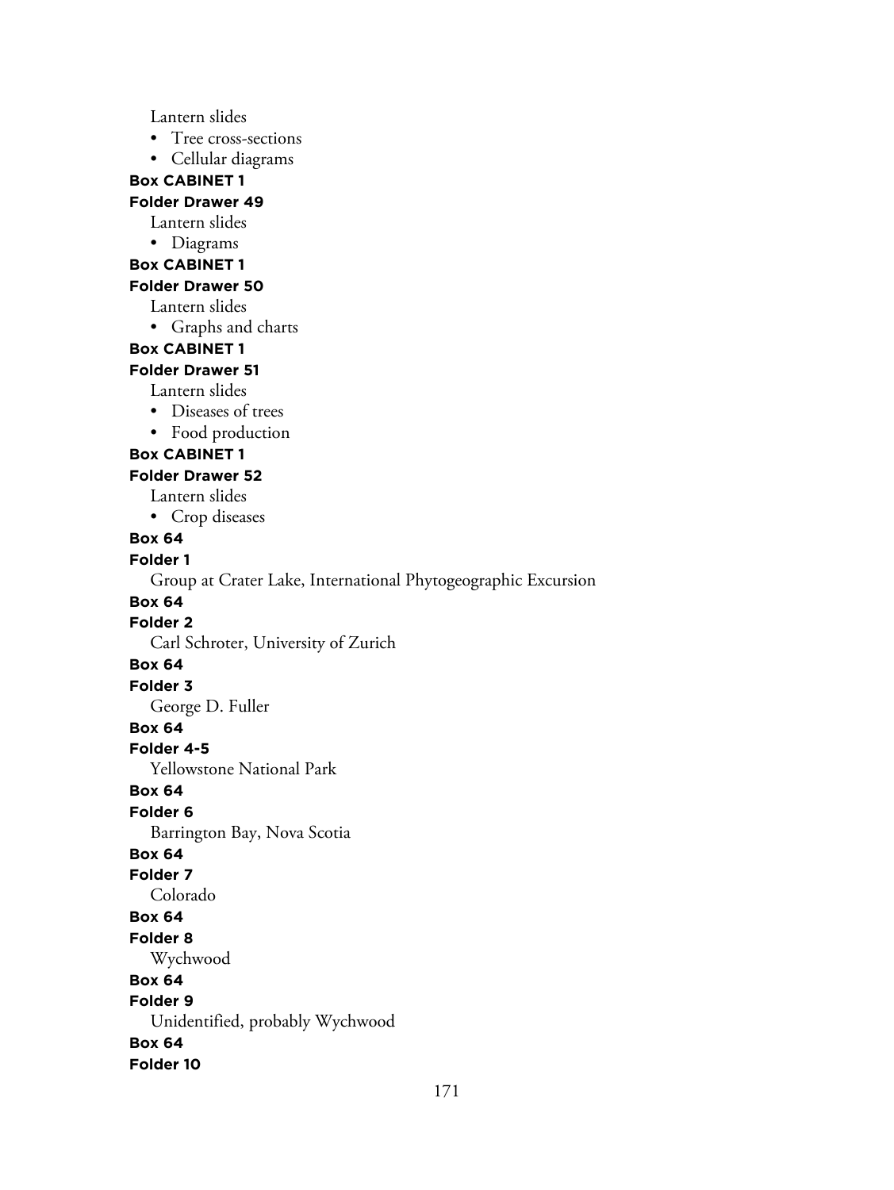Lantern slides

- Tree cross-sections
- Cellular diagrams

**Box CABINET 1**

**Folder Drawer 49**

Lantern slides

- Diagrams

**Box CABINET 1**

**Folder Drawer 50**

Lantern slides

- Graphs and charts

**Box CABINET 1**

**Folder Drawer 51**

Lantern slides

- Diseases of trees
- Food production

**Box CABINET 1**

**Folder Drawer 52**

Lantern slides

- Crop diseases

**Box 64**

**Folder 1**

Group at Crater Lake, International Phytogeographic Excursion

**Box 64**

**Folder 2**

Carl Schroter, University of Zurich

**Box 64**

**Folder 3**

George D. Fuller

**Box 64**

**Folder 4-5**

Yellowstone National Park

**Box 64**

**Folder 6**

Barrington Bay, Nova Scotia

**Box 64**

**Folder 7**

Colorado

**Box 64**

**Folder 8**

Wychwood

**Box 64**

**Folder 9**

Unidentified, probably Wychwood

**Box 64**

**Folder 10**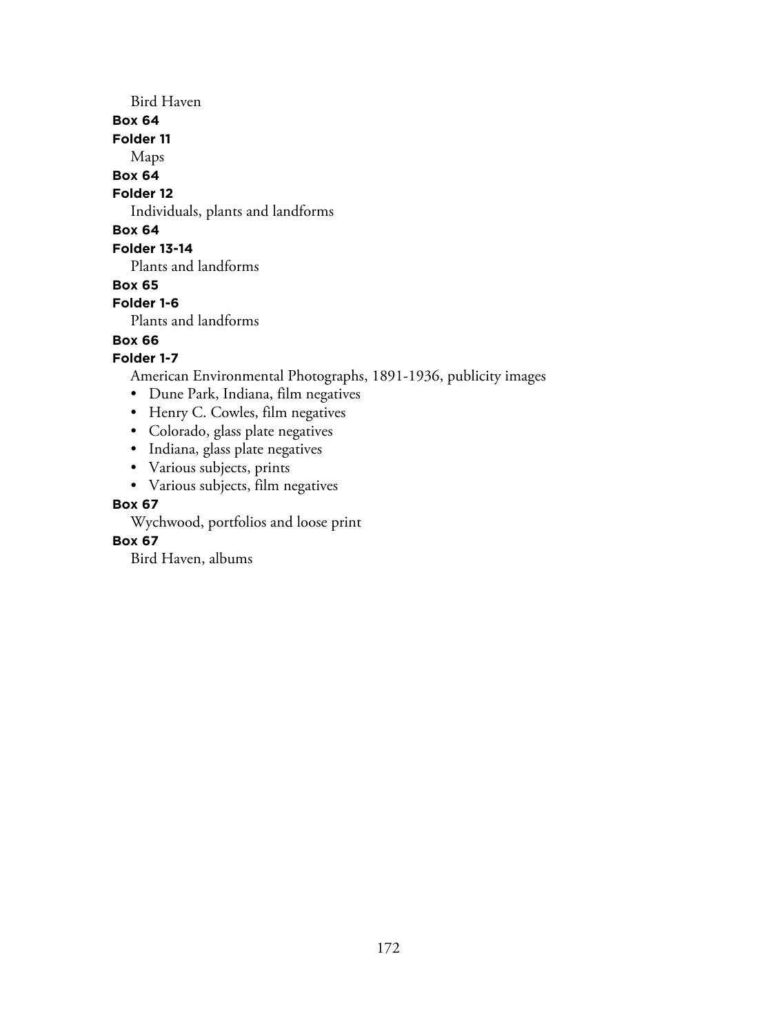Bird Haven

**Box 64**

**Folder 11**

Maps

**Box 64**

**Folder 12**

Individuals, plants and landforms

**Box 64**

**Folder 13-14**

Plants and landforms

**Box 65**

**Folder 1-6**

Plants and landforms

**Box 66**

**Folder 1-7**

American Environmental Photographs, 1891-1936, publicity images

- Dune Park, Indiana, film negatives
- Henry C. Cowles, film negatives
- Colorado, glass plate negatives
- Indiana, glass plate negatives
- Various subjects, prints
- Various subjects, film negatives

**Box 67**

Wychwood, portfolios and loose print

**Box 67**

Bird Haven, albums